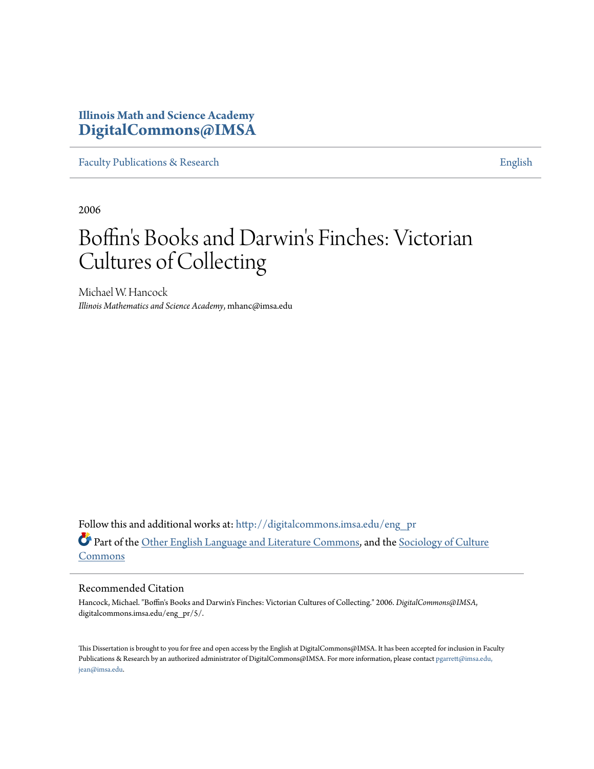Illinois Math and Science Academy
**DigitalCommons@IMSA**

Faculty Publications & Research | English

2006

# Boffin's Books and Darwin's Finches: Victorian Cultures of Collecting

Michael W. Hancock
*Illinois Mathematics and Science Academy*, mhanc@imsa.edu

Follow this and additional works at: http://digitalcommons.imsa.edu/eng_pr

Part of the Other English Language and Literature Commons, and the Sociology of Culture Commons

## Recommended Citation

Hancock, Michael. "Boffin's Books and Darwin's Finches: Victorian Cultures of Collecting." 2006. *DigitalCommons@IMSA*, digitalcommons.imsa.edu/eng_pr/5/.

This Dissertation is brought to you for free and open access by the English at DigitalCommons@IMSA. It has been accepted for inclusion in Faculty Publications & Research by an authorized administrator of DigitalCommons@IMSA. For more information, please contact pgarrett@imsa.edu, jean@imsa.edu.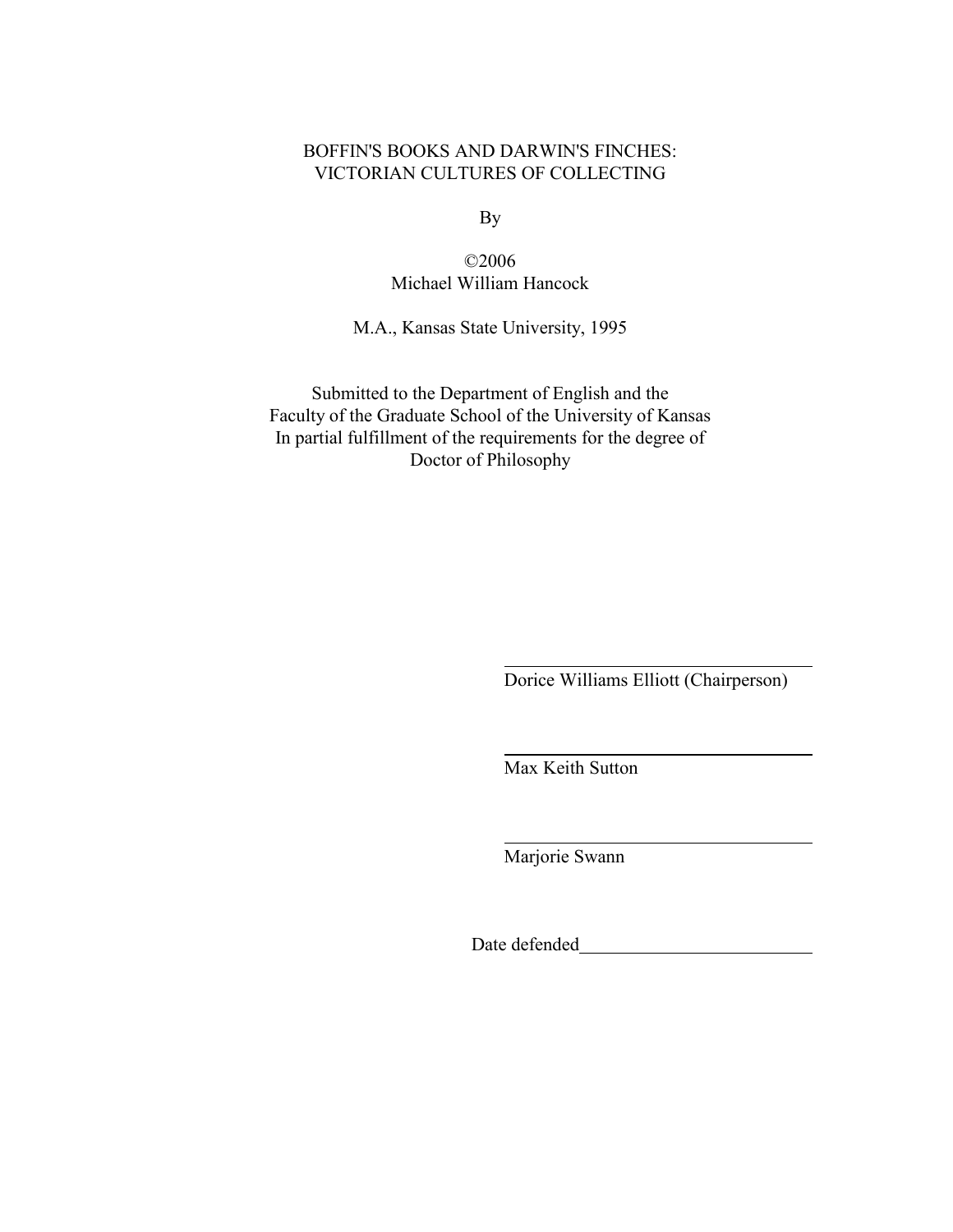BOFFIN'S BOOKS AND DARWIN'S FINCHES:
VICTORIAN CULTURES OF COLLECTING

By

©2006
Michael William Hancock

M.A., Kansas State University, 1995

Submitted to the Department of English and the
Faculty of the Graduate School of the University of Kansas
In partial fulfillment of the requirements for the degree of
Doctor of Philosophy

Dorice Williams Elliott (Chairperson)

Max Keith Sutton

Marjorie Swann

Date defended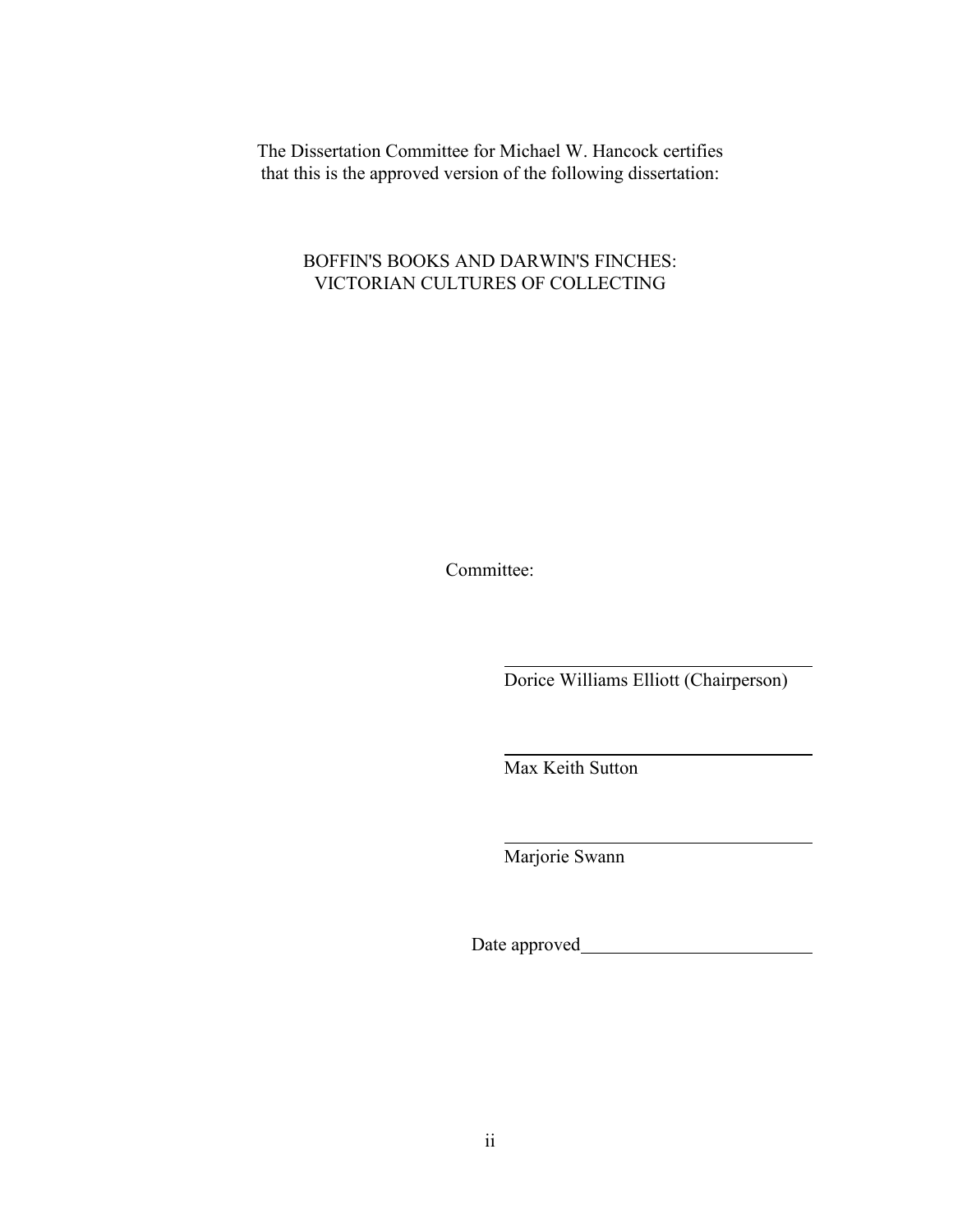The Dissertation Committee for Michael W. Hancock certifies that this is the approved version of the following dissertation:

BOFFIN'S BOOKS AND DARWIN'S FINCHES: VICTORIAN CULTURES OF COLLECTING

Committee:

Dorice Williams Elliott (Chairperson)

Max Keith Sutton

Marjorie Swann

Date approved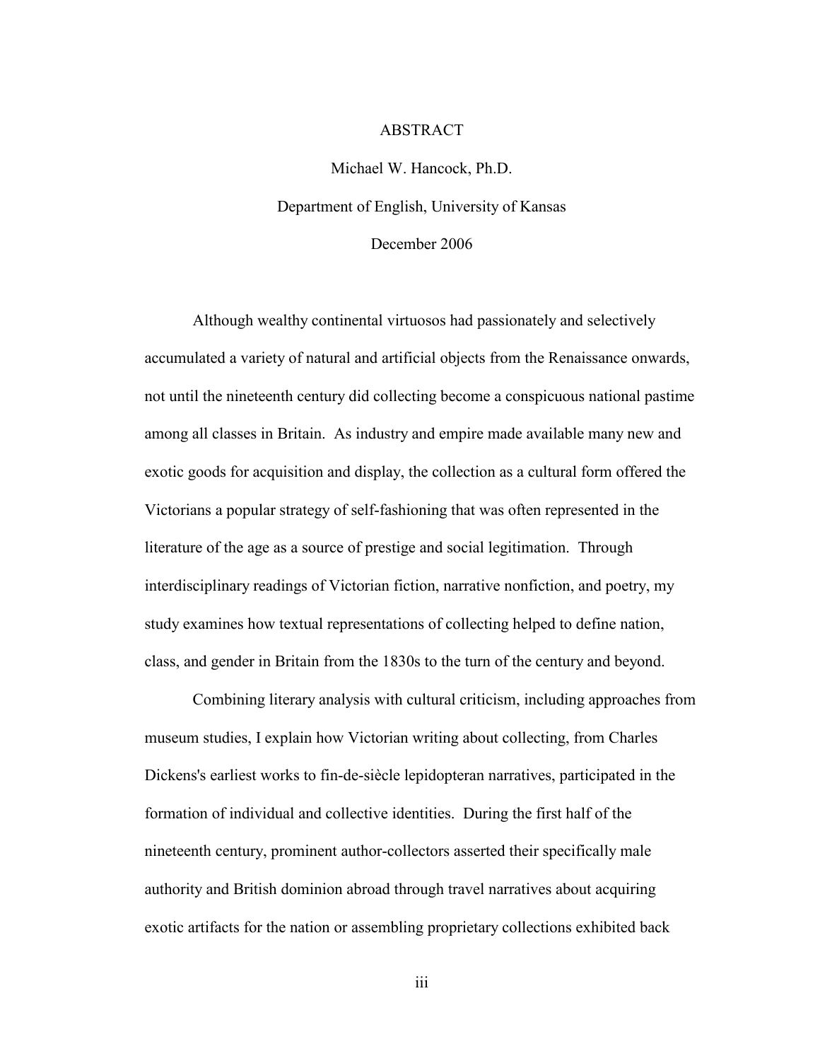# ABSTRACT

Michael W. Hancock, Ph.D.

Department of English, University of Kansas

December 2006

Although wealthy continental virtuosos had passionately and selectively accumulated a variety of natural and artificial objects from the Renaissance onwards, not until the nineteenth century did collecting become a conspicuous national pastime among all classes in Britain. As industry and empire made available many new and exotic goods for acquisition and display, the collection as a cultural form offered the Victorians a popular strategy of self-fashioning that was often represented in the literature of the age as a source of prestige and social legitimation. Through interdisciplinary readings of Victorian fiction, narrative nonfiction, and poetry, my study examines how textual representations of collecting helped to define nation, class, and gender in Britain from the 1830s to the turn of the century and beyond.

Combining literary analysis with cultural criticism, including approaches from museum studies, I explain how Victorian writing about collecting, from Charles Dickens's earliest works to fin-de-siècle lepidopteran narratives, participated in the formation of individual and collective identities. During the first half of the nineteenth century, prominent author-collectors asserted their specifically male authority and British dominion abroad through travel narratives about acquiring exotic artifacts for the nation or assembling proprietary collections exhibited back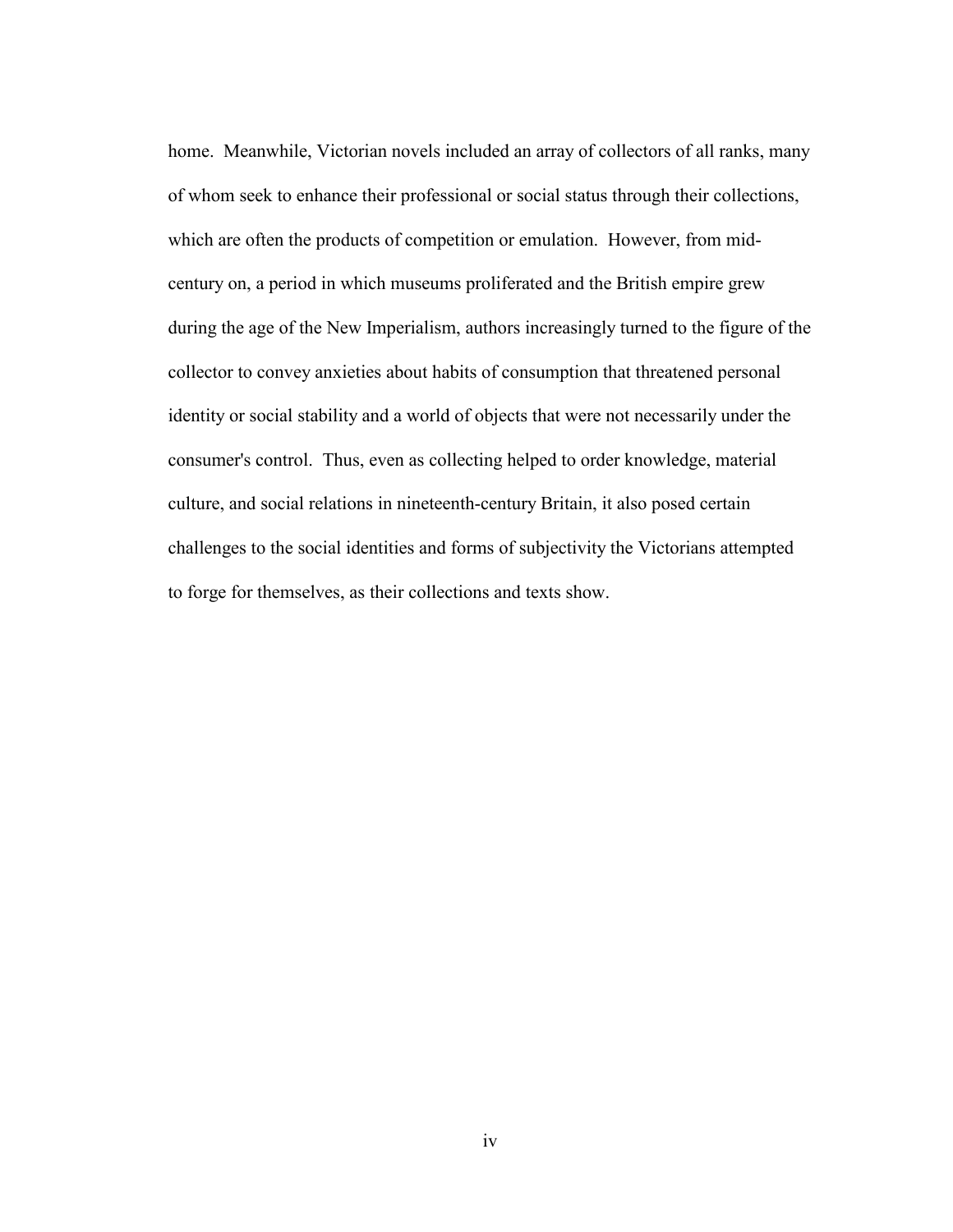home. Meanwhile, Victorian novels included an array of collectors of all ranks, many of whom seek to enhance their professional or social status through their collections, which are often the products of competition or emulation. However, from mid-century on, a period in which museums proliferated and the British empire grew during the age of the New Imperialism, authors increasingly turned to the figure of the collector to convey anxieties about habits of consumption that threatened personal identity or social stability and a world of objects that were not necessarily under the consumer's control. Thus, even as collecting helped to order knowledge, material culture, and social relations in nineteenth-century Britain, it also posed certain challenges to the social identities and forms of subjectivity the Victorians attempted to forge for themselves, as their collections and texts show.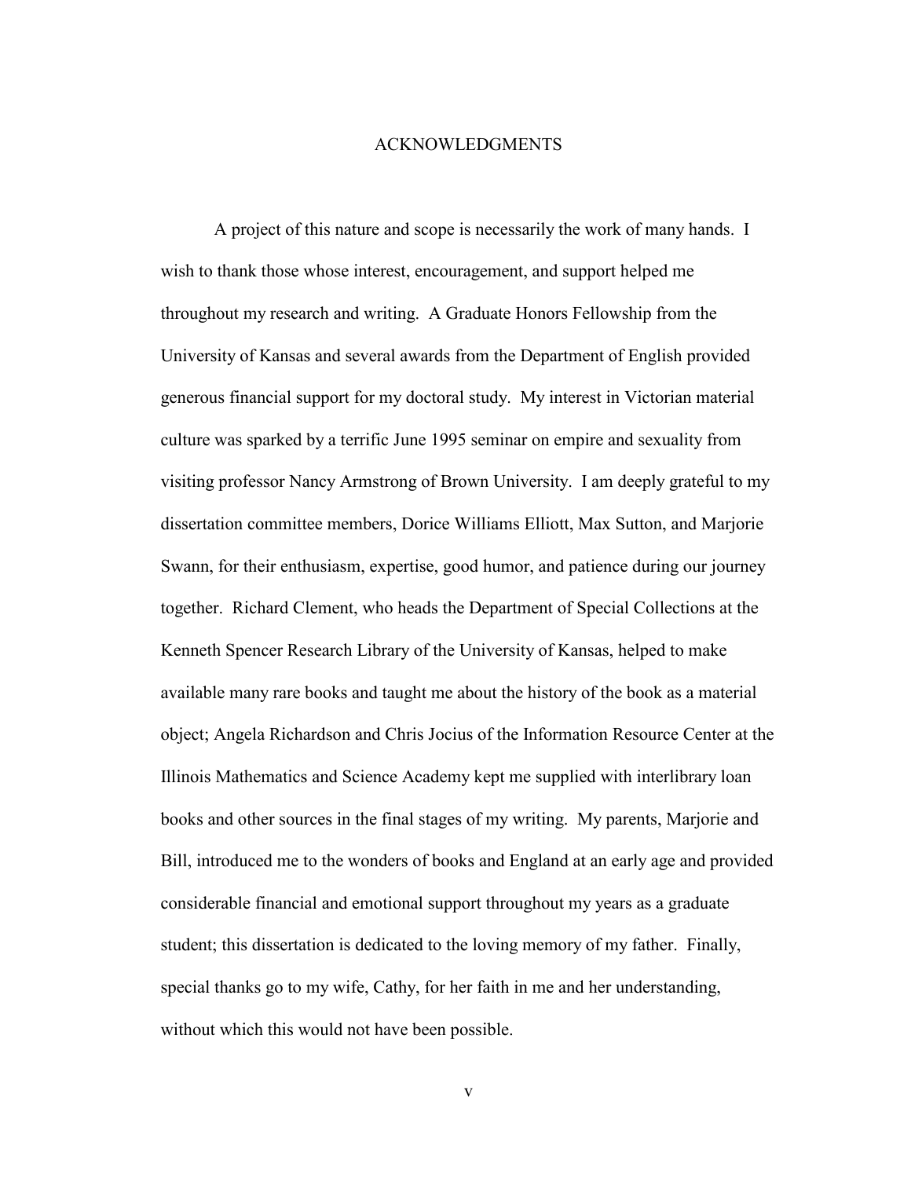# ACKNOWLEDGMENTS

A project of this nature and scope is necessarily the work of many hands. I wish to thank those whose interest, encouragement, and support helped me throughout my research and writing. A Graduate Honors Fellowship from the University of Kansas and several awards from the Department of English provided generous financial support for my doctoral study. My interest in Victorian material culture was sparked by a terrific June 1995 seminar on empire and sexuality from visiting professor Nancy Armstrong of Brown University. I am deeply grateful to my dissertation committee members, Dorice Williams Elliott, Max Sutton, and Marjorie Swann, for their enthusiasm, expertise, good humor, and patience during our journey together. Richard Clement, who heads the Department of Special Collections at the Kenneth Spencer Research Library of the University of Kansas, helped to make available many rare books and taught me about the history of the book as a material object; Angela Richardson and Chris Jocius of the Information Resource Center at the Illinois Mathematics and Science Academy kept me supplied with interlibrary loan books and other sources in the final stages of my writing. My parents, Marjorie and Bill, introduced me to the wonders of books and England at an early age and provided considerable financial and emotional support throughout my years as a graduate student; this dissertation is dedicated to the loving memory of my father. Finally, special thanks go to my wife, Cathy, for her faith in me and her understanding, without which this would not have been possible.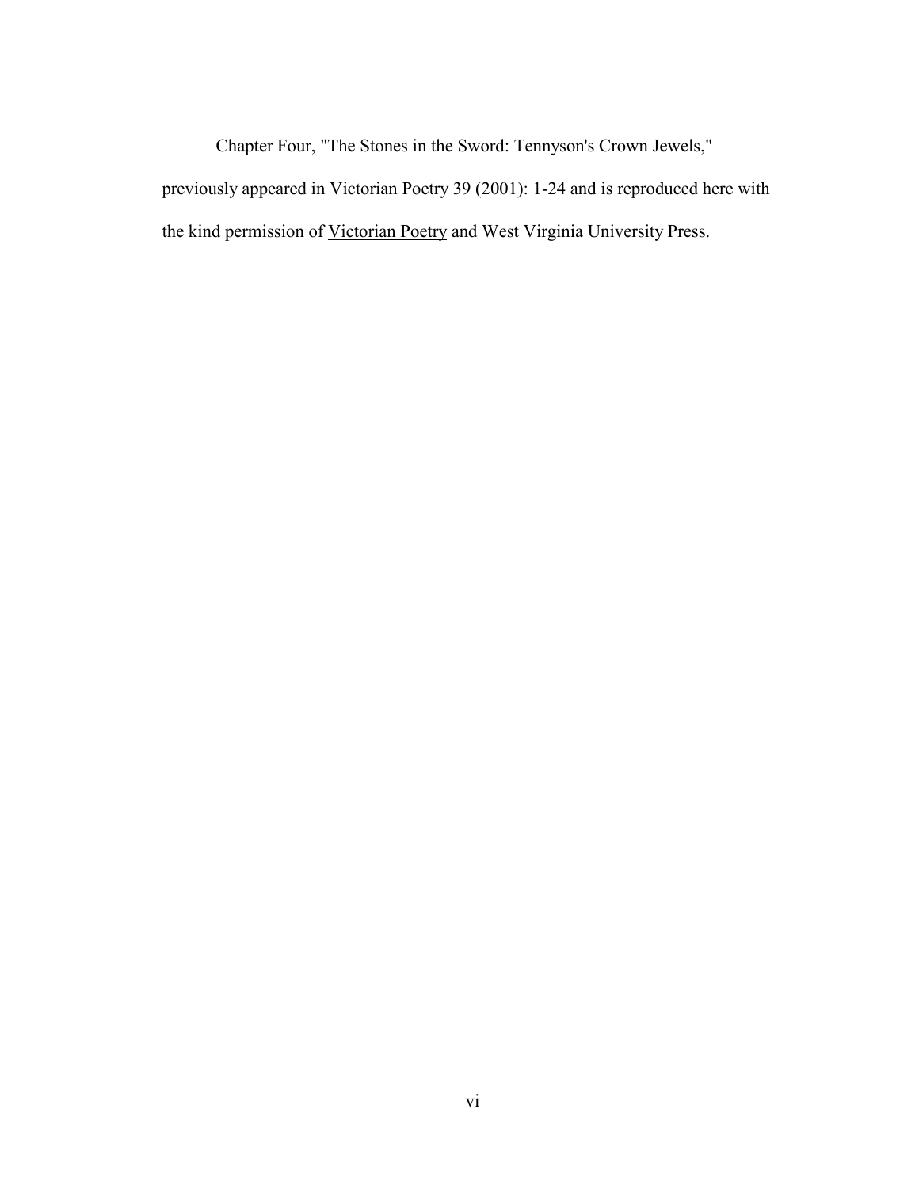Chapter Four, "The Stones in the Sword: Tennyson's Crown Jewels," previously appeared in Victorian Poetry 39 (2001): 1-24 and is reproduced here with the kind permission of Victorian Poetry and West Virginia University Press.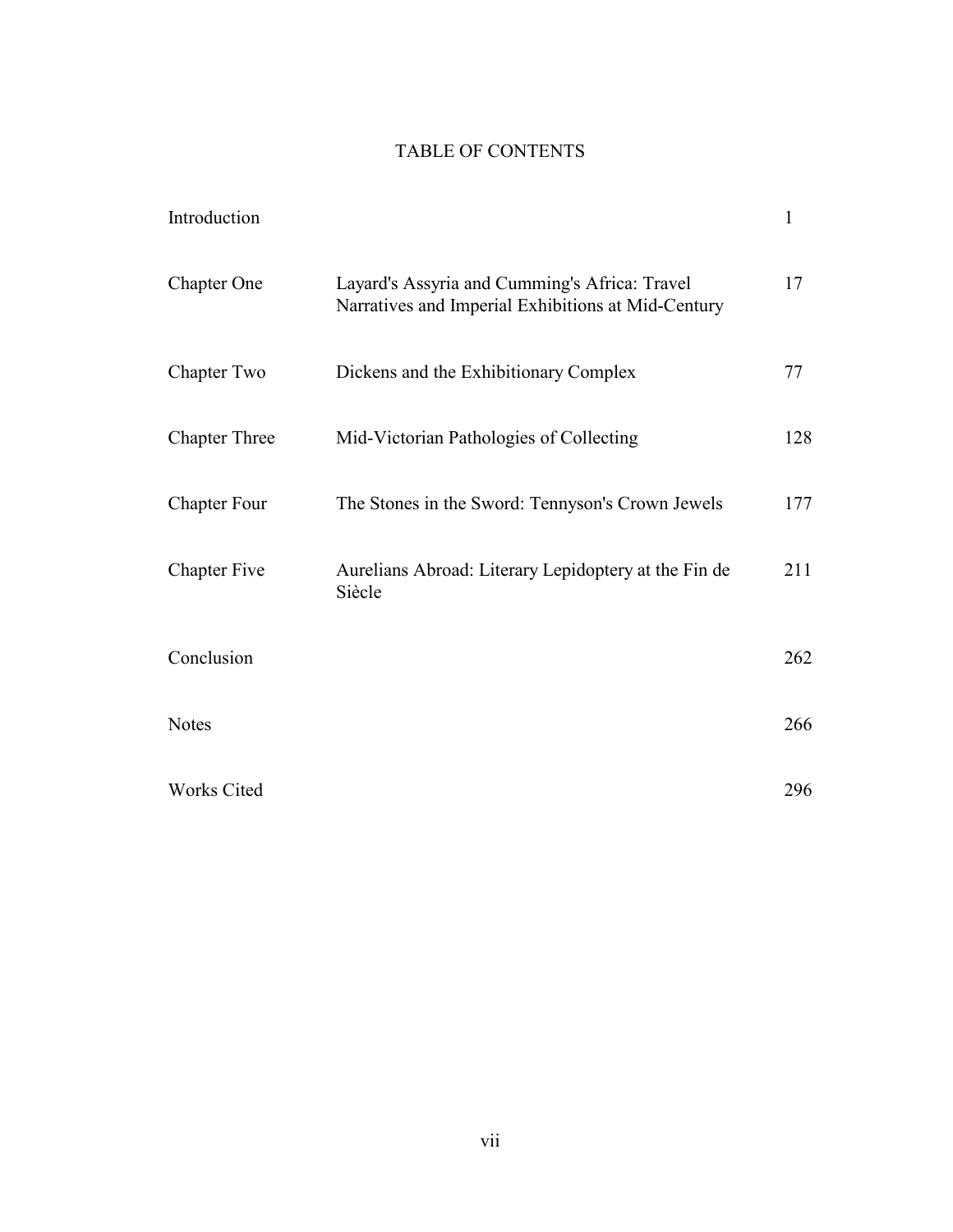# TABLE OF CONTENTS

| | | |
|---|---|---|
| Introduction | | 1 |
| Chapter One | Layard's Assyria and Cumming's Africa: Travel Narratives and Imperial Exhibitions at Mid-Century | 17 |
| Chapter Two | Dickens and the Exhibitionary Complex | 77 |
| Chapter Three | Mid-Victorian Pathologies of Collecting | 128 |
| Chapter Four | The Stones in the Sword: Tennyson's Crown Jewels | 177 |
| Chapter Five | Aurelians Abroad: Literary Lepidoptery at the Fin de Siècle | 211 |
| Conclusion | | 262 |
| Notes | | 266 |
| Works Cited | | 296 |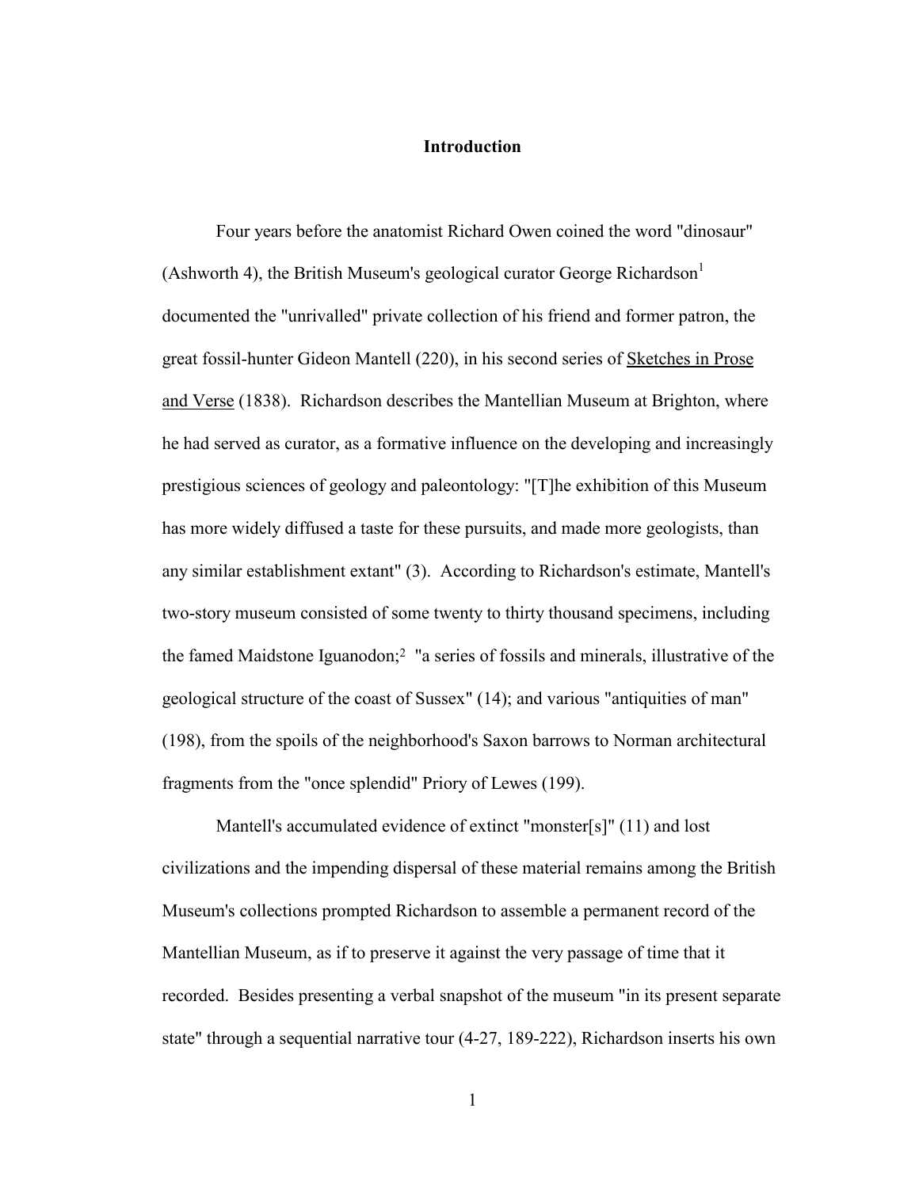# Introduction

Four years before the anatomist Richard Owen coined the word "dinosaur" (Ashworth 4), the British Museum's geological curator George Richardson[1] documented the "unrivalled" private collection of his friend and former patron, the great fossil-hunter Gideon Mantell (220), in his second series of Sketches in Prose and Verse (1838). Richardson describes the Mantellian Museum at Brighton, where he had served as curator, as a formative influence on the developing and increasingly prestigious sciences of geology and paleontology: "[T]he exhibition of this Museum has more widely diffused a taste for these pursuits, and made more geologists, than any similar establishment extant" (3). According to Richardson's estimate, Mantell's two-story museum consisted of some twenty to thirty thousand specimens, including the famed Maidstone Iguanodon;[2] "a series of fossils and minerals, illustrative of the geological structure of the coast of Sussex" (14); and various "antiquities of man" (198), from the spoils of the neighborhood's Saxon barrows to Norman architectural fragments from the "once splendid" Priory of Lewes (199).

Mantell's accumulated evidence of extinct "monster[s]" (11) and lost civilizations and the impending dispersal of these material remains among the British Museum's collections prompted Richardson to assemble a permanent record of the Mantellian Museum, as if to preserve it against the very passage of time that it recorded. Besides presenting a verbal snapshot of the museum "in its present separate state" through a sequential narrative tour (4-27, 189-222), Richardson inserts his own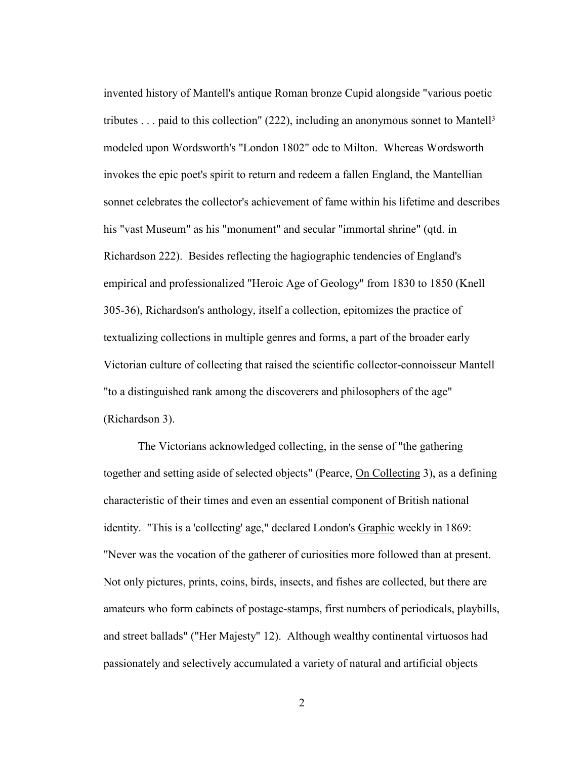invented history of Mantell's antique Roman bronze Cupid alongside "various poetic tributes . . . paid to this collection" (222), including an anonymous sonnet to Mantell[3] modeled upon Wordsworth's "London 1802" ode to Milton. Whereas Wordsworth invokes the epic poet's spirit to return and redeem a fallen England, the Mantellian sonnet celebrates the collector's achievement of fame within his lifetime and describes his "vast Museum" as his "monument" and secular "immortal shrine" (qtd. in Richardson 222). Besides reflecting the hagiographic tendencies of England's empirical and professionalized "Heroic Age of Geology" from 1830 to 1850 (Knell 305-36), Richardson's anthology, itself a collection, epitomizes the practice of textualizing collections in multiple genres and forms, a part of the broader early Victorian culture of collecting that raised the scientific collector-connoisseur Mantell "to a distinguished rank among the discoverers and philosophers of the age" (Richardson 3).

The Victorians acknowledged collecting, in the sense of "the gathering together and setting aside of selected objects" (Pearce, <u>On Collecting</u> 3), as a defining characteristic of their times and even an essential component of British national identity. "This is a 'collecting' age," declared London's <u>Graphic</u> weekly in 1869: "Never was the vocation of the gatherer of curiosities more followed than at present. Not only pictures, prints, coins, birds, insects, and fishes are collected, but there are amateurs who form cabinets of postage-stamps, first numbers of periodicals, playbills, and street ballads" ("Her Majesty" 12). Although wealthy continental virtuosos had passionately and selectively accumulated a variety of natural and artificial objects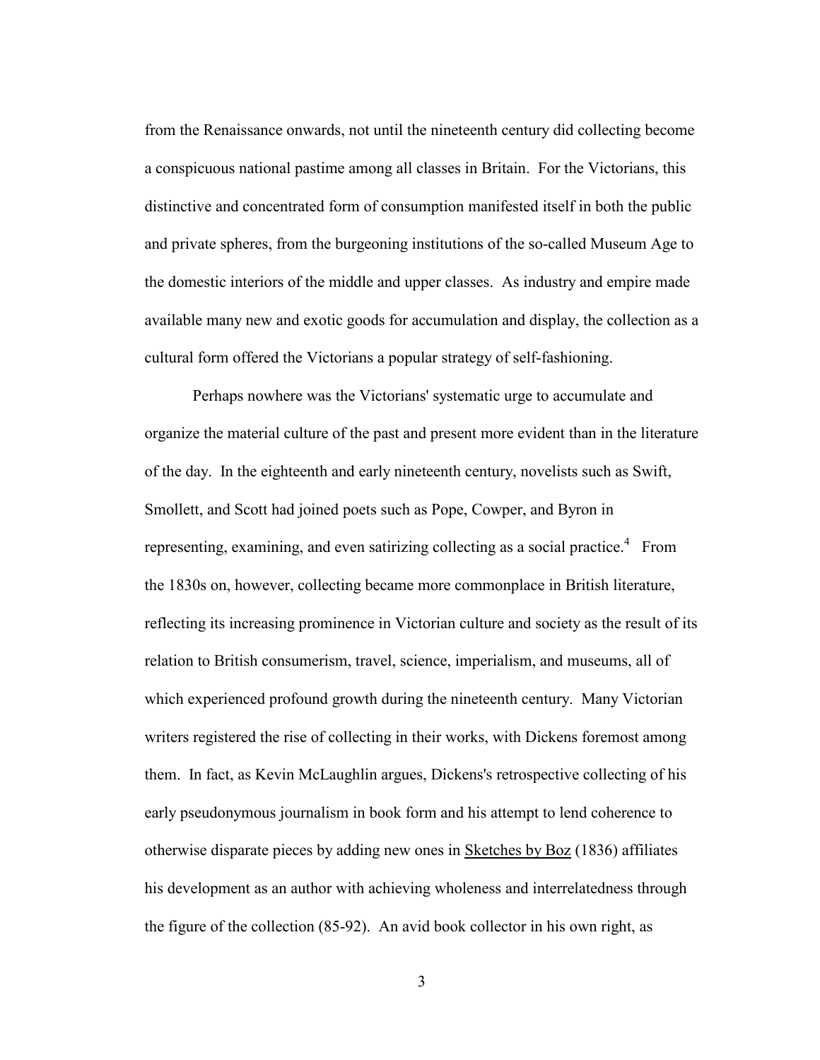from the Renaissance onwards, not until the nineteenth century did collecting become a conspicuous national pastime among all classes in Britain. For the Victorians, this distinctive and concentrated form of consumption manifested itself in both the public and private spheres, from the burgeoning institutions of the so-called Museum Age to the domestic interiors of the middle and upper classes. As industry and empire made available many new and exotic goods for accumulation and display, the collection as a cultural form offered the Victorians a popular strategy of self-fashioning.

Perhaps nowhere was the Victorians' systematic urge to accumulate and organize the material culture of the past and present more evident than in the literature of the day. In the eighteenth and early nineteenth century, novelists such as Swift, Smollett, and Scott had joined poets such as Pope, Cowper, and Byron in representing, examining, and even satirizing collecting as a social practice.[4] From the 1830s on, however, collecting became more commonplace in British literature, reflecting its increasing prominence in Victorian culture and society as the result of its relation to British consumerism, travel, science, imperialism, and museums, all of which experienced profound growth during the nineteenth century. Many Victorian writers registered the rise of collecting in their works, with Dickens foremost among them. In fact, as Kevin McLaughlin argues, Dickens's retrospective collecting of his early pseudonymous journalism in book form and his attempt to lend coherence to otherwise disparate pieces by adding new ones in Sketches by Boz (1836) affiliates his development as an author with achieving wholeness and interrelatedness through the figure of the collection (85-92). An avid book collector in his own right, as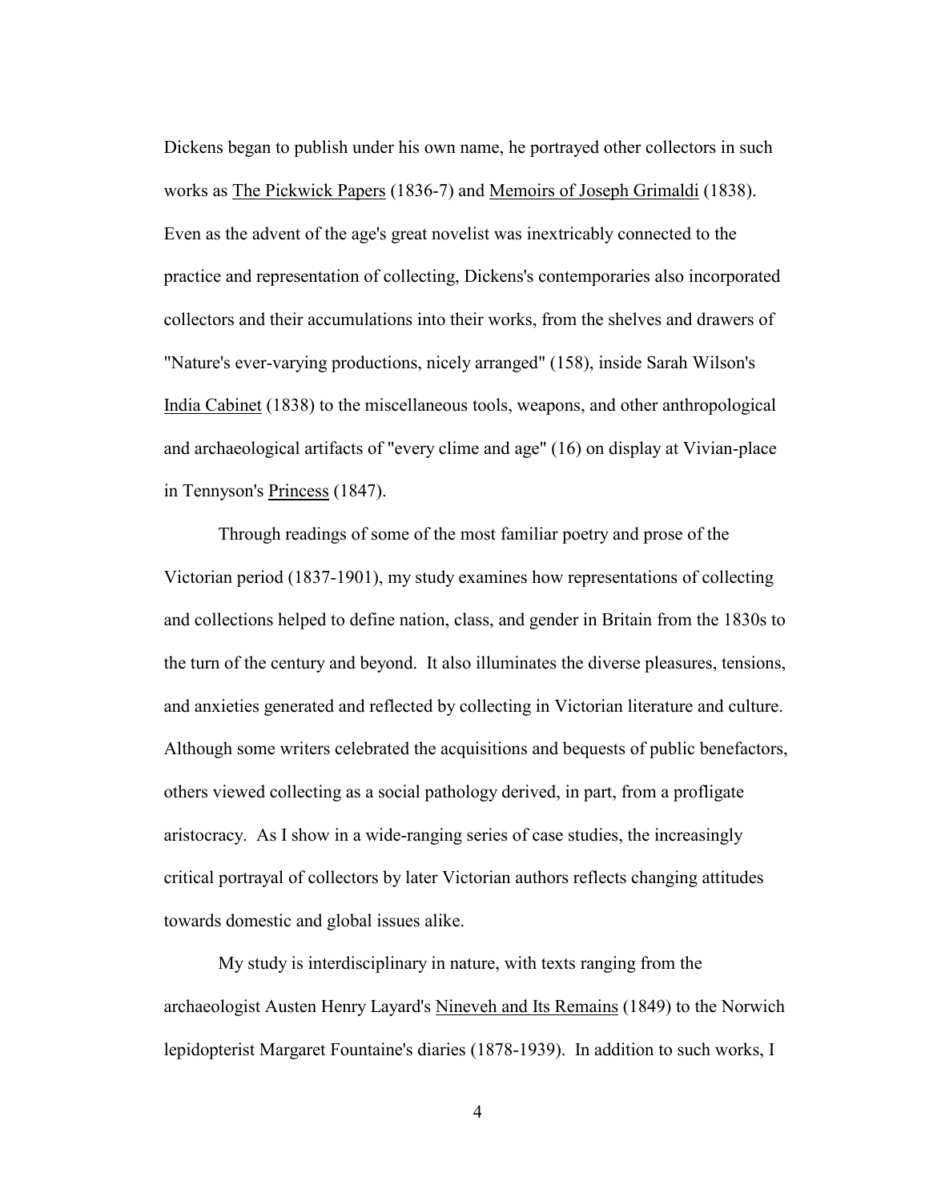Dickens began to publish under his own name, he portrayed other collectors in such works as The Pickwick Papers (1836-7) and Memoirs of Joseph Grimaldi (1838). Even as the advent of the age's great novelist was inextricably connected to the practice and representation of collecting, Dickens's contemporaries also incorporated collectors and their accumulations into their works, from the shelves and drawers of "Nature's ever-varying productions, nicely arranged" (158), inside Sarah Wilson's India Cabinet (1838) to the miscellaneous tools, weapons, and other anthropological and archaeological artifacts of "every clime and age" (16) on display at Vivian-place in Tennyson's Princess (1847).

Through readings of some of the most familiar poetry and prose of the Victorian period (1837-1901), my study examines how representations of collecting and collections helped to define nation, class, and gender in Britain from the 1830s to the turn of the century and beyond. It also illuminates the diverse pleasures, tensions, and anxieties generated and reflected by collecting in Victorian literature and culture. Although some writers celebrated the acquisitions and bequests of public benefactors, others viewed collecting as a social pathology derived, in part, from a profligate aristocracy. As I show in a wide-ranging series of case studies, the increasingly critical portrayal of collectors by later Victorian authors reflects changing attitudes towards domestic and global issues alike.

My study is interdisciplinary in nature, with texts ranging from the archaeologist Austen Henry Layard's Nineveh and Its Remains (1849) to the Norwich lepidopterist Margaret Fountaine's diaries (1878-1939). In addition to such works, I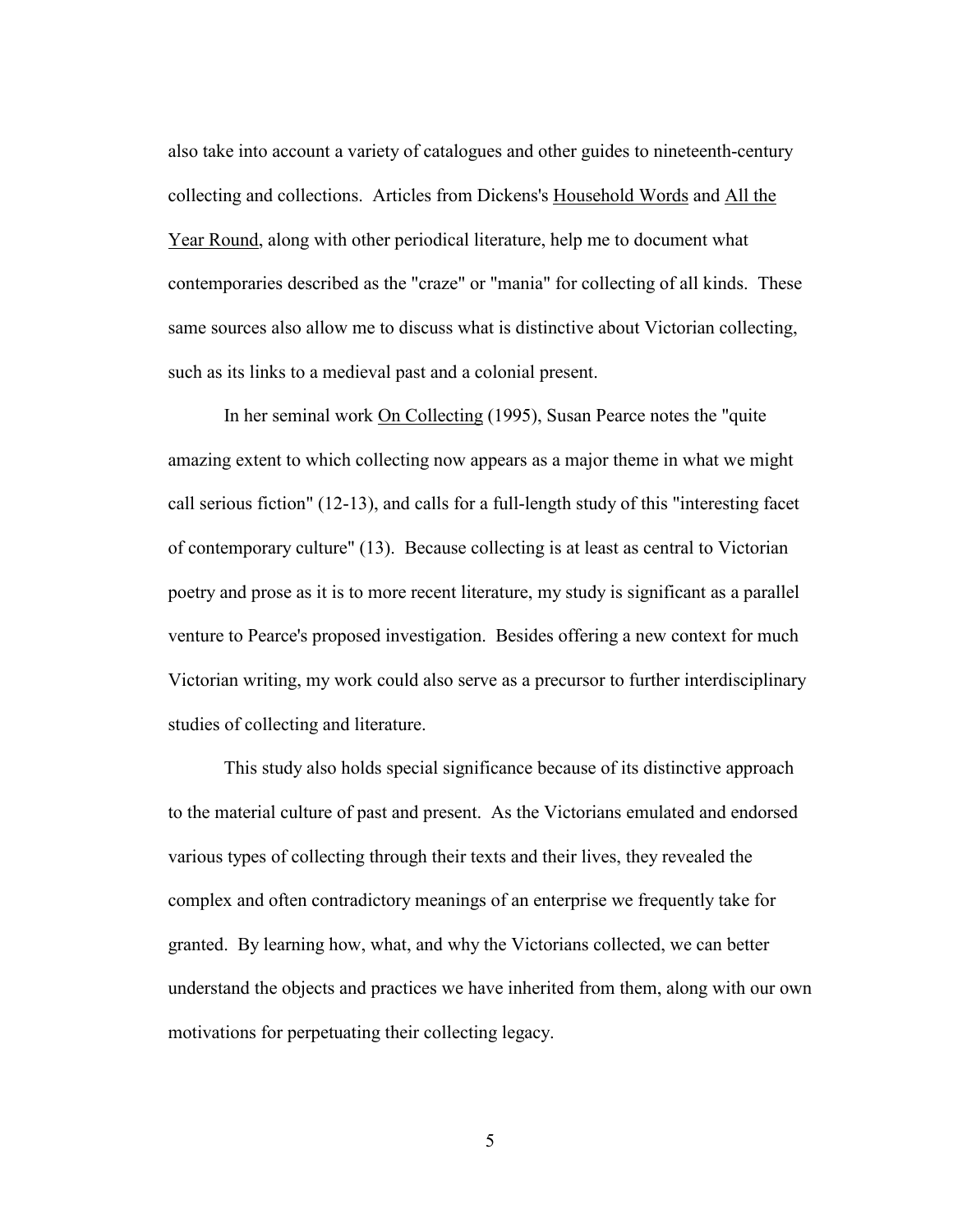also take into account a variety of catalogues and other guides to nineteenth-century collecting and collections. Articles from Dickens's Household Words and All the Year Round, along with other periodical literature, help me to document what contemporaries described as the "craze" or "mania" for collecting of all kinds. These same sources also allow me to discuss what is distinctive about Victorian collecting, such as its links to a medieval past and a colonial present.

In her seminal work On Collecting (1995), Susan Pearce notes the "quite amazing extent to which collecting now appears as a major theme in what we might call serious fiction" (12-13), and calls for a full-length study of this "interesting facet of contemporary culture" (13). Because collecting is at least as central to Victorian poetry and prose as it is to more recent literature, my study is significant as a parallel venture to Pearce's proposed investigation. Besides offering a new context for much Victorian writing, my work could also serve as a precursor to further interdisciplinary studies of collecting and literature.

This study also holds special significance because of its distinctive approach to the material culture of past and present. As the Victorians emulated and endorsed various types of collecting through their texts and their lives, they revealed the complex and often contradictory meanings of an enterprise we frequently take for granted. By learning how, what, and why the Victorians collected, we can better understand the objects and practices we have inherited from them, along with our own motivations for perpetuating their collecting legacy.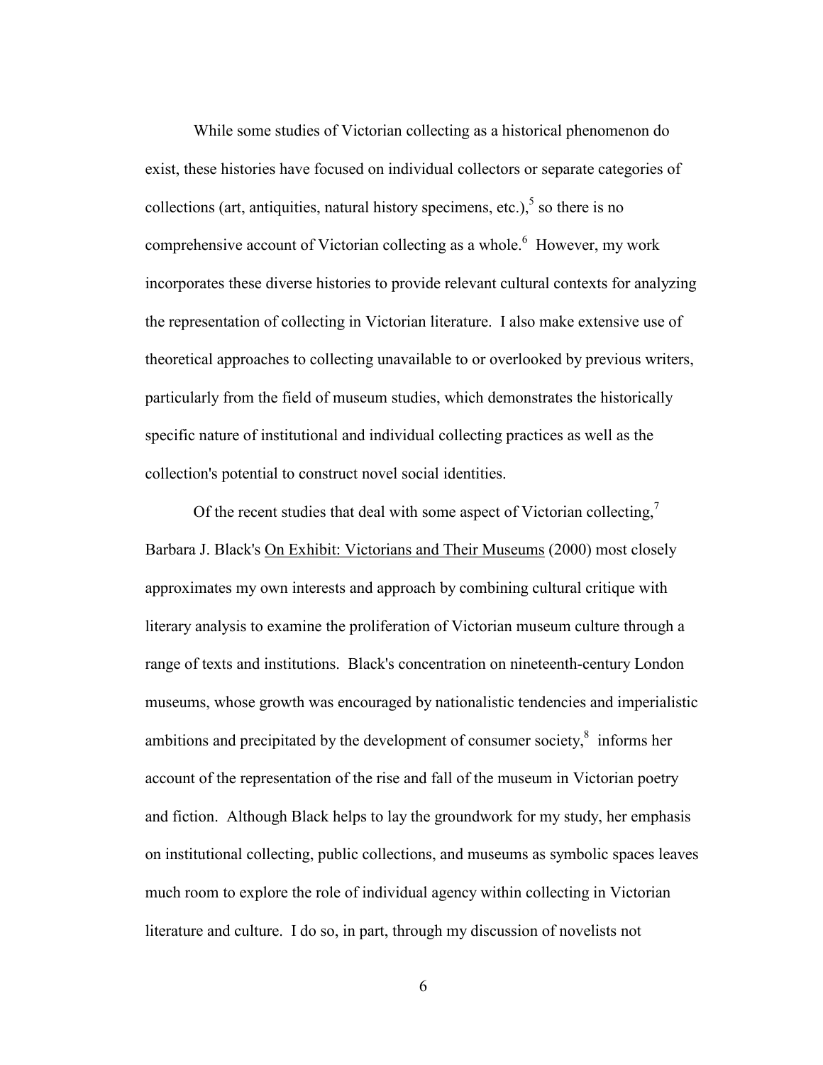While some studies of Victorian collecting as a historical phenomenon do exist, these histories have focused on individual collectors or separate categories of collections (art, antiquities, natural history specimens, etc.),[5] so there is no comprehensive account of Victorian collecting as a whole.[6] However, my work incorporates these diverse histories to provide relevant cultural contexts for analyzing the representation of collecting in Victorian literature. I also make extensive use of theoretical approaches to collecting unavailable to or overlooked by previous writers, particularly from the field of museum studies, which demonstrates the historically specific nature of institutional and individual collecting practices as well as the collection's potential to construct novel social identities.

Of the recent studies that deal with some aspect of Victorian collecting,[7] Barbara J. Black's On Exhibit: Victorians and Their Museums (2000) most closely approximates my own interests and approach by combining cultural critique with literary analysis to examine the proliferation of Victorian museum culture through a range of texts and institutions. Black's concentration on nineteenth-century London museums, whose growth was encouraged by nationalistic tendencies and imperialistic ambitions and precipitated by the development of consumer society,[8] informs her account of the representation of the rise and fall of the museum in Victorian poetry and fiction. Although Black helps to lay the groundwork for my study, her emphasis on institutional collecting, public collections, and museums as symbolic spaces leaves much room to explore the role of individual agency within collecting in Victorian literature and culture. I do so, in part, through my discussion of novelists not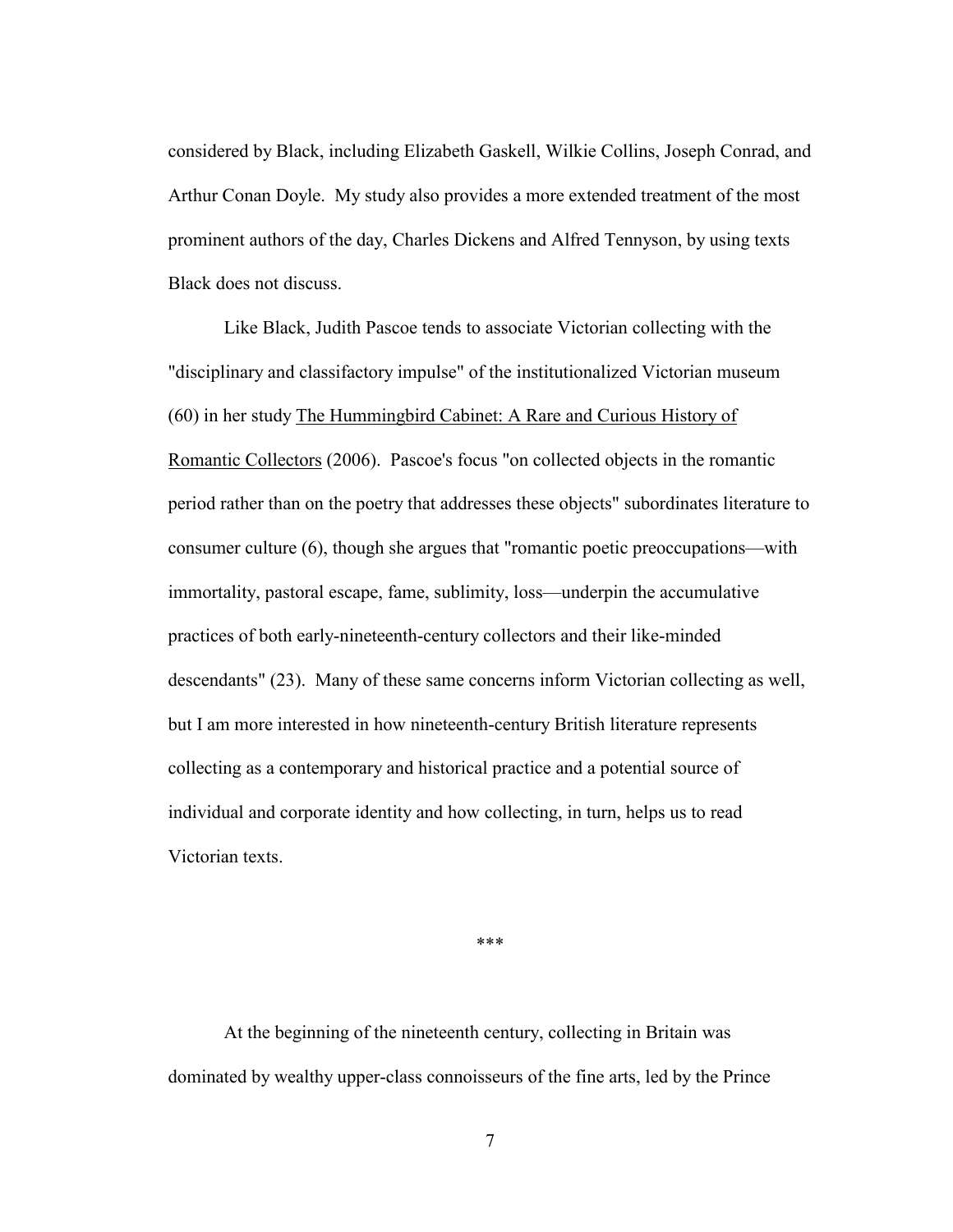considered by Black, including Elizabeth Gaskell, Wilkie Collins, Joseph Conrad, and Arthur Conan Doyle. My study also provides a more extended treatment of the most prominent authors of the day, Charles Dickens and Alfred Tennyson, by using texts Black does not discuss.

Like Black, Judith Pascoe tends to associate Victorian collecting with the "disciplinary and classifactory impulse" of the institutionalized Victorian museum (60) in her study The Hummingbird Cabinet: A Rare and Curious History of Romantic Collectors (2006). Pascoe's focus "on collected objects in the romantic period rather than on the poetry that addresses these objects" subordinates literature to consumer culture (6), though she argues that "romantic poetic preoccupations—with immortality, pastoral escape, fame, sublimity, loss—underpin the accumulative practices of both early-nineteenth-century collectors and their like-minded descendants" (23). Many of these same concerns inform Victorian collecting as well, but I am more interested in how nineteenth-century British literature represents collecting as a contemporary and historical practice and a potential source of individual and corporate identity and how collecting, in turn, helps us to read Victorian texts.

\*\*\*

At the beginning of the nineteenth century, collecting in Britain was dominated by wealthy upper-class connoisseurs of the fine arts, led by the Prince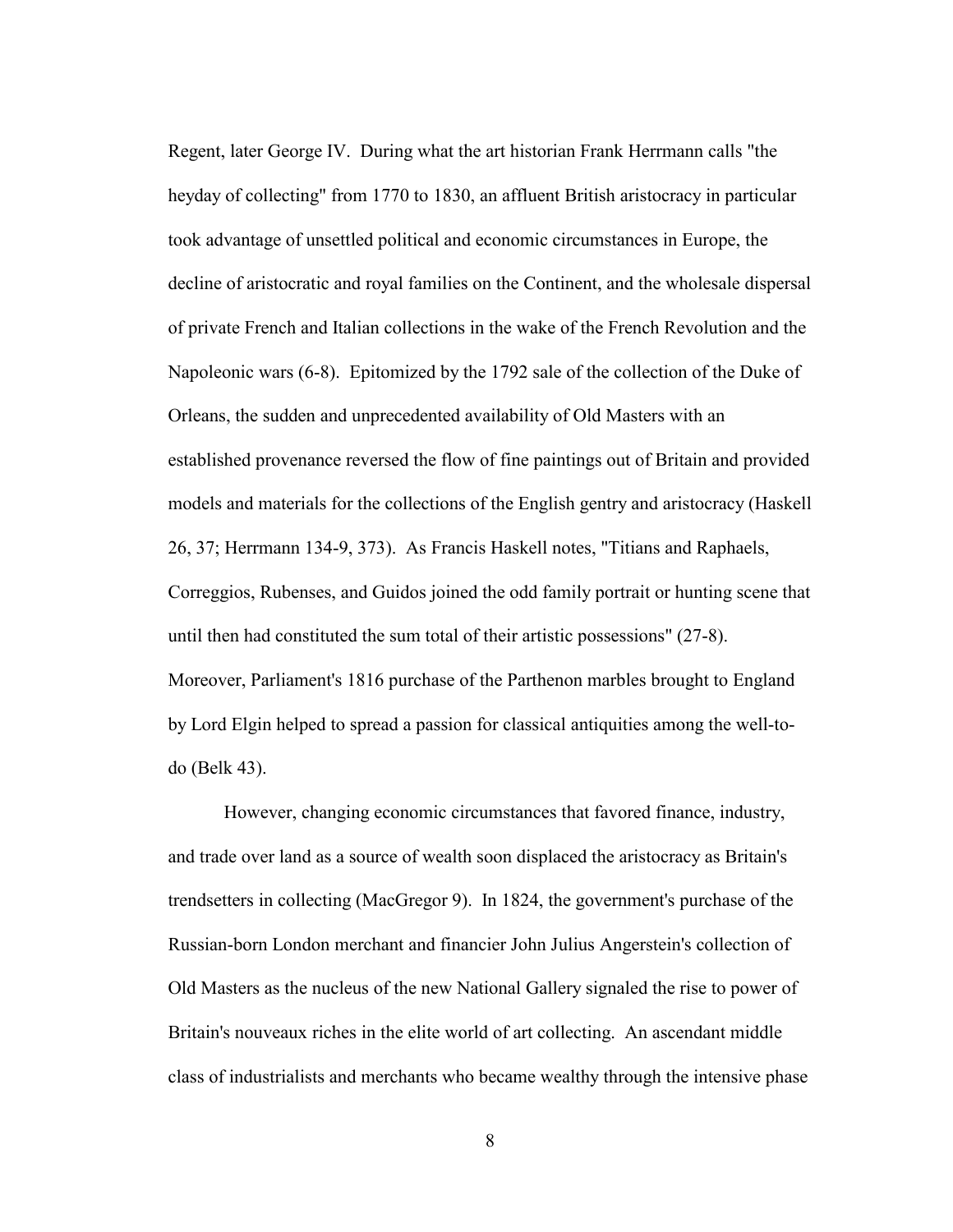Regent, later George IV. During what the art historian Frank Herrmann calls "the heyday of collecting" from 1770 to 1830, an affluent British aristocracy in particular took advantage of unsettled political and economic circumstances in Europe, the decline of aristocratic and royal families on the Continent, and the wholesale dispersal of private French and Italian collections in the wake of the French Revolution and the Napoleonic wars (6-8). Epitomized by the 1792 sale of the collection of the Duke of Orleans, the sudden and unprecedented availability of Old Masters with an established provenance reversed the flow of fine paintings out of Britain and provided models and materials for the collections of the English gentry and aristocracy (Haskell 26, 37; Herrmann 134-9, 373). As Francis Haskell notes, "Titians and Raphaels, Correggios, Rubenses, and Guidos joined the odd family portrait or hunting scene that until then had constituted the sum total of their artistic possessions" (27-8). Moreover, Parliament's 1816 purchase of the Parthenon marbles brought to England by Lord Elgin helped to spread a passion for classical antiquities among the well-to-do (Belk 43).

However, changing economic circumstances that favored finance, industry, and trade over land as a source of wealth soon displaced the aristocracy as Britain's trendsetters in collecting (MacGregor 9). In 1824, the government's purchase of the Russian-born London merchant and financier John Julius Angerstein's collection of Old Masters as the nucleus of the new National Gallery signaled the rise to power of Britain's nouveaux riches in the elite world of art collecting. An ascendant middle class of industrialists and merchants who became wealthy through the intensive phase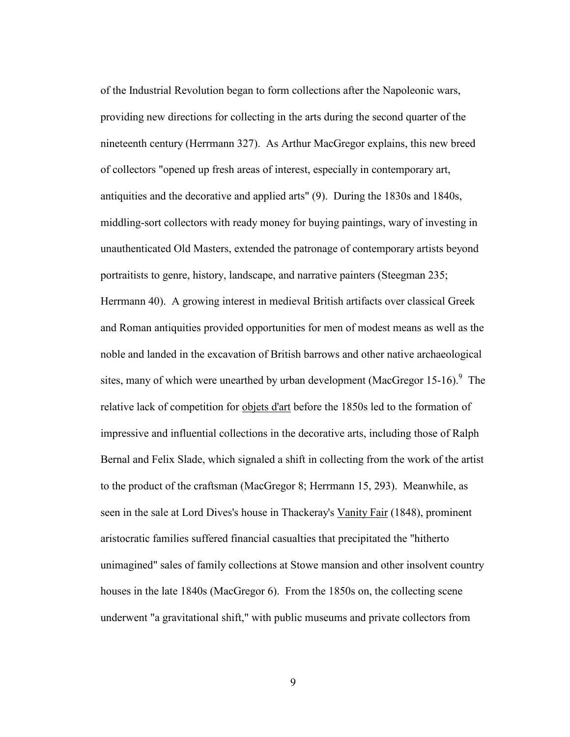of the Industrial Revolution began to form collections after the Napoleonic wars, providing new directions for collecting in the arts during the second quarter of the nineteenth century (Herrmann 327). As Arthur MacGregor explains, this new breed of collectors "opened up fresh areas of interest, especially in contemporary art, antiquities and the decorative and applied arts" (9). During the 1830s and 1840s, middling-sort collectors with ready money for buying paintings, wary of investing in unauthenticated Old Masters, extended the patronage of contemporary artists beyond portraitists to genre, history, landscape, and narrative painters (Steegman 235; Herrmann 40). A growing interest in medieval British artifacts over classical Greek and Roman antiquities provided opportunities for men of modest means as well as the noble and landed in the excavation of British barrows and other native archaeological sites, many of which were unearthed by urban development (MacGregor 15-16).[9] The relative lack of competition for objets d'art before the 1850s led to the formation of impressive and influential collections in the decorative arts, including those of Ralph Bernal and Felix Slade, which signaled a shift in collecting from the work of the artist to the product of the craftsman (MacGregor 8; Herrmann 15, 293). Meanwhile, as seen in the sale at Lord Dives's house in Thackeray's Vanity Fair (1848), prominent aristocratic families suffered financial casualties that precipitated the "hitherto unimagined" sales of family collections at Stowe mansion and other insolvent country houses in the late 1840s (MacGregor 6). From the 1850s on, the collecting scene underwent "a gravitational shift," with public museums and private collectors from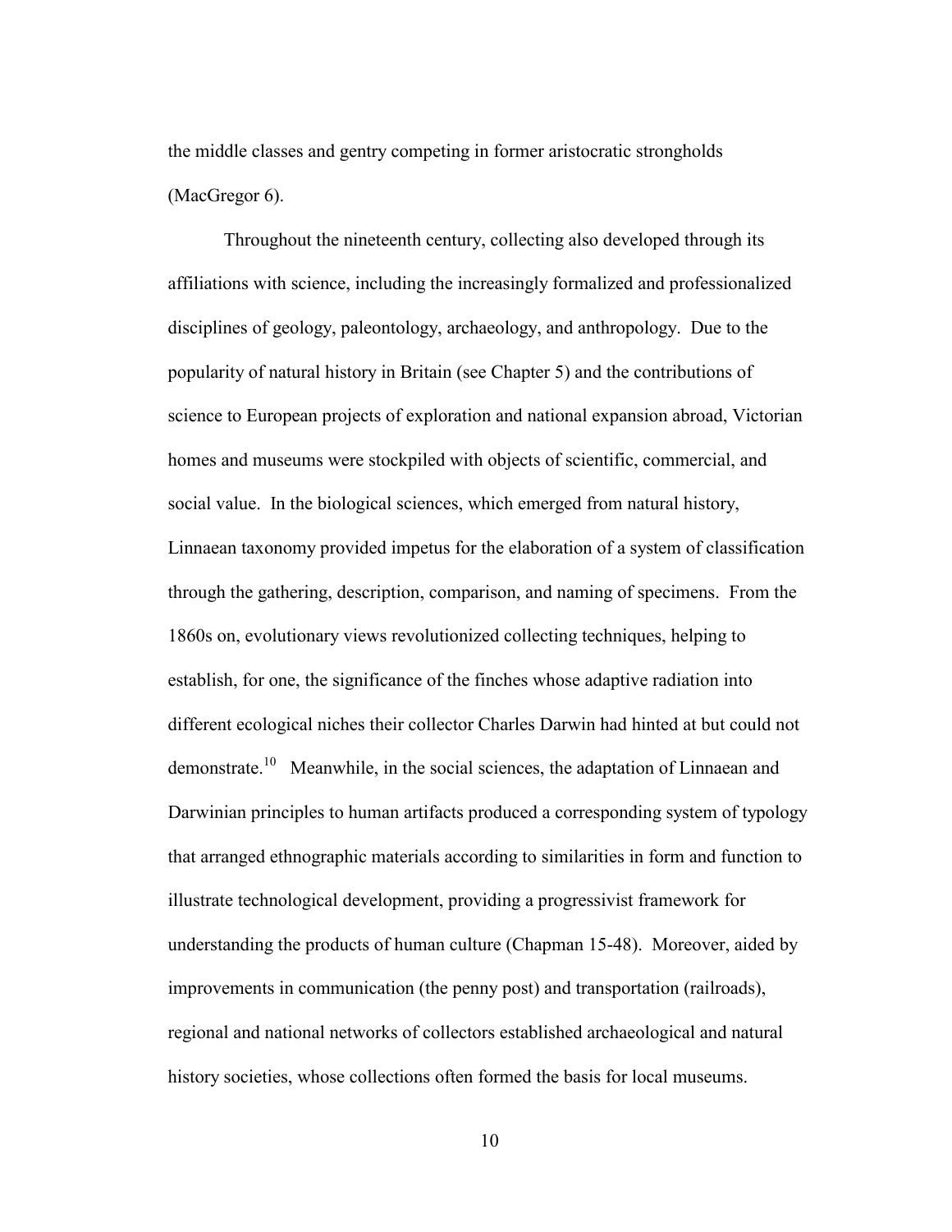the middle classes and gentry competing in former aristocratic strongholds (MacGregor 6).

Throughout the nineteenth century, collecting also developed through its affiliations with science, including the increasingly formalized and professionalized disciplines of geology, paleontology, archaeology, and anthropology. Due to the popularity of natural history in Britain (see Chapter 5) and the contributions of science to European projects of exploration and national expansion abroad, Victorian homes and museums were stockpiled with objects of scientific, commercial, and social value. In the biological sciences, which emerged from natural history, Linnaean taxonomy provided impetus for the elaboration of a system of classification through the gathering, description, comparison, and naming of specimens. From the 1860s on, evolutionary views revolutionized collecting techniques, helping to establish, for one, the significance of the finches whose adaptive radiation into different ecological niches their collector Charles Darwin had hinted at but could not demonstrate.[10] Meanwhile, in the social sciences, the adaptation of Linnaean and Darwinian principles to human artifacts produced a corresponding system of typology that arranged ethnographic materials according to similarities in form and function to illustrate technological development, providing a progressivist framework for understanding the products of human culture (Chapman 15-48). Moreover, aided by improvements in communication (the penny post) and transportation (railroads), regional and national networks of collectors established archaeological and natural history societies, whose collections often formed the basis for local museums.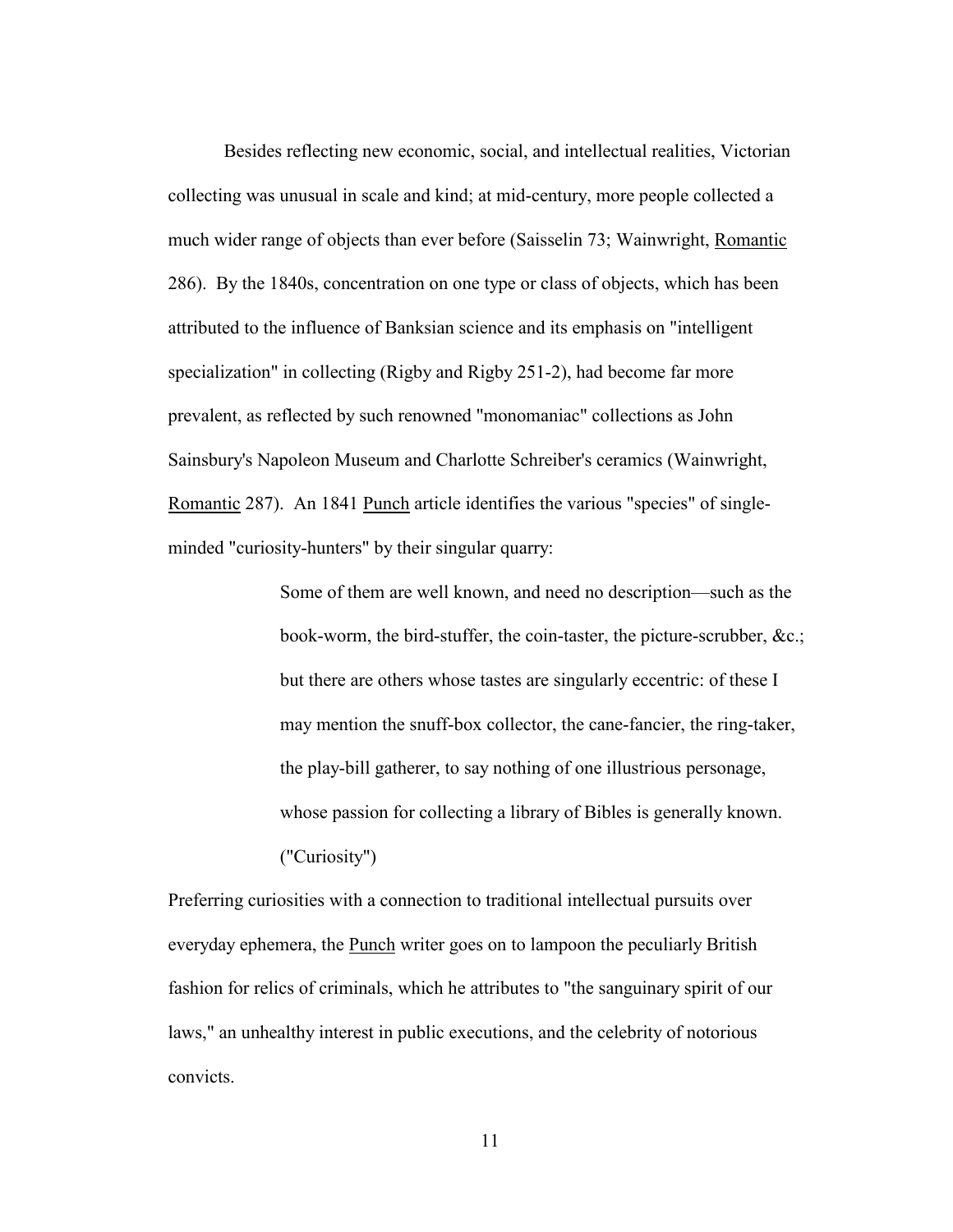Besides reflecting new economic, social, and intellectual realities, Victorian collecting was unusual in scale and kind; at mid-century, more people collected a much wider range of objects than ever before (Saisselin 73; Wainwright, Romantic 286). By the 1840s, concentration on one type or class of objects, which has been attributed to the influence of Banksian science and its emphasis on "intelligent specialization" in collecting (Rigby and Rigby 251-2), had become far more prevalent, as reflected by such renowned "monomaniac" collections as John Sainsbury's Napoleon Museum and Charlotte Schreiber's ceramics (Wainwright, Romantic 287). An 1841 Punch article identifies the various "species" of single-minded "curiosity-hunters" by their singular quarry:

> Some of them are well known, and need no description—such as the book-worm, the bird-stuffer, the coin-taster, the picture-scrubber, &c.; but there are others whose tastes are singularly eccentric: of these I may mention the snuff-box collector, the cane-fancier, the ring-taker, the play-bill gatherer, to say nothing of one illustrious personage, whose passion for collecting a library of Bibles is generally known. ("Curiosity")

Preferring curiosities with a connection to traditional intellectual pursuits over everyday ephemera, the Punch writer goes on to lampoon the peculiarly British fashion for relics of criminals, which he attributes to "the sanguinary spirit of our laws," an unhealthy interest in public executions, and the celebrity of notorious convicts.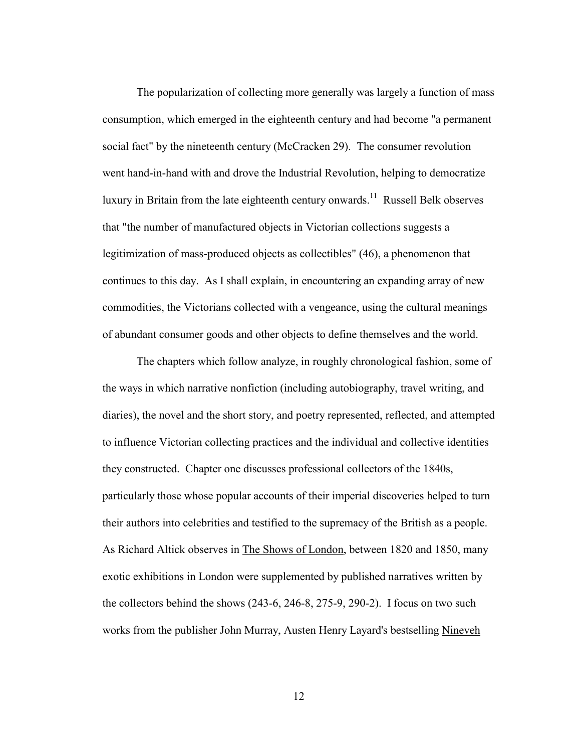The popularization of collecting more generally was largely a function of mass consumption, which emerged in the eighteenth century and had become "a permanent social fact" by the nineteenth century (McCracken 29). The consumer revolution went hand-in-hand with and drove the Industrial Revolution, helping to democratize luxury in Britain from the late eighteenth century onwards.[11] Russell Belk observes that "the number of manufactured objects in Victorian collections suggests a legitimization of mass-produced objects as collectibles" (46), a phenomenon that continues to this day. As I shall explain, in encountering an expanding array of new commodities, the Victorians collected with a vengeance, using the cultural meanings of abundant consumer goods and other objects to define themselves and the world.

The chapters which follow analyze, in roughly chronological fashion, some of the ways in which narrative nonfiction (including autobiography, travel writing, and diaries), the novel and the short story, and poetry represented, reflected, and attempted to influence Victorian collecting practices and the individual and collective identities they constructed. Chapter one discusses professional collectors of the 1840s, particularly those whose popular accounts of their imperial discoveries helped to turn their authors into celebrities and testified to the supremacy of the British as a people. As Richard Altick observes in The Shows of London, between 1820 and 1850, many exotic exhibitions in London were supplemented by published narratives written by the collectors behind the shows (243-6, 246-8, 275-9, 290-2). I focus on two such works from the publisher John Murray, Austen Henry Layard's bestselling Nineveh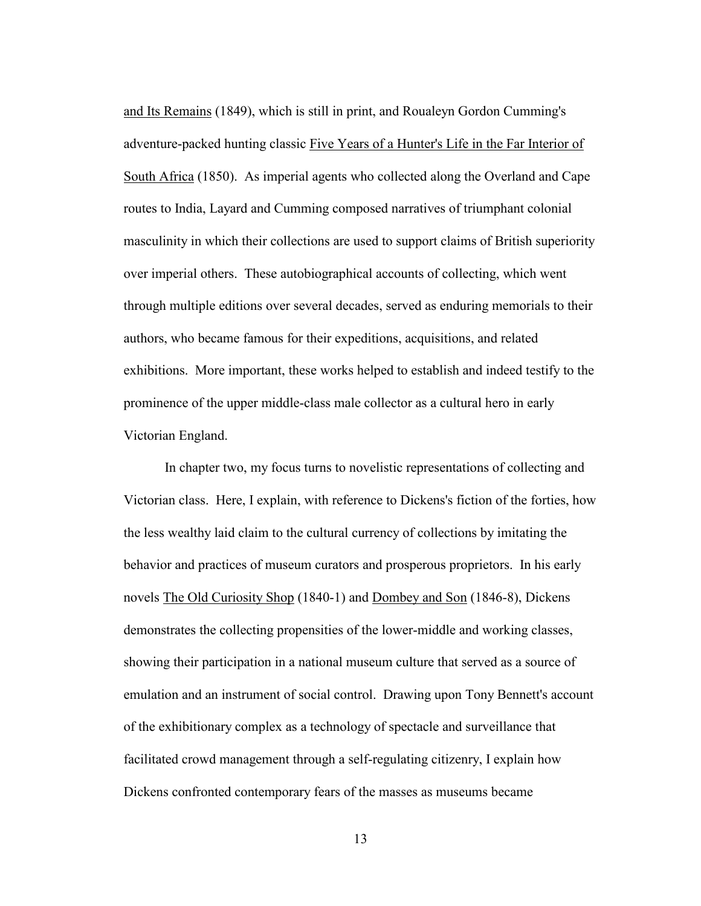and Its Remains (1849), which is still in print, and Roualeyn Gordon Cumming's adventure-packed hunting classic Five Years of a Hunter's Life in the Far Interior of South Africa (1850). As imperial agents who collected along the Overland and Cape routes to India, Layard and Cumming composed narratives of triumphant colonial masculinity in which their collections are used to support claims of British superiority over imperial others. These autobiographical accounts of collecting, which went through multiple editions over several decades, served as enduring memorials to their authors, who became famous for their expeditions, acquisitions, and related exhibitions. More important, these works helped to establish and indeed testify to the prominence of the upper middle-class male collector as a cultural hero in early Victorian England.

In chapter two, my focus turns to novelistic representations of collecting and Victorian class. Here, I explain, with reference to Dickens's fiction of the forties, how the less wealthy laid claim to the cultural currency of collections by imitating the behavior and practices of museum curators and prosperous proprietors. In his early novels The Old Curiosity Shop (1840-1) and Dombey and Son (1846-8), Dickens demonstrates the collecting propensities of the lower-middle and working classes, showing their participation in a national museum culture that served as a source of emulation and an instrument of social control. Drawing upon Tony Bennett's account of the exhibitionary complex as a technology of spectacle and surveillance that facilitated crowd management through a self-regulating citizenry, I explain how Dickens confronted contemporary fears of the masses as museums became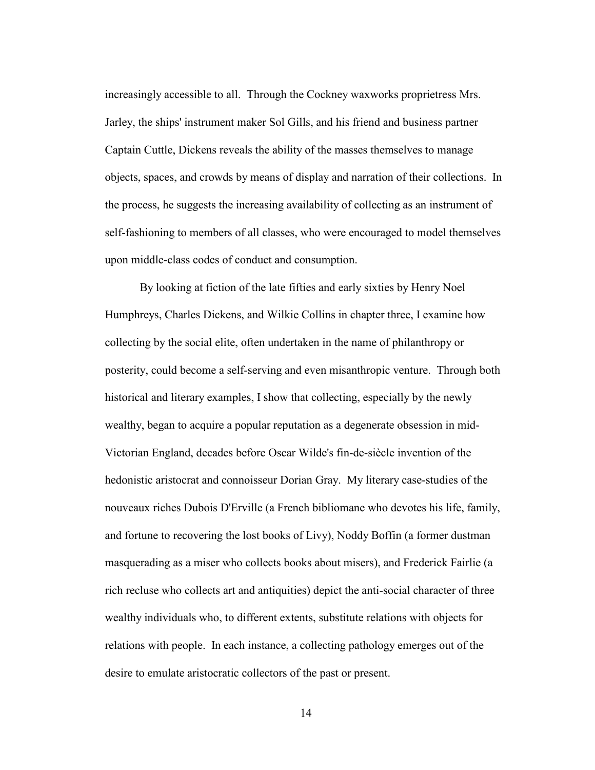increasingly accessible to all. Through the Cockney waxworks proprietress Mrs. Jarley, the ships' instrument maker Sol Gills, and his friend and business partner Captain Cuttle, Dickens reveals the ability of the masses themselves to manage objects, spaces, and crowds by means of display and narration of their collections. In the process, he suggests the increasing availability of collecting as an instrument of self-fashioning to members of all classes, who were encouraged to model themselves upon middle-class codes of conduct and consumption.

By looking at fiction of the late fifties and early sixties by Henry Noel Humphreys, Charles Dickens, and Wilkie Collins in chapter three, I examine how collecting by the social elite, often undertaken in the name of philanthropy or posterity, could become a self-serving and even misanthropic venture. Through both historical and literary examples, I show that collecting, especially by the newly wealthy, began to acquire a popular reputation as a degenerate obsession in mid-Victorian England, decades before Oscar Wilde's fin-de-siècle invention of the hedonistic aristocrat and connoisseur Dorian Gray. My literary case-studies of the nouveaux riches Dubois D'Erville (a French bibliomane who devotes his life, family, and fortune to recovering the lost books of Livy), Noddy Boffin (a former dustman masquerading as a miser who collects books about misers), and Frederick Fairlie (a rich recluse who collects art and antiquities) depict the anti-social character of three wealthy individuals who, to different extents, substitute relations with objects for relations with people. In each instance, a collecting pathology emerges out of the desire to emulate aristocratic collectors of the past or present.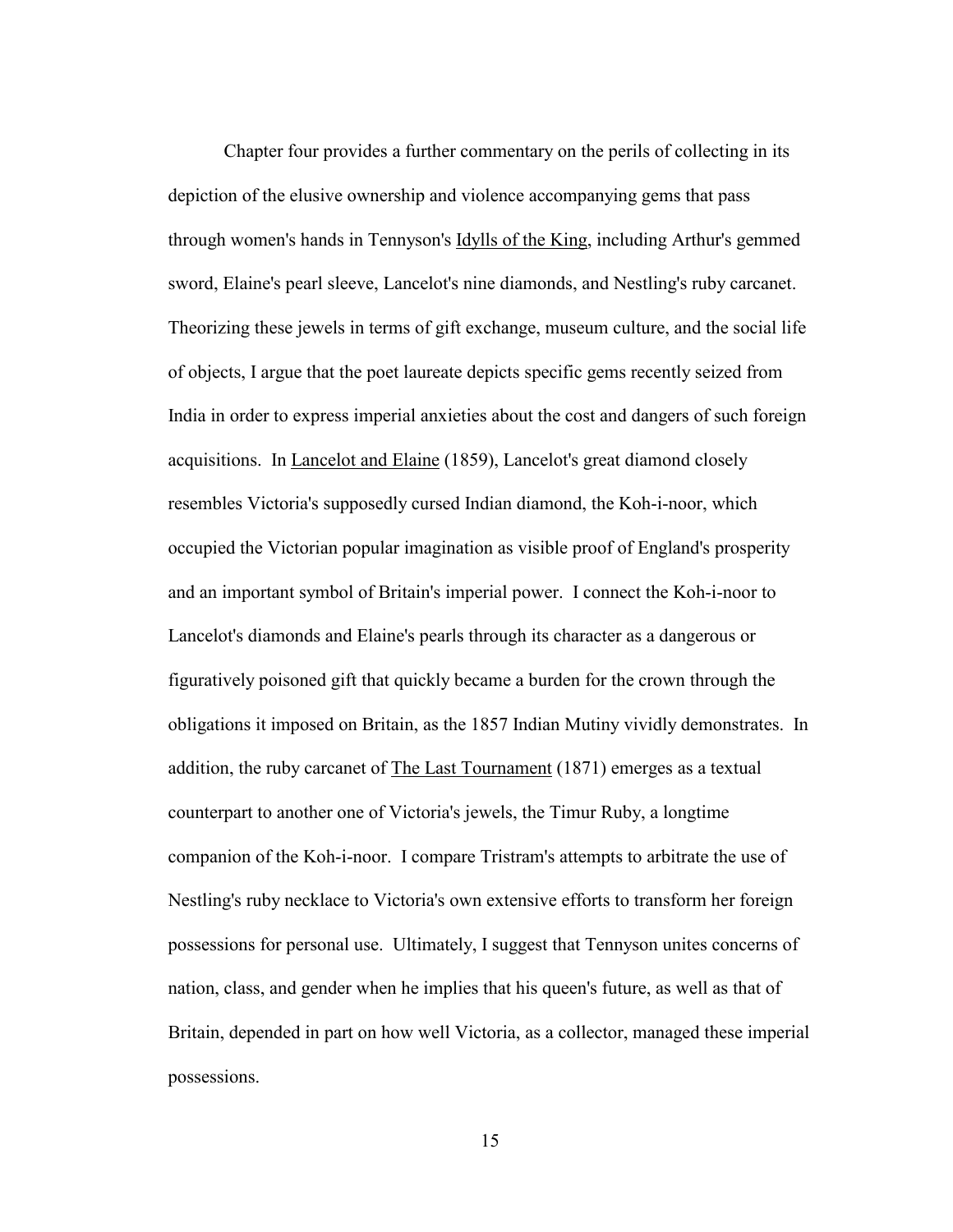Chapter four provides a further commentary on the perils of collecting in its depiction of the elusive ownership and violence accompanying gems that pass through women's hands in Tennyson's Idylls of the King, including Arthur's gemmed sword, Elaine's pearl sleeve, Lancelot's nine diamonds, and Nestling's ruby carcanet. Theorizing these jewels in terms of gift exchange, museum culture, and the social life of objects, I argue that the poet laureate depicts specific gems recently seized from India in order to express imperial anxieties about the cost and dangers of such foreign acquisitions. In Lancelot and Elaine (1859), Lancelot's great diamond closely resembles Victoria's supposedly cursed Indian diamond, the Koh-i-noor, which occupied the Victorian popular imagination as visible proof of England's prosperity and an important symbol of Britain's imperial power. I connect the Koh-i-noor to Lancelot's diamonds and Elaine's pearls through its character as a dangerous or figuratively poisoned gift that quickly became a burden for the crown through the obligations it imposed on Britain, as the 1857 Indian Mutiny vividly demonstrates. In addition, the ruby carcanet of The Last Tournament (1871) emerges as a textual counterpart to another one of Victoria's jewels, the Timur Ruby, a longtime companion of the Koh-i-noor. I compare Tristram's attempts to arbitrate the use of Nestling's ruby necklace to Victoria's own extensive efforts to transform her foreign possessions for personal use. Ultimately, I suggest that Tennyson unites concerns of nation, class, and gender when he implies that his queen's future, as well as that of Britain, depended in part on how well Victoria, as a collector, managed these imperial possessions.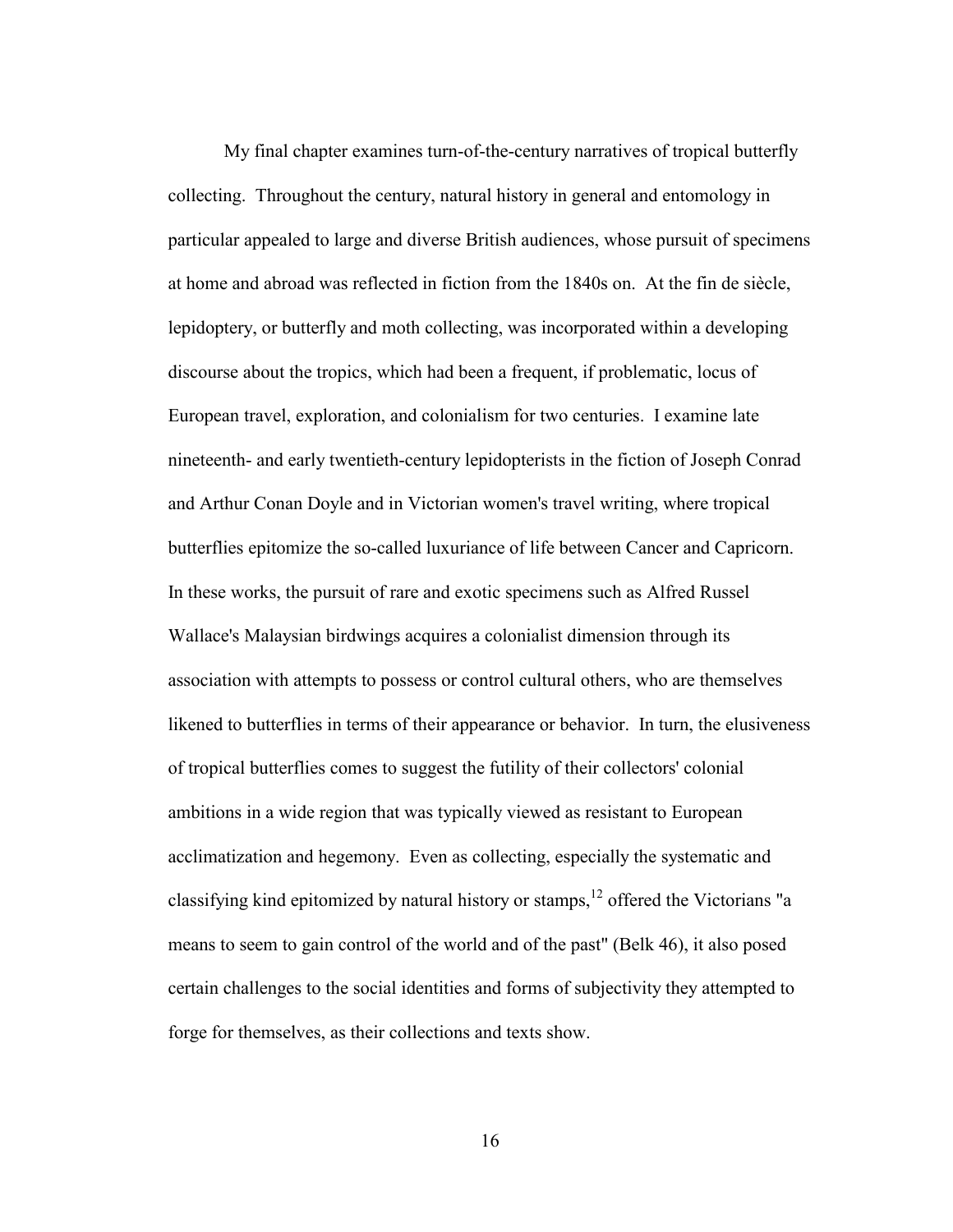My final chapter examines turn-of-the-century narratives of tropical butterfly collecting. Throughout the century, natural history in general and entomology in particular appealed to large and diverse British audiences, whose pursuit of specimens at home and abroad was reflected in fiction from the 1840s on. At the fin de siècle, lepidoptery, or butterfly and moth collecting, was incorporated within a developing discourse about the tropics, which had been a frequent, if problematic, locus of European travel, exploration, and colonialism for two centuries. I examine late nineteenth- and early twentieth-century lepidopterists in the fiction of Joseph Conrad and Arthur Conan Doyle and in Victorian women's travel writing, where tropical butterflies epitomize the so-called luxuriance of life between Cancer and Capricorn. In these works, the pursuit of rare and exotic specimens such as Alfred Russel Wallace's Malaysian birdwings acquires a colonialist dimension through its association with attempts to possess or control cultural others, who are themselves likened to butterflies in terms of their appearance or behavior. In turn, the elusiveness of tropical butterflies comes to suggest the futility of their collectors' colonial ambitions in a wide region that was typically viewed as resistant to European acclimatization and hegemony. Even as collecting, especially the systematic and classifying kind epitomized by natural history or stamps,[12] offered the Victorians "a means to seem to gain control of the world and of the past" (Belk 46), it also posed certain challenges to the social identities and forms of subjectivity they attempted to forge for themselves, as their collections and texts show.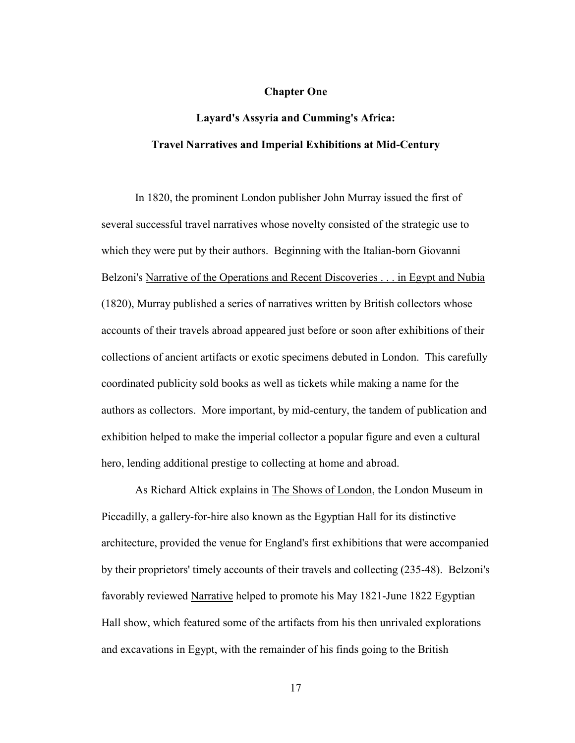# Chapter One

## Layard's Assyria and Cumming's Africa:

## Travel Narratives and Imperial Exhibitions at Mid-Century

In 1820, the prominent London publisher John Murray issued the first of several successful travel narratives whose novelty consisted of the strategic use to which they were put by their authors. Beginning with the Italian-born Giovanni Belzoni's Narrative of the Operations and Recent Discoveries . . . in Egypt and Nubia (1820), Murray published a series of narratives written by British collectors whose accounts of their travels abroad appeared just before or soon after exhibitions of their collections of ancient artifacts or exotic specimens debuted in London. This carefully coordinated publicity sold books as well as tickets while making a name for the authors as collectors. More important, by mid-century, the tandem of publication and exhibition helped to make the imperial collector a popular figure and even a cultural hero, lending additional prestige to collecting at home and abroad.

As Richard Altick explains in The Shows of London, the London Museum in Piccadilly, a gallery-for-hire also known as the Egyptian Hall for its distinctive architecture, provided the venue for England's first exhibitions that were accompanied by their proprietors' timely accounts of their travels and collecting (235-48). Belzoni's favorably reviewed Narrative helped to promote his May 1821-June 1822 Egyptian Hall show, which featured some of the artifacts from his then unrivaled explorations and excavations in Egypt, with the remainder of his finds going to the British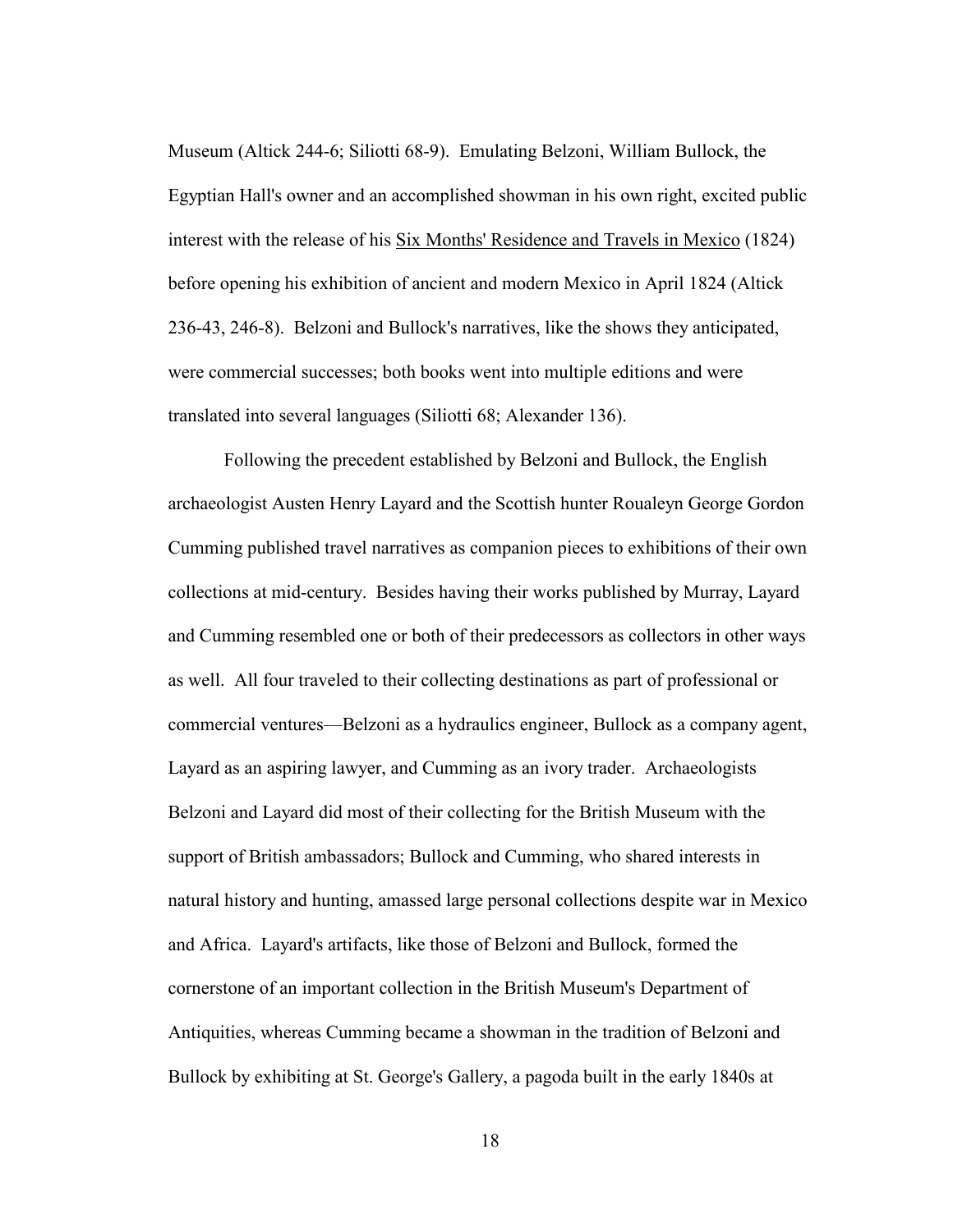Museum (Altick 244-6; Siliotti 68-9). Emulating Belzoni, William Bullock, the Egyptian Hall's owner and an accomplished showman in his own right, excited public interest with the release of his <u>Six Months' Residence and Travels in Mexico</u> (1824) before opening his exhibition of ancient and modern Mexico in April 1824 (Altick 236-43, 246-8). Belzoni and Bullock's narratives, like the shows they anticipated, were commercial successes; both books went into multiple editions and were translated into several languages (Siliotti 68; Alexander 136).

Following the precedent established by Belzoni and Bullock, the English archaeologist Austen Henry Layard and the Scottish hunter Roualeyn George Gordon Cumming published travel narratives as companion pieces to exhibitions of their own collections at mid-century. Besides having their works published by Murray, Layard and Cumming resembled one or both of their predecessors as collectors in other ways as well. All four traveled to their collecting destinations as part of professional or commercial ventures—Belzoni as a hydraulics engineer, Bullock as a company agent, Layard as an aspiring lawyer, and Cumming as an ivory trader. Archaeologists Belzoni and Layard did most of their collecting for the British Museum with the support of British ambassadors; Bullock and Cumming, who shared interests in natural history and hunting, amassed large personal collections despite war in Mexico and Africa. Layard's artifacts, like those of Belzoni and Bullock, formed the cornerstone of an important collection in the British Museum's Department of Antiquities, whereas Cumming became a showman in the tradition of Belzoni and Bullock by exhibiting at St. George's Gallery, a pagoda built in the early 1840s at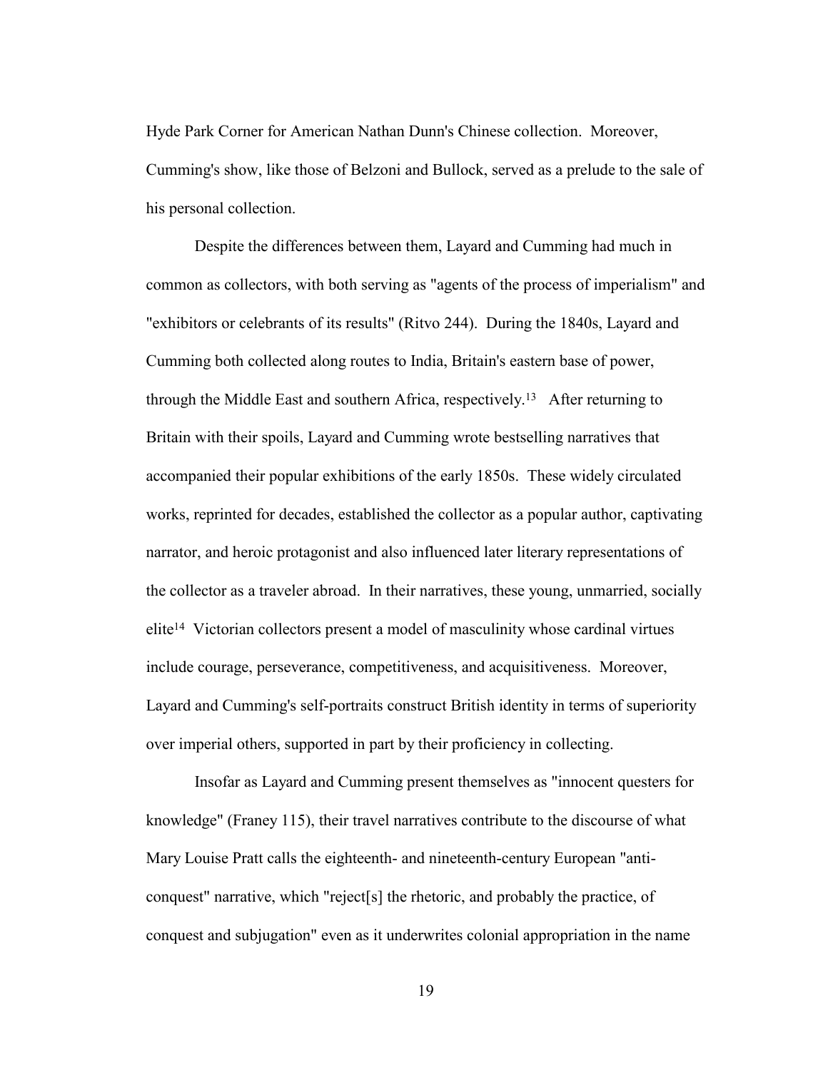Hyde Park Corner for American Nathan Dunn's Chinese collection. Moreover, Cumming's show, like those of Belzoni and Bullock, served as a prelude to the sale of his personal collection.

Despite the differences between them, Layard and Cumming had much in common as collectors, with both serving as "agents of the process of imperialism" and "exhibitors or celebrants of its results" (Ritvo 244). During the 1840s, Layard and Cumming both collected along routes to India, Britain's eastern base of power, through the Middle East and southern Africa, respectively.[13] After returning to Britain with their spoils, Layard and Cumming wrote bestselling narratives that accompanied their popular exhibitions of the early 1850s. These widely circulated works, reprinted for decades, established the collector as a popular author, captivating narrator, and heroic protagonist and also influenced later literary representations of the collector as a traveler abroad. In their narratives, these young, unmarried, socially elite[14] Victorian collectors present a model of masculinity whose cardinal virtues include courage, perseverance, competitiveness, and acquisitiveness. Moreover, Layard and Cumming's self-portraits construct British identity in terms of superiority over imperial others, supported in part by their proficiency in collecting.

Insofar as Layard and Cumming present themselves as "innocent questers for knowledge" (Franey 115), their travel narratives contribute to the discourse of what Mary Louise Pratt calls the eighteenth- and nineteenth-century European "anti-conquest" narrative, which "reject[s] the rhetoric, and probably the practice, of conquest and subjugation" even as it underwrites colonial appropriation in the name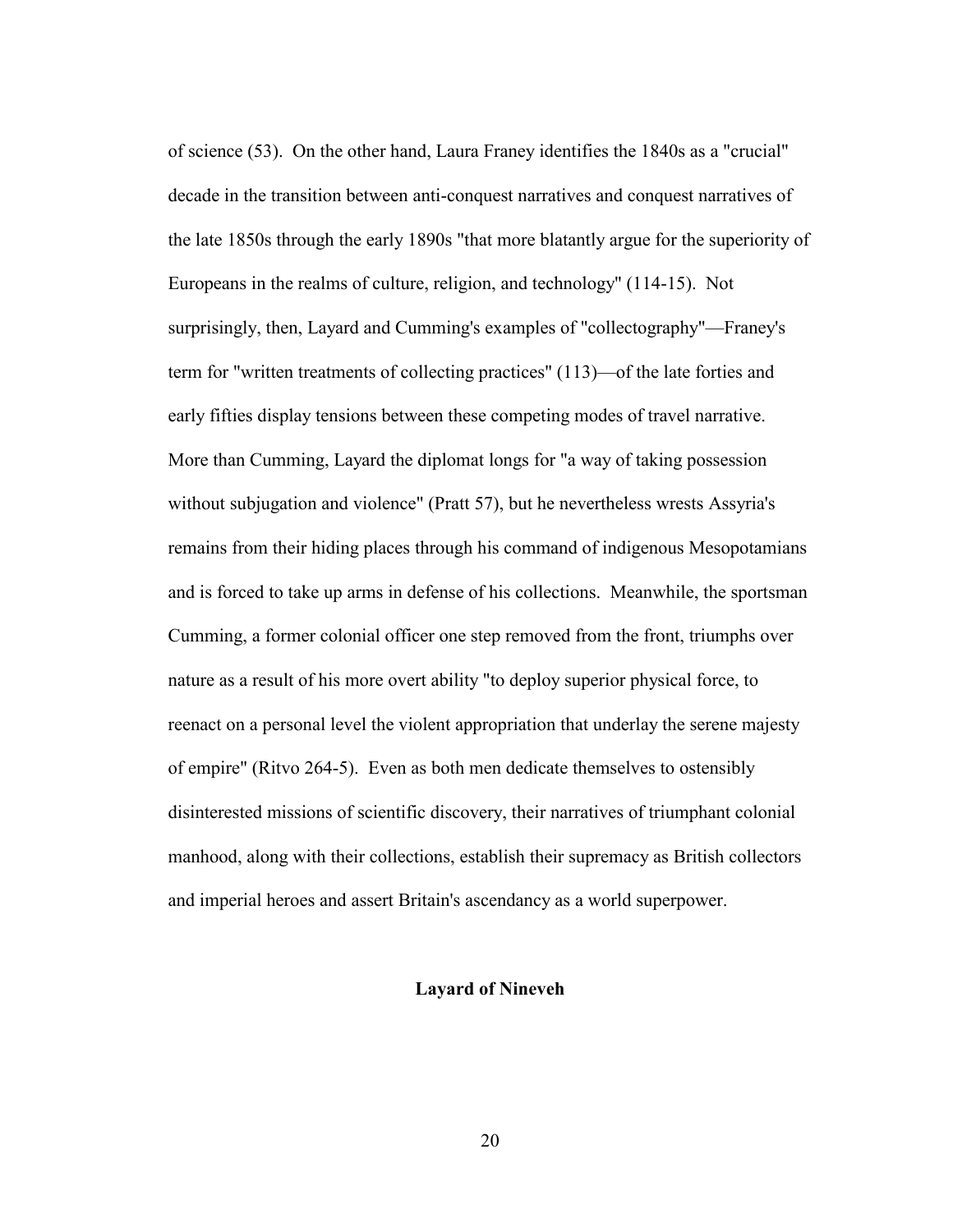of science (53). On the other hand, Laura Franey identifies the 1840s as a "crucial" decade in the transition between anti-conquest narratives and conquest narratives of the late 1850s through the early 1890s "that more blatantly argue for the superiority of Europeans in the realms of culture, religion, and technology" (114-15). Not surprisingly, then, Layard and Cumming's examples of "collectography"—Franey's term for "written treatments of collecting practices" (113)—of the late forties and early fifties display tensions between these competing modes of travel narrative. More than Cumming, Layard the diplomat longs for "a way of taking possession without subjugation and violence" (Pratt 57), but he nevertheless wrests Assyria's remains from their hiding places through his command of indigenous Mesopotamians and is forced to take up arms in defense of his collections. Meanwhile, the sportsman Cumming, a former colonial officer one step removed from the front, triumphs over nature as a result of his more overt ability "to deploy superior physical force, to reenact on a personal level the violent appropriation that underlay the serene majesty of empire" (Ritvo 264-5). Even as both men dedicate themselves to ostensibly disinterested missions of scientific discovery, their narratives of triumphant colonial manhood, along with their collections, establish their supremacy as British collectors and imperial heroes and assert Britain's ascendancy as a world superpower.

## Layard of Nineveh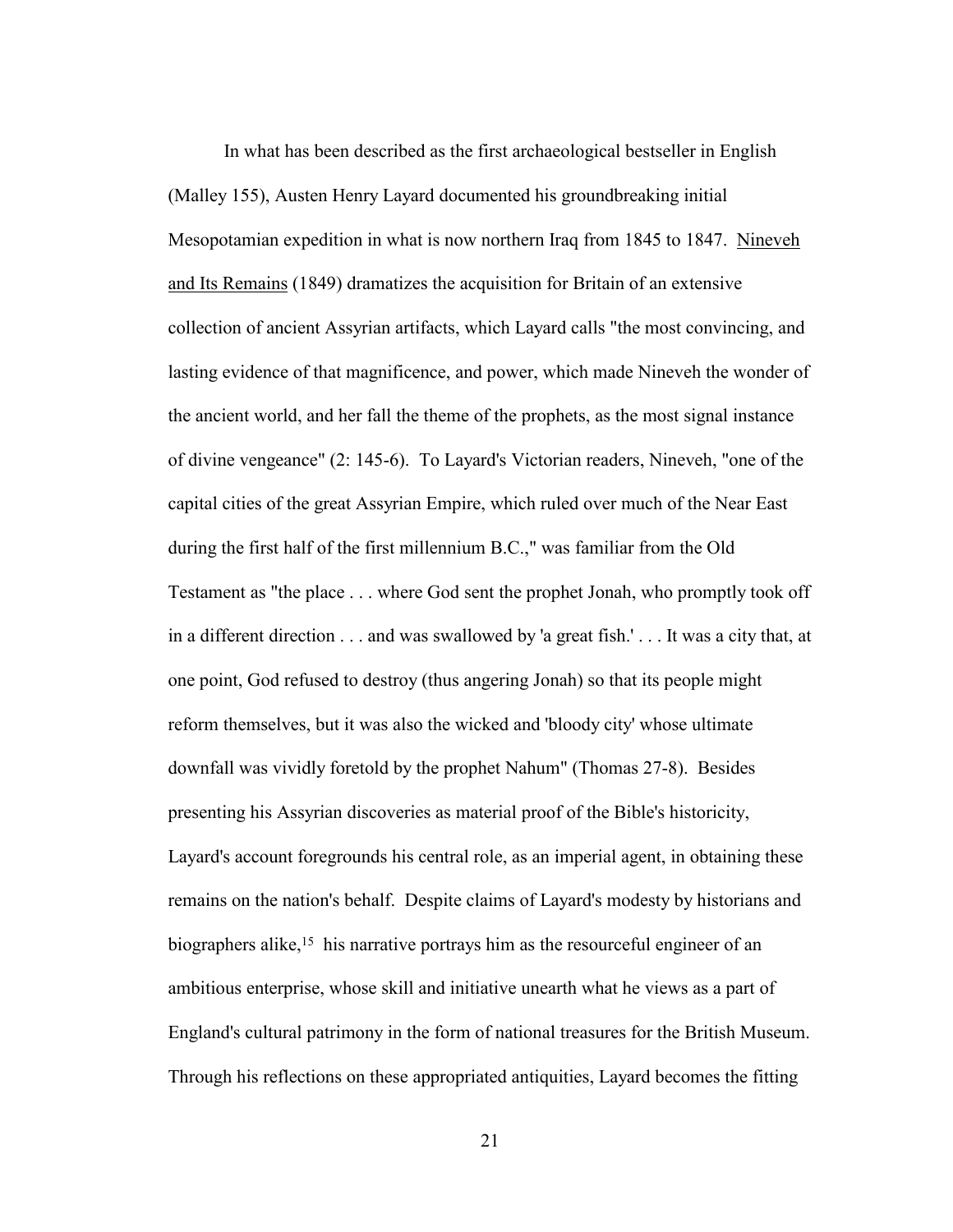In what has been described as the first archaeological bestseller in English (Malley 155), Austen Henry Layard documented his groundbreaking initial Mesopotamian expedition in what is now northern Iraq from 1845 to 1847. Nineveh and Its Remains (1849) dramatizes the acquisition for Britain of an extensive collection of ancient Assyrian artifacts, which Layard calls "the most convincing, and lasting evidence of that magnificence, and power, which made Nineveh the wonder of the ancient world, and her fall the theme of the prophets, as the most signal instance of divine vengeance" (2: 145-6). To Layard's Victorian readers, Nineveh, "one of the capital cities of the great Assyrian Empire, which ruled over much of the Near East during the first half of the first millennium B.C.," was familiar from the Old Testament as "the place . . . where God sent the prophet Jonah, who promptly took off in a different direction . . . and was swallowed by 'a great fish.' . . . It was a city that, at one point, God refused to destroy (thus angering Jonah) so that its people might reform themselves, but it was also the wicked and 'bloody city' whose ultimate downfall was vividly foretold by the prophet Nahum" (Thomas 27-8). Besides presenting his Assyrian discoveries as material proof of the Bible's historicity, Layard's account foregrounds his central role, as an imperial agent, in obtaining these remains on the nation's behalf. Despite claims of Layard's modesty by historians and biographers alike,[15] his narrative portrays him as the resourceful engineer of an ambitious enterprise, whose skill and initiative unearth what he views as a part of England's cultural patrimony in the form of national treasures for the British Museum. Through his reflections on these appropriated antiquities, Layard becomes the fitting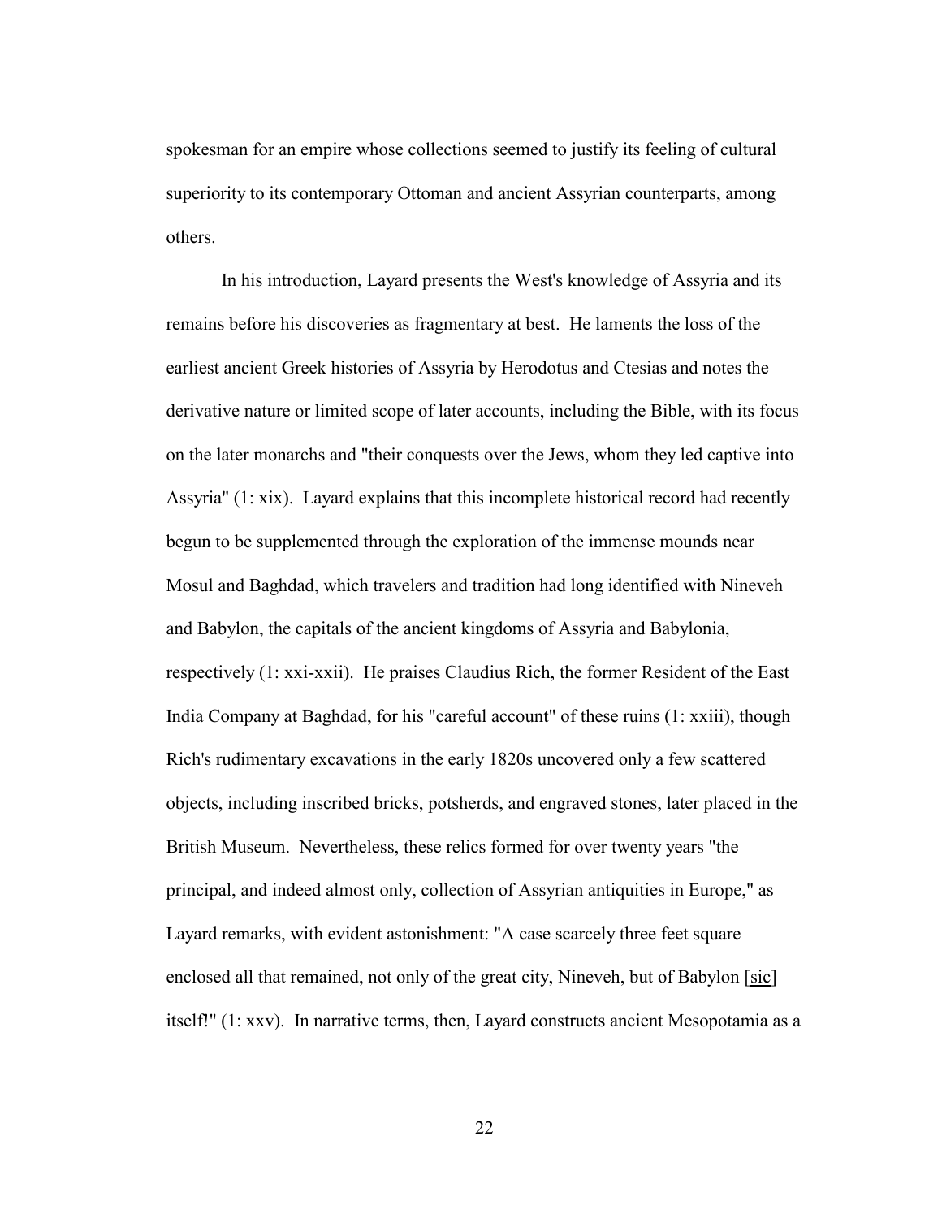spokesman for an empire whose collections seemed to justify its feeling of cultural superiority to its contemporary Ottoman and ancient Assyrian counterparts, among others.

In his introduction, Layard presents the West's knowledge of Assyria and its remains before his discoveries as fragmentary at best. He laments the loss of the earliest ancient Greek histories of Assyria by Herodotus and Ctesias and notes the derivative nature or limited scope of later accounts, including the Bible, with its focus on the later monarchs and "their conquests over the Jews, whom they led captive into Assyria" (1: xix). Layard explains that this incomplete historical record had recently begun to be supplemented through the exploration of the immense mounds near Mosul and Baghdad, which travelers and tradition had long identified with Nineveh and Babylon, the capitals of the ancient kingdoms of Assyria and Babylonia, respectively (1: xxi-xxii). He praises Claudius Rich, the former Resident of the East India Company at Baghdad, for his "careful account" of these ruins (1: xxiii), though Rich's rudimentary excavations in the early 1820s uncovered only a few scattered objects, including inscribed bricks, potsherds, and engraved stones, later placed in the British Museum. Nevertheless, these relics formed for over twenty years "the principal, and indeed almost only, collection of Assyrian antiquities in Europe," as Layard remarks, with evident astonishment: "A case scarcely three feet square enclosed all that remained, not only of the great city, Nineveh, but of Babylon [sic] itself!" (1: xxv). In narrative terms, then, Layard constructs ancient Mesopotamia as a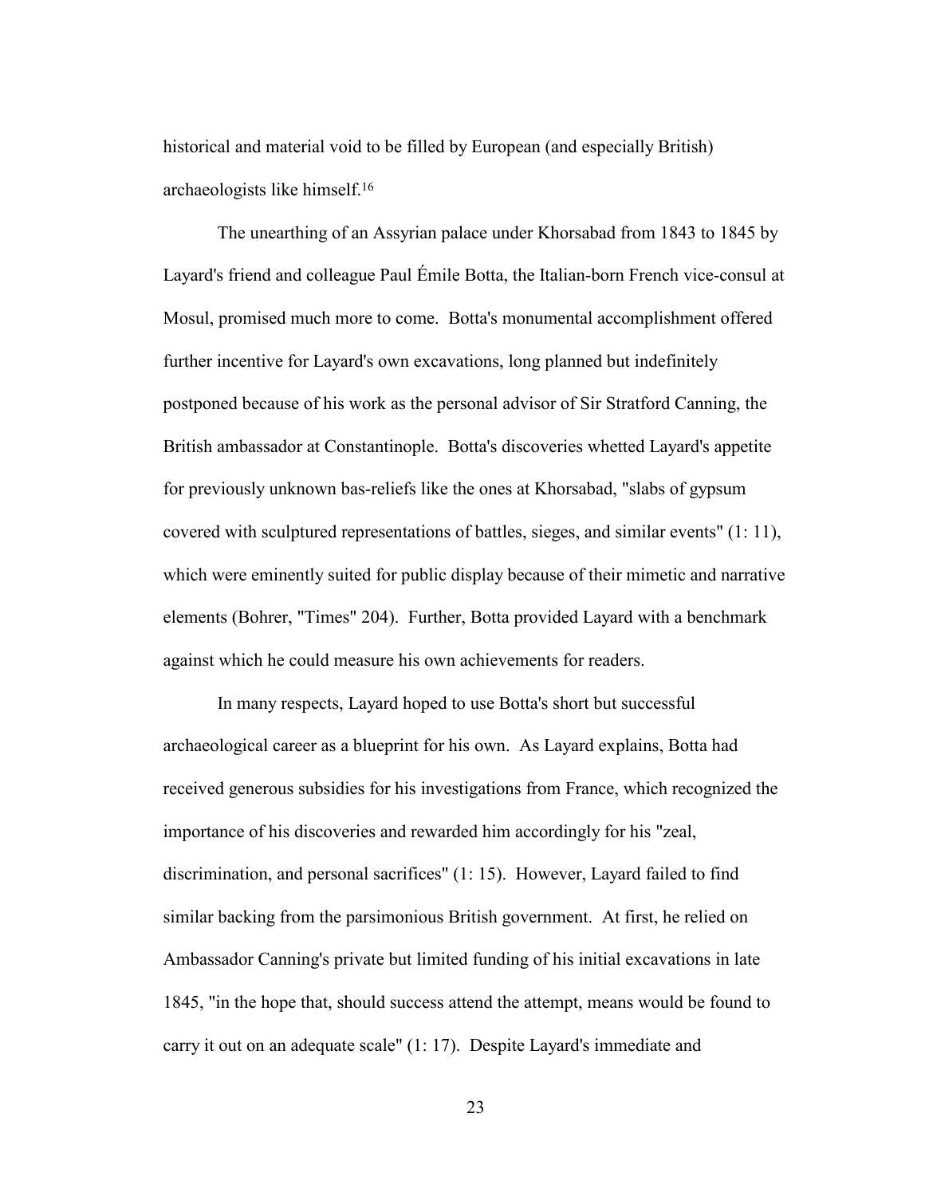historical and material void to be filled by European (and especially British) archaeologists like himself.[16]

The unearthing of an Assyrian palace under Khorsabad from 1843 to 1845 by Layard's friend and colleague Paul Émile Botta, the Italian-born French vice-consul at Mosul, promised much more to come. Botta's monumental accomplishment offered further incentive for Layard's own excavations, long planned but indefinitely postponed because of his work as the personal advisor of Sir Stratford Canning, the British ambassador at Constantinople. Botta's discoveries whetted Layard's appetite for previously unknown bas-reliefs like the ones at Khorsabad, "slabs of gypsum covered with sculptured representations of battles, sieges, and similar events" (1: 11), which were eminently suited for public display because of their mimetic and narrative elements (Bohrer, "Times" 204). Further, Botta provided Layard with a benchmark against which he could measure his own achievements for readers.

In many respects, Layard hoped to use Botta's short but successful archaeological career as a blueprint for his own. As Layard explains, Botta had received generous subsidies for his investigations from France, which recognized the importance of his discoveries and rewarded him accordingly for his "zeal, discrimination, and personal sacrifices" (1: 15). However, Layard failed to find similar backing from the parsimonious British government. At first, he relied on Ambassador Canning's private but limited funding of his initial excavations in late 1845, "in the hope that, should success attend the attempt, means would be found to carry it out on an adequate scale" (1: 17). Despite Layard's immediate and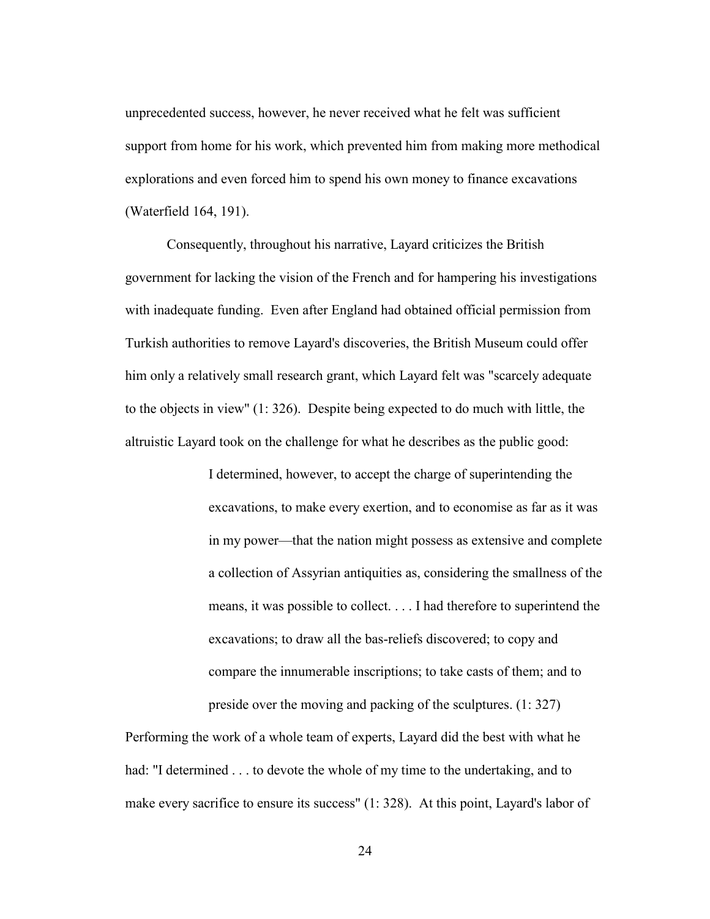unprecedented success, however, he never received what he felt was sufficient support from home for his work, which prevented him from making more methodical explorations and even forced him to spend his own money to finance excavations (Waterfield 164, 191).

Consequently, throughout his narrative, Layard criticizes the British government for lacking the vision of the French and for hampering his investigations with inadequate funding. Even after England had obtained official permission from Turkish authorities to remove Layard's discoveries, the British Museum could offer him only a relatively small research grant, which Layard felt was "scarcely adequate to the objects in view" (1: 326). Despite being expected to do much with little, the altruistic Layard took on the challenge for what he describes as the public good:

> I determined, however, to accept the charge of superintending the excavations, to make every exertion, and to economise as far as it was in my power—that the nation might possess as extensive and complete a collection of Assyrian antiquities as, considering the smallness of the means, it was possible to collect. . . . I had therefore to superintend the excavations; to draw all the bas-reliefs discovered; to copy and compare the innumerable inscriptions; to take casts of them; and to preside over the moving and packing of the sculptures. (1: 327)

Performing the work of a whole team of experts, Layard did the best with what he had: "I determined . . . to devote the whole of my time to the undertaking, and to make every sacrifice to ensure its success" (1: 328). At this point, Layard's labor of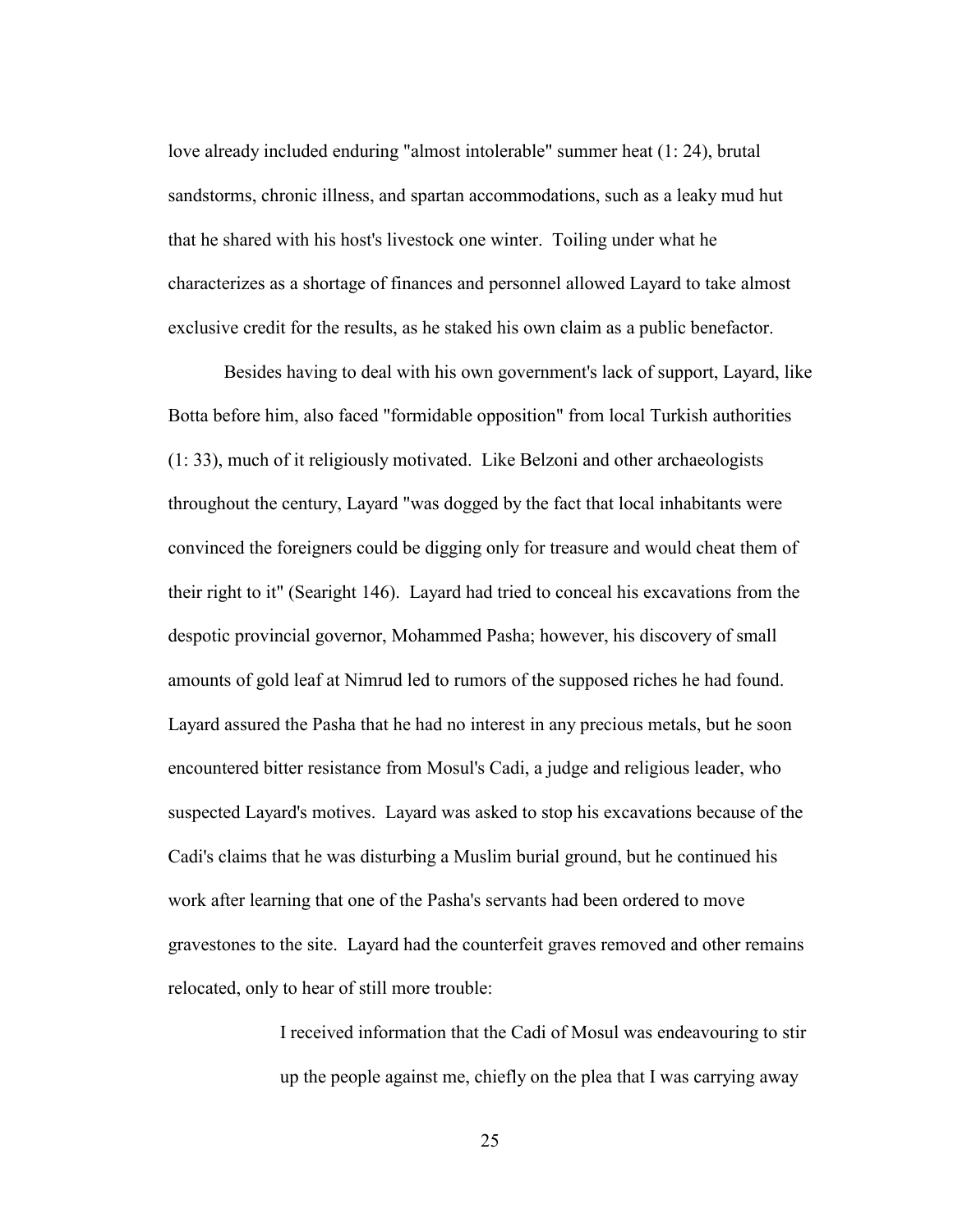love already included enduring "almost intolerable" summer heat (1: 24), brutal sandstorms, chronic illness, and spartan accommodations, such as a leaky mud hut that he shared with his host's livestock one winter. Toiling under what he characterizes as a shortage of finances and personnel allowed Layard to take almost exclusive credit for the results, as he staked his own claim as a public benefactor.

Besides having to deal with his own government's lack of support, Layard, like Botta before him, also faced "formidable opposition" from local Turkish authorities (1: 33), much of it religiously motivated. Like Belzoni and other archaeologists throughout the century, Layard "was dogged by the fact that local inhabitants were convinced the foreigners could be digging only for treasure and would cheat them of their right to it" (Searight 146). Layard had tried to conceal his excavations from the despotic provincial governor, Mohammed Pasha; however, his discovery of small amounts of gold leaf at Nimrud led to rumors of the supposed riches he had found. Layard assured the Pasha that he had no interest in any precious metals, but he soon encountered bitter resistance from Mosul's Cadi, a judge and religious leader, who suspected Layard's motives. Layard was asked to stop his excavations because of the Cadi's claims that he was disturbing a Muslim burial ground, but he continued his work after learning that one of the Pasha's servants had been ordered to move gravestones to the site. Layard had the counterfeit graves removed and other remains relocated, only to hear of still more trouble:

> I received information that the Cadi of Mosul was endeavouring to stir up the people against me, chiefly on the plea that I was carrying away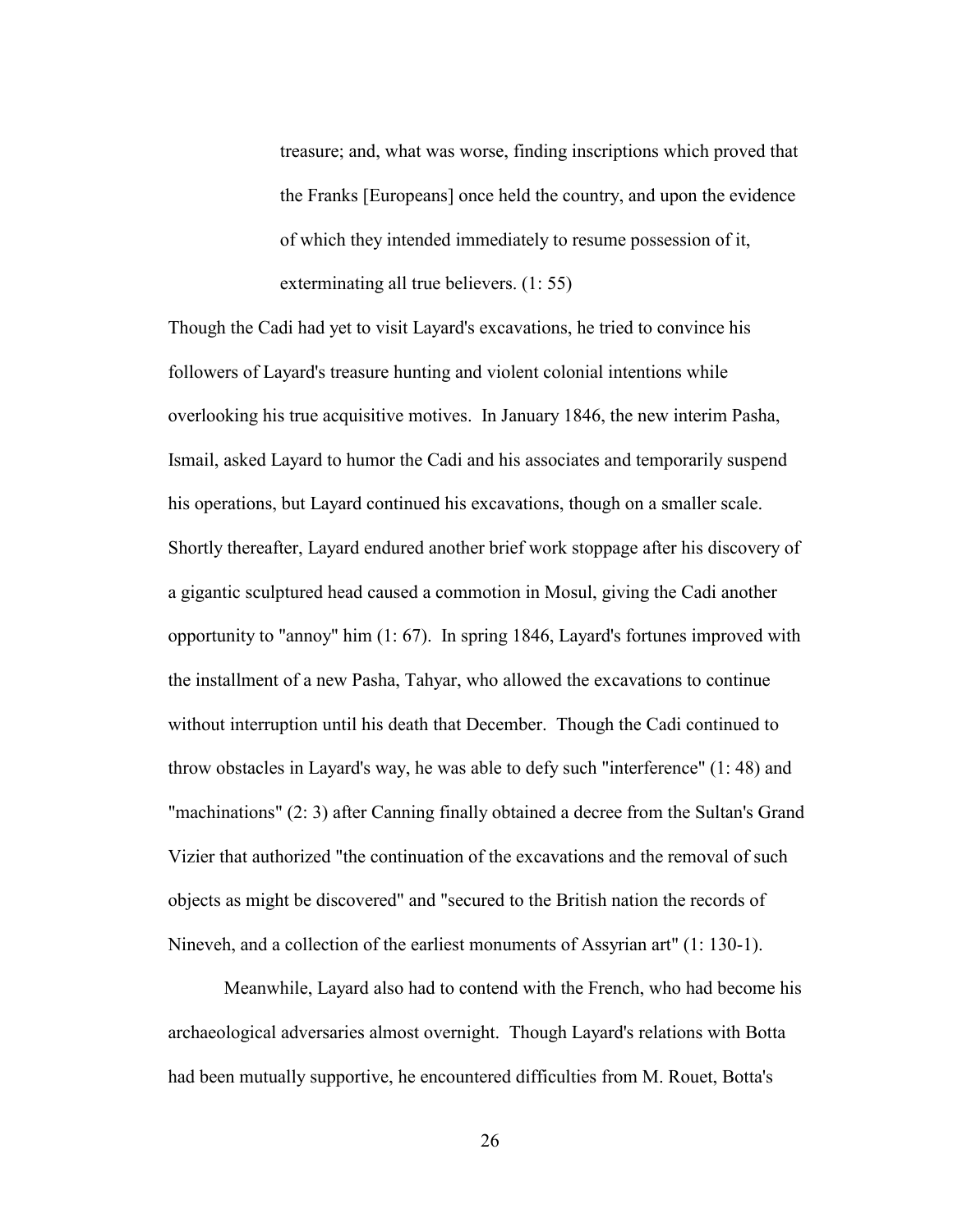> treasure; and, what was worse, finding inscriptions which proved that the Franks [Europeans] once held the country, and upon the evidence of which they intended immediately to resume possession of it, exterminating all true believers. (1: 55)

Though the Cadi had yet to visit Layard's excavations, he tried to convince his followers of Layard's treasure hunting and violent colonial intentions while overlooking his true acquisitive motives. In January 1846, the new interim Pasha, Ismail, asked Layard to humor the Cadi and his associates and temporarily suspend his operations, but Layard continued his excavations, though on a smaller scale. Shortly thereafter, Layard endured another brief work stoppage after his discovery of a gigantic sculptured head caused a commotion in Mosul, giving the Cadi another opportunity to "annoy" him (1: 67). In spring 1846, Layard's fortunes improved with the installment of a new Pasha, Tahyar, who allowed the excavations to continue without interruption until his death that December. Though the Cadi continued to throw obstacles in Layard's way, he was able to defy such "interference" (1: 48) and "machinations" (2: 3) after Canning finally obtained a decree from the Sultan's Grand Vizier that authorized "the continuation of the excavations and the removal of such objects as might be discovered" and "secured to the British nation the records of Nineveh, and a collection of the earliest monuments of Assyrian art" (1: 130-1).

Meanwhile, Layard also had to contend with the French, who had become his archaeological adversaries almost overnight. Though Layard's relations with Botta had been mutually supportive, he encountered difficulties from M. Rouet, Botta's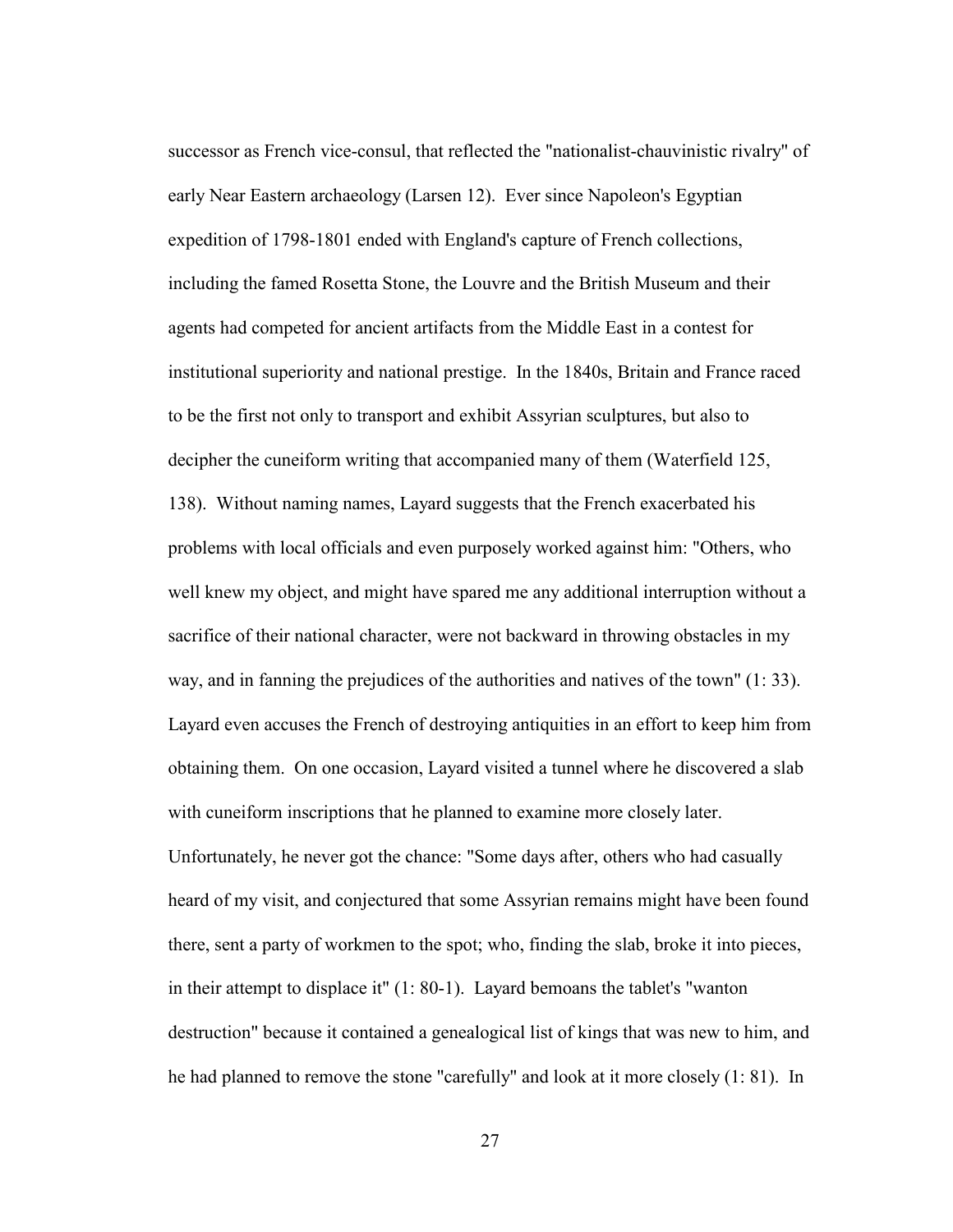successor as French vice-consul, that reflected the "nationalist-chauvinistic rivalry" of early Near Eastern archaeology (Larsen 12). Ever since Napoleon's Egyptian expedition of 1798-1801 ended with England's capture of French collections, including the famed Rosetta Stone, the Louvre and the British Museum and their agents had competed for ancient artifacts from the Middle East in a contest for institutional superiority and national prestige. In the 1840s, Britain and France raced to be the first not only to transport and exhibit Assyrian sculptures, but also to decipher the cuneiform writing that accompanied many of them (Waterfield 125, 138). Without naming names, Layard suggests that the French exacerbated his problems with local officials and even purposely worked against him: "Others, who well knew my object, and might have spared me any additional interruption without a sacrifice of their national character, were not backward in throwing obstacles in my way, and in fanning the prejudices of the authorities and natives of the town" (1: 33). Layard even accuses the French of destroying antiquities in an effort to keep him from obtaining them. On one occasion, Layard visited a tunnel where he discovered a slab with cuneiform inscriptions that he planned to examine more closely later. Unfortunately, he never got the chance: "Some days after, others who had casually heard of my visit, and conjectured that some Assyrian remains might have been found there, sent a party of workmen to the spot; who, finding the slab, broke it into pieces, in their attempt to displace it" (1: 80-1). Layard bemoans the tablet's "wanton destruction" because it contained a genealogical list of kings that was new to him, and he had planned to remove the stone "carefully" and look at it more closely (1: 81). In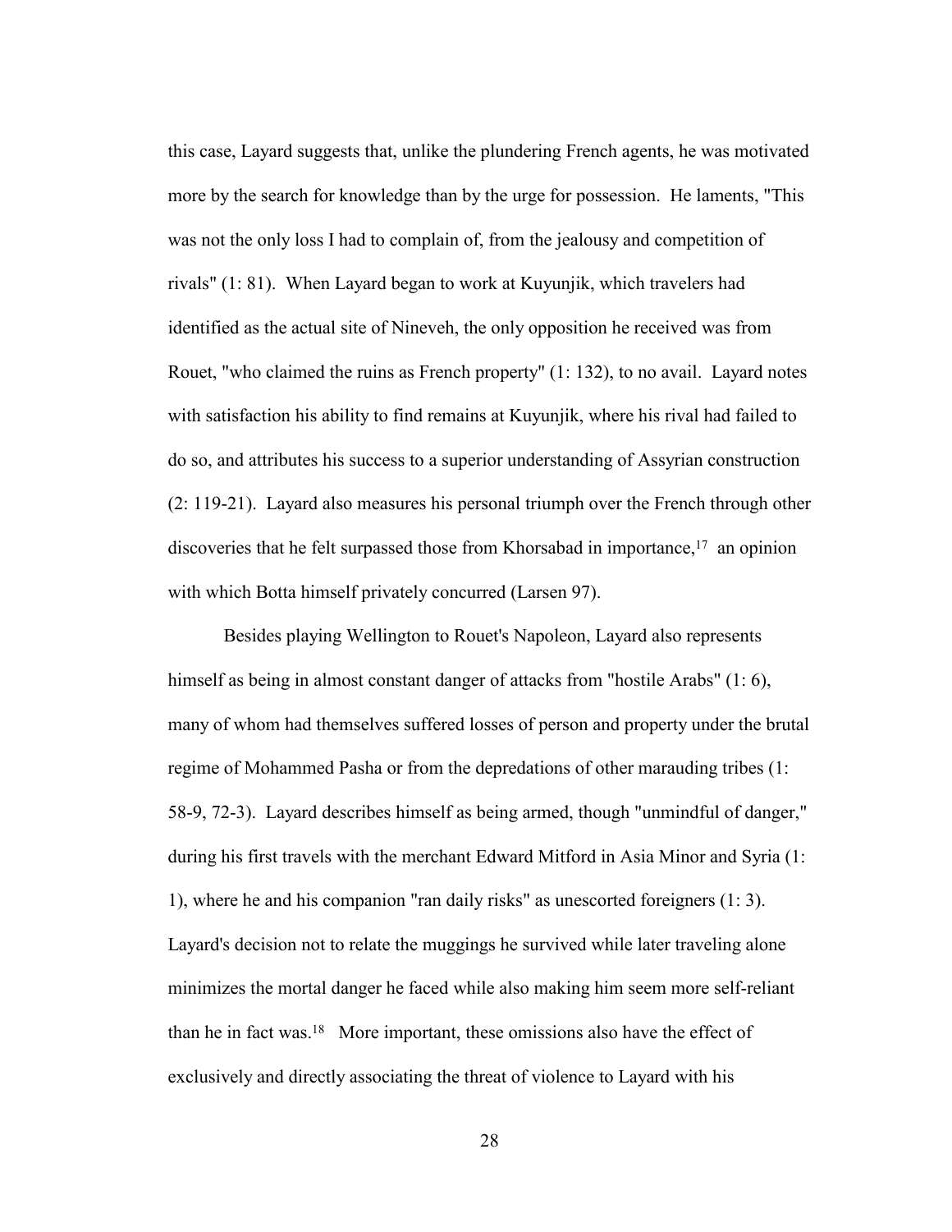this case, Layard suggests that, unlike the plundering French agents, he was motivated more by the search for knowledge than by the urge for possession. He laments, "This was not the only loss I had to complain of, from the jealousy and competition of rivals" (1: 81). When Layard began to work at Kuyunjik, which travelers had identified as the actual site of Nineveh, the only opposition he received was from Rouet, "who claimed the ruins as French property" (1: 132), to no avail. Layard notes with satisfaction his ability to find remains at Kuyunjik, where his rival had failed to do so, and attributes his success to a superior understanding of Assyrian construction (2: 119-21). Layard also measures his personal triumph over the French through other discoveries that he felt surpassed those from Khorsabad in importance,[17] an opinion with which Botta himself privately concurred (Larsen 97).

Besides playing Wellington to Rouet's Napoleon, Layard also represents himself as being in almost constant danger of attacks from "hostile Arabs" (1: 6), many of whom had themselves suffered losses of person and property under the brutal regime of Mohammed Pasha or from the depredations of other marauding tribes (1: 58-9, 72-3). Layard describes himself as being armed, though "unmindful of danger," during his first travels with the merchant Edward Mitford in Asia Minor and Syria (1: 1), where he and his companion "ran daily risks" as unescorted foreigners (1: 3). Layard's decision not to relate the muggings he survived while later traveling alone minimizes the mortal danger he faced while also making him seem more self-reliant than he in fact was.[18] More important, these omissions also have the effect of exclusively and directly associating the threat of violence to Layard with his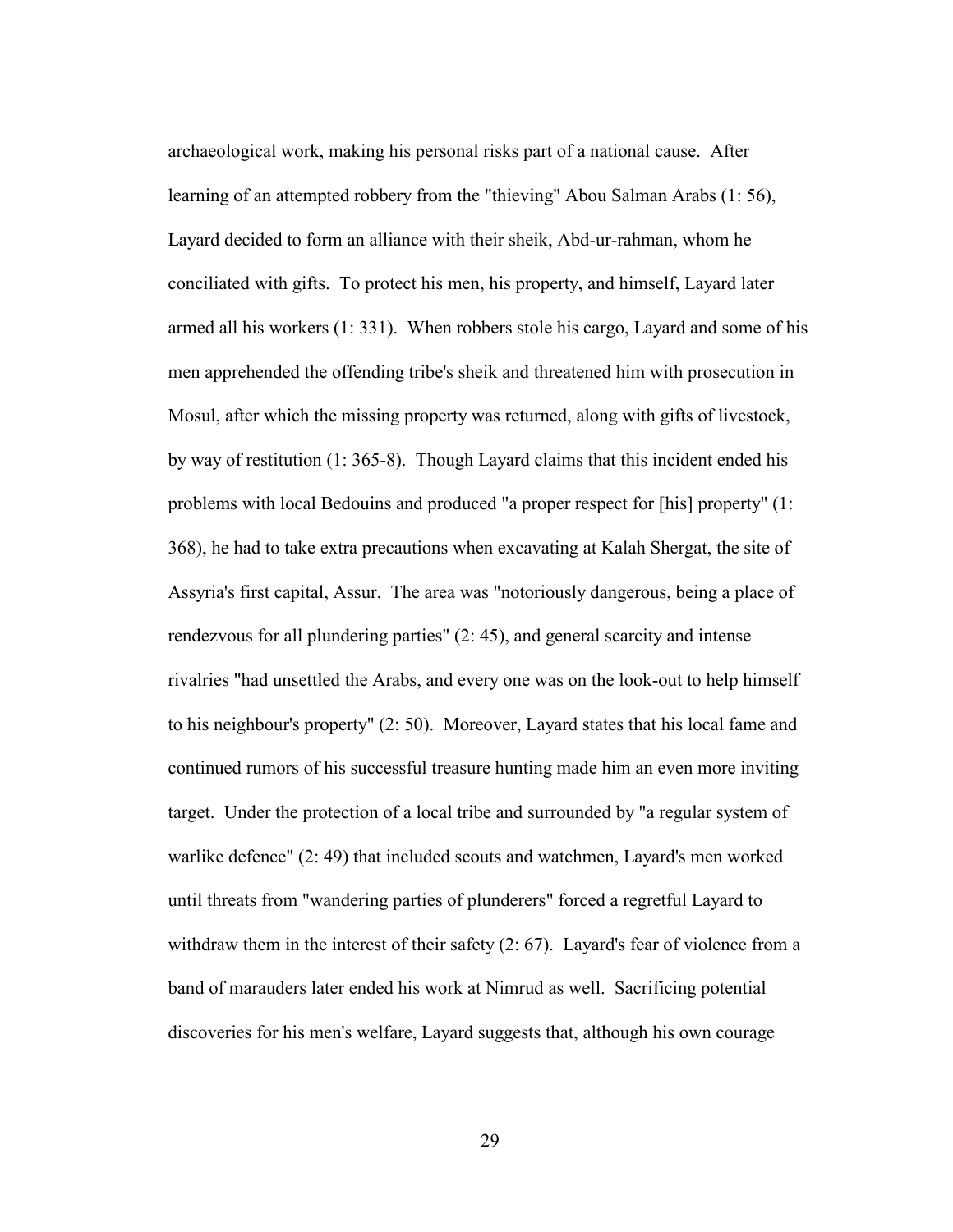archaeological work, making his personal risks part of a national cause. After learning of an attempted robbery from the "thieving" Abou Salman Arabs (1: 56), Layard decided to form an alliance with their sheik, Abd-ur-rahman, whom he conciliated with gifts. To protect his men, his property, and himself, Layard later armed all his workers (1: 331). When robbers stole his cargo, Layard and some of his men apprehended the offending tribe's sheik and threatened him with prosecution in Mosul, after which the missing property was returned, along with gifts of livestock, by way of restitution (1: 365-8). Though Layard claims that this incident ended his problems with local Bedouins and produced "a proper respect for [his] property" (1: 368), he had to take extra precautions when excavating at Kalah Shergat, the site of Assyria's first capital, Assur. The area was "notoriously dangerous, being a place of rendezvous for all plundering parties" (2: 45), and general scarcity and intense rivalries "had unsettled the Arabs, and every one was on the look-out to help himself to his neighbour's property" (2: 50). Moreover, Layard states that his local fame and continued rumors of his successful treasure hunting made him an even more inviting target. Under the protection of a local tribe and surrounded by "a regular system of warlike defence" (2: 49) that included scouts and watchmen, Layard's men worked until threats from "wandering parties of plunderers" forced a regretful Layard to withdraw them in the interest of their safety (2: 67). Layard's fear of violence from a band of marauders later ended his work at Nimrud as well. Sacrificing potential discoveries for his men's welfare, Layard suggests that, although his own courage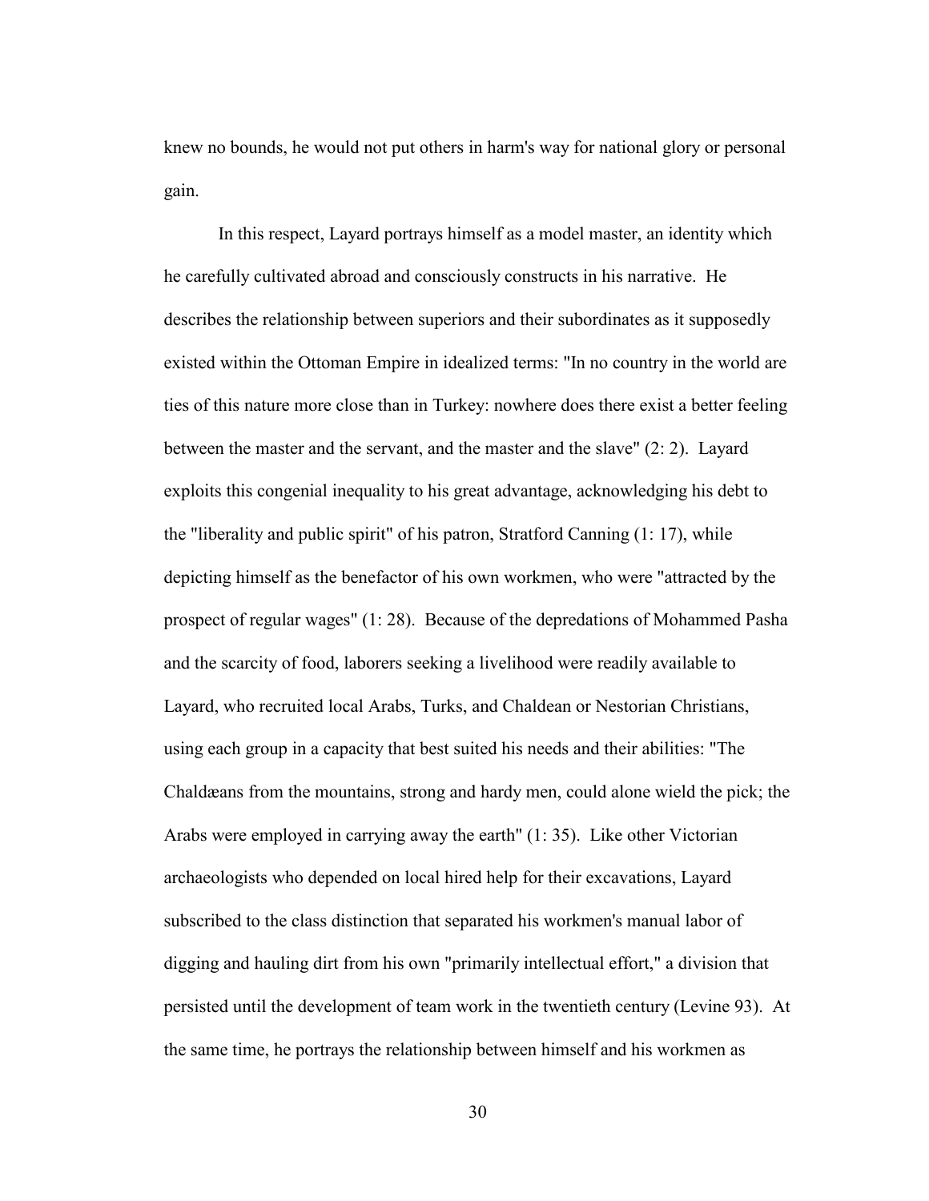knew no bounds, he would not put others in harm's way for national glory or personal gain.

In this respect, Layard portrays himself as a model master, an identity which he carefully cultivated abroad and consciously constructs in his narrative. He describes the relationship between superiors and their subordinates as it supposedly existed within the Ottoman Empire in idealized terms: "In no country in the world are ties of this nature more close than in Turkey: nowhere does there exist a better feeling between the master and the servant, and the master and the slave" (2: 2). Layard exploits this congenial inequality to his great advantage, acknowledging his debt to the "liberality and public spirit" of his patron, Stratford Canning (1: 17), while depicting himself as the benefactor of his own workmen, who were "attracted by the prospect of regular wages" (1: 28). Because of the depredations of Mohammed Pasha and the scarcity of food, laborers seeking a livelihood were readily available to Layard, who recruited local Arabs, Turks, and Chaldean or Nestorian Christians, using each group in a capacity that best suited his needs and their abilities: "The Chaldæans from the mountains, strong and hardy men, could alone wield the pick; the Arabs were employed in carrying away the earth" (1: 35). Like other Victorian archaeologists who depended on local hired help for their excavations, Layard subscribed to the class distinction that separated his workmen's manual labor of digging and hauling dirt from his own "primarily intellectual effort," a division that persisted until the development of team work in the twentieth century (Levine 93). At the same time, he portrays the relationship between himself and his workmen as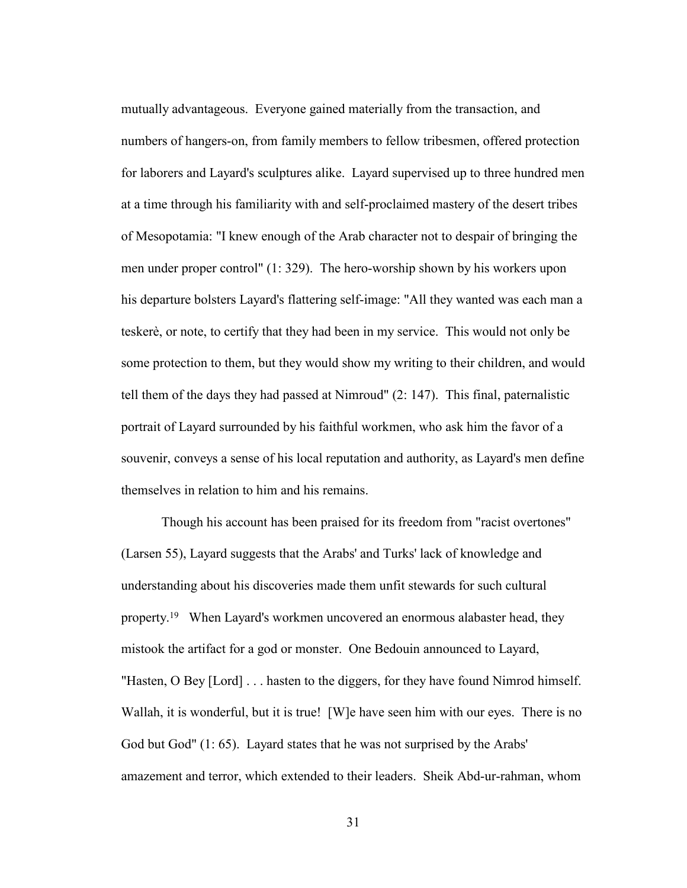mutually advantageous. Everyone gained materially from the transaction, and numbers of hangers-on, from family members to fellow tribesmen, offered protection for laborers and Layard's sculptures alike. Layard supervised up to three hundred men at a time through his familiarity with and self-proclaimed mastery of the desert tribes of Mesopotamia: "I knew enough of the Arab character not to despair of bringing the men under proper control" (1: 329). The hero-worship shown by his workers upon his departure bolsters Layard's flattering self-image: "All they wanted was each man a teskerè, or note, to certify that they had been in my service. This would not only be some protection to them, but they would show my writing to their children, and would tell them of the days they had passed at Nimroud" (2: 147). This final, paternalistic portrait of Layard surrounded by his faithful workmen, who ask him the favor of a souvenir, conveys a sense of his local reputation and authority, as Layard's men define themselves in relation to him and his remains.

Though his account has been praised for its freedom from "racist overtones" (Larsen 55), Layard suggests that the Arabs' and Turks' lack of knowledge and understanding about his discoveries made them unfit stewards for such cultural property.[19] When Layard's workmen uncovered an enormous alabaster head, they mistook the artifact for a god or monster. One Bedouin announced to Layard, "Hasten, O Bey [Lord] . . . hasten to the diggers, for they have found Nimrod himself. Wallah, it is wonderful, but it is true! [W]e have seen him with our eyes. There is no God but God" (1: 65). Layard states that he was not surprised by the Arabs' amazement and terror, which extended to their leaders. Sheik Abd-ur-rahman, whom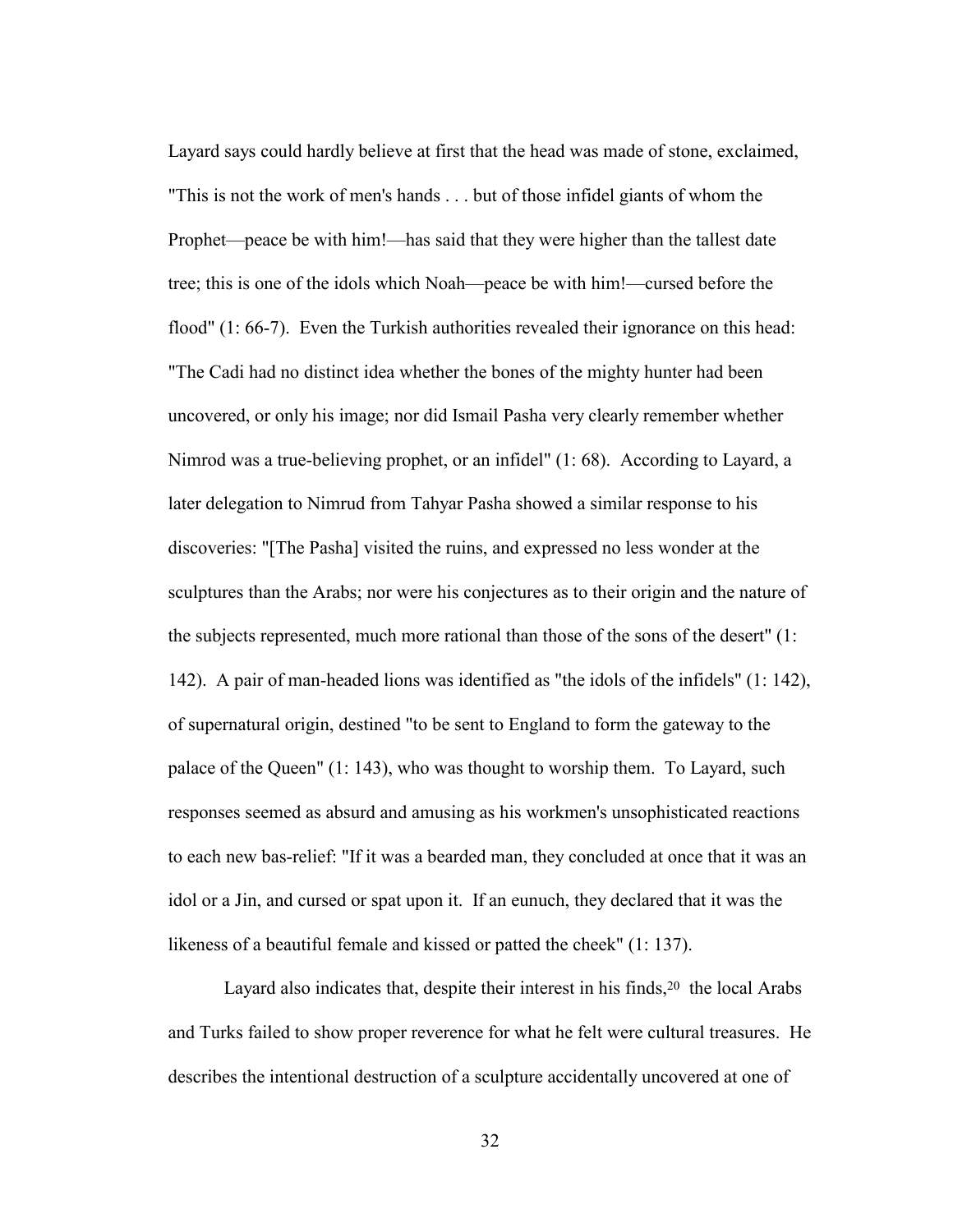Layard says could hardly believe at first that the head was made of stone, exclaimed, "This is not the work of men's hands . . . but of those infidel giants of whom the Prophet—peace be with him!—has said that they were higher than the tallest date tree; this is one of the idols which Noah—peace be with him!—cursed before the flood" (1: 66-7). Even the Turkish authorities revealed their ignorance on this head: "The Cadi had no distinct idea whether the bones of the mighty hunter had been uncovered, or only his image; nor did Ismail Pasha very clearly remember whether Nimrod was a true-believing prophet, or an infidel" (1: 68). According to Layard, a later delegation to Nimrud from Tahyar Pasha showed a similar response to his discoveries: "[The Pasha] visited the ruins, and expressed no less wonder at the sculptures than the Arabs; nor were his conjectures as to their origin and the nature of the subjects represented, much more rational than those of the sons of the desert" (1: 142). A pair of man-headed lions was identified as "the idols of the infidels" (1: 142), of supernatural origin, destined "to be sent to England to form the gateway to the palace of the Queen" (1: 143), who was thought to worship them. To Layard, such responses seemed as absurd and amusing as his workmen's unsophisticated reactions to each new bas-relief: "If it was a bearded man, they concluded at once that it was an idol or a Jin, and cursed or spat upon it. If an eunuch, they declared that it was the likeness of a beautiful female and kissed or patted the cheek" (1: 137).

Layard also indicates that, despite their interest in his finds,[20] the local Arabs and Turks failed to show proper reverence for what he felt were cultural treasures. He describes the intentional destruction of a sculpture accidentally uncovered at one of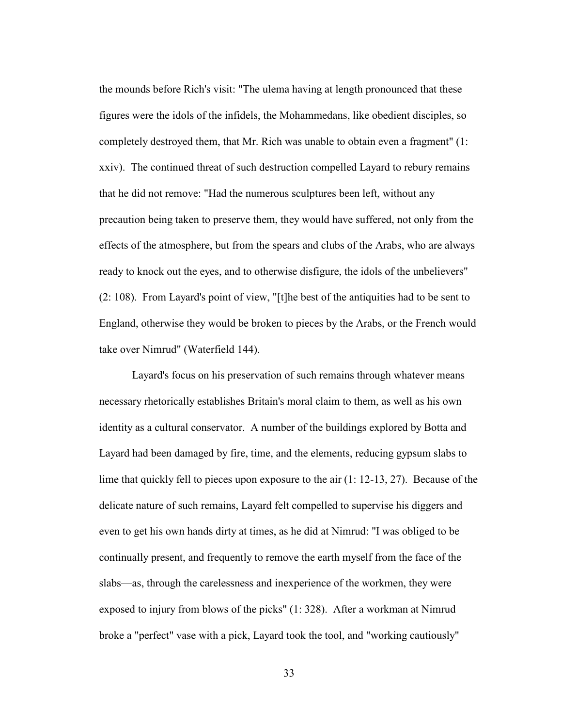the mounds before Rich's visit: "The ulema having at length pronounced that these figures were the idols of the infidels, the Mohammedans, like obedient disciples, so completely destroyed them, that Mr. Rich was unable to obtain even a fragment" (1: xxiv). The continued threat of such destruction compelled Layard to rebury remains that he did not remove: "Had the numerous sculptures been left, without any precaution being taken to preserve them, they would have suffered, not only from the effects of the atmosphere, but from the spears and clubs of the Arabs, who are always ready to knock out the eyes, and to otherwise disfigure, the idols of the unbelievers" (2: 108). From Layard's point of view, "[t]he best of the antiquities had to be sent to England, otherwise they would be broken to pieces by the Arabs, or the French would take over Nimrud" (Waterfield 144).

Layard's focus on his preservation of such remains through whatever means necessary rhetorically establishes Britain's moral claim to them, as well as his own identity as a cultural conservator. A number of the buildings explored by Botta and Layard had been damaged by fire, time, and the elements, reducing gypsum slabs to lime that quickly fell to pieces upon exposure to the air (1: 12-13, 27). Because of the delicate nature of such remains, Layard felt compelled to supervise his diggers and even to get his own hands dirty at times, as he did at Nimrud: "I was obliged to be continually present, and frequently to remove the earth myself from the face of the slabs—as, through the carelessness and inexperience of the workmen, they were exposed to injury from blows of the picks" (1: 328). After a workman at Nimrud broke a "perfect" vase with a pick, Layard took the tool, and "working cautiously"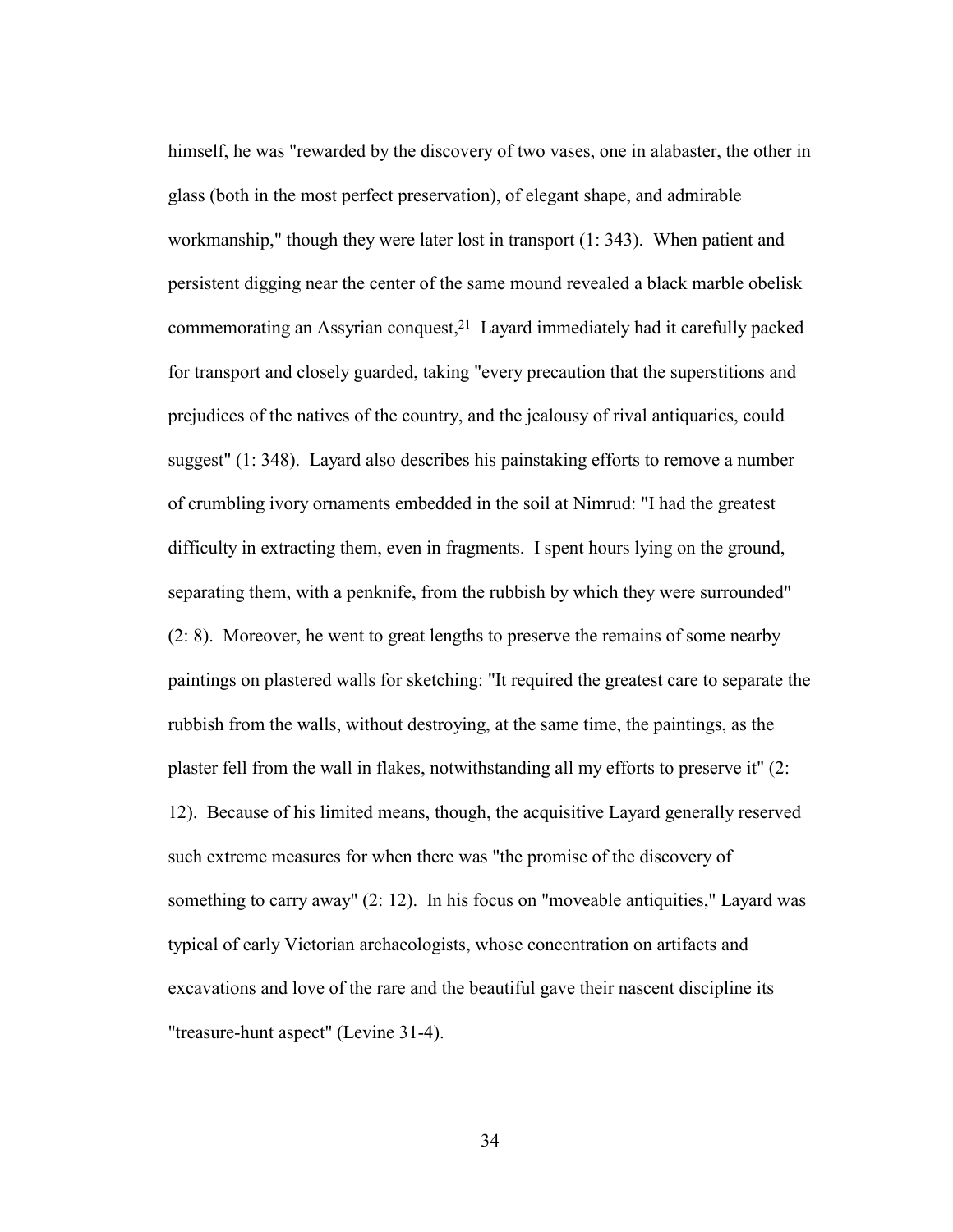himself, he was "rewarded by the discovery of two vases, one in alabaster, the other in glass (both in the most perfect preservation), of elegant shape, and admirable workmanship," though they were later lost in transport (1: 343). When patient and persistent digging near the center of the same mound revealed a black marble obelisk commemorating an Assyrian conquest,[21] Layard immediately had it carefully packed for transport and closely guarded, taking "every precaution that the superstitions and prejudices of the natives of the country, and the jealousy of rival antiquaries, could suggest" (1: 348). Layard also describes his painstaking efforts to remove a number of crumbling ivory ornaments embedded in the soil at Nimrud: "I had the greatest difficulty in extracting them, even in fragments. I spent hours lying on the ground, separating them, with a penknife, from the rubbish by which they were surrounded" (2: 8). Moreover, he went to great lengths to preserve the remains of some nearby paintings on plastered walls for sketching: "It required the greatest care to separate the rubbish from the walls, without destroying, at the same time, the paintings, as the plaster fell from the wall in flakes, notwithstanding all my efforts to preserve it" (2: 12). Because of his limited means, though, the acquisitive Layard generally reserved such extreme measures for when there was "the promise of the discovery of something to carry away" (2: 12). In his focus on "moveable antiquities," Layard was typical of early Victorian archaeologists, whose concentration on artifacts and excavations and love of the rare and the beautiful gave their nascent discipline its "treasure-hunt aspect" (Levine 31-4).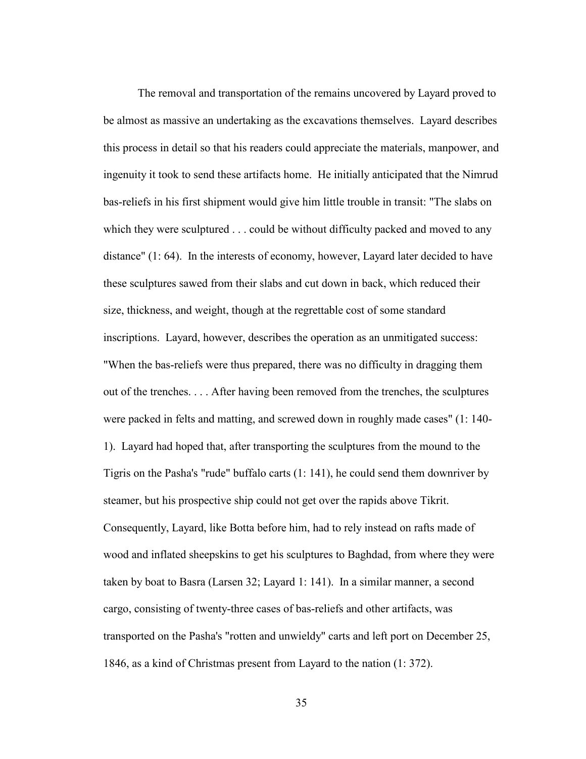The removal and transportation of the remains uncovered by Layard proved to be almost as massive an undertaking as the excavations themselves. Layard describes this process in detail so that his readers could appreciate the materials, manpower, and ingenuity it took to send these artifacts home. He initially anticipated that the Nimrud bas-reliefs in his first shipment would give him little trouble in transit: "The slabs on which they were sculptured . . . could be without difficulty packed and moved to any distance" (1: 64). In the interests of economy, however, Layard later decided to have these sculptures sawed from their slabs and cut down in back, which reduced their size, thickness, and weight, though at the regrettable cost of some standard inscriptions. Layard, however, describes the operation as an unmitigated success: "When the bas-reliefs were thus prepared, there was no difficulty in dragging them out of the trenches. . . . After having been removed from the trenches, the sculptures were packed in felts and matting, and screwed down in roughly made cases" (1: 140-1). Layard had hoped that, after transporting the sculptures from the mound to the Tigris on the Pasha's "rude" buffalo carts (1: 141), he could send them downriver by steamer, but his prospective ship could not get over the rapids above Tikrit. Consequently, Layard, like Botta before him, had to rely instead on rafts made of wood and inflated sheepskins to get his sculptures to Baghdad, from where they were taken by boat to Basra (Larsen 32; Layard 1: 141). In a similar manner, a second cargo, consisting of twenty-three cases of bas-reliefs and other artifacts, was transported on the Pasha's "rotten and unwieldy" carts and left port on December 25, 1846, as a kind of Christmas present from Layard to the nation (1: 372).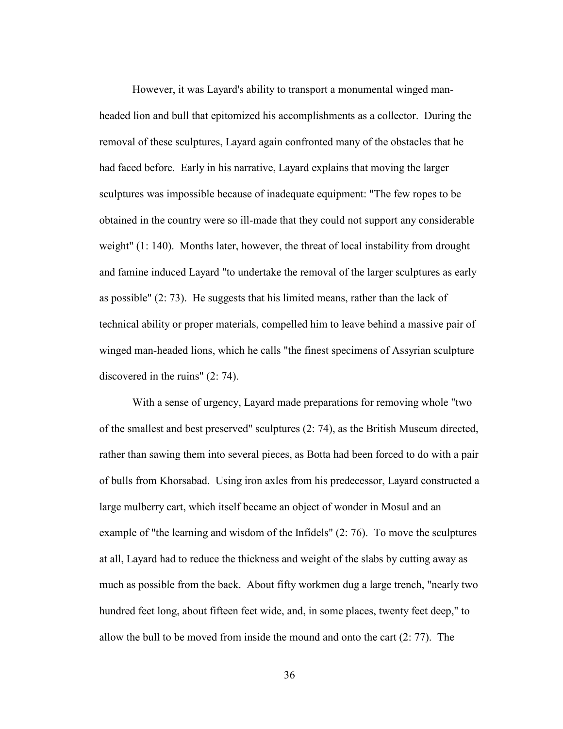However, it was Layard's ability to transport a monumental winged man-headed lion and bull that epitomized his accomplishments as a collector. During the removal of these sculptures, Layard again confronted many of the obstacles that he had faced before. Early in his narrative, Layard explains that moving the larger sculptures was impossible because of inadequate equipment: "The few ropes to be obtained in the country were so ill-made that they could not support any considerable weight" (1: 140). Months later, however, the threat of local instability from drought and famine induced Layard "to undertake the removal of the larger sculptures as early as possible" (2: 73). He suggests that his limited means, rather than the lack of technical ability or proper materials, compelled him to leave behind a massive pair of winged man-headed lions, which he calls "the finest specimens of Assyrian sculpture discovered in the ruins" (2: 74).

With a sense of urgency, Layard made preparations for removing whole "two of the smallest and best preserved" sculptures (2: 74), as the British Museum directed, rather than sawing them into several pieces, as Botta had been forced to do with a pair of bulls from Khorsabad. Using iron axles from his predecessor, Layard constructed a large mulberry cart, which itself became an object of wonder in Mosul and an example of "the learning and wisdom of the Infidels" (2: 76). To move the sculptures at all, Layard had to reduce the thickness and weight of the slabs by cutting away as much as possible from the back. About fifty workmen dug a large trench, "nearly two hundred feet long, about fifteen feet wide, and, in some places, twenty feet deep," to allow the bull to be moved from inside the mound and onto the cart (2: 77). The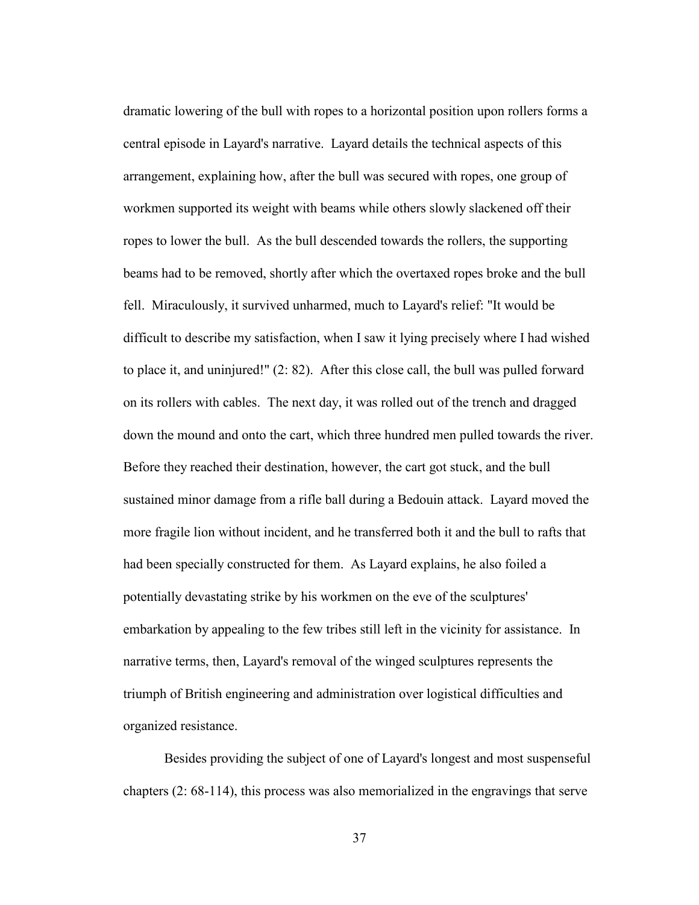dramatic lowering of the bull with ropes to a horizontal position upon rollers forms a central episode in Layard's narrative. Layard details the technical aspects of this arrangement, explaining how, after the bull was secured with ropes, one group of workmen supported its weight with beams while others slowly slackened off their ropes to lower the bull. As the bull descended towards the rollers, the supporting beams had to be removed, shortly after which the overtaxed ropes broke and the bull fell. Miraculously, it survived unharmed, much to Layard's relief: "It would be difficult to describe my satisfaction, when I saw it lying precisely where I had wished to place it, and uninjured!" (2: 82). After this close call, the bull was pulled forward on its rollers with cables. The next day, it was rolled out of the trench and dragged down the mound and onto the cart, which three hundred men pulled towards the river. Before they reached their destination, however, the cart got stuck, and the bull sustained minor damage from a rifle ball during a Bedouin attack. Layard moved the more fragile lion without incident, and he transferred both it and the bull to rafts that had been specially constructed for them. As Layard explains, he also foiled a potentially devastating strike by his workmen on the eve of the sculptures' embarkation by appealing to the few tribes still left in the vicinity for assistance. In narrative terms, then, Layard's removal of the winged sculptures represents the triumph of British engineering and administration over logistical difficulties and organized resistance.

Besides providing the subject of one of Layard's longest and most suspenseful chapters (2: 68-114), this process was also memorialized in the engravings that serve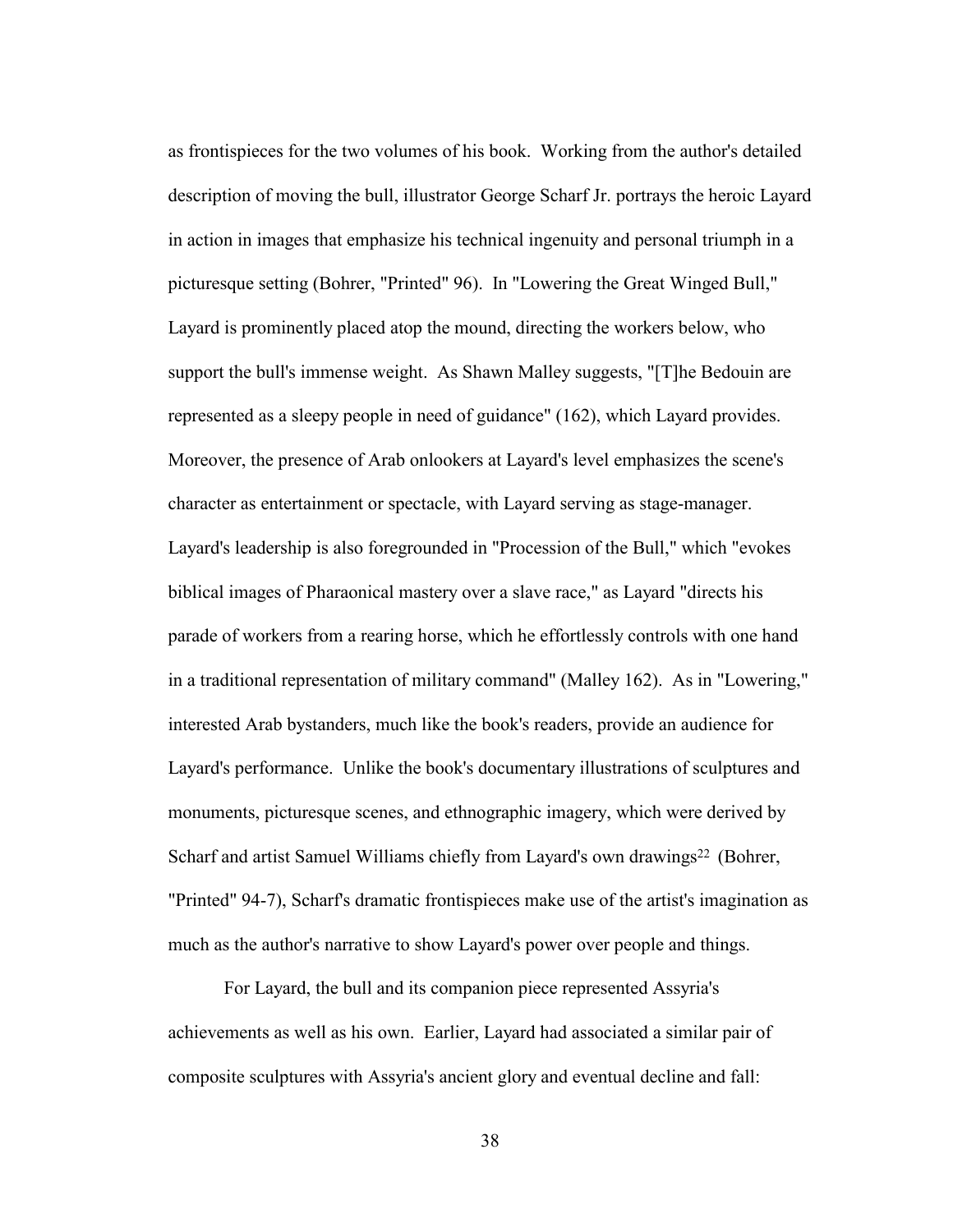as frontispieces for the two volumes of his book. Working from the author's detailed description of moving the bull, illustrator George Scharf Jr. portrays the heroic Layard in action in images that emphasize his technical ingenuity and personal triumph in a picturesque setting (Bohrer, "Printed" 96). In "Lowering the Great Winged Bull," Layard is prominently placed atop the mound, directing the workers below, who support the bull's immense weight. As Shawn Malley suggests, "[T]he Bedouin are represented as a sleepy people in need of guidance" (162), which Layard provides. Moreover, the presence of Arab onlookers at Layard's level emphasizes the scene's character as entertainment or spectacle, with Layard serving as stage-manager. Layard's leadership is also foregrounded in "Procession of the Bull," which "evokes biblical images of Pharaonical mastery over a slave race," as Layard "directs his parade of workers from a rearing horse, which he effortlessly controls with one hand in a traditional representation of military command" (Malley 162). As in "Lowering," interested Arab bystanders, much like the book's readers, provide an audience for Layard's performance. Unlike the book's documentary illustrations of sculptures and monuments, picturesque scenes, and ethnographic imagery, which were derived by Scharf and artist Samuel Williams chiefly from Layard's own drawings[22] (Bohrer, "Printed" 94-7), Scharf's dramatic frontispieces make use of the artist's imagination as much as the author's narrative to show Layard's power over people and things.

For Layard, the bull and its companion piece represented Assyria's achievements as well as his own. Earlier, Layard had associated a similar pair of composite sculptures with Assyria's ancient glory and eventual decline and fall: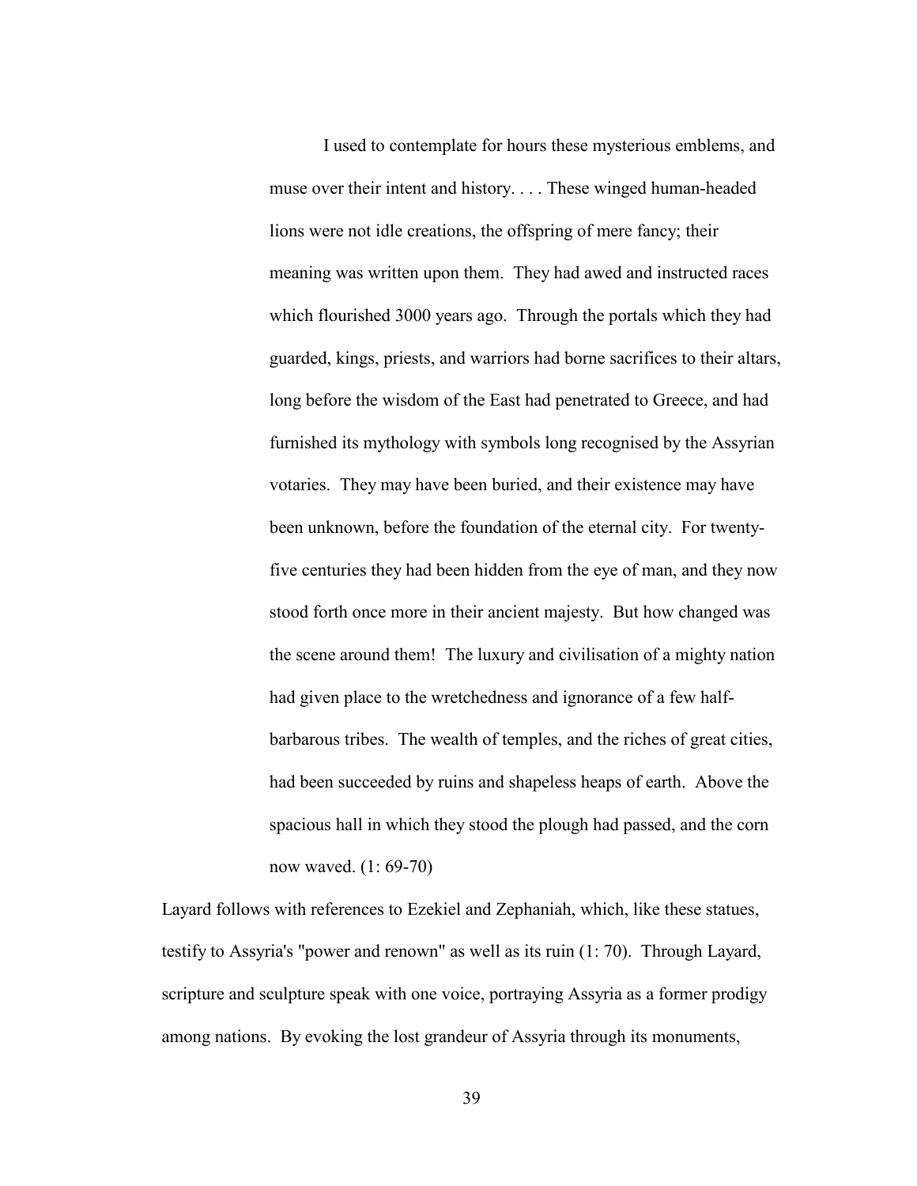> I used to contemplate for hours these mysterious emblems, and muse over their intent and history. . . . These winged human-headed lions were not idle creations, the offspring of mere fancy; their meaning was written upon them. They had awed and instructed races which flourished 3000 years ago. Through the portals which they had guarded, kings, priests, and warriors had borne sacrifices to their altars, long before the wisdom of the East had penetrated to Greece, and had furnished its mythology with symbols long recognised by the Assyrian votaries. They may have been buried, and their existence may have been unknown, before the foundation of the eternal city. For twenty-five centuries they had been hidden from the eye of man, and they now stood forth once more in their ancient majesty. But how changed was the scene around them! The luxury and civilisation of a mighty nation had given place to the wretchedness and ignorance of a few half-barbarous tribes. The wealth of temples, and the riches of great cities, had been succeeded by ruins and shapeless heaps of earth. Above the spacious hall in which they stood the plough had passed, and the corn now waved. (1: 69-70)

Layard follows with references to Ezekiel and Zephaniah, which, like these statues, testify to Assyria's "power and renown" as well as its ruin (1: 70). Through Layard, scripture and sculpture speak with one voice, portraying Assyria as a former prodigy among nations. By evoking the lost grandeur of Assyria through its monuments,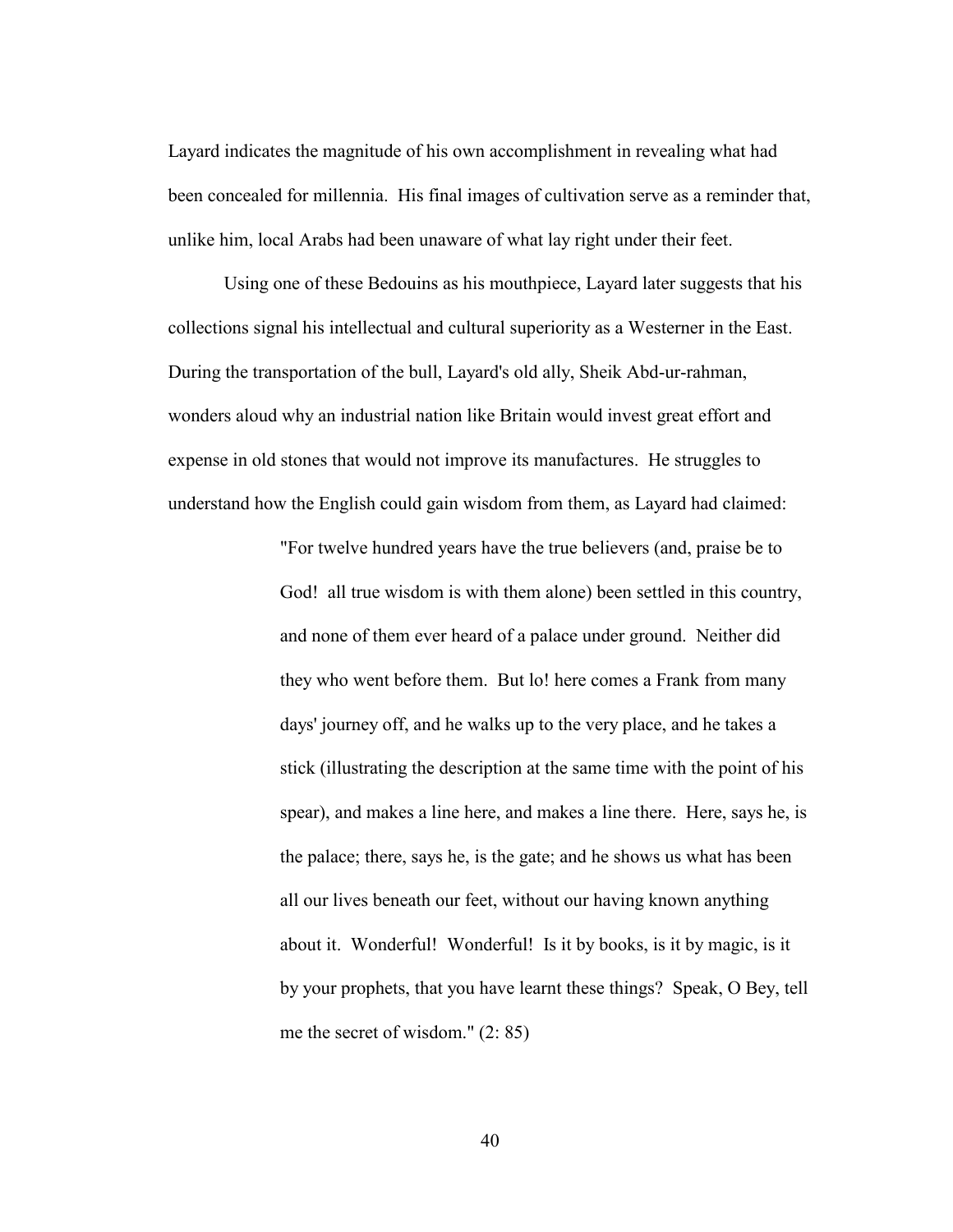Layard indicates the magnitude of his own accomplishment in revealing what had been concealed for millennia. His final images of cultivation serve as a reminder that, unlike him, local Arabs had been unaware of what lay right under their feet.

Using one of these Bedouins as his mouthpiece, Layard later suggests that his collections signal his intellectual and cultural superiority as a Westerner in the East. During the transportation of the bull, Layard's old ally, Sheik Abd-ur-rahman, wonders aloud why an industrial nation like Britain would invest great effort and expense in old stones that would not improve its manufactures. He struggles to understand how the English could gain wisdom from them, as Layard had claimed:

> "For twelve hundred years have the true believers (and, praise be to God! all true wisdom is with them alone) been settled in this country, and none of them ever heard of a palace under ground. Neither did they who went before them. But lo! here comes a Frank from many days' journey off, and he walks up to the very place, and he takes a stick (illustrating the description at the same time with the point of his spear), and makes a line here, and makes a line there. Here, says he, is the palace; there, says he, is the gate; and he shows us what has been all our lives beneath our feet, without our having known anything about it. Wonderful! Wonderful! Is it by books, is it by magic, is it by your prophets, that you have learnt these things? Speak, O Bey, tell me the secret of wisdom." (2: 85)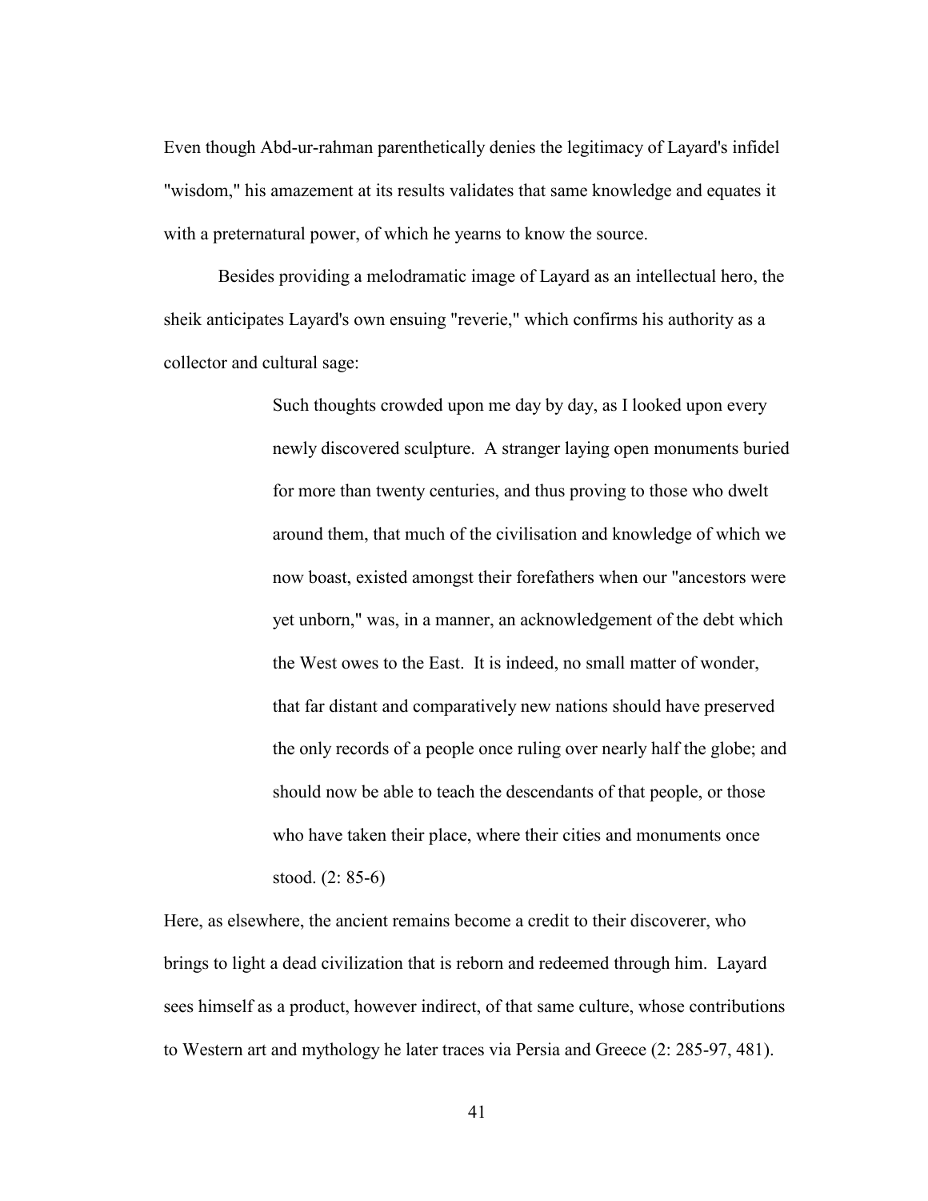Even though Abd-ur-rahman parenthetically denies the legitimacy of Layard's infidel "wisdom," his amazement at its results validates that same knowledge and equates it with a preternatural power, of which he yearns to know the source.

Besides providing a melodramatic image of Layard as an intellectual hero, the sheik anticipates Layard's own ensuing "reverie," which confirms his authority as a collector and cultural sage:

> Such thoughts crowded upon me day by day, as I looked upon every newly discovered sculpture. A stranger laying open monuments buried for more than twenty centuries, and thus proving to those who dwelt around them, that much of the civilisation and knowledge of which we now boast, existed amongst their forefathers when our "ancestors were yet unborn," was, in a manner, an acknowledgement of the debt which the West owes to the East. It is indeed, no small matter of wonder, that far distant and comparatively new nations should have preserved the only records of a people once ruling over nearly half the globe; and should now be able to teach the descendants of that people, or those who have taken their place, where their cities and monuments once stood. (2: 85-6)

Here, as elsewhere, the ancient remains become a credit to their discoverer, who brings to light a dead civilization that is reborn and redeemed through him. Layard sees himself as a product, however indirect, of that same culture, whose contributions to Western art and mythology he later traces via Persia and Greece (2: 285-97, 481).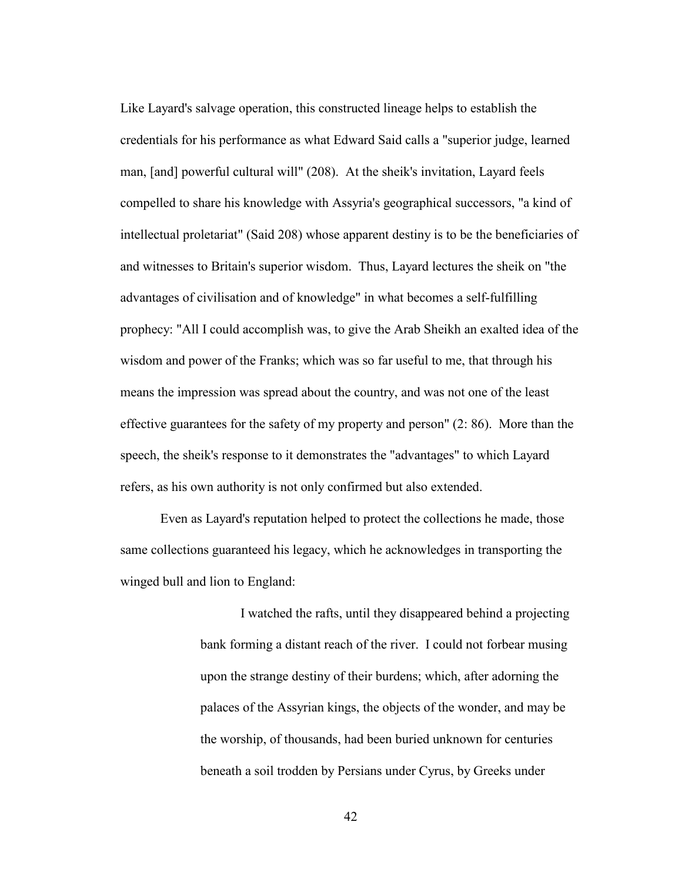Like Layard's salvage operation, this constructed lineage helps to establish the credentials for his performance as what Edward Said calls a "superior judge, learned man, [and] powerful cultural will" (208). At the sheik's invitation, Layard feels compelled to share his knowledge with Assyria's geographical successors, "a kind of intellectual proletariat" (Said 208) whose apparent destiny is to be the beneficiaries of and witnesses to Britain's superior wisdom. Thus, Layard lectures the sheik on "the advantages of civilisation and of knowledge" in what becomes a self-fulfilling prophecy: "All I could accomplish was, to give the Arab Sheikh an exalted idea of the wisdom and power of the Franks; which was so far useful to me, that through his means the impression was spread about the country, and was not one of the least effective guarantees for the safety of my property and person" (2: 86). More than the speech, the sheik's response to it demonstrates the "advantages" to which Layard refers, as his own authority is not only confirmed but also extended.

Even as Layard's reputation helped to protect the collections he made, those same collections guaranteed his legacy, which he acknowledges in transporting the winged bull and lion to England:

> I watched the rafts, until they disappeared behind a projecting bank forming a distant reach of the river. I could not forbear musing upon the strange destiny of their burdens; which, after adorning the palaces of the Assyrian kings, the objects of the wonder, and may be the worship, of thousands, had been buried unknown for centuries beneath a soil trodden by Persians under Cyrus, by Greeks under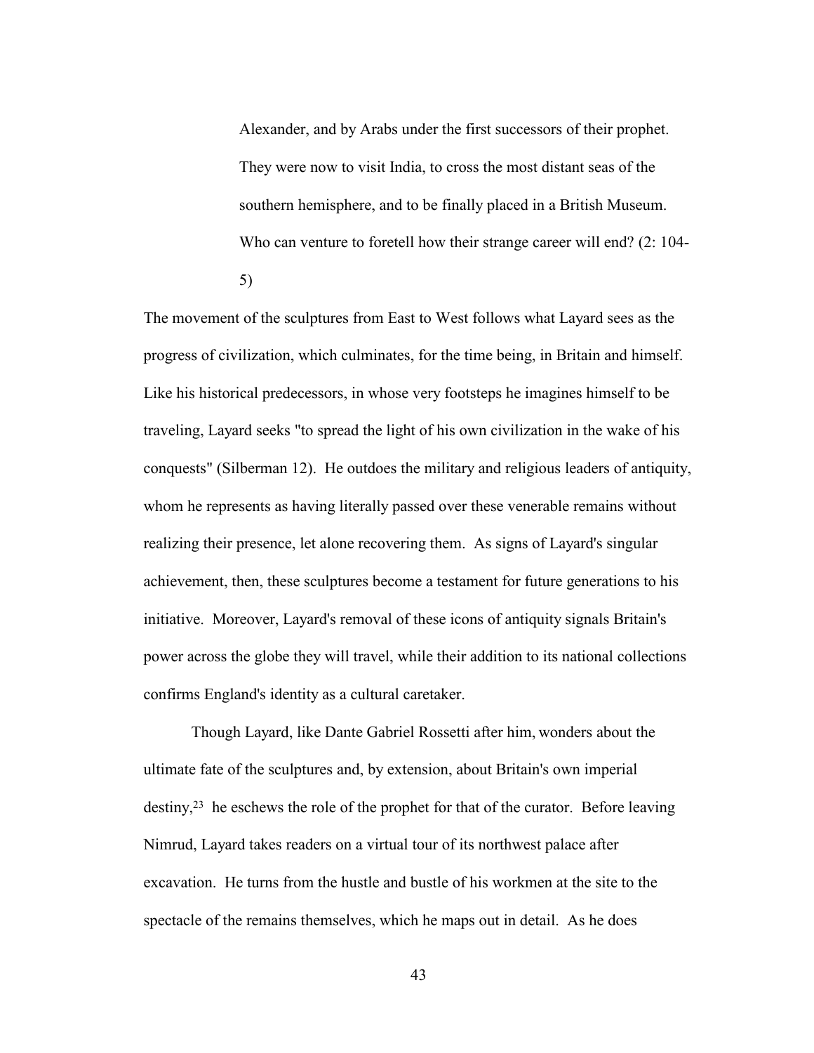> Alexander, and by Arabs under the first successors of their prophet. They were now to visit India, to cross the most distant seas of the southern hemisphere, and to be finally placed in a British Museum. Who can venture to foretell how their strange career will end? (2: 104-5)

The movement of the sculptures from East to West follows what Layard sees as the progress of civilization, which culminates, for the time being, in Britain and himself. Like his historical predecessors, in whose very footsteps he imagines himself to be traveling, Layard seeks "to spread the light of his own civilization in the wake of his conquests" (Silberman 12). He outdoes the military and religious leaders of antiquity, whom he represents as having literally passed over these venerable remains without realizing their presence, let alone recovering them. As signs of Layard's singular achievement, then, these sculptures become a testament for future generations to his initiative. Moreover, Layard's removal of these icons of antiquity signals Britain's power across the globe they will travel, while their addition to its national collections confirms England's identity as a cultural caretaker.

Though Layard, like Dante Gabriel Rossetti after him, wonders about the ultimate fate of the sculptures and, by extension, about Britain's own imperial destiny,[23] he eschews the role of the prophet for that of the curator. Before leaving Nimrud, Layard takes readers on a virtual tour of its northwest palace after excavation. He turns from the hustle and bustle of his workmen at the site to the spectacle of the remains themselves, which he maps out in detail. As he does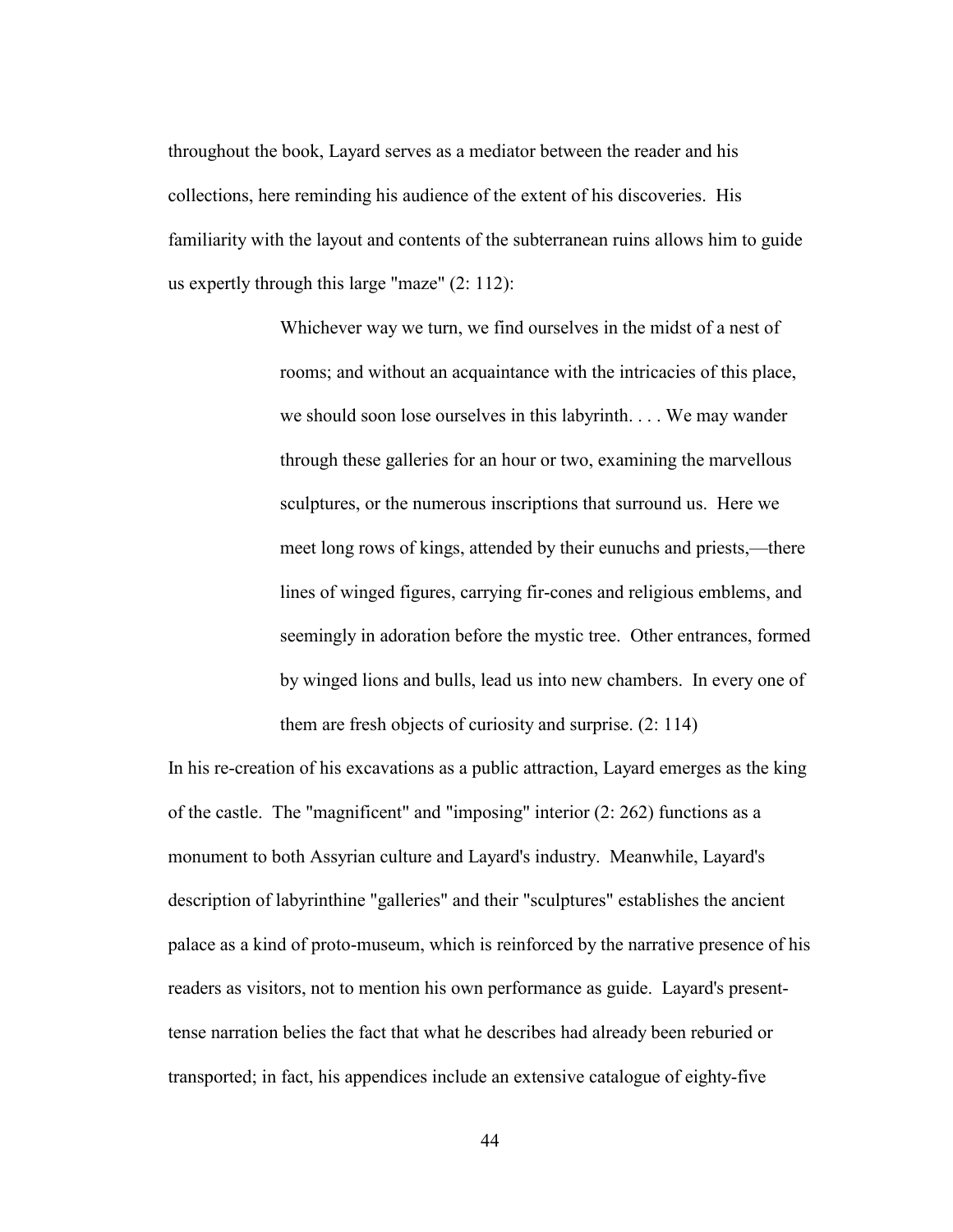throughout the book, Layard serves as a mediator between the reader and his collections, here reminding his audience of the extent of his discoveries. His familiarity with the layout and contents of the subterranean ruins allows him to guide us expertly through this large "maze" (2: 112):

> Whichever way we turn, we find ourselves in the midst of a nest of rooms; and without an acquaintance with the intricacies of this place, we should soon lose ourselves in this labyrinth. . . . We may wander through these galleries for an hour or two, examining the marvellous sculptures, or the numerous inscriptions that surround us. Here we meet long rows of kings, attended by their eunuchs and priests,—there lines of winged figures, carrying fir-cones and religious emblems, and seemingly in adoration before the mystic tree. Other entrances, formed by winged lions and bulls, lead us into new chambers. In every one of them are fresh objects of curiosity and surprise. (2: 114)

In his re-creation of his excavations as a public attraction, Layard emerges as the king of the castle. The "magnificent" and "imposing" interior (2: 262) functions as a monument to both Assyrian culture and Layard's industry. Meanwhile, Layard's description of labyrinthine "galleries" and their "sculptures" establishes the ancient palace as a kind of proto-museum, which is reinforced by the narrative presence of his readers as visitors, not to mention his own performance as guide. Layard's present-tense narration belies the fact that what he describes had already been reburied or transported; in fact, his appendices include an extensive catalogue of eighty-five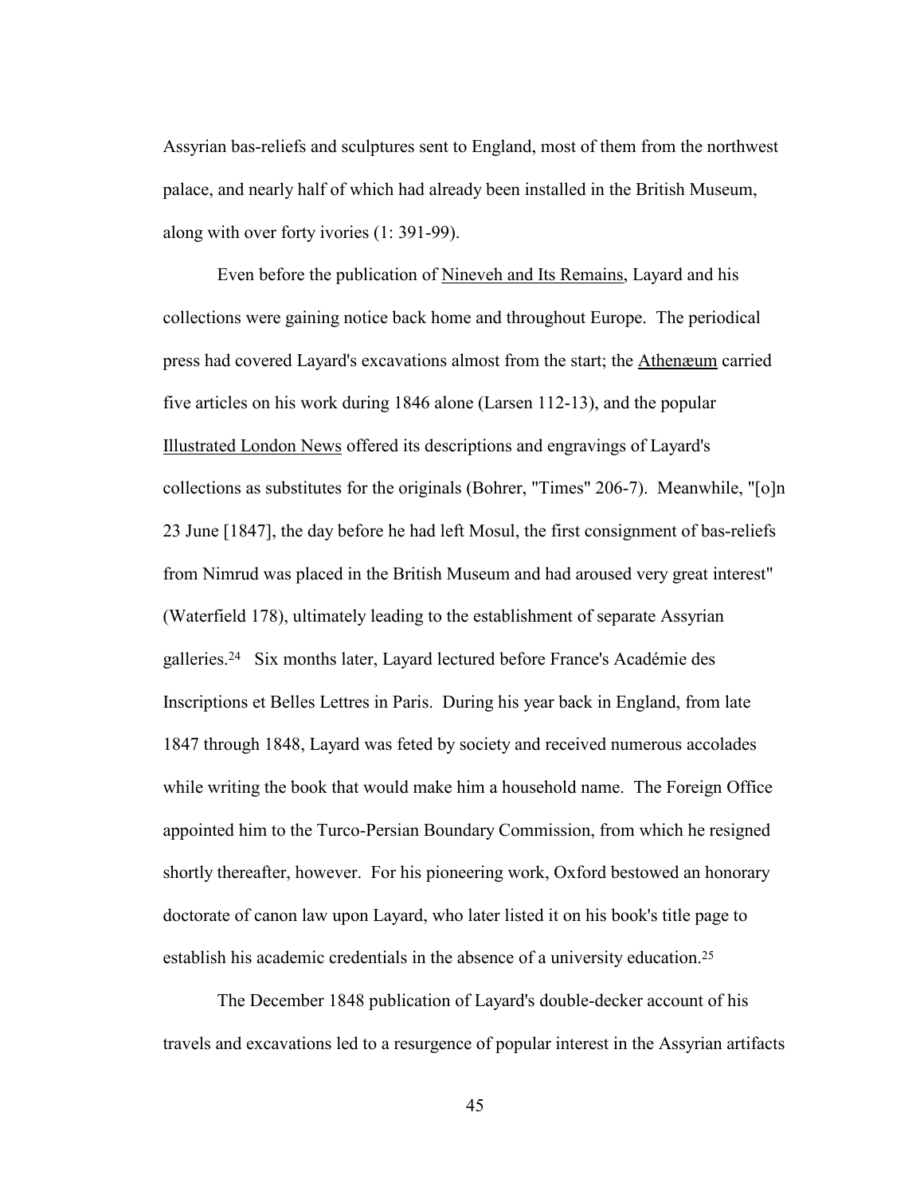Assyrian bas-reliefs and sculptures sent to England, most of them from the northwest palace, and nearly half of which had already been installed in the British Museum, along with over forty ivories (1: 391-99).

Even before the publication of Nineveh and Its Remains, Layard and his collections were gaining notice back home and throughout Europe. The periodical press had covered Layard's excavations almost from the start; the Athenæum carried five articles on his work during 1846 alone (Larsen 112-13), and the popular Illustrated London News offered its descriptions and engravings of Layard's collections as substitutes for the originals (Bohrer, "Times" 206-7). Meanwhile, "[o]n 23 June [1847], the day before he had left Mosul, the first consignment of bas-reliefs from Nimrud was placed in the British Museum and had aroused very great interest" (Waterfield 178), ultimately leading to the establishment of separate Assyrian galleries.[24] Six months later, Layard lectured before France's Académie des Inscriptions et Belles Lettres in Paris. During his year back in England, from late 1847 through 1848, Layard was feted by society and received numerous accolades while writing the book that would make him a household name. The Foreign Office appointed him to the Turco-Persian Boundary Commission, from which he resigned shortly thereafter, however. For his pioneering work, Oxford bestowed an honorary doctorate of canon law upon Layard, who later listed it on his book's title page to establish his academic credentials in the absence of a university education.[25]

The December 1848 publication of Layard's double-decker account of his travels and excavations led to a resurgence of popular interest in the Assyrian artifacts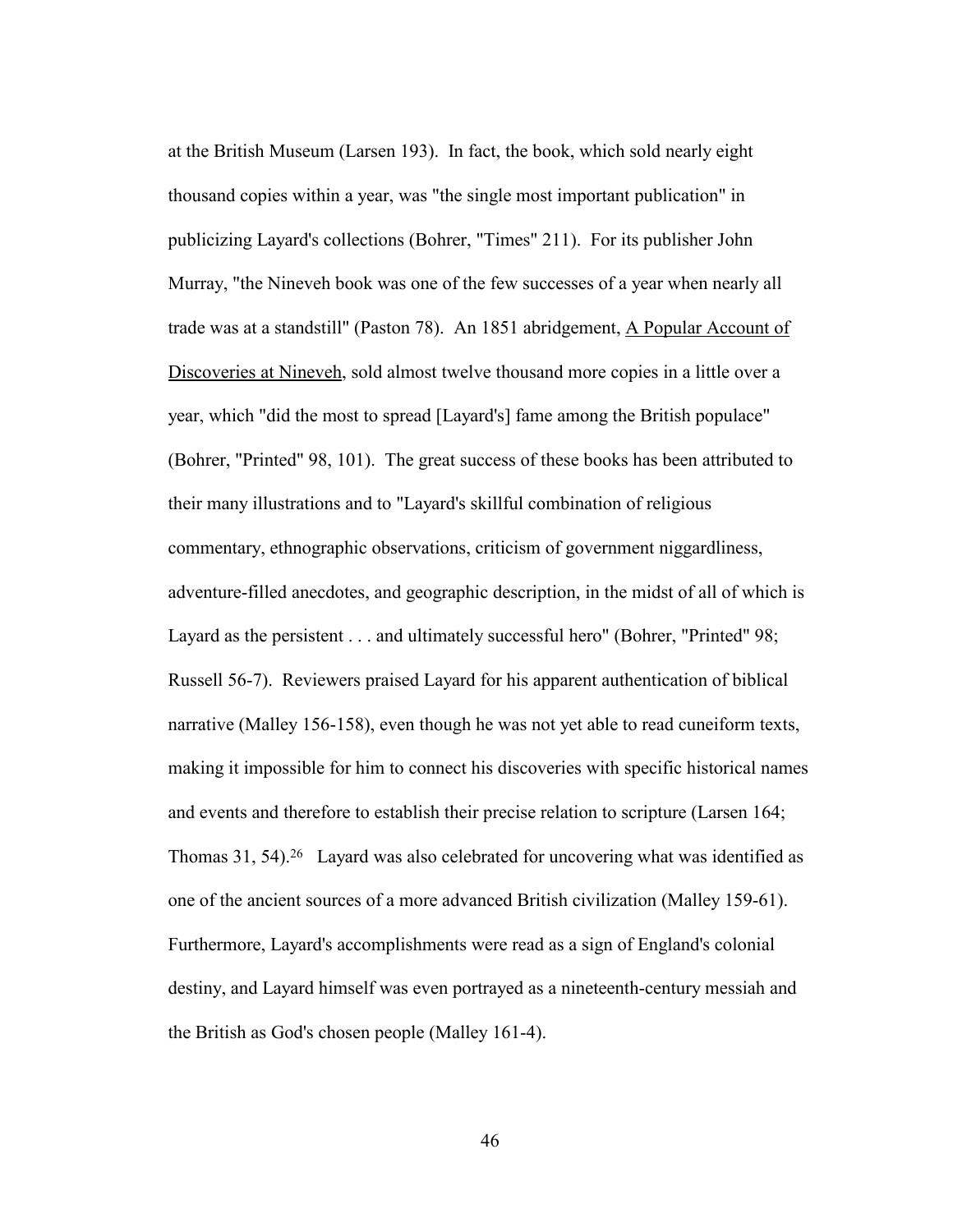at the British Museum (Larsen 193). In fact, the book, which sold nearly eight thousand copies within a year, was "the single most important publication" in publicizing Layard's collections (Bohrer, "Times" 211). For its publisher John Murray, "the Nineveh book was one of the few successes of a year when nearly all trade was at a standstill" (Paston 78). An 1851 abridgement, <u>A Popular Account of Discoveries at Nineveh</u>, sold almost twelve thousand more copies in a little over a year, which "did the most to spread [Layard's] fame among the British populace" (Bohrer, "Printed" 98, 101). The great success of these books has been attributed to their many illustrations and to "Layard's skillful combination of religious commentary, ethnographic observations, criticism of government niggardliness, adventure-filled anecdotes, and geographic description, in the midst of all of which is Layard as the persistent . . . and ultimately successful hero" (Bohrer, "Printed" 98; Russell 56-7). Reviewers praised Layard for his apparent authentication of biblical narrative (Malley 156-158), even though he was not yet able to read cuneiform texts, making it impossible for him to connect his discoveries with specific historical names and events and therefore to establish their precise relation to scripture (Larsen 164; Thomas 31, 54).[26] Layard was also celebrated for uncovering what was identified as one of the ancient sources of a more advanced British civilization (Malley 159-61). Furthermore, Layard's accomplishments were read as a sign of England's colonial destiny, and Layard himself was even portrayed as a nineteenth-century messiah and the British as God's chosen people (Malley 161-4).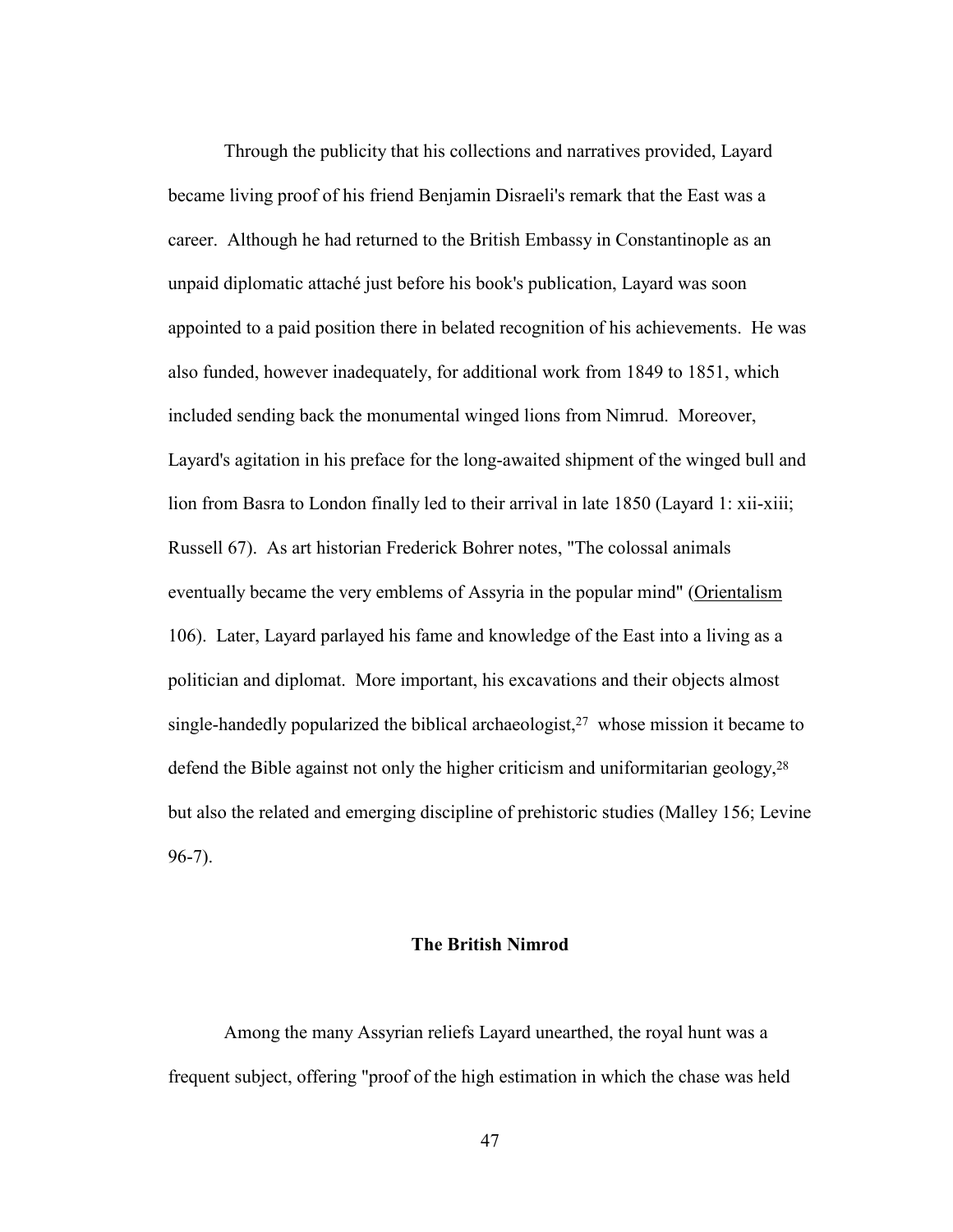Through the publicity that his collections and narratives provided, Layard became living proof of his friend Benjamin Disraeli's remark that the East was a career. Although he had returned to the British Embassy in Constantinople as an unpaid diplomatic attaché just before his book's publication, Layard was soon appointed to a paid position there in belated recognition of his achievements. He was also funded, however inadequately, for additional work from 1849 to 1851, which included sending back the monumental winged lions from Nimrud. Moreover, Layard's agitation in his preface for the long-awaited shipment of the winged bull and lion from Basra to London finally led to their arrival in late 1850 (Layard 1: xii-xiii; Russell 67). As art historian Frederick Bohrer notes, "The colossal animals eventually became the very emblems of Assyria in the popular mind" (<u>Orientalism</u> 106). Later, Layard parlayed his fame and knowledge of the East into a living as a politician and diplomat. More important, his excavations and their objects almost single-handedly popularized the biblical archaeologist,[27] whose mission it became to defend the Bible against not only the higher criticism and uniformitarian geology,[28] but also the related and emerging discipline of prehistoric studies (Malley 156; Levine 96-7).

## The British Nimrod

Among the many Assyrian reliefs Layard unearthed, the royal hunt was a frequent subject, offering "proof of the high estimation in which the chase was held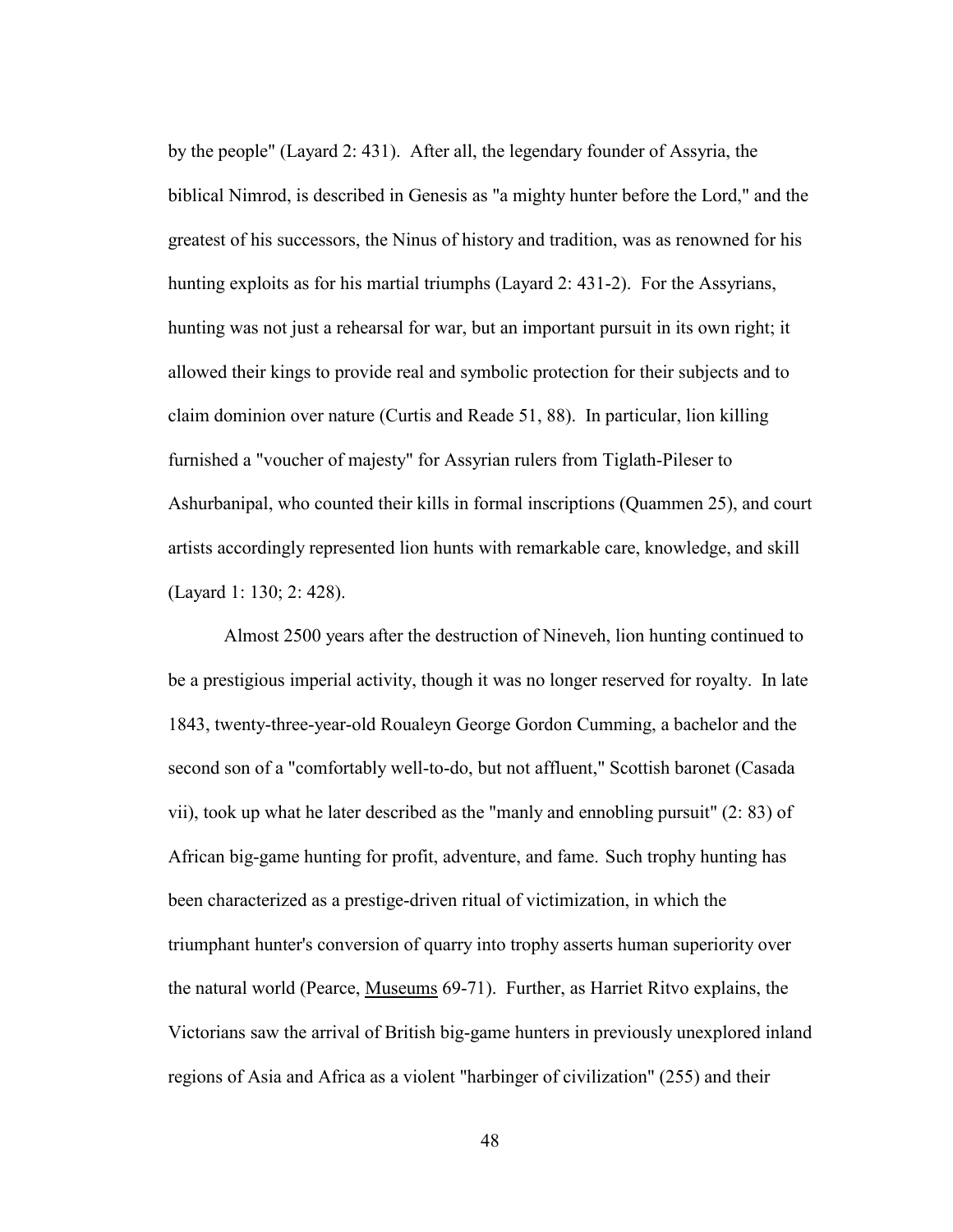by the people" (Layard 2: 431). After all, the legendary founder of Assyria, the biblical Nimrod, is described in Genesis as "a mighty hunter before the Lord," and the greatest of his successors, the Ninus of history and tradition, was as renowned for his hunting exploits as for his martial triumphs (Layard 2: 431-2). For the Assyrians, hunting was not just a rehearsal for war, but an important pursuit in its own right; it allowed their kings to provide real and symbolic protection for their subjects and to claim dominion over nature (Curtis and Reade 51, 88). In particular, lion killing furnished a "voucher of majesty" for Assyrian rulers from Tiglath-Pileser to Ashurbanipal, who counted their kills in formal inscriptions (Quammen 25), and court artists accordingly represented lion hunts with remarkable care, knowledge, and skill (Layard 1: 130; 2: 428).

Almost 2500 years after the destruction of Nineveh, lion hunting continued to be a prestigious imperial activity, though it was no longer reserved for royalty. In late 1843, twenty-three-year-old Roualeyn George Gordon Cumming, a bachelor and the second son of a "comfortably well-to-do, but not affluent," Scottish baronet (Casada vii), took up what he later described as the "manly and ennobling pursuit" (2: 83) of African big-game hunting for profit, adventure, and fame. Such trophy hunting has been characterized as a prestige-driven ritual of victimization, in which the triumphant hunter's conversion of quarry into trophy asserts human superiority over the natural world (Pearce, <u>Museums</u> 69-71). Further, as Harriet Ritvo explains, the Victorians saw the arrival of British big-game hunters in previously unexplored inland regions of Asia and Africa as a violent "harbinger of civilization" (255) and their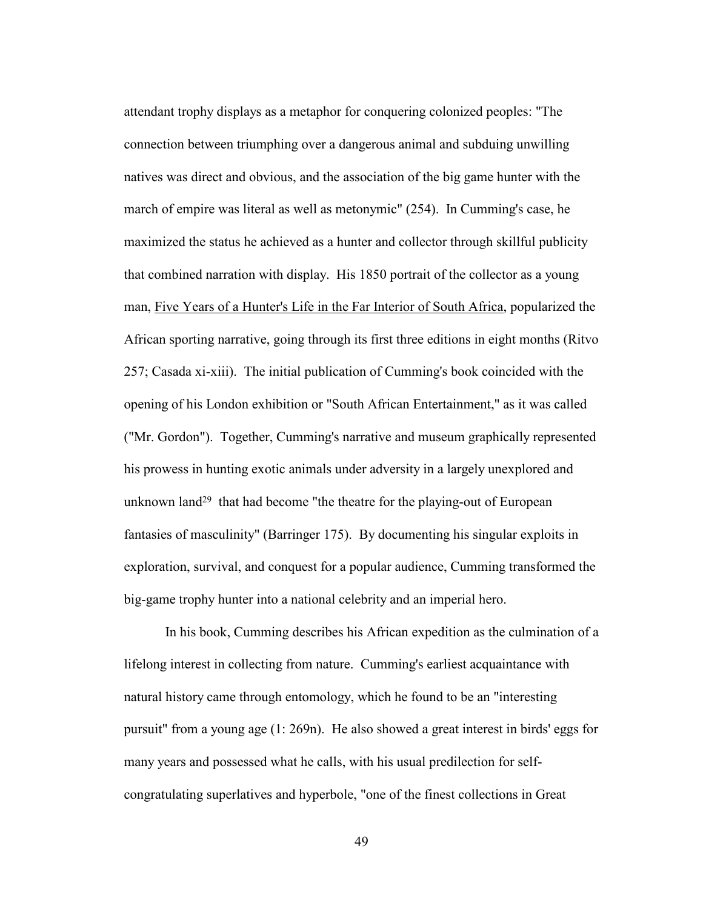attendant trophy displays as a metaphor for conquering colonized peoples: "The connection between triumphing over a dangerous animal and subduing unwilling natives was direct and obvious, and the association of the big game hunter with the march of empire was literal as well as metonymic" (254). In Cumming's case, he maximized the status he achieved as a hunter and collector through skillful publicity that combined narration with display. His 1850 portrait of the collector as a young man, Five Years of a Hunter's Life in the Far Interior of South Africa, popularized the African sporting narrative, going through its first three editions in eight months (Ritvo 257; Casada xi-xiii). The initial publication of Cumming's book coincided with the opening of his London exhibition or "South African Entertainment," as it was called ("Mr. Gordon"). Together, Cumming's narrative and museum graphically represented his prowess in hunting exotic animals under adversity in a largely unexplored and unknown land[29] that had become "the theatre for the playing-out of European fantasies of masculinity" (Barringer 175). By documenting his singular exploits in exploration, survival, and conquest for a popular audience, Cumming transformed the big-game trophy hunter into a national celebrity and an imperial hero.

In his book, Cumming describes his African expedition as the culmination of a lifelong interest in collecting from nature. Cumming's earliest acquaintance with natural history came through entomology, which he found to be an "interesting pursuit" from a young age (1: 269n). He also showed a great interest in birds' eggs for many years and possessed what he calls, with his usual predilection for self-congratulating superlatives and hyperbole, "one of the finest collections in Great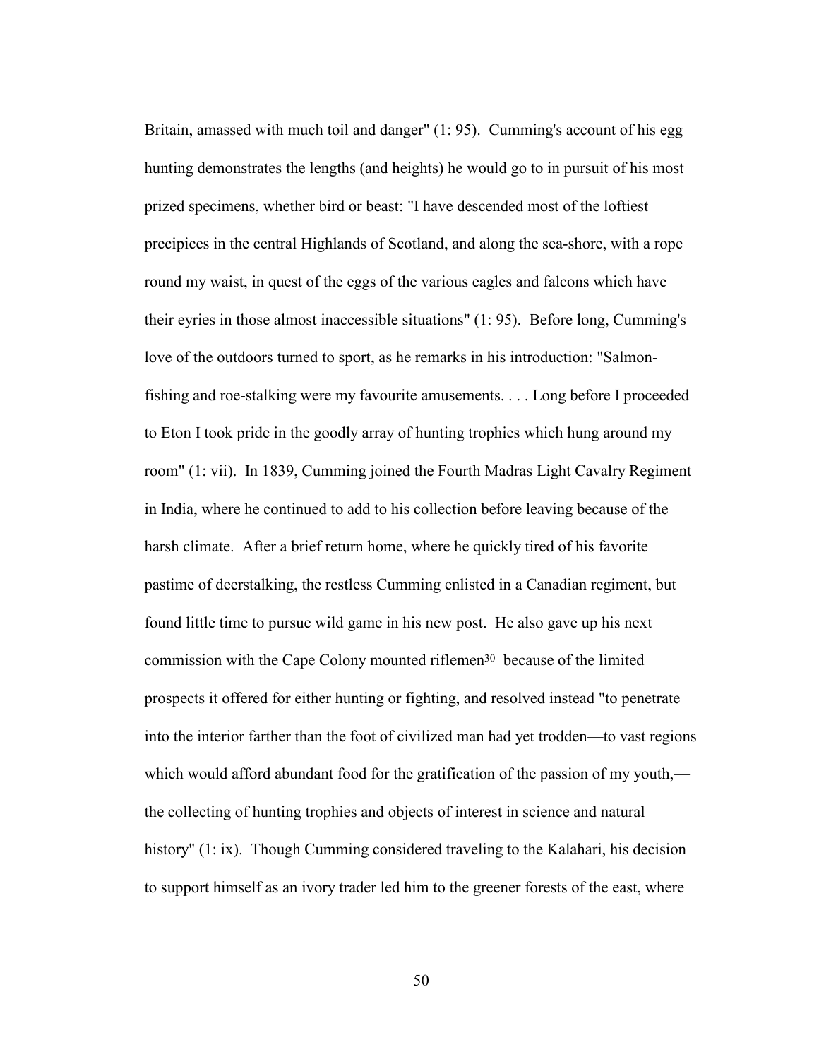Britain, amassed with much toil and danger" (1: 95). Cumming's account of his egg hunting demonstrates the lengths (and heights) he would go to in pursuit of his most prized specimens, whether bird or beast: "I have descended most of the loftiest precipices in the central Highlands of Scotland, and along the sea-shore, with a rope round my waist, in quest of the eggs of the various eagles and falcons which have their eyries in those almost inaccessible situations" (1: 95). Before long, Cumming's love of the outdoors turned to sport, as he remarks in his introduction: "Salmon-fishing and roe-stalking were my favourite amusements. . . . Long before I proceeded to Eton I took pride in the goodly array of hunting trophies which hung around my room" (1: vii). In 1839, Cumming joined the Fourth Madras Light Cavalry Regiment in India, where he continued to add to his collection before leaving because of the harsh climate. After a brief return home, where he quickly tired of his favorite pastime of deerstalking, the restless Cumming enlisted in a Canadian regiment, but found little time to pursue wild game in his new post. He also gave up his next commission with the Cape Colony mounted riflemen[30] because of the limited prospects it offered for either hunting or fighting, and resolved instead "to penetrate into the interior farther than the foot of civilized man had yet trodden—to vast regions which would afford abundant food for the gratification of the passion of my youth,—the collecting of hunting trophies and objects of interest in science and natural history" (1: ix). Though Cumming considered traveling to the Kalahari, his decision to support himself as an ivory trader led him to the greener forests of the east, where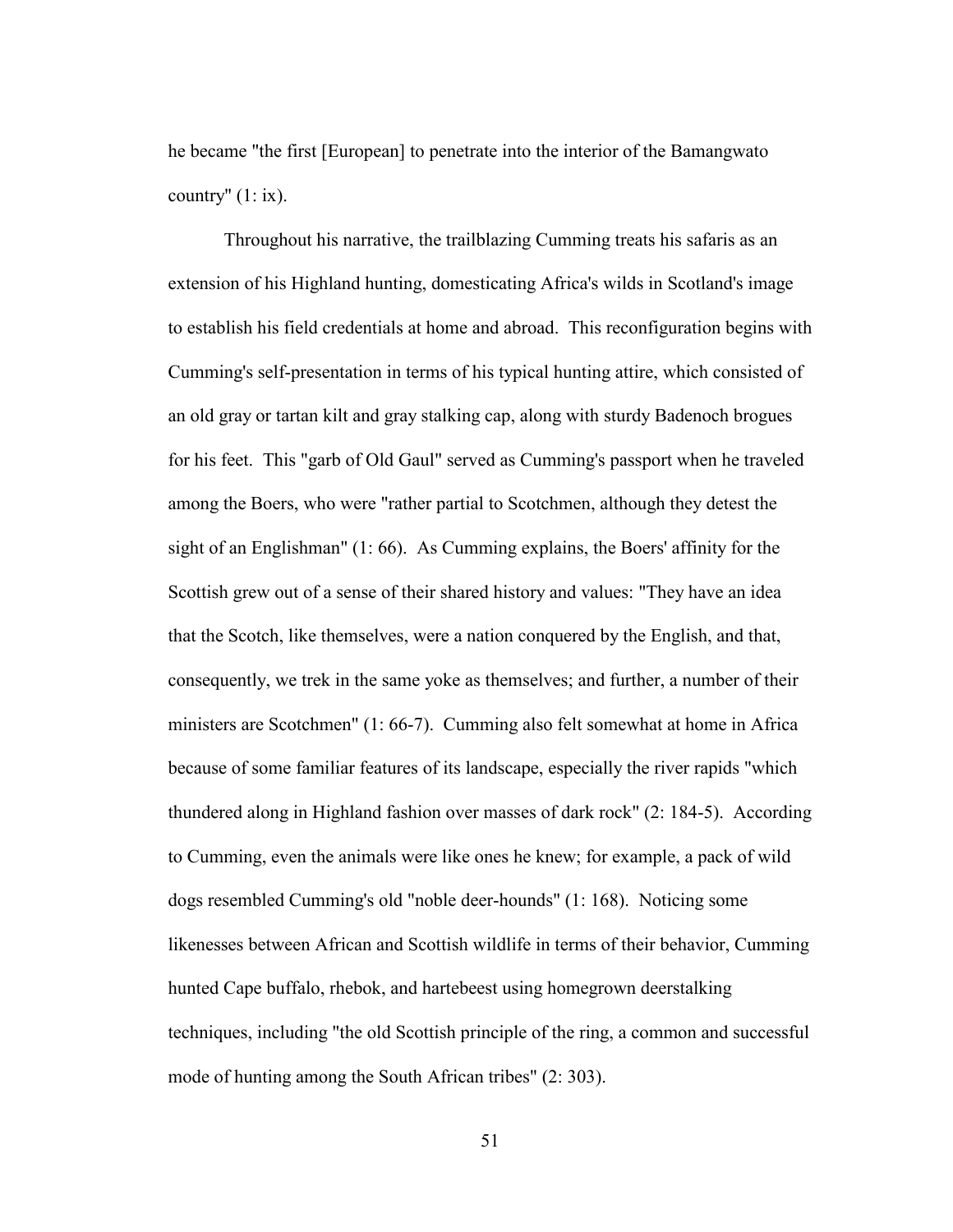he became "the first [European] to penetrate into the interior of the Bamangwato country" (1: ix).

Throughout his narrative, the trailblazing Cumming treats his safaris as an extension of his Highland hunting, domesticating Africa's wilds in Scotland's image to establish his field credentials at home and abroad. This reconfiguration begins with Cumming's self-presentation in terms of his typical hunting attire, which consisted of an old gray or tartan kilt and gray stalking cap, along with sturdy Badenoch brogues for his feet. This "garb of Old Gaul" served as Cumming's passport when he traveled among the Boers, who were "rather partial to Scotchmen, although they detest the sight of an Englishman" (1: 66). As Cumming explains, the Boers' affinity for the Scottish grew out of a sense of their shared history and values: "They have an idea that the Scotch, like themselves, were a nation conquered by the English, and that, consequently, we trek in the same yoke as themselves; and further, a number of their ministers are Scotchmen" (1: 66-7). Cumming also felt somewhat at home in Africa because of some familiar features of its landscape, especially the river rapids "which thundered along in Highland fashion over masses of dark rock" (2: 184-5). According to Cumming, even the animals were like ones he knew; for example, a pack of wild dogs resembled Cumming's old "noble deer-hounds" (1: 168). Noticing some likenesses between African and Scottish wildlife in terms of their behavior, Cumming hunted Cape buffalo, rhebok, and hartebeest using homegrown deerstalking techniques, including "the old Scottish principle of the ring, a common and successful mode of hunting among the South African tribes" (2: 303).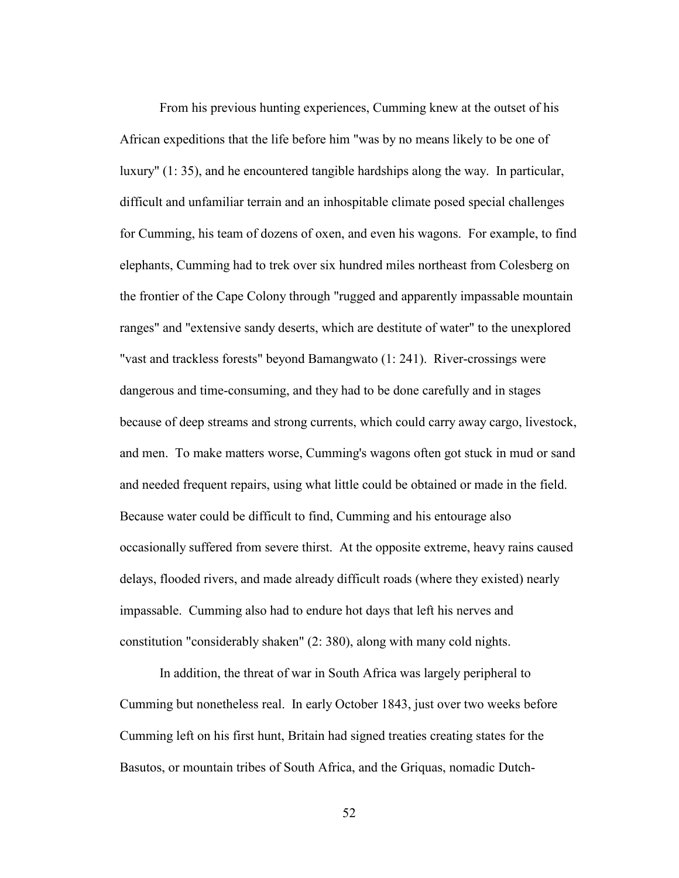From his previous hunting experiences, Cumming knew at the outset of his African expeditions that the life before him "was by no means likely to be one of luxury" (1: 35), and he encountered tangible hardships along the way. In particular, difficult and unfamiliar terrain and an inhospitable climate posed special challenges for Cumming, his team of dozens of oxen, and even his wagons. For example, to find elephants, Cumming had to trek over six hundred miles northeast from Colesberg on the frontier of the Cape Colony through "rugged and apparently impassable mountain ranges" and "extensive sandy deserts, which are destitute of water" to the unexplored "vast and trackless forests" beyond Bamangwato (1: 241). River-crossings were dangerous and time-consuming, and they had to be done carefully and in stages because of deep streams and strong currents, which could carry away cargo, livestock, and men. To make matters worse, Cumming's wagons often got stuck in mud or sand and needed frequent repairs, using what little could be obtained or made in the field. Because water could be difficult to find, Cumming and his entourage also occasionally suffered from severe thirst. At the opposite extreme, heavy rains caused delays, flooded rivers, and made already difficult roads (where they existed) nearly impassable. Cumming also had to endure hot days that left his nerves and constitution "considerably shaken" (2: 380), along with many cold nights.

In addition, the threat of war in South Africa was largely peripheral to Cumming but nonetheless real. In early October 1843, just over two weeks before Cumming left on his first hunt, Britain had signed treaties creating states for the Basutos, or mountain tribes of South Africa, and the Griquas, nomadic Dutch-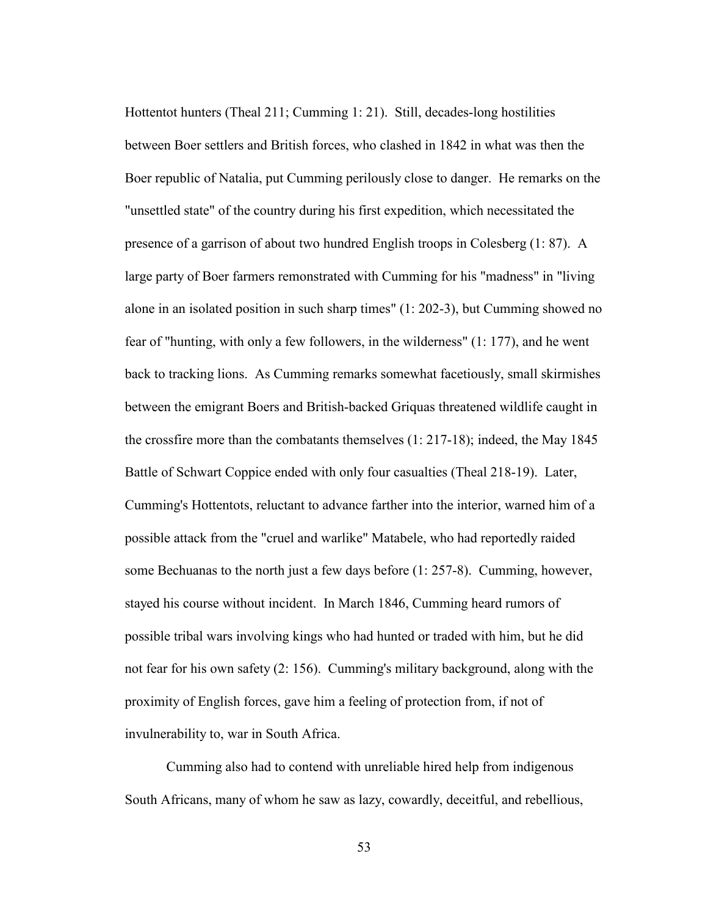Hottentot hunters (Theal 211; Cumming 1: 21). Still, decades-long hostilities between Boer settlers and British forces, who clashed in 1842 in what was then the Boer republic of Natalia, put Cumming perilously close to danger. He remarks on the "unsettled state" of the country during his first expedition, which necessitated the presence of a garrison of about two hundred English troops in Colesberg (1: 87). A large party of Boer farmers remonstrated with Cumming for his "madness" in "living alone in an isolated position in such sharp times" (1: 202-3), but Cumming showed no fear of "hunting, with only a few followers, in the wilderness" (1: 177), and he went back to tracking lions. As Cumming remarks somewhat facetiously, small skirmishes between the emigrant Boers and British-backed Griquas threatened wildlife caught in the crossfire more than the combatants themselves (1: 217-18); indeed, the May 1845 Battle of Schwart Coppice ended with only four casualties (Theal 218-19). Later, Cumming's Hottentots, reluctant to advance farther into the interior, warned him of a possible attack from the "cruel and warlike" Matabele, who had reportedly raided some Bechuanas to the north just a few days before (1: 257-8). Cumming, however, stayed his course without incident. In March 1846, Cumming heard rumors of possible tribal wars involving kings who had hunted or traded with him, but he did not fear for his own safety (2: 156). Cumming's military background, along with the proximity of English forces, gave him a feeling of protection from, if not of invulnerability to, war in South Africa.

Cumming also had to contend with unreliable hired help from indigenous South Africans, many of whom he saw as lazy, cowardly, deceitful, and rebellious,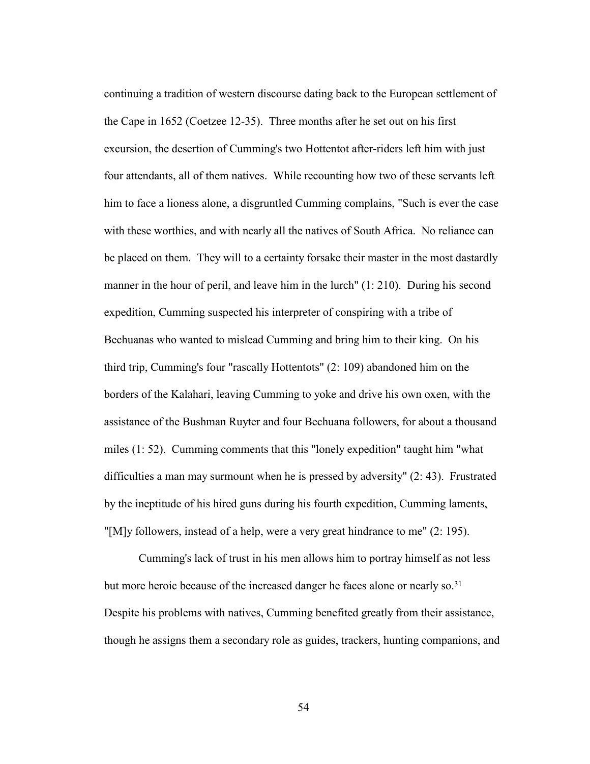continuing a tradition of western discourse dating back to the European settlement of the Cape in 1652 (Coetzee 12-35). Three months after he set out on his first excursion, the desertion of Cumming's two Hottentot after-riders left him with just four attendants, all of them natives. While recounting how two of these servants left him to face a lioness alone, a disgruntled Cumming complains, "Such is ever the case with these worthies, and with nearly all the natives of South Africa. No reliance can be placed on them. They will to a certainty forsake their master in the most dastardly manner in the hour of peril, and leave him in the lurch" (1: 210). During his second expedition, Cumming suspected his interpreter of conspiring with a tribe of Bechuanas who wanted to mislead Cumming and bring him to their king. On his third trip, Cumming's four "rascally Hottentots" (2: 109) abandoned him on the borders of the Kalahari, leaving Cumming to yoke and drive his own oxen, with the assistance of the Bushman Ruyter and four Bechuana followers, for about a thousand miles (1: 52). Cumming comments that this "lonely expedition" taught him "what difficulties a man may surmount when he is pressed by adversity" (2: 43). Frustrated by the ineptitude of his hired guns during his fourth expedition, Cumming laments, "[M]y followers, instead of a help, were a very great hindrance to me" (2: 195).

Cumming's lack of trust in his men allows him to portray himself as not less but more heroic because of the increased danger he faces alone or nearly so.[31] Despite his problems with natives, Cumming benefited greatly from their assistance, though he assigns them a secondary role as guides, trackers, hunting companions, and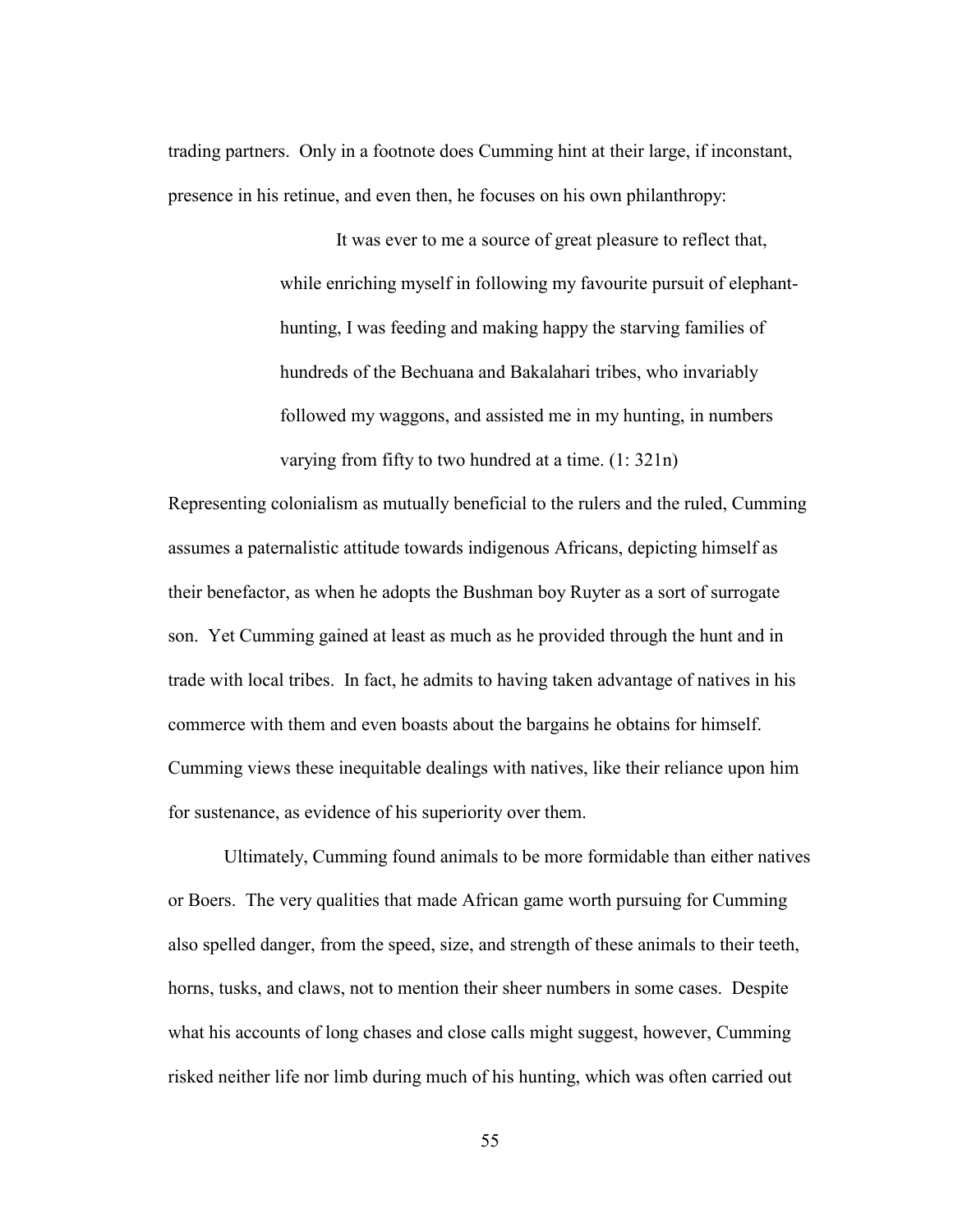trading partners. Only in a footnote does Cumming hint at their large, if inconstant, presence in his retinue, and even then, he focuses on his own philanthropy:

> It was ever to me a source of great pleasure to reflect that, while enriching myself in following my favourite pursuit of elephant-hunting, I was feeding and making happy the starving families of hundreds of the Bechuana and Bakalahari tribes, who invariably followed my waggons, and assisted me in my hunting, in numbers varying from fifty to two hundred at a time. (1: 321n)

Representing colonialism as mutually beneficial to the rulers and the ruled, Cumming assumes a paternalistic attitude towards indigenous Africans, depicting himself as their benefactor, as when he adopts the Bushman boy Ruyter as a sort of surrogate son. Yet Cumming gained at least as much as he provided through the hunt and in trade with local tribes. In fact, he admits to having taken advantage of natives in his commerce with them and even boasts about the bargains he obtains for himself. Cumming views these inequitable dealings with natives, like their reliance upon him for sustenance, as evidence of his superiority over them.

Ultimately, Cumming found animals to be more formidable than either natives or Boers. The very qualities that made African game worth pursuing for Cumming also spelled danger, from the speed, size, and strength of these animals to their teeth, horns, tusks, and claws, not to mention their sheer numbers in some cases. Despite what his accounts of long chases and close calls might suggest, however, Cumming risked neither life nor limb during much of his hunting, which was often carried out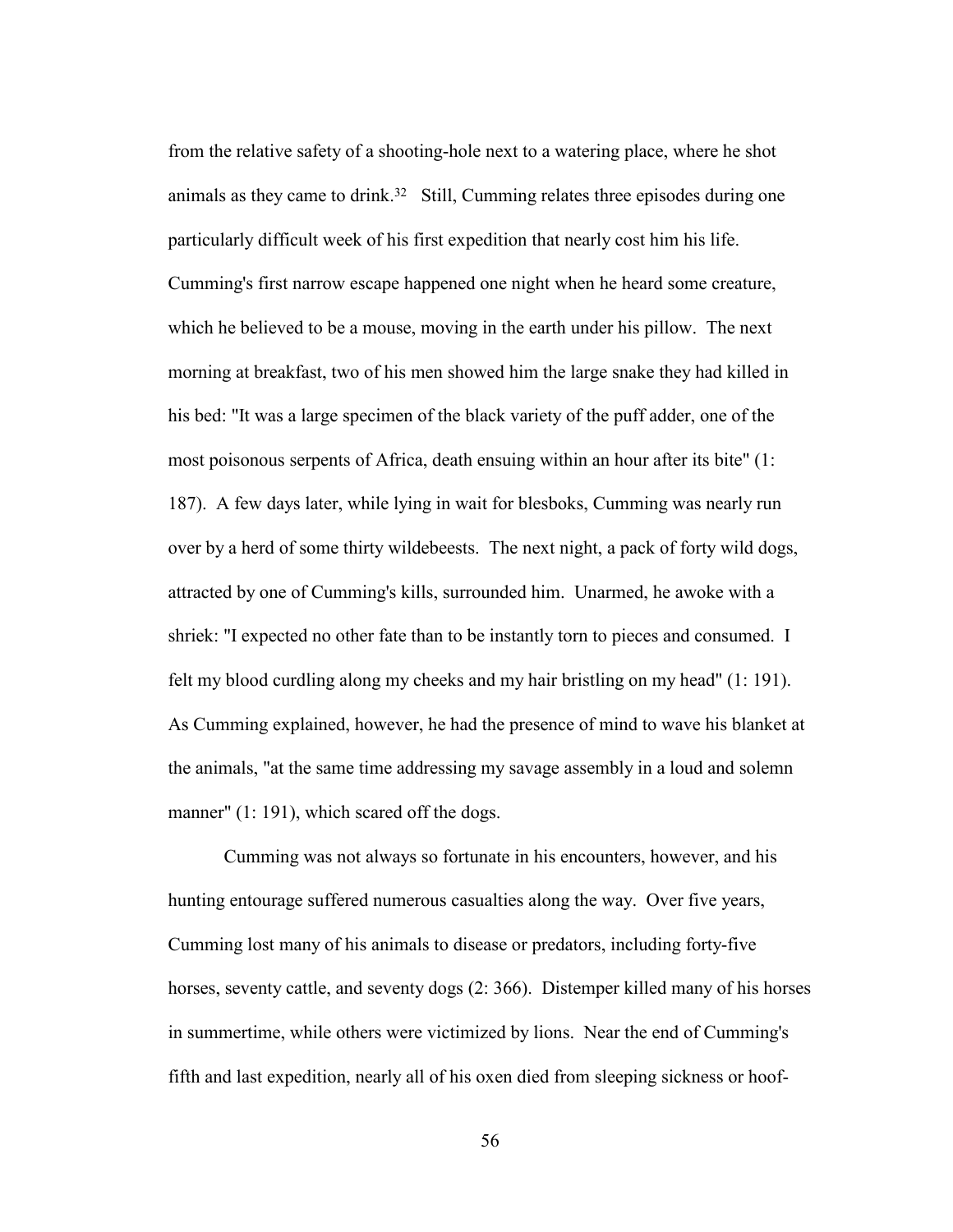from the relative safety of a shooting-hole next to a watering place, where he shot animals as they came to drink.[32] Still, Cumming relates three episodes during one particularly difficult week of his first expedition that nearly cost him his life. Cumming's first narrow escape happened one night when he heard some creature, which he believed to be a mouse, moving in the earth under his pillow. The next morning at breakfast, two of his men showed him the large snake they had killed in his bed: "It was a large specimen of the black variety of the puff adder, one of the most poisonous serpents of Africa, death ensuing within an hour after its bite" (1: 187). A few days later, while lying in wait for blesboks, Cumming was nearly run over by a herd of some thirty wildebeests. The next night, a pack of forty wild dogs, attracted by one of Cumming's kills, surrounded him. Unarmed, he awoke with a shriek: "I expected no other fate than to be instantly torn to pieces and consumed. I felt my blood curdling along my cheeks and my hair bristling on my head" (1: 191). As Cumming explained, however, he had the presence of mind to wave his blanket at the animals, "at the same time addressing my savage assembly in a loud and solemn manner" (1: 191), which scared off the dogs.

Cumming was not always so fortunate in his encounters, however, and his hunting entourage suffered numerous casualties along the way. Over five years, Cumming lost many of his animals to disease or predators, including forty-five horses, seventy cattle, and seventy dogs (2: 366). Distemper killed many of his horses in summertime, while others were victimized by lions. Near the end of Cumming's fifth and last expedition, nearly all of his oxen died from sleeping sickness or hoof-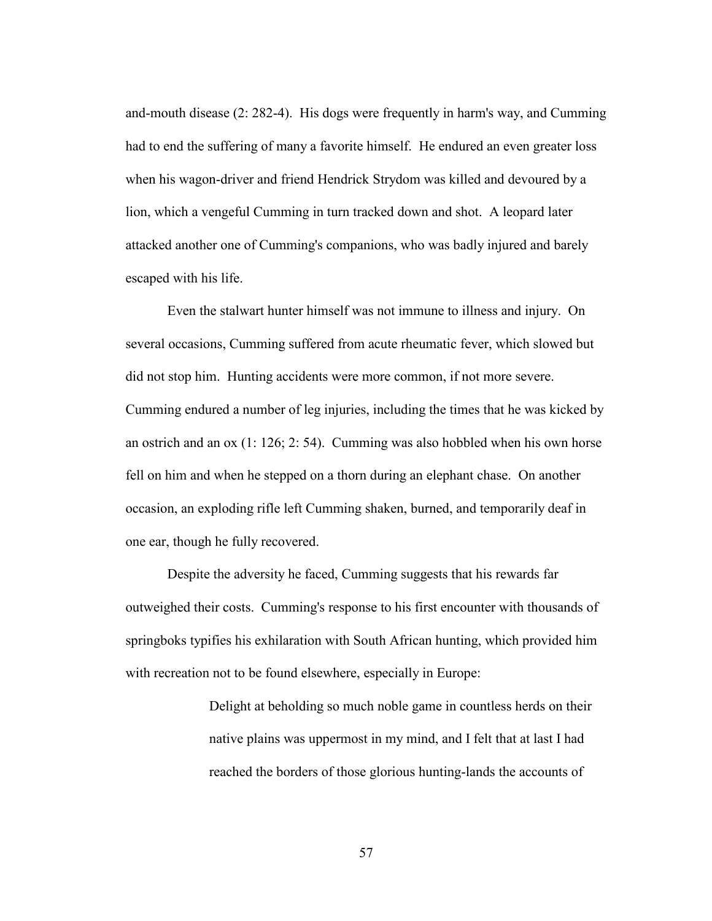and-mouth disease (2: 282-4). His dogs were frequently in harm's way, and Cumming had to end the suffering of many a favorite himself. He endured an even greater loss when his wagon-driver and friend Hendrick Strydom was killed and devoured by a lion, which a vengeful Cumming in turn tracked down and shot. A leopard later attacked another one of Cumming's companions, who was badly injured and barely escaped with his life.

Even the stalwart hunter himself was not immune to illness and injury. On several occasions, Cumming suffered from acute rheumatic fever, which slowed but did not stop him. Hunting accidents were more common, if not more severe. Cumming endured a number of leg injuries, including the times that he was kicked by an ostrich and an ox (1: 126; 2: 54). Cumming was also hobbled when his own horse fell on him and when he stepped on a thorn during an elephant chase. On another occasion, an exploding rifle left Cumming shaken, burned, and temporarily deaf in one ear, though he fully recovered.

Despite the adversity he faced, Cumming suggests that his rewards far outweighed their costs. Cumming's response to his first encounter with thousands of springboks typifies his exhilaration with South African hunting, which provided him with recreation not to be found elsewhere, especially in Europe:

> Delight at beholding so much noble game in countless herds on their native plains was uppermost in my mind, and I felt that at last I had reached the borders of those glorious hunting-lands the accounts of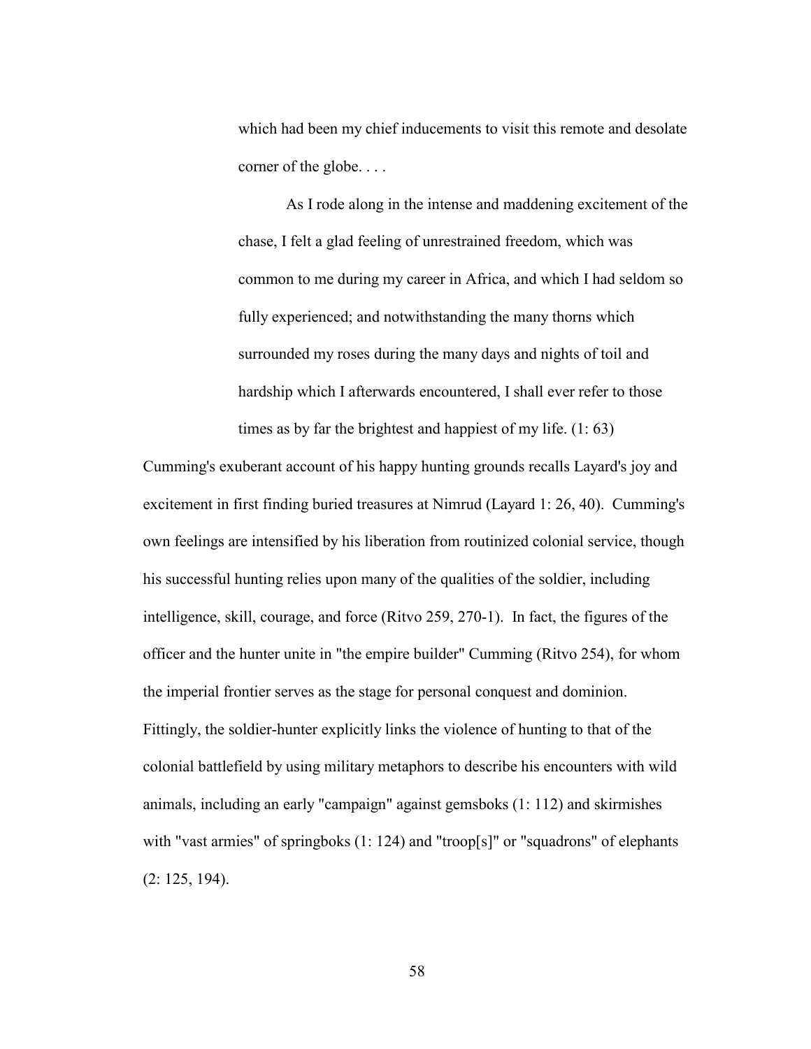> which had been my chief inducements to visit this remote and desolate corner of the globe. . . .
>
> As I rode along in the intense and maddening excitement of the chase, I felt a glad feeling of unrestrained freedom, which was common to me during my career in Africa, and which I had seldom so fully experienced; and notwithstanding the many thorns which surrounded my roses during the many days and nights of toil and hardship which I afterwards encountered, I shall ever refer to those times as by far the brightest and happiest of my life. (1: 63)

Cumming's exuberant account of his happy hunting grounds recalls Layard's joy and excitement in first finding buried treasures at Nimrud (Layard 1: 26, 40). Cumming's own feelings are intensified by his liberation from routinized colonial service, though his successful hunting relies upon many of the qualities of the soldier, including intelligence, skill, courage, and force (Ritvo 259, 270-1). In fact, the figures of the officer and the hunter unite in "the empire builder" Cumming (Ritvo 254), for whom the imperial frontier serves as the stage for personal conquest and dominion. Fittingly, the soldier-hunter explicitly links the violence of hunting to that of the colonial battlefield by using military metaphors to describe his encounters with wild animals, including an early "campaign" against gemsboks (1: 112) and skirmishes with "vast armies" of springboks (1: 124) and "troop[s]" or "squadrons" of elephants (2: 125, 194).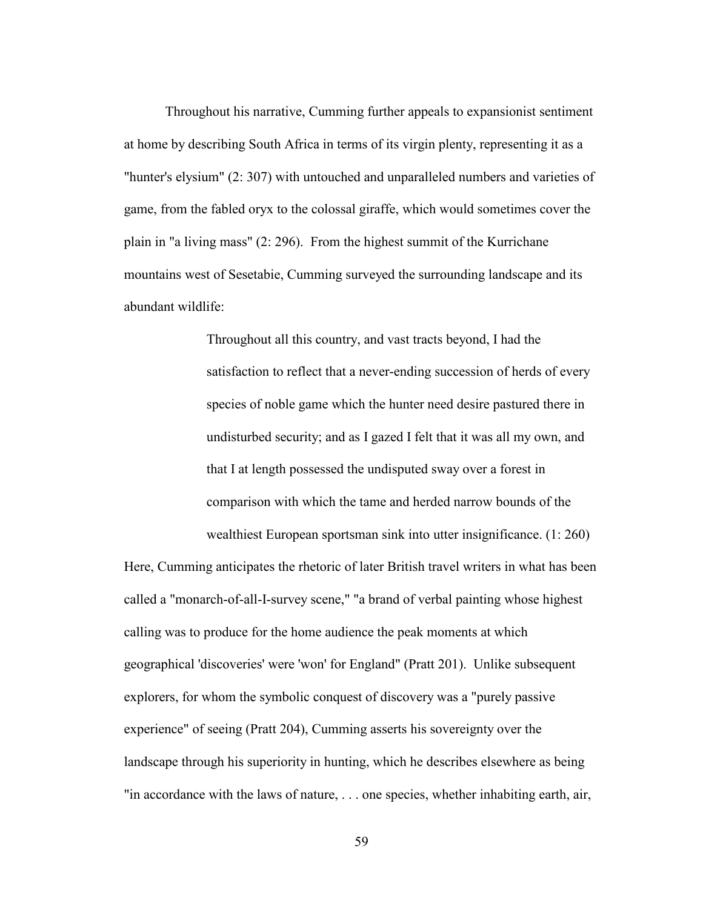Throughout his narrative, Cumming further appeals to expansionist sentiment at home by describing South Africa in terms of its virgin plenty, representing it as a "hunter's elysium" (2: 307) with untouched and unparalleled numbers and varieties of game, from the fabled oryx to the colossal giraffe, which would sometimes cover the plain in "a living mass" (2: 296). From the highest summit of the Kurrichane mountains west of Sesetabie, Cumming surveyed the surrounding landscape and its abundant wildlife:

> Throughout all this country, and vast tracts beyond, I had the satisfaction to reflect that a never-ending succession of herds of every species of noble game which the hunter need desire pastured there in undisturbed security; and as I gazed I felt that it was all my own, and that I at length possessed the undisputed sway over a forest in comparison with which the tame and herded narrow bounds of the wealthiest European sportsman sink into utter insignificance. (1: 260)

Here, Cumming anticipates the rhetoric of later British travel writers in what has been called a "monarch-of-all-I-survey scene," "a brand of verbal painting whose highest calling was to produce for the home audience the peak moments at which geographical 'discoveries' were 'won' for England" (Pratt 201). Unlike subsequent explorers, for whom the symbolic conquest of discovery was a "purely passive experience" of seeing (Pratt 204), Cumming asserts his sovereignty over the landscape through his superiority in hunting, which he describes elsewhere as being "in accordance with the laws of nature, . . . one species, whether inhabiting earth, air,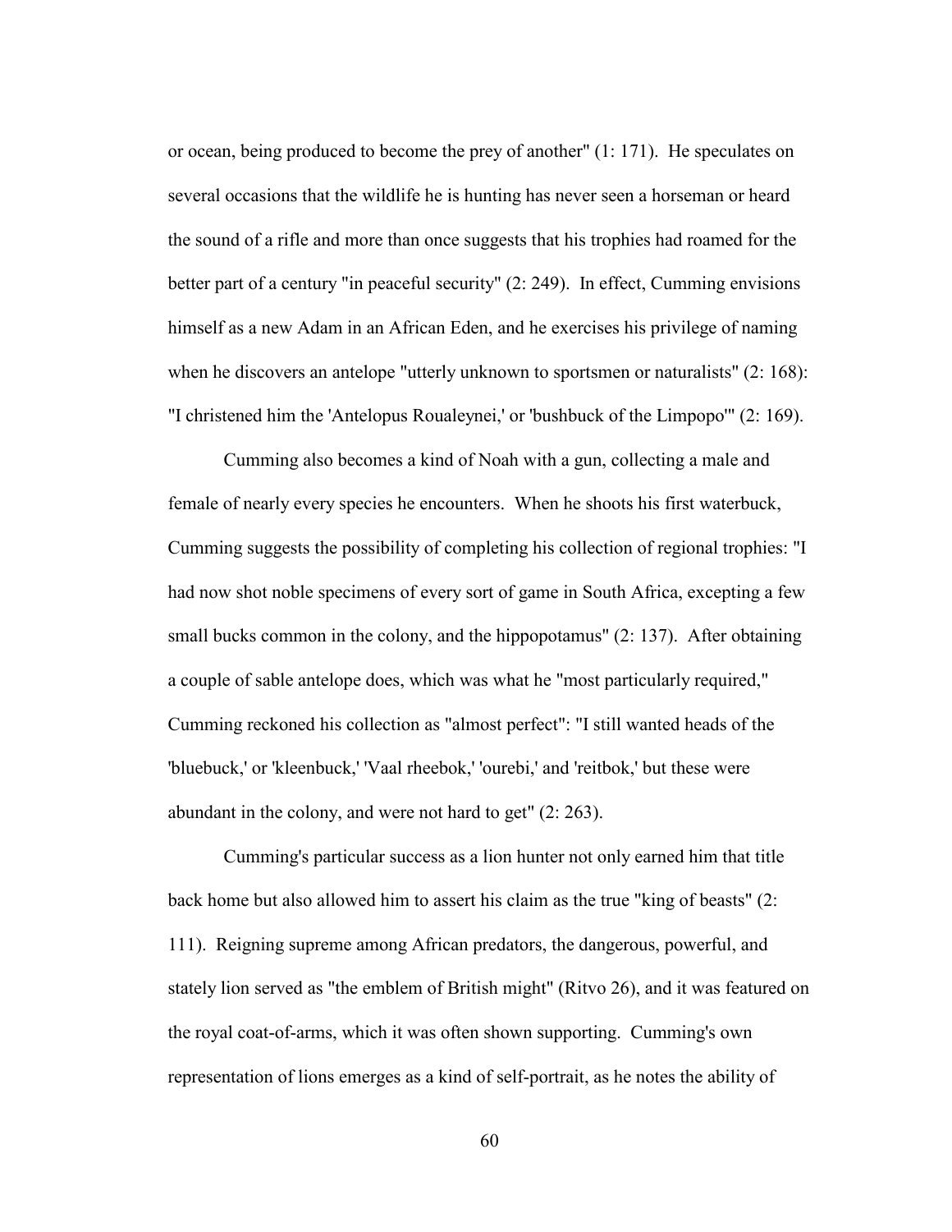or ocean, being produced to become the prey of another" (1: 171). He speculates on several occasions that the wildlife he is hunting has never seen a horseman or heard the sound of a rifle and more than once suggests that his trophies had roamed for the better part of a century "in peaceful security" (2: 249). In effect, Cumming envisions himself as a new Adam in an African Eden, and he exercises his privilege of naming when he discovers an antelope "utterly unknown to sportsmen or naturalists" (2: 168): "I christened him the 'Antelopus Roualeynei,' or 'bushbuck of the Limpopo'" (2: 169).

Cumming also becomes a kind of Noah with a gun, collecting a male and female of nearly every species he encounters. When he shoots his first waterbuck, Cumming suggests the possibility of completing his collection of regional trophies: "I had now shot noble specimens of every sort of game in South Africa, excepting a few small bucks common in the colony, and the hippopotamus" (2: 137). After obtaining a couple of sable antelope does, which was what he "most particularly required," Cumming reckoned his collection as "almost perfect": "I still wanted heads of the 'bluebuck,' or 'kleenbuck,' 'Vaal rheebok,' 'ourebi,' and 'reitbok,' but these were abundant in the colony, and were not hard to get" (2: 263).

Cumming's particular success as a lion hunter not only earned him that title back home but also allowed him to assert his claim as the true "king of beasts" (2: 111). Reigning supreme among African predators, the dangerous, powerful, and stately lion served as "the emblem of British might" (Ritvo 26), and it was featured on the royal coat-of-arms, which it was often shown supporting. Cumming's own representation of lions emerges as a kind of self-portrait, as he notes the ability of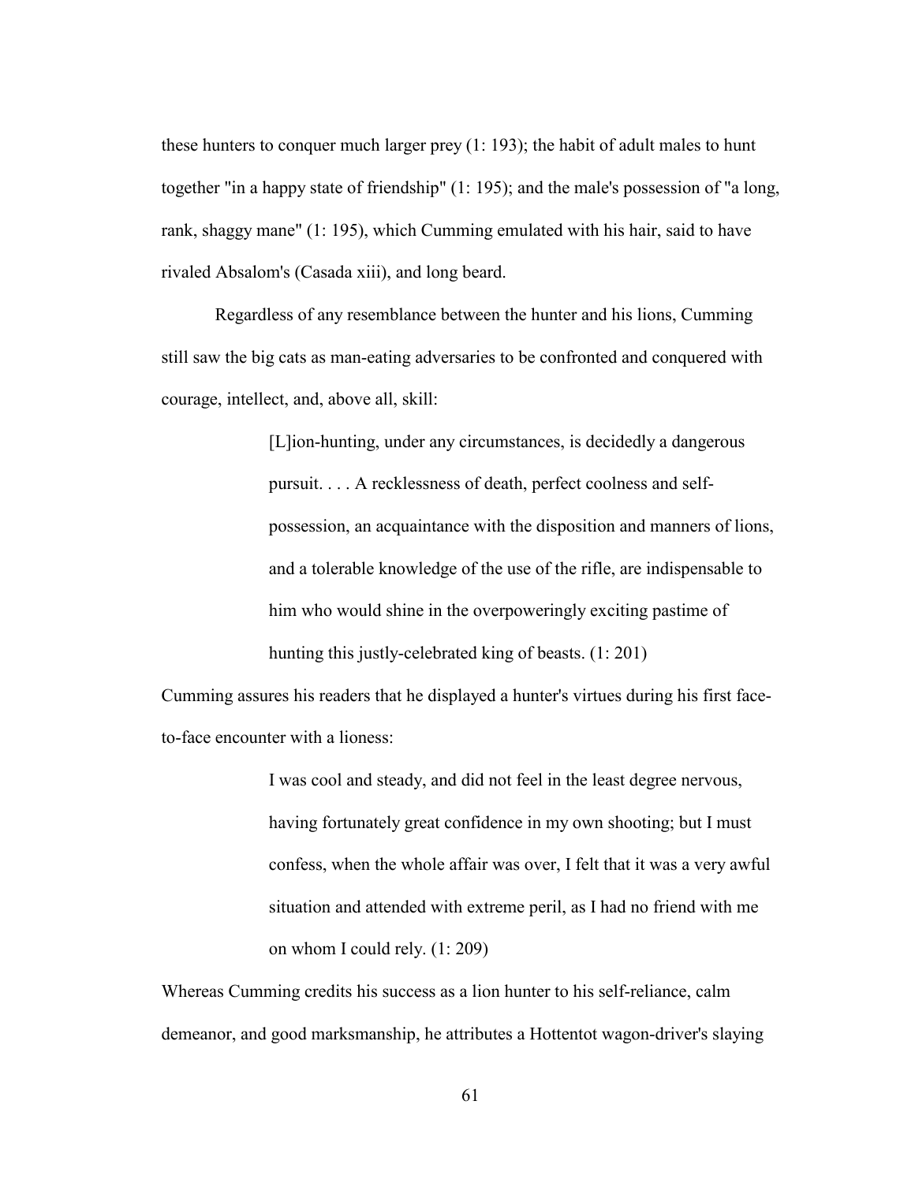these hunters to conquer much larger prey (1: 193); the habit of adult males to hunt together "in a happy state of friendship" (1: 195); and the male's possession of "a long, rank, shaggy mane" (1: 195), which Cumming emulated with his hair, said to have rivaled Absalom's (Casada xiii), and long beard.

Regardless of any resemblance between the hunter and his lions, Cumming still saw the big cats as man-eating adversaries to be confronted and conquered with courage, intellect, and, above all, skill:

> [L]ion-hunting, under any circumstances, is decidedly a dangerous pursuit. . . . A recklessness of death, perfect coolness and self-possession, an acquaintance with the disposition and manners of lions, and a tolerable knowledge of the use of the rifle, are indispensable to him who would shine in the overpoweringly exciting pastime of hunting this justly-celebrated king of beasts. (1: 201)

Cumming assures his readers that he displayed a hunter's virtues during his first face-to-face encounter with a lioness:

> I was cool and steady, and did not feel in the least degree nervous, having fortunately great confidence in my own shooting; but I must confess, when the whole affair was over, I felt that it was a very awful situation and attended with extreme peril, as I had no friend with me on whom I could rely. (1: 209)

Whereas Cumming credits his success as a lion hunter to his self-reliance, calm demeanor, and good marksmanship, he attributes a Hottentot wagon-driver's slaying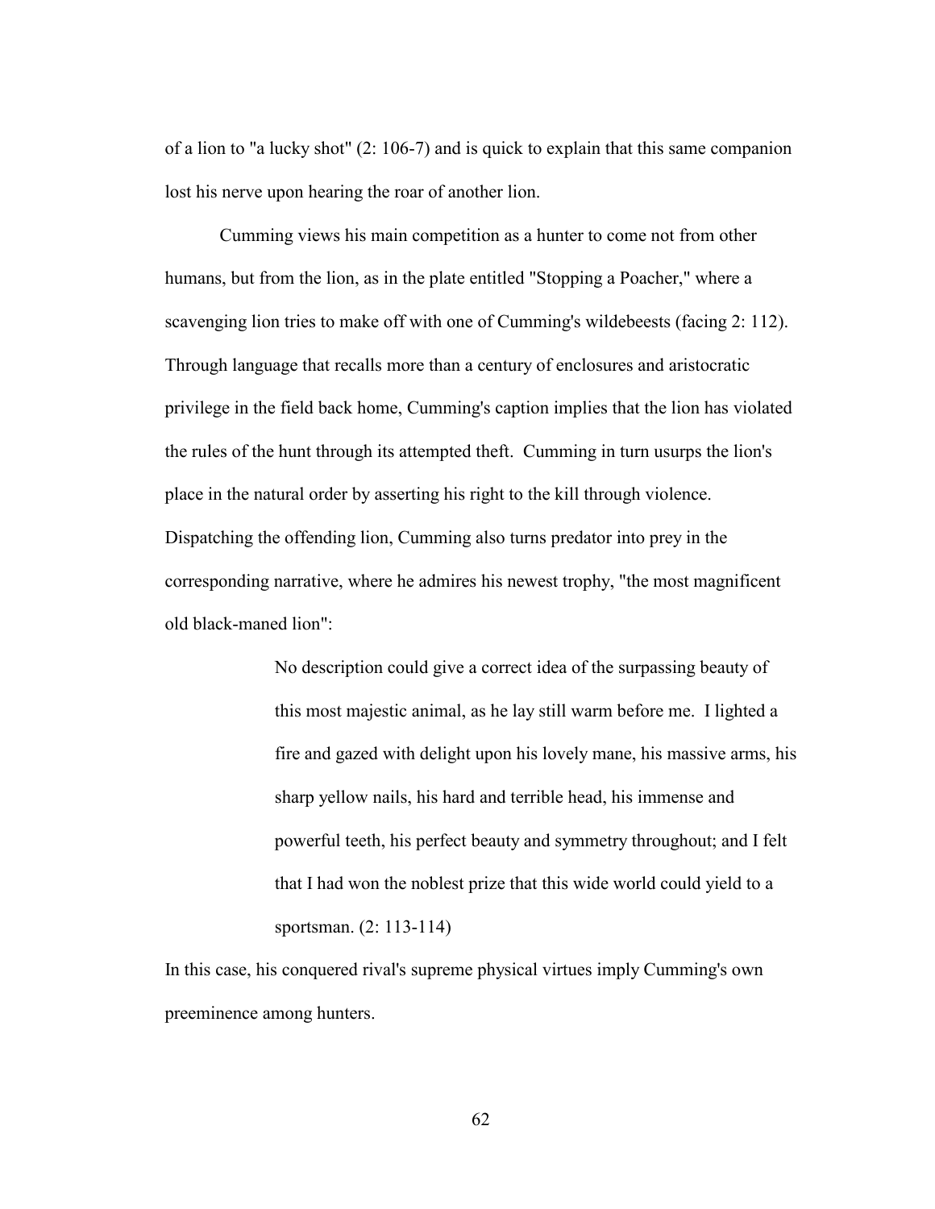of a lion to "a lucky shot" (2: 106-7) and is quick to explain that this same companion lost his nerve upon hearing the roar of another lion.

Cumming views his main competition as a hunter to come not from other humans, but from the lion, as in the plate entitled "Stopping a Poacher," where a scavenging lion tries to make off with one of Cumming's wildebeests (facing 2: 112). Through language that recalls more than a century of enclosures and aristocratic privilege in the field back home, Cumming's caption implies that the lion has violated the rules of the hunt through its attempted theft. Cumming in turn usurps the lion's place in the natural order by asserting his right to the kill through violence. Dispatching the offending lion, Cumming also turns predator into prey in the corresponding narrative, where he admires his newest trophy, "the most magnificent old black-maned lion":

> No description could give a correct idea of the surpassing beauty of this most majestic animal, as he lay still warm before me. I lighted a fire and gazed with delight upon his lovely mane, his massive arms, his sharp yellow nails, his hard and terrible head, his immense and powerful teeth, his perfect beauty and symmetry throughout; and I felt that I had won the noblest prize that this wide world could yield to a sportsman. (2: 113-114)

In this case, his conquered rival's supreme physical virtues imply Cumming's own preeminence among hunters.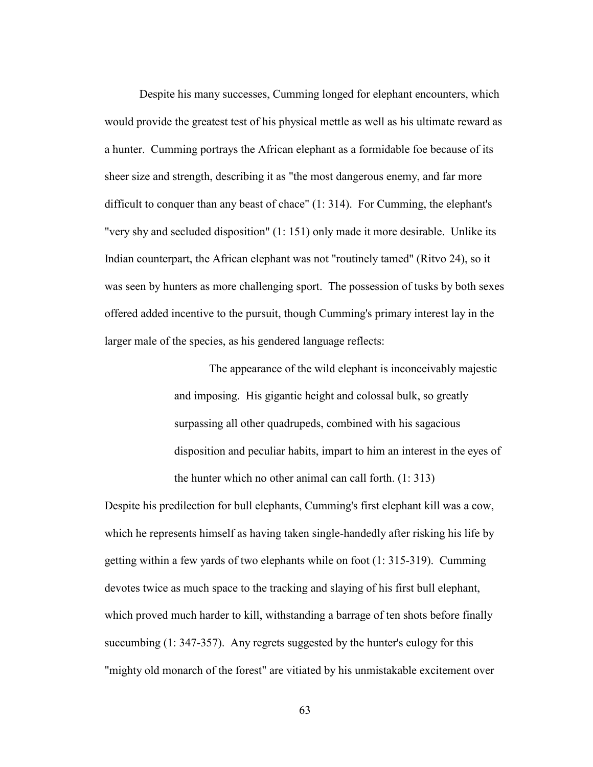Despite his many successes, Cumming longed for elephant encounters, which would provide the greatest test of his physical mettle as well as his ultimate reward as a hunter. Cumming portrays the African elephant as a formidable foe because of its sheer size and strength, describing it as "the most dangerous enemy, and far more difficult to conquer than any beast of chace" (1: 314). For Cumming, the elephant's "very shy and secluded disposition" (1: 151) only made it more desirable. Unlike its Indian counterpart, the African elephant was not "routinely tamed" (Ritvo 24), so it was seen by hunters as more challenging sport. The possession of tusks by both sexes offered added incentive to the pursuit, though Cumming's primary interest lay in the larger male of the species, as his gendered language reflects:

> The appearance of the wild elephant is inconceivably majestic and imposing. His gigantic height and colossal bulk, so greatly surpassing all other quadrupeds, combined with his sagacious disposition and peculiar habits, impart to him an interest in the eyes of the hunter which no other animal can call forth. (1: 313)

Despite his predilection for bull elephants, Cumming's first elephant kill was a cow, which he represents himself as having taken single-handedly after risking his life by getting within a few yards of two elephants while on foot (1: 315-319). Cumming devotes twice as much space to the tracking and slaying of his first bull elephant, which proved much harder to kill, withstanding a barrage of ten shots before finally succumbing (1: 347-357). Any regrets suggested by the hunter's eulogy for this "mighty old monarch of the forest" are vitiated by his unmistakable excitement over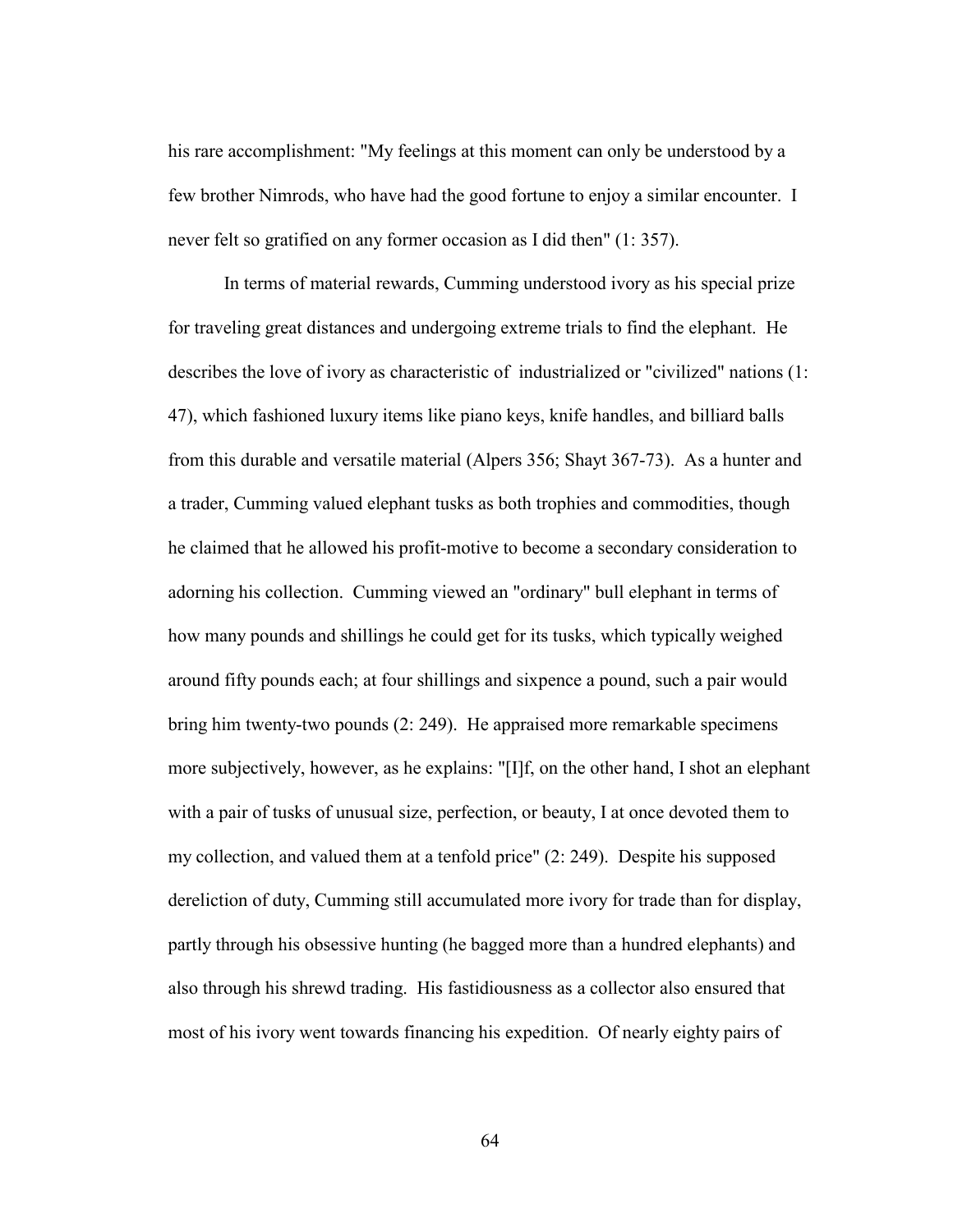his rare accomplishment: "My feelings at this moment can only be understood by a few brother Nimrods, who have had the good fortune to enjoy a similar encounter. I never felt so gratified on any former occasion as I did then" (1: 357).

In terms of material rewards, Cumming understood ivory as his special prize for traveling great distances and undergoing extreme trials to find the elephant. He describes the love of ivory as characteristic of industrialized or "civilized" nations (1: 47), which fashioned luxury items like piano keys, knife handles, and billiard balls from this durable and versatile material (Alpers 356; Shayt 367-73). As a hunter and a trader, Cumming valued elephant tusks as both trophies and commodities, though he claimed that he allowed his profit-motive to become a secondary consideration to adorning his collection. Cumming viewed an "ordinary" bull elephant in terms of how many pounds and shillings he could get for its tusks, which typically weighed around fifty pounds each; at four shillings and sixpence a pound, such a pair would bring him twenty-two pounds (2: 249). He appraised more remarkable specimens more subjectively, however, as he explains: "[I]f, on the other hand, I shot an elephant with a pair of tusks of unusual size, perfection, or beauty, I at once devoted them to my collection, and valued them at a tenfold price" (2: 249). Despite his supposed dereliction of duty, Cumming still accumulated more ivory for trade than for display, partly through his obsessive hunting (he bagged more than a hundred elephants) and also through his shrewd trading. His fastidiousness as a collector also ensured that most of his ivory went towards financing his expedition. Of nearly eighty pairs of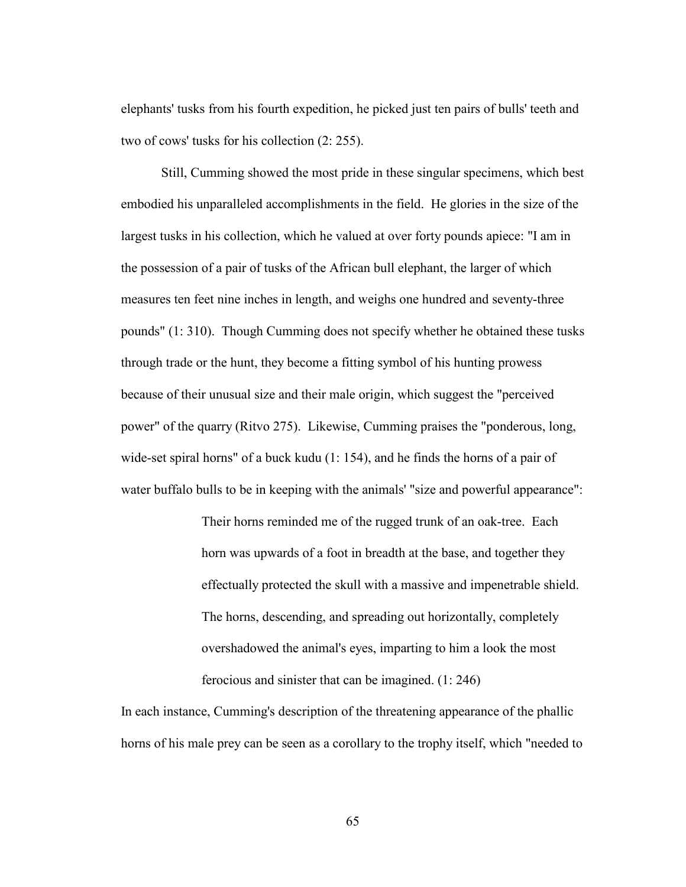elephants' tusks from his fourth expedition, he picked just ten pairs of bulls' teeth and two of cows' tusks for his collection (2: 255).

Still, Cumming showed the most pride in these singular specimens, which best embodied his unparalleled accomplishments in the field. He glories in the size of the largest tusks in his collection, which he valued at over forty pounds apiece: "I am in the possession of a pair of tusks of the African bull elephant, the larger of which measures ten feet nine inches in length, and weighs one hundred and seventy-three pounds" (1: 310). Though Cumming does not specify whether he obtained these tusks through trade or the hunt, they become a fitting symbol of his hunting prowess because of their unusual size and their male origin, which suggest the "perceived power" of the quarry (Ritvo 275). Likewise, Cumming praises the "ponderous, long, wide-set spiral horns" of a buck kudu (1: 154), and he finds the horns of a pair of water buffalo bulls to be in keeping with the animals' "size and powerful appearance":

> Their horns reminded me of the rugged trunk of an oak-tree. Each horn was upwards of a foot in breadth at the base, and together they effectually protected the skull with a massive and impenetrable shield. The horns, descending, and spreading out horizontally, completely overshadowed the animal's eyes, imparting to him a look the most ferocious and sinister that can be imagined. (1: 246)

In each instance, Cumming's description of the threatening appearance of the phallic horns of his male prey can be seen as a corollary to the trophy itself, which "needed to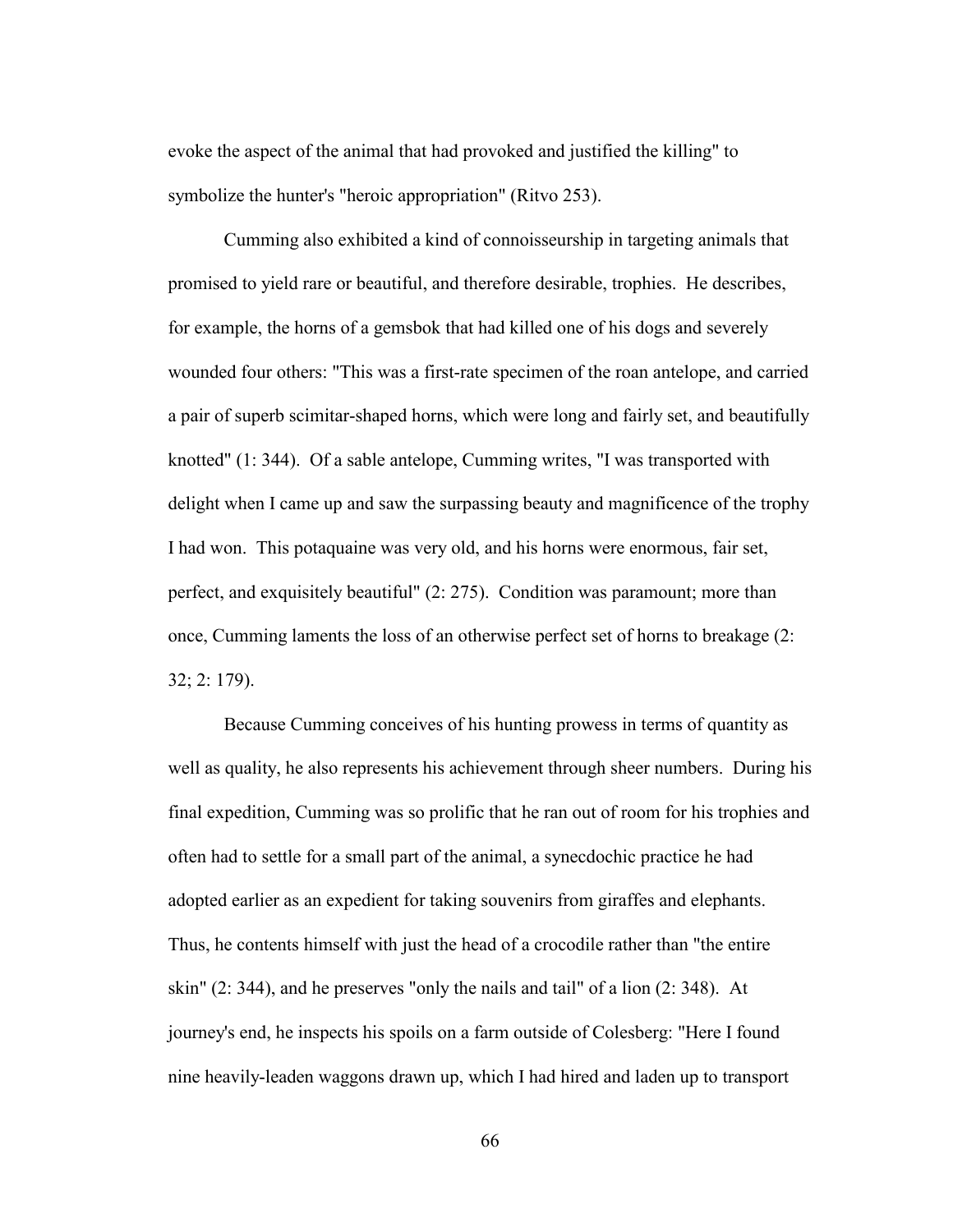evoke the aspect of the animal that had provoked and justified the killing" to symbolize the hunter's "heroic appropriation" (Ritvo 253).

Cumming also exhibited a kind of connoisseurship in targeting animals that promised to yield rare or beautiful, and therefore desirable, trophies. He describes, for example, the horns of a gemsbok that had killed one of his dogs and severely wounded four others: "This was a first-rate specimen of the roan antelope, and carried a pair of superb scimitar-shaped horns, which were long and fairly set, and beautifully knotted" (1: 344). Of a sable antelope, Cumming writes, "I was transported with delight when I came up and saw the surpassing beauty and magnificence of the trophy I had won. This potaquaine was very old, and his horns were enormous, fair set, perfect, and exquisitely beautiful" (2: 275). Condition was paramount; more than once, Cumming laments the loss of an otherwise perfect set of horns to breakage (2: 32; 2: 179).

Because Cumming conceives of his hunting prowess in terms of quantity as well as quality, he also represents his achievement through sheer numbers. During his final expedition, Cumming was so prolific that he ran out of room for his trophies and often had to settle for a small part of the animal, a synecdochic practice he had adopted earlier as an expedient for taking souvenirs from giraffes and elephants. Thus, he contents himself with just the head of a crocodile rather than "the entire skin" (2: 344), and he preserves "only the nails and tail" of a lion (2: 348). At journey's end, he inspects his spoils on a farm outside of Colesberg: "Here I found nine heavily-leaden waggons drawn up, which I had hired and laden up to transport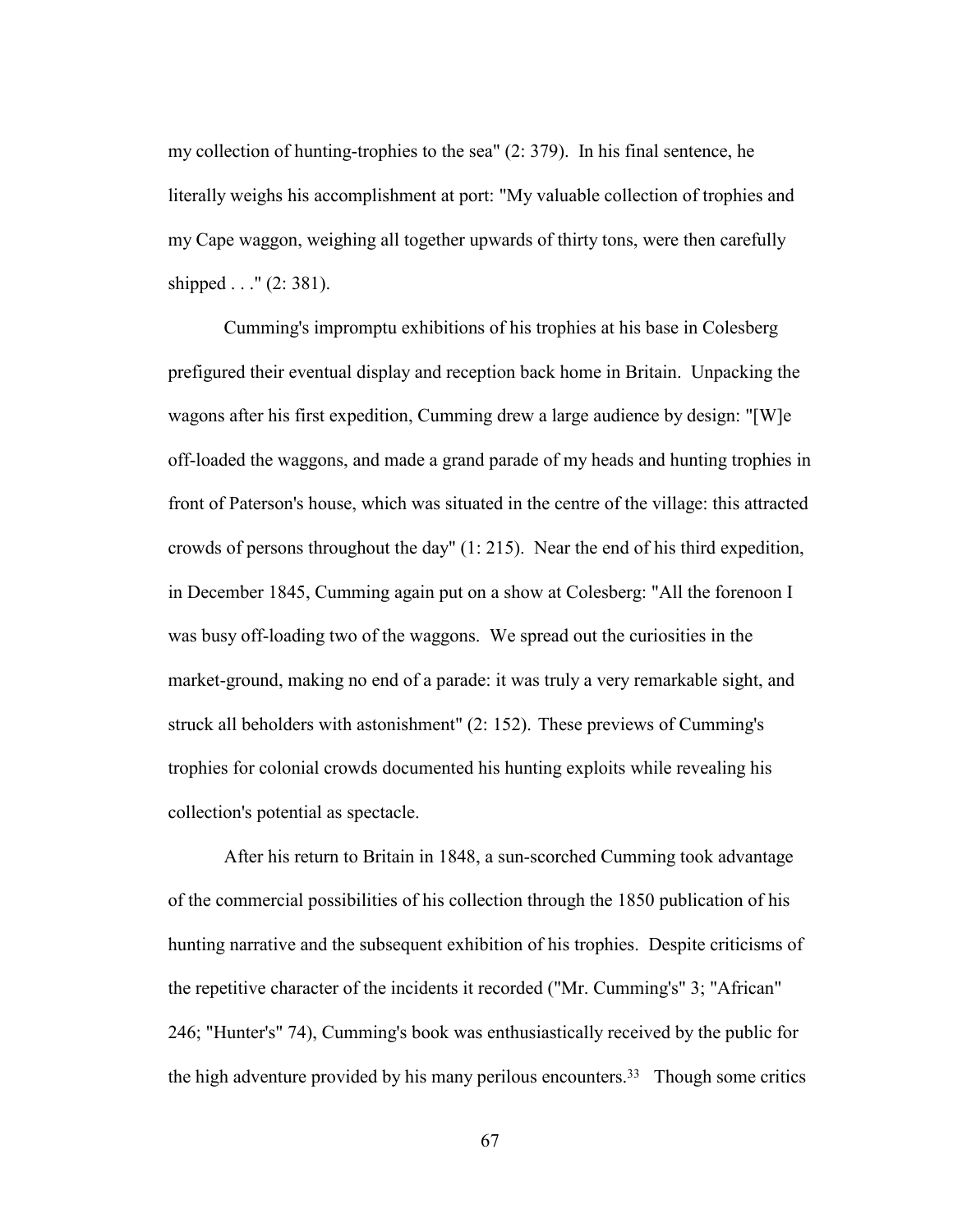my collection of hunting-trophies to the sea" (2: 379). In his final sentence, he literally weighs his accomplishment at port: "My valuable collection of trophies and my Cape waggon, weighing all together upwards of thirty tons, were then carefully shipped . . ." (2: 381).

Cumming's impromptu exhibitions of his trophies at his base in Colesberg prefigured their eventual display and reception back home in Britain. Unpacking the wagons after his first expedition, Cumming drew a large audience by design: "[W]e off-loaded the waggons, and made a grand parade of my heads and hunting trophies in front of Paterson's house, which was situated in the centre of the village: this attracted crowds of persons throughout the day" (1: 215). Near the end of his third expedition, in December 1845, Cumming again put on a show at Colesberg: "All the forenoon I was busy off-loading two of the waggons. We spread out the curiosities in the market-ground, making no end of a parade: it was truly a very remarkable sight, and struck all beholders with astonishment" (2: 152). These previews of Cumming's trophies for colonial crowds documented his hunting exploits while revealing his collection's potential as spectacle.

After his return to Britain in 1848, a sun-scorched Cumming took advantage of the commercial possibilities of his collection through the 1850 publication of his hunting narrative and the subsequent exhibition of his trophies. Despite criticisms of the repetitive character of the incidents it recorded ("Mr. Cumming's" 3; "African" 246; "Hunter's" 74), Cumming's book was enthusiastically received by the public for the high adventure provided by his many perilous encounters.[33] Though some critics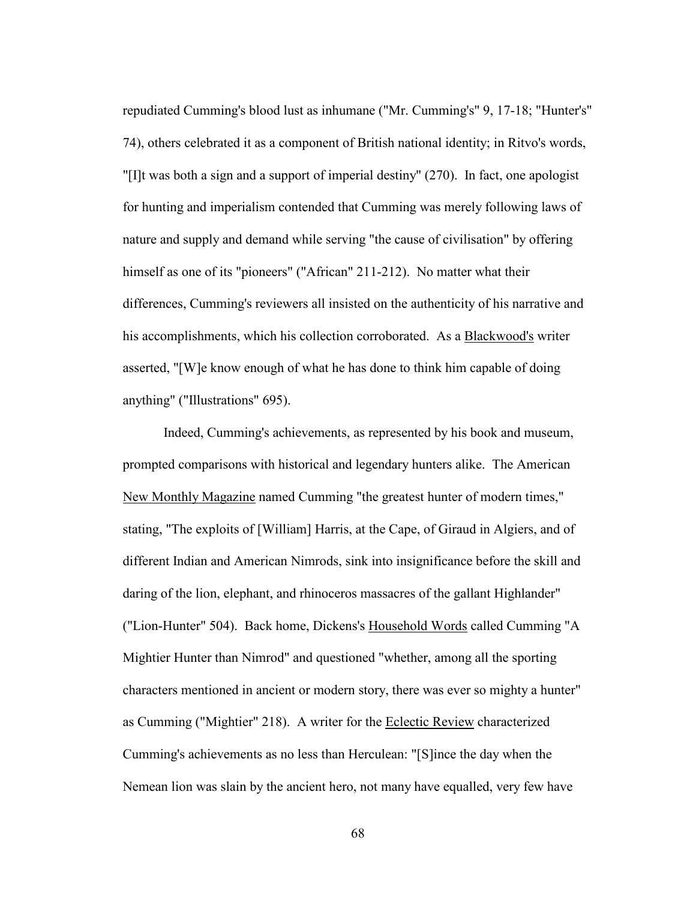repudiated Cumming's blood lust as inhumane ("Mr. Cumming's" 9, 17-18; "Hunter's" 74), others celebrated it as a component of British national identity; in Ritvo's words, "[I]t was both a sign and a support of imperial destiny" (270). In fact, one apologist for hunting and imperialism contended that Cumming was merely following laws of nature and supply and demand while serving "the cause of civilisation" by offering himself as one of its "pioneers" ("African" 211-212). No matter what their differences, Cumming's reviewers all insisted on the authenticity of his narrative and his accomplishments, which his collection corroborated. As a Blackwood's writer asserted, "[W]e know enough of what he has done to think him capable of doing anything" ("Illustrations" 695).

Indeed, Cumming's achievements, as represented by his book and museum, prompted comparisons with historical and legendary hunters alike. The American New Monthly Magazine named Cumming "the greatest hunter of modern times," stating, "The exploits of [William] Harris, at the Cape, of Giraud in Algiers, and of different Indian and American Nimrods, sink into insignificance before the skill and daring of the lion, elephant, and rhinoceros massacres of the gallant Highlander" ("Lion-Hunter" 504). Back home, Dickens's Household Words called Cumming "A Mightier Hunter than Nimrod" and questioned "whether, among all the sporting characters mentioned in ancient or modern story, there was ever so mighty a hunter" as Cumming ("Mightier" 218). A writer for the Eclectic Review characterized Cumming's achievements as no less than Herculean: "[S]ince the day when the Nemean lion was slain by the ancient hero, not many have equalled, very few have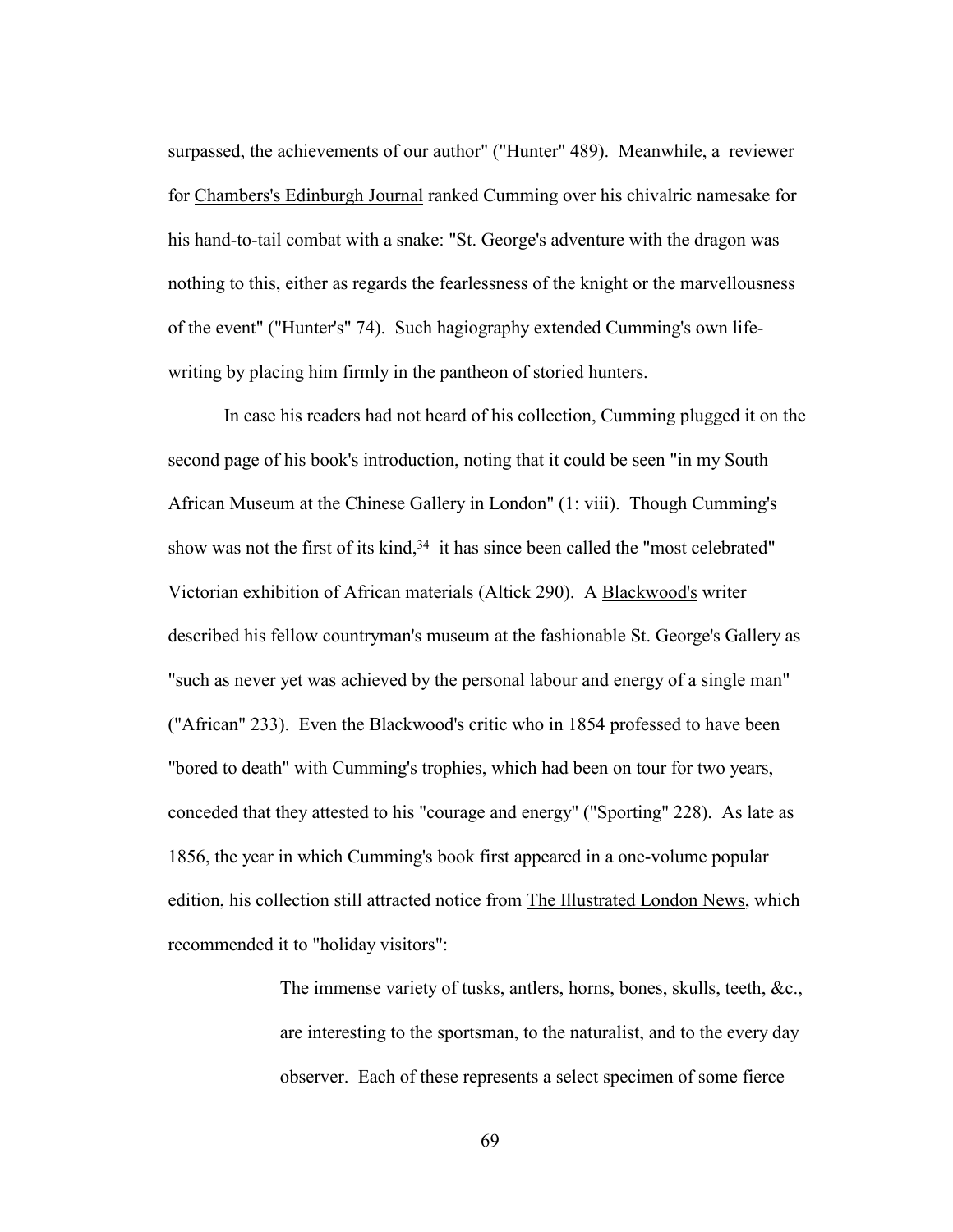surpassed, the achievements of our author" ("Hunter" 489). Meanwhile, a reviewer for Chambers's Edinburgh Journal ranked Cumming over his chivalric namesake for his hand-to-tail combat with a snake: "St. George's adventure with the dragon was nothing to this, either as regards the fearlessness of the knight or the marvellousness of the event" ("Hunter's" 74). Such hagiography extended Cumming's own life-writing by placing him firmly in the pantheon of storied hunters.

In case his readers had not heard of his collection, Cumming plugged it on the second page of his book's introduction, noting that it could be seen "in my South African Museum at the Chinese Gallery in London" (1: viii). Though Cumming's show was not the first of its kind,[34] it has since been called the "most celebrated" Victorian exhibition of African materials (Altick 290). A Blackwood's writer described his fellow countryman's museum at the fashionable St. George's Gallery as "such as never yet was achieved by the personal labour and energy of a single man" ("African" 233). Even the Blackwood's critic who in 1854 professed to have been "bored to death" with Cumming's trophies, which had been on tour for two years, conceded that they attested to his "courage and energy" ("Sporting" 228). As late as 1856, the year in which Cumming's book first appeared in a one-volume popular edition, his collection still attracted notice from The Illustrated London News, which recommended it to "holiday visitors":

> The immense variety of tusks, antlers, horns, bones, skulls, teeth, &c., are interesting to the sportsman, to the naturalist, and to the every day observer. Each of these represents a select specimen of some fierce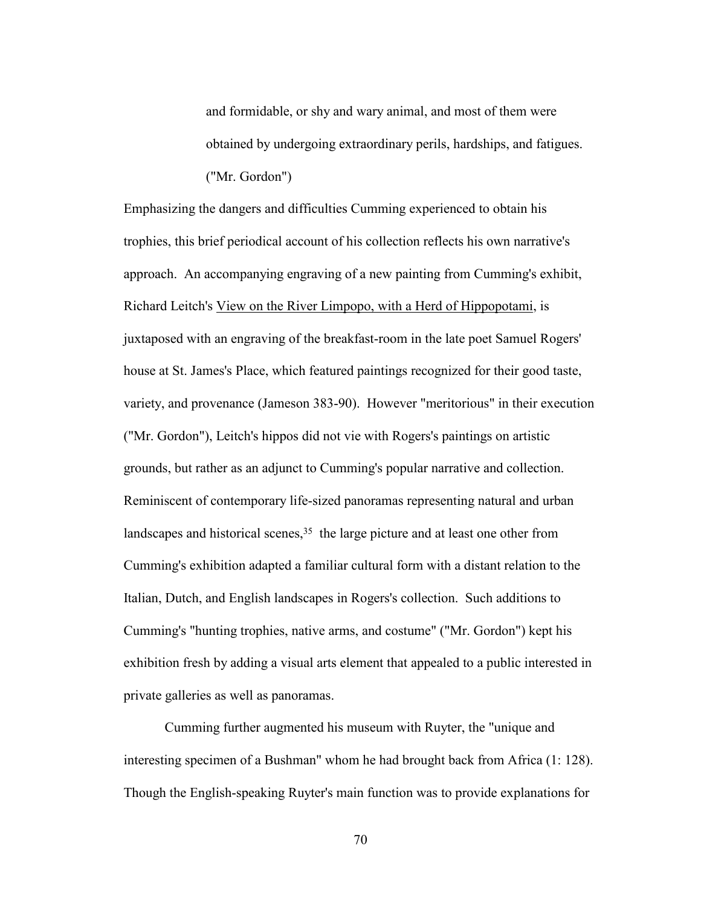> and formidable, or shy and wary animal, and most of them were obtained by undergoing extraordinary perils, hardships, and fatigues. ("Mr. Gordon")

Emphasizing the dangers and difficulties Cumming experienced to obtain his trophies, this brief periodical account of his collection reflects his own narrative's approach. An accompanying engraving of a new painting from Cumming's exhibit, Richard Leitch's <u>View on the River Limpopo, with a Herd of Hippopotami</u>, is juxtaposed with an engraving of the breakfast-room in the late poet Samuel Rogers' house at St. James's Place, which featured paintings recognized for their good taste, variety, and provenance (Jameson 383-90). However "meritorious" in their execution ("Mr. Gordon"), Leitch's hippos did not vie with Rogers's paintings on artistic grounds, but rather as an adjunct to Cumming's popular narrative and collection. Reminiscent of contemporary life-sized panoramas representing natural and urban landscapes and historical scenes,[35] the large picture and at least one other from Cumming's exhibition adapted a familiar cultural form with a distant relation to the Italian, Dutch, and English landscapes in Rogers's collection. Such additions to Cumming's "hunting trophies, native arms, and costume" ("Mr. Gordon") kept his exhibition fresh by adding a visual arts element that appealed to a public interested in private galleries as well as panoramas.

Cumming further augmented his museum with Ruyter, the "unique and interesting specimen of a Bushman" whom he had brought back from Africa (1: 128). Though the English-speaking Ruyter's main function was to provide explanations for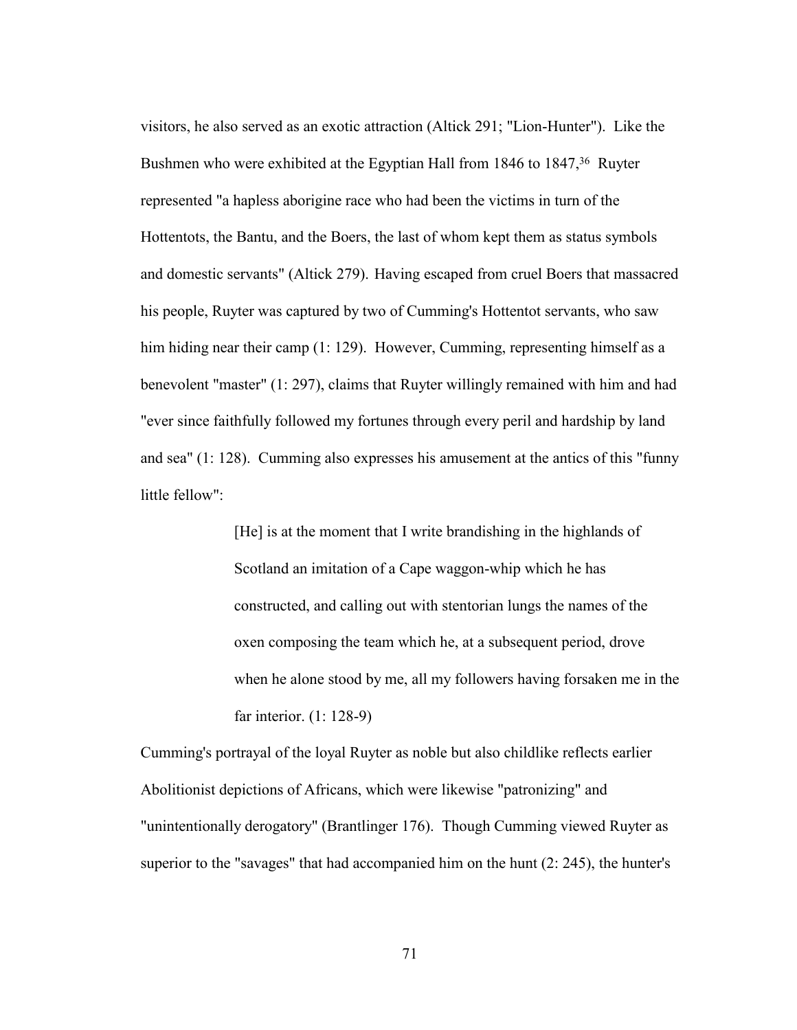visitors, he also served as an exotic attraction (Altick 291; "Lion-Hunter"). Like the Bushmen who were exhibited at the Egyptian Hall from 1846 to 1847,[36] Ruyter represented "a hapless aborigine race who had been the victims in turn of the Hottentots, the Bantu, and the Boers, the last of whom kept them as status symbols and domestic servants" (Altick 279). Having escaped from cruel Boers that massacred his people, Ruyter was captured by two of Cumming's Hottentot servants, who saw him hiding near their camp (1: 129). However, Cumming, representing himself as a benevolent "master" (1: 297), claims that Ruyter willingly remained with him and had "ever since faithfully followed my fortunes through every peril and hardship by land and sea" (1: 128). Cumming also expresses his amusement at the antics of this "funny little fellow":

> [He] is at the moment that I write brandishing in the highlands of Scotland an imitation of a Cape waggon-whip which he has constructed, and calling out with stentorian lungs the names of the oxen composing the team which he, at a subsequent period, drove when he alone stood by me, all my followers having forsaken me in the far interior. (1: 128-9)

Cumming's portrayal of the loyal Ruyter as noble but also childlike reflects earlier Abolitionist depictions of Africans, which were likewise "patronizing" and "unintentionally derogatory" (Brantlinger 176). Though Cumming viewed Ruyter as superior to the "savages" that had accompanied him on the hunt (2: 245), the hunter's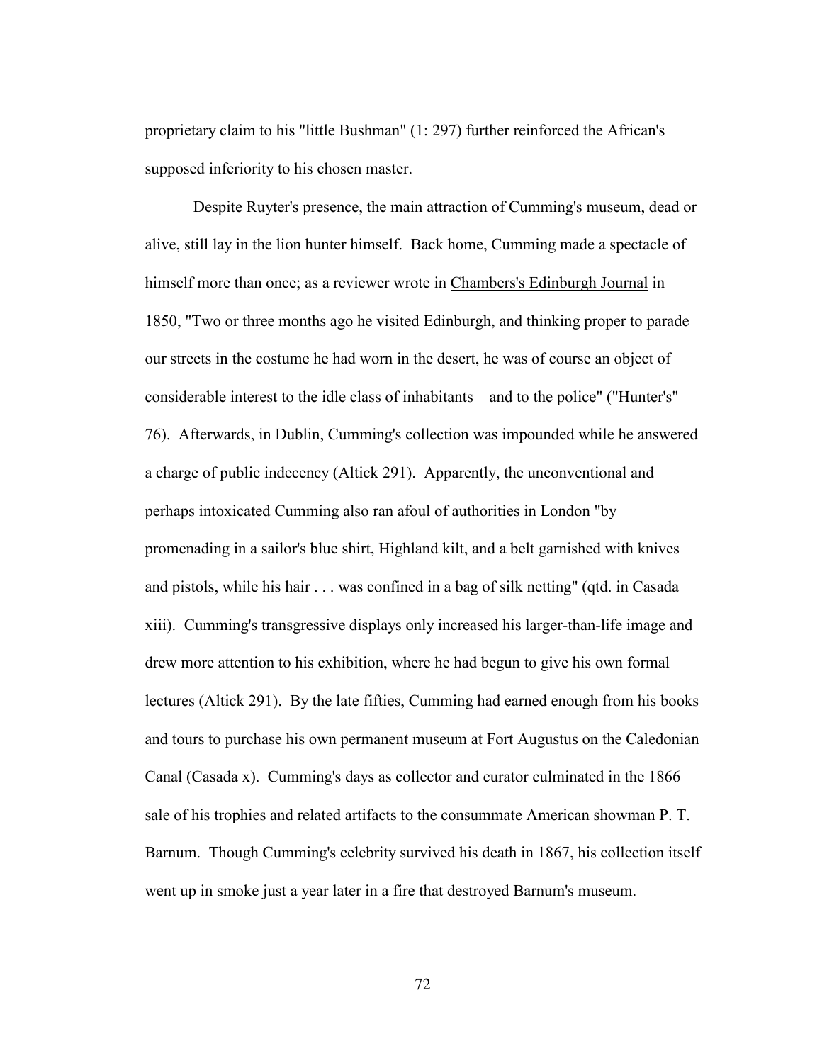proprietary claim to his "little Bushman" (1: 297) further reinforced the African's supposed inferiority to his chosen master.

Despite Ruyter's presence, the main attraction of Cumming's museum, dead or alive, still lay in the lion hunter himself. Back home, Cumming made a spectacle of himself more than once; as a reviewer wrote in Chambers's Edinburgh Journal in 1850, "Two or three months ago he visited Edinburgh, and thinking proper to parade our streets in the costume he had worn in the desert, he was of course an object of considerable interest to the idle class of inhabitants—and to the police" ("Hunter's" 76). Afterwards, in Dublin, Cumming's collection was impounded while he answered a charge of public indecency (Altick 291). Apparently, the unconventional and perhaps intoxicated Cumming also ran afoul of authorities in London "by promenading in a sailor's blue shirt, Highland kilt, and a belt garnished with knives and pistols, while his hair . . . was confined in a bag of silk netting" (qtd. in Casada xiii). Cumming's transgressive displays only increased his larger-than-life image and drew more attention to his exhibition, where he had begun to give his own formal lectures (Altick 291). By the late fifties, Cumming had earned enough from his books and tours to purchase his own permanent museum at Fort Augustus on the Caledonian Canal (Casada x). Cumming's days as collector and curator culminated in the 1866 sale of his trophies and related artifacts to the consummate American showman P. T. Barnum. Though Cumming's celebrity survived his death in 1867, his collection itself went up in smoke just a year later in a fire that destroyed Barnum's museum.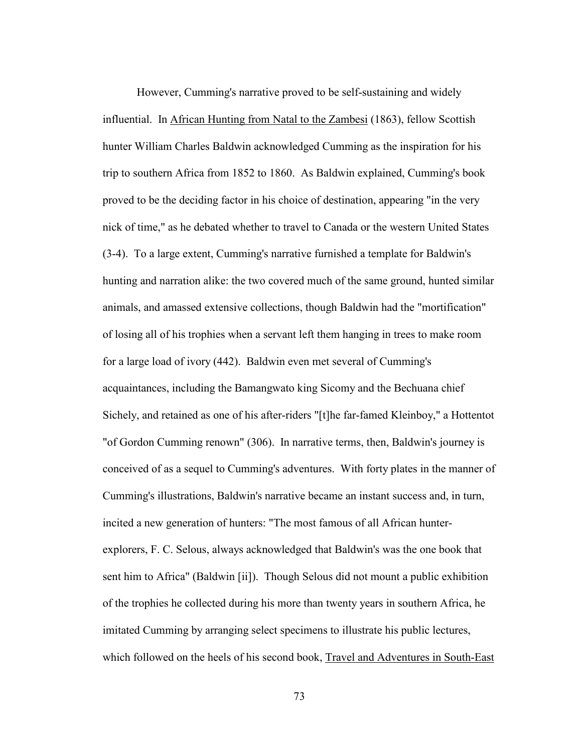However, Cumming's narrative proved to be self-sustaining and widely influential. In African Hunting from Natal to the Zambesi (1863), fellow Scottish hunter William Charles Baldwin acknowledged Cumming as the inspiration for his trip to southern Africa from 1852 to 1860. As Baldwin explained, Cumming's book proved to be the deciding factor in his choice of destination, appearing "in the very nick of time," as he debated whether to travel to Canada or the western United States (3-4). To a large extent, Cumming's narrative furnished a template for Baldwin's hunting and narration alike: the two covered much of the same ground, hunted similar animals, and amassed extensive collections, though Baldwin had the "mortification" of losing all of his trophies when a servant left them hanging in trees to make room for a large load of ivory (442). Baldwin even met several of Cumming's acquaintances, including the Bamangwato king Sicomy and the Bechuana chief Sichely, and retained as one of his after-riders "[t]he far-famed Kleinboy," a Hottentot "of Gordon Cumming renown" (306). In narrative terms, then, Baldwin's journey is conceived of as a sequel to Cumming's adventures. With forty plates in the manner of Cumming's illustrations, Baldwin's narrative became an instant success and, in turn, incited a new generation of hunters: "The most famous of all African hunter-explorers, F. C. Selous, always acknowledged that Baldwin's was the one book that sent him to Africa" (Baldwin [ii]). Though Selous did not mount a public exhibition of the trophies he collected during his more than twenty years in southern Africa, he imitated Cumming by arranging select specimens to illustrate his public lectures, which followed on the heels of his second book, Travel and Adventures in South-East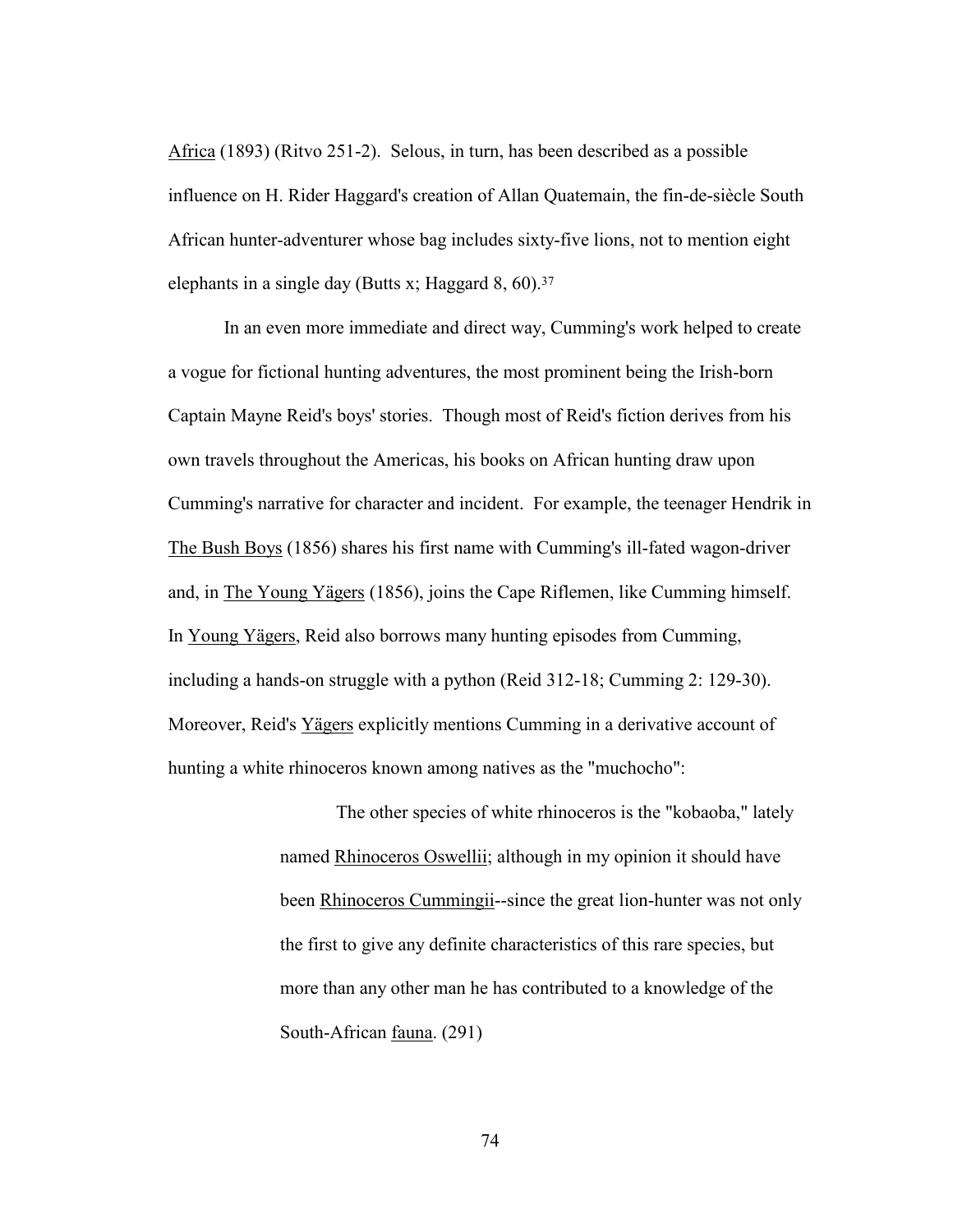Africa (1893) (Ritvo 251-2). Selous, in turn, has been described as a possible influence on H. Rider Haggard's creation of Allan Quatemain, the fin-de-siècle South African hunter-adventurer whose bag includes sixty-five lions, not to mention eight elephants in a single day (Butts x; Haggard 8, 60).[37]

In an even more immediate and direct way, Cumming's work helped to create a vogue for fictional hunting adventures, the most prominent being the Irish-born Captain Mayne Reid's boys' stories. Though most of Reid's fiction derives from his own travels throughout the Americas, his books on African hunting draw upon Cumming's narrative for character and incident. For example, the teenager Hendrik in The Bush Boys (1856) shares his first name with Cumming's ill-fated wagon-driver and, in The Young Yägers (1856), joins the Cape Riflemen, like Cumming himself. In Young Yägers, Reid also borrows many hunting episodes from Cumming, including a hands-on struggle with a python (Reid 312-18; Cumming 2: 129-30). Moreover, Reid's Yägers explicitly mentions Cumming in a derivative account of hunting a white rhinoceros known among natives as the "muchocho":

> The other species of white rhinoceros is the "kobaoba," lately named Rhinoceros Oswellii; although in my opinion it should have been Rhinoceros Cummingii--since the great lion-hunter was not only the first to give any definite characteristics of this rare species, but more than any other man he has contributed to a knowledge of the South-African fauna. (291)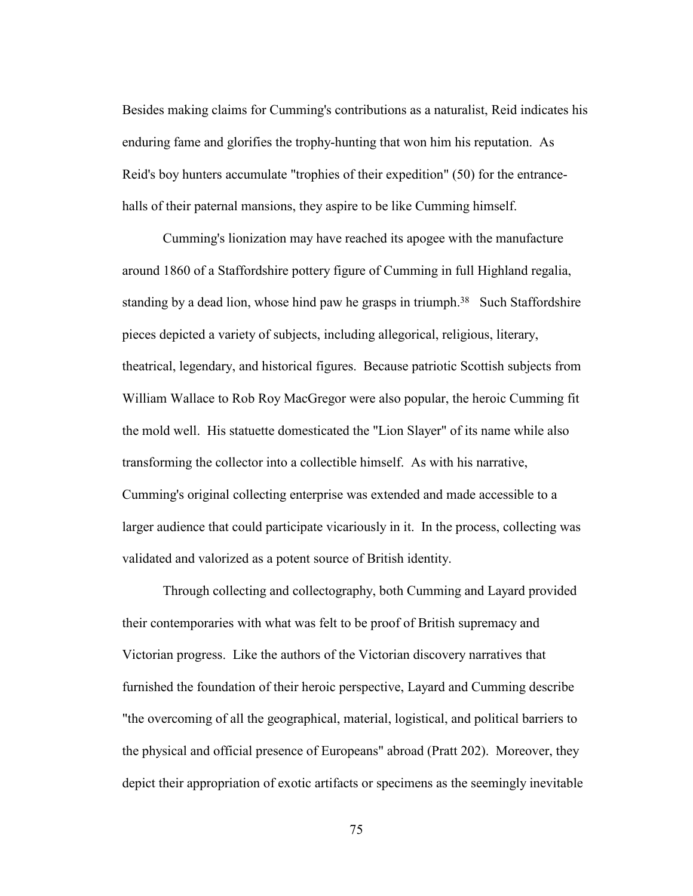Besides making claims for Cumming's contributions as a naturalist, Reid indicates his enduring fame and glorifies the trophy-hunting that won him his reputation. As Reid's boy hunters accumulate "trophies of their expedition" (50) for the entrance-halls of their paternal mansions, they aspire to be like Cumming himself.

Cumming's lionization may have reached its apogee with the manufacture around 1860 of a Staffordshire pottery figure of Cumming in full Highland regalia, standing by a dead lion, whose hind paw he grasps in triumph.[38] Such Staffordshire pieces depicted a variety of subjects, including allegorical, religious, literary, theatrical, legendary, and historical figures. Because patriotic Scottish subjects from William Wallace to Rob Roy MacGregor were also popular, the heroic Cumming fit the mold well. His statuette domesticated the "Lion Slayer" of its name while also transforming the collector into a collectible himself. As with his narrative, Cumming's original collecting enterprise was extended and made accessible to a larger audience that could participate vicariously in it. In the process, collecting was validated and valorized as a potent source of British identity.

Through collecting and collectography, both Cumming and Layard provided their contemporaries with what was felt to be proof of British supremacy and Victorian progress. Like the authors of the Victorian discovery narratives that furnished the foundation of their heroic perspective, Layard and Cumming describe "the overcoming of all the geographical, material, logistical, and political barriers to the physical and official presence of Europeans" abroad (Pratt 202). Moreover, they depict their appropriation of exotic artifacts or specimens as the seemingly inevitable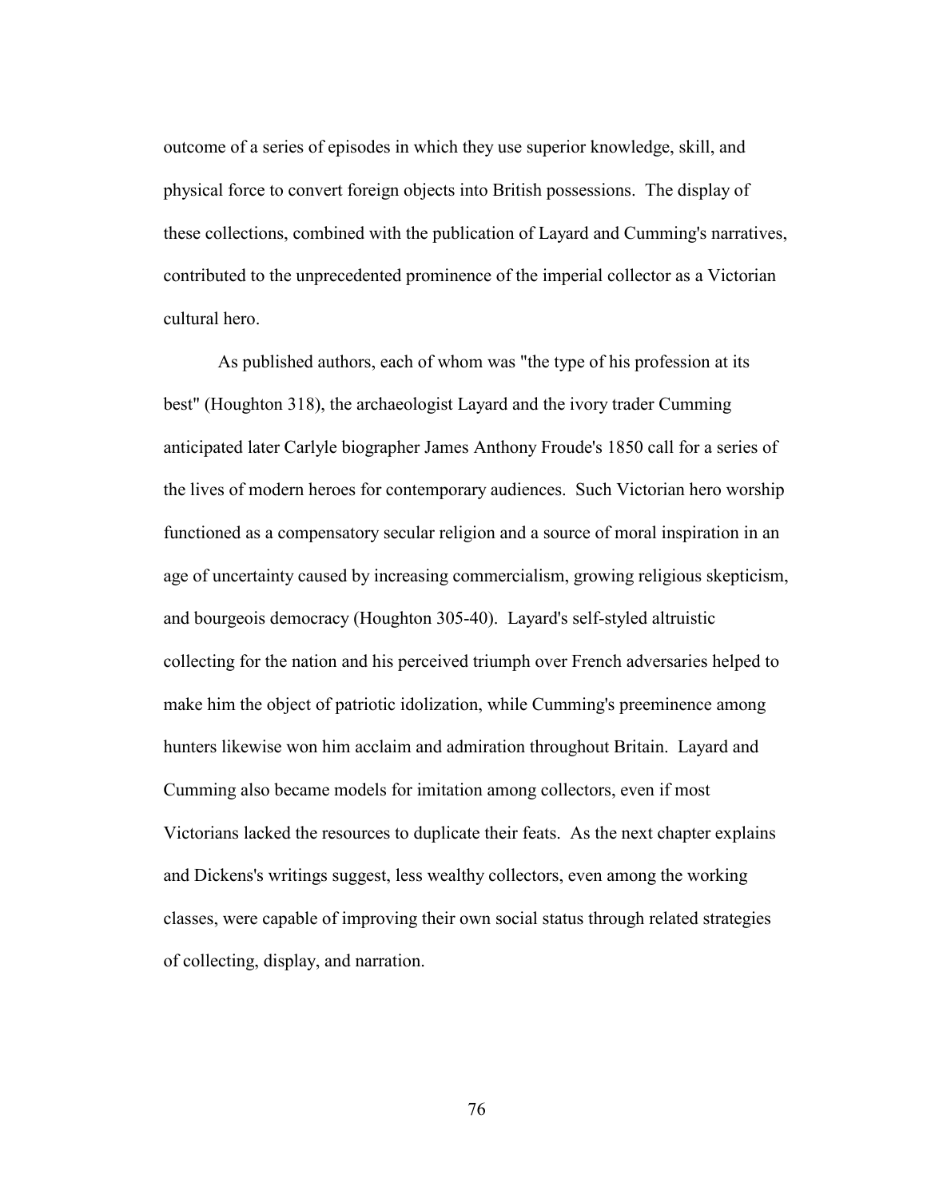outcome of a series of episodes in which they use superior knowledge, skill, and physical force to convert foreign objects into British possessions. The display of these collections, combined with the publication of Layard and Cumming's narratives, contributed to the unprecedented prominence of the imperial collector as a Victorian cultural hero.

As published authors, each of whom was "the type of his profession at its best" (Houghton 318), the archaeologist Layard and the ivory trader Cumming anticipated later Carlyle biographer James Anthony Froude's 1850 call for a series of the lives of modern heroes for contemporary audiences. Such Victorian hero worship functioned as a compensatory secular religion and a source of moral inspiration in an age of uncertainty caused by increasing commercialism, growing religious skepticism, and bourgeois democracy (Houghton 305-40). Layard's self-styled altruistic collecting for the nation and his perceived triumph over French adversaries helped to make him the object of patriotic idolization, while Cumming's preeminence among hunters likewise won him acclaim and admiration throughout Britain. Layard and Cumming also became models for imitation among collectors, even if most Victorians lacked the resources to duplicate their feats. As the next chapter explains and Dickens's writings suggest, less wealthy collectors, even among the working classes, were capable of improving their own social status through related strategies of collecting, display, and narration.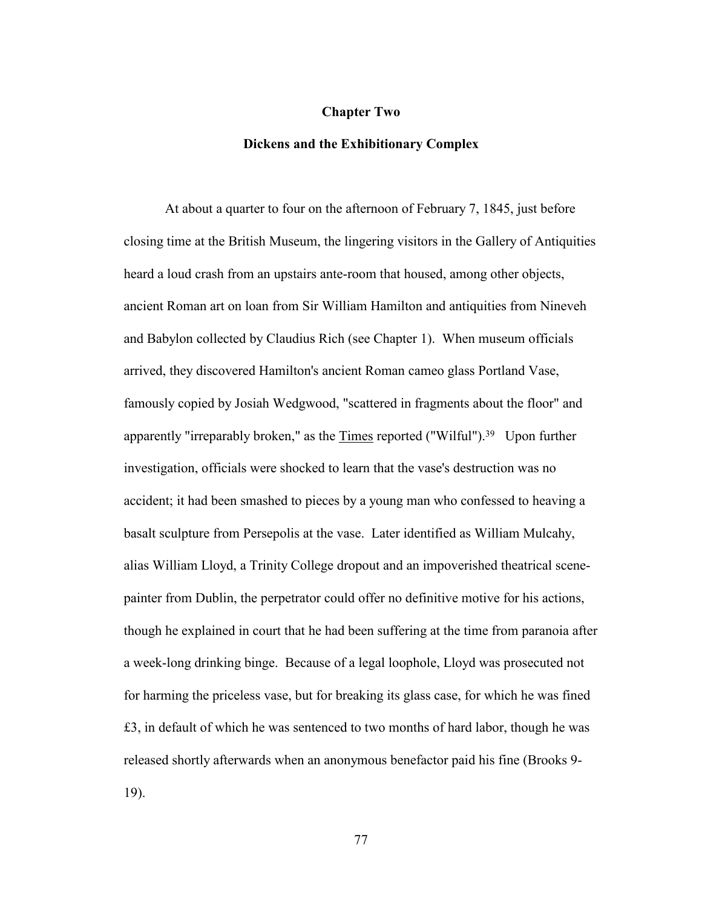## Chapter Two

## Dickens and the Exhibitionary Complex

At about a quarter to four on the afternoon of February 7, 1845, just before closing time at the British Museum, the lingering visitors in the Gallery of Antiquities heard a loud crash from an upstairs ante-room that housed, among other objects, ancient Roman art on loan from Sir William Hamilton and antiquities from Nineveh and Babylon collected by Claudius Rich (see Chapter 1). When museum officials arrived, they discovered Hamilton's ancient Roman cameo glass Portland Vase, famously copied by Josiah Wedgwood, "scattered in fragments about the floor" and apparently "irreparably broken," as the Times reported ("Wilful").[39] Upon further investigation, officials were shocked to learn that the vase's destruction was no accident; it had been smashed to pieces by a young man who confessed to heaving a basalt sculpture from Persepolis at the vase. Later identified as William Mulcahy, alias William Lloyd, a Trinity College dropout and an impoverished theatrical scene-painter from Dublin, the perpetrator could offer no definitive motive for his actions, though he explained in court that he had been suffering at the time from paranoia after a week-long drinking binge. Because of a legal loophole, Lloyd was prosecuted not for harming the priceless vase, but for breaking its glass case, for which he was fined £3, in default of which he was sentenced to two months of hard labor, though he was released shortly afterwards when an anonymous benefactor paid his fine (Brooks 9-19).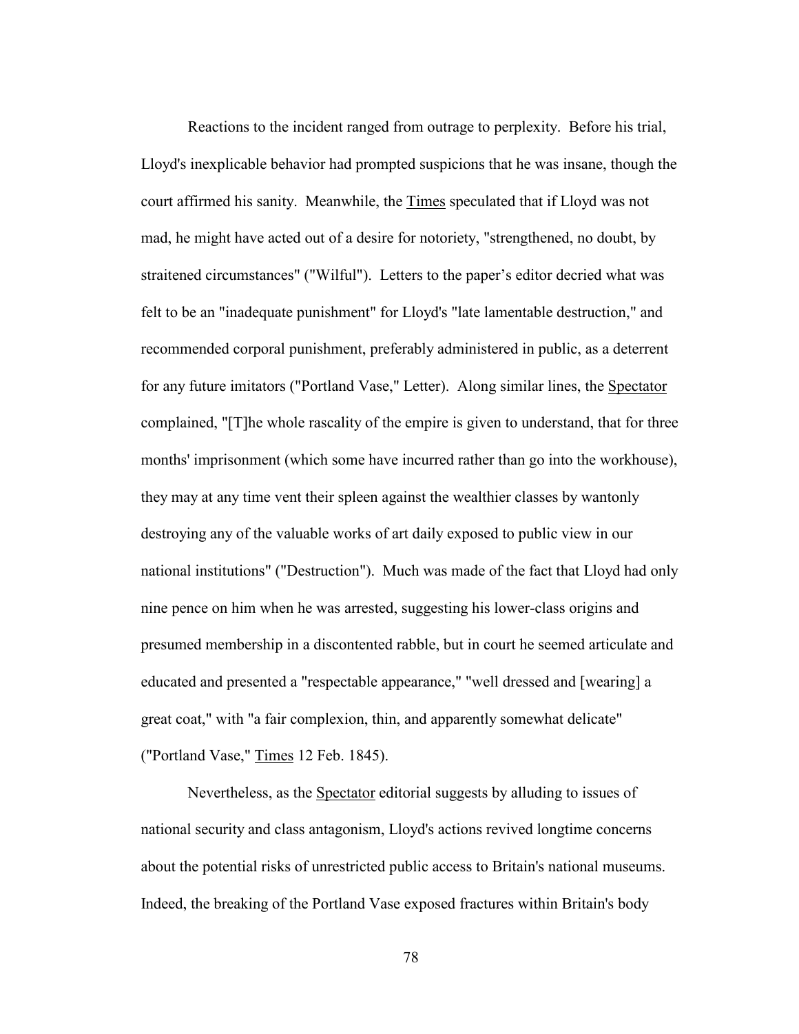Reactions to the incident ranged from outrage to perplexity. Before his trial, Lloyd's inexplicable behavior had prompted suspicions that he was insane, though the court affirmed his sanity. Meanwhile, the Times speculated that if Lloyd was not mad, he might have acted out of a desire for notoriety, "strengthened, no doubt, by straitened circumstances" ("Wilful"). Letters to the paper's editor decried what was felt to be an "inadequate punishment" for Lloyd's "late lamentable destruction," and recommended corporal punishment, preferably administered in public, as a deterrent for any future imitators ("Portland Vase," Letter). Along similar lines, the Spectator complained, "[T]he whole rascality of the empire is given to understand, that for three months' imprisonment (which some have incurred rather than go into the workhouse), they may at any time vent their spleen against the wealthier classes by wantonly destroying any of the valuable works of art daily exposed to public view in our national institutions" ("Destruction"). Much was made of the fact that Lloyd had only nine pence on him when he was arrested, suggesting his lower-class origins and presumed membership in a discontented rabble, but in court he seemed articulate and educated and presented a "respectable appearance," "well dressed and [wearing] a great coat," with "a fair complexion, thin, and apparently somewhat delicate" ("Portland Vase," Times 12 Feb. 1845).

Nevertheless, as the Spectator editorial suggests by alluding to issues of national security and class antagonism, Lloyd's actions revived longtime concerns about the potential risks of unrestricted public access to Britain's national museums. Indeed, the breaking of the Portland Vase exposed fractures within Britain's body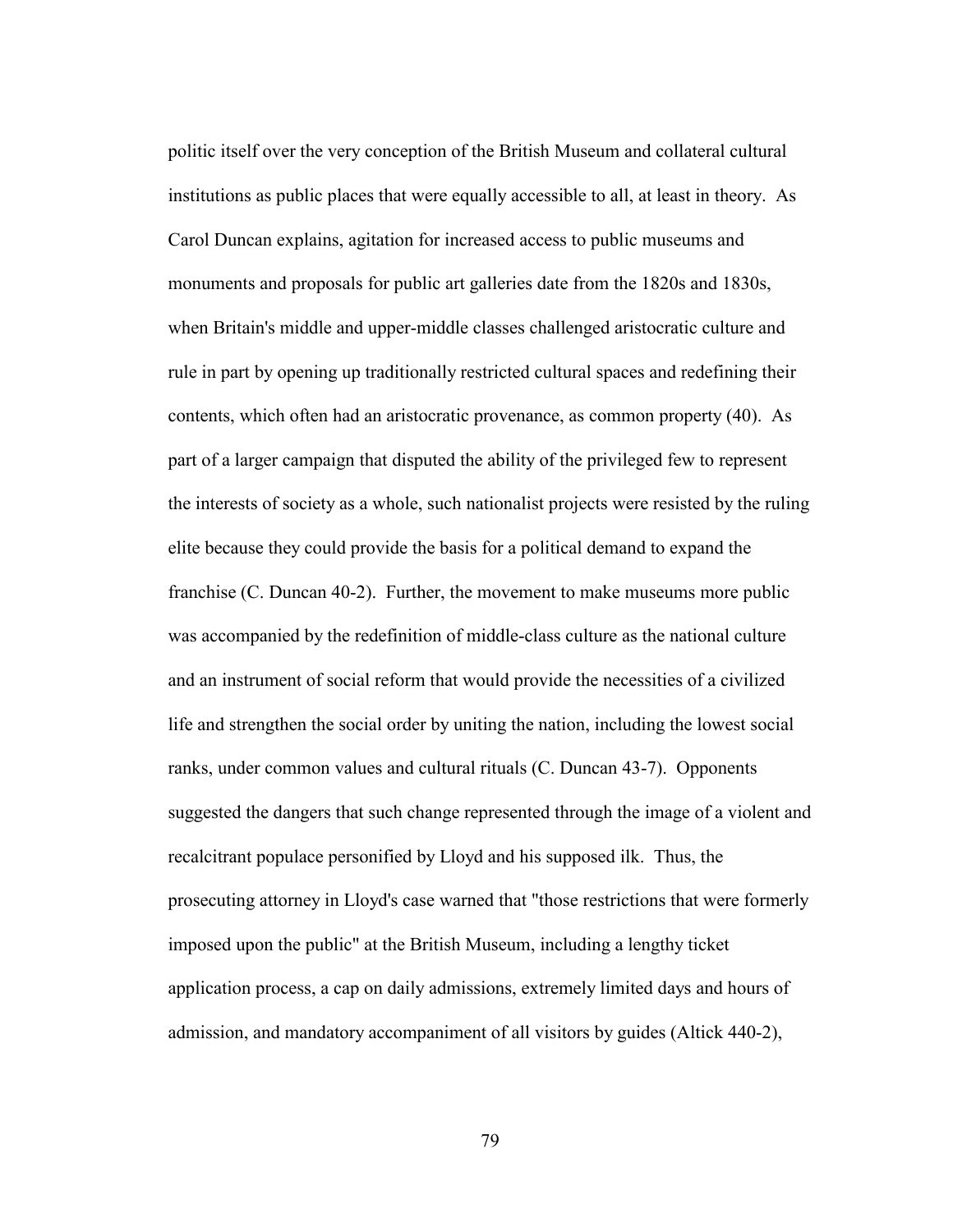politic itself over the very conception of the British Museum and collateral cultural institutions as public places that were equally accessible to all, at least in theory. As Carol Duncan explains, agitation for increased access to public museums and monuments and proposals for public art galleries date from the 1820s and 1830s, when Britain's middle and upper-middle classes challenged aristocratic culture and rule in part by opening up traditionally restricted cultural spaces and redefining their contents, which often had an aristocratic provenance, as common property (40). As part of a larger campaign that disputed the ability of the privileged few to represent the interests of society as a whole, such nationalist projects were resisted by the ruling elite because they could provide the basis for a political demand to expand the franchise (C. Duncan 40-2). Further, the movement to make museums more public was accompanied by the redefinition of middle-class culture as the national culture and an instrument of social reform that would provide the necessities of a civilized life and strengthen the social order by uniting the nation, including the lowest social ranks, under common values and cultural rituals (C. Duncan 43-7). Opponents suggested the dangers that such change represented through the image of a violent and recalcitrant populace personified by Lloyd and his supposed ilk. Thus, the prosecuting attorney in Lloyd's case warned that "those restrictions that were formerly imposed upon the public" at the British Museum, including a lengthy ticket application process, a cap on daily admissions, extremely limited days and hours of admission, and mandatory accompaniment of all visitors by guides (Altick 440-2),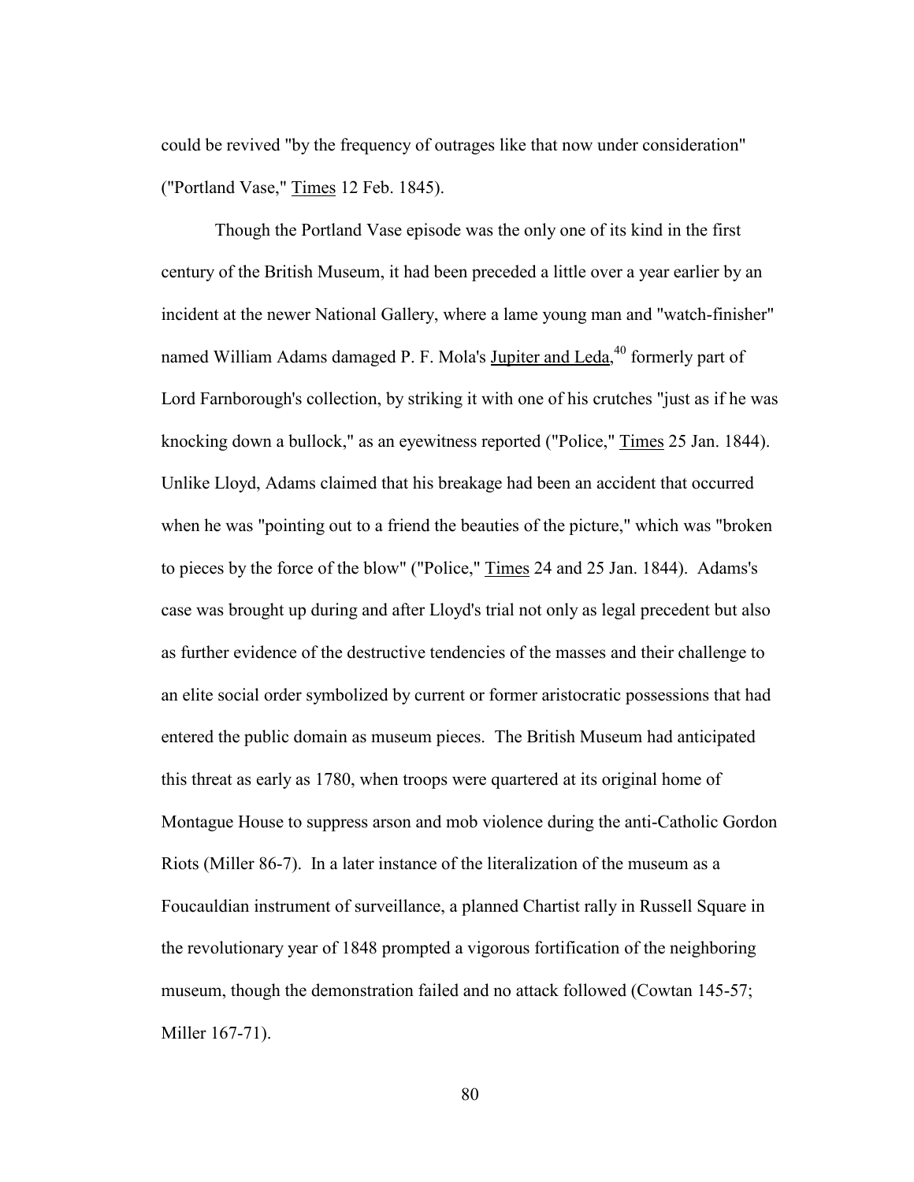could be revived "by the frequency of outrages like that now under consideration" ("Portland Vase," Times 12 Feb. 1845).

Though the Portland Vase episode was the only one of its kind in the first century of the British Museum, it had been preceded a little over a year earlier by an incident at the newer National Gallery, where a lame young man and "watch-finisher" named William Adams damaged P. F. Mola's Jupiter and Leda,[40] formerly part of Lord Farnborough's collection, by striking it with one of his crutches "just as if he was knocking down a bullock," as an eyewitness reported ("Police," Times 25 Jan. 1844). Unlike Lloyd, Adams claimed that his breakage had been an accident that occurred when he was "pointing out to a friend the beauties of the picture," which was "broken to pieces by the force of the blow" ("Police," Times 24 and 25 Jan. 1844). Adams's case was brought up during and after Lloyd's trial not only as legal precedent but also as further evidence of the destructive tendencies of the masses and their challenge to an elite social order symbolized by current or former aristocratic possessions that had entered the public domain as museum pieces. The British Museum had anticipated this threat as early as 1780, when troops were quartered at its original home of Montague House to suppress arson and mob violence during the anti-Catholic Gordon Riots (Miller 86-7). In a later instance of the literalization of the museum as a Foucauldian instrument of surveillance, a planned Chartist rally in Russell Square in the revolutionary year of 1848 prompted a vigorous fortification of the neighboring museum, though the demonstration failed and no attack followed (Cowtan 145-57; Miller 167-71).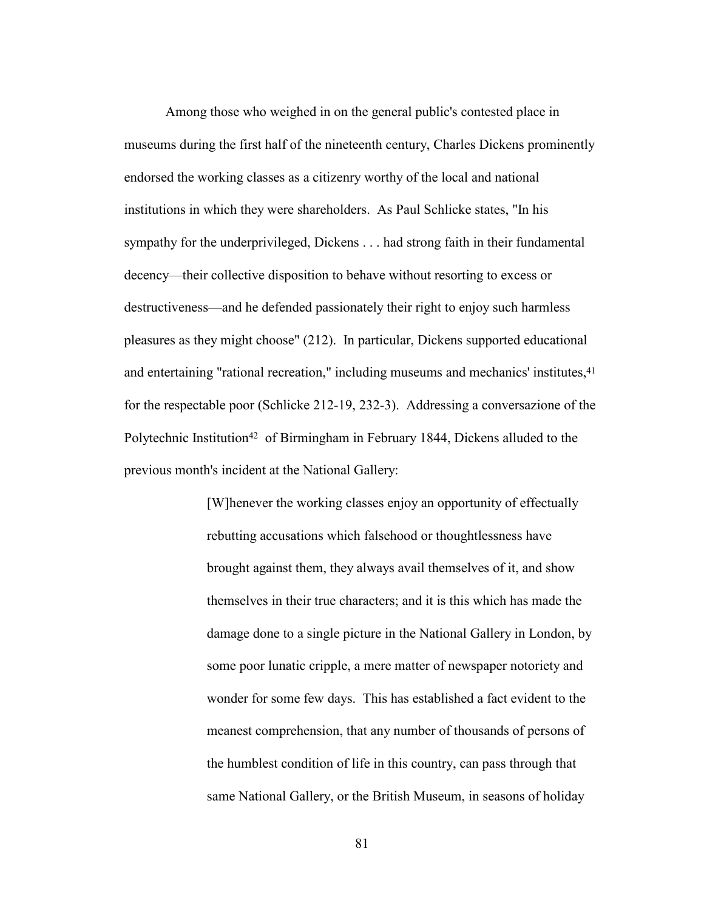Among those who weighed in on the general public's contested place in museums during the first half of the nineteenth century, Charles Dickens prominently endorsed the working classes as a citizenry worthy of the local and national institutions in which they were shareholders. As Paul Schlicke states, "In his sympathy for the underprivileged, Dickens . . . had strong faith in their fundamental decency—their collective disposition to behave without resorting to excess or destructiveness—and he defended passionately their right to enjoy such harmless pleasures as they might choose" (212). In particular, Dickens supported educational and entertaining "rational recreation," including museums and mechanics' institutes,[41] for the respectable poor (Schlicke 212-19, 232-3). Addressing a conversazione of the Polytechnic Institution[42] of Birmingham in February 1844, Dickens alluded to the previous month's incident at the National Gallery:

> [W]henever the working classes enjoy an opportunity of effectually rebutting accusations which falsehood or thoughtlessness have brought against them, they always avail themselves of it, and show themselves in their true characters; and it is this which has made the damage done to a single picture in the National Gallery in London, by some poor lunatic cripple, a mere matter of newspaper notoriety and wonder for some few days. This has established a fact evident to the meanest comprehension, that any number of thousands of persons of the humblest condition of life in this country, can pass through that same National Gallery, or the British Museum, in seasons of holiday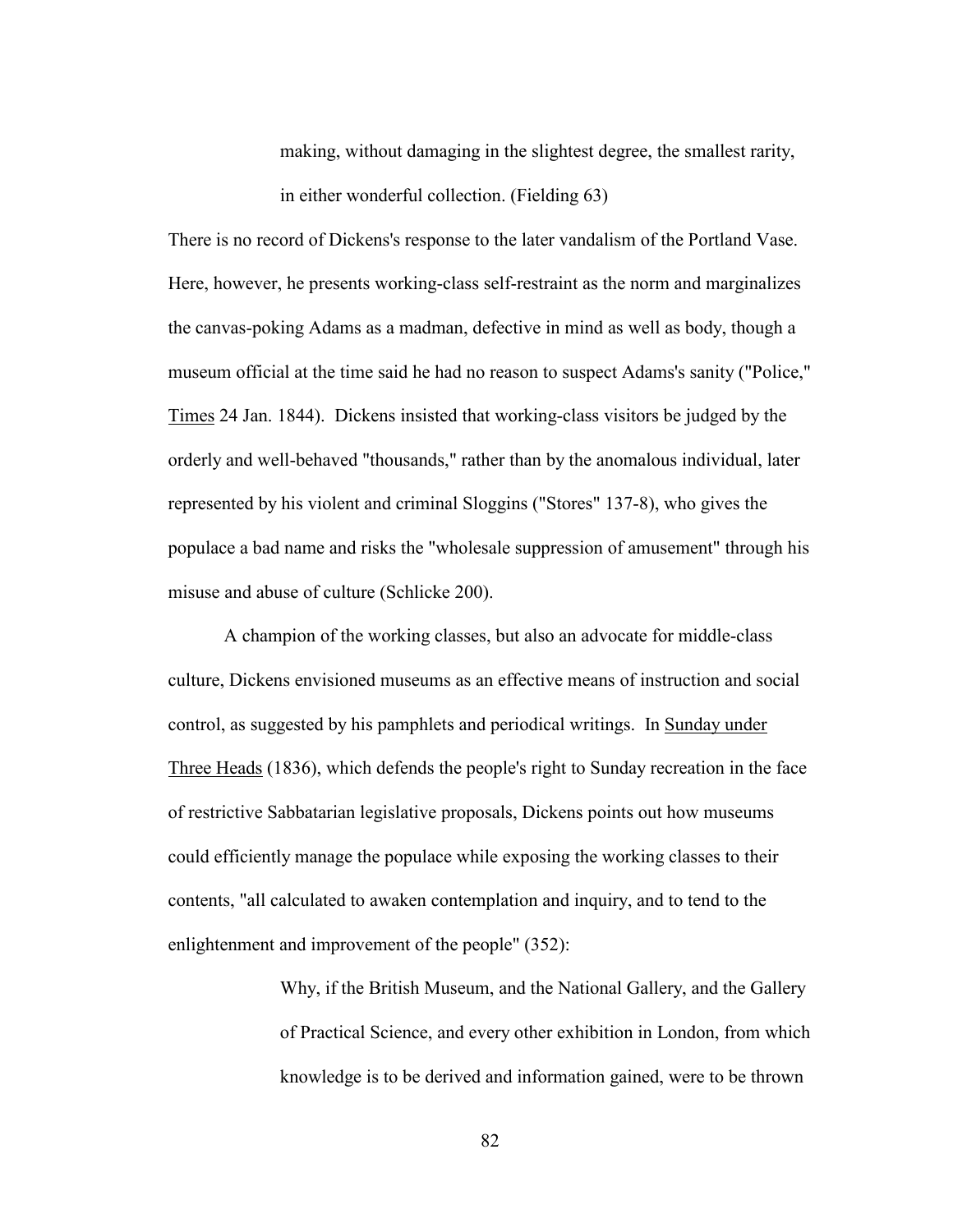> making, without damaging in the slightest degree, the smallest rarity, in either wonderful collection. (Fielding 63)

There is no record of Dickens's response to the later vandalism of the Portland Vase. Here, however, he presents working-class self-restraint as the norm and marginalizes the canvas-poking Adams as a madman, defective in mind as well as body, though a museum official at the time said he had no reason to suspect Adams's sanity ("Police," Times 24 Jan. 1844). Dickens insisted that working-class visitors be judged by the orderly and well-behaved "thousands," rather than by the anomalous individual, later represented by his violent and criminal Sloggins ("Stores" 137-8), who gives the populace a bad name and risks the "wholesale suppression of amusement" through his misuse and abuse of culture (Schlicke 200).

A champion of the working classes, but also an advocate for middle-class culture, Dickens envisioned museums as an effective means of instruction and social control, as suggested by his pamphlets and periodical writings. In Sunday under Three Heads (1836), which defends the people's right to Sunday recreation in the face of restrictive Sabbatarian legislative proposals, Dickens points out how museums could efficiently manage the populace while exposing the working classes to their contents, "all calculated to awaken contemplation and inquiry, and to tend to the enlightenment and improvement of the people" (352):

> Why, if the British Museum, and the National Gallery, and the Gallery of Practical Science, and every other exhibition in London, from which knowledge is to be derived and information gained, were to be thrown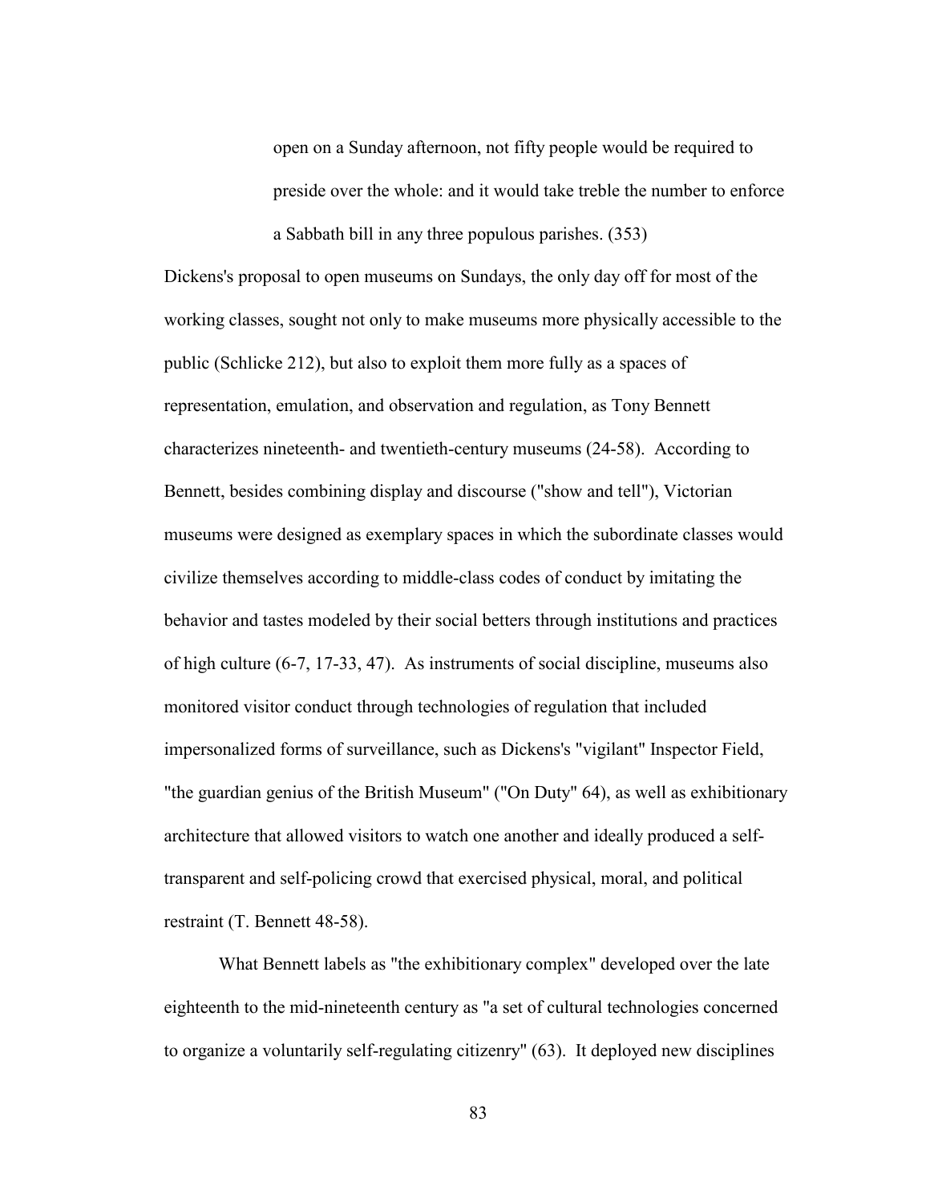> open on a Sunday afternoon, not fifty people would be required to preside over the whole: and it would take treble the number to enforce a Sabbath bill in any three populous parishes. (353)

Dickens's proposal to open museums on Sundays, the only day off for most of the working classes, sought not only to make museums more physically accessible to the public (Schlicke 212), but also to exploit them more fully as a spaces of representation, emulation, and observation and regulation, as Tony Bennett characterizes nineteenth- and twentieth-century museums (24-58). According to Bennett, besides combining display and discourse ("show and tell"), Victorian museums were designed as exemplary spaces in which the subordinate classes would civilize themselves according to middle-class codes of conduct by imitating the behavior and tastes modeled by their social betters through institutions and practices of high culture (6-7, 17-33, 47). As instruments of social discipline, museums also monitored visitor conduct through technologies of regulation that included impersonalized forms of surveillance, such as Dickens's "vigilant" Inspector Field, "the guardian genius of the British Museum" ("On Duty" 64), as well as exhibitionary architecture that allowed visitors to watch one another and ideally produced a self-transparent and self-policing crowd that exercised physical, moral, and political restraint (T. Bennett 48-58).

What Bennett labels as "the exhibitionary complex" developed over the late eighteenth to the mid-nineteenth century as "a set of cultural technologies concerned to organize a voluntarily self-regulating citizenry" (63). It deployed new disciplines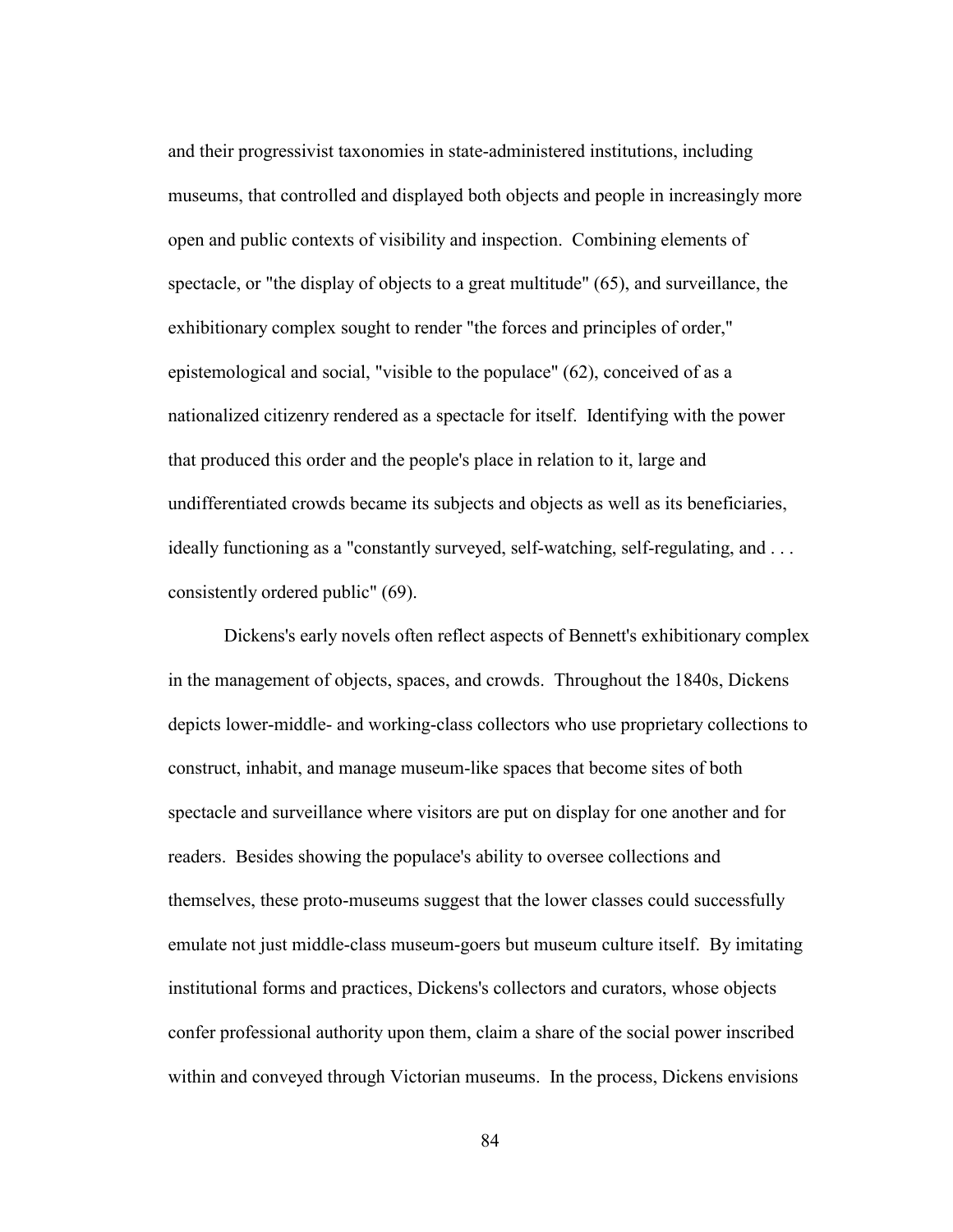and their progressivist taxonomies in state-administered institutions, including museums, that controlled and displayed both objects and people in increasingly more open and public contexts of visibility and inspection. Combining elements of spectacle, or "the display of objects to a great multitude" (65), and surveillance, the exhibitionary complex sought to render "the forces and principles of order," epistemological and social, "visible to the populace" (62), conceived of as a nationalized citizenry rendered as a spectacle for itself. Identifying with the power that produced this order and the people's place in relation to it, large and undifferentiated crowds became its subjects and objects as well as its beneficiaries, ideally functioning as a "constantly surveyed, self-watching, self-regulating, and . . . consistently ordered public" (69).

Dickens's early novels often reflect aspects of Bennett's exhibitionary complex in the management of objects, spaces, and crowds. Throughout the 1840s, Dickens depicts lower-middle- and working-class collectors who use proprietary collections to construct, inhabit, and manage museum-like spaces that become sites of both spectacle and surveillance where visitors are put on display for one another and for readers. Besides showing the populace's ability to oversee collections and themselves, these proto-museums suggest that the lower classes could successfully emulate not just middle-class museum-goers but museum culture itself. By imitating institutional forms and practices, Dickens's collectors and curators, whose objects confer professional authority upon them, claim a share of the social power inscribed within and conveyed through Victorian museums. In the process, Dickens envisions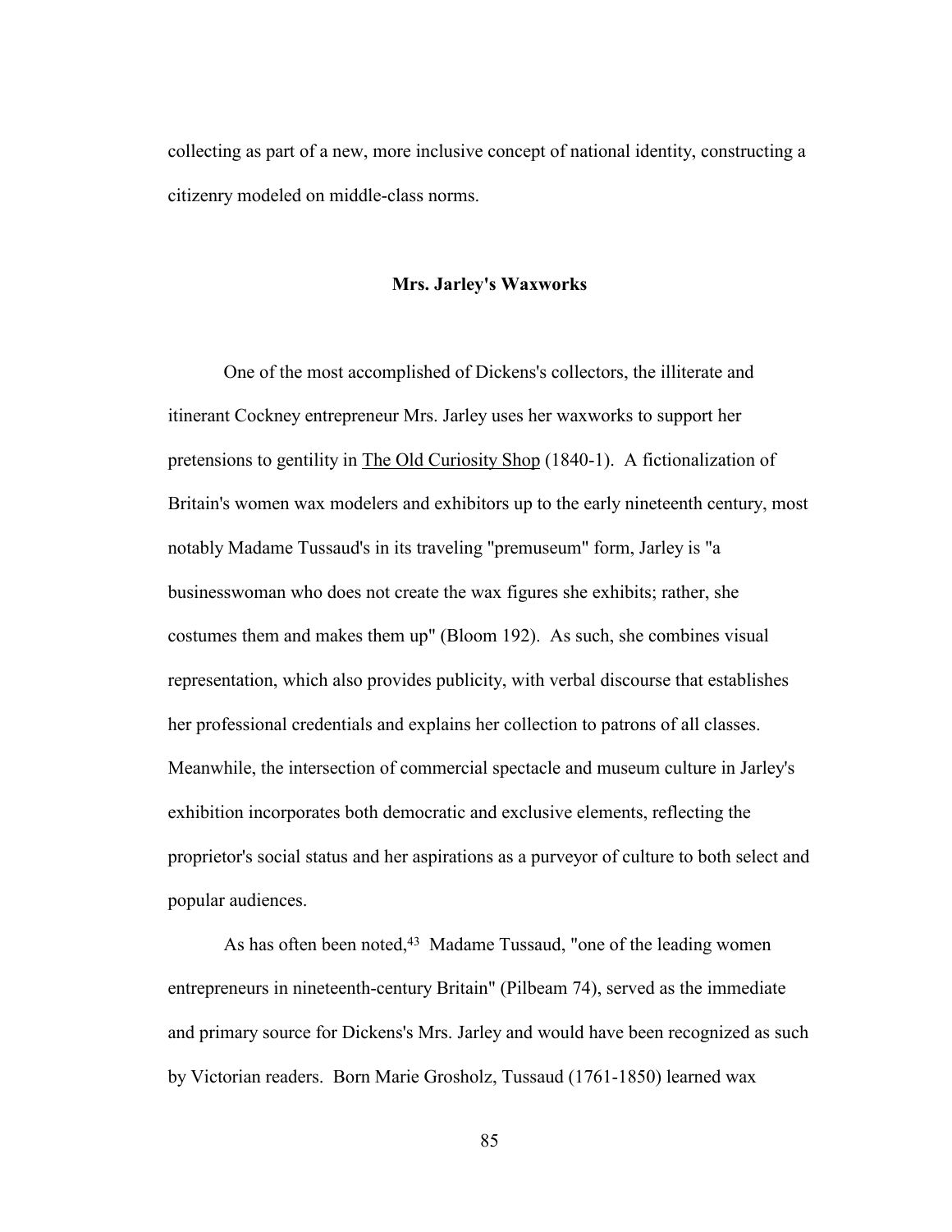collecting as part of a new, more inclusive concept of national identity, constructing a citizenry modeled on middle-class norms.

### Mrs. Jarley's Waxworks

One of the most accomplished of Dickens's collectors, the illiterate and itinerant Cockney entrepreneur Mrs. Jarley uses her waxworks to support her pretensions to gentility in The Old Curiosity Shop (1840-1). A fictionalization of Britain's women wax modelers and exhibitors up to the early nineteenth century, most notably Madame Tussaud's in its traveling "premuseum" form, Jarley is "a businesswoman who does not create the wax figures she exhibits; rather, she costumes them and makes them up" (Bloom 192). As such, she combines visual representation, which also provides publicity, with verbal discourse that establishes her professional credentials and explains her collection to patrons of all classes. Meanwhile, the intersection of commercial spectacle and museum culture in Jarley's exhibition incorporates both democratic and exclusive elements, reflecting the proprietor's social status and her aspirations as a purveyor of culture to both select and popular audiences.

As has often been noted,[43] Madame Tussaud, "one of the leading women entrepreneurs in nineteenth-century Britain" (Pilbeam 74), served as the immediate and primary source for Dickens's Mrs. Jarley and would have been recognized as such by Victorian readers. Born Marie Grosholz, Tussaud (1761-1850) learned wax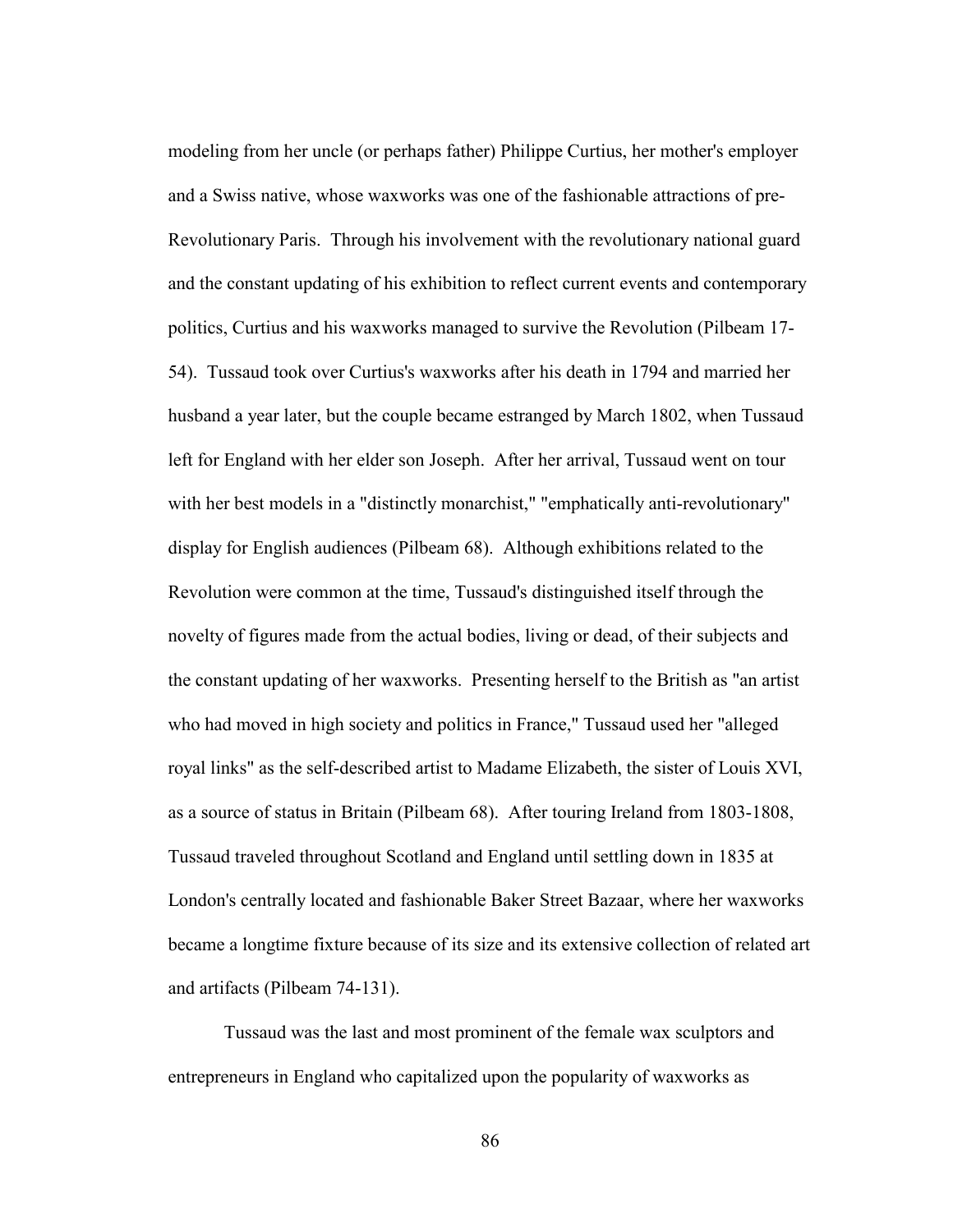modeling from her uncle (or perhaps father) Philippe Curtius, her mother's employer and a Swiss native, whose waxworks was one of the fashionable attractions of pre-Revolutionary Paris. Through his involvement with the revolutionary national guard and the constant updating of his exhibition to reflect current events and contemporary politics, Curtius and his waxworks managed to survive the Revolution (Pilbeam 17-54). Tussaud took over Curtius's waxworks after his death in 1794 and married her husband a year later, but the couple became estranged by March 1802, when Tussaud left for England with her elder son Joseph. After her arrival, Tussaud went on tour with her best models in a "distinctly monarchist," "emphatically anti-revolutionary" display for English audiences (Pilbeam 68). Although exhibitions related to the Revolution were common at the time, Tussaud's distinguished itself through the novelty of figures made from the actual bodies, living or dead, of their subjects and the constant updating of her waxworks. Presenting herself to the British as "an artist who had moved in high society and politics in France," Tussaud used her "alleged royal links" as the self-described artist to Madame Elizabeth, the sister of Louis XVI, as a source of status in Britain (Pilbeam 68). After touring Ireland from 1803-1808, Tussaud traveled throughout Scotland and England until settling down in 1835 at London's centrally located and fashionable Baker Street Bazaar, where her waxworks became a longtime fixture because of its size and its extensive collection of related art and artifacts (Pilbeam 74-131).

Tussaud was the last and most prominent of the female wax sculptors and entrepreneurs in England who capitalized upon the popularity of waxworks as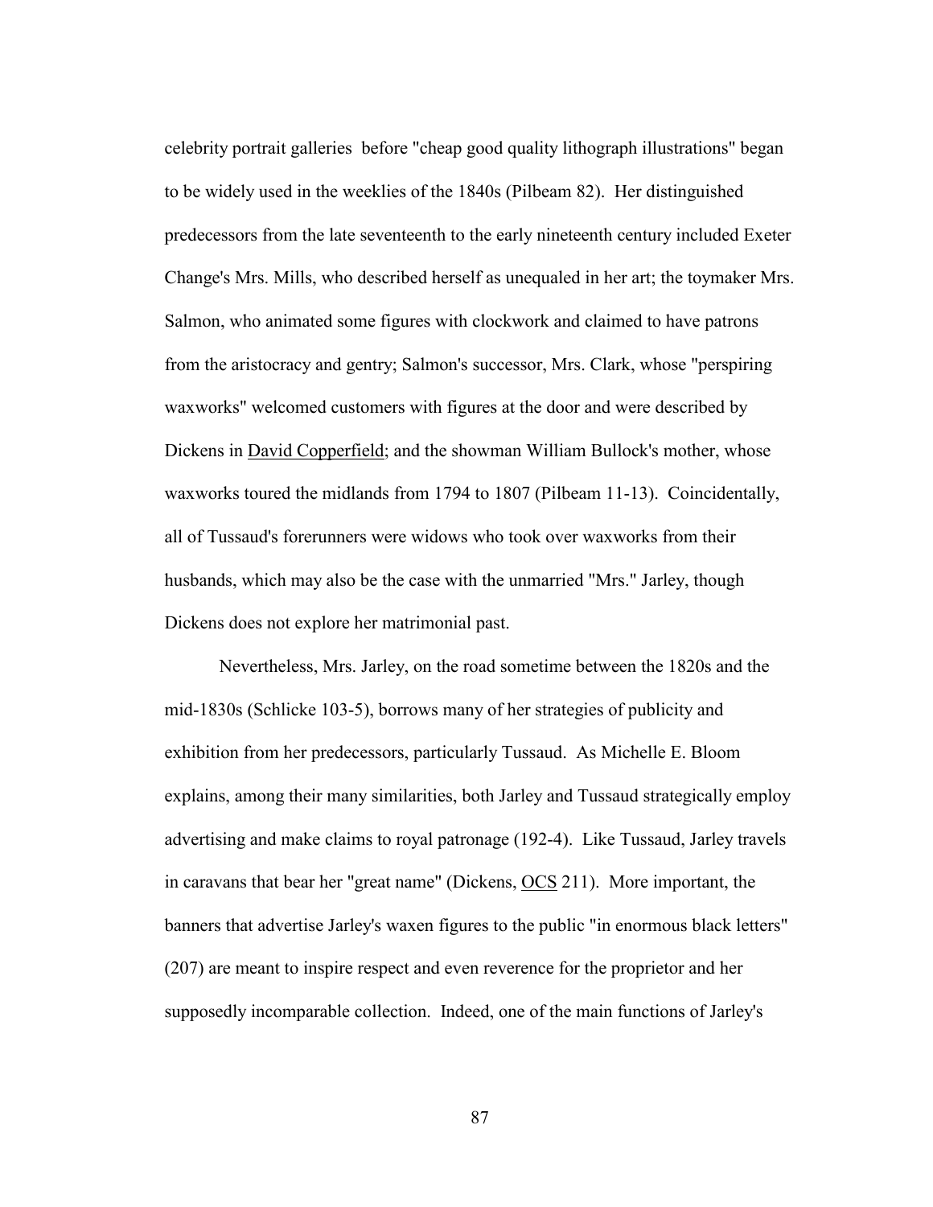celebrity portrait galleries before "cheap good quality lithograph illustrations" began to be widely used in the weeklies of the 1840s (Pilbeam 82). Her distinguished predecessors from the late seventeenth to the early nineteenth century included Exeter Change's Mrs. Mills, who described herself as unequaled in her art; the toymaker Mrs. Salmon, who animated some figures with clockwork and claimed to have patrons from the aristocracy and gentry; Salmon's successor, Mrs. Clark, whose "perspiring waxworks" welcomed customers with figures at the door and were described by Dickens in David Copperfield; and the showman William Bullock's mother, whose waxworks toured the midlands from 1794 to 1807 (Pilbeam 11-13). Coincidentally, all of Tussaud's forerunners were widows who took over waxworks from their husbands, which may also be the case with the unmarried "Mrs." Jarley, though Dickens does not explore her matrimonial past.

Nevertheless, Mrs. Jarley, on the road sometime between the 1820s and the mid-1830s (Schlicke 103-5), borrows many of her strategies of publicity and exhibition from her predecessors, particularly Tussaud. As Michelle E. Bloom explains, among their many similarities, both Jarley and Tussaud strategically employ advertising and make claims to royal patronage (192-4). Like Tussaud, Jarley travels in caravans that bear her "great name" (Dickens, OCS 211). More important, the banners that advertise Jarley's waxen figures to the public "in enormous black letters" (207) are meant to inspire respect and even reverence for the proprietor and her supposedly incomparable collection. Indeed, one of the main functions of Jarley's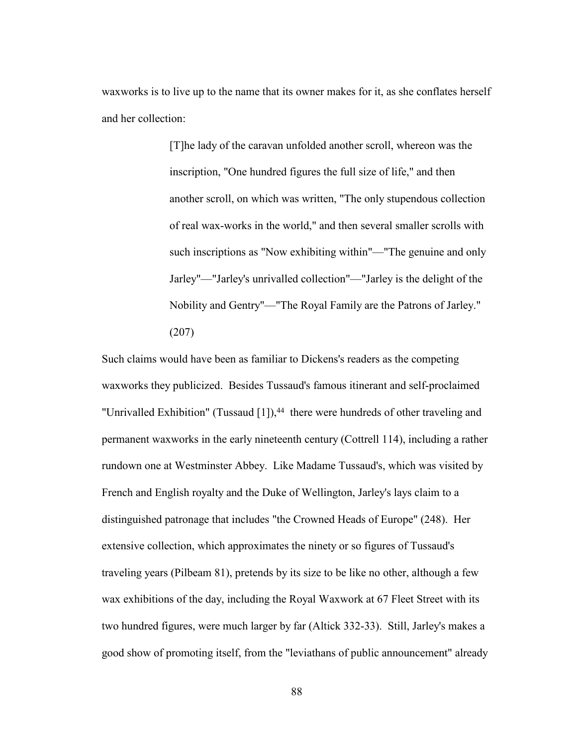waxworks is to live up to the name that its owner makes for it, as she conflates herself and her collection:

> [T]he lady of the caravan unfolded another scroll, whereon was the inscription, "One hundred figures the full size of life," and then another scroll, on which was written, "The only stupendous collection of real wax-works in the world," and then several smaller scrolls with such inscriptions as "Now exhibiting within"—"The genuine and only Jarley"—"Jarley's unrivalled collection"—"Jarley is the delight of the Nobility and Gentry"—"The Royal Family are the Patrons of Jarley." (207)

Such claims would have been as familiar to Dickens's readers as the competing waxworks they publicized. Besides Tussaud's famous itinerant and self-proclaimed "Unrivalled Exhibition" (Tussaud [1]),[44] there were hundreds of other traveling and permanent waxworks in the early nineteenth century (Cottrell 114), including a rather rundown one at Westminster Abbey. Like Madame Tussaud's, which was visited by French and English royalty and the Duke of Wellington, Jarley's lays claim to a distinguished patronage that includes "the Crowned Heads of Europe" (248). Her extensive collection, which approximates the ninety or so figures of Tussaud's traveling years (Pilbeam 81), pretends by its size to be like no other, although a few wax exhibitions of the day, including the Royal Waxwork at 67 Fleet Street with its two hundred figures, were much larger by far (Altick 332-33). Still, Jarley's makes a good show of promoting itself, from the "leviathans of public announcement" already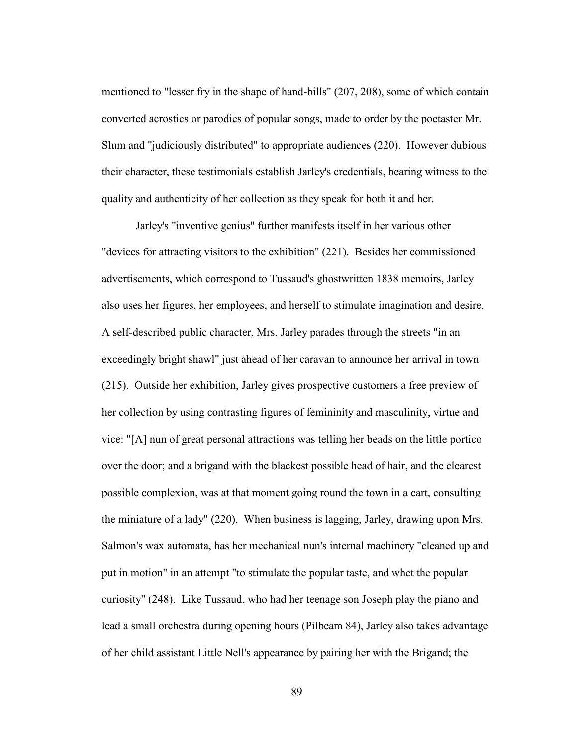mentioned to "lesser fry in the shape of hand-bills" (207, 208), some of which contain converted acrostics or parodies of popular songs, made to order by the poetaster Mr. Slum and "judiciously distributed" to appropriate audiences (220). However dubious their character, these testimonials establish Jarley's credentials, bearing witness to the quality and authenticity of her collection as they speak for both it and her.

Jarley's "inventive genius" further manifests itself in her various other "devices for attracting visitors to the exhibition" (221). Besides her commissioned advertisements, which correspond to Tussaud's ghostwritten 1838 memoirs, Jarley also uses her figures, her employees, and herself to stimulate imagination and desire. A self-described public character, Mrs. Jarley parades through the streets "in an exceedingly bright shawl" just ahead of her caravan to announce her arrival in town (215). Outside her exhibition, Jarley gives prospective customers a free preview of her collection by using contrasting figures of femininity and masculinity, virtue and vice: "[A] nun of great personal attractions was telling her beads on the little portico over the door; and a brigand with the blackest possible head of hair, and the clearest possible complexion, was at that moment going round the town in a cart, consulting the miniature of a lady" (220). When business is lagging, Jarley, drawing upon Mrs. Salmon's wax automata, has her mechanical nun's internal machinery "cleaned up and put in motion" in an attempt "to stimulate the popular taste, and whet the popular curiosity" (248). Like Tussaud, who had her teenage son Joseph play the piano and lead a small orchestra during opening hours (Pilbeam 84), Jarley also takes advantage of her child assistant Little Nell's appearance by pairing her with the Brigand; the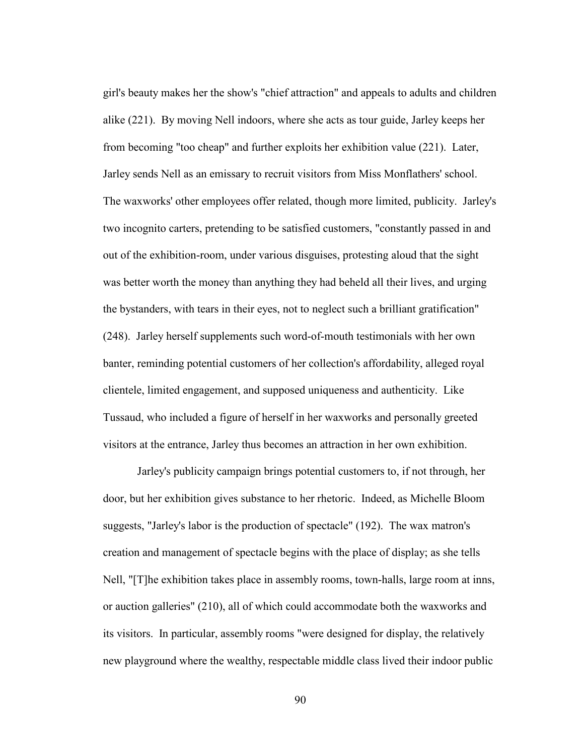girl's beauty makes her the show's "chief attraction" and appeals to adults and children alike (221). By moving Nell indoors, where she acts as tour guide, Jarley keeps her from becoming "too cheap" and further exploits her exhibition value (221). Later, Jarley sends Nell as an emissary to recruit visitors from Miss Monflathers' school. The waxworks' other employees offer related, though more limited, publicity. Jarley's two incognito carters, pretending to be satisfied customers, "constantly passed in and out of the exhibition-room, under various disguises, protesting aloud that the sight was better worth the money than anything they had beheld all their lives, and urging the bystanders, with tears in their eyes, not to neglect such a brilliant gratification" (248). Jarley herself supplements such word-of-mouth testimonials with her own banter, reminding potential customers of her collection's affordability, alleged royal clientele, limited engagement, and supposed uniqueness and authenticity. Like Tussaud, who included a figure of herself in her waxworks and personally greeted visitors at the entrance, Jarley thus becomes an attraction in her own exhibition.

Jarley's publicity campaign brings potential customers to, if not through, her door, but her exhibition gives substance to her rhetoric. Indeed, as Michelle Bloom suggests, "Jarley's labor is the production of spectacle" (192). The wax matron's creation and management of spectacle begins with the place of display; as she tells Nell, "[T]he exhibition takes place in assembly rooms, town-halls, large room at inns, or auction galleries" (210), all of which could accommodate both the waxworks and its visitors. In particular, assembly rooms "were designed for display, the relatively new playground where the wealthy, respectable middle class lived their indoor public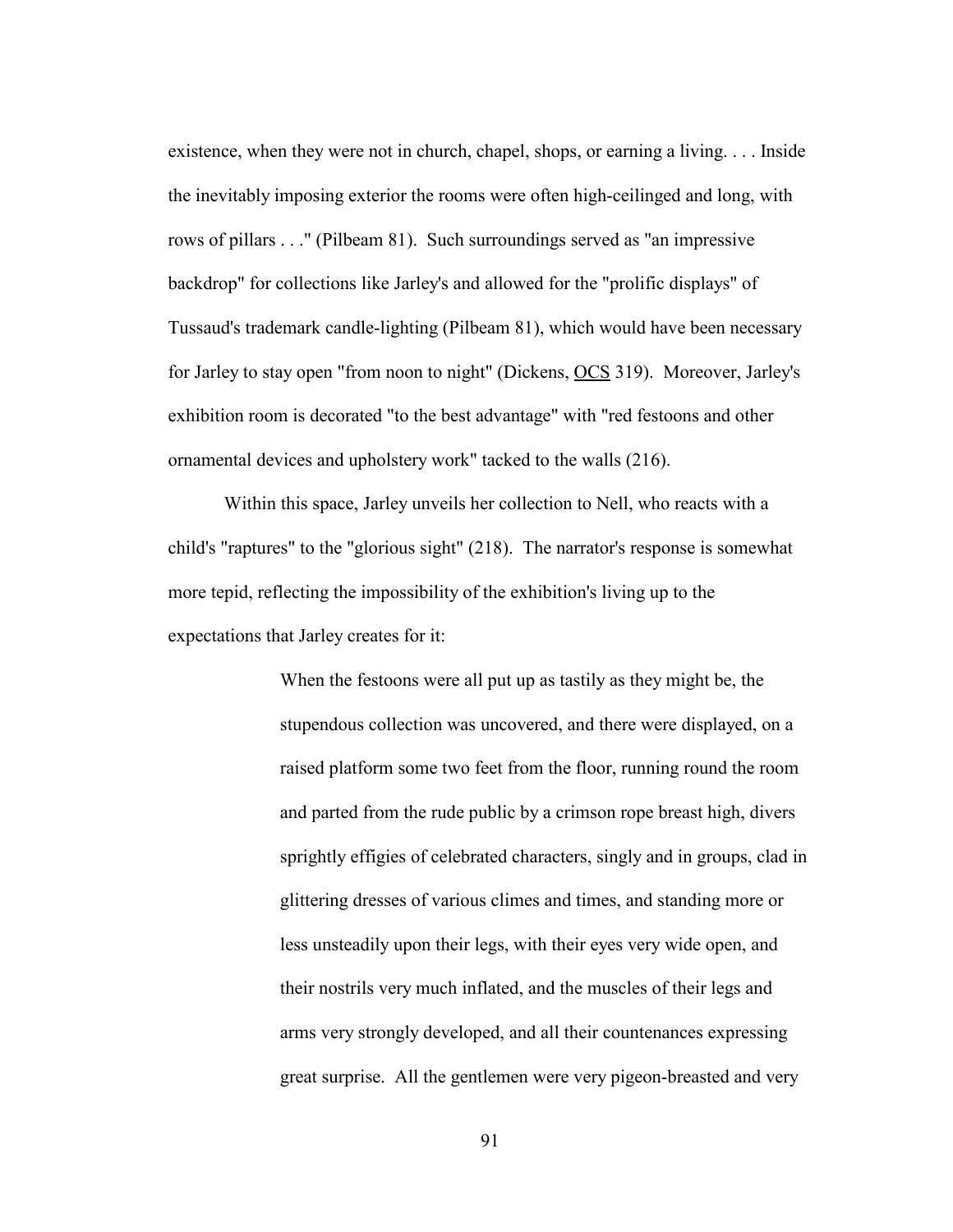existence, when they were not in church, chapel, shops, or earning a living. . . . Inside the inevitably imposing exterior the rooms were often high-ceilinged and long, with rows of pillars . . ." (Pilbeam 81). Such surroundings served as "an impressive backdrop" for collections like Jarley's and allowed for the "prolific displays" of Tussaud's trademark candle-lighting (Pilbeam 81), which would have been necessary for Jarley to stay open "from noon to night" (Dickens, OCS 319). Moreover, Jarley's exhibition room is decorated "to the best advantage" with "red festoons and other ornamental devices and upholstery work" tacked to the walls (216).

Within this space, Jarley unveils her collection to Nell, who reacts with a child's "raptures" to the "glorious sight" (218). The narrator's response is somewhat more tepid, reflecting the impossibility of the exhibition's living up to the expectations that Jarley creates for it:

> When the festoons were all put up as tastily as they might be, the stupendous collection was uncovered, and there were displayed, on a raised platform some two feet from the floor, running round the room and parted from the rude public by a crimson rope breast high, divers sprightly effigies of celebrated characters, singly and in groups, clad in glittering dresses of various climes and times, and standing more or less unsteadily upon their legs, with their eyes very wide open, and their nostrils very much inflated, and the muscles of their legs and arms very strongly developed, and all their countenances expressing great surprise. All the gentlemen were very pigeon-breasted and very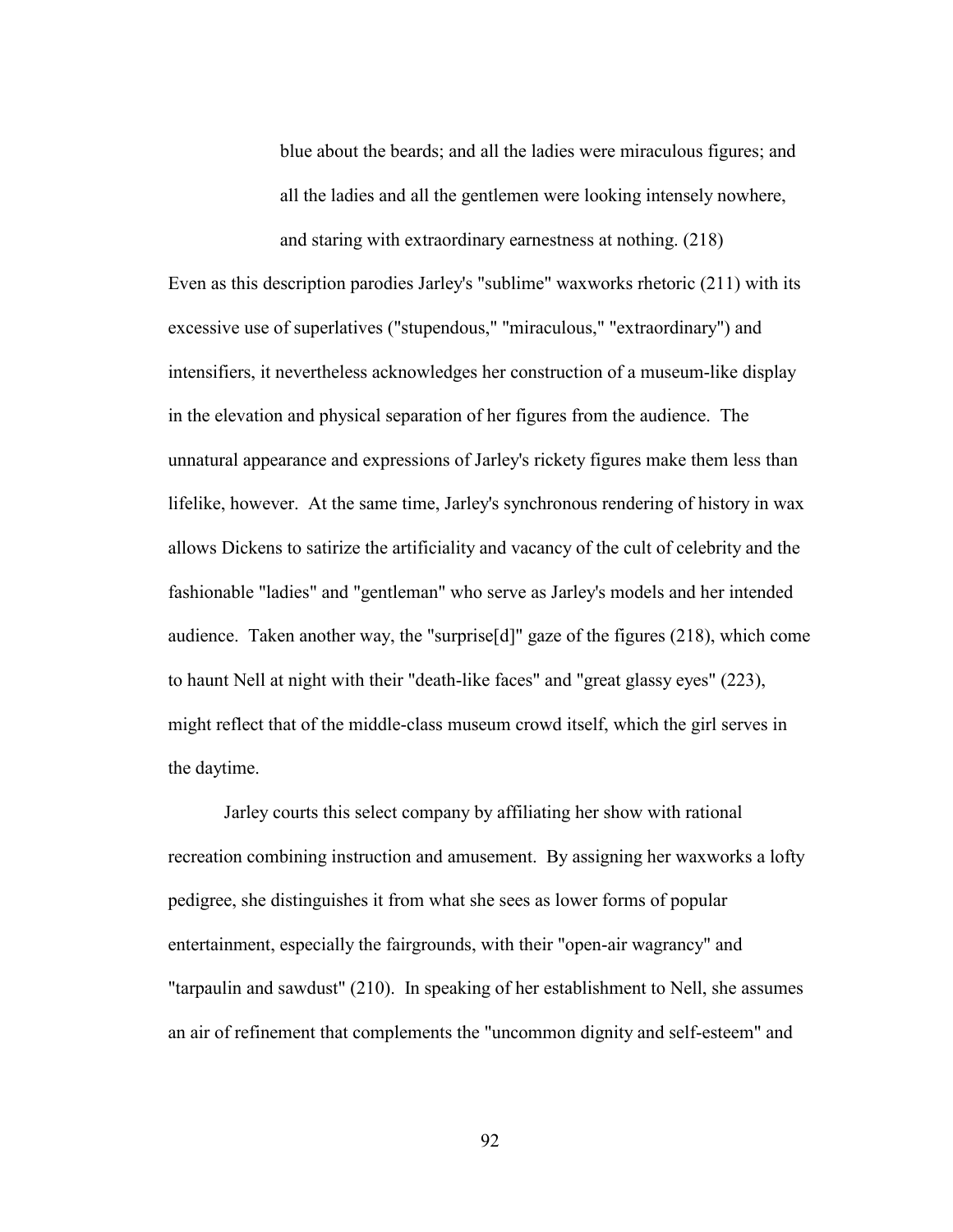> blue about the beards; and all the ladies were miraculous figures; and all the ladies and all the gentlemen were looking intensely nowhere, and staring with extraordinary earnestness at nothing. (218)

Even as this description parodies Jarley's "sublime" waxworks rhetoric (211) with its excessive use of superlatives ("stupendous," "miraculous," "extraordinary") and intensifiers, it nevertheless acknowledges her construction of a museum-like display in the elevation and physical separation of her figures from the audience. The unnatural appearance and expressions of Jarley's rickety figures make them less than lifelike, however. At the same time, Jarley's synchronous rendering of history in wax allows Dickens to satirize the artificiality and vacancy of the cult of celebrity and the fashionable "ladies" and "gentleman" who serve as Jarley's models and her intended audience. Taken another way, the "surprise[d]" gaze of the figures (218), which come to haunt Nell at night with their "death-like faces" and "great glassy eyes" (223), might reflect that of the middle-class museum crowd itself, which the girl serves in the daytime.

Jarley courts this select company by affiliating her show with rational recreation combining instruction and amusement. By assigning her waxworks a lofty pedigree, she distinguishes it from what she sees as lower forms of popular entertainment, especially the fairgrounds, with their "open-air wagrancy" and "tarpaulin and sawdust" (210). In speaking of her establishment to Nell, she assumes an air of refinement that complements the "uncommon dignity and self-esteem" and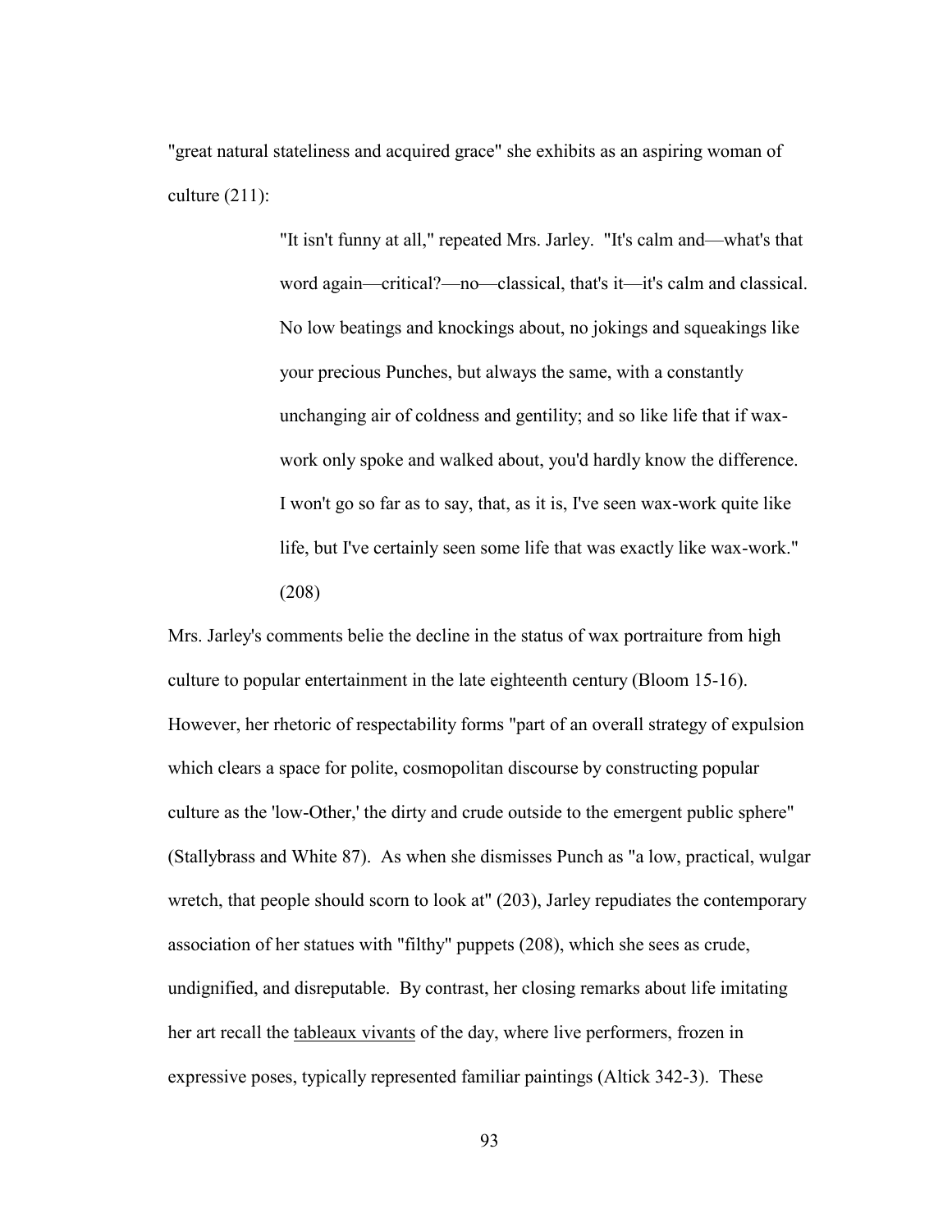"great natural stateliness and acquired grace" she exhibits as an aspiring woman of culture (211):

> "It isn't funny at all," repeated Mrs. Jarley. "It's calm and—what's that word again—critical?—no—classical, that's it—it's calm and classical. No low beatings and knockings about, no jokings and squeakings like your precious Punches, but always the same, with a constantly unchanging air of coldness and gentility; and so like life that if wax-work only spoke and walked about, you'd hardly know the difference. I won't go so far as to say, that, as it is, I've seen wax-work quite like life, but I've certainly seen some life that was exactly like wax-work." (208)

Mrs. Jarley's comments belie the decline in the status of wax portraiture from high culture to popular entertainment in the late eighteenth century (Bloom 15-16). However, her rhetoric of respectability forms "part of an overall strategy of expulsion which clears a space for polite, cosmopolitan discourse by constructing popular culture as the 'low-Other,' the dirty and crude outside to the emergent public sphere" (Stallybrass and White 87). As when she dismisses Punch as "a low, practical, wulgar wretch, that people should scorn to look at" (203), Jarley repudiates the contemporary association of her statues with "filthy" puppets (208), which she sees as crude, undignified, and disreputable. By contrast, her closing remarks about life imitating her art recall the <u>tableaux vivants</u> of the day, where live performers, frozen in expressive poses, typically represented familiar paintings (Altick 342-3). These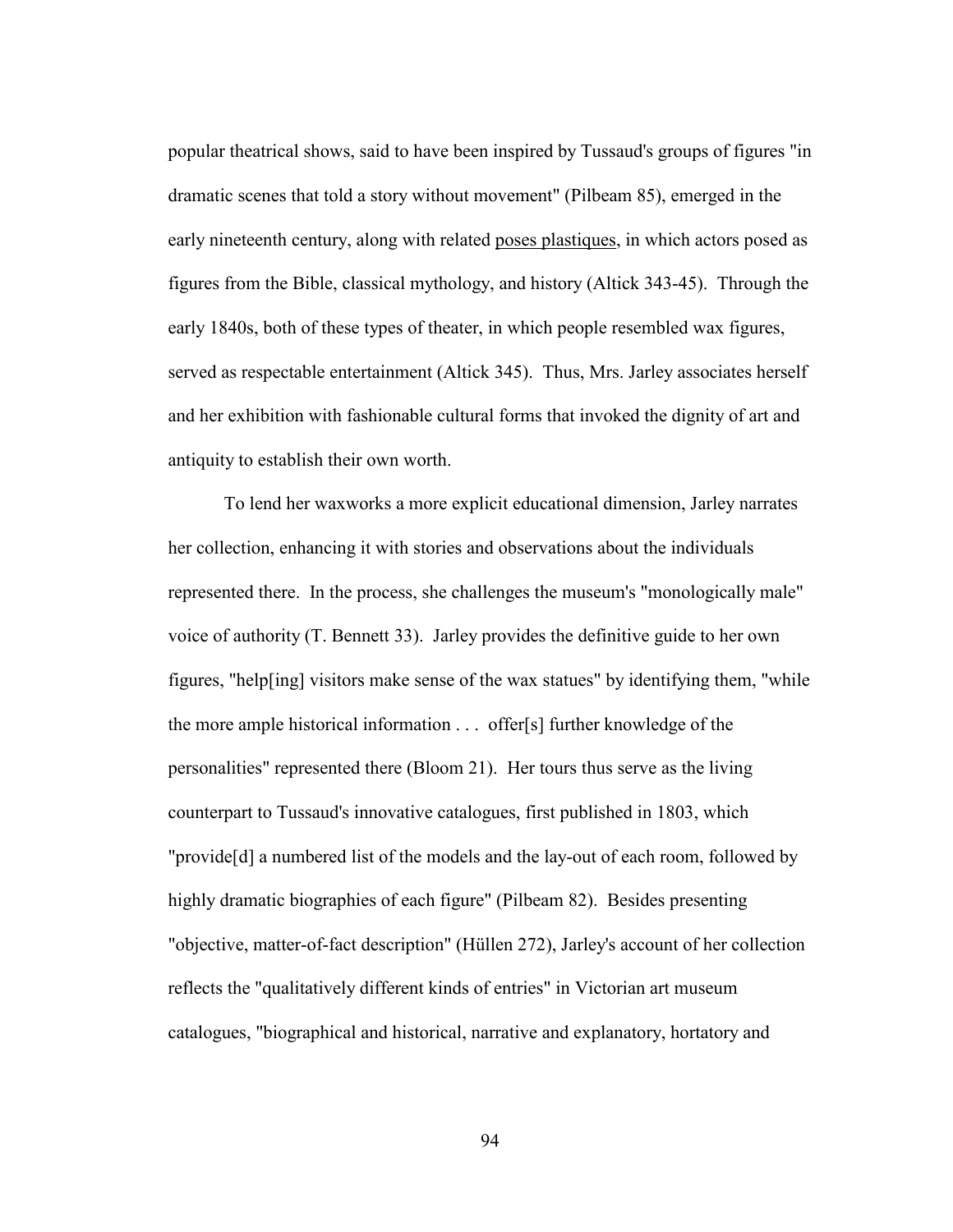popular theatrical shows, said to have been inspired by Tussaud's groups of figures "in dramatic scenes that told a story without movement" (Pilbeam 85), emerged in the early nineteenth century, along with related poses plastiques, in which actors posed as figures from the Bible, classical mythology, and history (Altick 343-45). Through the early 1840s, both of these types of theater, in which people resembled wax figures, served as respectable entertainment (Altick 345). Thus, Mrs. Jarley associates herself and her exhibition with fashionable cultural forms that invoked the dignity of art and antiquity to establish their own worth.

To lend her waxworks a more explicit educational dimension, Jarley narrates her collection, enhancing it with stories and observations about the individuals represented there. In the process, she challenges the museum's "monologically male" voice of authority (T. Bennett 33). Jarley provides the definitive guide to her own figures, "help[ing] visitors make sense of the wax statues" by identifying them, "while the more ample historical information . . . offer[s] further knowledge of the personalities" represented there (Bloom 21). Her tours thus serve as the living counterpart to Tussaud's innovative catalogues, first published in 1803, which "provide[d] a numbered list of the models and the lay-out of each room, followed by highly dramatic biographies of each figure" (Pilbeam 82). Besides presenting "objective, matter-of-fact description" (Hüllen 272), Jarley's account of her collection reflects the "qualitatively different kinds of entries" in Victorian art museum catalogues, "biographical and historical, narrative and explanatory, hortatory and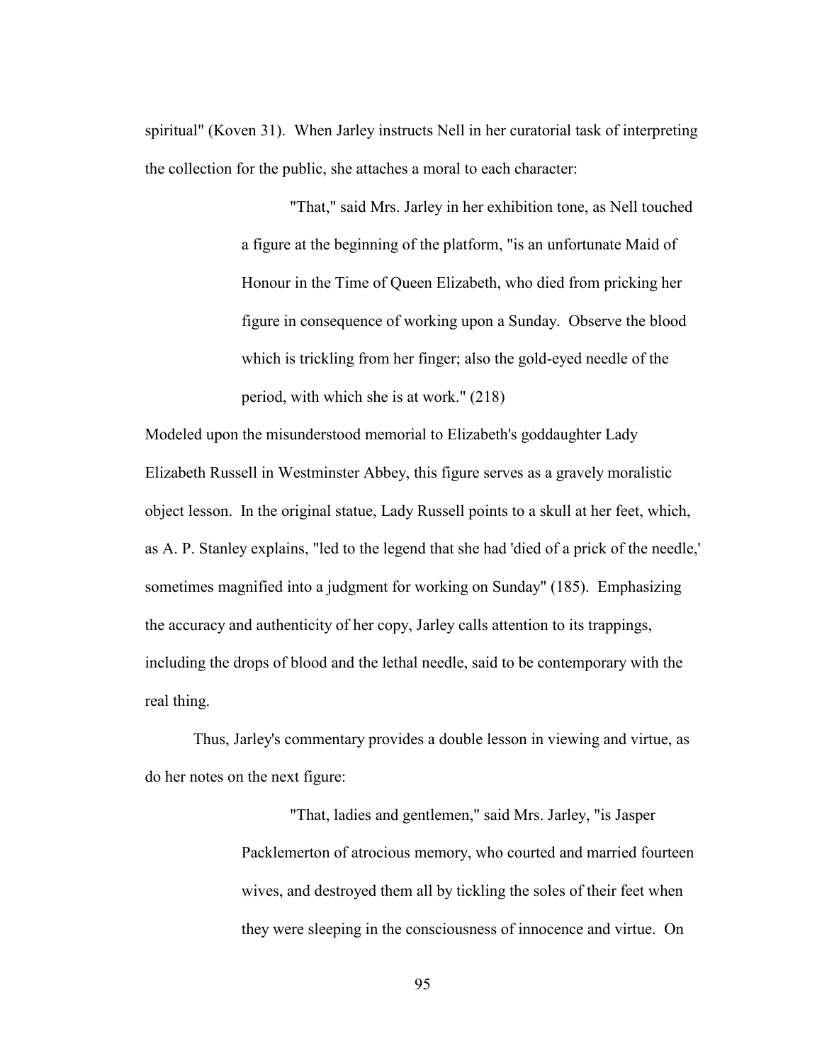spiritual" (Koven 31). When Jarley instructs Nell in her curatorial task of interpreting the collection for the public, she attaches a moral to each character:

> "That," said Mrs. Jarley in her exhibition tone, as Nell touched a figure at the beginning of the platform, "is an unfortunate Maid of Honour in the Time of Queen Elizabeth, who died from pricking her figure in consequence of working upon a Sunday. Observe the blood which is trickling from her finger; also the gold-eyed needle of the period, with which she is at work." (218)

Modeled upon the misunderstood memorial to Elizabeth's goddaughter Lady Elizabeth Russell in Westminster Abbey, this figure serves as a gravely moralistic object lesson. In the original statue, Lady Russell points to a skull at her feet, which, as A. P. Stanley explains, "led to the legend that she had 'died of a prick of the needle,' sometimes magnified into a judgment for working on Sunday" (185). Emphasizing the accuracy and authenticity of her copy, Jarley calls attention to its trappings, including the drops of blood and the lethal needle, said to be contemporary with the real thing.

Thus, Jarley's commentary provides a double lesson in viewing and virtue, as do her notes on the next figure:

> "That, ladies and gentlemen," said Mrs. Jarley, "is Jasper Packlemerton of atrocious memory, who courted and married fourteen wives, and destroyed them all by tickling the soles of their feet when they were sleeping in the consciousness of innocence and virtue. On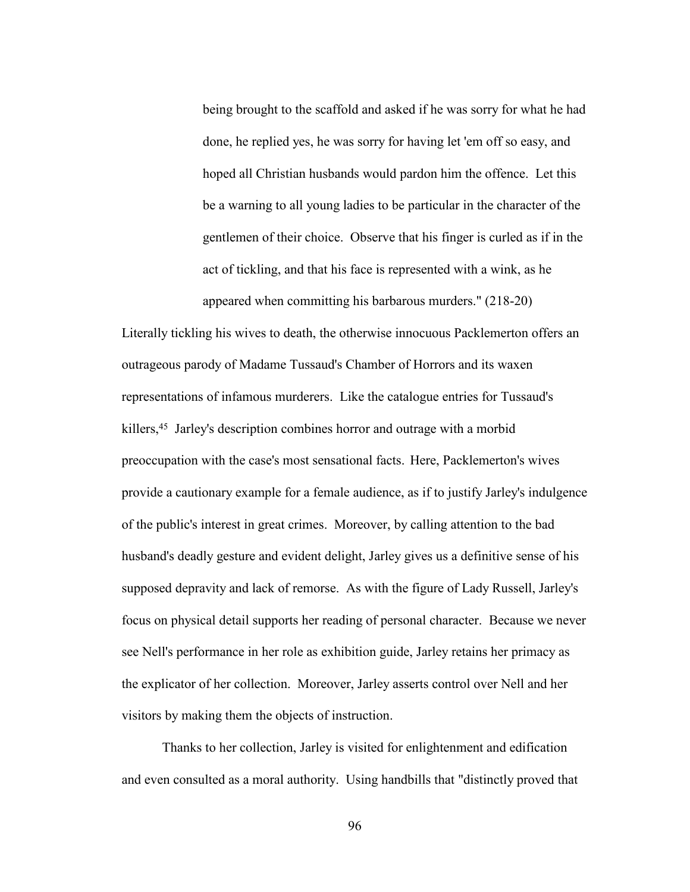> being brought to the scaffold and asked if he was sorry for what he had done, he replied yes, he was sorry for having let 'em off so easy, and hoped all Christian husbands would pardon him the offence. Let this be a warning to all young ladies to be particular in the character of the gentlemen of their choice. Observe that his finger is curled as if in the act of tickling, and that his face is represented with a wink, as he appeared when committing his barbarous murders." (218-20)

Literally tickling his wives to death, the otherwise innocuous Packlemerton offers an outrageous parody of Madame Tussaud's Chamber of Horrors and its waxen representations of infamous murderers. Like the catalogue entries for Tussaud's killers,[45] Jarley's description combines horror and outrage with a morbid preoccupation with the case's most sensational facts. Here, Packlemerton's wives provide a cautionary example for a female audience, as if to justify Jarley's indulgence of the public's interest in great crimes. Moreover, by calling attention to the bad husband's deadly gesture and evident delight, Jarley gives us a definitive sense of his supposed depravity and lack of remorse. As with the figure of Lady Russell, Jarley's focus on physical detail supports her reading of personal character. Because we never see Nell's performance in her role as exhibition guide, Jarley retains her primacy as the explicator of her collection. Moreover, Jarley asserts control over Nell and her visitors by making them the objects of instruction.

Thanks to her collection, Jarley is visited for enlightenment and edification and even consulted as a moral authority. Using handbills that "distinctly proved that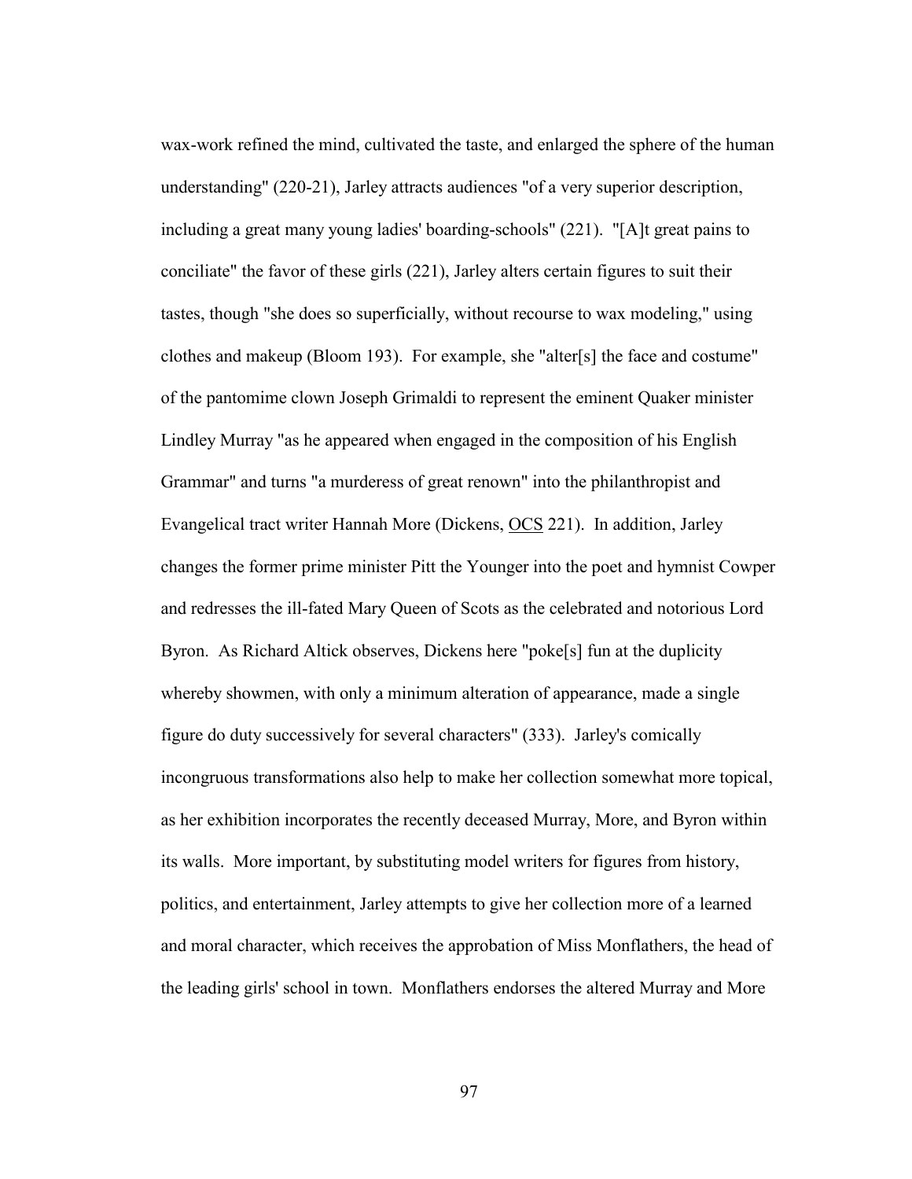wax-work refined the mind, cultivated the taste, and enlarged the sphere of the human understanding" (220-21), Jarley attracts audiences "of a very superior description, including a great many young ladies' boarding-schools" (221). "[A]t great pains to conciliate" the favor of these girls (221), Jarley alters certain figures to suit their tastes, though "she does so superficially, without recourse to wax modeling," using clothes and makeup (Bloom 193). For example, she "alter[s] the face and costume" of the pantomime clown Joseph Grimaldi to represent the eminent Quaker minister Lindley Murray "as he appeared when engaged in the composition of his English Grammar" and turns "a murderess of great renown" into the philanthropist and Evangelical tract writer Hannah More (Dickens, OCS 221). In addition, Jarley changes the former prime minister Pitt the Younger into the poet and hymnist Cowper and redresses the ill-fated Mary Queen of Scots as the celebrated and notorious Lord Byron. As Richard Altick observes, Dickens here "poke[s] fun at the duplicity whereby showmen, with only a minimum alteration of appearance, made a single figure do duty successively for several characters" (333). Jarley's comically incongruous transformations also help to make her collection somewhat more topical, as her exhibition incorporates the recently deceased Murray, More, and Byron within its walls. More important, by substituting model writers for figures from history, politics, and entertainment, Jarley attempts to give her collection more of a learned and moral character, which receives the approbation of Miss Monflathers, the head of the leading girls' school in town. Monflathers endorses the altered Murray and More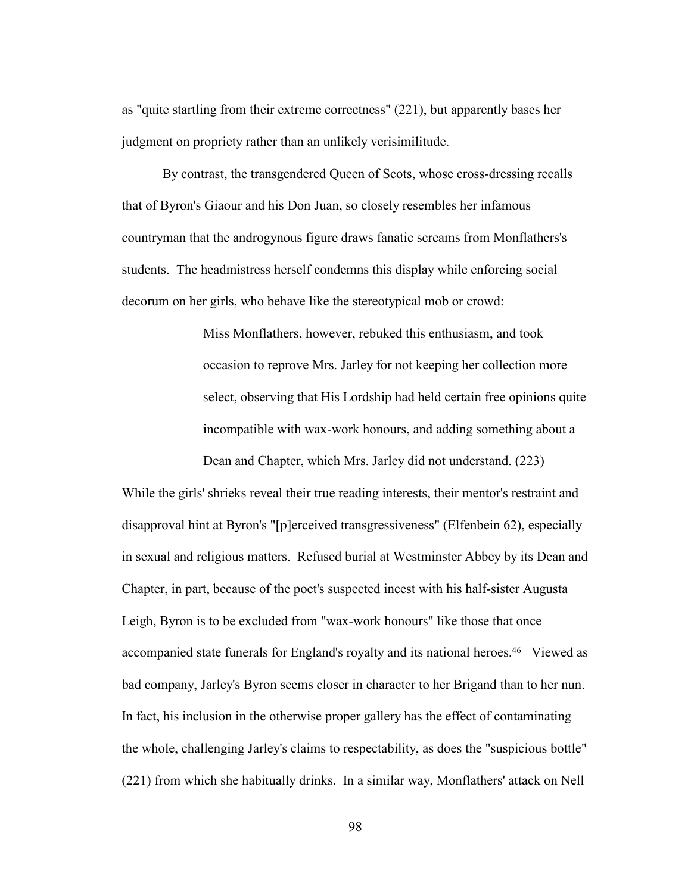as "quite startling from their extreme correctness" (221), but apparently bases her judgment on propriety rather than an unlikely verisimilitude.

By contrast, the transgendered Queen of Scots, whose cross-dressing recalls that of Byron's Giaour and his Don Juan, so closely resembles her infamous countryman that the androgynous figure draws fanatic screams from Monflathers's students. The headmistress herself condemns this display while enforcing social decorum on her girls, who behave like the stereotypical mob or crowd:

> Miss Monflathers, however, rebuked this enthusiasm, and took occasion to reprove Mrs. Jarley for not keeping her collection more select, observing that His Lordship had held certain free opinions quite incompatible with wax-work honours, and adding something about a Dean and Chapter, which Mrs. Jarley did not understand. (223)

While the girls' shrieks reveal their true reading interests, their mentor's restraint and disapproval hint at Byron's "[p]erceived transgressiveness" (Elfenbein 62), especially in sexual and religious matters. Refused burial at Westminster Abbey by its Dean and Chapter, in part, because of the poet's suspected incest with his half-sister Augusta Leigh, Byron is to be excluded from "wax-work honours" like those that once accompanied state funerals for England's royalty and its national heroes.[46] Viewed as bad company, Jarley's Byron seems closer in character to her Brigand than to her nun. In fact, his inclusion in the otherwise proper gallery has the effect of contaminating the whole, challenging Jarley's claims to respectability, as does the "suspicious bottle" (221) from which she habitually drinks. In a similar way, Monflathers' attack on Nell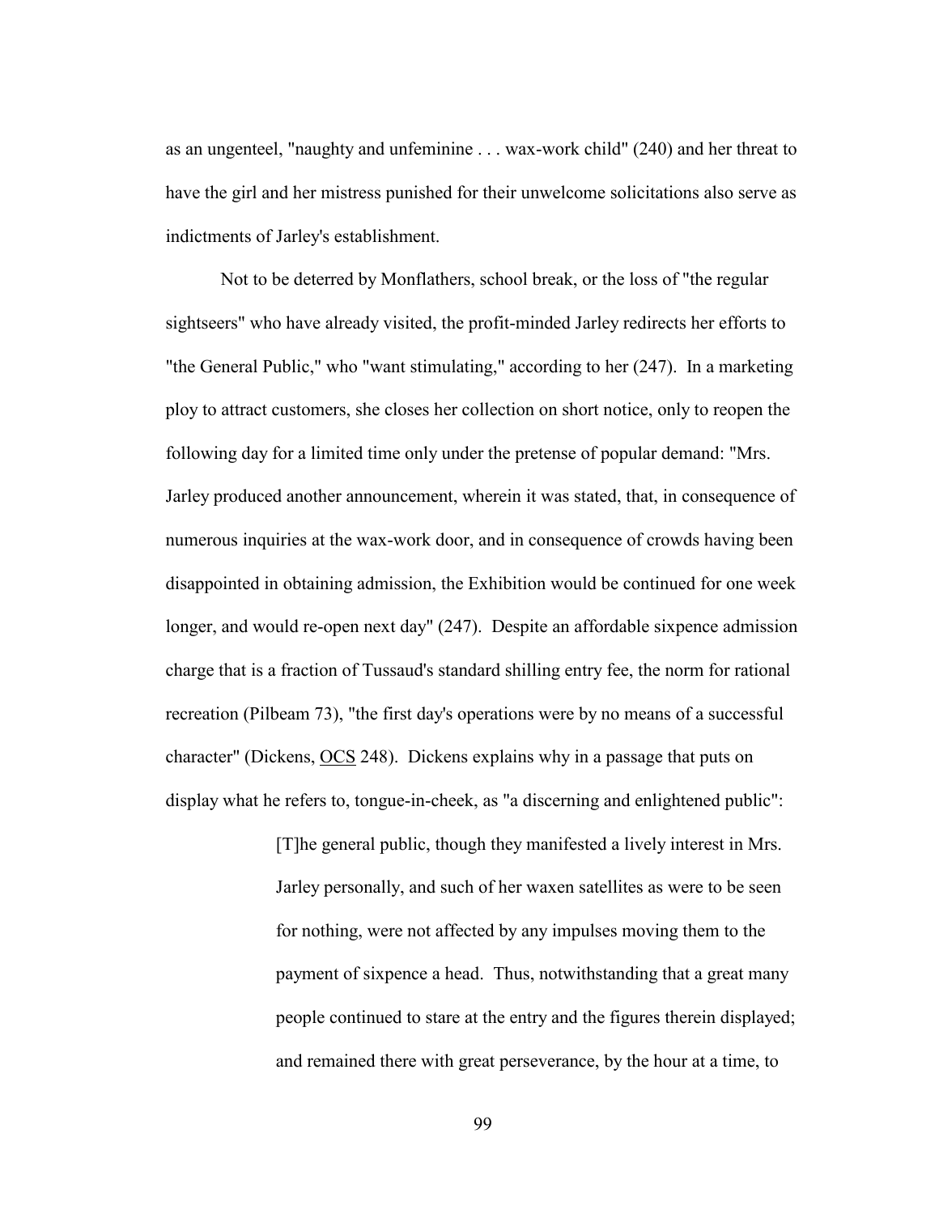as an ungenteel, "naughty and unfeminine . . . wax-work child" (240) and her threat to have the girl and her mistress punished for their unwelcome solicitations also serve as indictments of Jarley's establishment.

Not to be deterred by Monflathers, school break, or the loss of "the regular sightseers" who have already visited, the profit-minded Jarley redirects her efforts to "the General Public," who "want stimulating," according to her (247). In a marketing ploy to attract customers, she closes her collection on short notice, only to reopen the following day for a limited time only under the pretense of popular demand: "Mrs. Jarley produced another announcement, wherein it was stated, that, in consequence of numerous inquiries at the wax-work door, and in consequence of crowds having been disappointed in obtaining admission, the Exhibition would be continued for one week longer, and would re-open next day" (247). Despite an affordable sixpence admission charge that is a fraction of Tussaud's standard shilling entry fee, the norm for rational recreation (Pilbeam 73), "the first day's operations were by no means of a successful character" (Dickens, OCS 248). Dickens explains why in a passage that puts on display what he refers to, tongue-in-cheek, as "a discerning and enlightened public":

> [T]he general public, though they manifested a lively interest in Mrs. Jarley personally, and such of her waxen satellites as were to be seen for nothing, were not affected by any impulses moving them to the payment of sixpence a head. Thus, notwithstanding that a great many people continued to stare at the entry and the figures therein displayed; and remained there with great perseverance, by the hour at a time, to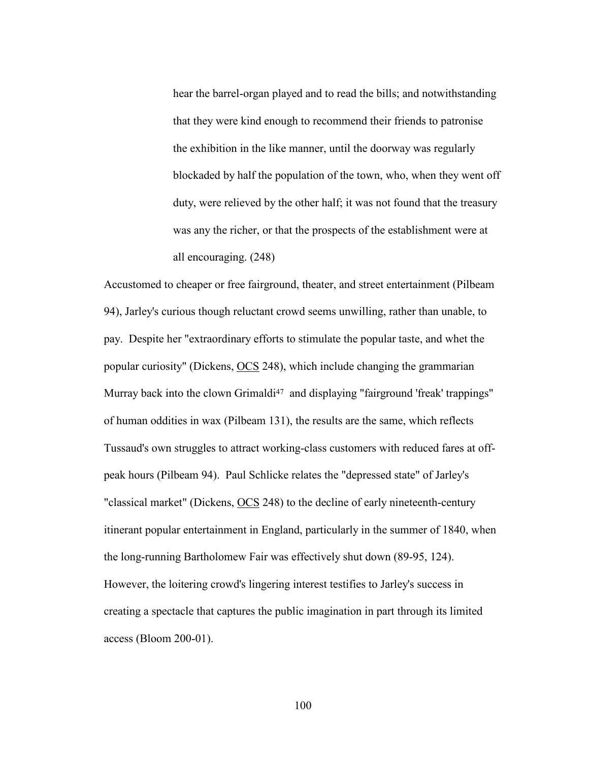> hear the barrel-organ played and to read the bills; and notwithstanding that they were kind enough to recommend their friends to patronise the exhibition in the like manner, until the doorway was regularly blockaded by half the population of the town, who, when they went off duty, were relieved by the other half; it was not found that the treasury was any the richer, or that the prospects of the establishment were at all encouraging. (248)

Accustomed to cheaper or free fairground, theater, and street entertainment (Pilbeam 94), Jarley's curious though reluctant crowd seems unwilling, rather than unable, to pay. Despite her "extraordinary efforts to stimulate the popular taste, and whet the popular curiosity" (Dickens, OCS 248), which include changing the grammarian Murray back into the clown Grimaldi[47] and displaying "fairground 'freak' trappings" of human oddities in wax (Pilbeam 131), the results are the same, which reflects Tussaud's own struggles to attract working-class customers with reduced fares at off-peak hours (Pilbeam 94). Paul Schlicke relates the "depressed state" of Jarley's "classical market" (Dickens, OCS 248) to the decline of early nineteenth-century itinerant popular entertainment in England, particularly in the summer of 1840, when the long-running Bartholomew Fair was effectively shut down (89-95, 124). However, the loitering crowd's lingering interest testifies to Jarley's success in creating a spectacle that captures the public imagination in part through its limited access (Bloom 200-01).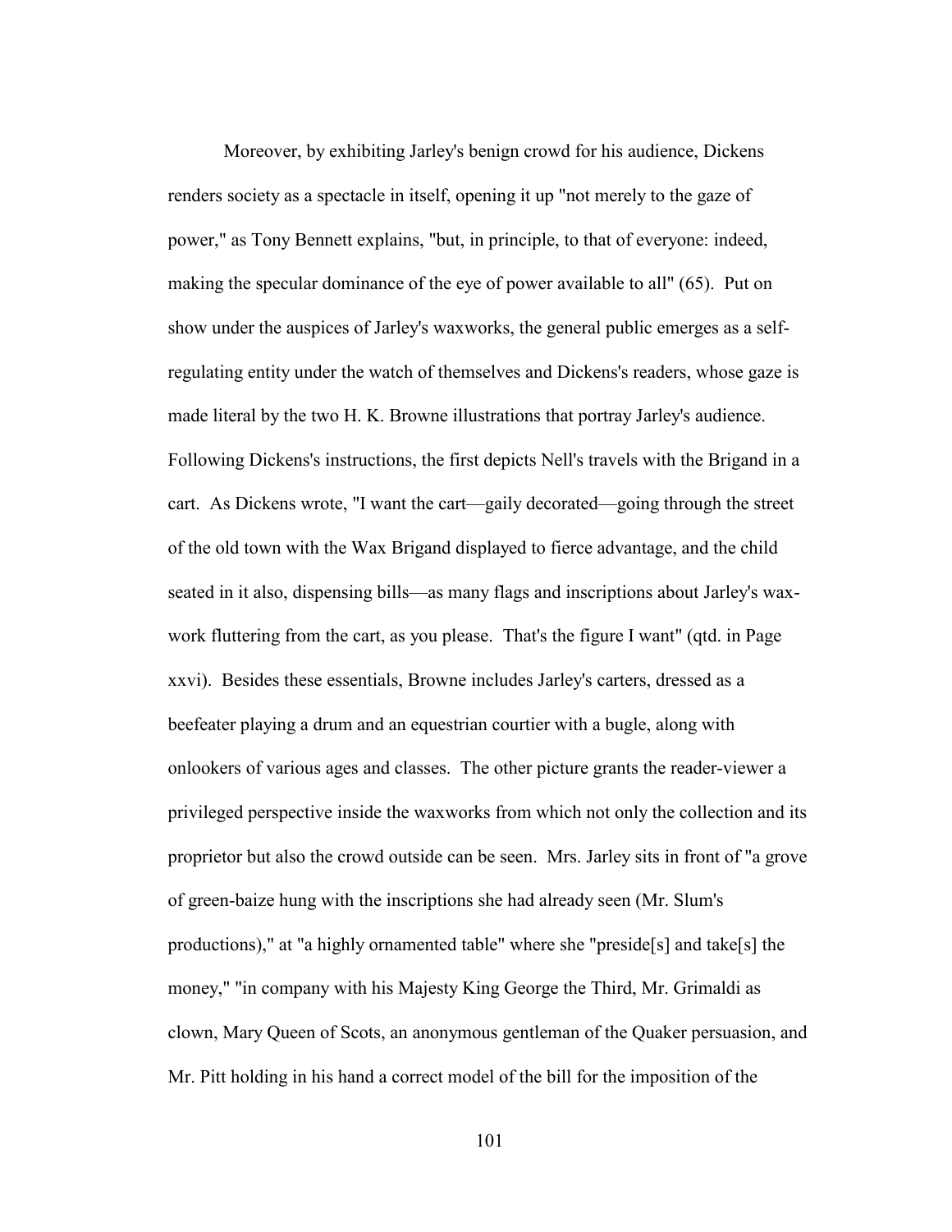Moreover, by exhibiting Jarley's benign crowd for his audience, Dickens renders society as a spectacle in itself, opening it up "not merely to the gaze of power," as Tony Bennett explains, "but, in principle, to that of everyone: indeed, making the specular dominance of the eye of power available to all" (65). Put on show under the auspices of Jarley's waxworks, the general public emerges as a self-regulating entity under the watch of themselves and Dickens's readers, whose gaze is made literal by the two H. K. Browne illustrations that portray Jarley's audience. Following Dickens's instructions, the first depicts Nell's travels with the Brigand in a cart. As Dickens wrote, "I want the cart—gaily decorated—going through the street of the old town with the Wax Brigand displayed to fierce advantage, and the child seated in it also, dispensing bills—as many flags and inscriptions about Jarley's wax-work fluttering from the cart, as you please. That's the figure I want" (qtd. in Page xxvi). Besides these essentials, Browne includes Jarley's carters, dressed as a beefeater playing a drum and an equestrian courtier with a bugle, along with onlookers of various ages and classes. The other picture grants the reader-viewer a privileged perspective inside the waxworks from which not only the collection and its proprietor but also the crowd outside can be seen. Mrs. Jarley sits in front of "a grove of green-baize hung with the inscriptions she had already seen (Mr. Slum's productions)," at "a highly ornamented table" where she "preside[s] and take[s] the money," "in company with his Majesty King George the Third, Mr. Grimaldi as clown, Mary Queen of Scots, an anonymous gentleman of the Quaker persuasion, and Mr. Pitt holding in his hand a correct model of the bill for the imposition of the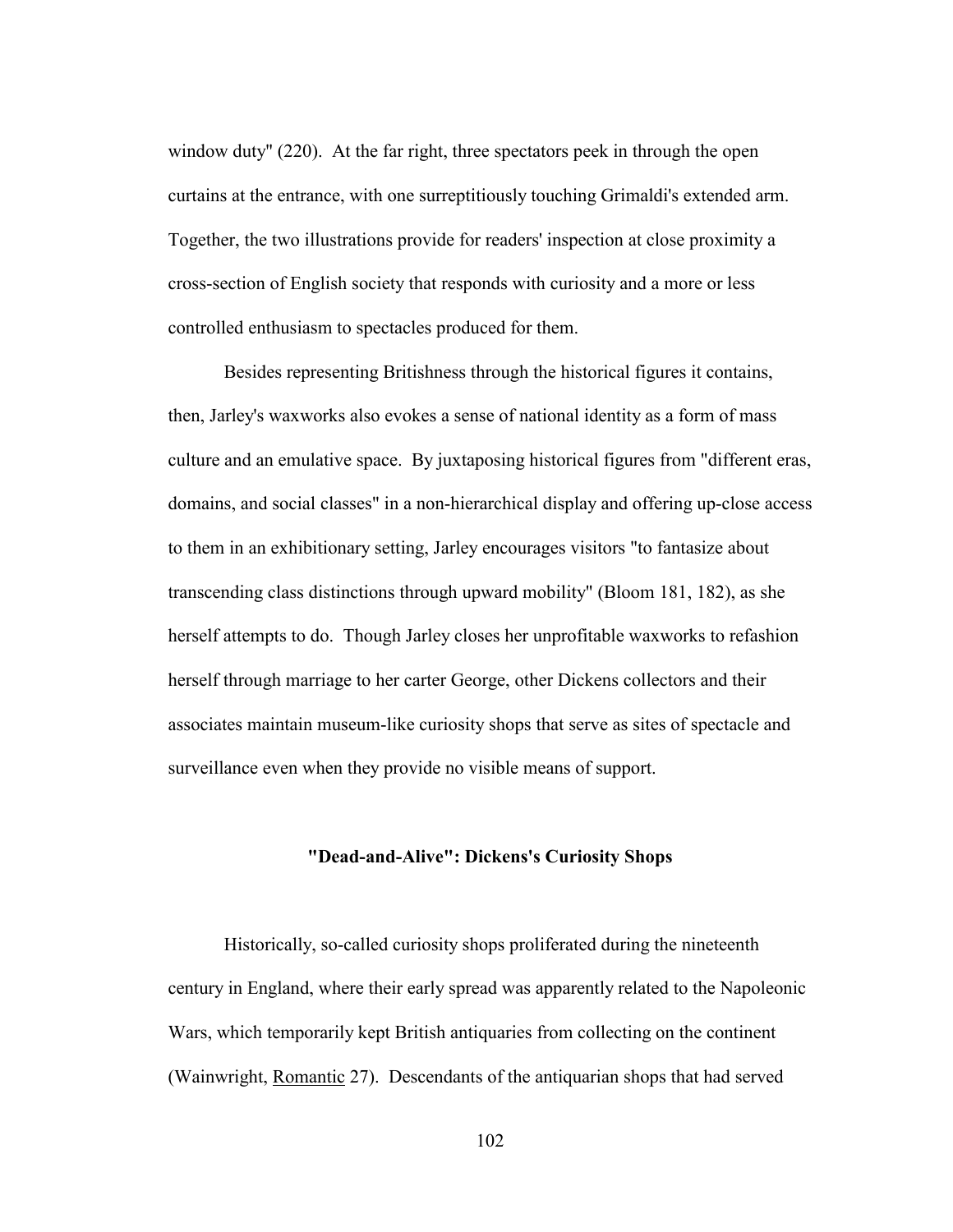window duty" (220). At the far right, three spectators peek in through the open curtains at the entrance, with one surreptitiously touching Grimaldi's extended arm. Together, the two illustrations provide for readers' inspection at close proximity a cross-section of English society that responds with curiosity and a more or less controlled enthusiasm to spectacles produced for them.

Besides representing Britishness through the historical figures it contains, then, Jarley's waxworks also evokes a sense of national identity as a form of mass culture and an emulative space. By juxtaposing historical figures from "different eras, domains, and social classes" in a non-hierarchical display and offering up-close access to them in an exhibitionary setting, Jarley encourages visitors "to fantasize about transcending class distinctions through upward mobility" (Bloom 181, 182), as she herself attempts to do. Though Jarley closes her unprofitable waxworks to refashion herself through marriage to her carter George, other Dickens collectors and their associates maintain museum-like curiosity shops that serve as sites of spectacle and surveillance even when they provide no visible means of support.

### "Dead-and-Alive": Dickens's Curiosity Shops

Historically, so-called curiosity shops proliferated during the nineteenth century in England, where their early spread was apparently related to the Napoleonic Wars, which temporarily kept British antiquaries from collecting on the continent (Wainwright, Romantic 27). Descendants of the antiquarian shops that had served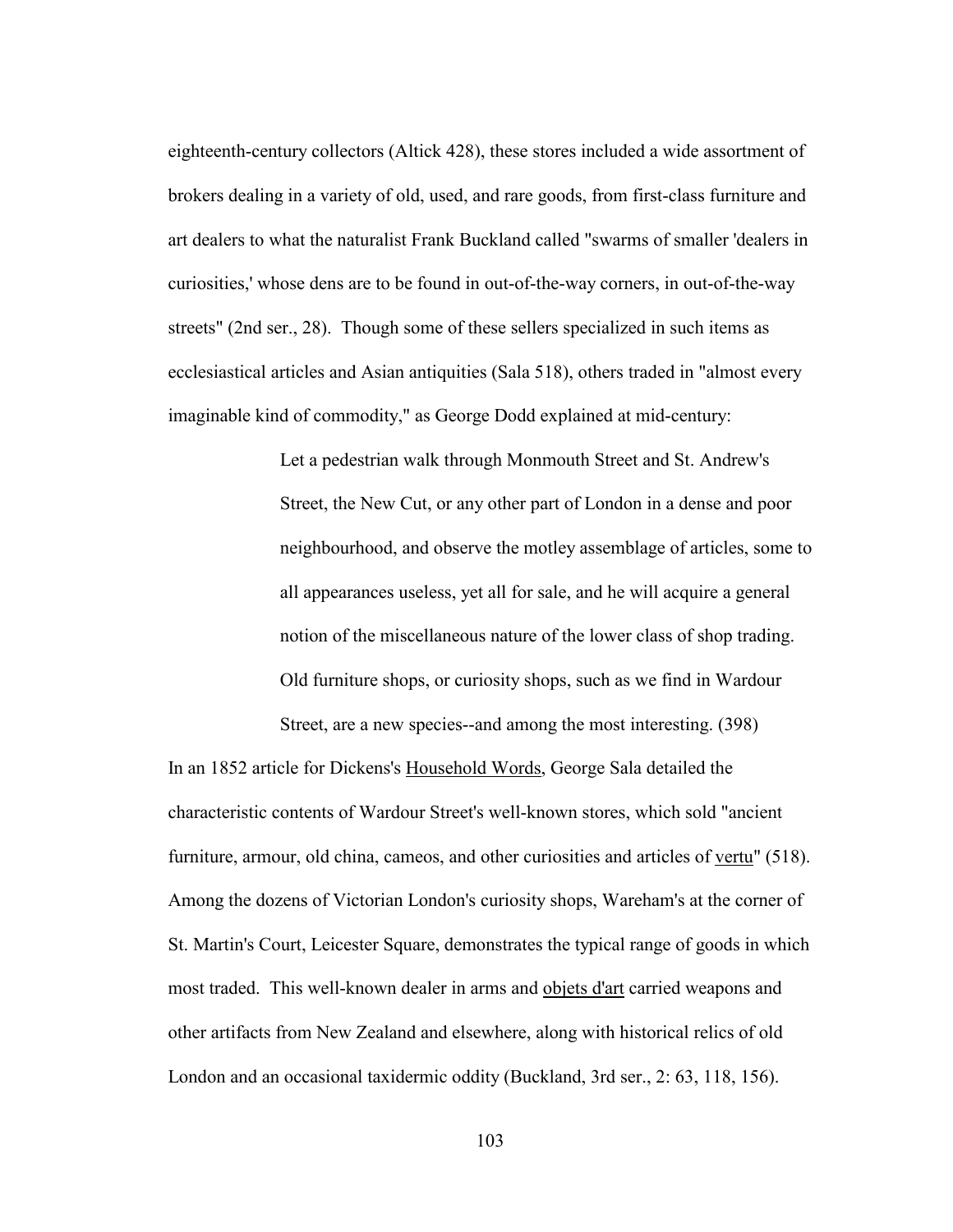eighteenth-century collectors (Altick 428), these stores included a wide assortment of brokers dealing in a variety of old, used, and rare goods, from first-class furniture and art dealers to what the naturalist Frank Buckland called "swarms of smaller 'dealers in curiosities,' whose dens are to be found in out-of-the-way corners, in out-of-the-way streets" (2nd ser., 28). Though some of these sellers specialized in such items as ecclesiastical articles and Asian antiquities (Sala 518), others traded in "almost every imaginable kind of commodity," as George Dodd explained at mid-century:

> Let a pedestrian walk through Monmouth Street and St. Andrew's Street, the New Cut, or any other part of London in a dense and poor neighbourhood, and observe the motley assemblage of articles, some to all appearances useless, yet all for sale, and he will acquire a general notion of the miscellaneous nature of the lower class of shop trading. Old furniture shops, or curiosity shops, such as we find in Wardour Street, are a new species--and among the most interesting. (398)

In an 1852 article for Dickens's Household Words, George Sala detailed the characteristic contents of Wardour Street's well-known stores, which sold "ancient furniture, armour, old china, cameos, and other curiosities and articles of vertu" (518). Among the dozens of Victorian London's curiosity shops, Wareham's at the corner of St. Martin's Court, Leicester Square, demonstrates the typical range of goods in which most traded. This well-known dealer in arms and objets d'art carried weapons and other artifacts from New Zealand and elsewhere, along with historical relics of old London and an occasional taxidermic oddity (Buckland, 3rd ser., 2: 63, 118, 156).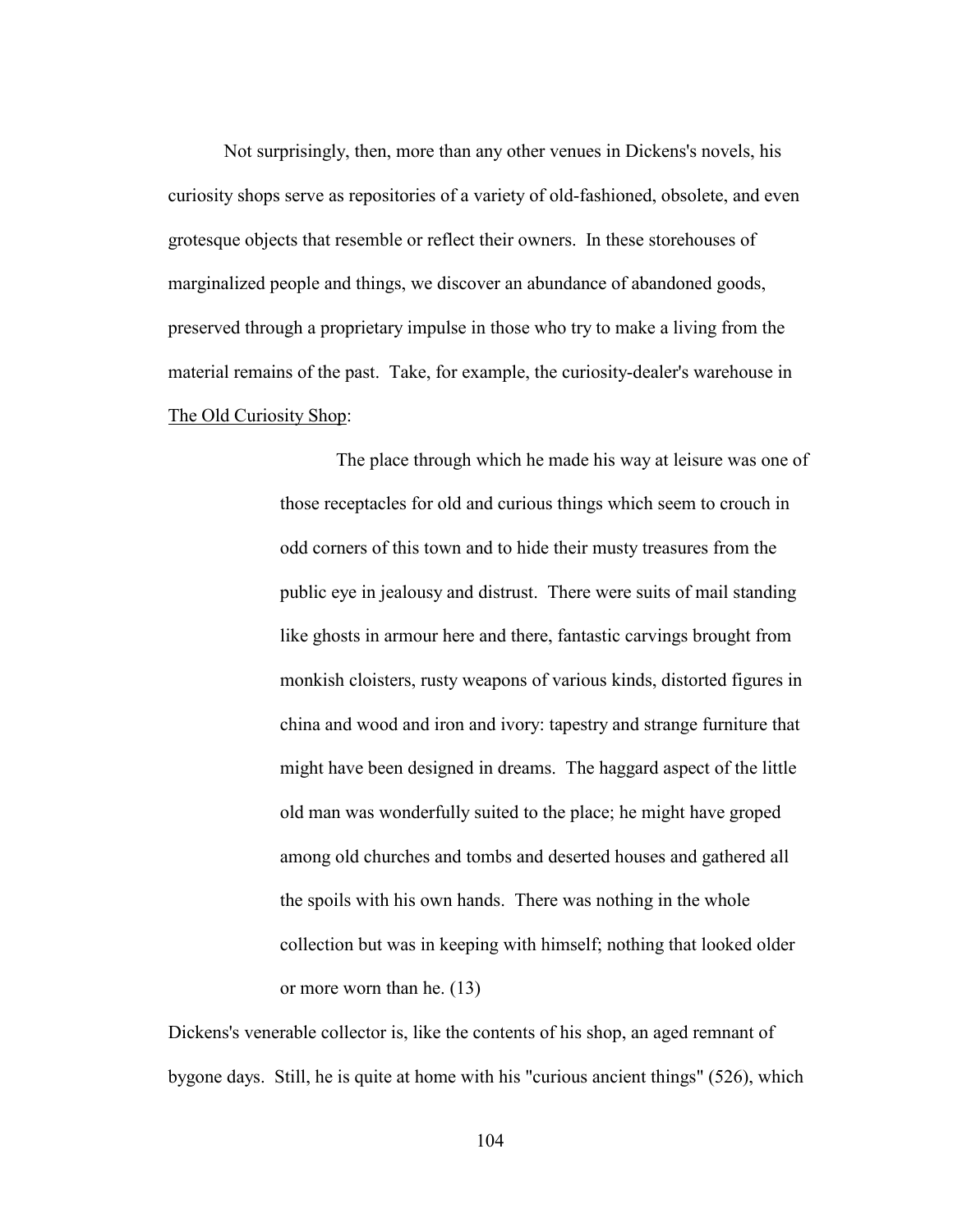Not surprisingly, then, more than any other venues in Dickens's novels, his curiosity shops serve as repositories of a variety of old-fashioned, obsolete, and even grotesque objects that resemble or reflect their owners. In these storehouses of marginalized people and things, we discover an abundance of abandoned goods, preserved through a proprietary impulse in those who try to make a living from the material remains of the past. Take, for example, the curiosity-dealer's warehouse in The Old Curiosity Shop:

> The place through which he made his way at leisure was one of those receptacles for old and curious things which seem to crouch in odd corners of this town and to hide their musty treasures from the public eye in jealousy and distrust. There were suits of mail standing like ghosts in armour here and there, fantastic carvings brought from monkish cloisters, rusty weapons of various kinds, distorted figures in china and wood and iron and ivory: tapestry and strange furniture that might have been designed in dreams. The haggard aspect of the little old man was wonderfully suited to the place; he might have groped among old churches and tombs and deserted houses and gathered all the spoils with his own hands. There was nothing in the whole collection but was in keeping with himself; nothing that looked older or more worn than he. (13)

Dickens's venerable collector is, like the contents of his shop, an aged remnant of bygone days. Still, he is quite at home with his "curious ancient things" (526), which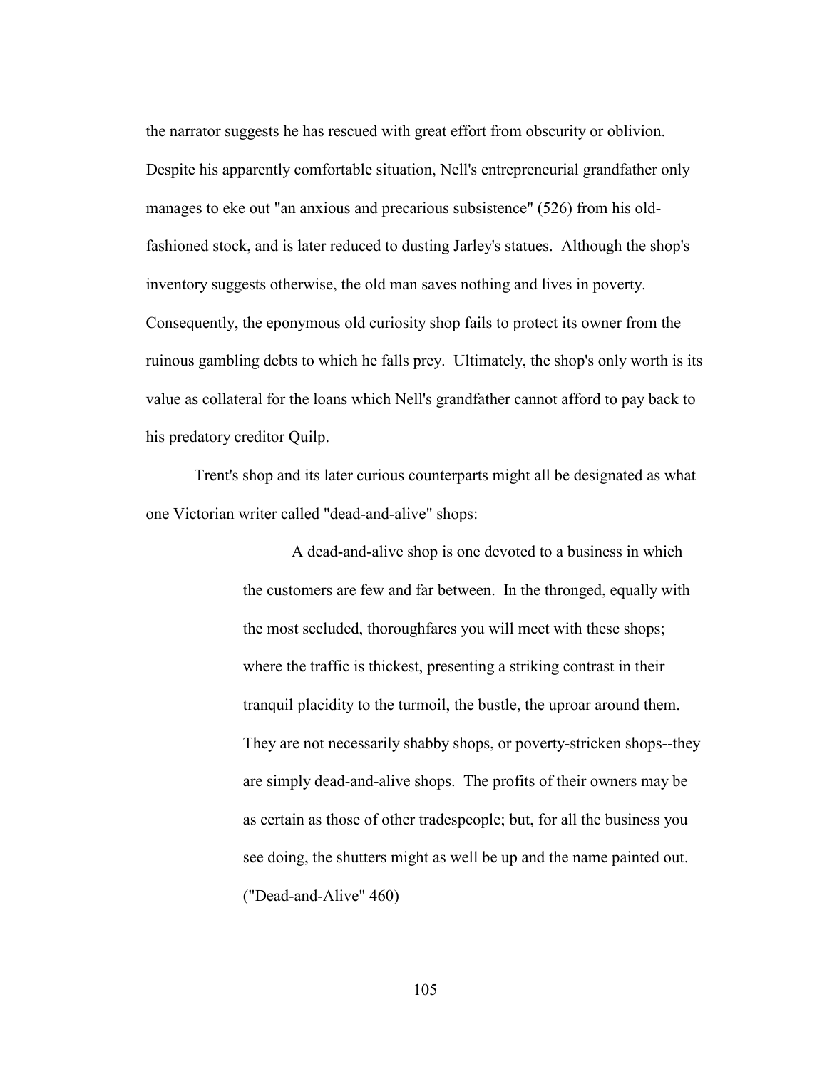the narrator suggests he has rescued with great effort from obscurity or oblivion. Despite his apparently comfortable situation, Nell's entrepreneurial grandfather only manages to eke out "an anxious and precarious subsistence" (526) from his old-fashioned stock, and is later reduced to dusting Jarley's statues. Although the shop's inventory suggests otherwise, the old man saves nothing and lives in poverty. Consequently, the eponymous old curiosity shop fails to protect its owner from the ruinous gambling debts to which he falls prey. Ultimately, the shop's only worth is its value as collateral for the loans which Nell's grandfather cannot afford to pay back to his predatory creditor Quilp.

Trent's shop and its later curious counterparts might all be designated as what one Victorian writer called "dead-and-alive" shops:

> A dead-and-alive shop is one devoted to a business in which the customers are few and far between. In the thronged, equally with the most secluded, thoroughfares you will meet with these shops; where the traffic is thickest, presenting a striking contrast in their tranquil placidity to the turmoil, the bustle, the uproar around them. They are not necessarily shabby shops, or poverty-stricken shops--they are simply dead-and-alive shops. The profits of their owners may be as certain as those of other tradespeople; but, for all the business you see doing, the shutters might as well be up and the name painted out. ("Dead-and-Alive" 460)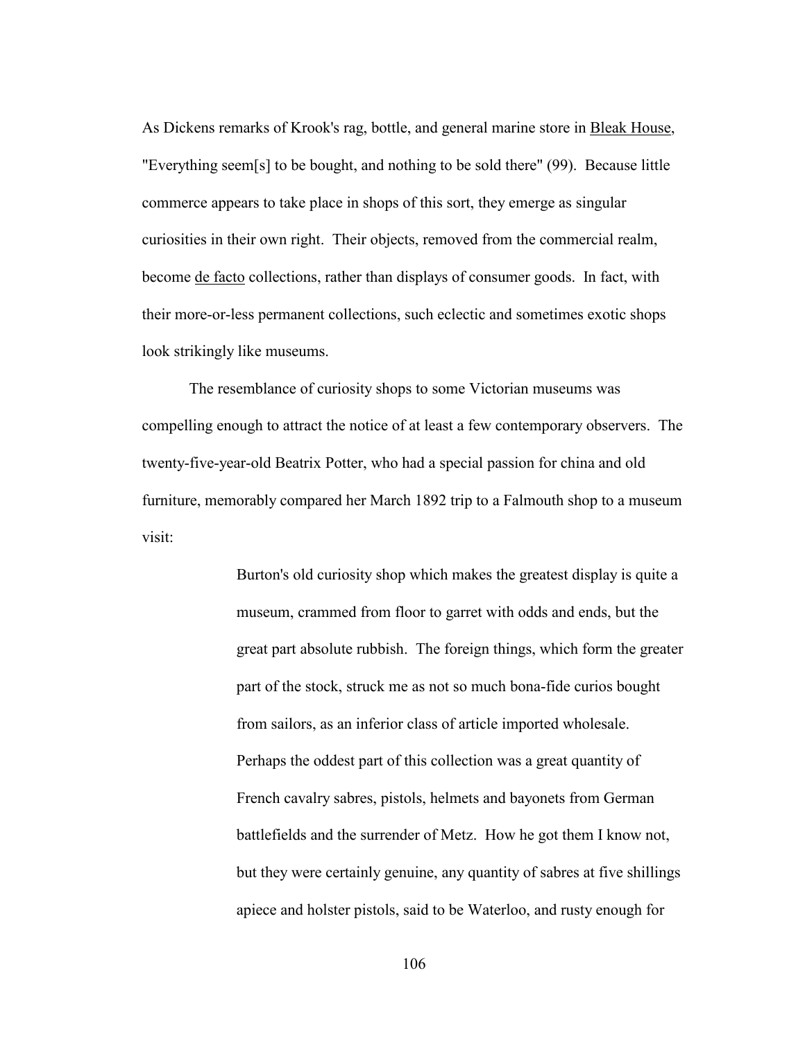As Dickens remarks of Krook's rag, bottle, and general marine store in Bleak House, "Everything seem[s] to be bought, and nothing to be sold there" (99). Because little commerce appears to take place in shops of this sort, they emerge as singular curiosities in their own right. Their objects, removed from the commercial realm, become *de facto* collections, rather than displays of consumer goods. In fact, with their more-or-less permanent collections, such eclectic and sometimes exotic shops look strikingly like museums.

The resemblance of curiosity shops to some Victorian museums was compelling enough to attract the notice of at least a few contemporary observers. The twenty-five-year-old Beatrix Potter, who had a special passion for china and old furniture, memorably compared her March 1892 trip to a Falmouth shop to a museum visit:

> Burton's old curiosity shop which makes the greatest display is quite a museum, crammed from floor to garret with odds and ends, but the great part absolute rubbish. The foreign things, which form the greater part of the stock, struck me as not so much bona-fide curios bought from sailors, as an inferior class of article imported wholesale. Perhaps the oddest part of this collection was a great quantity of French cavalry sabres, pistols, helmets and bayonets from German battlefields and the surrender of Metz. How he got them I know not, but they were certainly genuine, any quantity of sabres at five shillings apiece and holster pistols, said to be Waterloo, and rusty enough for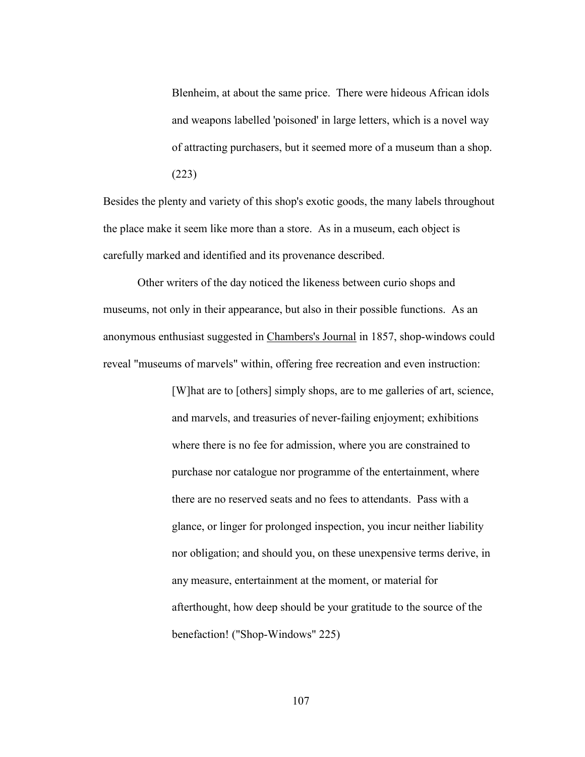> Blenheim, at about the same price. There were hideous African idols and weapons labelled 'poisoned' in large letters, which is a novel way of attracting purchasers, but it seemed more of a museum than a shop. (223)

Besides the plenty and variety of this shop's exotic goods, the many labels throughout the place make it seem like more than a store. As in a museum, each object is carefully marked and identified and its provenance described.

Other writers of the day noticed the likeness between curio shops and museums, not only in their appearance, but also in their possible functions. As an anonymous enthusiast suggested in Chambers's Journal in 1857, shop-windows could reveal "museums of marvels" within, offering free recreation and even instruction:

> [W]hat are to [others] simply shops, are to me galleries of art, science, and marvels, and treasuries of never-failing enjoyment; exhibitions where there is no fee for admission, where you are constrained to purchase nor catalogue nor programme of the entertainment, where there are no reserved seats and no fees to attendants. Pass with a glance, or linger for prolonged inspection, you incur neither liability nor obligation; and should you, on these unexpensive terms derive, in any measure, entertainment at the moment, or material for afterthought, how deep should be your gratitude to the source of the benefaction! ("Shop-Windows" 225)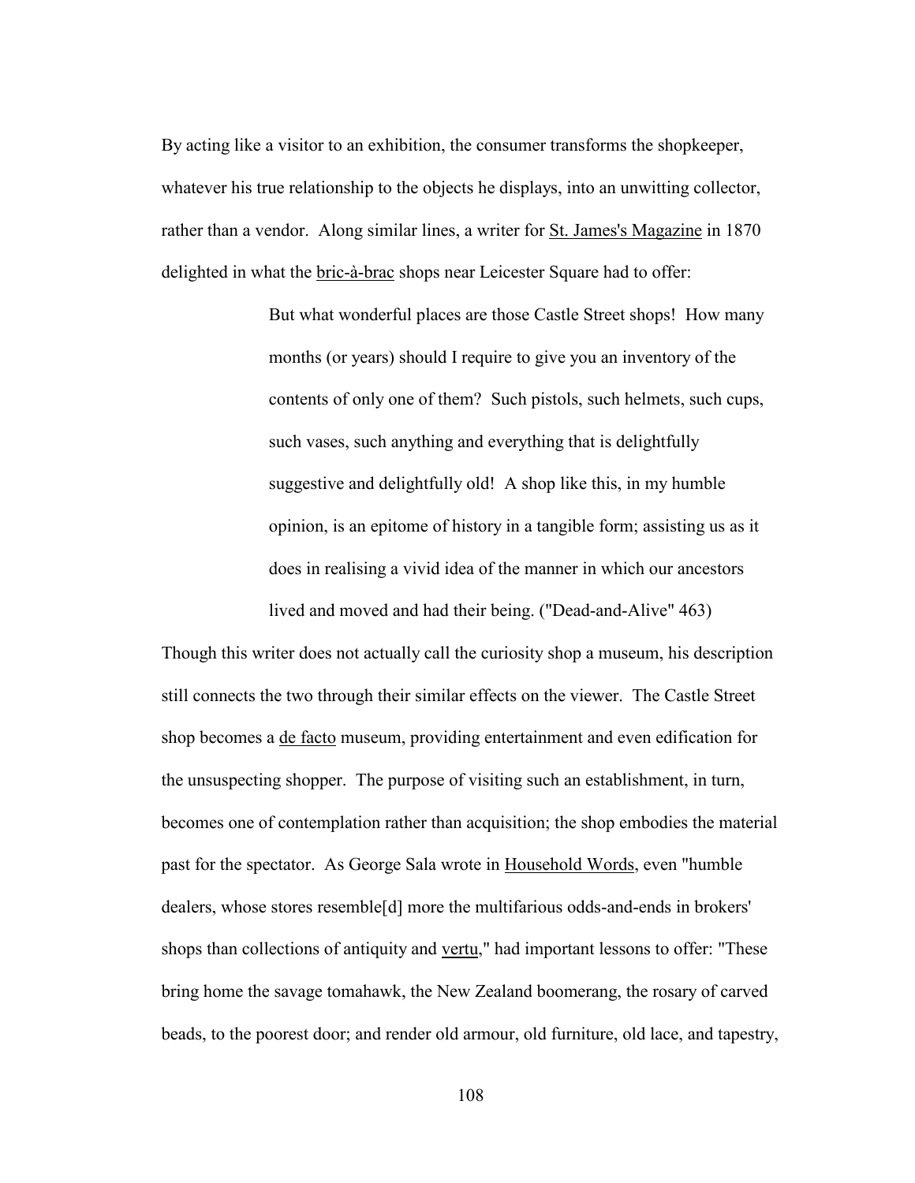By acting like a visitor to an exhibition, the consumer transforms the shopkeeper, whatever his true relationship to the objects he displays, into an unwitting collector, rather than a vendor. Along similar lines, a writer for St. James's Magazine in 1870 delighted in what the bric-à-brac shops near Leicester Square had to offer:

> But what wonderful places are those Castle Street shops! How many months (or years) should I require to give you an inventory of the contents of only one of them? Such pistols, such helmets, such cups, such vases, such anything and everything that is delightfully suggestive and delightfully old! A shop like this, in my humble opinion, is an epitome of history in a tangible form; assisting us as it does in realising a vivid idea of the manner in which our ancestors lived and moved and had their being. ("Dead-and-Alive" 463)

Though this writer does not actually call the curiosity shop a museum, his description still connects the two through their similar effects on the viewer. The Castle Street shop becomes a de facto museum, providing entertainment and even edification for the unsuspecting shopper. The purpose of visiting such an establishment, in turn, becomes one of contemplation rather than acquisition; the shop embodies the material past for the spectator. As George Sala wrote in Household Words, even "humble dealers, whose stores resemble[d] more the multifarious odds-and-ends in brokers' shops than collections of antiquity and vertu," had important lessons to offer: "These bring home the savage tomahawk, the New Zealand boomerang, the rosary of carved beads, to the poorest door; and render old armour, old furniture, old lace, and tapestry,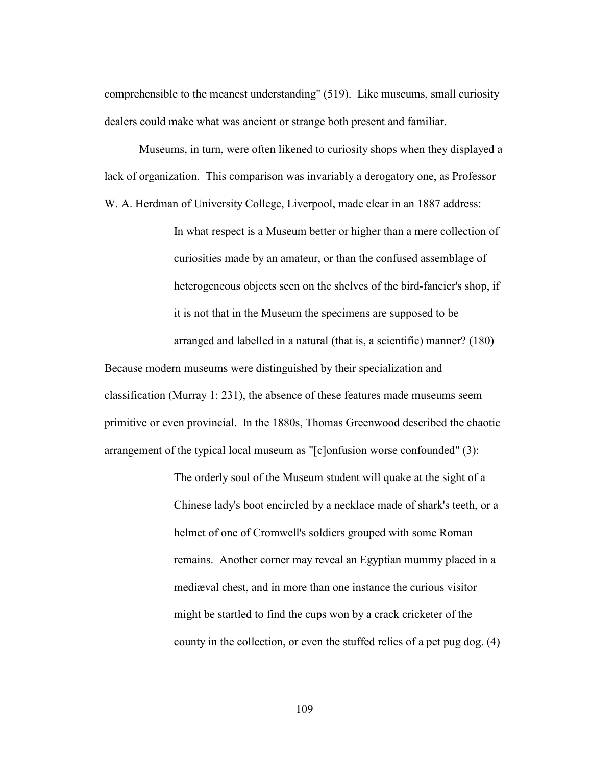comprehensible to the meanest understanding" (519). Like museums, small curiosity dealers could make what was ancient or strange both present and familiar.

Museums, in turn, were often likened to curiosity shops when they displayed a lack of organization. This comparison was invariably a derogatory one, as Professor W. A. Herdman of University College, Liverpool, made clear in an 1887 address:

> In what respect is a Museum better or higher than a mere collection of curiosities made by an amateur, or than the confused assemblage of heterogeneous objects seen on the shelves of the bird-fancier's shop, if it is not that in the Museum the specimens are supposed to be arranged and labelled in a natural (that is, a scientific) manner? (180)

Because modern museums were distinguished by their specialization and classification (Murray 1: 231), the absence of these features made museums seem primitive or even provincial. In the 1880s, Thomas Greenwood described the chaotic arrangement of the typical local museum as "[c]onfusion worse confounded" (3):

> The orderly soul of the Museum student will quake at the sight of a Chinese lady's boot encircled by a necklace made of shark's teeth, or a helmet of one of Cromwell's soldiers grouped with some Roman remains. Another corner may reveal an Egyptian mummy placed in a mediæval chest, and in more than one instance the curious visitor might be startled to find the cups won by a crack cricketer of the county in the collection, or even the stuffed relics of a pet pug dog. (4)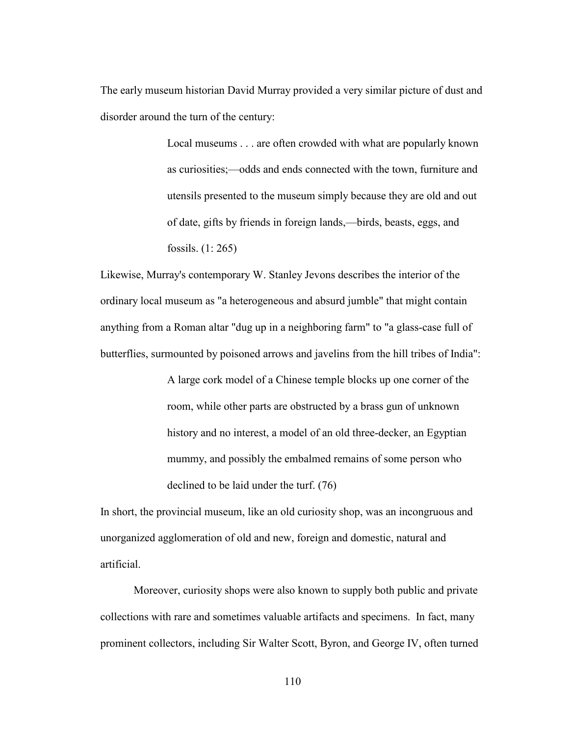The early museum historian David Murray provided a very similar picture of dust and disorder around the turn of the century:

> Local museums . . . are often crowded with what are popularly known as curiosities;—odds and ends connected with the town, furniture and utensils presented to the museum simply because they are old and out of date, gifts by friends in foreign lands,—birds, beasts, eggs, and fossils. (1: 265)

Likewise, Murray's contemporary W. Stanley Jevons describes the interior of the ordinary local museum as "a heterogeneous and absurd jumble" that might contain anything from a Roman altar "dug up in a neighboring farm" to "a glass-case full of butterflies, surmounted by poisoned arrows and javelins from the hill tribes of India":

> A large cork model of a Chinese temple blocks up one corner of the room, while other parts are obstructed by a brass gun of unknown history and no interest, a model of an old three-decker, an Egyptian mummy, and possibly the embalmed remains of some person who declined to be laid under the turf. (76)

In short, the provincial museum, like an old curiosity shop, was an incongruous and unorganized agglomeration of old and new, foreign and domestic, natural and artificial.

Moreover, curiosity shops were also known to supply both public and private collections with rare and sometimes valuable artifacts and specimens. In fact, many prominent collectors, including Sir Walter Scott, Byron, and George IV, often turned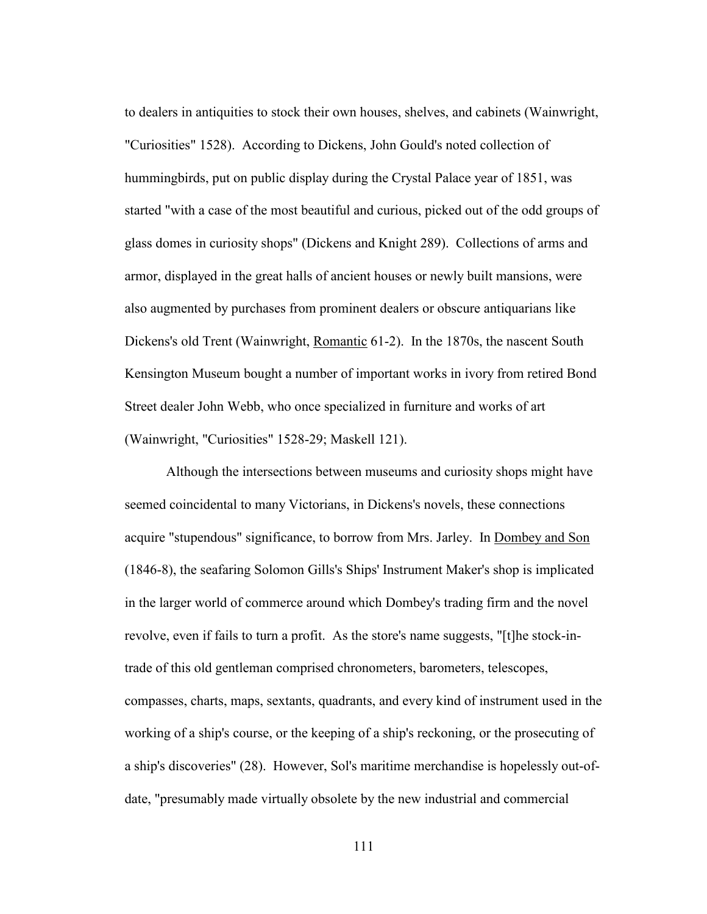to dealers in antiquities to stock their own houses, shelves, and cabinets (Wainwright, "Curiosities" 1528). According to Dickens, John Gould's noted collection of hummingbirds, put on public display during the Crystal Palace year of 1851, was started "with a case of the most beautiful and curious, picked out of the odd groups of glass domes in curiosity shops" (Dickens and Knight 289). Collections of arms and armor, displayed in the great halls of ancient houses or newly built mansions, were also augmented by purchases from prominent dealers or obscure antiquarians like Dickens's old Trent (Wainwright, Romantic 61-2). In the 1870s, the nascent South Kensington Museum bought a number of important works in ivory from retired Bond Street dealer John Webb, who once specialized in furniture and works of art (Wainwright, "Curiosities" 1528-29; Maskell 121).

Although the intersections between museums and curiosity shops might have seemed coincidental to many Victorians, in Dickens's novels, these connections acquire "stupendous" significance, to borrow from Mrs. Jarley. In Dombey and Son (1846-8), the seafaring Solomon Gills's Ships' Instrument Maker's shop is implicated in the larger world of commerce around which Dombey's trading firm and the novel revolve, even if fails to turn a profit. As the store's name suggests, "[t]he stock-in-trade of this old gentleman comprised chronometers, barometers, telescopes, compasses, charts, maps, sextants, quadrants, and every kind of instrument used in the working of a ship's course, or the keeping of a ship's reckoning, or the prosecuting of a ship's discoveries" (28). However, Sol's maritime merchandise is hopelessly out-of-date, "presumably made virtually obsolete by the new industrial and commercial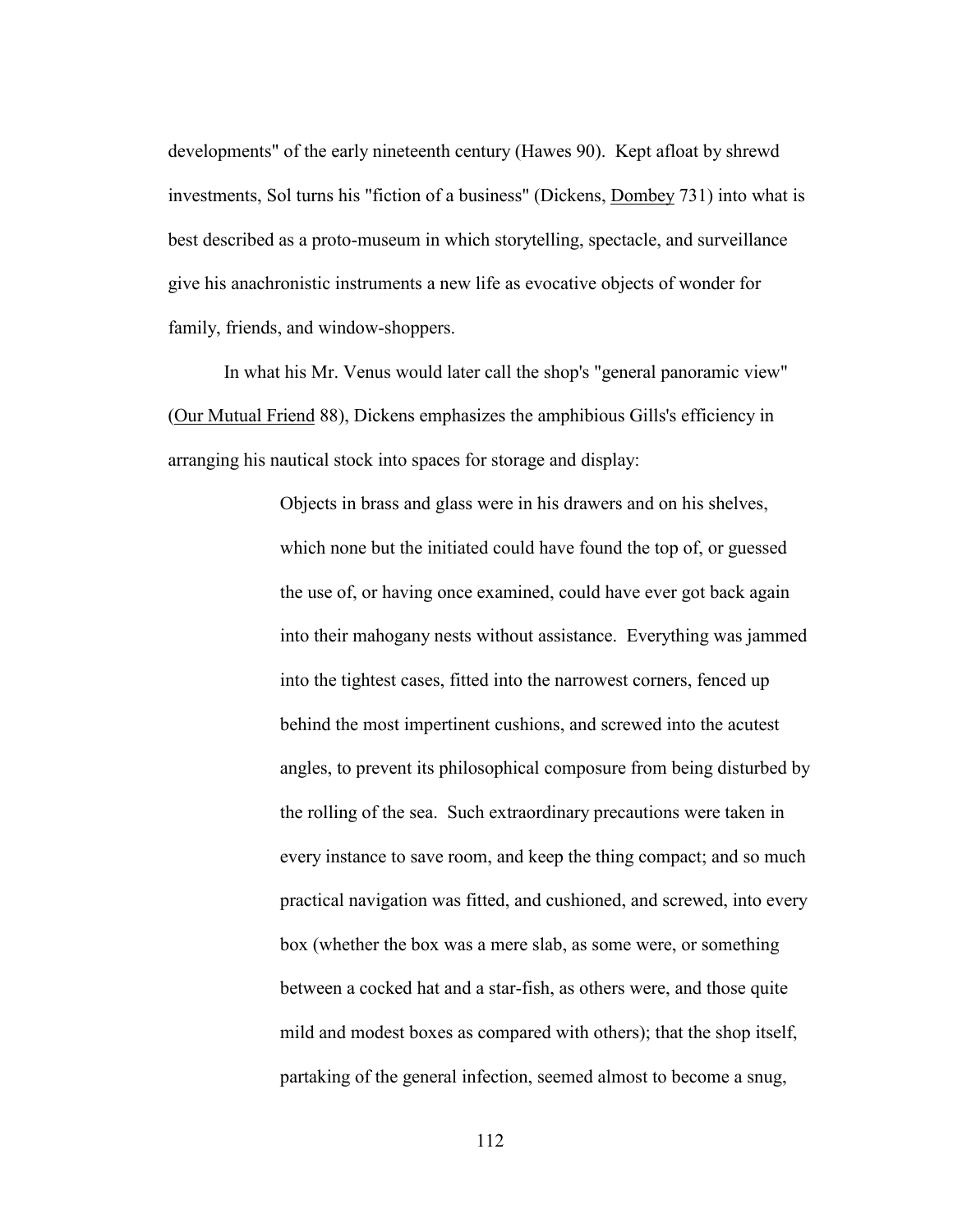developments" of the early nineteenth century (Hawes 90). Kept afloat by shrewd investments, Sol turns his "fiction of a business" (Dickens, Dombey 731) into what is best described as a proto-museum in which storytelling, spectacle, and surveillance give his anachronistic instruments a new life as evocative objects of wonder for family, friends, and window-shoppers.

In what his Mr. Venus would later call the shop's "general panoramic view" (Our Mutual Friend 88), Dickens emphasizes the amphibious Gills's efficiency in arranging his nautical stock into spaces for storage and display:

> Objects in brass and glass were in his drawers and on his shelves, which none but the initiated could have found the top of, or guessed the use of, or having once examined, could have ever got back again into their mahogany nests without assistance. Everything was jammed into the tightest cases, fitted into the narrowest corners, fenced up behind the most impertinent cushions, and screwed into the acutest angles, to prevent its philosophical composure from being disturbed by the rolling of the sea. Such extraordinary precautions were taken in every instance to save room, and keep the thing compact; and so much practical navigation was fitted, and cushioned, and screwed, into every box (whether the box was a mere slab, as some were, or something between a cocked hat and a star-fish, as others were, and those quite mild and modest boxes as compared with others); that the shop itself, partaking of the general infection, seemed almost to become a snug,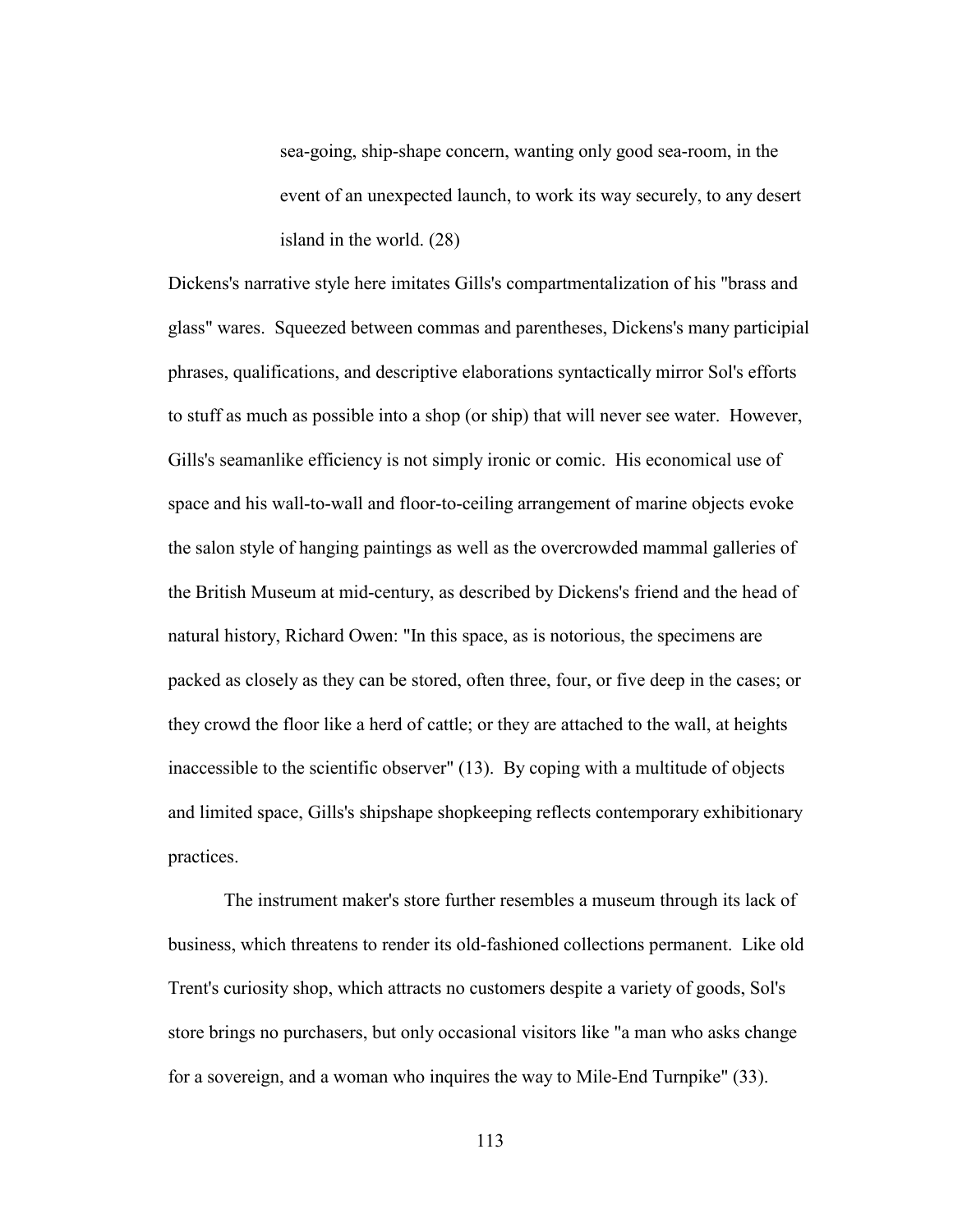> sea-going, ship-shape concern, wanting only good sea-room, in the event of an unexpected launch, to work its way securely, to any desert island in the world. (28)

Dickens's narrative style here imitates Gills's compartmentalization of his "brass and glass" wares. Squeezed between commas and parentheses, Dickens's many participial phrases, qualifications, and descriptive elaborations syntactically mirror Sol's efforts to stuff as much as possible into a shop (or ship) that will never see water. However, Gills's seamanlike efficiency is not simply ironic or comic. His economical use of space and his wall-to-wall and floor-to-ceiling arrangement of marine objects evoke the salon style of hanging paintings as well as the overcrowded mammal galleries of the British Museum at mid-century, as described by Dickens's friend and the head of natural history, Richard Owen: "In this space, as is notorious, the specimens are packed as closely as they can be stored, often three, four, or five deep in the cases; or they crowd the floor like a herd of cattle; or they are attached to the wall, at heights inaccessible to the scientific observer" (13). By coping with a multitude of objects and limited space, Gills's shipshape shopkeeping reflects contemporary exhibitionary practices.

The instrument maker's store further resembles a museum through its lack of business, which threatens to render its old-fashioned collections permanent. Like old Trent's curiosity shop, which attracts no customers despite a variety of goods, Sol's store brings no purchasers, but only occasional visitors like "a man who asks change for a sovereign, and a woman who inquires the way to Mile-End Turnpike" (33).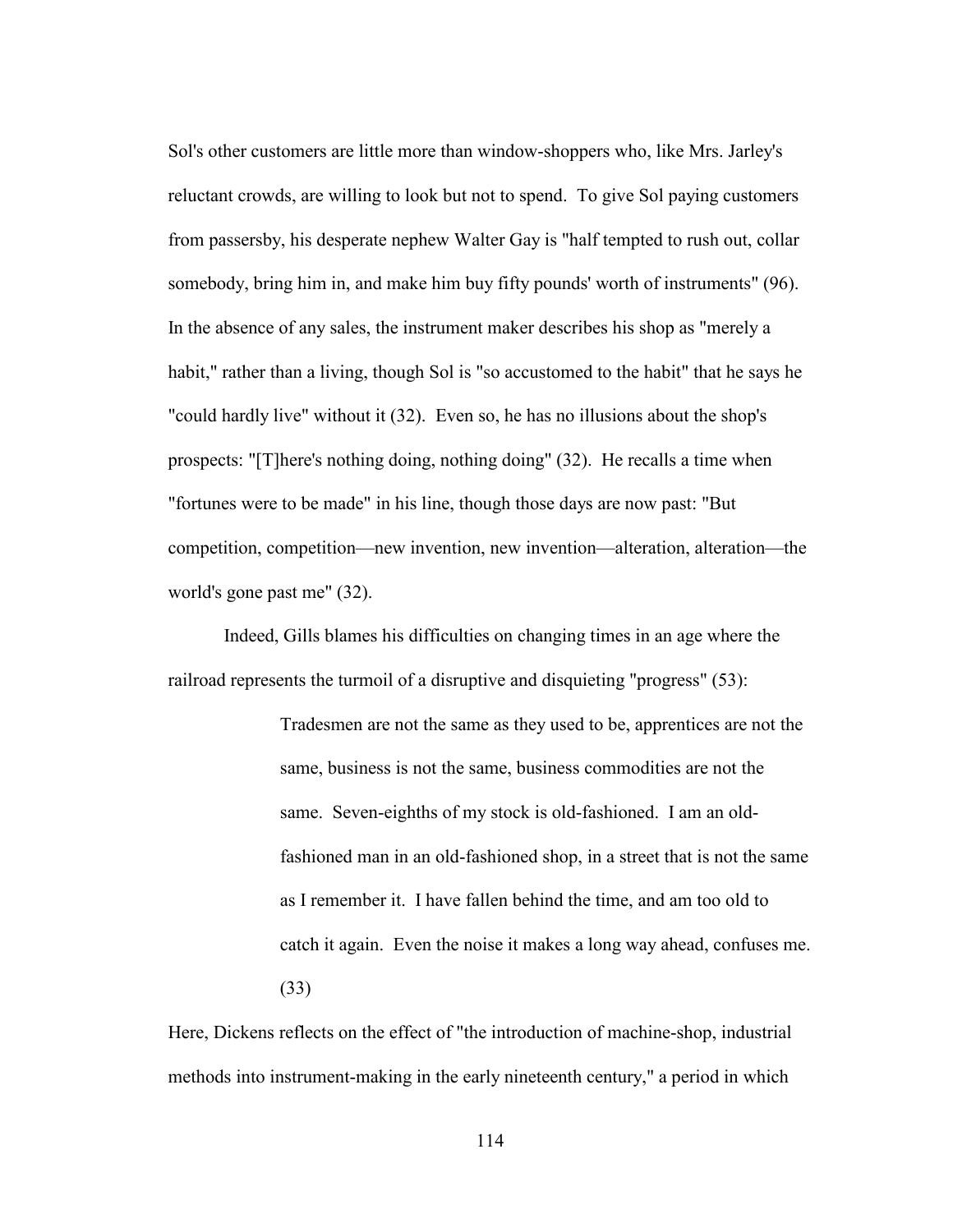Sol's other customers are little more than window-shoppers who, like Mrs. Jarley's reluctant crowds, are willing to look but not to spend. To give Sol paying customers from passersby, his desperate nephew Walter Gay is "half tempted to rush out, collar somebody, bring him in, and make him buy fifty pounds' worth of instruments" (96). In the absence of any sales, the instrument maker describes his shop as "merely a habit," rather than a living, though Sol is "so accustomed to the habit" that he says he "could hardly live" without it (32). Even so, he has no illusions about the shop's prospects: "[T]here's nothing doing, nothing doing" (32). He recalls a time when "fortunes were to be made" in his line, though those days are now past: "But competition, competition—new invention, new invention—alteration, alteration—the world's gone past me" (32).

Indeed, Gills blames his difficulties on changing times in an age where the railroad represents the turmoil of a disruptive and disquieting "progress" (53):

> Tradesmen are not the same as they used to be, apprentices are not the same, business is not the same, business commodities are not the same. Seven-eighths of my stock is old-fashioned. I am an old-fashioned man in an old-fashioned shop, in a street that is not the same as I remember it. I have fallen behind the time, and am too old to catch it again. Even the noise it makes a long way ahead, confuses me. (33)

Here, Dickens reflects on the effect of "the introduction of machine-shop, industrial methods into instrument-making in the early nineteenth century," a period in which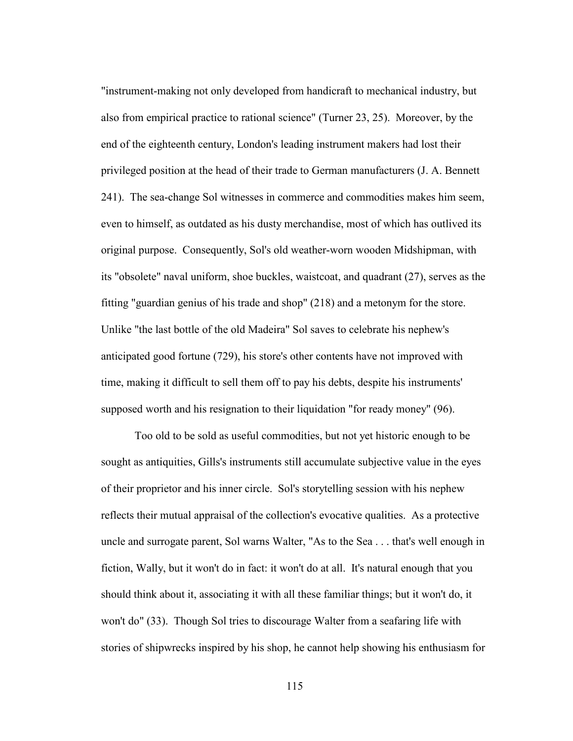"instrument-making not only developed from handicraft to mechanical industry, but also from empirical practice to rational science" (Turner 23, 25). Moreover, by the end of the eighteenth century, London's leading instrument makers had lost their privileged position at the head of their trade to German manufacturers (J. A. Bennett 241). The sea-change Sol witnesses in commerce and commodities makes him seem, even to himself, as outdated as his dusty merchandise, most of which has outlived its original purpose. Consequently, Sol's old weather-worn wooden Midshipman, with its "obsolete" naval uniform, shoe buckles, waistcoat, and quadrant (27), serves as the fitting "guardian genius of his trade and shop" (218) and a metonym for the store. Unlike "the last bottle of the old Madeira" Sol saves to celebrate his nephew's anticipated good fortune (729), his store's other contents have not improved with time, making it difficult to sell them off to pay his debts, despite his instruments' supposed worth and his resignation to their liquidation "for ready money" (96).

Too old to be sold as useful commodities, but not yet historic enough to be sought as antiquities, Gills's instruments still accumulate subjective value in the eyes of their proprietor and his inner circle. Sol's storytelling session with his nephew reflects their mutual appraisal of the collection's evocative qualities. As a protective uncle and surrogate parent, Sol warns Walter, "As to the Sea . . . that's well enough in fiction, Wally, but it won't do in fact: it won't do at all. It's natural enough that you should think about it, associating it with all these familiar things; but it won't do, it won't do" (33). Though Sol tries to discourage Walter from a seafaring life with stories of shipwrecks inspired by his shop, he cannot help showing his enthusiasm for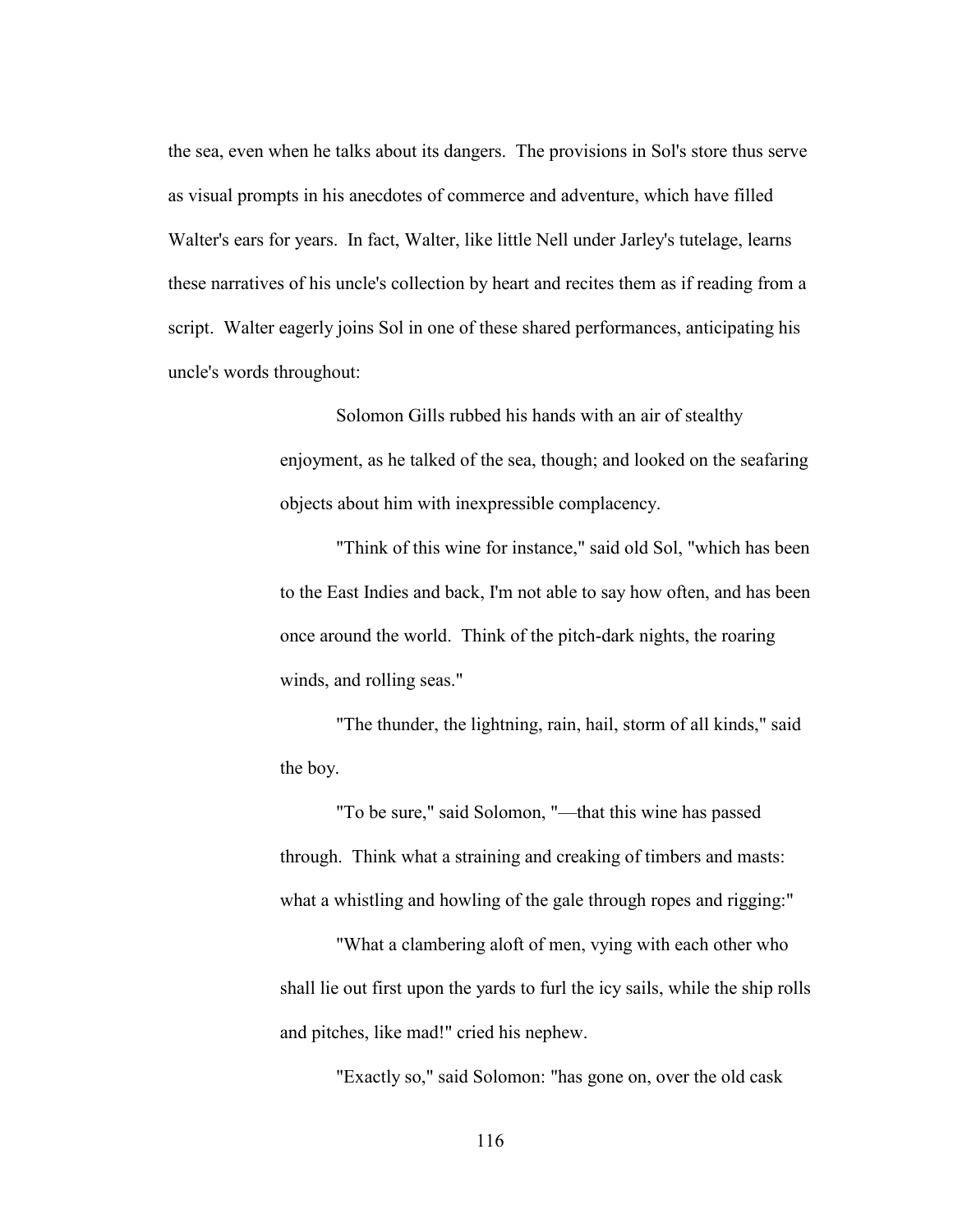the sea, even when he talks about its dangers. The provisions in Sol's store thus serve as visual prompts in his anecdotes of commerce and adventure, which have filled Walter's ears for years. In fact, Walter, like little Nell under Jarley's tutelage, learns these narratives of his uncle's collection by heart and recites them as if reading from a script. Walter eagerly joins Sol in one of these shared performances, anticipating his uncle's words throughout:

> Solomon Gills rubbed his hands with an air of stealthy enjoyment, as he talked of the sea, though; and looked on the seafaring objects about him with inexpressible complacency.
>
> "Think of this wine for instance," said old Sol, "which has been to the East Indies and back, I'm not able to say how often, and has been once around the world. Think of the pitch-dark nights, the roaring winds, and rolling seas."
>
> "The thunder, the lightning, rain, hail, storm of all kinds," said the boy.
>
> "To be sure," said Solomon, "—that this wine has passed through. Think what a straining and creaking of timbers and masts: what a whistling and howling of the gale through ropes and rigging:"
>
> "What a clambering aloft of men, vying with each other who shall lie out first upon the yards to furl the icy sails, while the ship rolls and pitches, like mad!" cried his nephew.
>
> "Exactly so," said Solomon: "has gone on, over the old cask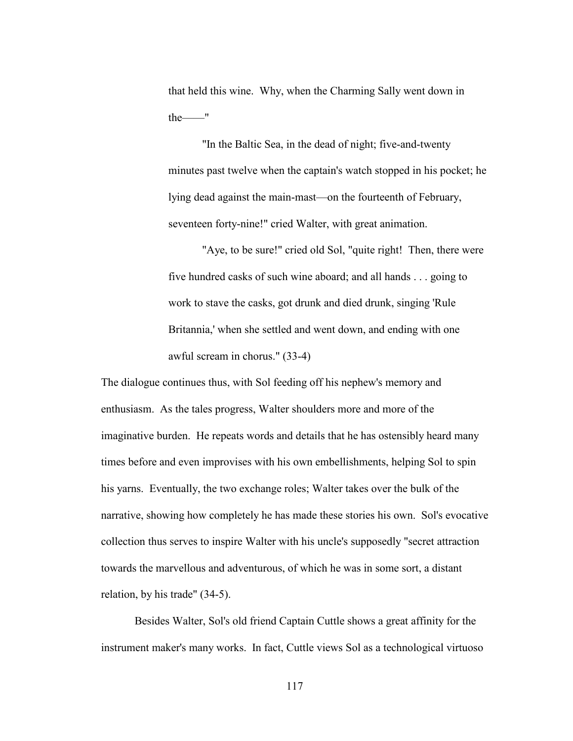> that held this wine. Why, when the Charming Sally went down in the——"
>
> "In the Baltic Sea, in the dead of night; five-and-twenty minutes past twelve when the captain's watch stopped in his pocket; he lying dead against the main-mast—on the fourteenth of February, seventeen forty-nine!" cried Walter, with great animation.
>
> "Aye, to be sure!" cried old Sol, "quite right! Then, there were five hundred casks of such wine aboard; and all hands . . . going to work to stave the casks, got drunk and died drunk, singing 'Rule Britannia,' when she settled and went down, and ending with one awful scream in chorus." (33-4)

The dialogue continues thus, with Sol feeding off his nephew's memory and enthusiasm. As the tales progress, Walter shoulders more and more of the imaginative burden. He repeats words and details that he has ostensibly heard many times before and even improvises with his own embellishments, helping Sol to spin his yarns. Eventually, the two exchange roles; Walter takes over the bulk of the narrative, showing how completely he has made these stories his own. Sol's evocative collection thus serves to inspire Walter with his uncle's supposedly "secret attraction towards the marvellous and adventurous, of which he was in some sort, a distant relation, by his trade" (34-5).

Besides Walter, Sol's old friend Captain Cuttle shows a great affinity for the instrument maker's many works. In fact, Cuttle views Sol as a technological virtuoso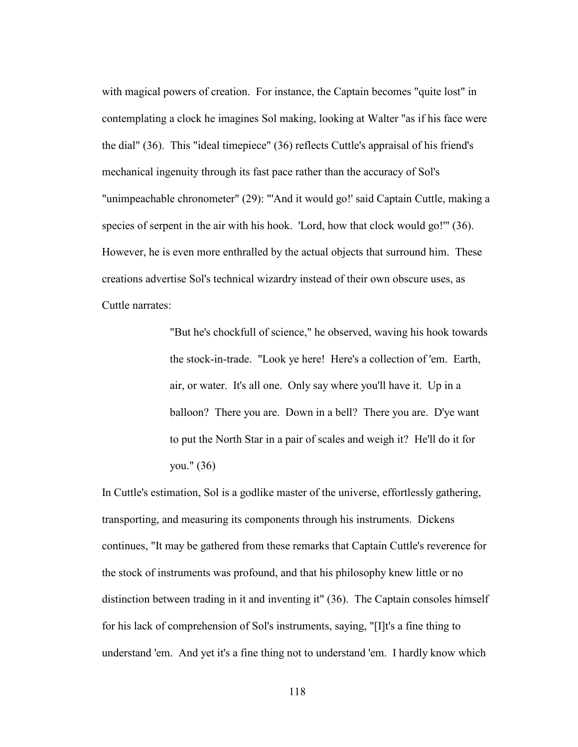with magical powers of creation. For instance, the Captain becomes "quite lost" in contemplating a clock he imagines Sol making, looking at Walter "as if his face were the dial" (36). This "ideal timepiece" (36) reflects Cuttle's appraisal of his friend's mechanical ingenuity through its fast pace rather than the accuracy of Sol's "unimpeachable chronometer" (29): "'And it would go!' said Captain Cuttle, making a species of serpent in the air with his hook. 'Lord, how that clock would go!'" (36). However, he is even more enthralled by the actual objects that surround him. These creations advertise Sol's technical wizardry instead of their own obscure uses, as Cuttle narrates:

> "But he's chockfull of science," he observed, waving his hook towards the stock-in-trade. "Look ye here! Here's a collection of 'em. Earth, air, or water. It's all one. Only say where you'll have it. Up in a balloon? There you are. Down in a bell? There you are. D'ye want to put the North Star in a pair of scales and weigh it? He'll do it for you." (36)

In Cuttle's estimation, Sol is a godlike master of the universe, effortlessly gathering, transporting, and measuring its components through his instruments. Dickens continues, "It may be gathered from these remarks that Captain Cuttle's reverence for the stock of instruments was profound, and that his philosophy knew little or no distinction between trading in it and inventing it" (36). The Captain consoles himself for his lack of comprehension of Sol's instruments, saying, "[I]t's a fine thing to understand 'em. And yet it's a fine thing not to understand 'em. I hardly know which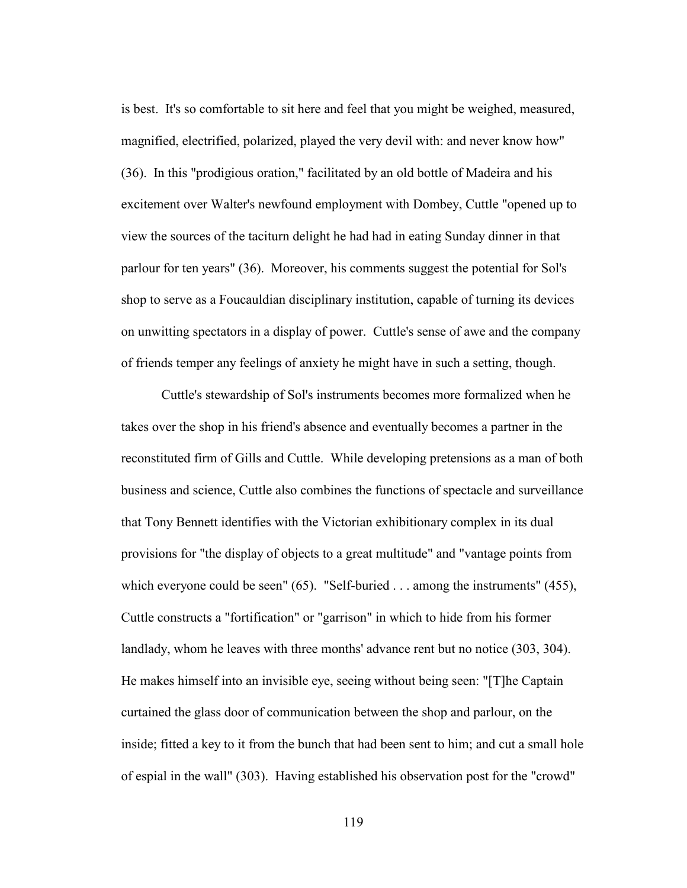is best. It's so comfortable to sit here and feel that you might be weighed, measured, magnified, electrified, polarized, played the very devil with: and never know how" (36). In this "prodigious oration," facilitated by an old bottle of Madeira and his excitement over Walter's newfound employment with Dombey, Cuttle "opened up to view the sources of the taciturn delight he had had in eating Sunday dinner in that parlour for ten years" (36). Moreover, his comments suggest the potential for Sol's shop to serve as a Foucauldian disciplinary institution, capable of turning its devices on unwitting spectators in a display of power. Cuttle's sense of awe and the company of friends temper any feelings of anxiety he might have in such a setting, though.

Cuttle's stewardship of Sol's instruments becomes more formalized when he takes over the shop in his friend's absence and eventually becomes a partner in the reconstituted firm of Gills and Cuttle. While developing pretensions as a man of both business and science, Cuttle also combines the functions of spectacle and surveillance that Tony Bennett identifies with the Victorian exhibitionary complex in its dual provisions for "the display of objects to a great multitude" and "vantage points from which everyone could be seen" (65). "Self-buried . . . among the instruments" (455), Cuttle constructs a "fortification" or "garrison" in which to hide from his former landlady, whom he leaves with three months' advance rent but no notice (303, 304). He makes himself into an invisible eye, seeing without being seen: "[T]he Captain curtained the glass door of communication between the shop and parlour, on the inside; fitted a key to it from the bunch that had been sent to him; and cut a small hole of espial in the wall" (303). Having established his observation post for the "crowd"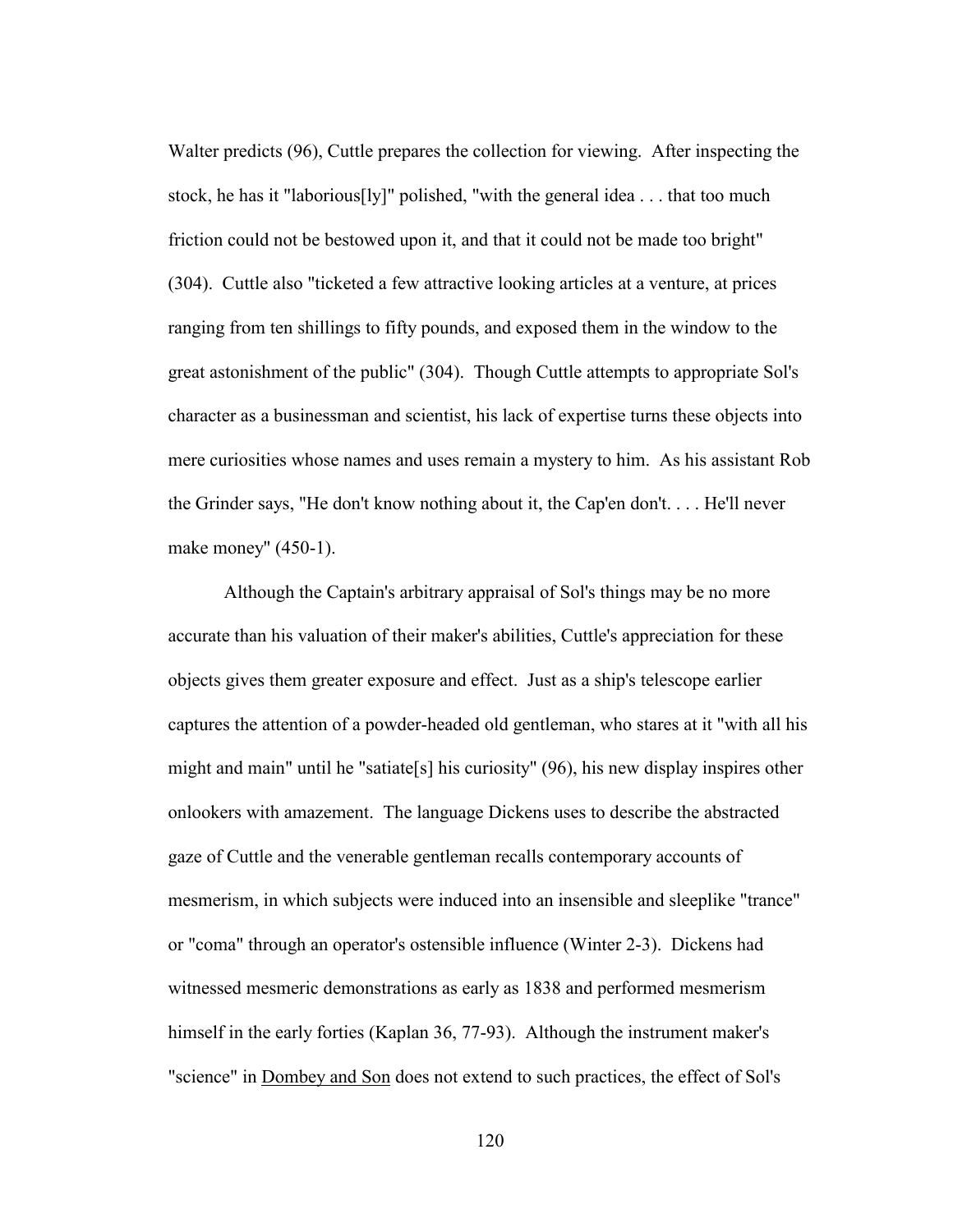Walter predicts (96), Cuttle prepares the collection for viewing. After inspecting the stock, he has it "laborious[ly]" polished, "with the general idea . . . that too much friction could not be bestowed upon it, and that it could not be made too bright" (304). Cuttle also "ticketed a few attractive looking articles at a venture, at prices ranging from ten shillings to fifty pounds, and exposed them in the window to the great astonishment of the public" (304). Though Cuttle attempts to appropriate Sol's character as a businessman and scientist, his lack of expertise turns these objects into mere curiosities whose names and uses remain a mystery to him. As his assistant Rob the Grinder says, "He don't know nothing about it, the Cap'en don't. . . . He'll never make money" (450-1).

Although the Captain's arbitrary appraisal of Sol's things may be no more accurate than his valuation of their maker's abilities, Cuttle's appreciation for these objects gives them greater exposure and effect. Just as a ship's telescope earlier captures the attention of a powder-headed old gentleman, who stares at it "with all his might and main" until he "satiate[s] his curiosity" (96), his new display inspires other onlookers with amazement. The language Dickens uses to describe the abstracted gaze of Cuttle and the venerable gentleman recalls contemporary accounts of mesmerism, in which subjects were induced into an insensible and sleeplike "trance" or "coma" through an operator's ostensible influence (Winter 2-3). Dickens had witnessed mesmeric demonstrations as early as 1838 and performed mesmerism himself in the early forties (Kaplan 36, 77-93). Although the instrument maker's "science" in Dombey and Son does not extend to such practices, the effect of Sol's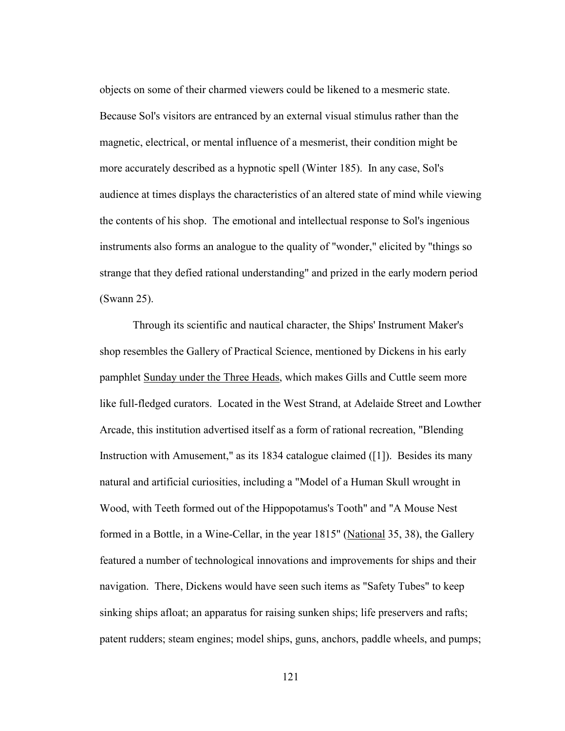objects on some of their charmed viewers could be likened to a mesmeric state. Because Sol's visitors are entranced by an external visual stimulus rather than the magnetic, electrical, or mental influence of a mesmerist, their condition might be more accurately described as a hypnotic spell (Winter 185). In any case, Sol's audience at times displays the characteristics of an altered state of mind while viewing the contents of his shop. The emotional and intellectual response to Sol's ingenious instruments also forms an analogue to the quality of "wonder," elicited by "things so strange that they defied rational understanding" and prized in the early modern period (Swann 25).

Through its scientific and nautical character, the Ships' Instrument Maker's shop resembles the Gallery of Practical Science, mentioned by Dickens in his early pamphlet <u>Sunday under the Three Heads</u>, which makes Gills and Cuttle seem more like full-fledged curators. Located in the West Strand, at Adelaide Street and Lowther Arcade, this institution advertised itself as a form of rational recreation, "Blending Instruction with Amusement," as its 1834 catalogue claimed ([1]). Besides its many natural and artificial curiosities, including a "Model of a Human Skull wrought in Wood, with Teeth formed out of the Hippopotamus's Tooth" and "A Mouse Nest formed in a Bottle, in a Wine-Cellar, in the year 1815" (<u>National</u> 35, 38), the Gallery featured a number of technological innovations and improvements for ships and their navigation. There, Dickens would have seen such items as "Safety Tubes" to keep sinking ships afloat; an apparatus for raising sunken ships; life preservers and rafts; patent rudders; steam engines; model ships, guns, anchors, paddle wheels, and pumps;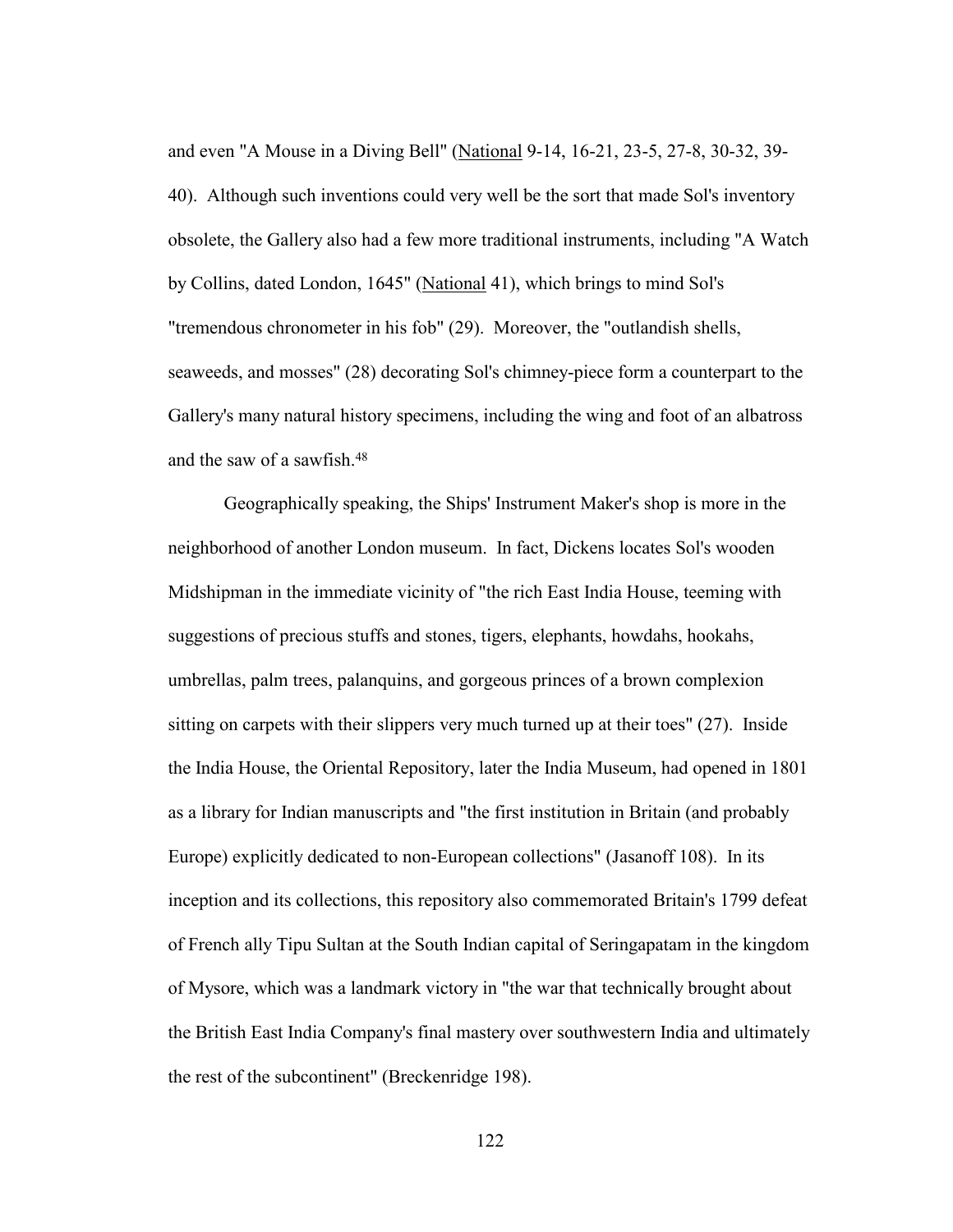and even "A Mouse in a Diving Bell" (National 9-14, 16-21, 23-5, 27-8, 30-32, 39-40). Although such inventions could very well be the sort that made Sol's inventory obsolete, the Gallery also had a few more traditional instruments, including "A Watch by Collins, dated London, 1645" (National 41), which brings to mind Sol's "tremendous chronometer in his fob" (29). Moreover, the "outlandish shells, seaweeds, and mosses" (28) decorating Sol's chimney-piece form a counterpart to the Gallery's many natural history specimens, including the wing and foot of an albatross and the saw of a sawfish.[48]

Geographically speaking, the Ships' Instrument Maker's shop is more in the neighborhood of another London museum. In fact, Dickens locates Sol's wooden Midshipman in the immediate vicinity of "the rich East India House, teeming with suggestions of precious stuffs and stones, tigers, elephants, howdahs, hookahs, umbrellas, palm trees, palanquins, and gorgeous princes of a brown complexion sitting on carpets with their slippers very much turned up at their toes" (27). Inside the India House, the Oriental Repository, later the India Museum, had opened in 1801 as a library for Indian manuscripts and "the first institution in Britain (and probably Europe) explicitly dedicated to non-European collections" (Jasanoff 108). In its inception and its collections, this repository also commemorated Britain's 1799 defeat of French ally Tipu Sultan at the South Indian capital of Seringapatam in the kingdom of Mysore, which was a landmark victory in "the war that technically brought about the British East India Company's final mastery over southwestern India and ultimately the rest of the subcontinent" (Breckenridge 198).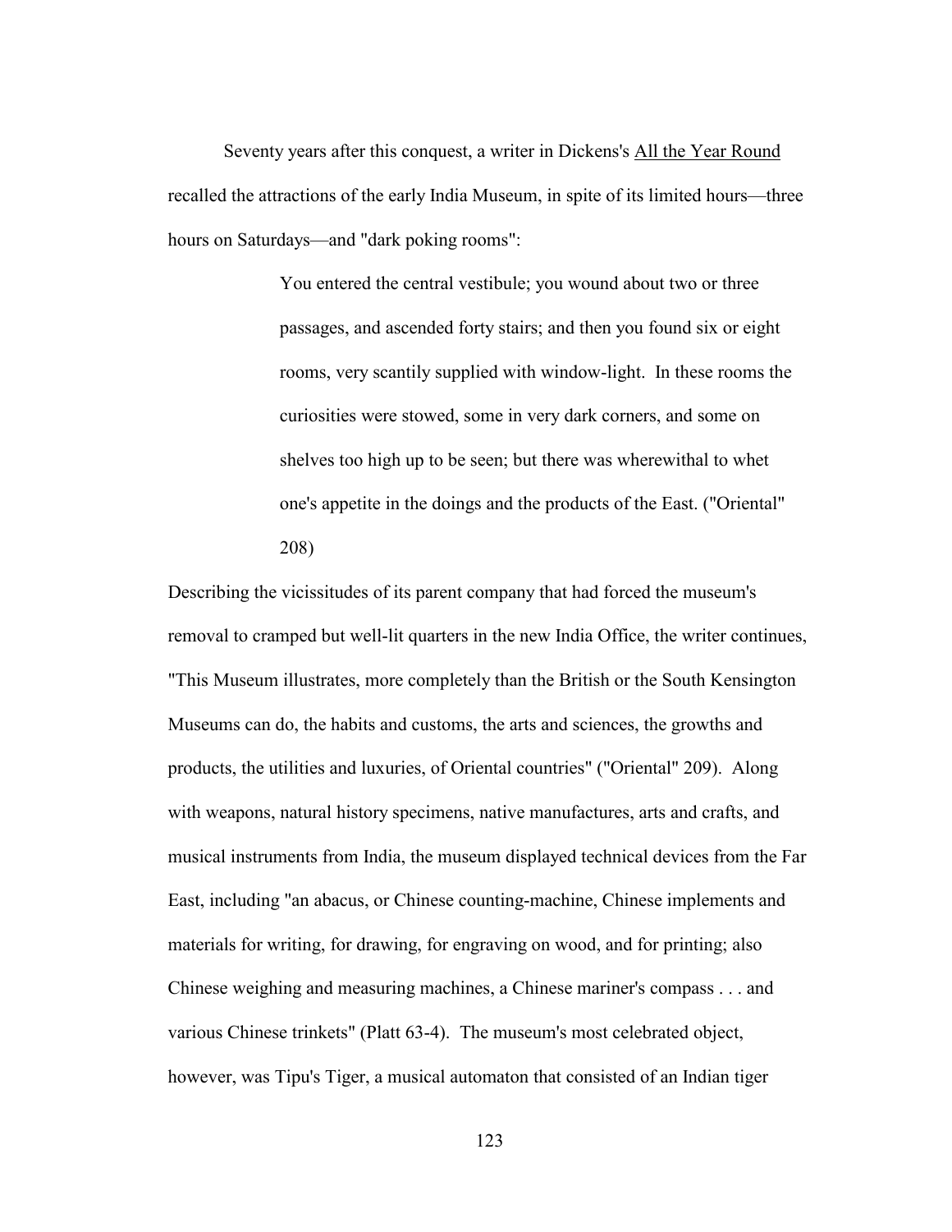Seventy years after this conquest, a writer in Dickens's All the Year Round recalled the attractions of the early India Museum, in spite of its limited hours—three hours on Saturdays—and "dark poking rooms":

> You entered the central vestibule; you wound about two or three passages, and ascended forty stairs; and then you found six or eight rooms, very scantily supplied with window-light. In these rooms the curiosities were stowed, some in very dark corners, and some on shelves too high up to be seen; but there was wherewithal to whet one's appetite in the doings and the products of the East. ("Oriental" 208)

Describing the vicissitudes of its parent company that had forced the museum's removal to cramped but well-lit quarters in the new India Office, the writer continues, "This Museum illustrates, more completely than the British or the South Kensington Museums can do, the habits and customs, the arts and sciences, the growths and products, the utilities and luxuries, of Oriental countries" ("Oriental" 209). Along with weapons, natural history specimens, native manufactures, arts and crafts, and musical instruments from India, the museum displayed technical devices from the Far East, including "an abacus, or Chinese counting-machine, Chinese implements and materials for writing, for drawing, for engraving on wood, and for printing; also Chinese weighing and measuring machines, a Chinese mariner's compass . . . and various Chinese trinkets" (Platt 63-4). The museum's most celebrated object, however, was Tipu's Tiger, a musical automaton that consisted of an Indian tiger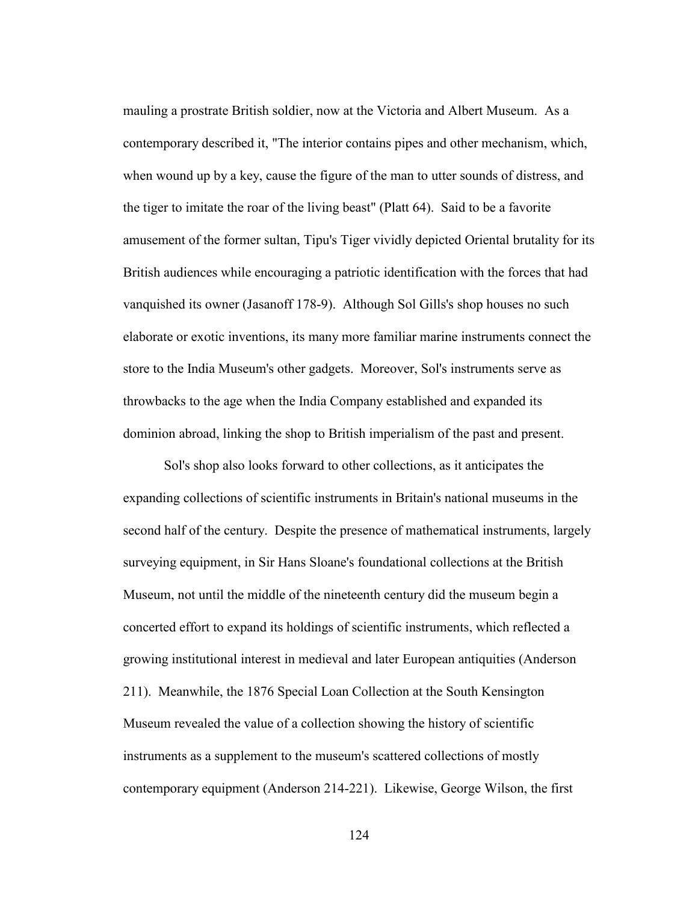mauling a prostrate British soldier, now at the Victoria and Albert Museum. As a contemporary described it, "The interior contains pipes and other mechanism, which, when wound up by a key, cause the figure of the man to utter sounds of distress, and the tiger to imitate the roar of the living beast" (Platt 64). Said to be a favorite amusement of the former sultan, Tipu's Tiger vividly depicted Oriental brutality for its British audiences while encouraging a patriotic identification with the forces that had vanquished its owner (Jasanoff 178-9). Although Sol Gills's shop houses no such elaborate or exotic inventions, its many more familiar marine instruments connect the store to the India Museum's other gadgets. Moreover, Sol's instruments serve as throwbacks to the age when the India Company established and expanded its dominion abroad, linking the shop to British imperialism of the past and present.

Sol's shop also looks forward to other collections, as it anticipates the expanding collections of scientific instruments in Britain's national museums in the second half of the century. Despite the presence of mathematical instruments, largely surveying equipment, in Sir Hans Sloane's foundational collections at the British Museum, not until the middle of the nineteenth century did the museum begin a concerted effort to expand its holdings of scientific instruments, which reflected a growing institutional interest in medieval and later European antiquities (Anderson 211). Meanwhile, the 1876 Special Loan Collection at the South Kensington Museum revealed the value of a collection showing the history of scientific instruments as a supplement to the museum's scattered collections of mostly contemporary equipment (Anderson 214-221). Likewise, George Wilson, the first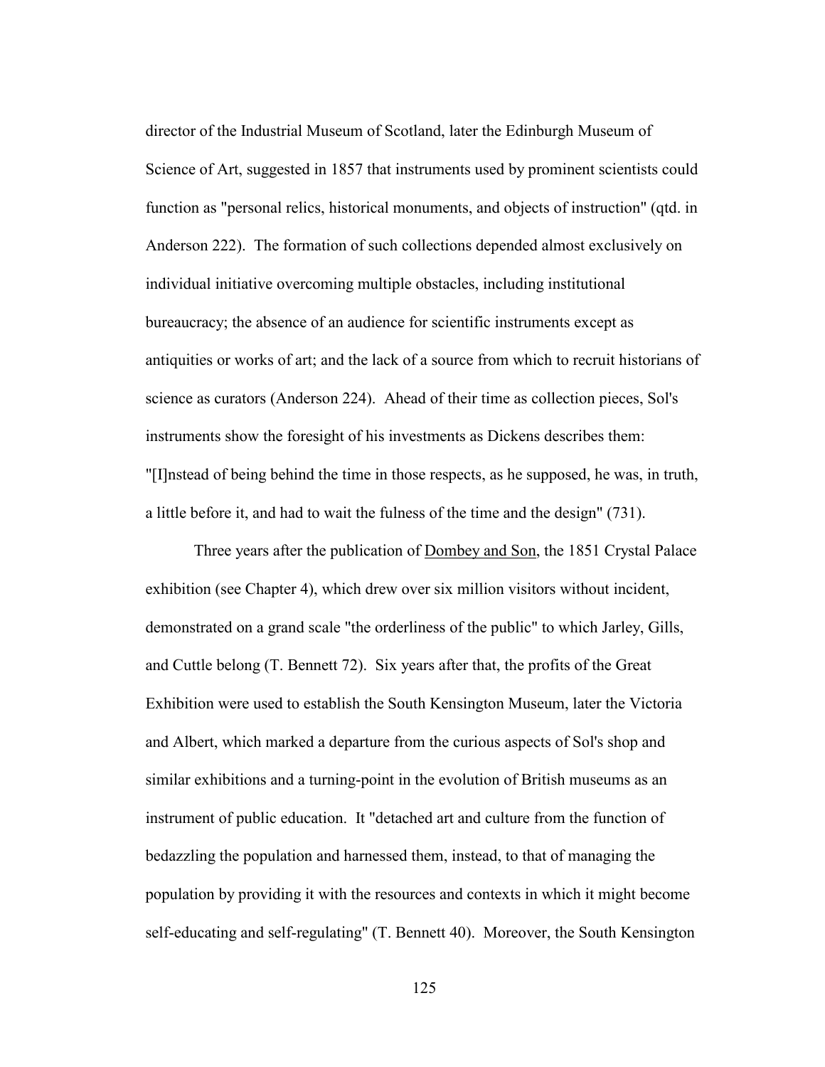director of the Industrial Museum of Scotland, later the Edinburgh Museum of Science of Art, suggested in 1857 that instruments used by prominent scientists could function as "personal relics, historical monuments, and objects of instruction" (qtd. in Anderson 222). The formation of such collections depended almost exclusively on individual initiative overcoming multiple obstacles, including institutional bureaucracy; the absence of an audience for scientific instruments except as antiquities or works of art; and the lack of a source from which to recruit historians of science as curators (Anderson 224). Ahead of their time as collection pieces, Sol's instruments show the foresight of his investments as Dickens describes them: "[I]nstead of being behind the time in those respects, as he supposed, he was, in truth, a little before it, and had to wait the fulness of the time and the design" (731).

Three years after the publication of Dombey and Son, the 1851 Crystal Palace exhibition (see Chapter 4), which drew over six million visitors without incident, demonstrated on a grand scale "the orderliness of the public" to which Jarley, Gills, and Cuttle belong (T. Bennett 72). Six years after that, the profits of the Great Exhibition were used to establish the South Kensington Museum, later the Victoria and Albert, which marked a departure from the curious aspects of Sol's shop and similar exhibitions and a turning-point in the evolution of British museums as an instrument of public education. It "detached art and culture from the function of bedazzling the population and harnessed them, instead, to that of managing the population by providing it with the resources and contexts in which it might become self-educating and self-regulating" (T. Bennett 40). Moreover, the South Kensington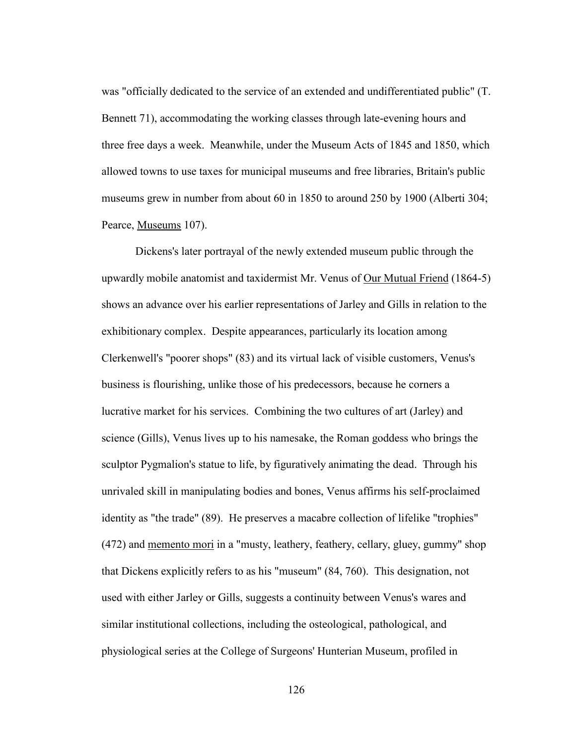was "officially dedicated to the service of an extended and undifferentiated public" (T. Bennett 71), accommodating the working classes through late-evening hours and three free days a week. Meanwhile, under the Museum Acts of 1845 and 1850, which allowed towns to use taxes for municipal museums and free libraries, Britain's public museums grew in number from about 60 in 1850 to around 250 by 1900 (Alberti 304; Pearce, Museums 107).

Dickens's later portrayal of the newly extended museum public through the upwardly mobile anatomist and taxidermist Mr. Venus of Our Mutual Friend (1864-5) shows an advance over his earlier representations of Jarley and Gills in relation to the exhibitionary complex. Despite appearances, particularly its location among Clerkenwell's "poorer shops" (83) and its virtual lack of visible customers, Venus's business is flourishing, unlike those of his predecessors, because he corners a lucrative market for his services. Combining the two cultures of art (Jarley) and science (Gills), Venus lives up to his namesake, the Roman goddess who brings the sculptor Pygmalion's statue to life, by figuratively animating the dead. Through his unrivaled skill in manipulating bodies and bones, Venus affirms his self-proclaimed identity as "the trade" (89). He preserves a macabre collection of lifelike "trophies" (472) and memento mori in a "musty, leathery, feathery, cellary, gluey, gummy" shop that Dickens explicitly refers to as his "museum" (84, 760). This designation, not used with either Jarley or Gills, suggests a continuity between Venus's wares and similar institutional collections, including the osteological, pathological, and physiological series at the College of Surgeons' Hunterian Museum, profiled in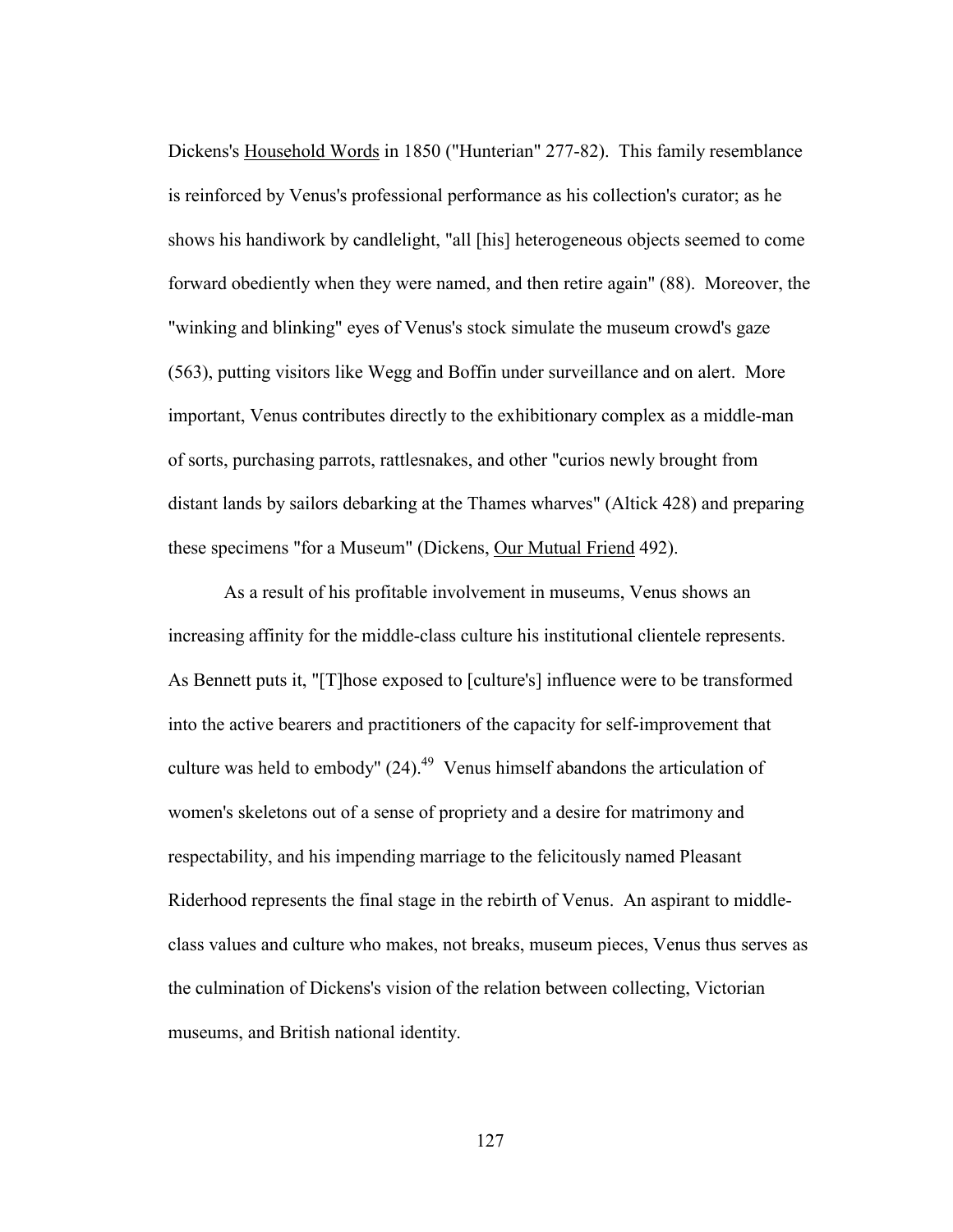Dickens's Household Words in 1850 ("Hunterian" 277-82). This family resemblance is reinforced by Venus's professional performance as his collection's curator; as he shows his handiwork by candlelight, "all [his] heterogeneous objects seemed to come forward obediently when they were named, and then retire again" (88). Moreover, the "winking and blinking" eyes of Venus's stock simulate the museum crowd's gaze (563), putting visitors like Wegg and Boffin under surveillance and on alert. More important, Venus contributes directly to the exhibitionary complex as a middle-man of sorts, purchasing parrots, rattlesnakes, and other "curios newly brought from distant lands by sailors debarking at the Thames wharves" (Altick 428) and preparing these specimens "for a Museum" (Dickens, Our Mutual Friend 492).

As a result of his profitable involvement in museums, Venus shows an increasing affinity for the middle-class culture his institutional clientele represents. As Bennett puts it, "[T]hose exposed to [culture's] influence were to be transformed into the active bearers and practitioners of the capacity for self-improvement that culture was held to embody" (24).[49] Venus himself abandons the articulation of women's skeletons out of a sense of propriety and a desire for matrimony and respectability, and his impending marriage to the felicitously named Pleasant Riderhood represents the final stage in the rebirth of Venus. An aspirant to middle-class values and culture who makes, not breaks, museum pieces, Venus thus serves as the culmination of Dickens's vision of the relation between collecting, Victorian museums, and British national identity.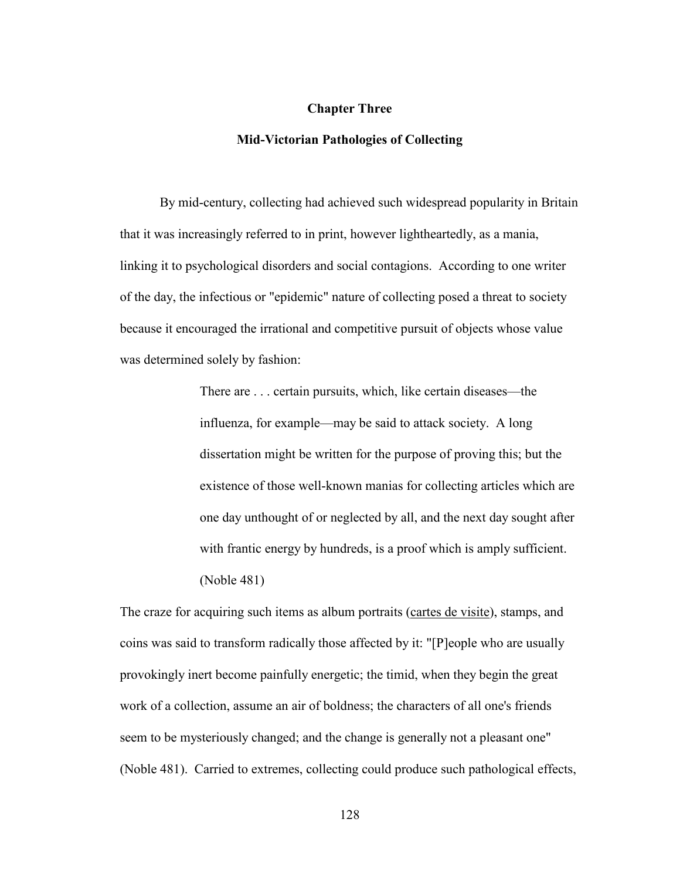# Chapter Three

## Mid-Victorian Pathologies of Collecting

By mid-century, collecting had achieved such widespread popularity in Britain that it was increasingly referred to in print, however lightheartedly, as a mania, linking it to psychological disorders and social contagions. According to one writer of the day, the infectious or "epidemic" nature of collecting posed a threat to society because it encouraged the irrational and competitive pursuit of objects whose value was determined solely by fashion:

> There are . . . certain pursuits, which, like certain diseases—the influenza, for example—may be said to attack society. A long dissertation might be written for the purpose of proving this; but the existence of those well-known manias for collecting articles which are one day unthought of or neglected by all, and the next day sought after with frantic energy by hundreds, is a proof which is amply sufficient. (Noble 481)

The craze for acquiring such items as album portraits (<u>cartes de visite</u>), stamps, and coins was said to transform radically those affected by it: "[P]eople who are usually provokingly inert become painfully energetic; the timid, when they begin the great work of a collection, assume an air of boldness; the characters of all one's friends seem to be mysteriously changed; and the change is generally not a pleasant one" (Noble 481). Carried to extremes, collecting could produce such pathological effects,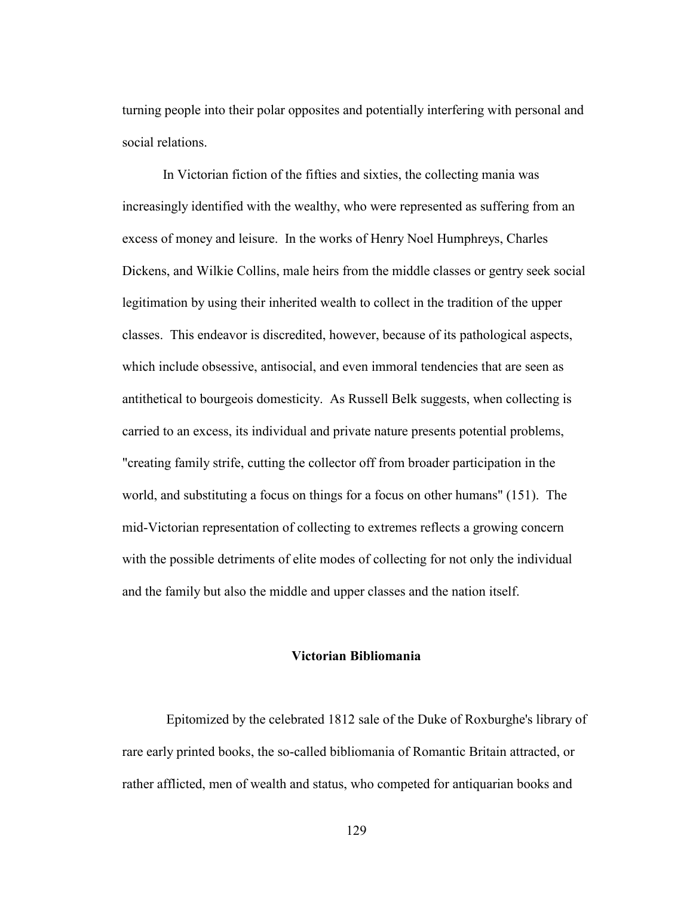turning people into their polar opposites and potentially interfering with personal and social relations.

In Victorian fiction of the fifties and sixties, the collecting mania was increasingly identified with the wealthy, who were represented as suffering from an excess of money and leisure. In the works of Henry Noel Humphreys, Charles Dickens, and Wilkie Collins, male heirs from the middle classes or gentry seek social legitimation by using their inherited wealth to collect in the tradition of the upper classes. This endeavor is discredited, however, because of its pathological aspects, which include obsessive, antisocial, and even immoral tendencies that are seen as antithetical to bourgeois domesticity. As Russell Belk suggests, when collecting is carried to an excess, its individual and private nature presents potential problems, "creating family strife, cutting the collector off from broader participation in the world, and substituting a focus on things for a focus on other humans" (151). The mid-Victorian representation of collecting to extremes reflects a growing concern with the possible detriments of elite modes of collecting for not only the individual and the family but also the middle and upper classes and the nation itself.

### Victorian Bibliomania

Epitomized by the celebrated 1812 sale of the Duke of Roxburghe's library of rare early printed books, the so-called bibliomania of Romantic Britain attracted, or rather afflicted, men of wealth and status, who competed for antiquarian books and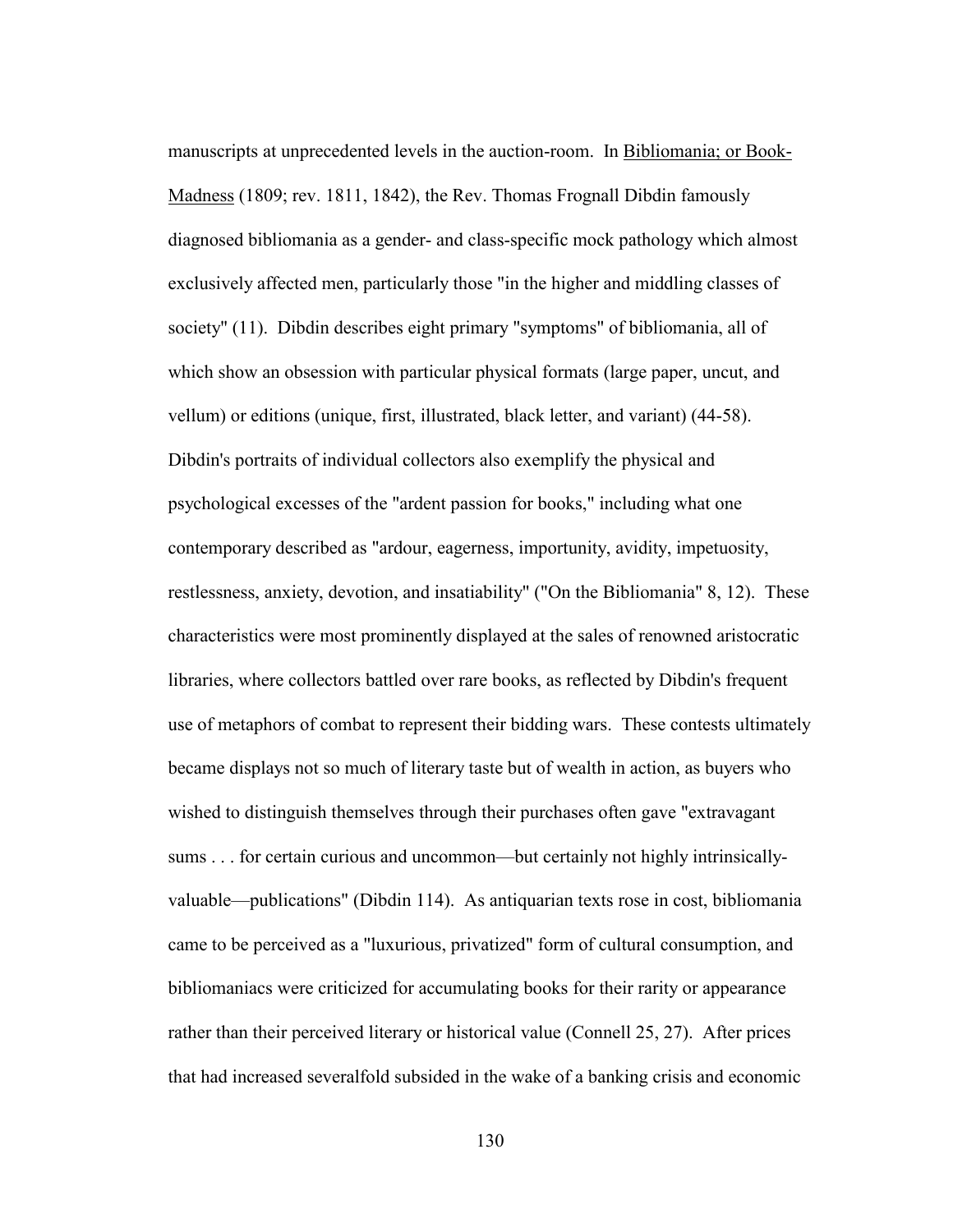manuscripts at unprecedented levels in the auction-room. In Bibliomania; or Book-Madness (1809; rev. 1811, 1842), the Rev. Thomas Frognall Dibdin famously diagnosed bibliomania as a gender- and class-specific mock pathology which almost exclusively affected men, particularly those "in the higher and middling classes of society" (11). Dibdin describes eight primary "symptoms" of bibliomania, all of which show an obsession with particular physical formats (large paper, uncut, and vellum) or editions (unique, first, illustrated, black letter, and variant) (44-58). Dibdin's portraits of individual collectors also exemplify the physical and psychological excesses of the "ardent passion for books," including what one contemporary described as "ardour, eagerness, importunity, avidity, impetuosity, restlessness, anxiety, devotion, and insatiability" ("On the Bibliomania" 8, 12). These characteristics were most prominently displayed at the sales of renowned aristocratic libraries, where collectors battled over rare books, as reflected by Dibdin's frequent use of metaphors of combat to represent their bidding wars. These contests ultimately became displays not so much of literary taste but of wealth in action, as buyers who wished to distinguish themselves through their purchases often gave "extravagant sums . . . for certain curious and uncommon—but certainly not highly intrinsically-valuable—publications" (Dibdin 114). As antiquarian texts rose in cost, bibliomania came to be perceived as a "luxurious, privatized" form of cultural consumption, and bibliomaniacs were criticized for accumulating books for their rarity or appearance rather than their perceived literary or historical value (Connell 25, 27). After prices that had increased severalfold subsided in the wake of a banking crisis and economic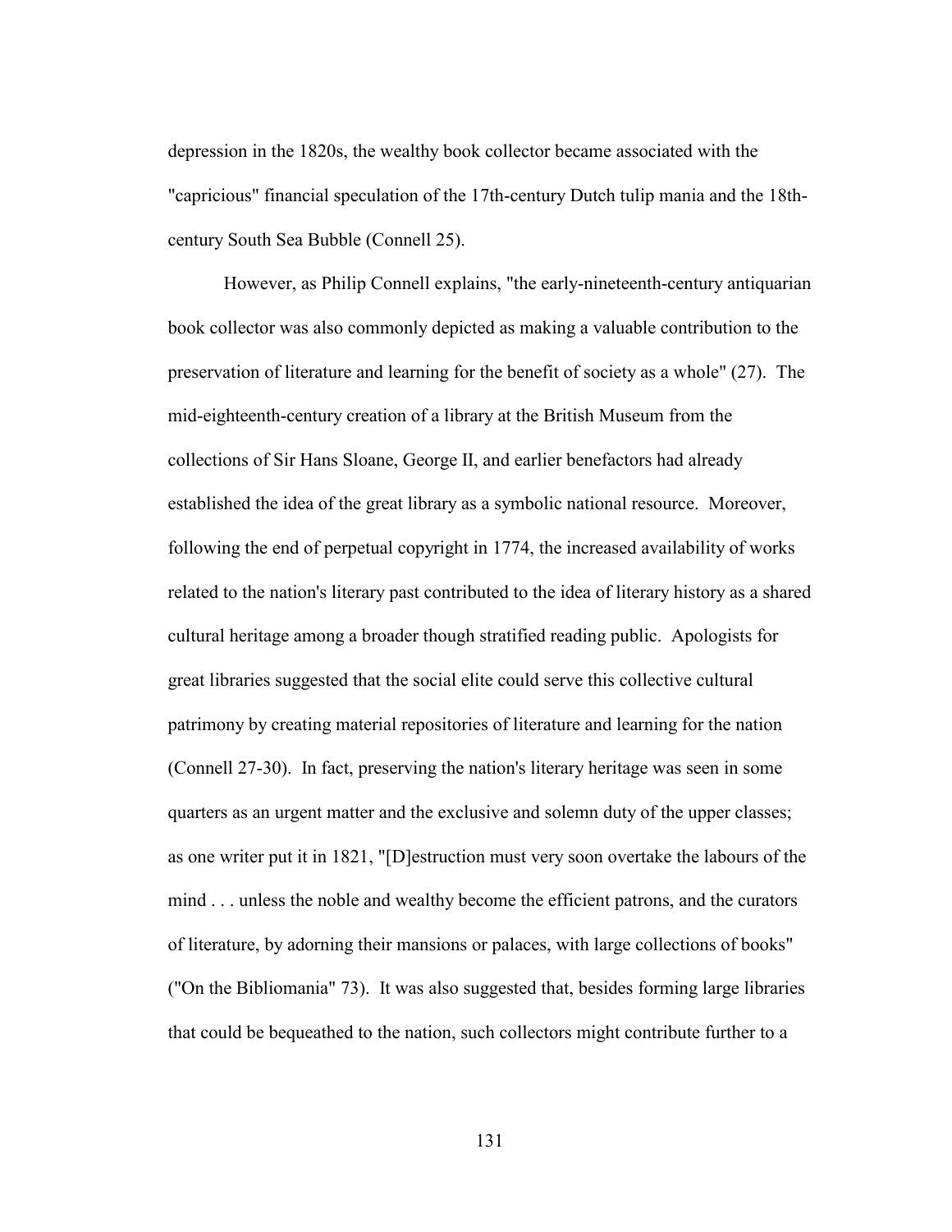depression in the 1820s, the wealthy book collector became associated with the "capricious" financial speculation of the 17th-century Dutch tulip mania and the 18th-century South Sea Bubble (Connell 25).

However, as Philip Connell explains, "the early-nineteenth-century antiquarian book collector was also commonly depicted as making a valuable contribution to the preservation of literature and learning for the benefit of society as a whole" (27). The mid-eighteenth-century creation of a library at the British Museum from the collections of Sir Hans Sloane, George II, and earlier benefactors had already established the idea of the great library as a symbolic national resource. Moreover, following the end of perpetual copyright in 1774, the increased availability of works related to the nation's literary past contributed to the idea of literary history as a shared cultural heritage among a broader though stratified reading public. Apologists for great libraries suggested that the social elite could serve this collective cultural patrimony by creating material repositories of literature and learning for the nation (Connell 27-30). In fact, preserving the nation's literary heritage was seen in some quarters as an urgent matter and the exclusive and solemn duty of the upper classes; as one writer put it in 1821, "[D]estruction must very soon overtake the labours of the mind . . . unless the noble and wealthy become the efficient patrons, and the curators of literature, by adorning their mansions or palaces, with large collections of books" ("On the Bibliomania" 73). It was also suggested that, besides forming large libraries that could be bequeathed to the nation, such collectors might contribute further to a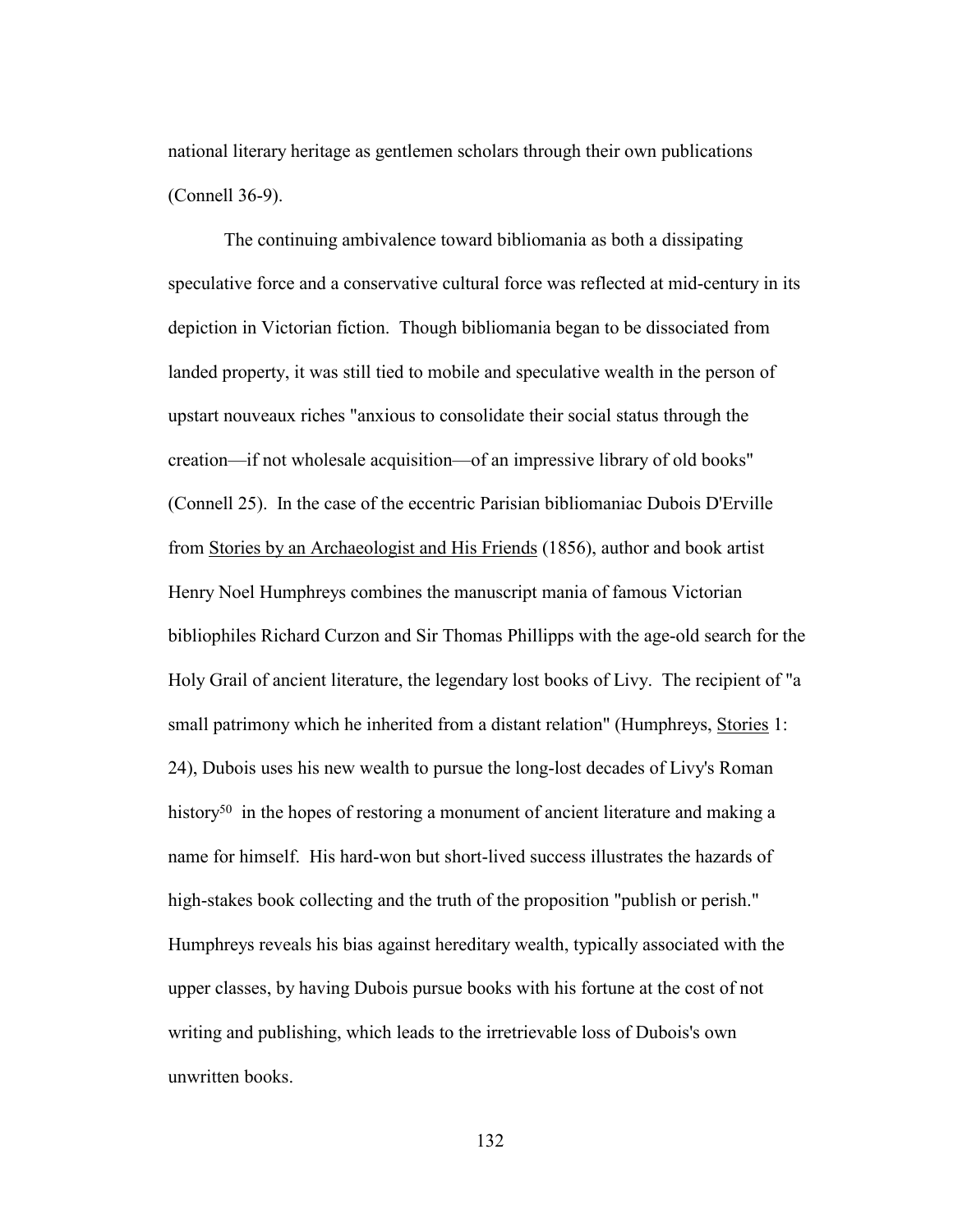national literary heritage as gentlemen scholars through their own publications (Connell 36-9).

The continuing ambivalence toward bibliomania as both a dissipating speculative force and a conservative cultural force was reflected at mid-century in its depiction in Victorian fiction. Though bibliomania began to be dissociated from landed property, it was still tied to mobile and speculative wealth in the person of upstart nouveaux riches "anxious to consolidate their social status through the creation—if not wholesale acquisition—of an impressive library of old books" (Connell 25). In the case of the eccentric Parisian bibliomaniac Dubois D'Erville from Stories by an Archaeologist and His Friends (1856), author and book artist Henry Noel Humphreys combines the manuscript mania of famous Victorian bibliophiles Richard Curzon and Sir Thomas Phillipps with the age-old search for the Holy Grail of ancient literature, the legendary lost books of Livy. The recipient of "a small patrimony which he inherited from a distant relation" (Humphreys, Stories 1: 24), Dubois uses his new wealth to pursue the long-lost decades of Livy's Roman history[50] in the hopes of restoring a monument of ancient literature and making a name for himself. His hard-won but short-lived success illustrates the hazards of high-stakes book collecting and the truth of the proposition "publish or perish." Humphreys reveals his bias against hereditary wealth, typically associated with the upper classes, by having Dubois pursue books with his fortune at the cost of not writing and publishing, which leads to the irretrievable loss of Dubois's own unwritten books.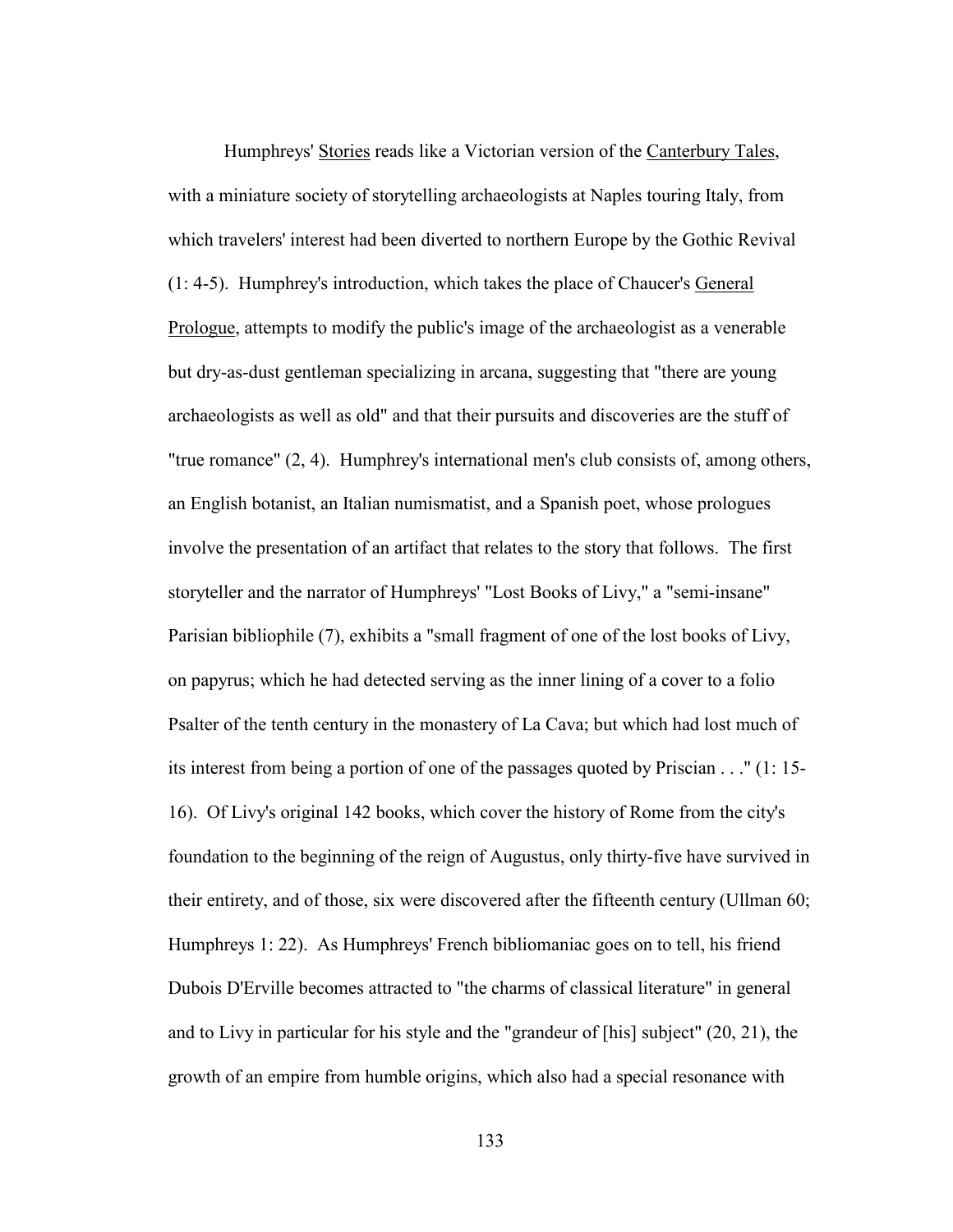Humphreys' Stories reads like a Victorian version of the Canterbury Tales, with a miniature society of storytelling archaeologists at Naples touring Italy, from which travelers' interest had been diverted to northern Europe by the Gothic Revival (1: 4-5). Humphrey's introduction, which takes the place of Chaucer's General Prologue, attempts to modify the public's image of the archaeologist as a venerable but dry-as-dust gentleman specializing in arcana, suggesting that "there are young archaeologists as well as old" and that their pursuits and discoveries are the stuff of "true romance" (2, 4). Humphrey's international men's club consists of, among others, an English botanist, an Italian numismatist, and a Spanish poet, whose prologues involve the presentation of an artifact that relates to the story that follows. The first storyteller and the narrator of Humphreys' "Lost Books of Livy," a "semi-insane" Parisian bibliophile (7), exhibits a "small fragment of one of the lost books of Livy, on papyrus; which he had detected serving as the inner lining of a cover to a folio Psalter of the tenth century in the monastery of La Cava; but which had lost much of its interest from being a portion of one of the passages quoted by Priscian . . ." (1: 15-16). Of Livy's original 142 books, which cover the history of Rome from the city's foundation to the beginning of the reign of Augustus, only thirty-five have survived in their entirety, and of those, six were discovered after the fifteenth century (Ullman 60; Humphreys 1: 22). As Humphreys' French bibliomaniac goes on to tell, his friend Dubois D'Erville becomes attracted to "the charms of classical literature" in general and to Livy in particular for his style and the "grandeur of [his] subject" (20, 21), the growth of an empire from humble origins, which also had a special resonance with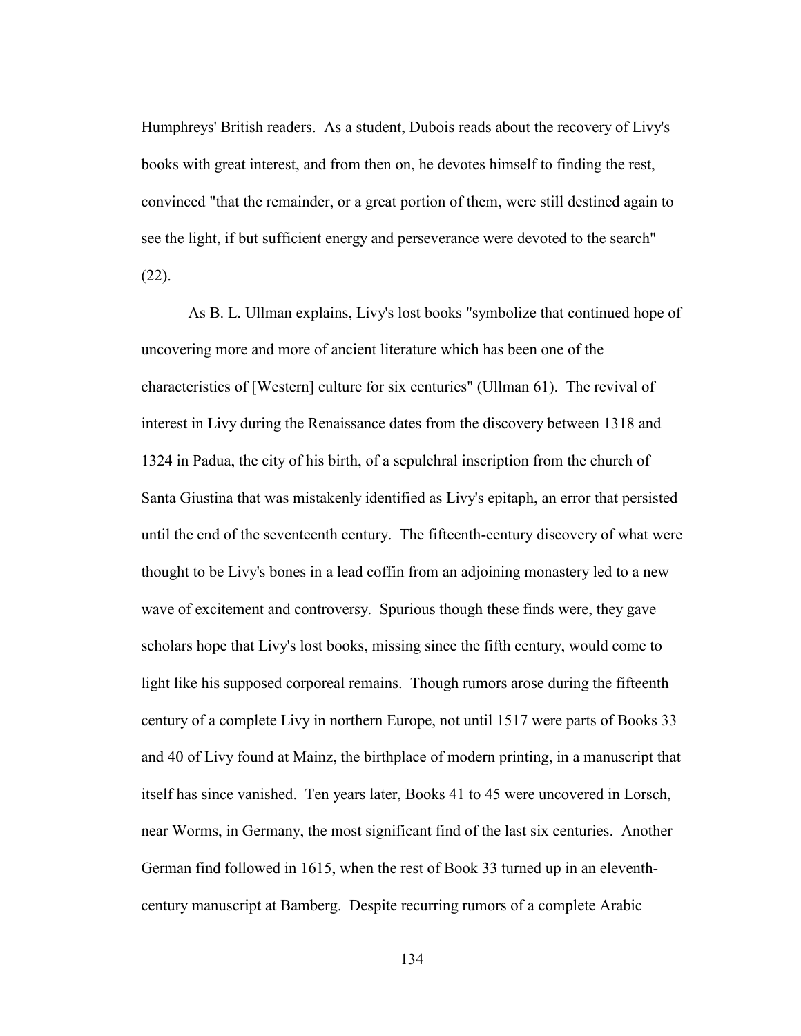Humphreys' British readers. As a student, Dubois reads about the recovery of Livy's books with great interest, and from then on, he devotes himself to finding the rest, convinced "that the remainder, or a great portion of them, were still destined again to see the light, if but sufficient energy and perseverance were devoted to the search" (22).

As B. L. Ullman explains, Livy's lost books "symbolize that continued hope of uncovering more and more of ancient literature which has been one of the characteristics of [Western] culture for six centuries" (Ullman 61). The revival of interest in Livy during the Renaissance dates from the discovery between 1318 and 1324 in Padua, the city of his birth, of a sepulchral inscription from the church of Santa Giustina that was mistakenly identified as Livy's epitaph, an error that persisted until the end of the seventeenth century. The fifteenth-century discovery of what were thought to be Livy's bones in a lead coffin from an adjoining monastery led to a new wave of excitement and controversy. Spurious though these finds were, they gave scholars hope that Livy's lost books, missing since the fifth century, would come to light like his supposed corporeal remains. Though rumors arose during the fifteenth century of a complete Livy in northern Europe, not until 1517 were parts of Books 33 and 40 of Livy found at Mainz, the birthplace of modern printing, in a manuscript that itself has since vanished. Ten years later, Books 41 to 45 were uncovered in Lorsch, near Worms, in Germany, the most significant find of the last six centuries. Another German find followed in 1615, when the rest of Book 33 turned up in an eleventh-century manuscript at Bamberg. Despite recurring rumors of a complete Arabic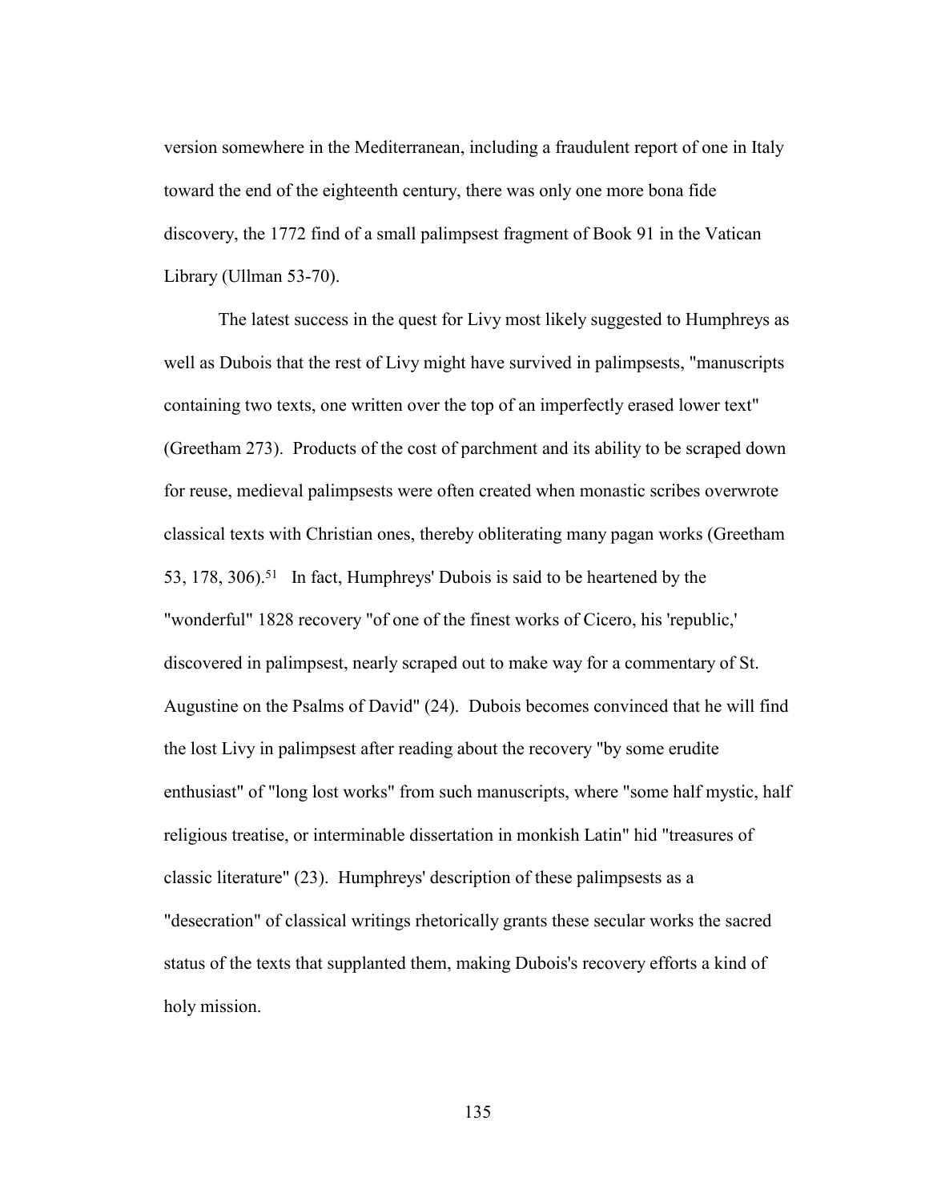version somewhere in the Mediterranean, including a fraudulent report of one in Italy toward the end of the eighteenth century, there was only one more bona fide discovery, the 1772 find of a small palimpsest fragment of Book 91 in the Vatican Library (Ullman 53-70).

The latest success in the quest for Livy most likely suggested to Humphreys as well as Dubois that the rest of Livy might have survived in palimpsests, "manuscripts containing two texts, one written over the top of an imperfectly erased lower text" (Greetham 273). Products of the cost of parchment and its ability to be scraped down for reuse, medieval palimpsests were often created when monastic scribes overwrote classical texts with Christian ones, thereby obliterating many pagan works (Greetham 53, 178, 306).[51] In fact, Humphreys' Dubois is said to be heartened by the "wonderful" 1828 recovery "of one of the finest works of Cicero, his 'republic,' discovered in palimpsest, nearly scraped out to make way for a commentary of St. Augustine on the Psalms of David" (24). Dubois becomes convinced that he will find the lost Livy in palimpsest after reading about the recovery "by some erudite enthusiast" of "long lost works" from such manuscripts, where "some half mystic, half religious treatise, or interminable dissertation in monkish Latin" hid "treasures of classic literature" (23). Humphreys' description of these palimpsests as a "desecration" of classical writings rhetorically grants these secular works the sacred status of the texts that supplanted them, making Dubois's recovery efforts a kind of holy mission.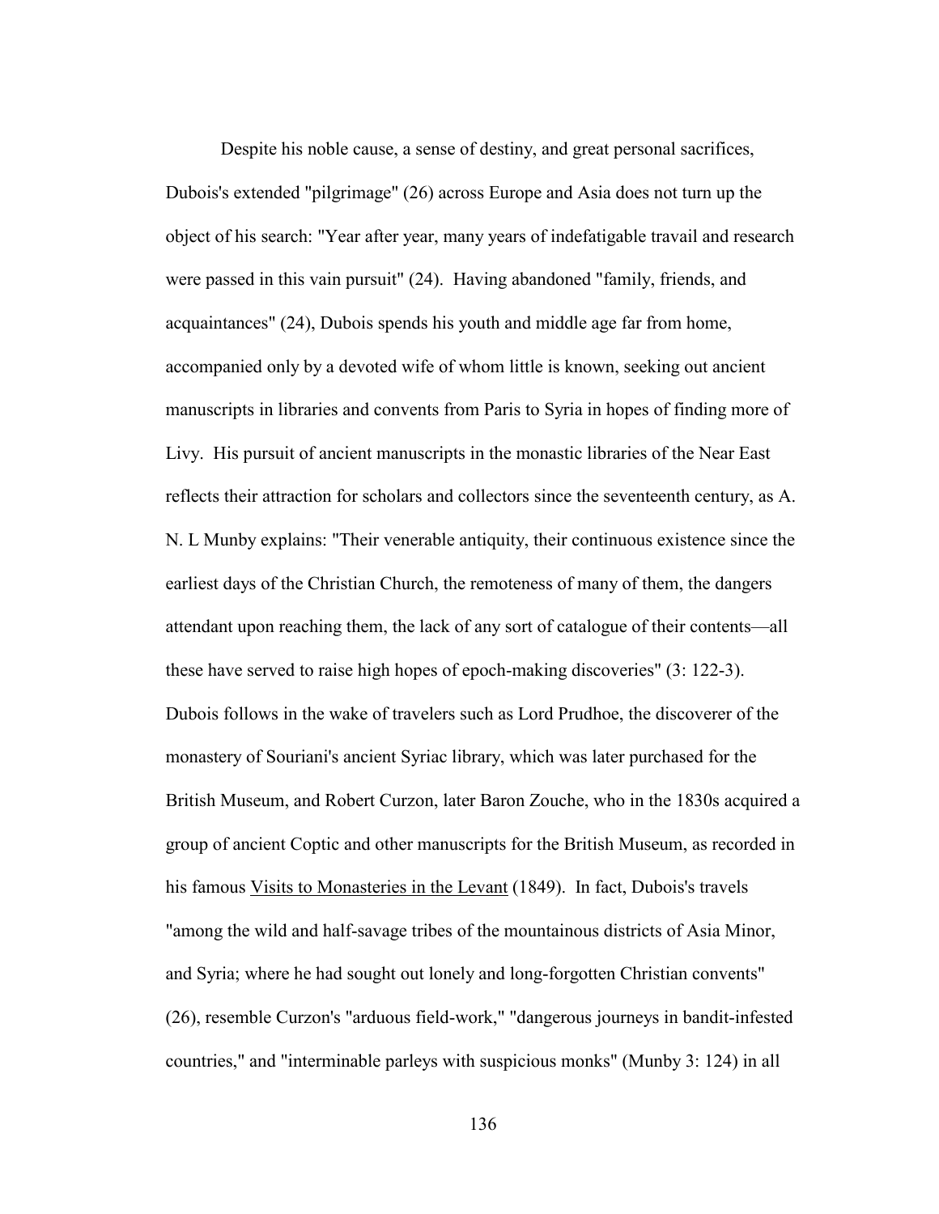Despite his noble cause, a sense of destiny, and great personal sacrifices, Dubois's extended "pilgrimage" (26) across Europe and Asia does not turn up the object of his search: "Year after year, many years of indefatigable travail and research were passed in this vain pursuit" (24). Having abandoned "family, friends, and acquaintances" (24), Dubois spends his youth and middle age far from home, accompanied only by a devoted wife of whom little is known, seeking out ancient manuscripts in libraries and convents from Paris to Syria in hopes of finding more of Livy. His pursuit of ancient manuscripts in the monastic libraries of the Near East reflects their attraction for scholars and collectors since the seventeenth century, as A. N. L Munby explains: "Their venerable antiquity, their continuous existence since the earliest days of the Christian Church, the remoteness of many of them, the dangers attendant upon reaching them, the lack of any sort of catalogue of their contents—all these have served to raise high hopes of epoch-making discoveries" (3: 122-3). Dubois follows in the wake of travelers such as Lord Prudhoe, the discoverer of the monastery of Souriani's ancient Syriac library, which was later purchased for the British Museum, and Robert Curzon, later Baron Zouche, who in the 1830s acquired a group of ancient Coptic and other manuscripts for the British Museum, as recorded in his famous <u>Visits to Monasteries in the Levant</u> (1849). In fact, Dubois's travels "among the wild and half-savage tribes of the mountainous districts of Asia Minor, and Syria; where he had sought out lonely and long-forgotten Christian convents" (26), resemble Curzon's "arduous field-work," "dangerous journeys in bandit-infested countries," and "interminable parleys with suspicious monks" (Munby 3: 124) in all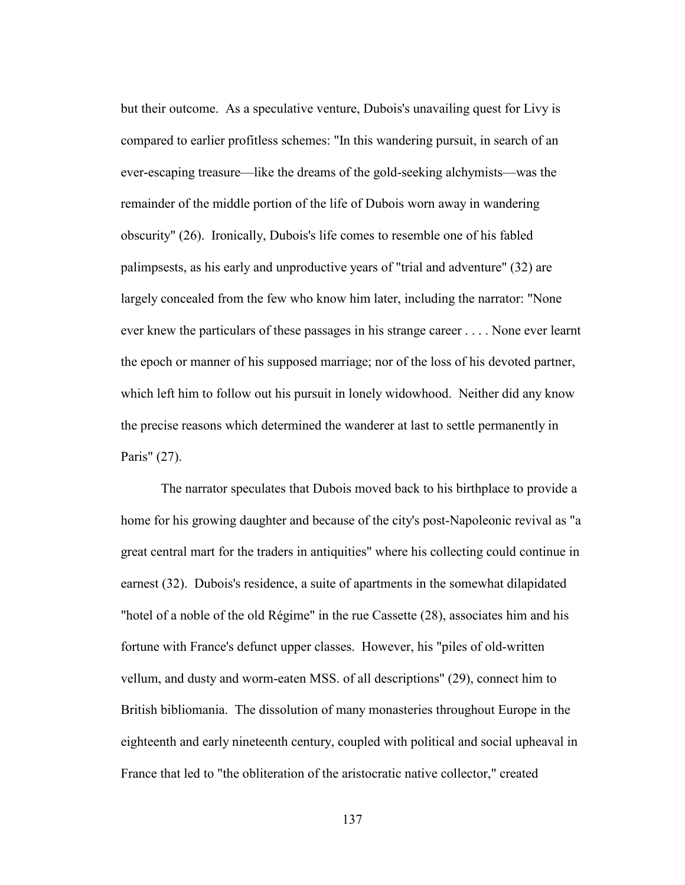but their outcome. As a speculative venture, Dubois's unavailing quest for Livy is compared to earlier profitless schemes: "In this wandering pursuit, in search of an ever-escaping treasure—like the dreams of the gold-seeking alchymists—was the remainder of the middle portion of the life of Dubois worn away in wandering obscurity" (26). Ironically, Dubois's life comes to resemble one of his fabled palimpsests, as his early and unproductive years of "trial and adventure" (32) are largely concealed from the few who know him later, including the narrator: "None ever knew the particulars of these passages in his strange career . . . . None ever learnt the epoch or manner of his supposed marriage; nor of the loss of his devoted partner, which left him to follow out his pursuit in lonely widowhood. Neither did any know the precise reasons which determined the wanderer at last to settle permanently in Paris" (27).

The narrator speculates that Dubois moved back to his birthplace to provide a home for his growing daughter and because of the city's post-Napoleonic revival as "a great central mart for the traders in antiquities" where his collecting could continue in earnest (32). Dubois's residence, a suite of apartments in the somewhat dilapidated "hotel of a noble of the old Régime" in the rue Cassette (28), associates him and his fortune with France's defunct upper classes. However, his "piles of old-written vellum, and dusty and worm-eaten MSS. of all descriptions" (29), connect him to British bibliomania. The dissolution of many monasteries throughout Europe in the eighteenth and early nineteenth century, coupled with political and social upheaval in France that led to "the obliteration of the aristocratic native collector," created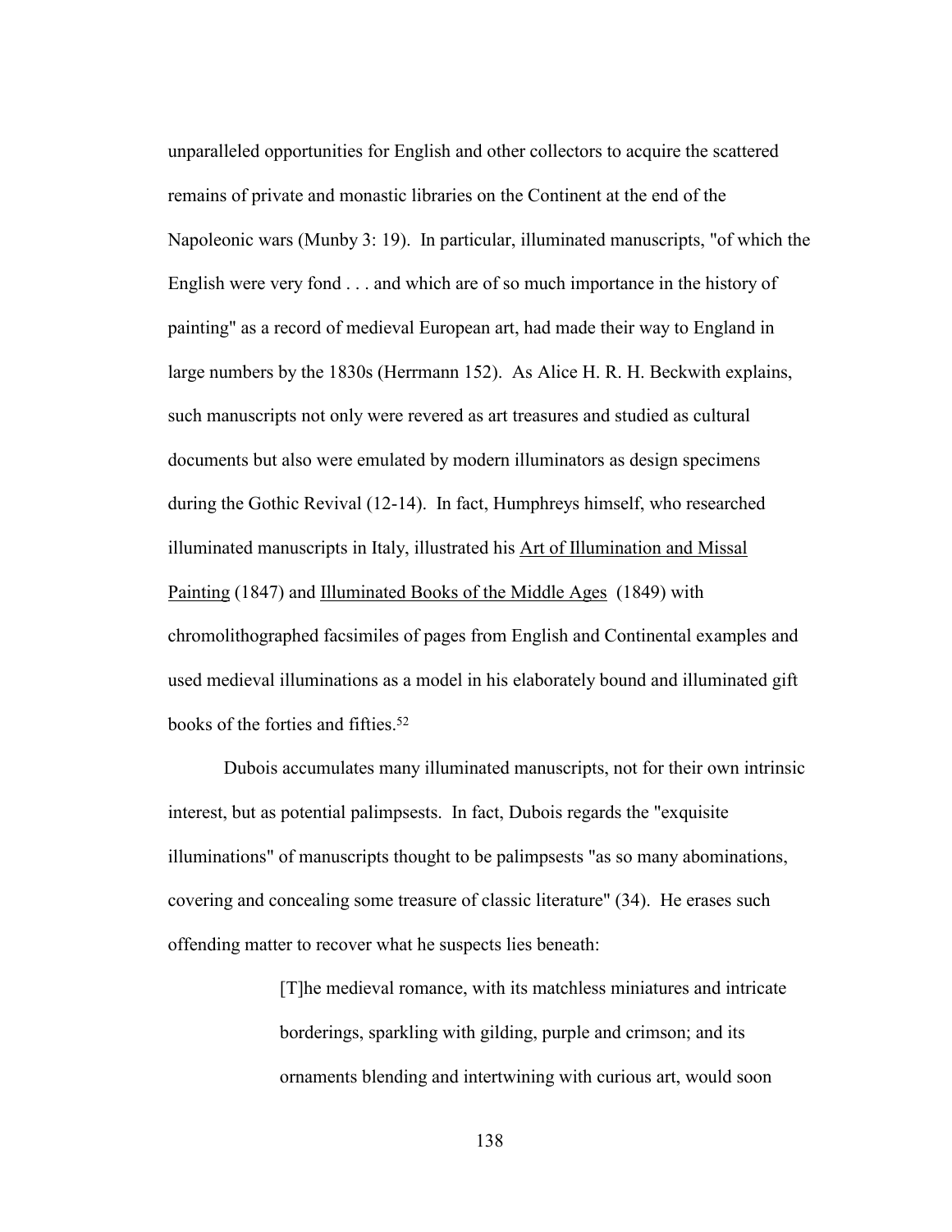unparalleled opportunities for English and other collectors to acquire the scattered remains of private and monastic libraries on the Continent at the end of the Napoleonic wars (Munby 3: 19). In particular, illuminated manuscripts, "of which the English were very fond . . . and which are of so much importance in the history of painting" as a record of medieval European art, had made their way to England in large numbers by the 1830s (Herrmann 152). As Alice H. R. H. Beckwith explains, such manuscripts not only were revered as art treasures and studied as cultural documents but also were emulated by modern illuminators as design specimens during the Gothic Revival (12-14). In fact, Humphreys himself, who researched illuminated manuscripts in Italy, illustrated his <u>Art of Illumination and Missal Painting</u> (1847) and <u>Illuminated Books of the Middle Ages</u> (1849) with chromolithographed facsimiles of pages from English and Continental examples and used medieval illuminations as a model in his elaborately bound and illuminated gift books of the forties and fifties.[52]

Dubois accumulates many illuminated manuscripts, not for their own intrinsic interest, but as potential palimpsests. In fact, Dubois regards the "exquisite illuminations" of manuscripts thought to be palimpsests "as so many abominations, covering and concealing some treasure of classic literature" (34). He erases such offending matter to recover what he suspects lies beneath:

> [T]he medieval romance, with its matchless miniatures and intricate borderings, sparkling with gilding, purple and crimson; and its ornaments blending and intertwining with curious art, would soon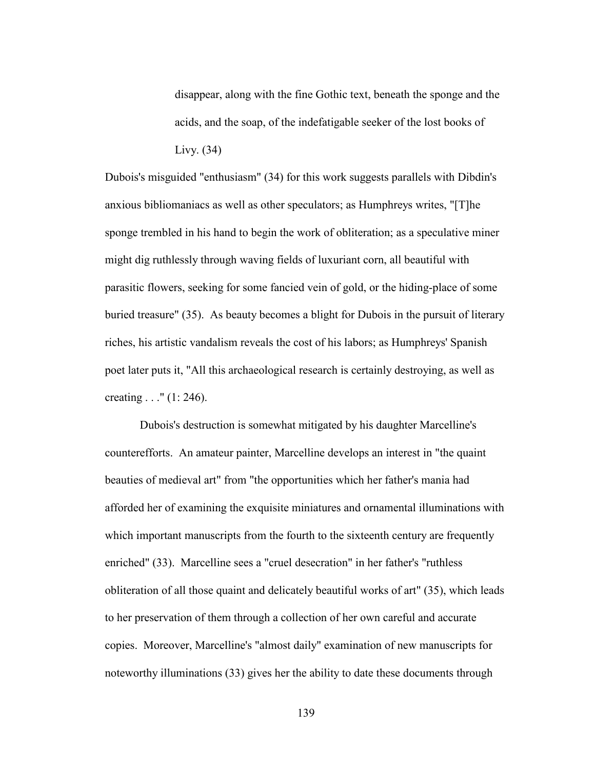> disappear, along with the fine Gothic text, beneath the sponge and the acids, and the soap, of the indefatigable seeker of the lost books of Livy. (34)

Dubois's misguided "enthusiasm" (34) for this work suggests parallels with Dibdin's anxious bibliomaniacs as well as other speculators; as Humphreys writes, "[T]he sponge trembled in his hand to begin the work of obliteration; as a speculative miner might dig ruthlessly through waving fields of luxuriant corn, all beautiful with parasitic flowers, seeking for some fancied vein of gold, or the hiding-place of some buried treasure" (35). As beauty becomes a blight for Dubois in the pursuit of literary riches, his artistic vandalism reveals the cost of his labors; as Humphreys' Spanish poet later puts it, "All this archaeological research is certainly destroying, as well as creating . . ." (1: 246).

Dubois's destruction is somewhat mitigated by his daughter Marcelline's counterefforts. An amateur painter, Marcelline develops an interest in "the quaint beauties of medieval art" from "the opportunities which her father's mania had afforded her of examining the exquisite miniatures and ornamental illuminations with which important manuscripts from the fourth to the sixteenth century are frequently enriched" (33). Marcelline sees a "cruel desecration" in her father's "ruthless obliteration of all those quaint and delicately beautiful works of art" (35), which leads to her preservation of them through a collection of her own careful and accurate copies. Moreover, Marcelline's "almost daily" examination of new manuscripts for noteworthy illuminations (33) gives her the ability to date these documents through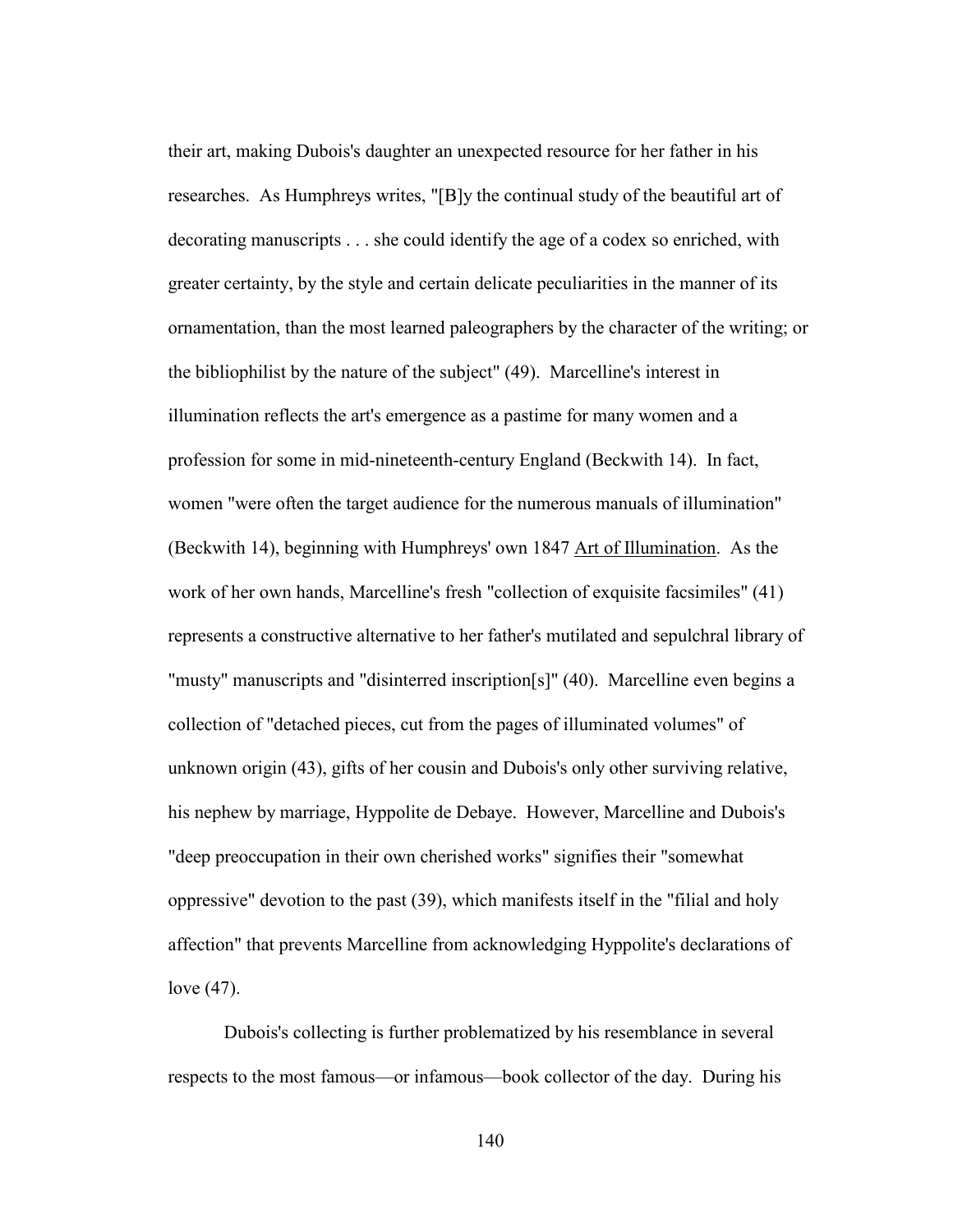their art, making Dubois's daughter an unexpected resource for her father in his researches. As Humphreys writes, "[B]y the continual study of the beautiful art of decorating manuscripts . . . she could identify the age of a codex so enriched, with greater certainty, by the style and certain delicate peculiarities in the manner of its ornamentation, than the most learned paleographers by the character of the writing; or the bibliophilist by the nature of the subject" (49). Marcelline's interest in illumination reflects the art's emergence as a pastime for many women and a profession for some in mid-nineteenth-century England (Beckwith 14). In fact, women "were often the target audience for the numerous manuals of illumination" (Beckwith 14), beginning with Humphreys' own 1847 Art of Illumination. As the work of her own hands, Marcelline's fresh "collection of exquisite facsimiles" (41) represents a constructive alternative to her father's mutilated and sepulchral library of "musty" manuscripts and "disinterred inscription[s]" (40). Marcelline even begins a collection of "detached pieces, cut from the pages of illuminated volumes" of unknown origin (43), gifts of her cousin and Dubois's only other surviving relative, his nephew by marriage, Hyppolite de Debaye. However, Marcelline and Dubois's "deep preoccupation in their own cherished works" signifies their "somewhat oppressive" devotion to the past (39), which manifests itself in the "filial and holy affection" that prevents Marcelline from acknowledging Hyppolite's declarations of love (47).

Dubois's collecting is further problematized by his resemblance in several respects to the most famous—or infamous—book collector of the day. During his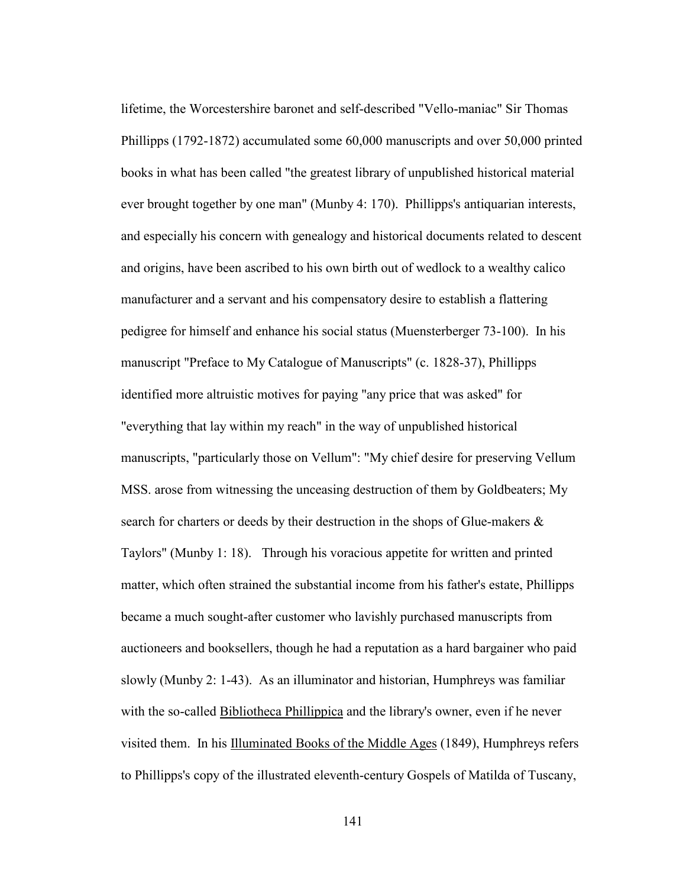lifetime, the Worcestershire baronet and self-described "Vello-maniac" Sir Thomas Phillipps (1792-1872) accumulated some 60,000 manuscripts and over 50,000 printed books in what has been called "the greatest library of unpublished historical material ever brought together by one man" (Munby 4: 170). Phillipps's antiquarian interests, and especially his concern with genealogy and historical documents related to descent and origins, have been ascribed to his own birth out of wedlock to a wealthy calico manufacturer and a servant and his compensatory desire to establish a flattering pedigree for himself and enhance his social status (Muensterberger 73-100). In his manuscript "Preface to My Catalogue of Manuscripts" (c. 1828-37), Phillipps identified more altruistic motives for paying "any price that was asked" for "everything that lay within my reach" in the way of unpublished historical manuscripts, "particularly those on Vellum": "My chief desire for preserving Vellum MSS. arose from witnessing the unceasing destruction of them by Goldbeaters; My search for charters or deeds by their destruction in the shops of Glue-makers & Taylors" (Munby 1: 18). Through his voracious appetite for written and printed matter, which often strained the substantial income from his father's estate, Phillipps became a much sought-after customer who lavishly purchased manuscripts from auctioneers and booksellers, though he had a reputation as a hard bargainer who paid slowly (Munby 2: 1-43). As an illuminator and historian, Humphreys was familiar with the so-called Bibliotheca Phillippica and the library's owner, even if he never visited them. In his Illuminated Books of the Middle Ages (1849), Humphreys refers to Phillipps's copy of the illustrated eleventh-century Gospels of Matilda of Tuscany,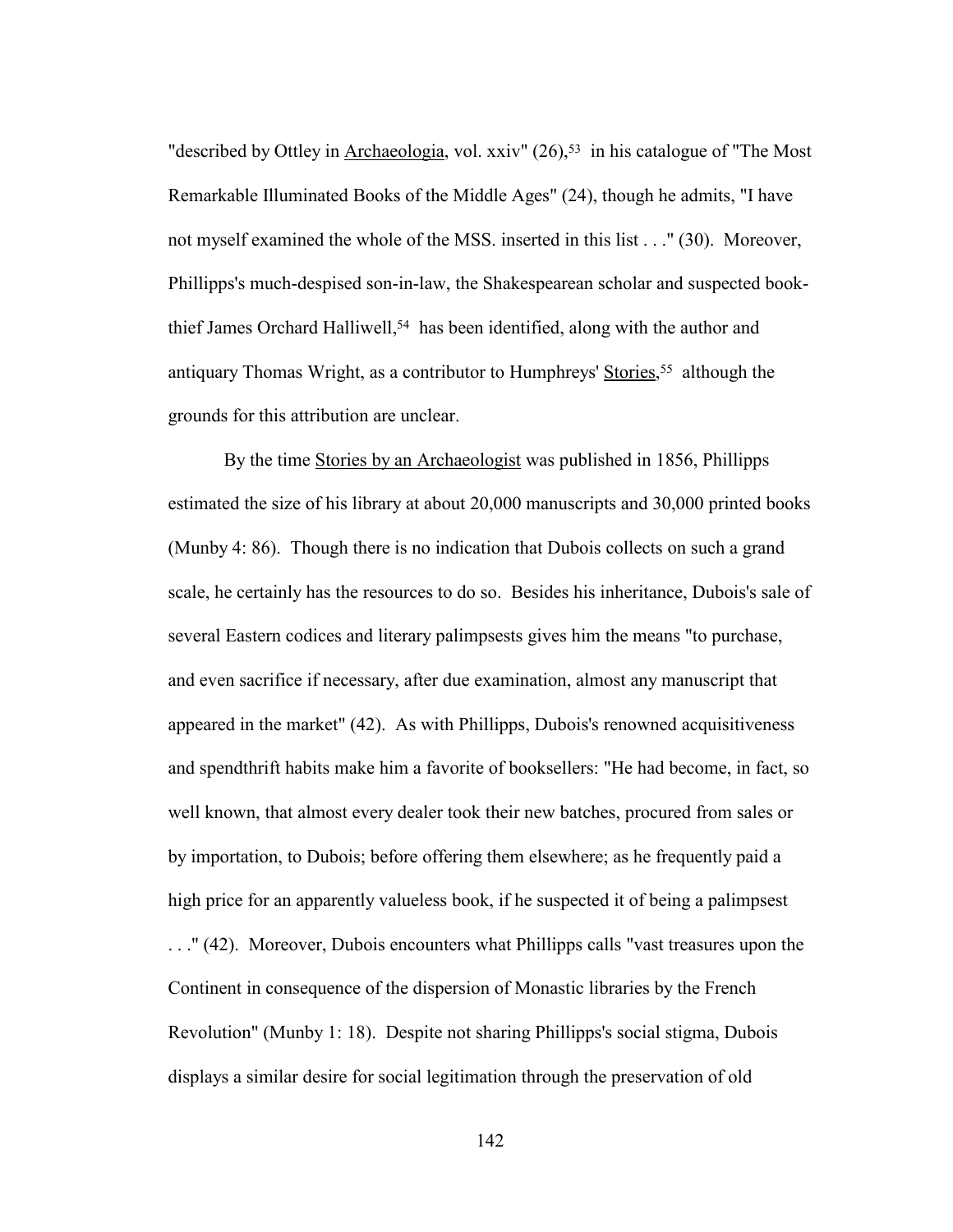"described by Ottley in Archaeologia, vol. xxiv" (26),[53] in his catalogue of "The Most Remarkable Illuminated Books of the Middle Ages" (24), though he admits, "I have not myself examined the whole of the MSS. inserted in this list . . ." (30). Moreover, Phillipps's much-despised son-in-law, the Shakespearean scholar and suspected book-thief James Orchard Halliwell,[54] has been identified, along with the author and antiquary Thomas Wright, as a contributor to Humphreys' Stories,[55] although the grounds for this attribution are unclear.

By the time Stories by an Archaeologist was published in 1856, Phillipps estimated the size of his library at about 20,000 manuscripts and 30,000 printed books (Munby 4: 86). Though there is no indication that Dubois collects on such a grand scale, he certainly has the resources to do so. Besides his inheritance, Dubois's sale of several Eastern codices and literary palimpsests gives him the means "to purchase, and even sacrifice if necessary, after due examination, almost any manuscript that appeared in the market" (42). As with Phillipps, Dubois's renowned acquisitiveness and spendthrift habits make him a favorite of booksellers: "He had become, in fact, so well known, that almost every dealer took their new batches, procured from sales or by importation, to Dubois; before offering them elsewhere; as he frequently paid a high price for an apparently valueless book, if he suspected it of being a palimpsest . . ." (42). Moreover, Dubois encounters what Phillipps calls "vast treasures upon the Continent in consequence of the dispersion of Monastic libraries by the French Revolution" (Munby 1: 18). Despite not sharing Phillipps's social stigma, Dubois displays a similar desire for social legitimation through the preservation of old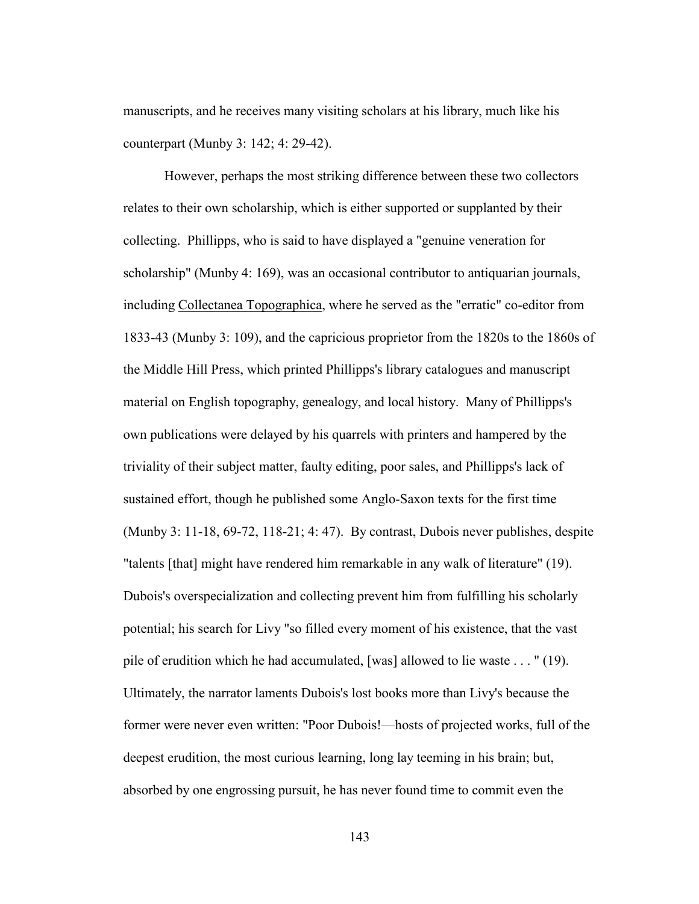manuscripts, and he receives many visiting scholars at his library, much like his counterpart (Munby 3: 142; 4: 29-42).

However, perhaps the most striking difference between these two collectors relates to their own scholarship, which is either supported or supplanted by their collecting. Phillipps, who is said to have displayed a "genuine veneration for scholarship" (Munby 4: 169), was an occasional contributor to antiquarian journals, including Collectanea Topographica, where he served as the "erratic" co-editor from 1833-43 (Munby 3: 109), and the capricious proprietor from the 1820s to the 1860s of the Middle Hill Press, which printed Phillipps's library catalogues and manuscript material on English topography, genealogy, and local history. Many of Phillipps's own publications were delayed by his quarrels with printers and hampered by the triviality of their subject matter, faulty editing, poor sales, and Phillipps's lack of sustained effort, though he published some Anglo-Saxon texts for the first time (Munby 3: 11-18, 69-72, 118-21; 4: 47). By contrast, Dubois never publishes, despite "talents [that] might have rendered him remarkable in any walk of literature" (19). Dubois's overspecialization and collecting prevent him from fulfilling his scholarly potential; his search for Livy "so filled every moment of his existence, that the vast pile of erudition which he had accumulated, [was] allowed to lie waste . . . " (19). Ultimately, the narrator laments Dubois's lost books more than Livy's because the former were never even written: "Poor Dubois!—hosts of projected works, full of the deepest erudition, the most curious learning, long lay teeming in his brain; but, absorbed by one engrossing pursuit, he has never found time to commit even the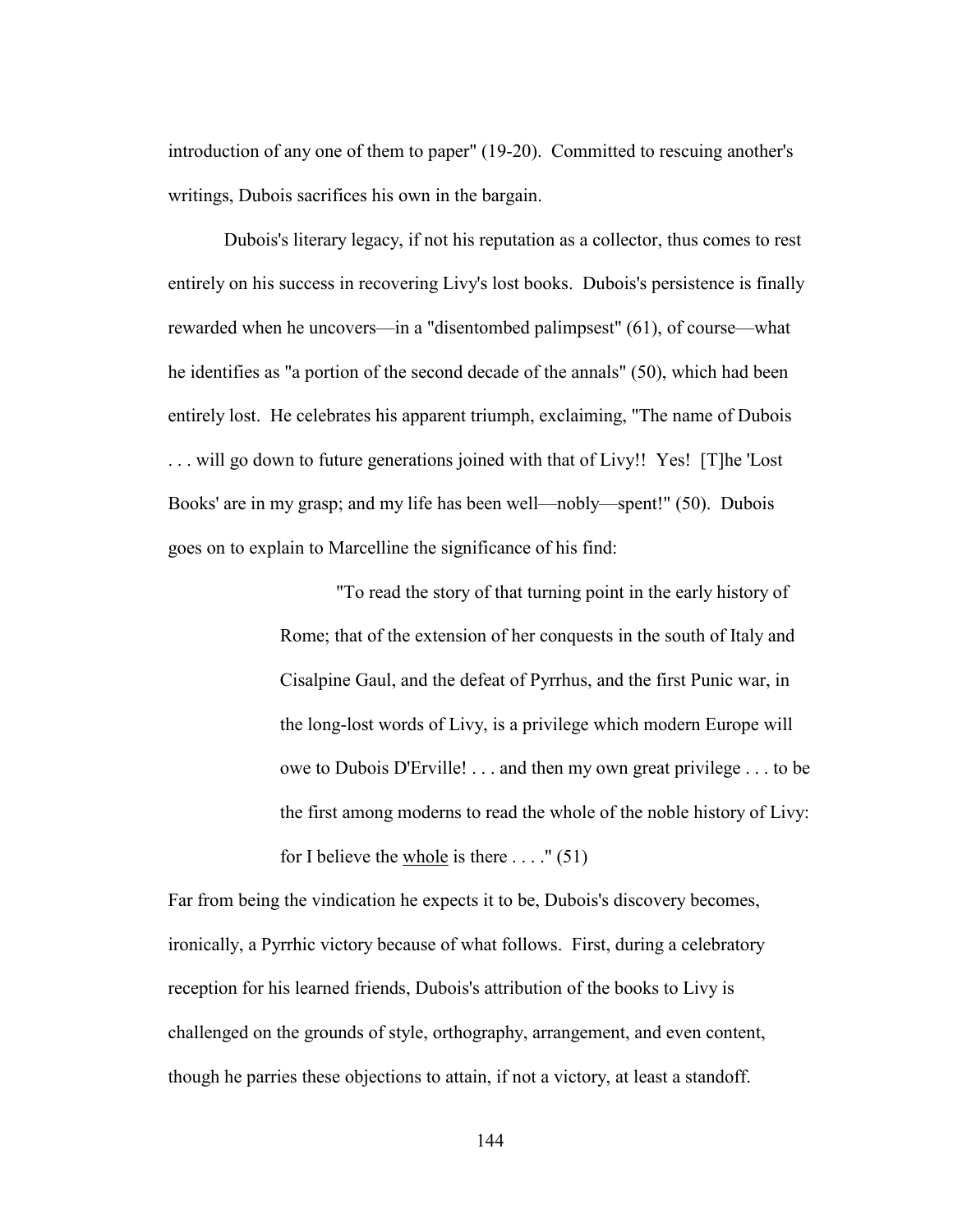introduction of any one of them to paper" (19-20). Committed to rescuing another's writings, Dubois sacrifices his own in the bargain.

Dubois's literary legacy, if not his reputation as a collector, thus comes to rest entirely on his success in recovering Livy's lost books. Dubois's persistence is finally rewarded when he uncovers—in a "disentombed palimpsest" (61), of course—what he identifies as "a portion of the second decade of the annals" (50), which had been entirely lost. He celebrates his apparent triumph, exclaiming, "The name of Dubois . . . will go down to future generations joined with that of Livy!! Yes! [T]he 'Lost Books' are in my grasp; and my life has been well—nobly—spent!" (50). Dubois goes on to explain to Marcelline the significance of his find:

> "To read the story of that turning point in the early history of Rome; that of the extension of her conquests in the south of Italy and Cisalpine Gaul, and the defeat of Pyrrhus, and the first Punic war, in the long-lost words of Livy, is a privilege which modern Europe will owe to Dubois D'Erville! . . . and then my own great privilege . . . to be the first among moderns to read the whole of the noble history of Livy: for I believe the <u>whole</u> is there . . . ." (51)

Far from being the vindication he expects it to be, Dubois's discovery becomes, ironically, a Pyrrhic victory because of what follows. First, during a celebratory reception for his learned friends, Dubois's attribution of the books to Livy is challenged on the grounds of style, orthography, arrangement, and even content, though he parries these objections to attain, if not a victory, at least a standoff.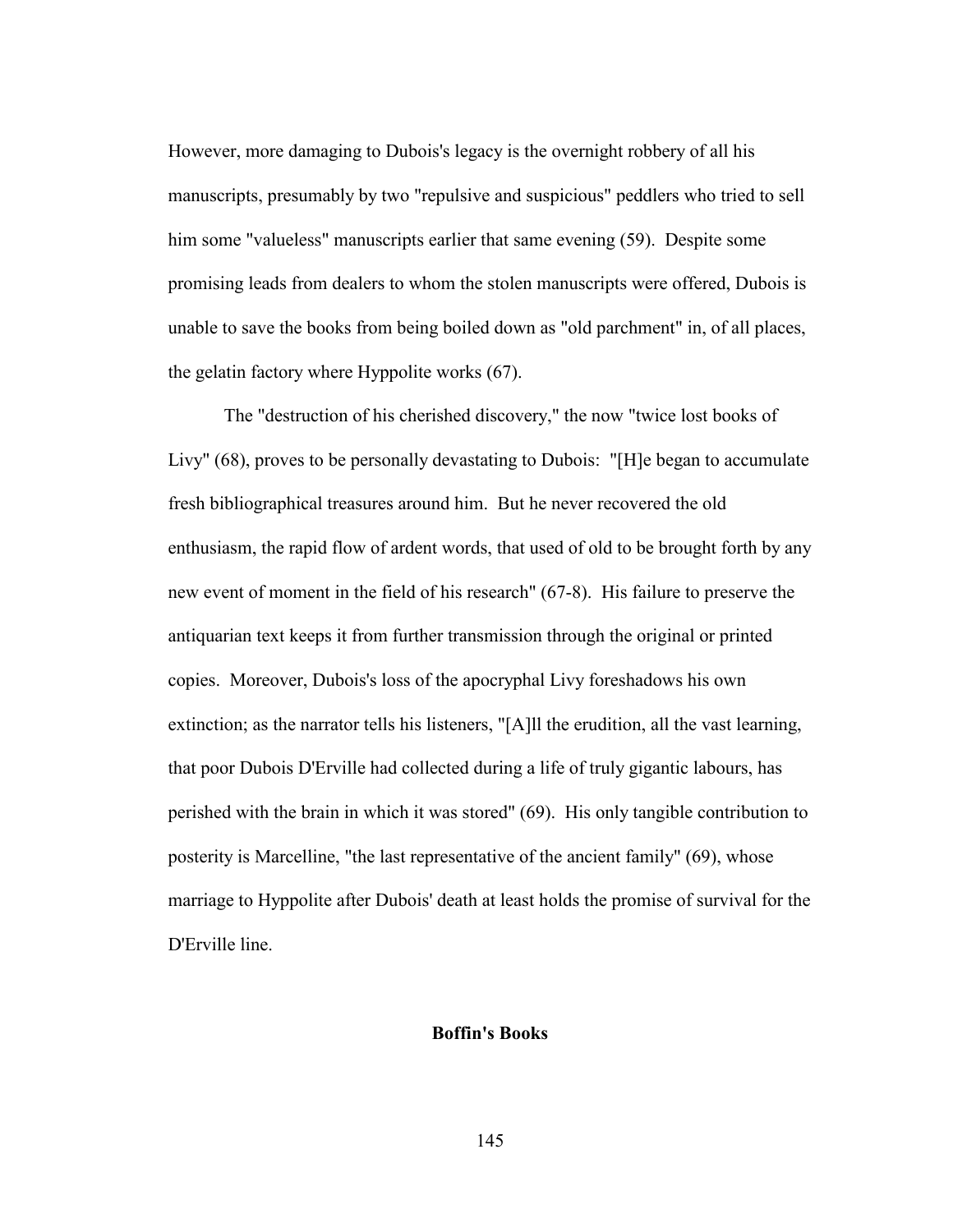However, more damaging to Dubois's legacy is the overnight robbery of all his manuscripts, presumably by two "repulsive and suspicious" peddlers who tried to sell him some "valueless" manuscripts earlier that same evening (59). Despite some promising leads from dealers to whom the stolen manuscripts were offered, Dubois is unable to save the books from being boiled down as "old parchment" in, of all places, the gelatin factory where Hyppolite works (67).

The "destruction of his cherished discovery," the now "twice lost books of Livy" (68), proves to be personally devastating to Dubois: "[H]e began to accumulate fresh bibliographical treasures around him. But he never recovered the old enthusiasm, the rapid flow of ardent words, that used of old to be brought forth by any new event of moment in the field of his research" (67-8). His failure to preserve the antiquarian text keeps it from further transmission through the original or printed copies. Moreover, Dubois's loss of the apocryphal Livy foreshadows his own extinction; as the narrator tells his listeners, "[A]ll the erudition, all the vast learning, that poor Dubois D'Erville had collected during a life of truly gigantic labours, has perished with the brain in which it was stored" (69). His only tangible contribution to posterity is Marcelline, "the last representative of the ancient family" (69), whose marriage to Hyppolite after Dubois' death at least holds the promise of survival for the D'Erville line.

## Boffin's Books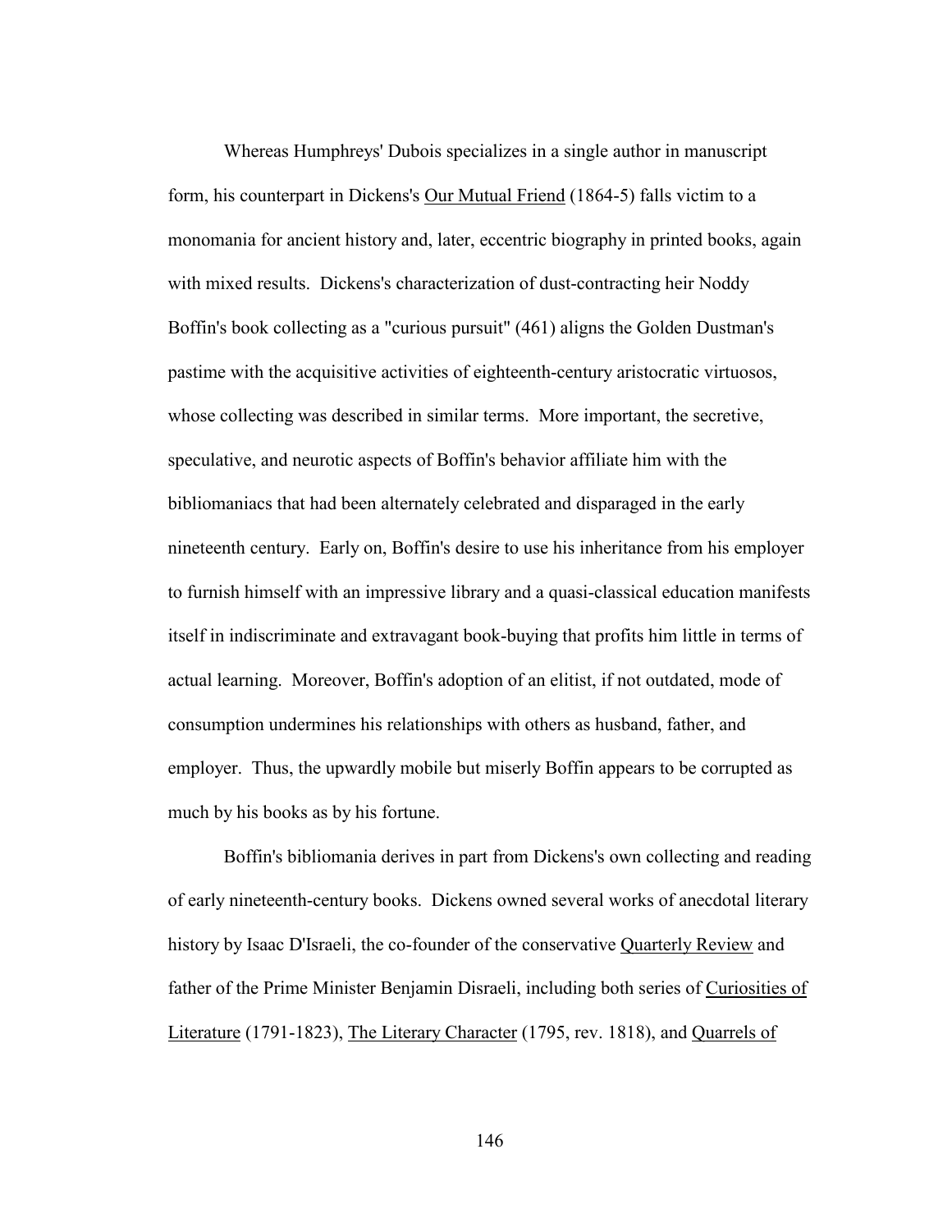Whereas Humphreys' Dubois specializes in a single author in manuscript form, his counterpart in Dickens's Our Mutual Friend (1864-5) falls victim to a monomania for ancient history and, later, eccentric biography in printed books, again with mixed results. Dickens's characterization of dust-contracting heir Noddy Boffin's book collecting as a "curious pursuit" (461) aligns the Golden Dustman's pastime with the acquisitive activities of eighteenth-century aristocratic virtuosos, whose collecting was described in similar terms. More important, the secretive, speculative, and neurotic aspects of Boffin's behavior affiliate him with the bibliomaniacs that had been alternately celebrated and disparaged in the early nineteenth century. Early on, Boffin's desire to use his inheritance from his employer to furnish himself with an impressive library and a quasi-classical education manifests itself in indiscriminate and extravagant book-buying that profits him little in terms of actual learning. Moreover, Boffin's adoption of an elitist, if not outdated, mode of consumption undermines his relationships with others as husband, father, and employer. Thus, the upwardly mobile but miserly Boffin appears to be corrupted as much by his books as by his fortune.

Boffin's bibliomania derives in part from Dickens's own collecting and reading of early nineteenth-century books. Dickens owned several works of anecdotal literary history by Isaac D'Israeli, the co-founder of the conservative Quarterly Review and father of the Prime Minister Benjamin Disraeli, including both series of Curiosities of Literature (1791-1823), The Literary Character (1795, rev. 1818), and Quarrels of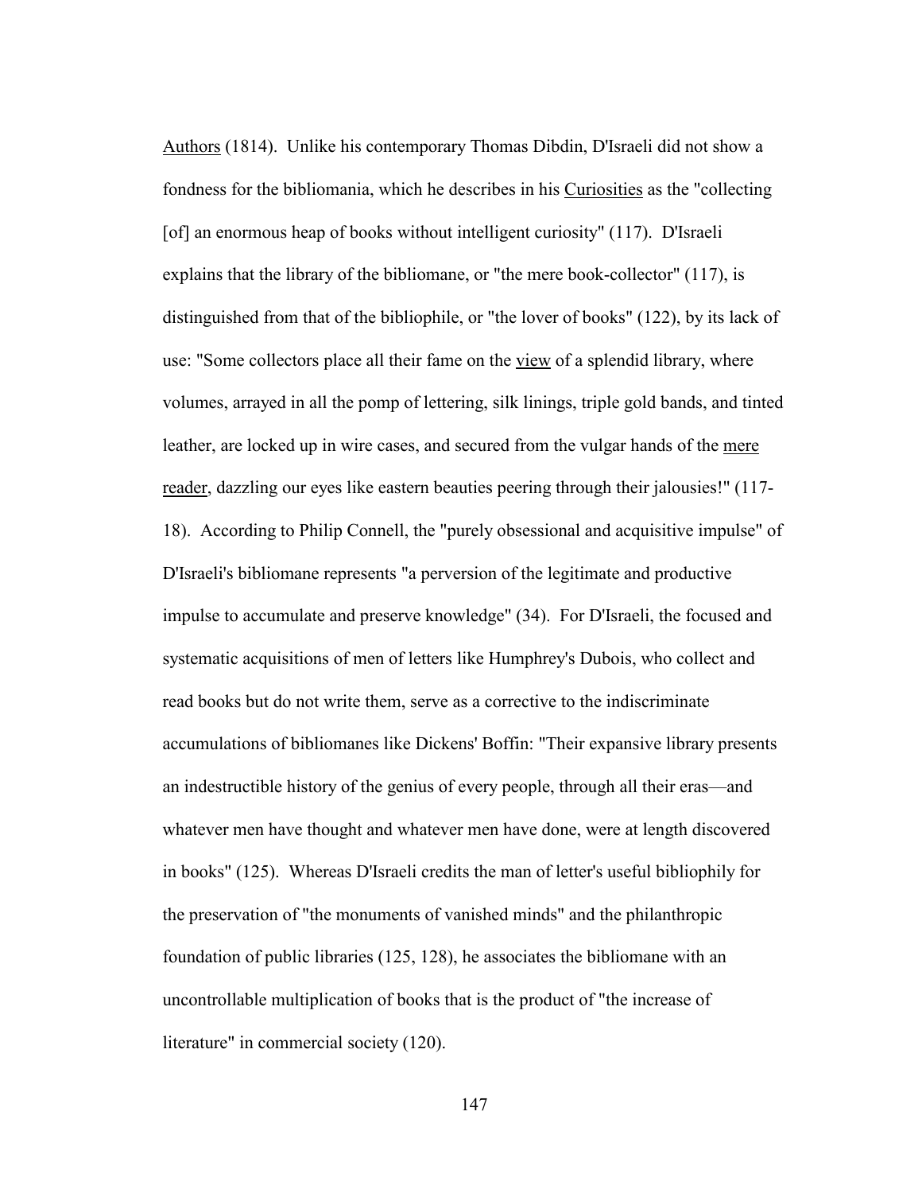Authors (1814). Unlike his contemporary Thomas Dibdin, D'Israeli did not show a fondness for the bibliomania, which he describes in his Curiosities as the "collecting [of] an enormous heap of books without intelligent curiosity" (117). D'Israeli explains that the library of the bibliomane, or "the mere book-collector" (117), is distinguished from that of the bibliophile, or "the lover of books" (122), by its lack of use: "Some collectors place all their fame on the view of a splendid library, where volumes, arrayed in all the pomp of lettering, silk linings, triple gold bands, and tinted leather, are locked up in wire cases, and secured from the vulgar hands of the mere reader, dazzling our eyes like eastern beauties peering through their jalousies!" (117-18). According to Philip Connell, the "purely obsessional and acquisitive impulse" of D'Israeli's bibliomane represents "a perversion of the legitimate and productive impulse to accumulate and preserve knowledge" (34). For D'Israeli, the focused and systematic acquisitions of men of letters like Humphrey's Dubois, who collect and read books but do not write them, serve as a corrective to the indiscriminate accumulations of bibliomanes like Dickens' Boffin: "Their expansive library presents an indestructible history of the genius of every people, through all their eras—and whatever men have thought and whatever men have done, were at length discovered in books" (125). Whereas D'Israeli credits the man of letter's useful bibliophily for the preservation of "the monuments of vanished minds" and the philanthropic foundation of public libraries (125, 128), he associates the bibliomane with an uncontrollable multiplication of books that is the product of "the increase of literature" in commercial society (120).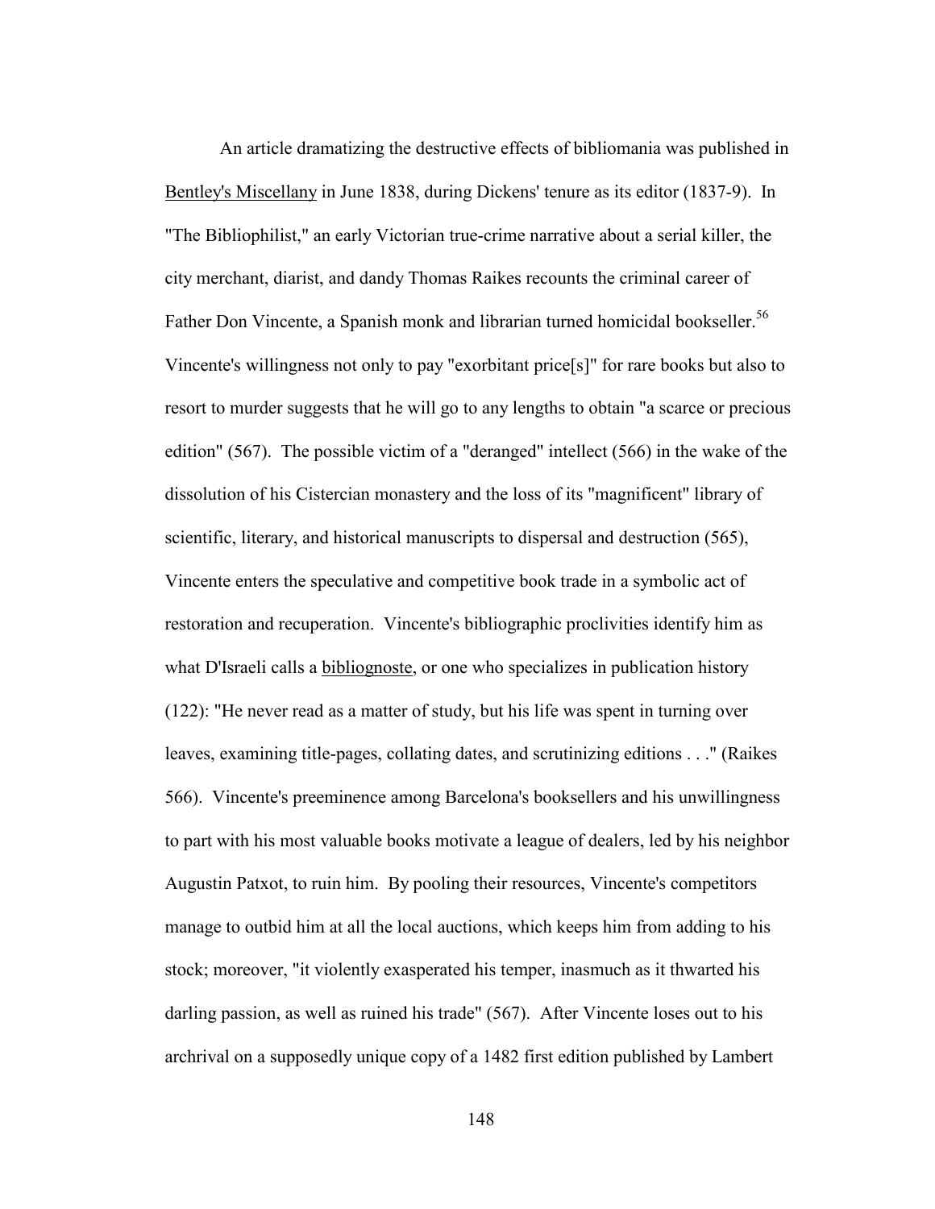An article dramatizing the destructive effects of bibliomania was published in Bentley's Miscellany in June 1838, during Dickens' tenure as its editor (1837-9). In "The Bibliophilist," an early Victorian true-crime narrative about a serial killer, the city merchant, diarist, and dandy Thomas Raikes recounts the criminal career of Father Don Vincente, a Spanish monk and librarian turned homicidal bookseller.[56] Vincente's willingness not only to pay "exorbitant price[s]" for rare books but also to resort to murder suggests that he will go to any lengths to obtain "a scarce or precious edition" (567). The possible victim of a "deranged" intellect (566) in the wake of the dissolution of his Cistercian monastery and the loss of its "magnificent" library of scientific, literary, and historical manuscripts to dispersal and destruction (565), Vincente enters the speculative and competitive book trade in a symbolic act of restoration and recuperation. Vincente's bibliographic proclivities identify him as what D'Israeli calls a bibliognoste, or one who specializes in publication history (122): "He never read as a matter of study, but his life was spent in turning over leaves, examining title-pages, collating dates, and scrutinizing editions . . ." (Raikes 566). Vincente's preeminence among Barcelona's booksellers and his unwillingness to part with his most valuable books motivate a league of dealers, led by his neighbor Augustin Patxot, to ruin him. By pooling their resources, Vincente's competitors manage to outbid him at all the local auctions, which keeps him from adding to his stock; moreover, "it violently exasperated his temper, inasmuch as it thwarted his darling passion, as well as ruined his trade" (567). After Vincente loses out to his archrival on a supposedly unique copy of a 1482 first edition published by Lambert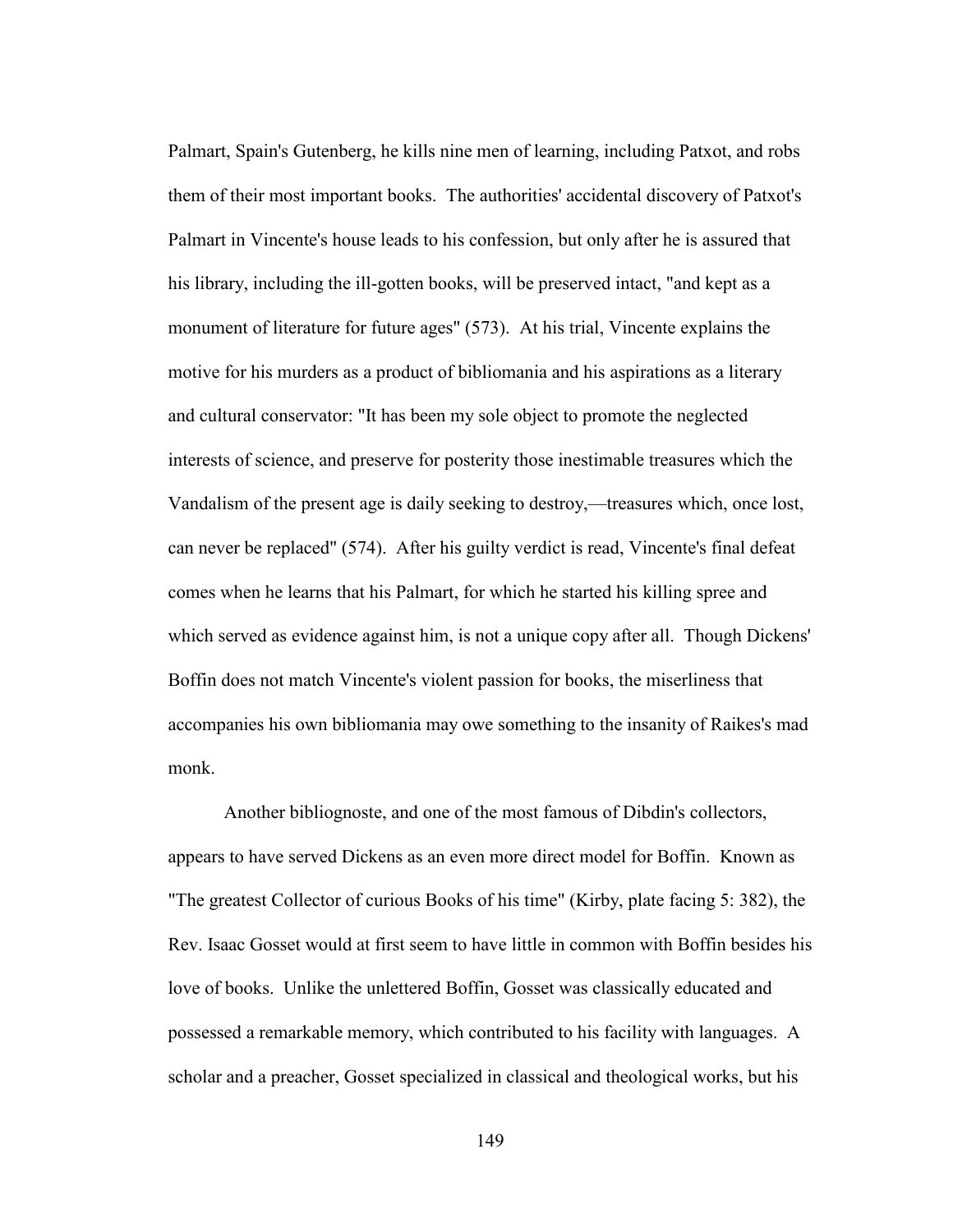Palmart, Spain's Gutenberg, he kills nine men of learning, including Patxot, and robs them of their most important books. The authorities' accidental discovery of Patxot's Palmart in Vincente's house leads to his confession, but only after he is assured that his library, including the ill-gotten books, will be preserved intact, "and kept as a monument of literature for future ages" (573). At his trial, Vincente explains the motive for his murders as a product of bibliomania and his aspirations as a literary and cultural conservator: "It has been my sole object to promote the neglected interests of science, and preserve for posterity those inestimable treasures which the Vandalism of the present age is daily seeking to destroy,—treasures which, once lost, can never be replaced" (574). After his guilty verdict is read, Vincente's final defeat comes when he learns that his Palmart, for which he started his killing spree and which served as evidence against him, is not a unique copy after all. Though Dickens' Boffin does not match Vincente's violent passion for books, the miserliness that accompanies his own bibliomania may owe something to the insanity of Raikes's mad monk.

Another bibliognoste, and one of the most famous of Dibdin's collectors, appears to have served Dickens as an even more direct model for Boffin. Known as "The greatest Collector of curious Books of his time" (Kirby, plate facing 5: 382), the Rev. Isaac Gosset would at first seem to have little in common with Boffin besides his love of books. Unlike the unlettered Boffin, Gosset was classically educated and possessed a remarkable memory, which contributed to his facility with languages. A scholar and a preacher, Gosset specialized in classical and theological works, but his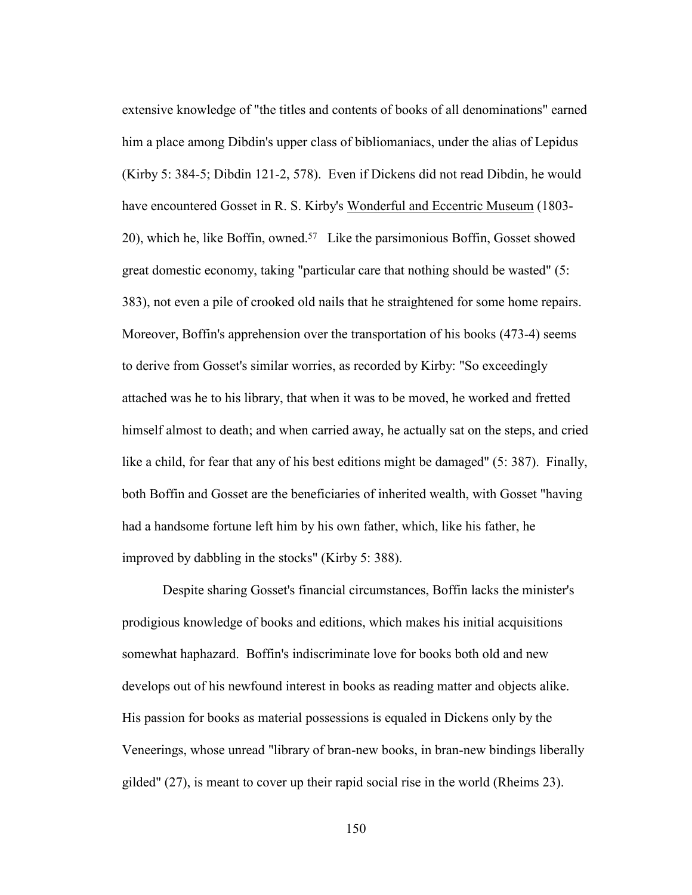extensive knowledge of "the titles and contents of books of all denominations" earned him a place among Dibdin's upper class of bibliomaniacs, under the alias of Lepidus (Kirby 5: 384-5; Dibdin 121-2, 578). Even if Dickens did not read Dibdin, he would have encountered Gosset in R. S. Kirby's Wonderful and Eccentric Museum (1803-20), which he, like Boffin, owned.[57] Like the parsimonious Boffin, Gosset showed great domestic economy, taking "particular care that nothing should be wasted" (5: 383), not even a pile of crooked old nails that he straightened for some home repairs. Moreover, Boffin's apprehension over the transportation of his books (473-4) seems to derive from Gosset's similar worries, as recorded by Kirby: "So exceedingly attached was he to his library, that when it was to be moved, he worked and fretted himself almost to death; and when carried away, he actually sat on the steps, and cried like a child, for fear that any of his best editions might be damaged" (5: 387). Finally, both Boffin and Gosset are the beneficiaries of inherited wealth, with Gosset "having had a handsome fortune left him by his own father, which, like his father, he improved by dabbling in the stocks" (Kirby 5: 388).

Despite sharing Gosset's financial circumstances, Boffin lacks the minister's prodigious knowledge of books and editions, which makes his initial acquisitions somewhat haphazard. Boffin's indiscriminate love for books both old and new develops out of his newfound interest in books as reading matter and objects alike. His passion for books as material possessions is equaled in Dickens only by the Veneerings, whose unread "library of bran-new books, in bran-new bindings liberally gilded" (27), is meant to cover up their rapid social rise in the world (Rheims 23).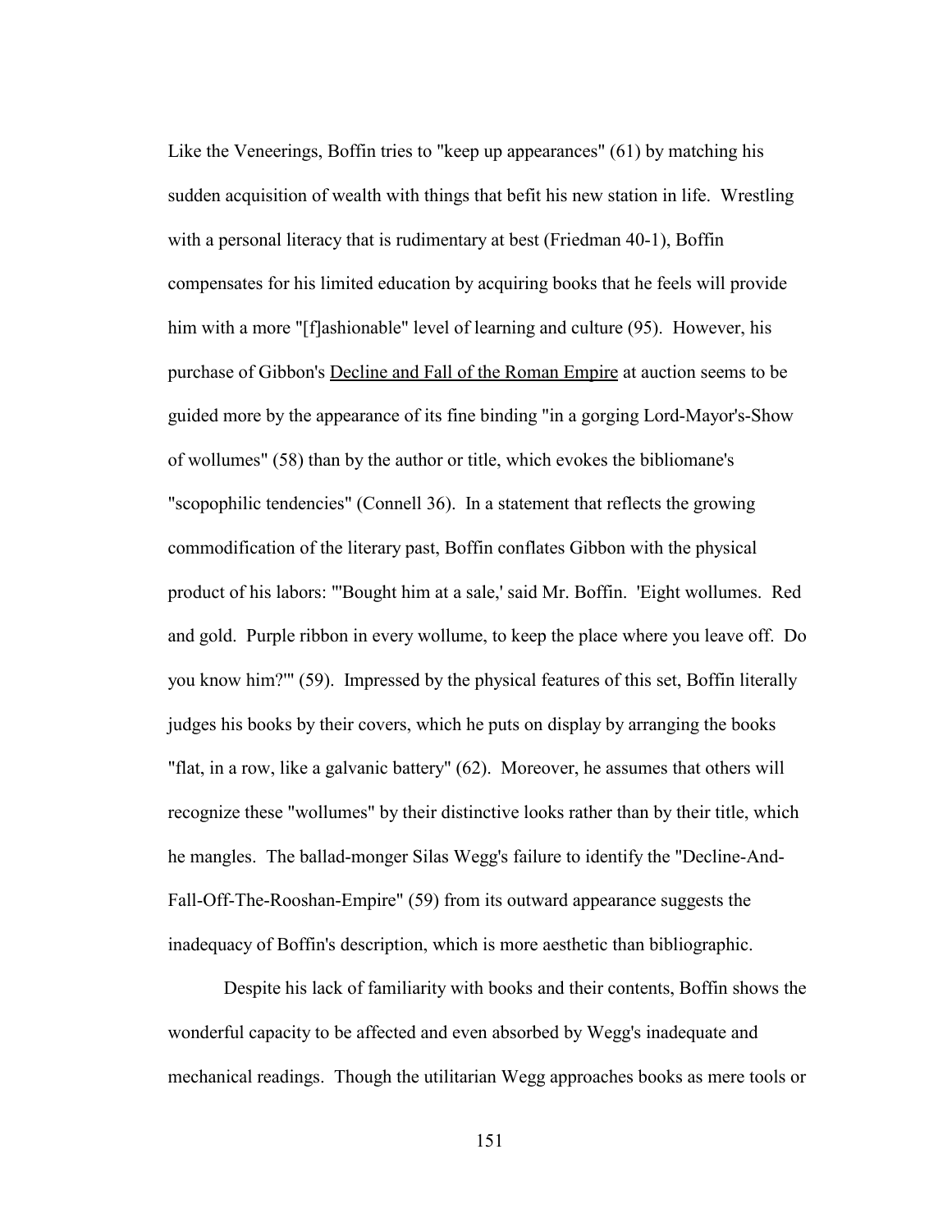Like the Veneerings, Boffin tries to "keep up appearances" (61) by matching his sudden acquisition of wealth with things that befit his new station in life. Wrestling with a personal literacy that is rudimentary at best (Friedman 40-1), Boffin compensates for his limited education by acquiring books that he feels will provide him with a more "[f]ashionable" level of learning and culture (95). However, his purchase of Gibbon's Decline and Fall of the Roman Empire at auction seems to be guided more by the appearance of its fine binding "in a gorging Lord-Mayor's-Show of wollumes" (58) than by the author or title, which evokes the bibliomane's "scopophilic tendencies" (Connell 36). In a statement that reflects the growing commodification of the literary past, Boffin conflates Gibbon with the physical product of his labors: "'Bought him at a sale,' said Mr. Boffin. 'Eight wollumes. Red and gold. Purple ribbon in every wollume, to keep the place where you leave off. Do you know him?'" (59). Impressed by the physical features of this set, Boffin literally judges his books by their covers, which he puts on display by arranging the books "flat, in a row, like a galvanic battery" (62). Moreover, he assumes that others will recognize these "wollumes" by their distinctive looks rather than by their title, which he mangles. The ballad-monger Silas Wegg's failure to identify the "Decline-And-Fall-Off-The-Rooshan-Empire" (59) from its outward appearance suggests the inadequacy of Boffin's description, which is more aesthetic than bibliographic.

Despite his lack of familiarity with books and their contents, Boffin shows the wonderful capacity to be affected and even absorbed by Wegg's inadequate and mechanical readings. Though the utilitarian Wegg approaches books as mere tools or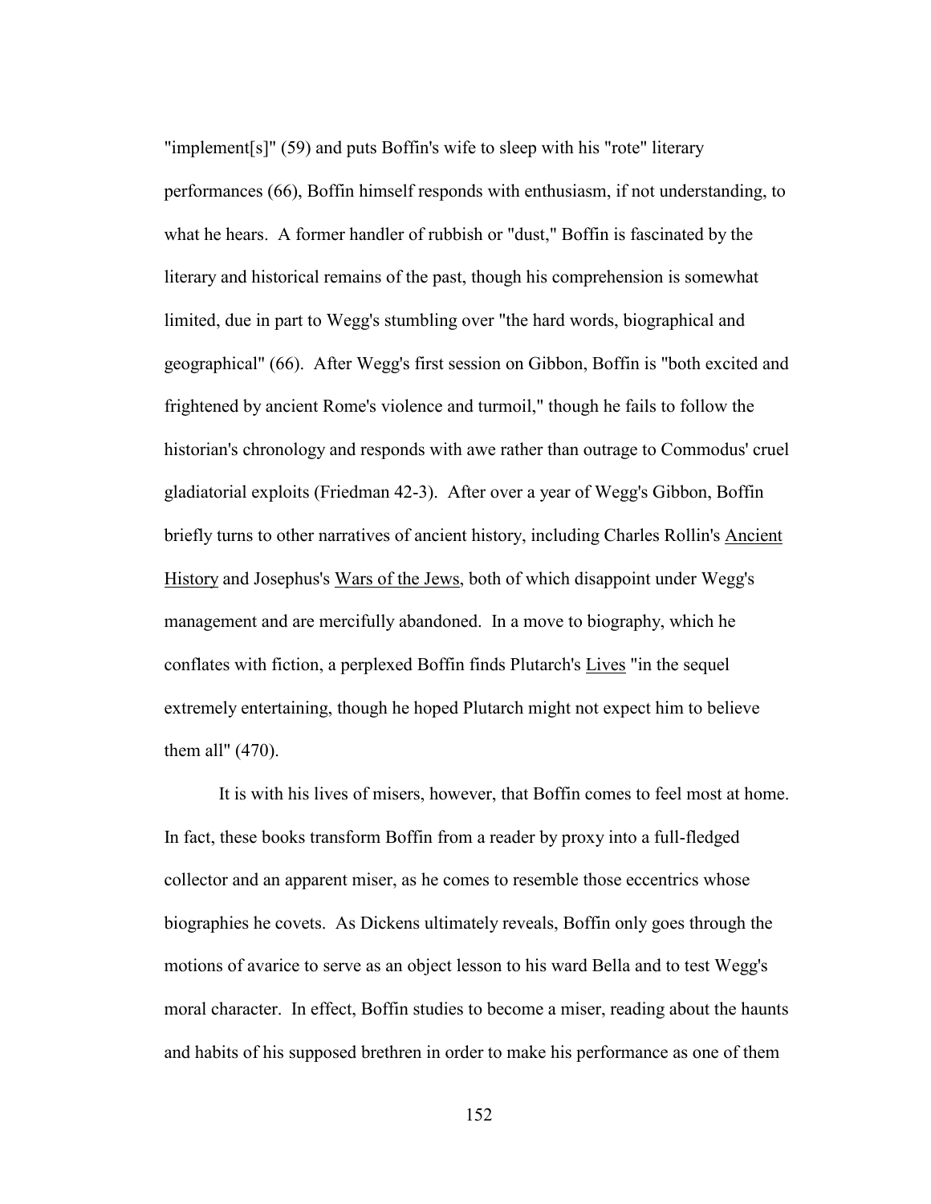"implement[s]" (59) and puts Boffin's wife to sleep with his "rote" literary performances (66), Boffin himself responds with enthusiasm, if not understanding, to what he hears. A former handler of rubbish or "dust," Boffin is fascinated by the literary and historical remains of the past, though his comprehension is somewhat limited, due in part to Wegg's stumbling over "the hard words, biographical and geographical" (66). After Wegg's first session on Gibbon, Boffin is "both excited and frightened by ancient Rome's violence and turmoil," though he fails to follow the historian's chronology and responds with awe rather than outrage to Commodus' cruel gladiatorial exploits (Friedman 42-3). After over a year of Wegg's Gibbon, Boffin briefly turns to other narratives of ancient history, including Charles Rollin's <u>Ancient History</u> and Josephus's <u>Wars of the Jews</u>, both of which disappoint under Wegg's management and are mercifully abandoned. In a move to biography, which he conflates with fiction, a perplexed Boffin finds Plutarch's <u>Lives</u> "in the sequel extremely entertaining, though he hoped Plutarch might not expect him to believe them all" (470).

It is with his lives of misers, however, that Boffin comes to feel most at home. In fact, these books transform Boffin from a reader by proxy into a full-fledged collector and an apparent miser, as he comes to resemble those eccentrics whose biographies he covets. As Dickens ultimately reveals, Boffin only goes through the motions of avarice to serve as an object lesson to his ward Bella and to test Wegg's moral character. In effect, Boffin studies to become a miser, reading about the haunts and habits of his supposed brethren in order to make his performance as one of them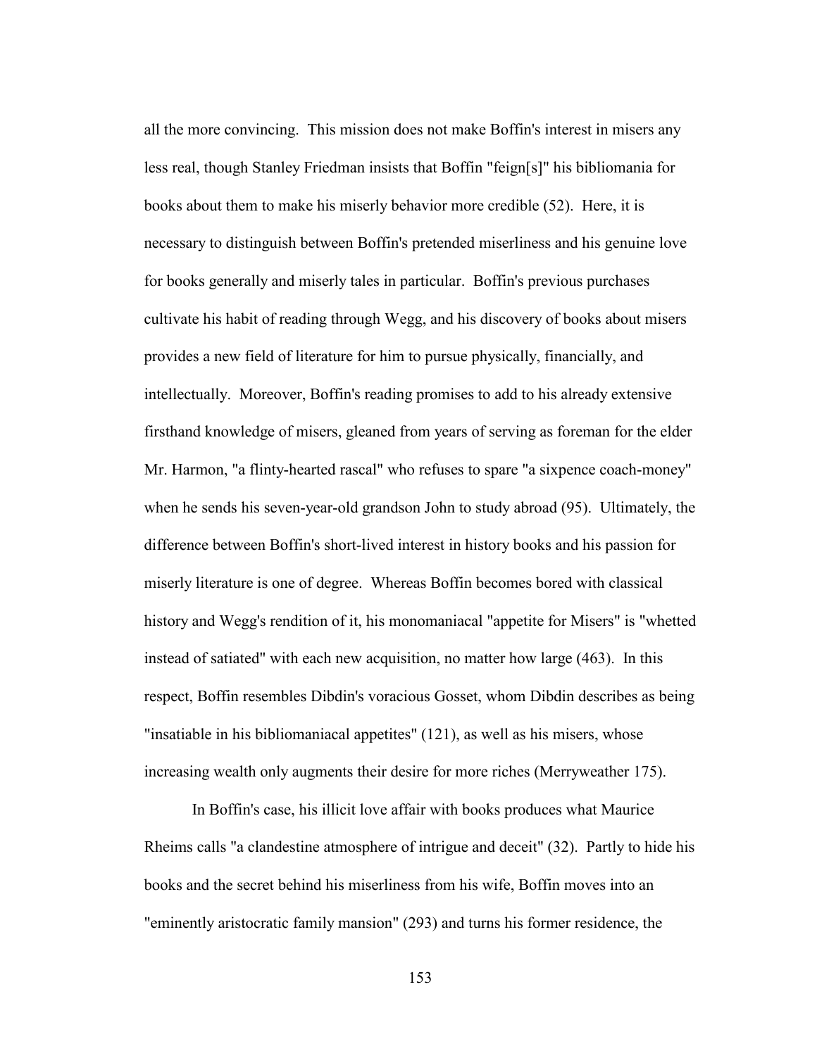all the more convincing. This mission does not make Boffin's interest in misers any less real, though Stanley Friedman insists that Boffin "feign[s]" his bibliomania for books about them to make his miserly behavior more credible (52). Here, it is necessary to distinguish between Boffin's pretended miserliness and his genuine love for books generally and miserly tales in particular. Boffin's previous purchases cultivate his habit of reading through Wegg, and his discovery of books about misers provides a new field of literature for him to pursue physically, financially, and intellectually. Moreover, Boffin's reading promises to add to his already extensive firsthand knowledge of misers, gleaned from years of serving as foreman for the elder Mr. Harmon, "a flinty-hearted rascal" who refuses to spare "a sixpence coach-money" when he sends his seven-year-old grandson John to study abroad (95). Ultimately, the difference between Boffin's short-lived interest in history books and his passion for miserly literature is one of degree. Whereas Boffin becomes bored with classical history and Wegg's rendition of it, his monomaniacal "appetite for Misers" is "whetted instead of satiated" with each new acquisition, no matter how large (463). In this respect, Boffin resembles Dibdin's voracious Gosset, whom Dibdin describes as being "insatiable in his bibliomaniacal appetites" (121), as well as his misers, whose increasing wealth only augments their desire for more riches (Merryweather 175).

In Boffin's case, his illicit love affair with books produces what Maurice Rheims calls "a clandestine atmosphere of intrigue and deceit" (32). Partly to hide his books and the secret behind his miserliness from his wife, Boffin moves into an "eminently aristocratic family mansion" (293) and turns his former residence, the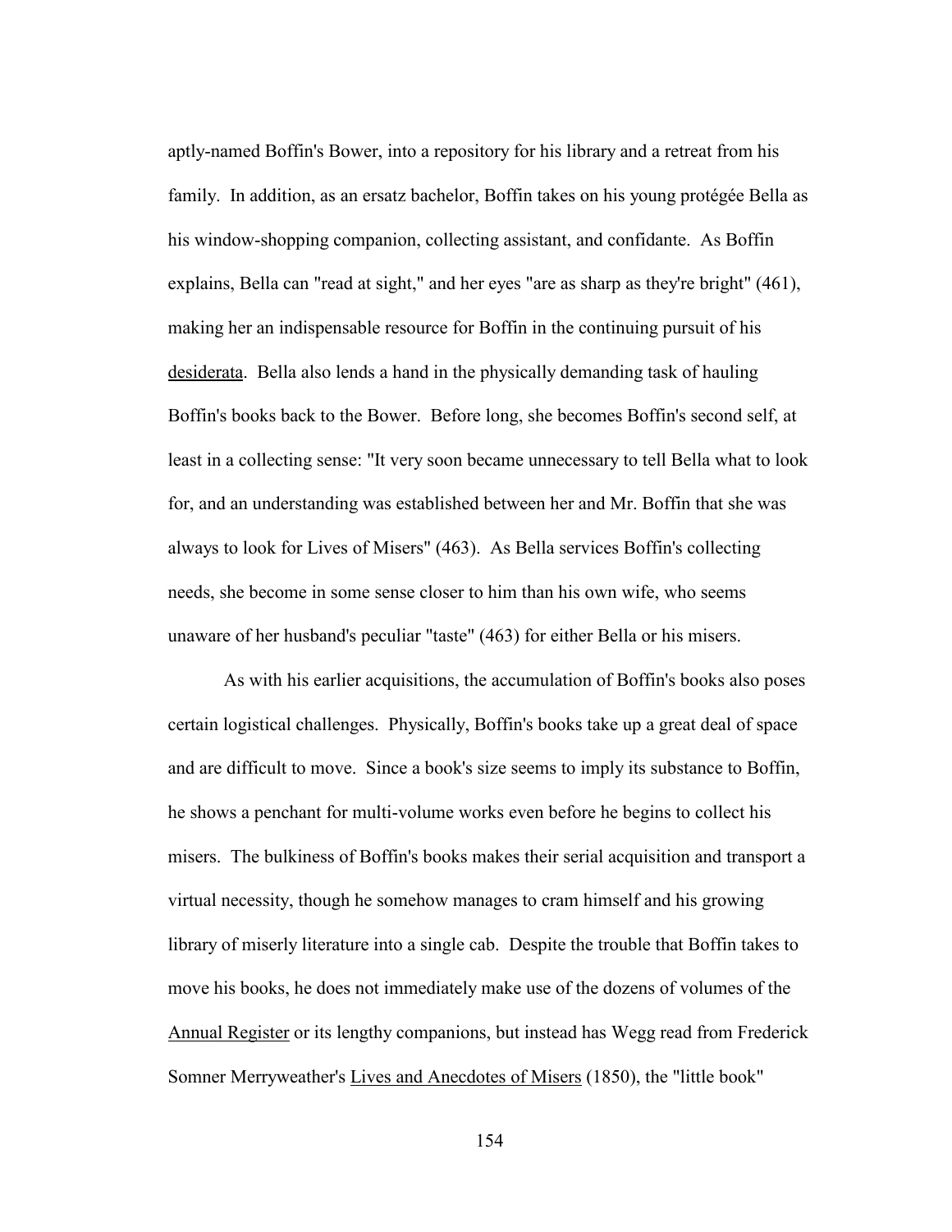aptly-named Boffin's Bower, into a repository for his library and a retreat from his family. In addition, as an ersatz bachelor, Boffin takes on his young protégée Bella as his window-shopping companion, collecting assistant, and confidante. As Boffin explains, Bella can "read at sight," and her eyes "are as sharp as they're bright" (461), making her an indispensable resource for Boffin in the continuing pursuit of his desiderata. Bella also lends a hand in the physically demanding task of hauling Boffin's books back to the Bower. Before long, she becomes Boffin's second self, at least in a collecting sense: "It very soon became unnecessary to tell Bella what to look for, and an understanding was established between her and Mr. Boffin that she was always to look for Lives of Misers" (463). As Bella services Boffin's collecting needs, she become in some sense closer to him than his own wife, who seems unaware of her husband's peculiar "taste" (463) for either Bella or his misers.

As with his earlier acquisitions, the accumulation of Boffin's books also poses certain logistical challenges. Physically, Boffin's books take up a great deal of space and are difficult to move. Since a book's size seems to imply its substance to Boffin, he shows a penchant for multi-volume works even before he begins to collect his misers. The bulkiness of Boffin's books makes their serial acquisition and transport a virtual necessity, though he somehow manages to cram himself and his growing library of miserly literature into a single cab. Despite the trouble that Boffin takes to move his books, he does not immediately make use of the dozens of volumes of the Annual Register or its lengthy companions, but instead has Wegg read from Frederick Somner Merryweather's Lives and Anecdotes of Misers (1850), the "little book"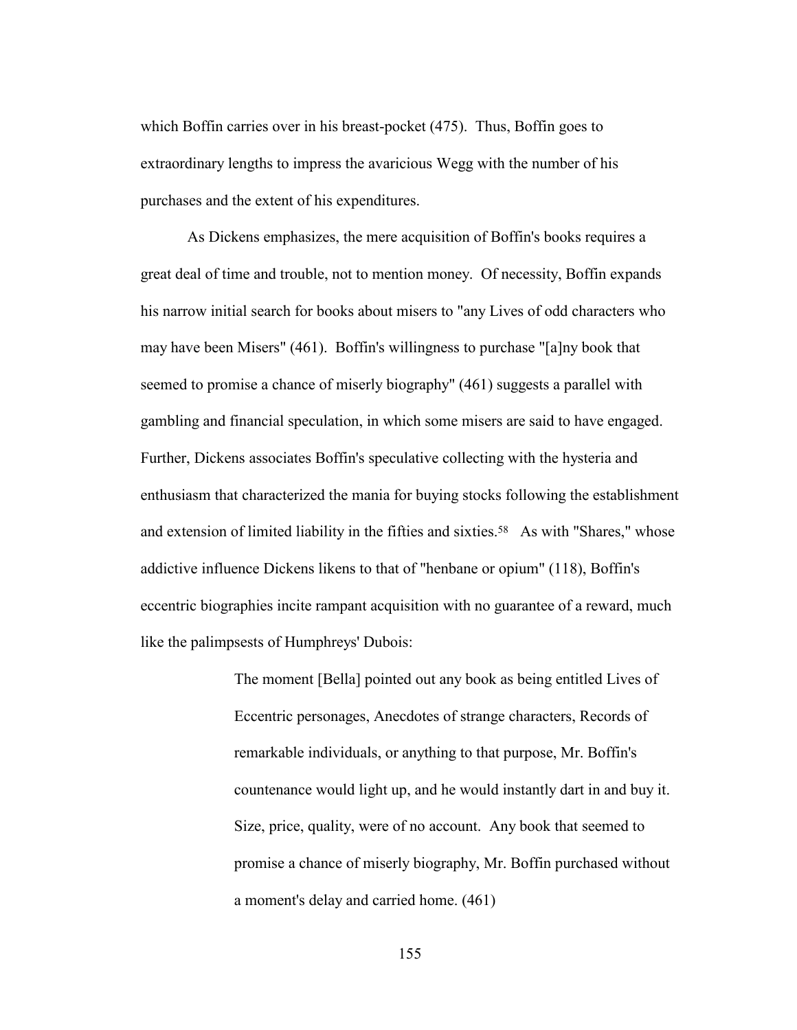which Boffin carries over in his breast-pocket (475). Thus, Boffin goes to extraordinary lengths to impress the avaricious Wegg with the number of his purchases and the extent of his expenditures.

As Dickens emphasizes, the mere acquisition of Boffin's books requires a great deal of time and trouble, not to mention money. Of necessity, Boffin expands his narrow initial search for books about misers to "any Lives of odd characters who may have been Misers" (461). Boffin's willingness to purchase "[a]ny book that seemed to promise a chance of miserly biography" (461) suggests a parallel with gambling and financial speculation, in which some misers are said to have engaged. Further, Dickens associates Boffin's speculative collecting with the hysteria and enthusiasm that characterized the mania for buying stocks following the establishment and extension of limited liability in the fifties and sixties.[58] As with "Shares," whose addictive influence Dickens likens to that of "henbane or opium" (118), Boffin's eccentric biographies incite rampant acquisition with no guarantee of a reward, much like the palimpsests of Humphreys' Dubois:

> The moment [Bella] pointed out any book as being entitled Lives of Eccentric personages, Anecdotes of strange characters, Records of remarkable individuals, or anything to that purpose, Mr. Boffin's countenance would light up, and he would instantly dart in and buy it. Size, price, quality, were of no account. Any book that seemed to promise a chance of miserly biography, Mr. Boffin purchased without a moment's delay and carried home. (461)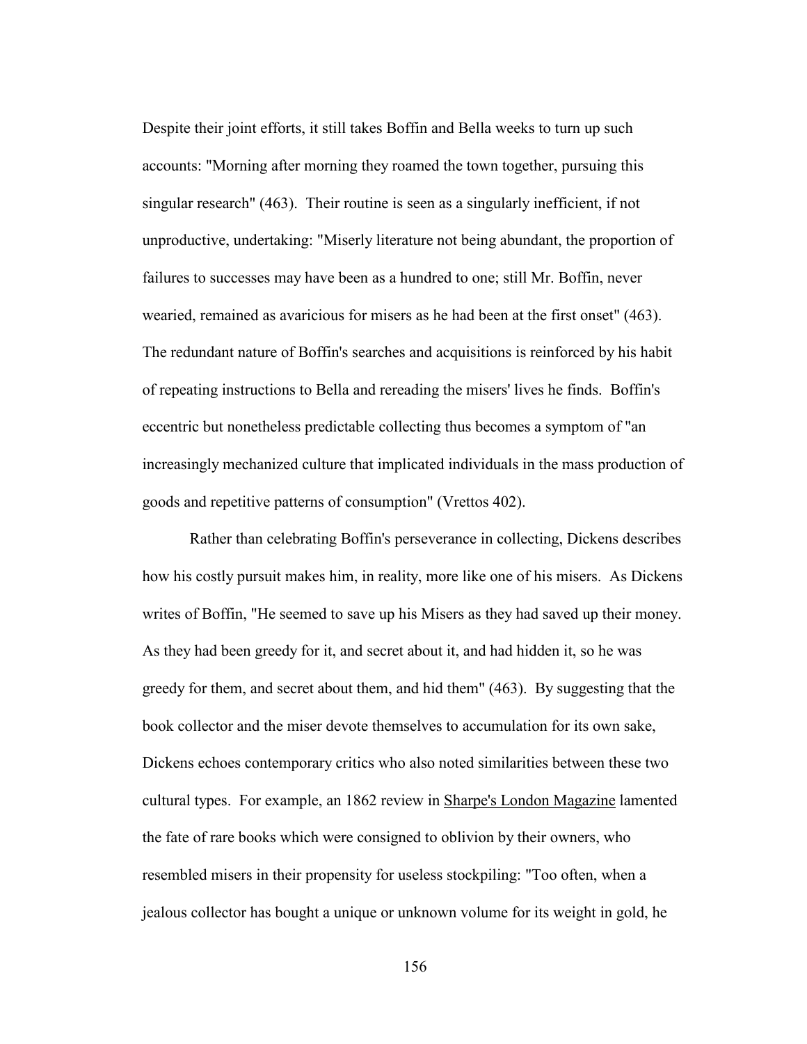Despite their joint efforts, it still takes Boffin and Bella weeks to turn up such accounts: "Morning after morning they roamed the town together, pursuing this singular research" (463). Their routine is seen as a singularly inefficient, if not unproductive, undertaking: "Miserly literature not being abundant, the proportion of failures to successes may have been as a hundred to one; still Mr. Boffin, never wearied, remained as avaricious for misers as he had been at the first onset" (463). The redundant nature of Boffin's searches and acquisitions is reinforced by his habit of repeating instructions to Bella and rereading the misers' lives he finds. Boffin's eccentric but nonetheless predictable collecting thus becomes a symptom of "an increasingly mechanized culture that implicated individuals in the mass production of goods and repetitive patterns of consumption" (Vrettos 402).

Rather than celebrating Boffin's perseverance in collecting, Dickens describes how his costly pursuit makes him, in reality, more like one of his misers. As Dickens writes of Boffin, "He seemed to save up his Misers as they had saved up their money. As they had been greedy for it, and secret about it, and had hidden it, so he was greedy for them, and secret about them, and hid them" (463). By suggesting that the book collector and the miser devote themselves to accumulation for its own sake, Dickens echoes contemporary critics who also noted similarities between these two cultural types. For example, an 1862 review in Sharpe's London Magazine lamented the fate of rare books which were consigned to oblivion by their owners, who resembled misers in their propensity for useless stockpiling: "Too often, when a jealous collector has bought a unique or unknown volume for its weight in gold, he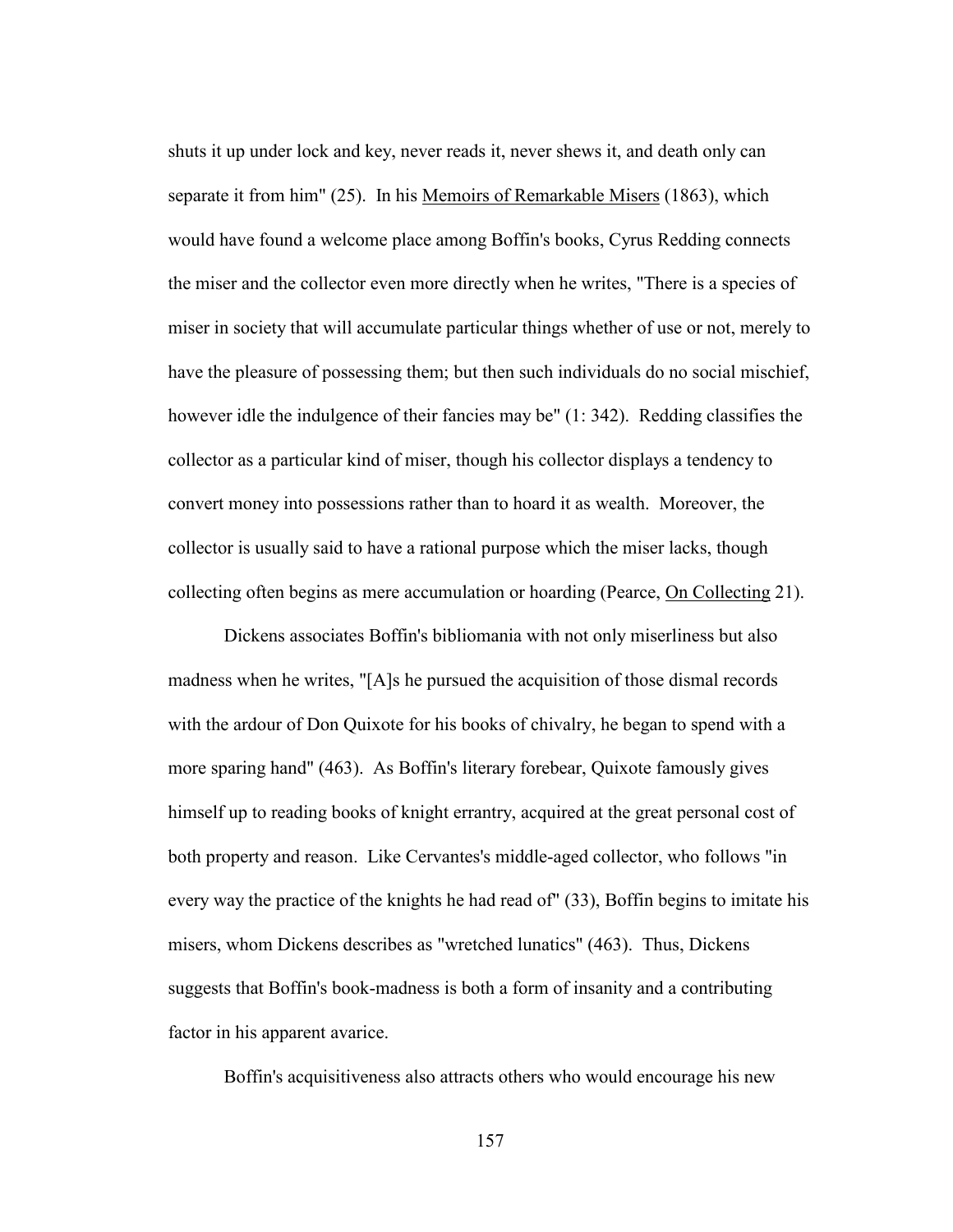shuts it up under lock and key, never reads it, never shews it, and death only can separate it from him" (25). In his Memoirs of Remarkable Misers (1863), which would have found a welcome place among Boffin's books, Cyrus Redding connects the miser and the collector even more directly when he writes, "There is a species of miser in society that will accumulate particular things whether of use or not, merely to have the pleasure of possessing them; but then such individuals do no social mischief, however idle the indulgence of their fancies may be" (1: 342). Redding classifies the collector as a particular kind of miser, though his collector displays a tendency to convert money into possessions rather than to hoard it as wealth. Moreover, the collector is usually said to have a rational purpose which the miser lacks, though collecting often begins as mere accumulation or hoarding (Pearce, On Collecting 21).

Dickens associates Boffin's bibliomania with not only miserliness but also madness when he writes, "[A]s he pursued the acquisition of those dismal records with the ardour of Don Quixote for his books of chivalry, he began to spend with a more sparing hand" (463). As Boffin's literary forebear, Quixote famously gives himself up to reading books of knight errantry, acquired at the great personal cost of both property and reason. Like Cervantes's middle-aged collector, who follows "in every way the practice of the knights he had read of" (33), Boffin begins to imitate his misers, whom Dickens describes as "wretched lunatics" (463). Thus, Dickens suggests that Boffin's book-madness is both a form of insanity and a contributing factor in his apparent avarice.

Boffin's acquisitiveness also attracts others who would encourage his new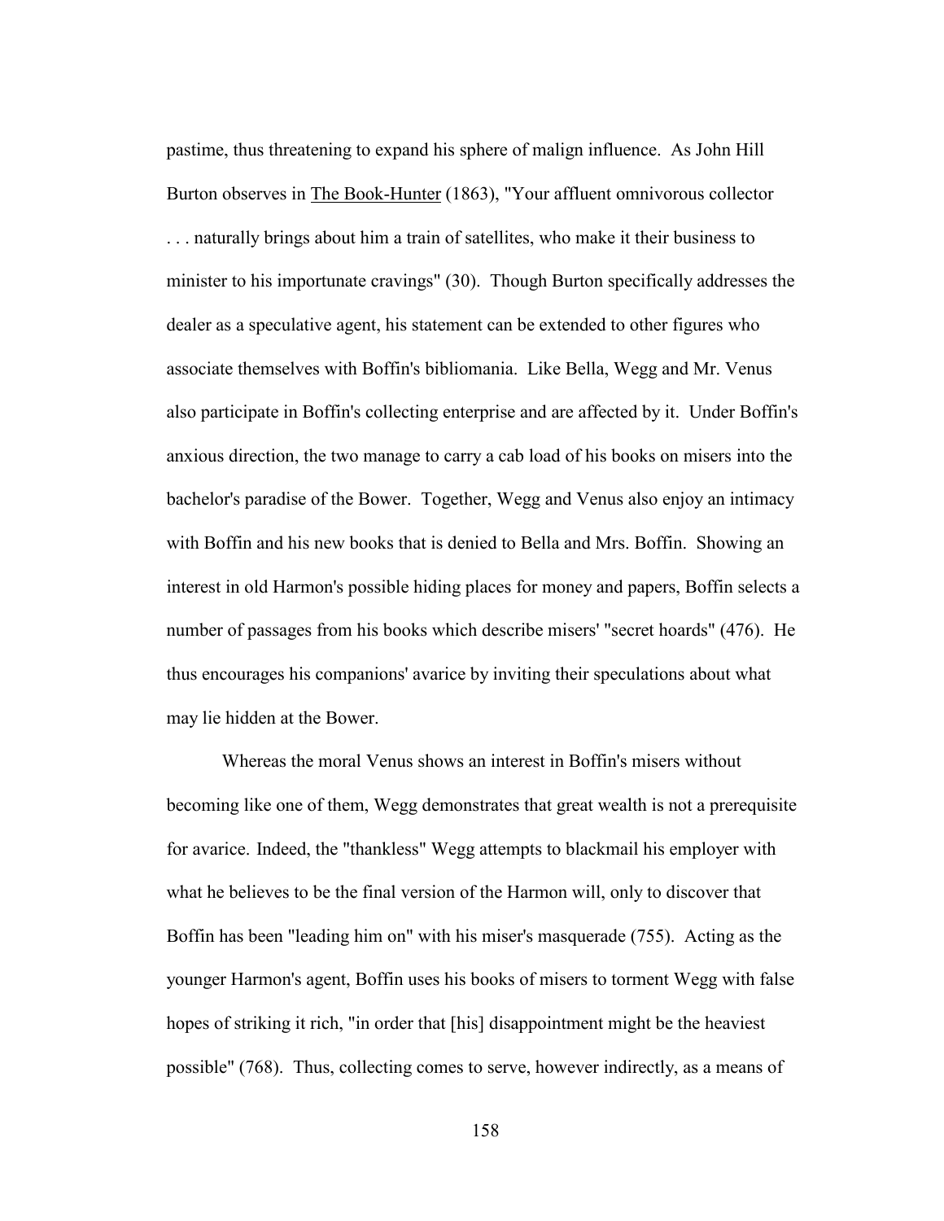pastime, thus threatening to expand his sphere of malign influence. As John Hill Burton observes in The Book-Hunter (1863), "Your affluent omnivorous collector . . . naturally brings about him a train of satellites, who make it their business to minister to his importunate cravings" (30). Though Burton specifically addresses the dealer as a speculative agent, his statement can be extended to other figures who associate themselves with Boffin's bibliomania. Like Bella, Wegg and Mr. Venus also participate in Boffin's collecting enterprise and are affected by it. Under Boffin's anxious direction, the two manage to carry a cab load of his books on misers into the bachelor's paradise of the Bower. Together, Wegg and Venus also enjoy an intimacy with Boffin and his new books that is denied to Bella and Mrs. Boffin. Showing an interest in old Harmon's possible hiding places for money and papers, Boffin selects a number of passages from his books which describe misers' "secret hoards" (476). He thus encourages his companions' avarice by inviting their speculations about what may lie hidden at the Bower.

Whereas the moral Venus shows an interest in Boffin's misers without becoming like one of them, Wegg demonstrates that great wealth is not a prerequisite for avarice. Indeed, the "thankless" Wegg attempts to blackmail his employer with what he believes to be the final version of the Harmon will, only to discover that Boffin has been "leading him on" with his miser's masquerade (755). Acting as the younger Harmon's agent, Boffin uses his books of misers to torment Wegg with false hopes of striking it rich, "in order that [his] disappointment might be the heaviest possible" (768). Thus, collecting comes to serve, however indirectly, as a means of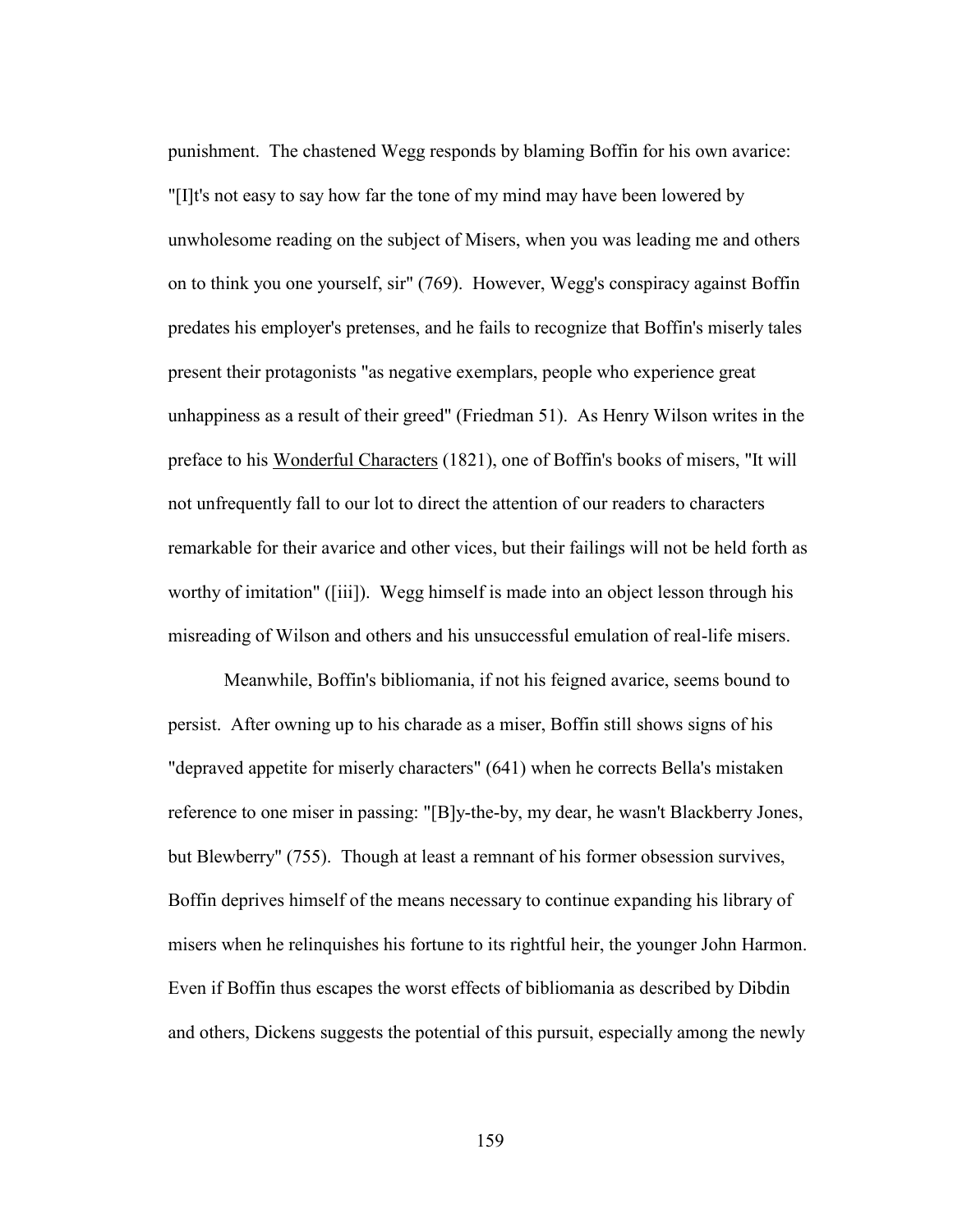punishment. The chastened Wegg responds by blaming Boffin for his own avarice: "[I]t's not easy to say how far the tone of my mind may have been lowered by unwholesome reading on the subject of Misers, when you was leading me and others on to think you one yourself, sir" (769). However, Wegg's conspiracy against Boffin predates his employer's pretenses, and he fails to recognize that Boffin's miserly tales present their protagonists "as negative exemplars, people who experience great unhappiness as a result of their greed" (Friedman 51). As Henry Wilson writes in the preface to his <u>Wonderful Characters</u> (1821), one of Boffin's books of misers, "It will not unfrequently fall to our lot to direct the attention of our readers to characters remarkable for their avarice and other vices, but their failings will not be held forth as worthy of imitation" ([iii]). Wegg himself is made into an object lesson through his misreading of Wilson and others and his unsuccessful emulation of real-life misers.

Meanwhile, Boffin's bibliomania, if not his feigned avarice, seems bound to persist. After owning up to his charade as a miser, Boffin still shows signs of his "depraved appetite for miserly characters" (641) when he corrects Bella's mistaken reference to one miser in passing: "[B]y-the-by, my dear, he wasn't Blackberry Jones, but Blewberry" (755). Though at least a remnant of his former obsession survives, Boffin deprives himself of the means necessary to continue expanding his library of misers when he relinquishes his fortune to its rightful heir, the younger John Harmon. Even if Boffin thus escapes the worst effects of bibliomania as described by Dibdin and others, Dickens suggests the potential of this pursuit, especially among the newly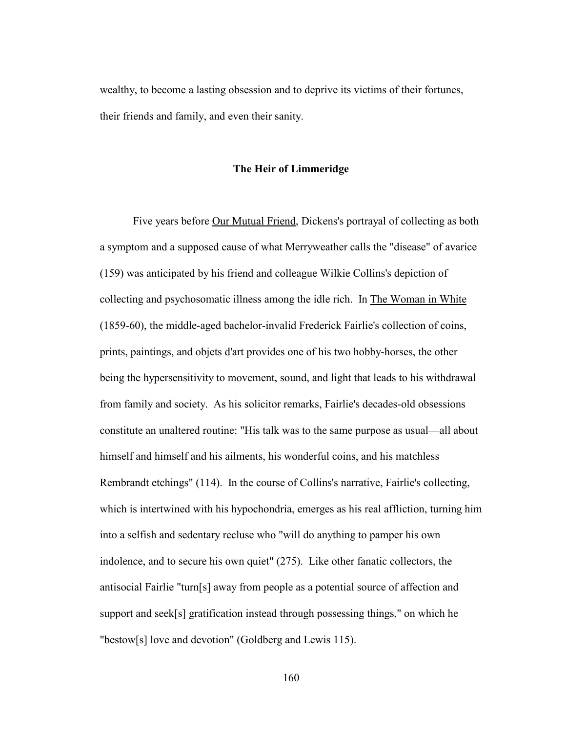wealthy, to become a lasting obsession and to deprive its victims of their fortunes, their friends and family, and even their sanity.

## The Heir of Limmeridge

Five years before Our Mutual Friend, Dickens's portrayal of collecting as both a symptom and a supposed cause of what Merryweather calls the "disease" of avarice (159) was anticipated by his friend and colleague Wilkie Collins's depiction of collecting and psychosomatic illness among the idle rich. In The Woman in White (1859-60), the middle-aged bachelor-invalid Frederick Fairlie's collection of coins, prints, paintings, and objets d'art provides one of his two hobby-horses, the other being the hypersensitivity to movement, sound, and light that leads to his withdrawal from family and society. As his solicitor remarks, Fairlie's decades-old obsessions constitute an unaltered routine: "His talk was to the same purpose as usual—all about himself and himself and his ailments, his wonderful coins, and his matchless Rembrandt etchings" (114). In the course of Collins's narrative, Fairlie's collecting, which is intertwined with his hypochondria, emerges as his real affliction, turning him into a selfish and sedentary recluse who "will do anything to pamper his own indolence, and to secure his own quiet" (275). Like other fanatic collectors, the antisocial Fairlie "turn[s] away from people as a potential source of affection and support and seek[s] gratification instead through possessing things," on which he "bestow[s] love and devotion" (Goldberg and Lewis 115).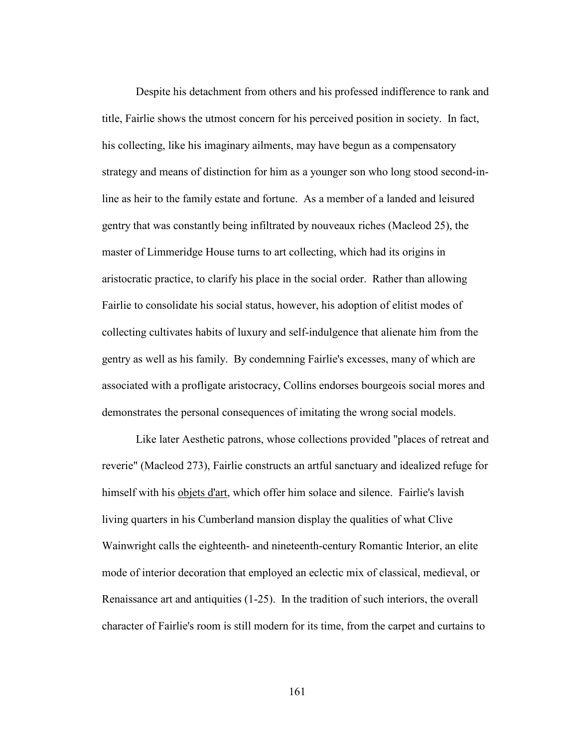Despite his detachment from others and his professed indifference to rank and title, Fairlie shows the utmost concern for his perceived position in society. In fact, his collecting, like his imaginary ailments, may have begun as a compensatory strategy and means of distinction for him as a younger son who long stood second-in-line as heir to the family estate and fortune. As a member of a landed and leisured gentry that was constantly being infiltrated by nouveaux riches (Macleod 25), the master of Limmeridge House turns to art collecting, which had its origins in aristocratic practice, to clarify his place in the social order. Rather than allowing Fairlie to consolidate his social status, however, his adoption of elitist modes of collecting cultivates habits of luxury and self-indulgence that alienate him from the gentry as well as his family. By condemning Fairlie's excesses, many of which are associated with a profligate aristocracy, Collins endorses bourgeois social mores and demonstrates the personal consequences of imitating the wrong social models.

Like later Aesthetic patrons, whose collections provided "places of retreat and reverie" (Macleod 273), Fairlie constructs an artful sanctuary and idealized refuge for himself with his objets d'art, which offer him solace and silence. Fairlie's lavish living quarters in his Cumberland mansion display the qualities of what Clive Wainwright calls the eighteenth- and nineteenth-century Romantic Interior, an elite mode of interior decoration that employed an eclectic mix of classical, medieval, or Renaissance art and antiquities (1-25). In the tradition of such interiors, the overall character of Fairlie's room is still modern for its time, from the carpet and curtains to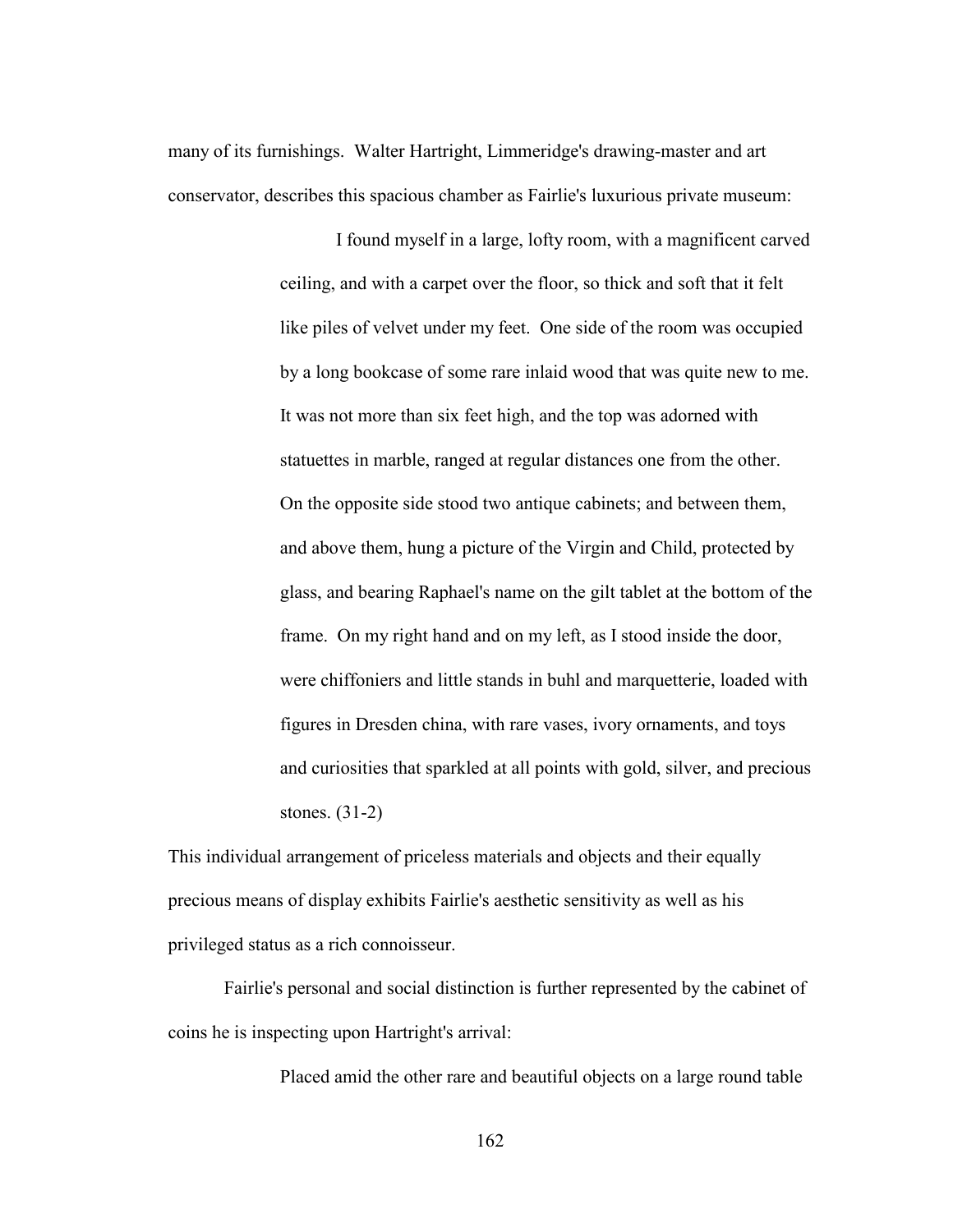many of its furnishings. Walter Hartright, Limmeridge's drawing-master and art conservator, describes this spacious chamber as Fairlie's luxurious private museum:

> I found myself in a large, lofty room, with a magnificent carved ceiling, and with a carpet over the floor, so thick and soft that it felt like piles of velvet under my feet. One side of the room was occupied by a long bookcase of some rare inlaid wood that was quite new to me. It was not more than six feet high, and the top was adorned with statuettes in marble, ranged at regular distances one from the other. On the opposite side stood two antique cabinets; and between them, and above them, hung a picture of the Virgin and Child, protected by glass, and bearing Raphael's name on the gilt tablet at the bottom of the frame. On my right hand and on my left, as I stood inside the door, were chiffoniers and little stands in buhl and marquetterie, loaded with figures in Dresden china, with rare vases, ivory ornaments, and toys and curiosities that sparkled at all points with gold, silver, and precious stones. (31-2)

This individual arrangement of priceless materials and objects and their equally precious means of display exhibits Fairlie's aesthetic sensitivity as well as his privileged status as a rich connoisseur.

Fairlie's personal and social distinction is further represented by the cabinet of coins he is inspecting upon Hartright's arrival:

> Placed amid the other rare and beautiful objects on a large round table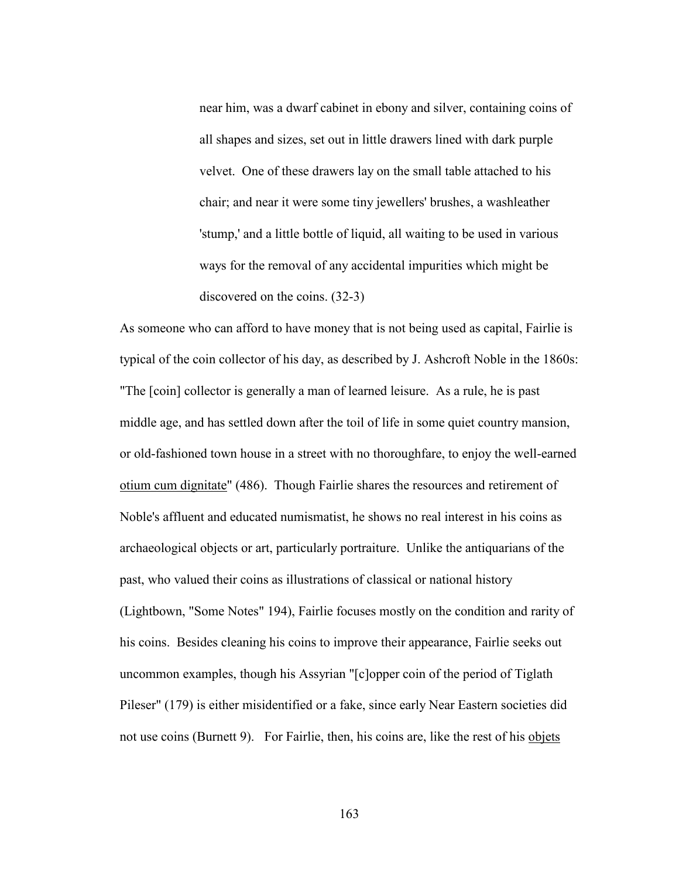> near him, was a dwarf cabinet in ebony and silver, containing coins of all shapes and sizes, set out in little drawers lined with dark purple velvet. One of these drawers lay on the small table attached to his chair; and near it were some tiny jewellers' brushes, a washleather 'stump,' and a little bottle of liquid, all waiting to be used in various ways for the removal of any accidental impurities which might be discovered on the coins. (32-3)

As someone who can afford to have money that is not being used as capital, Fairlie is typical of the coin collector of his day, as described by J. Ashcroft Noble in the 1860s: "The [coin] collector is generally a man of learned leisure. As a rule, he is past middle age, and has settled down after the toil of life in some quiet country mansion, or old-fashioned town house in a street with no thoroughfare, to enjoy the well-earned *otium cum dignitate*" (486). Though Fairlie shares the resources and retirement of Noble's affluent and educated numismatist, he shows no real interest in his coins as archaeological objects or art, particularly portraiture. Unlike the antiquarians of the past, who valued their coins as illustrations of classical or national history (Lightbown, "Some Notes" 194), Fairlie focuses mostly on the condition and rarity of his coins. Besides cleaning his coins to improve their appearance, Fairlie seeks out uncommon examples, though his Assyrian "[c]opper coin of the period of Tiglath Pileser" (179) is either misidentified or a fake, since early Near Eastern societies did not use coins (Burnett 9). For Fairlie, then, his coins are, like the rest of his *objets*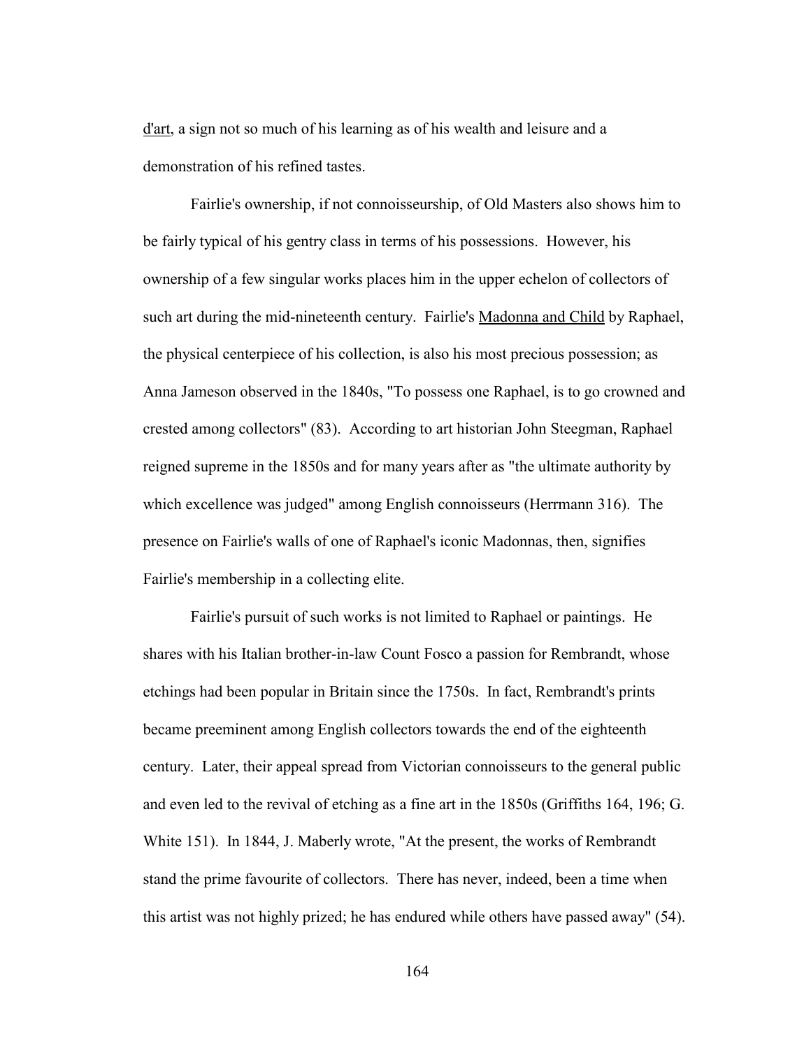d'art, a sign not so much of his learning as of his wealth and leisure and a demonstration of his refined tastes.

Fairlie's ownership, if not connoisseurship, of Old Masters also shows him to be fairly typical of his gentry class in terms of his possessions. However, his ownership of a few singular works places him in the upper echelon of collectors of such art during the mid-nineteenth century. Fairlie's Madonna and Child by Raphael, the physical centerpiece of his collection, is also his most precious possession; as Anna Jameson observed in the 1840s, "To possess one Raphael, is to go crowned and crested among collectors" (83). According to art historian John Steegman, Raphael reigned supreme in the 1850s and for many years after as "the ultimate authority by which excellence was judged" among English connoisseurs (Herrmann 316). The presence on Fairlie's walls of one of Raphael's iconic Madonnas, then, signifies Fairlie's membership in a collecting elite.

Fairlie's pursuit of such works is not limited to Raphael or paintings. He shares with his Italian brother-in-law Count Fosco a passion for Rembrandt, whose etchings had been popular in Britain since the 1750s. In fact, Rembrandt's prints became preeminent among English collectors towards the end of the eighteenth century. Later, their appeal spread from Victorian connoisseurs to the general public and even led to the revival of etching as a fine art in the 1850s (Griffiths 164, 196; G. White 151). In 1844, J. Maberly wrote, "At the present, the works of Rembrandt stand the prime favourite of collectors. There has never, indeed, been a time when this artist was not highly prized; he has endured while others have passed away" (54).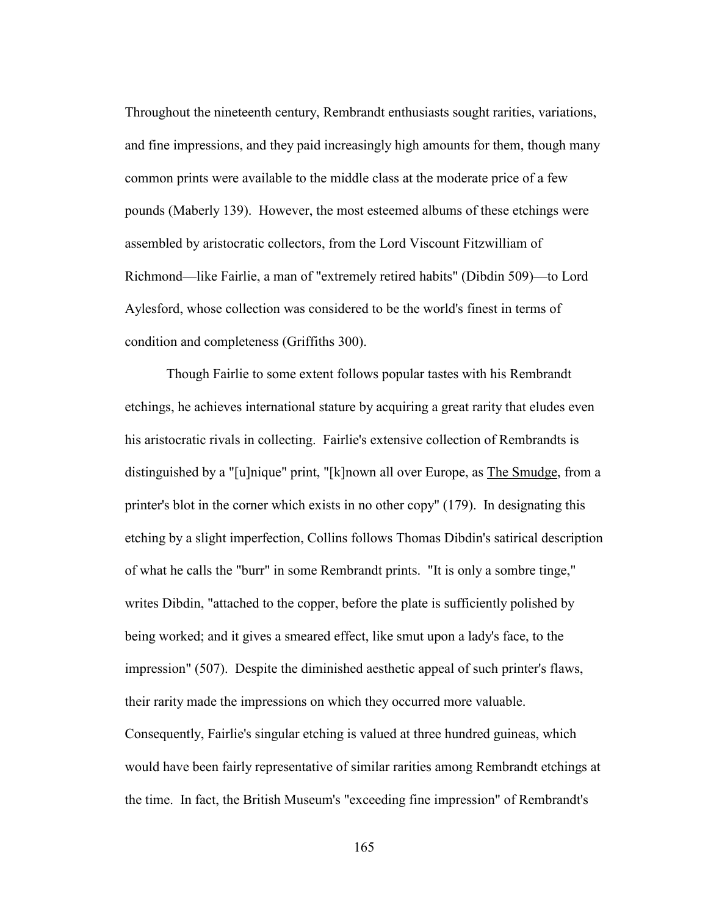Throughout the nineteenth century, Rembrandt enthusiasts sought rarities, variations, and fine impressions, and they paid increasingly high amounts for them, though many common prints were available to the middle class at the moderate price of a few pounds (Maberly 139). However, the most esteemed albums of these etchings were assembled by aristocratic collectors, from the Lord Viscount Fitzwilliam of Richmond—like Fairlie, a man of "extremely retired habits" (Dibdin 509)—to Lord Aylesford, whose collection was considered to be the world's finest in terms of condition and completeness (Griffiths 300).

Though Fairlie to some extent follows popular tastes with his Rembrandt etchings, he achieves international stature by acquiring a great rarity that eludes even his aristocratic rivals in collecting. Fairlie's extensive collection of Rembrandts is distinguished by a "[u]nique" print, "[k]nown all over Europe, as <u>The Smudge</u>, from a printer's blot in the corner which exists in no other copy" (179). In designating this etching by a slight imperfection, Collins follows Thomas Dibdin's satirical description of what he calls the "burr" in some Rembrandt prints. "It is only a sombre tinge," writes Dibdin, "attached to the copper, before the plate is sufficiently polished by being worked; and it gives a smeared effect, like smut upon a lady's face, to the impression" (507). Despite the diminished aesthetic appeal of such printer's flaws, their rarity made the impressions on which they occurred more valuable. Consequently, Fairlie's singular etching is valued at three hundred guineas, which would have been fairly representative of similar rarities among Rembrandt etchings at the time. In fact, the British Museum's "exceeding fine impression" of Rembrandt's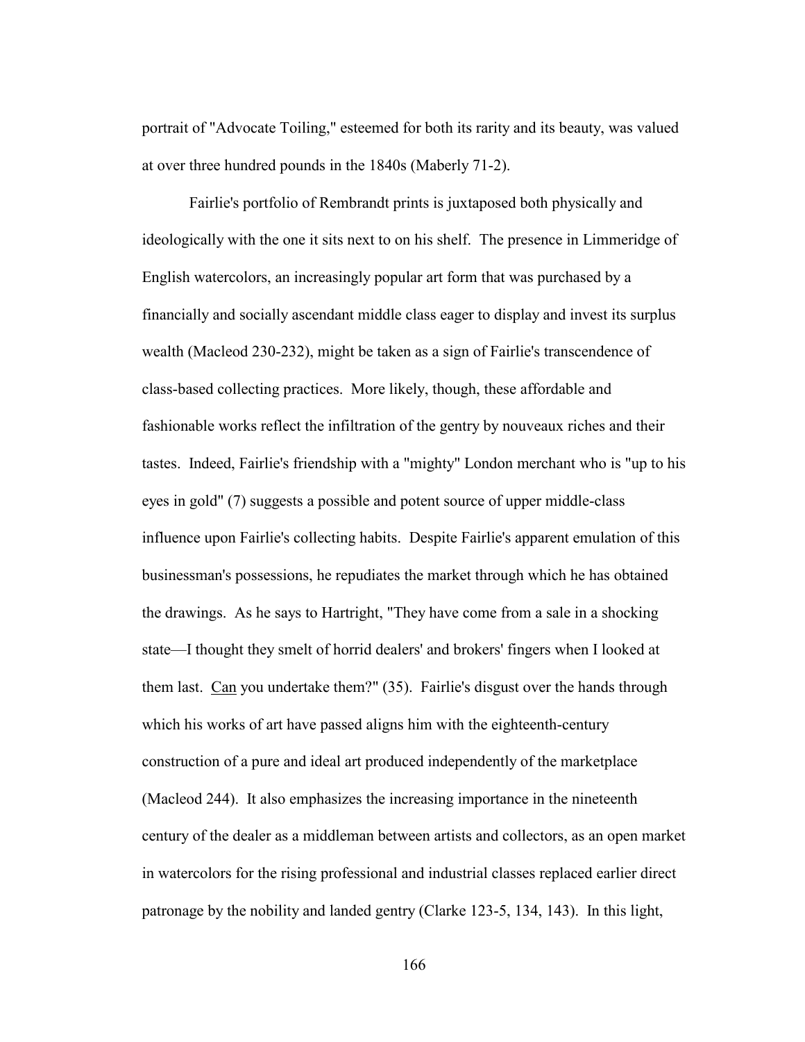portrait of "Advocate Toiling," esteemed for both its rarity and its beauty, was valued at over three hundred pounds in the 1840s (Maberly 71-2).

Fairlie's portfolio of Rembrandt prints is juxtaposed both physically and ideologically with the one it sits next to on his shelf. The presence in Limmeridge of English watercolors, an increasingly popular art form that was purchased by a financially and socially ascendant middle class eager to display and invest its surplus wealth (Macleod 230-232), might be taken as a sign of Fairlie's transcendence of class-based collecting practices. More likely, though, these affordable and fashionable works reflect the infiltration of the gentry by nouveaux riches and their tastes. Indeed, Fairlie's friendship with a "mighty" London merchant who is "up to his eyes in gold" (7) suggests a possible and potent source of upper middle-class influence upon Fairlie's collecting habits. Despite Fairlie's apparent emulation of this businessman's possessions, he repudiates the market through which he has obtained the drawings. As he says to Hartright, "They have come from a sale in a shocking state—I thought they smelt of horrid dealers' and brokers' fingers when I looked at them last. <u>Can</u> you undertake them?" (35). Fairlie's disgust over the hands through which his works of art have passed aligns him with the eighteenth-century construction of a pure and ideal art produced independently of the marketplace (Macleod 244). It also emphasizes the increasing importance in the nineteenth century of the dealer as a middleman between artists and collectors, as an open market in watercolors for the rising professional and industrial classes replaced earlier direct patronage by the nobility and landed gentry (Clarke 123-5, 134, 143). In this light,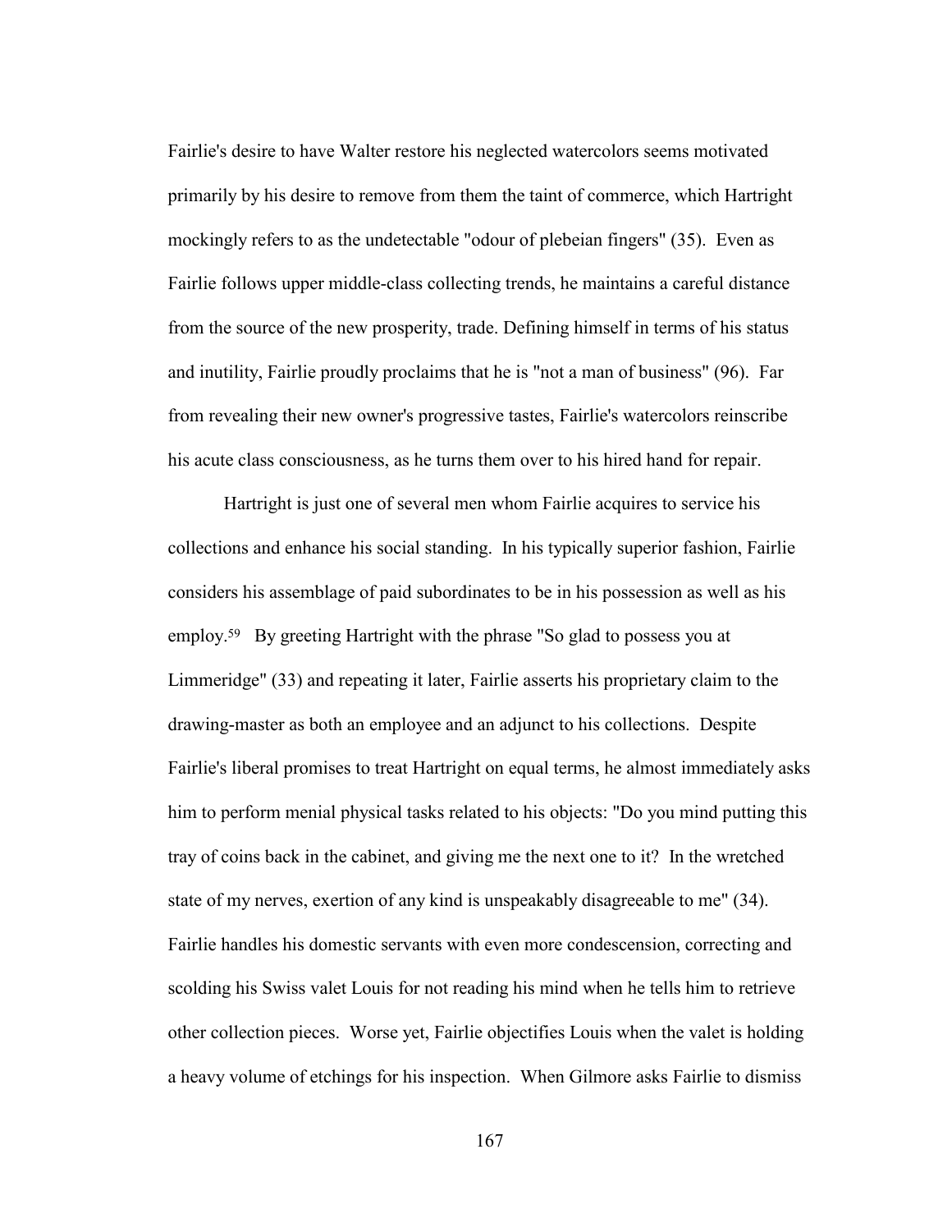Fairlie's desire to have Walter restore his neglected watercolors seems motivated primarily by his desire to remove from them the taint of commerce, which Hartright mockingly refers to as the undetectable "odour of plebeian fingers" (35). Even as Fairlie follows upper middle-class collecting trends, he maintains a careful distance from the source of the new prosperity, trade. Defining himself in terms of his status and inutility, Fairlie proudly proclaims that he is "not a man of business" (96). Far from revealing their new owner's progressive tastes, Fairlie's watercolors reinscribe his acute class consciousness, as he turns them over to his hired hand for repair.

Hartright is just one of several men whom Fairlie acquires to service his collections and enhance his social standing. In his typically superior fashion, Fairlie considers his assemblage of paid subordinates to be in his possession as well as his employ.[59] By greeting Hartright with the phrase "So glad to possess you at Limmeridge" (33) and repeating it later, Fairlie asserts his proprietary claim to the drawing-master as both an employee and an adjunct to his collections. Despite Fairlie's liberal promises to treat Hartright on equal terms, he almost immediately asks him to perform menial physical tasks related to his objects: "Do you mind putting this tray of coins back in the cabinet, and giving me the next one to it? In the wretched state of my nerves, exertion of any kind is unspeakably disagreeable to me" (34). Fairlie handles his domestic servants with even more condescension, correcting and scolding his Swiss valet Louis for not reading his mind when he tells him to retrieve other collection pieces. Worse yet, Fairlie objectifies Louis when the valet is holding a heavy volume of etchings for his inspection. When Gilmore asks Fairlie to dismiss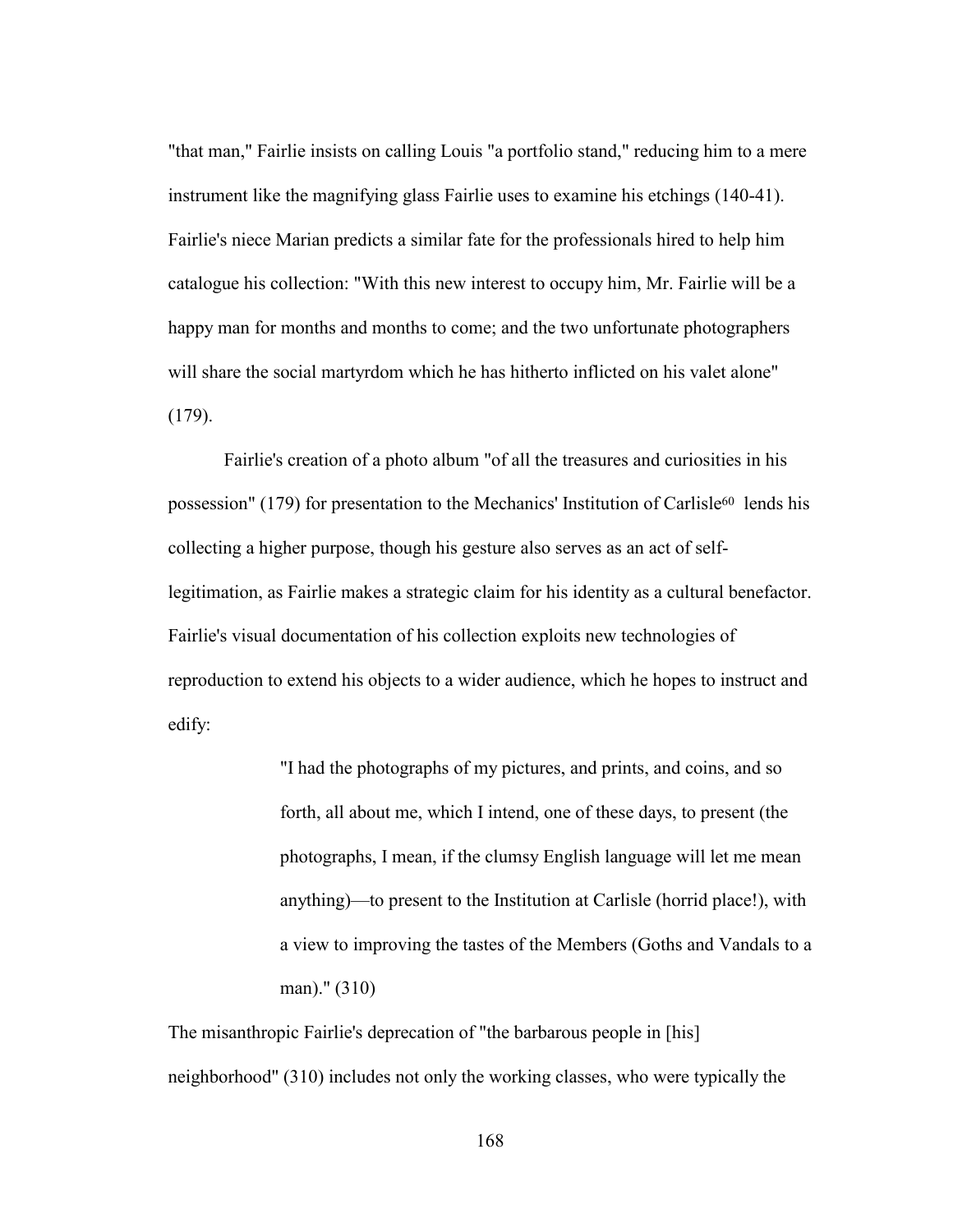"that man," Fairlie insists on calling Louis "a portfolio stand," reducing him to a mere instrument like the magnifying glass Fairlie uses to examine his etchings (140-41). Fairlie's niece Marian predicts a similar fate for the professionals hired to help him catalogue his collection: "With this new interest to occupy him, Mr. Fairlie will be a happy man for months and months to come; and the two unfortunate photographers will share the social martyrdom which he has hitherto inflicted on his valet alone" (179).

Fairlie's creation of a photo album "of all the treasures and curiosities in his possession" (179) for presentation to the Mechanics' Institution of Carlisle[60] lends his collecting a higher purpose, though his gesture also serves as an act of self-legitimation, as Fairlie makes a strategic claim for his identity as a cultural benefactor. Fairlie's visual documentation of his collection exploits new technologies of reproduction to extend his objects to a wider audience, which he hopes to instruct and edify:

> "I had the photographs of my pictures, and prints, and coins, and so forth, all about me, which I intend, one of these days, to present (the photographs, I mean, if the clumsy English language will let me mean anything)—to present to the Institution at Carlisle (horrid place!), with a view to improving the tastes of the Members (Goths and Vandals to a man)." (310)

The misanthropic Fairlie's deprecation of "the barbarous people in [his] neighborhood" (310) includes not only the working classes, who were typically the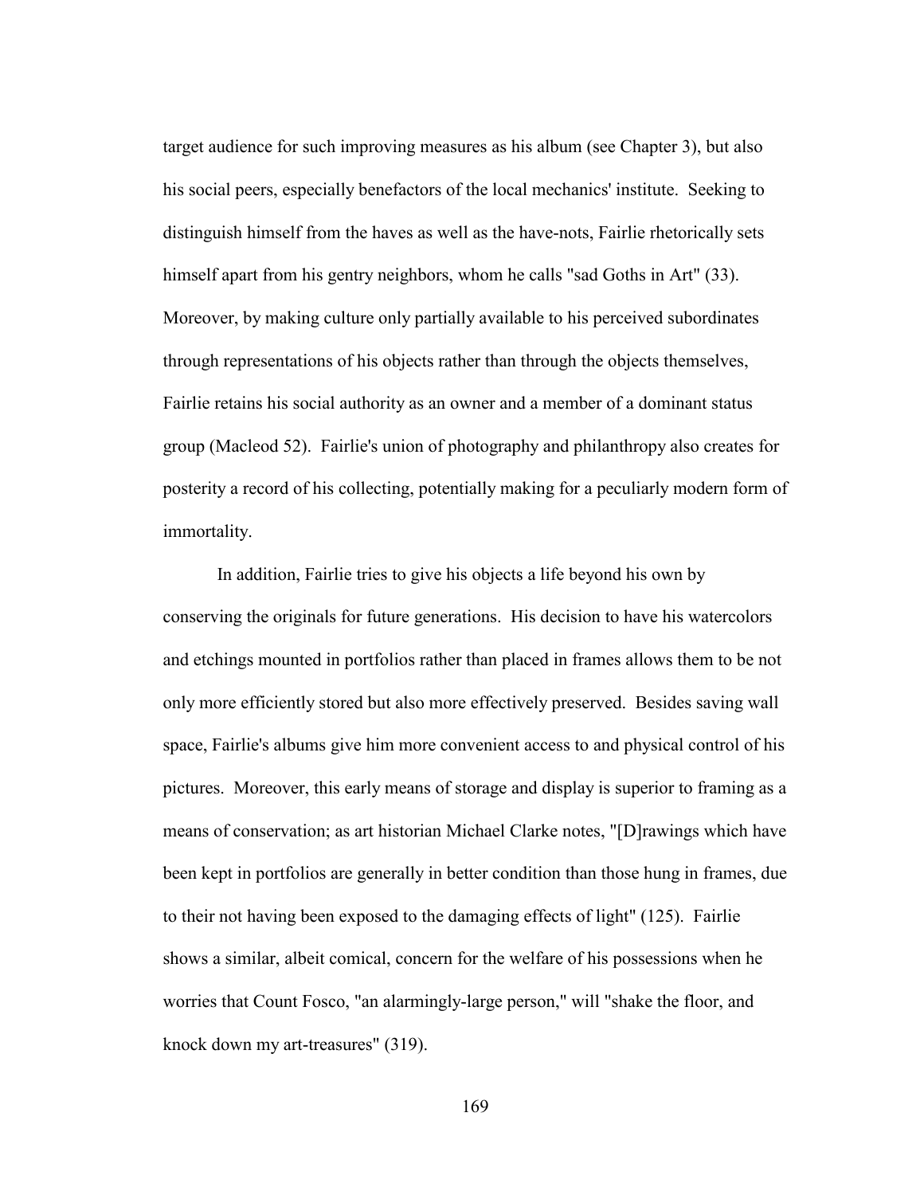target audience for such improving measures as his album (see Chapter 3), but also his social peers, especially benefactors of the local mechanics' institute. Seeking to distinguish himself from the haves as well as the have-nots, Fairlie rhetorically sets himself apart from his gentry neighbors, whom he calls "sad Goths in Art" (33). Moreover, by making culture only partially available to his perceived subordinates through representations of his objects rather than through the objects themselves, Fairlie retains his social authority as an owner and a member of a dominant status group (Macleod 52). Fairlie's union of photography and philanthropy also creates for posterity a record of his collecting, potentially making for a peculiarly modern form of immortality.

In addition, Fairlie tries to give his objects a life beyond his own by conserving the originals for future generations. His decision to have his watercolors and etchings mounted in portfolios rather than placed in frames allows them to be not only more efficiently stored but also more effectively preserved. Besides saving wall space, Fairlie's albums give him more convenient access to and physical control of his pictures. Moreover, this early means of storage and display is superior to framing as a means of conservation; as art historian Michael Clarke notes, "[D]rawings which have been kept in portfolios are generally in better condition than those hung in frames, due to their not having been exposed to the damaging effects of light" (125). Fairlie shows a similar, albeit comical, concern for the welfare of his possessions when he worries that Count Fosco, "an alarmingly-large person," will "shake the floor, and knock down my art-treasures" (319).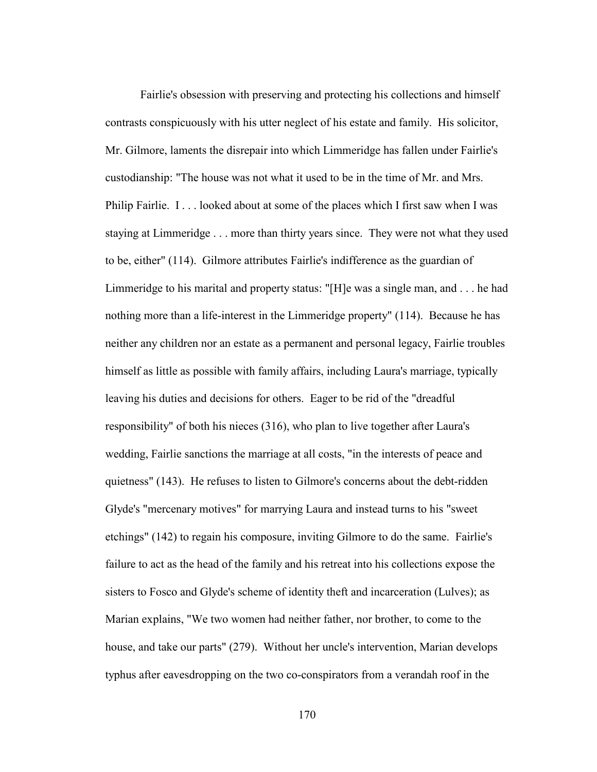Fairlie's obsession with preserving and protecting his collections and himself contrasts conspicuously with his utter neglect of his estate and family. His solicitor, Mr. Gilmore, laments the disrepair into which Limmeridge has fallen under Fairlie's custodianship: "The house was not what it used to be in the time of Mr. and Mrs. Philip Fairlie. I . . . looked about at some of the places which I first saw when I was staying at Limmeridge . . . more than thirty years since. They were not what they used to be, either" (114). Gilmore attributes Fairlie's indifference as the guardian of Limmeridge to his marital and property status: "[H]e was a single man, and . . . he had nothing more than a life-interest in the Limmeridge property" (114). Because he has neither any children nor an estate as a permanent and personal legacy, Fairlie troubles himself as little as possible with family affairs, including Laura's marriage, typically leaving his duties and decisions for others. Eager to be rid of the "dreadful responsibility" of both his nieces (316), who plan to live together after Laura's wedding, Fairlie sanctions the marriage at all costs, "in the interests of peace and quietness" (143). He refuses to listen to Gilmore's concerns about the debt-ridden Glyde's "mercenary motives" for marrying Laura and instead turns to his "sweet etchings" (142) to regain his composure, inviting Gilmore to do the same. Fairlie's failure to act as the head of the family and his retreat into his collections expose the sisters to Fosco and Glyde's scheme of identity theft and incarceration (Lulves); as Marian explains, "We two women had neither father, nor brother, to come to the house, and take our parts" (279). Without her uncle's intervention, Marian develops typhus after eavesdropping on the two co-conspirators from a verandah roof in the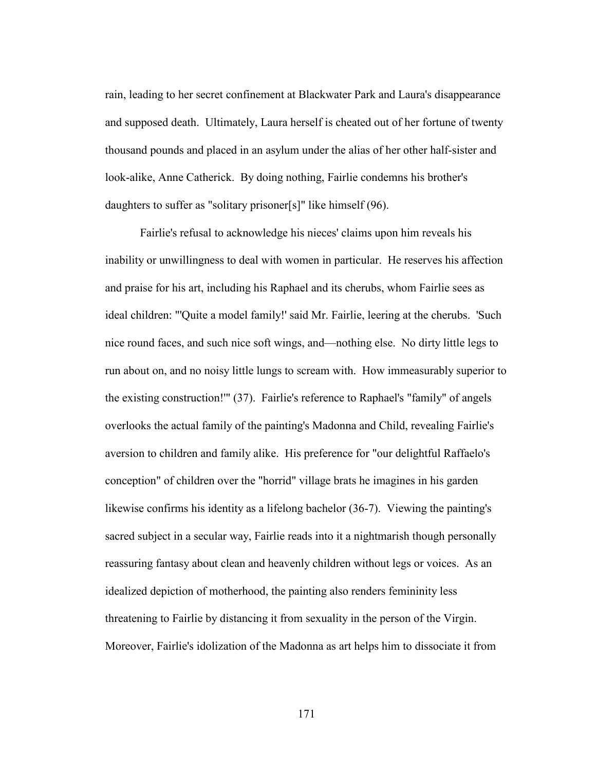rain, leading to her secret confinement at Blackwater Park and Laura's disappearance and supposed death. Ultimately, Laura herself is cheated out of her fortune of twenty thousand pounds and placed in an asylum under the alias of her other half-sister and look-alike, Anne Catherick. By doing nothing, Fairlie condemns his brother's daughters to suffer as "solitary prisoner[s]" like himself (96).

Fairlie's refusal to acknowledge his nieces' claims upon him reveals his inability or unwillingness to deal with women in particular. He reserves his affection and praise for his art, including his Raphael and its cherubs, whom Fairlie sees as ideal children: "'Quite a model family!' said Mr. Fairlie, leering at the cherubs. 'Such nice round faces, and such nice soft wings, and—nothing else. No dirty little legs to run about on, and no noisy little lungs to scream with. How immeasurably superior to the existing construction!'" (37). Fairlie's reference to Raphael's "family" of angels overlooks the actual family of the painting's Madonna and Child, revealing Fairlie's aversion to children and family alike. His preference for "our delightful Raffaelo's conception" of children over the "horrid" village brats he imagines in his garden likewise confirms his identity as a lifelong bachelor (36-7). Viewing the painting's sacred subject in a secular way, Fairlie reads into it a nightmarish though personally reassuring fantasy about clean and heavenly children without legs or voices. As an idealized depiction of motherhood, the painting also renders femininity less threatening to Fairlie by distancing it from sexuality in the person of the Virgin. Moreover, Fairlie's idolization of the Madonna as art helps him to dissociate it from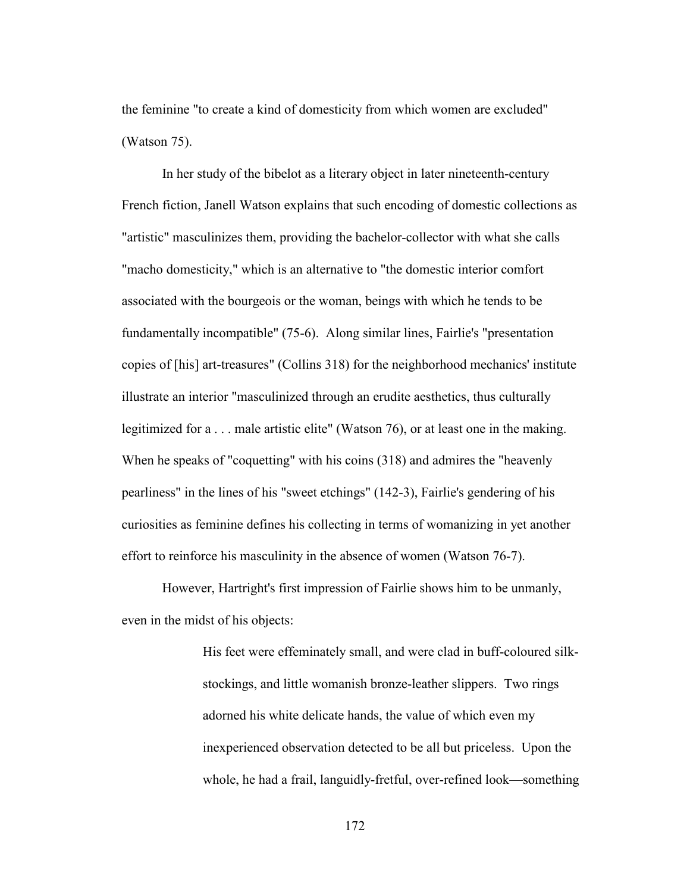the feminine "to create a kind of domesticity from which women are excluded" (Watson 75).

In her study of the bibelot as a literary object in later nineteenth-century French fiction, Janell Watson explains that such encoding of domestic collections as "artistic" masculinizes them, providing the bachelor-collector with what she calls "macho domesticity," which is an alternative to "the domestic interior comfort associated with the bourgeois or the woman, beings with which he tends to be fundamentally incompatible" (75-6). Along similar lines, Fairlie's "presentation copies of [his] art-treasures" (Collins 318) for the neighborhood mechanics' institute illustrate an interior "masculinized through an erudite aesthetics, thus culturally legitimized for a . . . male artistic elite" (Watson 76), or at least one in the making. When he speaks of "coquetting" with his coins (318) and admires the "heavenly pearliness" in the lines of his "sweet etchings" (142-3), Fairlie's gendering of his curiosities as feminine defines his collecting in terms of womanizing in yet another effort to reinforce his masculinity in the absence of women (Watson 76-7).

However, Hartright's first impression of Fairlie shows him to be unmanly, even in the midst of his objects:

> His feet were effeminately small, and were clad in buff-coloured silk-stockings, and little womanish bronze-leather slippers. Two rings adorned his white delicate hands, the value of which even my inexperienced observation detected to be all but priceless. Upon the whole, he had a frail, languidly-fretful, over-refined look—something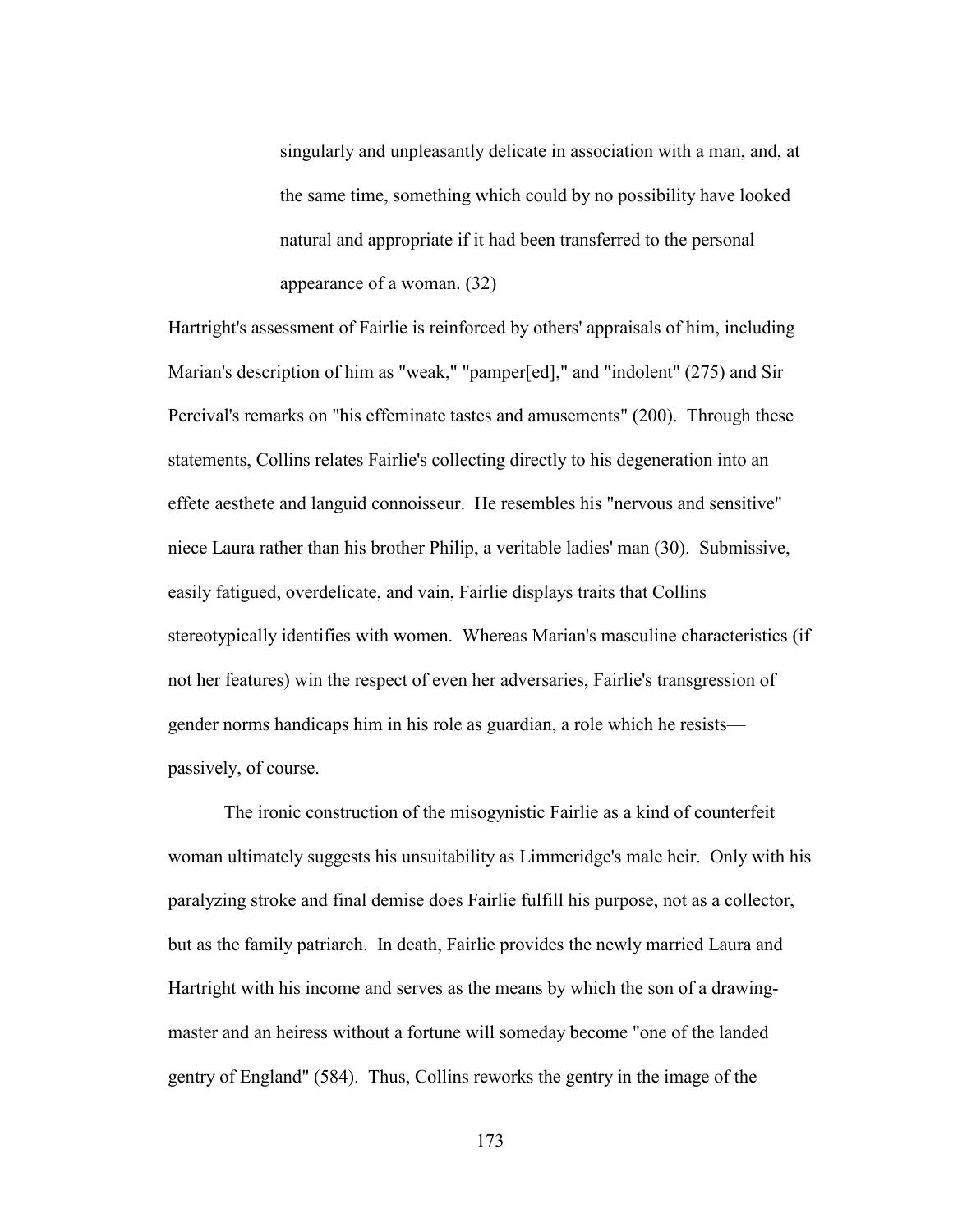> singularly and unpleasantly delicate in association with a man, and, at the same time, something which could by no possibility have looked natural and appropriate if it had been transferred to the personal appearance of a woman. (32)

Hartright's assessment of Fairlie is reinforced by others' appraisals of him, including Marian's description of him as "weak," "pamper[ed]," and "indolent" (275) and Sir Percival's remarks on "his effeminate tastes and amusements" (200). Through these statements, Collins relates Fairlie's collecting directly to his degeneration into an effete aesthete and languid connoisseur. He resembles his "nervous and sensitive" niece Laura rather than his brother Philip, a veritable ladies' man (30). Submissive, easily fatigued, overdelicate, and vain, Fairlie displays traits that Collins stereotypically identifies with women. Whereas Marian's masculine characteristics (if not her features) win the respect of even her adversaries, Fairlie's transgression of gender norms handicaps him in his role as guardian, a role which he resists—passively, of course.

The ironic construction of the misogynistic Fairlie as a kind of counterfeit woman ultimately suggests his unsuitability as Limmeridge's male heir. Only with his paralyzing stroke and final demise does Fairlie fulfill his purpose, not as a collector, but as the family patriarch. In death, Fairlie provides the newly married Laura and Hartright with his income and serves as the means by which the son of a drawing-master and an heiress without a fortune will someday become "one of the landed gentry of England" (584). Thus, Collins reworks the gentry in the image of the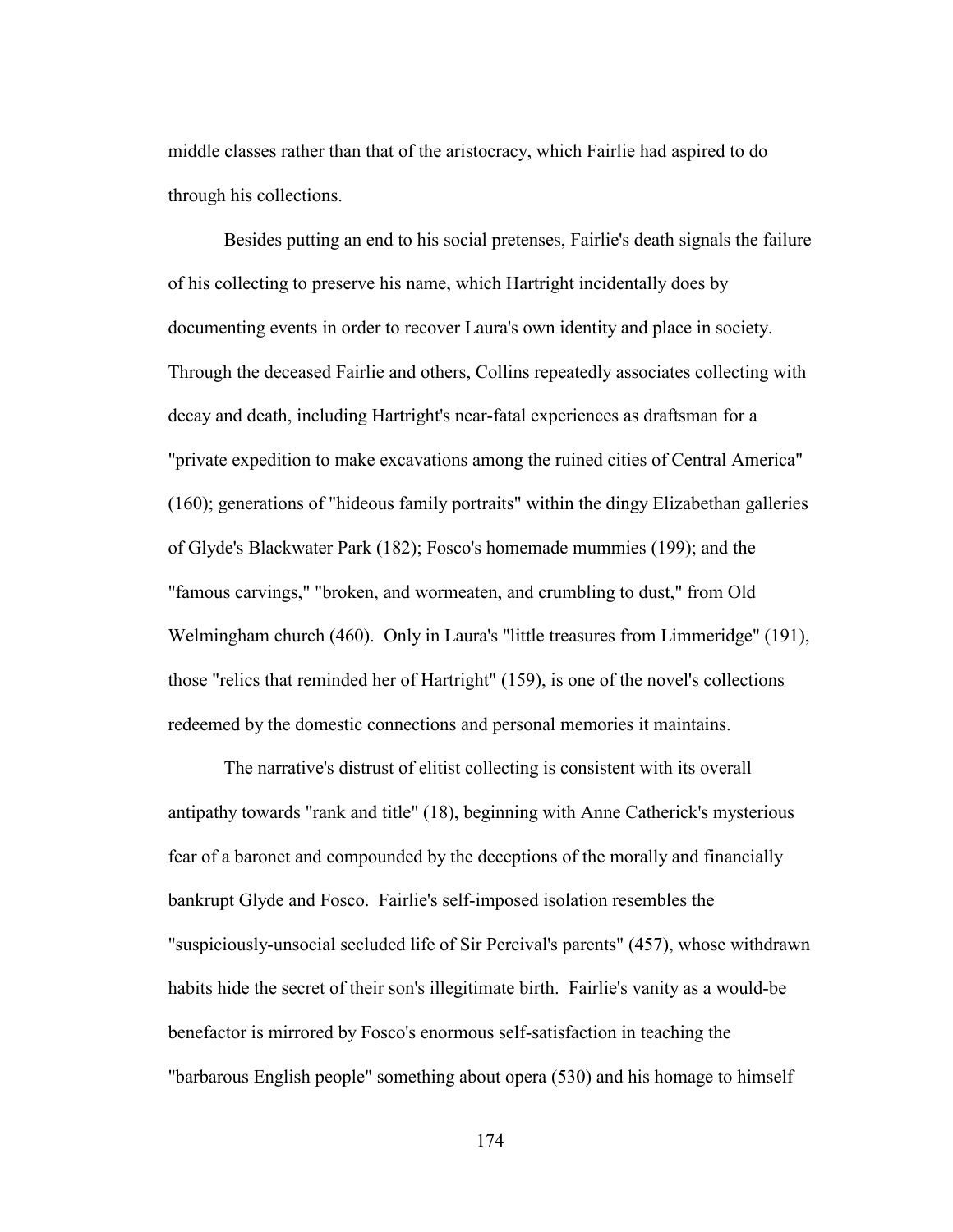middle classes rather than that of the aristocracy, which Fairlie had aspired to do through his collections.

Besides putting an end to his social pretenses, Fairlie's death signals the failure of his collecting to preserve his name, which Hartright incidentally does by documenting events in order to recover Laura's own identity and place in society. Through the deceased Fairlie and others, Collins repeatedly associates collecting with decay and death, including Hartright's near-fatal experiences as draftsman for a "private expedition to make excavations among the ruined cities of Central America" (160); generations of "hideous family portraits" within the dingy Elizabethan galleries of Glyde's Blackwater Park (182); Fosco's homemade mummies (199); and the "famous carvings," "broken, and wormeaten, and crumbling to dust," from Old Welmingham church (460). Only in Laura's "little treasures from Limmeridge" (191), those "relics that reminded her of Hartright" (159), is one of the novel's collections redeemed by the domestic connections and personal memories it maintains.

The narrative's distrust of elitist collecting is consistent with its overall antipathy towards "rank and title" (18), beginning with Anne Catherick's mysterious fear of a baronet and compounded by the deceptions of the morally and financially bankrupt Glyde and Fosco. Fairlie's self-imposed isolation resembles the "suspiciously-unsocial secluded life of Sir Percival's parents" (457), whose withdrawn habits hide the secret of their son's illegitimate birth. Fairlie's vanity as a would-be benefactor is mirrored by Fosco's enormous self-satisfaction in teaching the "barbarous English people" something about opera (530) and his homage to himself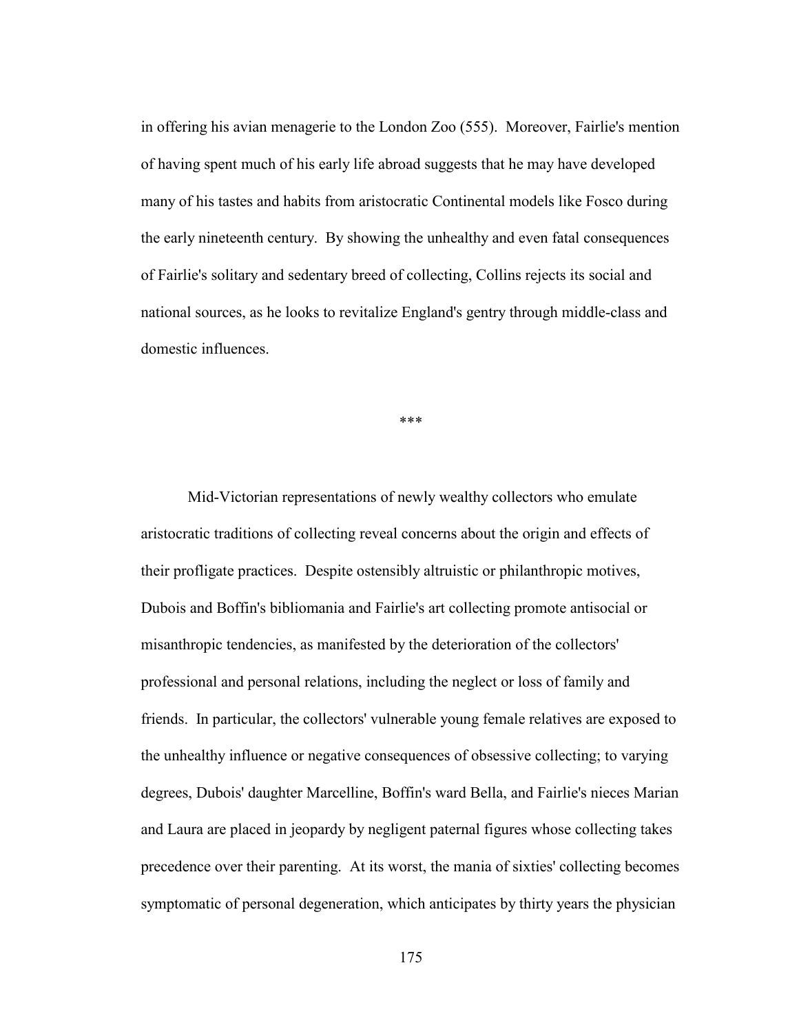in offering his avian menagerie to the London Zoo (555). Moreover, Fairlie's mention of having spent much of his early life abroad suggests that he may have developed many of his tastes and habits from aristocratic Continental models like Fosco during the early nineteenth century. By showing the unhealthy and even fatal consequences of Fairlie's solitary and sedentary breed of collecting, Collins rejects its social and national sources, as he looks to revitalize England's gentry through middle-class and domestic influences.

***

Mid-Victorian representations of newly wealthy collectors who emulate aristocratic traditions of collecting reveal concerns about the origin and effects of their profligate practices. Despite ostensibly altruistic or philanthropic motives, Dubois and Boffin's bibliomania and Fairlie's art collecting promote antisocial or misanthropic tendencies, as manifested by the deterioration of the collectors' professional and personal relations, including the neglect or loss of family and friends. In particular, the collectors' vulnerable young female relatives are exposed to the unhealthy influence or negative consequences of obsessive collecting; to varying degrees, Dubois' daughter Marcelline, Boffin's ward Bella, and Fairlie's nieces Marian and Laura are placed in jeopardy by negligent paternal figures whose collecting takes precedence over their parenting. At its worst, the mania of sixties' collecting becomes symptomatic of personal degeneration, which anticipates by thirty years the physician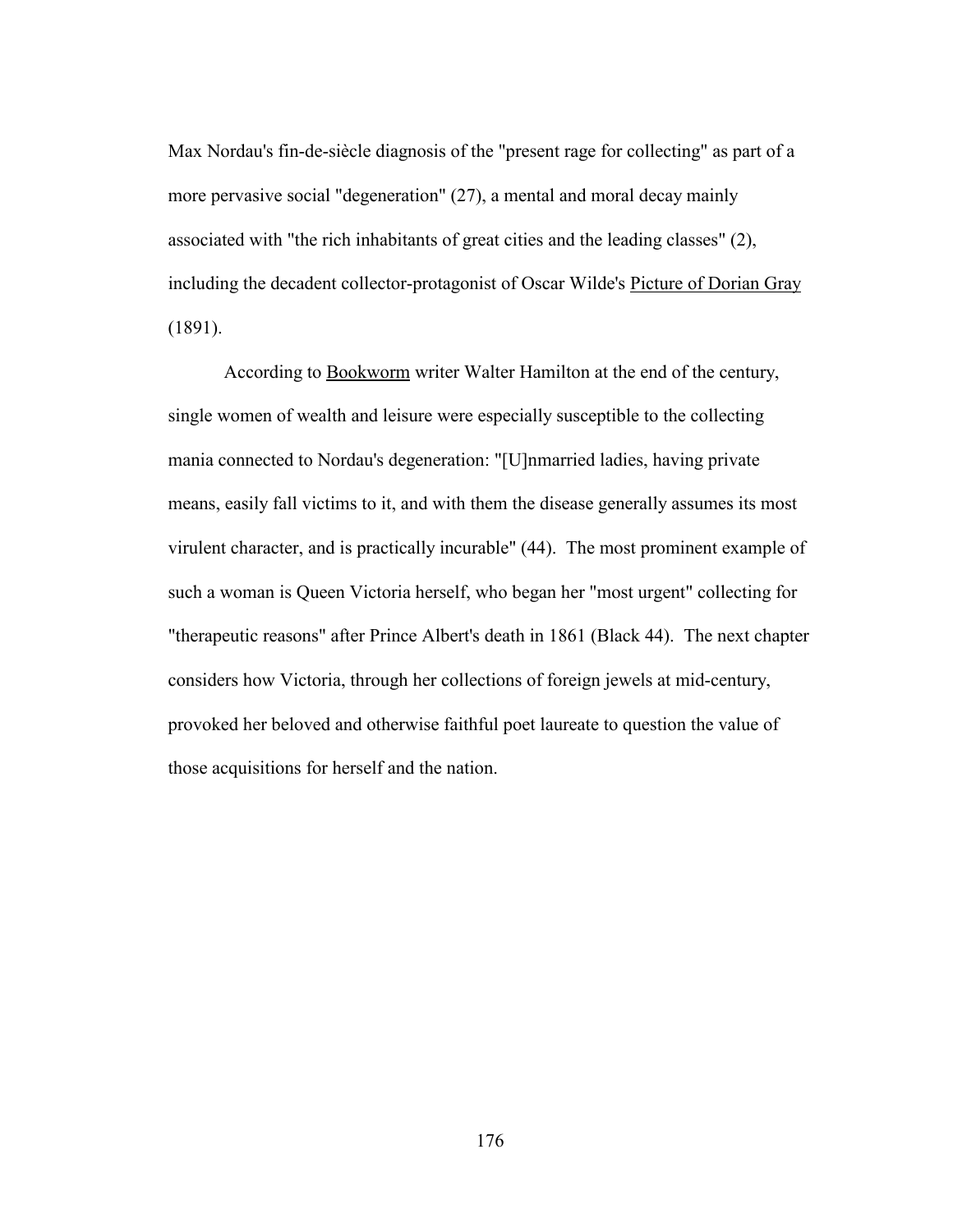Max Nordau's fin-de-siècle diagnosis of the "present rage for collecting" as part of a more pervasive social "degeneration" (27), a mental and moral decay mainly associated with "the rich inhabitants of great cities and the leading classes" (2), including the decadent collector-protagonist of Oscar Wilde's Picture of Dorian Gray (1891).

According to Bookworm writer Walter Hamilton at the end of the century, single women of wealth and leisure were especially susceptible to the collecting mania connected to Nordau's degeneration: "[U]nmarried ladies, having private means, easily fall victims to it, and with them the disease generally assumes its most virulent character, and is practically incurable" (44). The most prominent example of such a woman is Queen Victoria herself, who began her "most urgent" collecting for "therapeutic reasons" after Prince Albert's death in 1861 (Black 44). The next chapter considers how Victoria, through her collections of foreign jewels at mid-century, provoked her beloved and otherwise faithful poet laureate to question the value of those acquisitions for herself and the nation.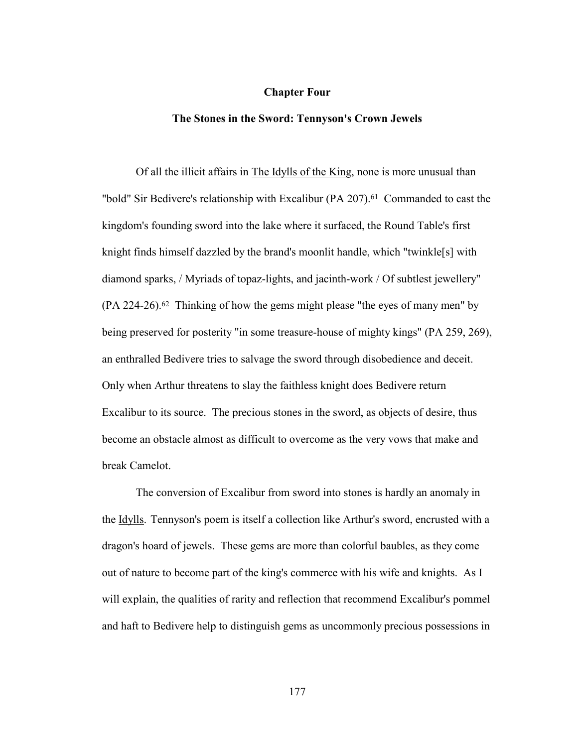# Chapter Four

## The Stones in the Sword: Tennyson's Crown Jewels

Of all the illicit affairs in The Idylls of the King, none is more unusual than "bold" Sir Bedivere's relationship with Excalibur (PA 207).[61] Commanded to cast the kingdom's founding sword into the lake where it surfaced, the Round Table's first knight finds himself dazzled by the brand's moonlit handle, which "twinkle[s] with diamond sparks, / Myriads of topaz-lights, and jacinth-work / Of subtlest jewellery" (PA 224-26).[62] Thinking of how the gems might please "the eyes of many men" by being preserved for posterity "in some treasure-house of mighty kings" (PA 259, 269), an enthralled Bedivere tries to salvage the sword through disobedience and deceit. Only when Arthur threatens to slay the faithless knight does Bedivere return Excalibur to its source. The precious stones in the sword, as objects of desire, thus become an obstacle almost as difficult to overcome as the very vows that make and break Camelot.

The conversion of Excalibur from sword into stones is hardly an anomaly in the Idylls. Tennyson's poem is itself a collection like Arthur's sword, encrusted with a dragon's hoard of jewels. These gems are more than colorful baubles, as they come out of nature to become part of the king's commerce with his wife and knights. As I will explain, the qualities of rarity and reflection that recommend Excalibur's pommel and haft to Bedivere help to distinguish gems as uncommonly precious possessions in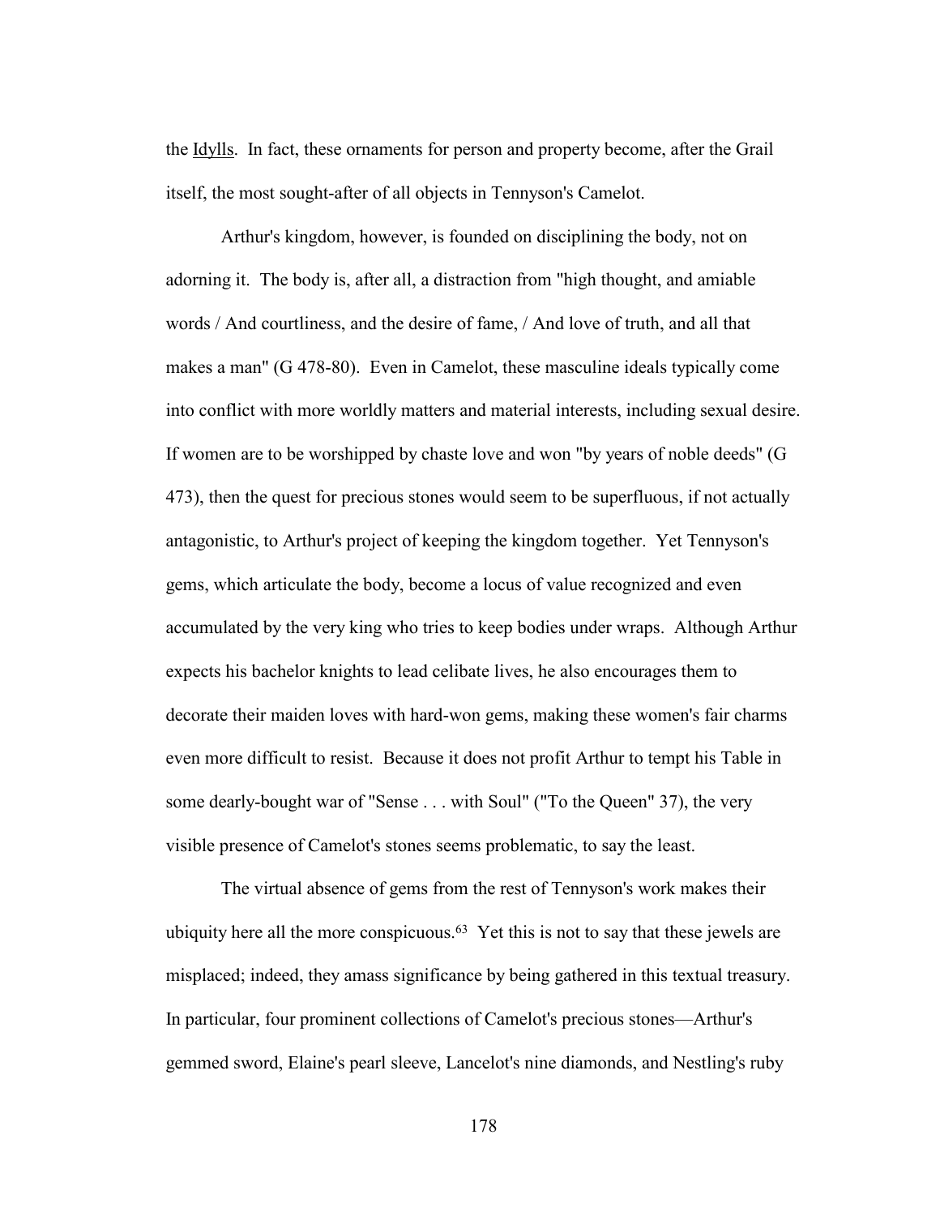the Idylls. In fact, these ornaments for person and property become, after the Grail itself, the most sought-after of all objects in Tennyson's Camelot.

Arthur's kingdom, however, is founded on disciplining the body, not on adorning it. The body is, after all, a distraction from "high thought, and amiable words / And courtliness, and the desire of fame, / And love of truth, and all that makes a man" (G 478-80). Even in Camelot, these masculine ideals typically come into conflict with more worldly matters and material interests, including sexual desire. If women are to be worshipped by chaste love and won "by years of noble deeds" (G 473), then the quest for precious stones would seem to be superfluous, if not actually antagonistic, to Arthur's project of keeping the kingdom together. Yet Tennyson's gems, which articulate the body, become a locus of value recognized and even accumulated by the very king who tries to keep bodies under wraps. Although Arthur expects his bachelor knights to lead celibate lives, he also encourages them to decorate their maiden loves with hard-won gems, making these women's fair charms even more difficult to resist. Because it does not profit Arthur to tempt his Table in some dearly-bought war of "Sense . . . with Soul" ("To the Queen" 37), the very visible presence of Camelot's stones seems problematic, to say the least.

The virtual absence of gems from the rest of Tennyson's work makes their ubiquity here all the more conspicuous.[63] Yet this is not to say that these jewels are misplaced; indeed, they amass significance by being gathered in this textual treasury. In particular, four prominent collections of Camelot's precious stones—Arthur's gemmed sword, Elaine's pearl sleeve, Lancelot's nine diamonds, and Nestling's ruby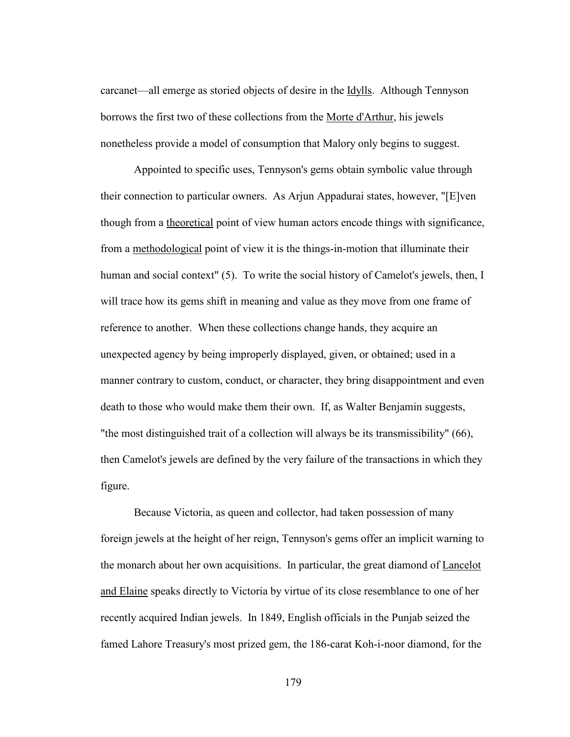carcanet—all emerge as storied objects of desire in the Idylls. Although Tennyson borrows the first two of these collections from the Morte d'Arthur, his jewels nonetheless provide a model of consumption that Malory only begins to suggest.

Appointed to specific uses, Tennyson's gems obtain symbolic value through their connection to particular owners. As Arjun Appadurai states, however, "[E]ven though from a theoretical point of view human actors encode things with significance, from a methodological point of view it is the things-in-motion that illuminate their human and social context" (5). To write the social history of Camelot's jewels, then, I will trace how its gems shift in meaning and value as they move from one frame of reference to another. When these collections change hands, they acquire an unexpected agency by being improperly displayed, given, or obtained; used in a manner contrary to custom, conduct, or character, they bring disappointment and even death to those who would make them their own. If, as Walter Benjamin suggests, "the most distinguished trait of a collection will always be its transmissibility" (66), then Camelot's jewels are defined by the very failure of the transactions in which they figure.

Because Victoria, as queen and collector, had taken possession of many foreign jewels at the height of her reign, Tennyson's gems offer an implicit warning to the monarch about her own acquisitions. In particular, the great diamond of Lancelot and Elaine speaks directly to Victoria by virtue of its close resemblance to one of her recently acquired Indian jewels. In 1849, English officials in the Punjab seized the famed Lahore Treasury's most prized gem, the 186-carat Koh-i-noor diamond, for the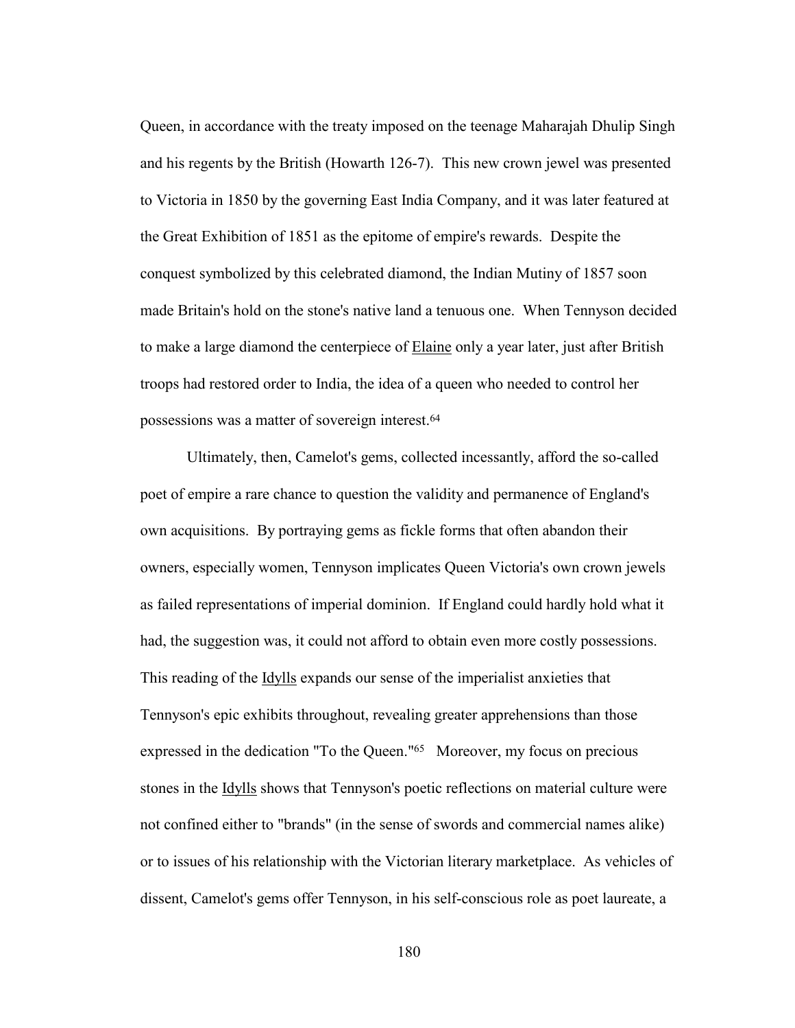Queen, in accordance with the treaty imposed on the teenage Maharajah Dhulip Singh and his regents by the British (Howarth 126-7). This new crown jewel was presented to Victoria in 1850 by the governing East India Company, and it was later featured at the Great Exhibition of 1851 as the epitome of empire's rewards. Despite the conquest symbolized by this celebrated diamond, the Indian Mutiny of 1857 soon made Britain's hold on the stone's native land a tenuous one. When Tennyson decided to make a large diamond the centerpiece of Elaine only a year later, just after British troops had restored order to India, the idea of a queen who needed to control her possessions was a matter of sovereign interest.[64]

Ultimately, then, Camelot's gems, collected incessantly, afford the so-called poet of empire a rare chance to question the validity and permanence of England's own acquisitions. By portraying gems as fickle forms that often abandon their owners, especially women, Tennyson implicates Queen Victoria's own crown jewels as failed representations of imperial dominion. If England could hardly hold what it had, the suggestion was, it could not afford to obtain even more costly possessions. This reading of the Idylls expands our sense of the imperialist anxieties that Tennyson's epic exhibits throughout, revealing greater apprehensions than those expressed in the dedication "To the Queen."[65] Moreover, my focus on precious stones in the Idylls shows that Tennyson's poetic reflections on material culture were not confined either to "brands" (in the sense of swords and commercial names alike) or to issues of his relationship with the Victorian literary marketplace. As vehicles of dissent, Camelot's gems offer Tennyson, in his self-conscious role as poet laureate, a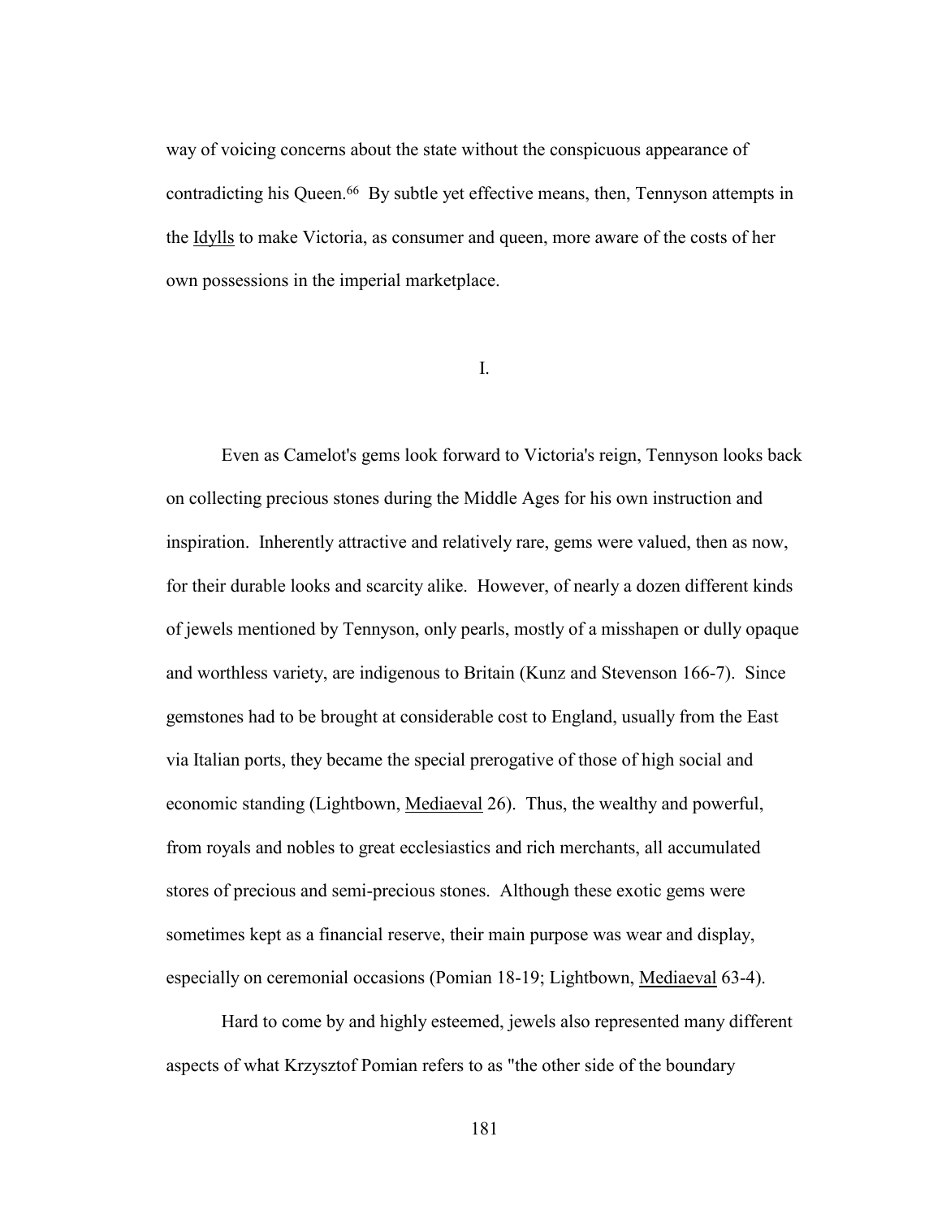way of voicing concerns about the state without the conspicuous appearance of contradicting his Queen.[66] By subtle yet effective means, then, Tennyson attempts in the Idylls to make Victoria, as consumer and queen, more aware of the costs of her own possessions in the imperial marketplace.

## I.

Even as Camelot's gems look forward to Victoria's reign, Tennyson looks back on collecting precious stones during the Middle Ages for his own instruction and inspiration. Inherently attractive and relatively rare, gems were valued, then as now, for their durable looks and scarcity alike. However, of nearly a dozen different kinds of jewels mentioned by Tennyson, only pearls, mostly of a misshapen or dully opaque and worthless variety, are indigenous to Britain (Kunz and Stevenson 166-7). Since gemstones had to be brought at considerable cost to England, usually from the East via Italian ports, they became the special prerogative of those of high social and economic standing (Lightbown, Mediaeval 26). Thus, the wealthy and powerful, from royals and nobles to great ecclesiastics and rich merchants, all accumulated stores of precious and semi-precious stones. Although these exotic gems were sometimes kept as a financial reserve, their main purpose was wear and display, especially on ceremonial occasions (Pomian 18-19; Lightbown, Mediaeval 63-4).

Hard to come by and highly esteemed, jewels also represented many different aspects of what Krzysztof Pomian refers to as "the other side of the boundary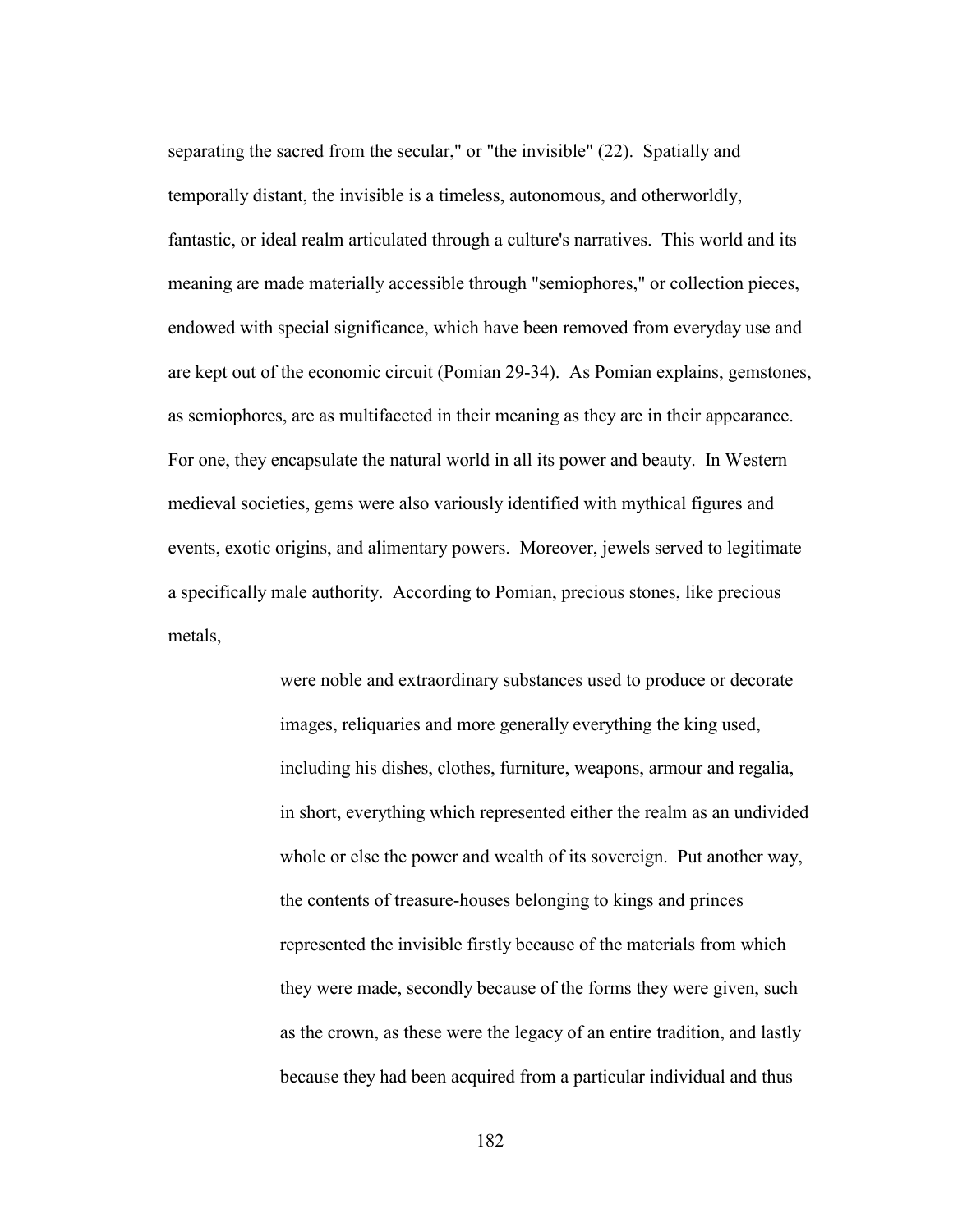separating the sacred from the secular," or "the invisible" (22). Spatially and temporally distant, the invisible is a timeless, autonomous, and otherworldly, fantastic, or ideal realm articulated through a culture's narratives. This world and its meaning are made materially accessible through "semiophores," or collection pieces, endowed with special significance, which have been removed from everyday use and are kept out of the economic circuit (Pomian 29-34). As Pomian explains, gemstones, as semiophores, are as multifaceted in their meaning as they are in their appearance. For one, they encapsulate the natural world in all its power and beauty. In Western medieval societies, gems were also variously identified with mythical figures and events, exotic origins, and alimentary powers. Moreover, jewels served to legitimate a specifically male authority. According to Pomian, precious stones, like precious metals,

> were noble and extraordinary substances used to produce or decorate images, reliquaries and more generally everything the king used, including his dishes, clothes, furniture, weapons, armour and regalia, in short, everything which represented either the realm as an undivided whole or else the power and wealth of its sovereign. Put another way, the contents of treasure-houses belonging to kings and princes represented the invisible firstly because of the materials from which they were made, secondly because of the forms they were given, such as the crown, as these were the legacy of an entire tradition, and lastly because they had been acquired from a particular individual and thus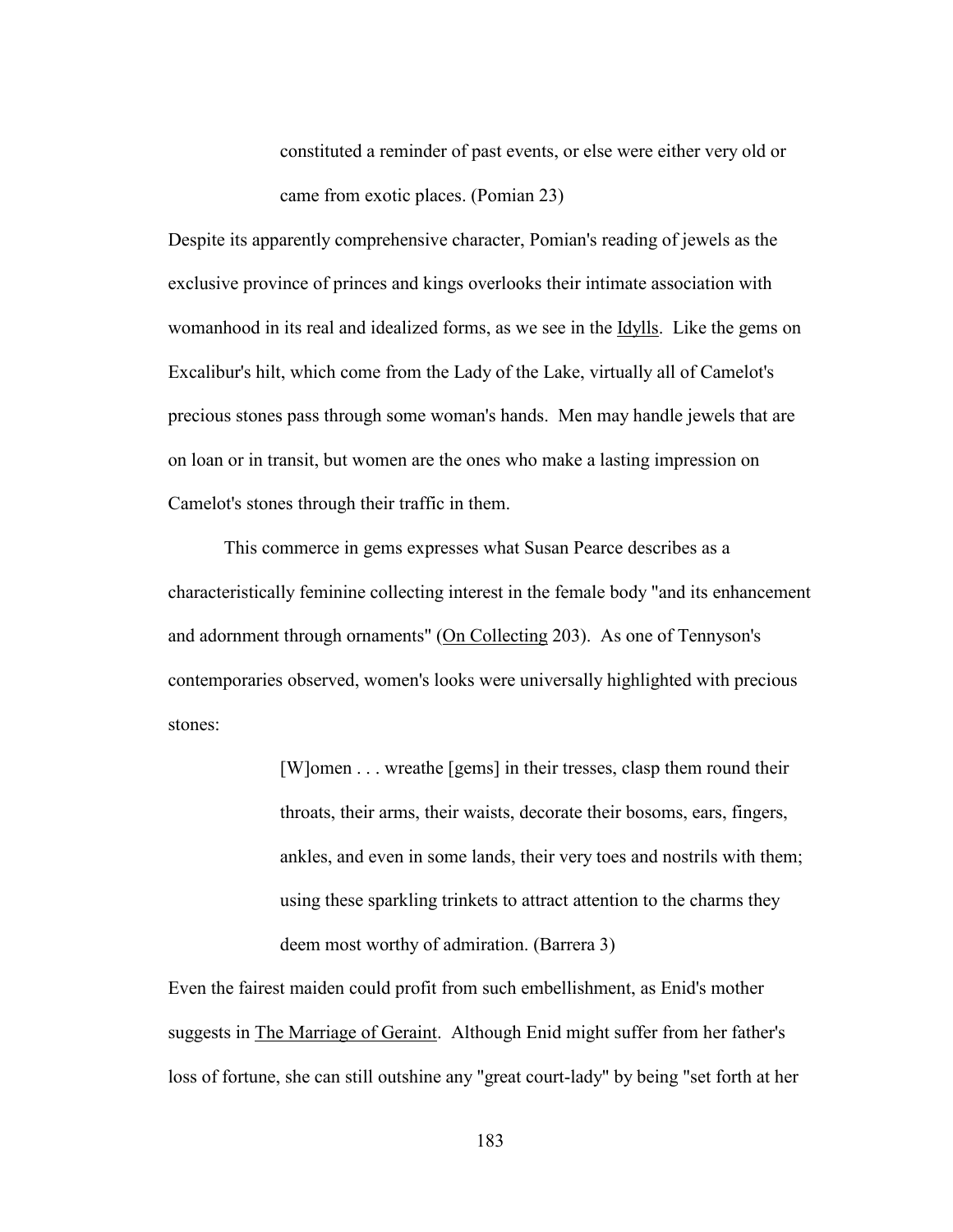> constituted a reminder of past events, or else were either very old or came from exotic places. (Pomian 23)

Despite its apparently comprehensive character, Pomian's reading of jewels as the exclusive province of princes and kings overlooks their intimate association with womanhood in its real and idealized forms, as we see in the <u>Idylls</u>. Like the gems on Excalibur's hilt, which come from the Lady of the Lake, virtually all of Camelot's precious stones pass through some woman's hands. Men may handle jewels that are on loan or in transit, but women are the ones who make a lasting impression on Camelot's stones through their traffic in them.

This commerce in gems expresses what Susan Pearce describes as a characteristically feminine collecting interest in the female body "and its enhancement and adornment through ornaments" (<u>On Collecting</u> 203). As one of Tennyson's contemporaries observed, women's looks were universally highlighted with precious stones:

> [W]omen . . . wreathe [gems] in their tresses, clasp them round their throats, their arms, their waists, decorate their bosoms, ears, fingers, ankles, and even in some lands, their very toes and nostrils with them; using these sparkling trinkets to attract attention to the charms they deem most worthy of admiration. (Barrera 3)

Even the fairest maiden could profit from such embellishment, as Enid's mother suggests in <u>The Marriage of Geraint</u>. Although Enid might suffer from her father's loss of fortune, she can still outshine any "great court-lady" by being "set forth at her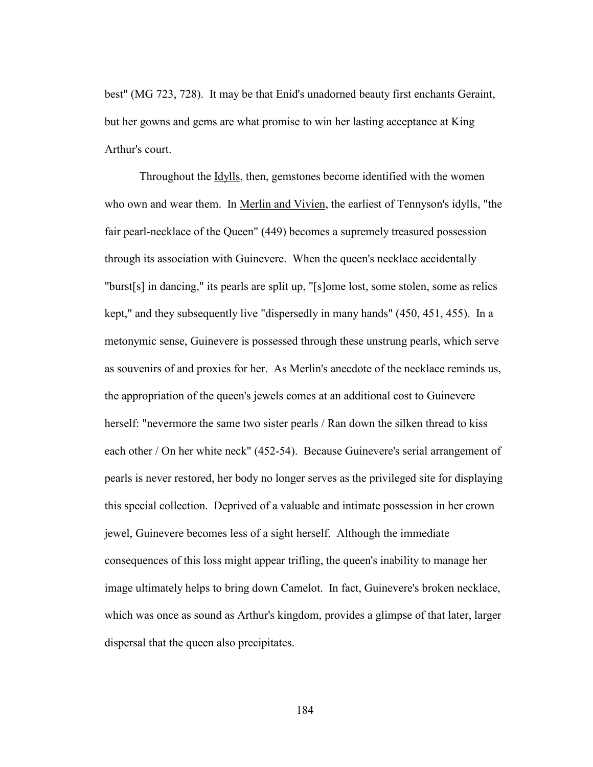best" (MG 723, 728). It may be that Enid's unadorned beauty first enchants Geraint, but her gowns and gems are what promise to win her lasting acceptance at King Arthur's court.

Throughout the Idylls, then, gemstones become identified with the women who own and wear them. In Merlin and Vivien, the earliest of Tennyson's idylls, "the fair pearl-necklace of the Queen" (449) becomes a supremely treasured possession through its association with Guinevere. When the queen's necklace accidentally "burst[s] in dancing," its pearls are split up, "[s]ome lost, some stolen, some as relics kept," and they subsequently live "dispersedly in many hands" (450, 451, 455). In a metonymic sense, Guinevere is possessed through these unstrung pearls, which serve as souvenirs of and proxies for her. As Merlin's anecdote of the necklace reminds us, the appropriation of the queen's jewels comes at an additional cost to Guinevere herself: "nevermore the same two sister pearls / Ran down the silken thread to kiss each other / On her white neck" (452-54). Because Guinevere's serial arrangement of pearls is never restored, her body no longer serves as the privileged site for displaying this special collection. Deprived of a valuable and intimate possession in her crown jewel, Guinevere becomes less of a sight herself. Although the immediate consequences of this loss might appear trifling, the queen's inability to manage her image ultimately helps to bring down Camelot. In fact, Guinevere's broken necklace, which was once as sound as Arthur's kingdom, provides a glimpse of that later, larger dispersal that the queen also precipitates.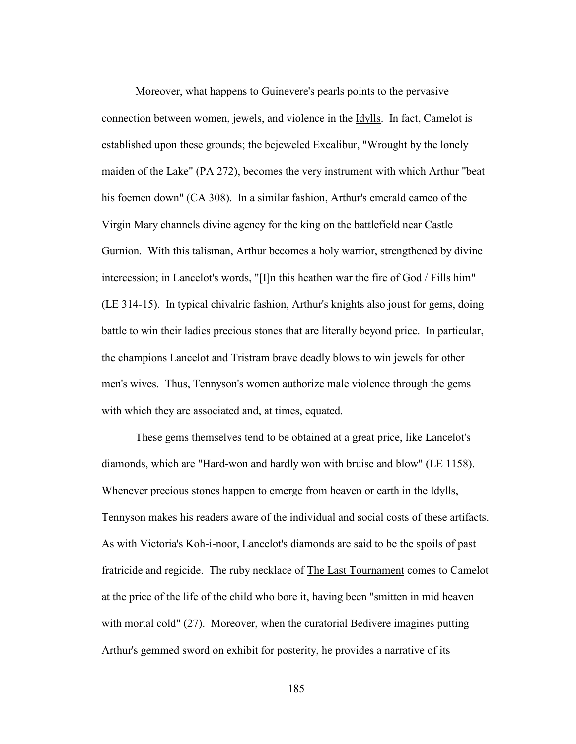Moreover, what happens to Guinevere's pearls points to the pervasive connection between women, jewels, and violence in the Idylls. In fact, Camelot is established upon these grounds; the bejeweled Excalibur, "Wrought by the lonely maiden of the Lake" (PA 272), becomes the very instrument with which Arthur "beat his foemen down" (CA 308). In a similar fashion, Arthur's emerald cameo of the Virgin Mary channels divine agency for the king on the battlefield near Castle Gurnion. With this talisman, Arthur becomes a holy warrior, strengthened by divine intercession; in Lancelot's words, "[I]n this heathen war the fire of God / Fills him" (LE 314-15). In typical chivalric fashion, Arthur's knights also joust for gems, doing battle to win their ladies precious stones that are literally beyond price. In particular, the champions Lancelot and Tristram brave deadly blows to win jewels for other men's wives. Thus, Tennyson's women authorize male violence through the gems with which they are associated and, at times, equated.

These gems themselves tend to be obtained at a great price, like Lancelot's diamonds, which are "Hard-won and hardly won with bruise and blow" (LE 1158). Whenever precious stones happen to emerge from heaven or earth in the Idylls, Tennyson makes his readers aware of the individual and social costs of these artifacts. As with Victoria's Koh-i-noor, Lancelot's diamonds are said to be the spoils of past fratricide and regicide. The ruby necklace of The Last Tournament comes to Camelot at the price of the life of the child who bore it, having been "smitten in mid heaven with mortal cold" (27). Moreover, when the curatorial Bedivere imagines putting Arthur's gemmed sword on exhibit for posterity, he provides a narrative of its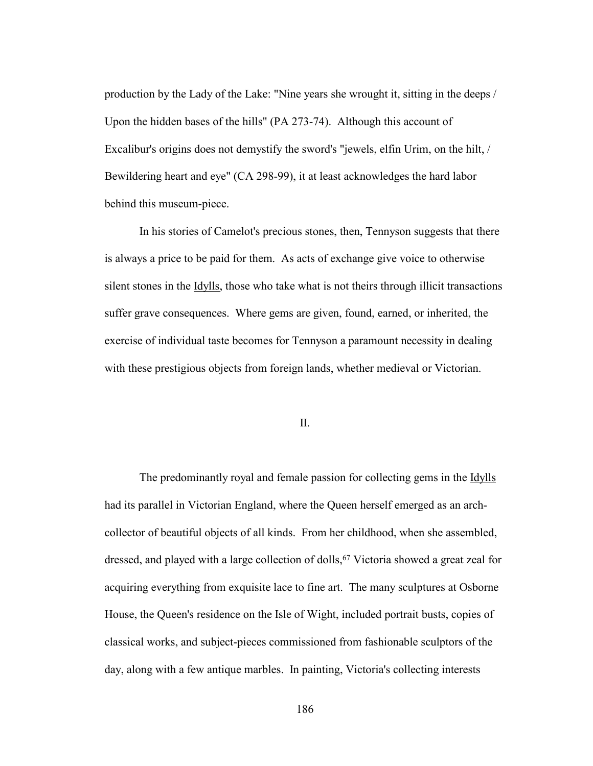production by the Lady of the Lake: "Nine years she wrought it, sitting in the deeps / Upon the hidden bases of the hills" (PA 273-74). Although this account of Excalibur's origins does not demystify the sword's "jewels, elfin Urim, on the hilt, / Bewildering heart and eye" (CA 298-99), it at least acknowledges the hard labor behind this museum-piece.

In his stories of Camelot's precious stones, then, Tennyson suggests that there is always a price to be paid for them. As acts of exchange give voice to otherwise silent stones in the Idylls, those who take what is not theirs through illicit transactions suffer grave consequences. Where gems are given, found, earned, or inherited, the exercise of individual taste becomes for Tennyson a paramount necessity in dealing with these prestigious objects from foreign lands, whether medieval or Victorian.

## II.

The predominantly royal and female passion for collecting gems in the Idylls had its parallel in Victorian England, where the Queen herself emerged as an arch-collector of beautiful objects of all kinds. From her childhood, when she assembled, dressed, and played with a large collection of dolls,[67] Victoria showed a great zeal for acquiring everything from exquisite lace to fine art. The many sculptures at Osborne House, the Queen's residence on the Isle of Wight, included portrait busts, copies of classical works, and subject-pieces commissioned from fashionable sculptors of the day, along with a few antique marbles. In painting, Victoria's collecting interests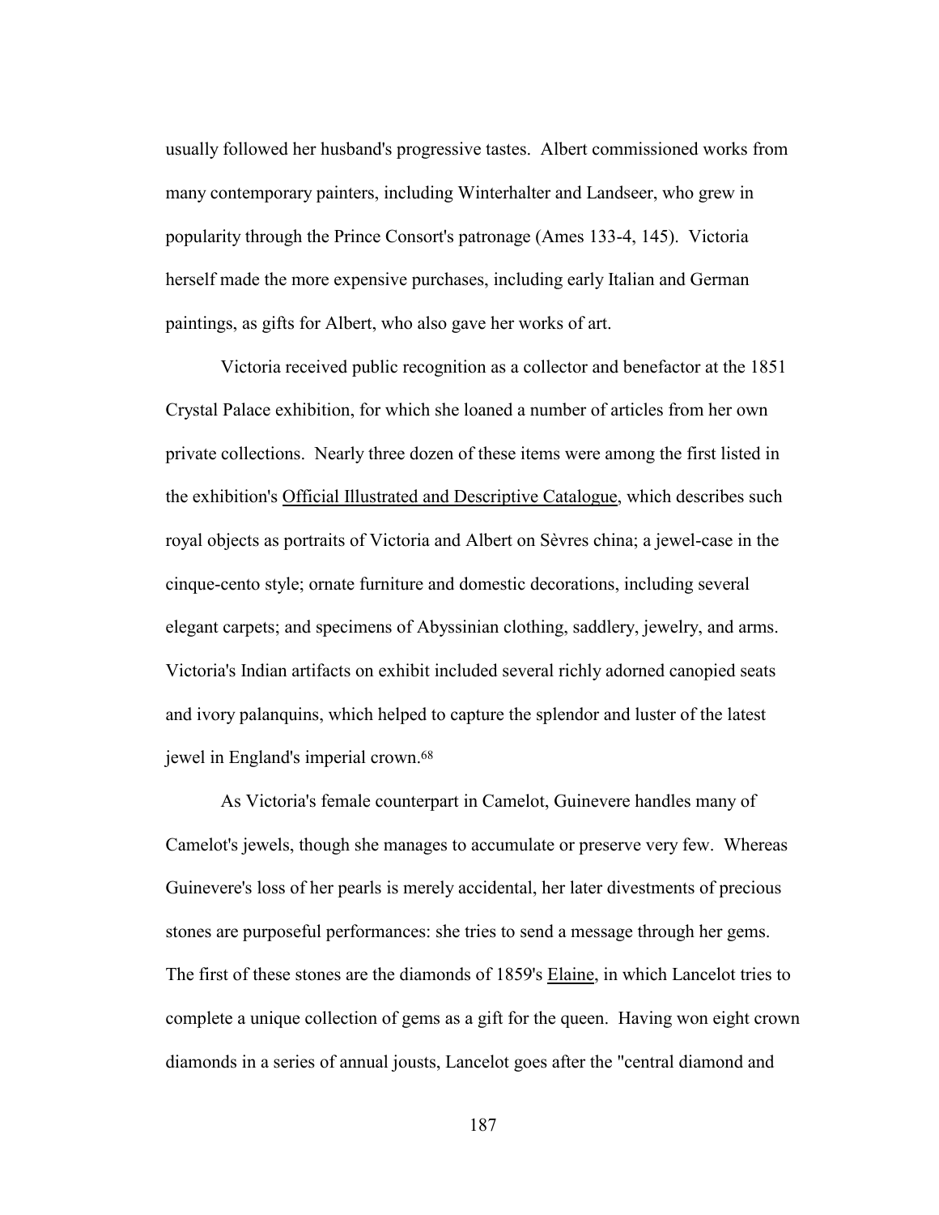usually followed her husband's progressive tastes. Albert commissioned works from many contemporary painters, including Winterhalter and Landseer, who grew in popularity through the Prince Consort's patronage (Ames 133-4, 145). Victoria herself made the more expensive purchases, including early Italian and German paintings, as gifts for Albert, who also gave her works of art.

Victoria received public recognition as a collector and benefactor at the 1851 Crystal Palace exhibition, for which she loaned a number of articles from her own private collections. Nearly three dozen of these items were among the first listed in the exhibition's Official Illustrated and Descriptive Catalogue, which describes such royal objects as portraits of Victoria and Albert on Sèvres china; a jewel-case in the cinque-cento style; ornate furniture and domestic decorations, including several elegant carpets; and specimens of Abyssinian clothing, saddlery, jewelry, and arms. Victoria's Indian artifacts on exhibit included several richly adorned canopied seats and ivory palanquins, which helped to capture the splendor and luster of the latest jewel in England's imperial crown.[68]

As Victoria's female counterpart in Camelot, Guinevere handles many of Camelot's jewels, though she manages to accumulate or preserve very few. Whereas Guinevere's loss of her pearls is merely accidental, her later divestments of precious stones are purposeful performances: she tries to send a message through her gems. The first of these stones are the diamonds of 1859's Elaine, in which Lancelot tries to complete a unique collection of gems as a gift for the queen. Having won eight crown diamonds in a series of annual jousts, Lancelot goes after the "central diamond and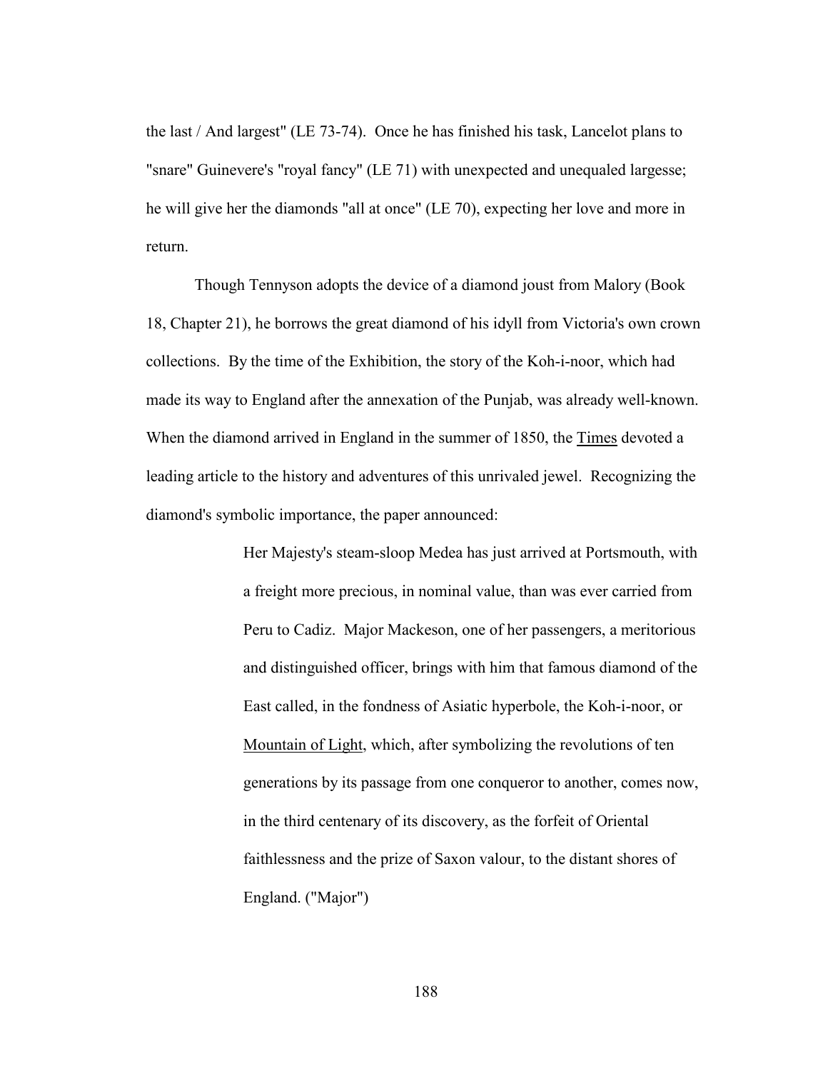the last / And largest" (LE 73-74). Once he has finished his task, Lancelot plans to "snare" Guinevere's "royal fancy" (LE 71) with unexpected and unequaled largesse; he will give her the diamonds "all at once" (LE 70), expecting her love and more in return.

Though Tennyson adopts the device of a diamond joust from Malory (Book 18, Chapter 21), he borrows the great diamond of his idyll from Victoria's own crown collections. By the time of the Exhibition, the story of the Koh-i-noor, which had made its way to England after the annexation of the Punjab, was already well-known. When the diamond arrived in England in the summer of 1850, the Times devoted a leading article to the history and adventures of this unrivaled jewel. Recognizing the diamond's symbolic importance, the paper announced:

> Her Majesty's steam-sloop Medea has just arrived at Portsmouth, with a freight more precious, in nominal value, than was ever carried from Peru to Cadiz. Major Mackeson, one of her passengers, a meritorious and distinguished officer, brings with him that famous diamond of the East called, in the fondness of Asiatic hyperbole, the Koh-i-noor, or Mountain of Light, which, after symbolizing the revolutions of ten generations by its passage from one conqueror to another, comes now, in the third centenary of its discovery, as the forfeit of Oriental faithlessness and the prize of Saxon valour, to the distant shores of England. ("Major")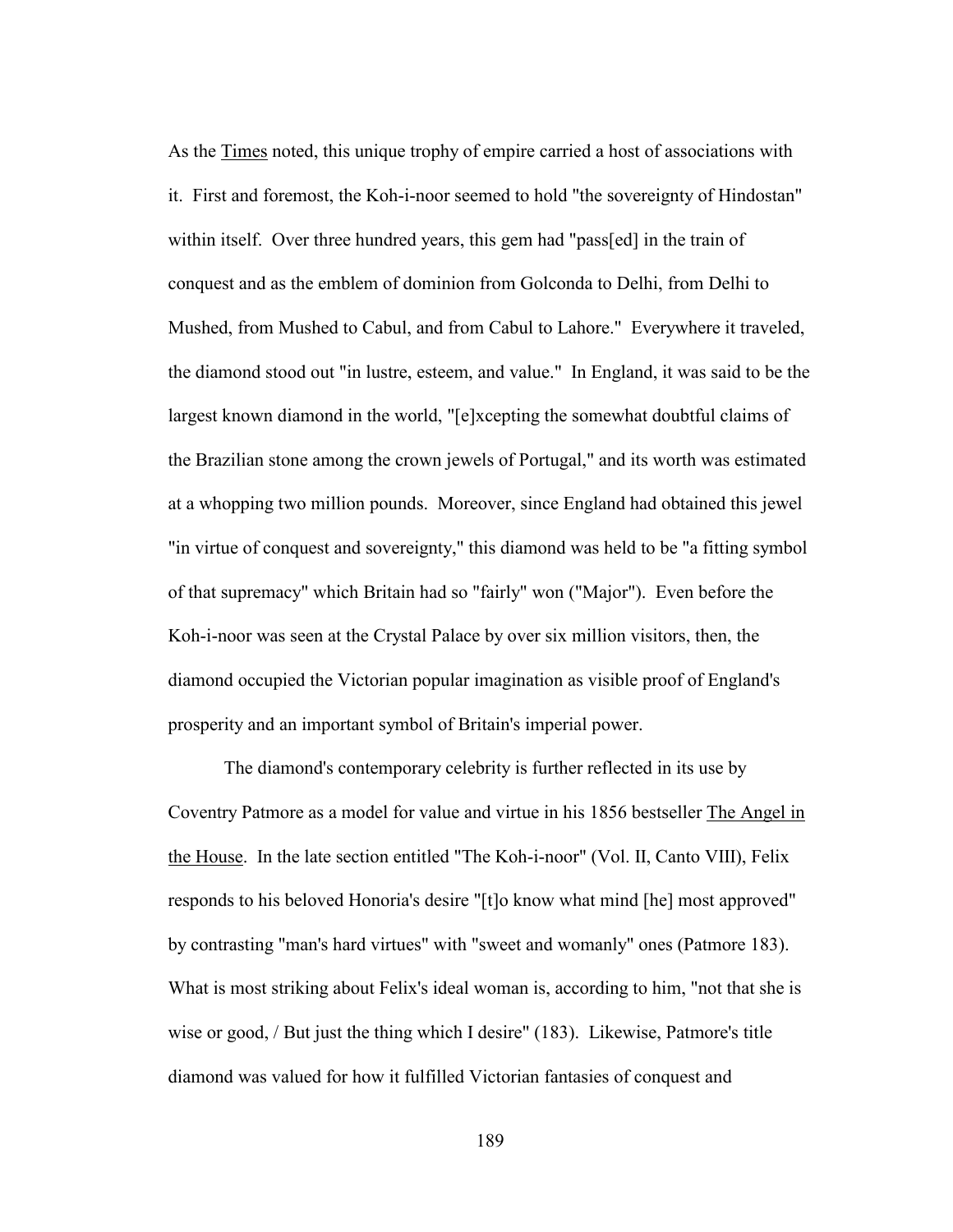As the Times noted, this unique trophy of empire carried a host of associations with it. First and foremost, the Koh-i-noor seemed to hold "the sovereignty of Hindostan" within itself. Over three hundred years, this gem had "pass[ed] in the train of conquest and as the emblem of dominion from Golconda to Delhi, from Delhi to Mushed, from Mushed to Cabul, and from Cabul to Lahore." Everywhere it traveled, the diamond stood out "in lustre, esteem, and value." In England, it was said to be the largest known diamond in the world, "[e]xcepting the somewhat doubtful claims of the Brazilian stone among the crown jewels of Portugal," and its worth was estimated at a whopping two million pounds. Moreover, since England had obtained this jewel "in virtue of conquest and sovereignty," this diamond was held to be "a fitting symbol of that supremacy" which Britain had so "fairly" won ("Major"). Even before the Koh-i-noor was seen at the Crystal Palace by over six million visitors, then, the diamond occupied the Victorian popular imagination as visible proof of England's prosperity and an important symbol of Britain's imperial power.

The diamond's contemporary celebrity is further reflected in its use by Coventry Patmore as a model for value and virtue in his 1856 bestseller The Angel in the House. In the late section entitled "The Koh-i-noor" (Vol. II, Canto VIII), Felix responds to his beloved Honoria's desire "[t]o know what mind [he] most approved" by contrasting "man's hard virtues" with "sweet and womanly" ones (Patmore 183). What is most striking about Felix's ideal woman is, according to him, "not that she is wise or good, / But just the thing which I desire" (183). Likewise, Patmore's title diamond was valued for how it fulfilled Victorian fantasies of conquest and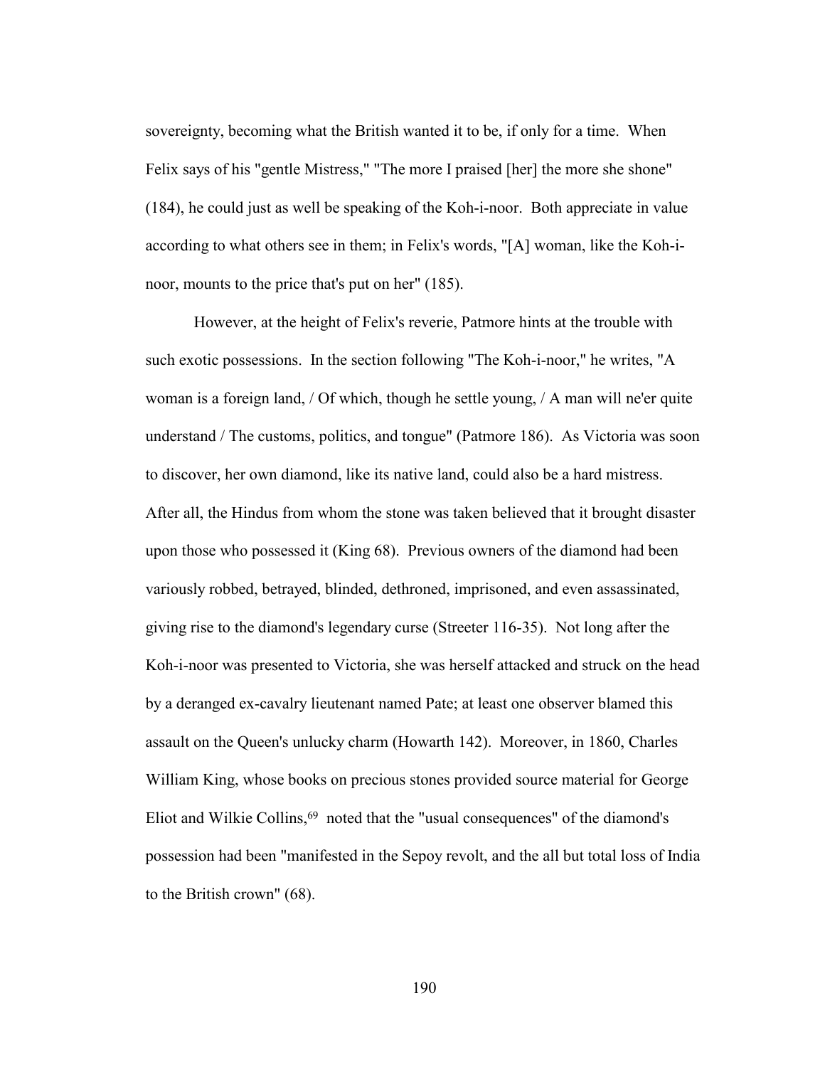sovereignty, becoming what the British wanted it to be, if only for a time. When Felix says of his "gentle Mistress," "The more I praised [her] the more she shone" (184), he could just as well be speaking of the Koh-i-noor. Both appreciate in value according to what others see in them; in Felix's words, "[A] woman, like the Koh-i-noor, mounts to the price that's put on her" (185).

However, at the height of Felix's reverie, Patmore hints at the trouble with such exotic possessions. In the section following "The Koh-i-noor," he writes, "A woman is a foreign land, / Of which, though he settle young, / A man will ne'er quite understand / The customs, politics, and tongue" (Patmore 186). As Victoria was soon to discover, her own diamond, like its native land, could also be a hard mistress. After all, the Hindus from whom the stone was taken believed that it brought disaster upon those who possessed it (King 68). Previous owners of the diamond had been variously robbed, betrayed, blinded, dethroned, imprisoned, and even assassinated, giving rise to the diamond's legendary curse (Streeter 116-35). Not long after the Koh-i-noor was presented to Victoria, she was herself attacked and struck on the head by a deranged ex-cavalry lieutenant named Pate; at least one observer blamed this assault on the Queen's unlucky charm (Howarth 142). Moreover, in 1860, Charles William King, whose books on precious stones provided source material for George Eliot and Wilkie Collins,[69] noted that the "usual consequences" of the diamond's possession had been "manifested in the Sepoy revolt, and the all but total loss of India to the British crown" (68).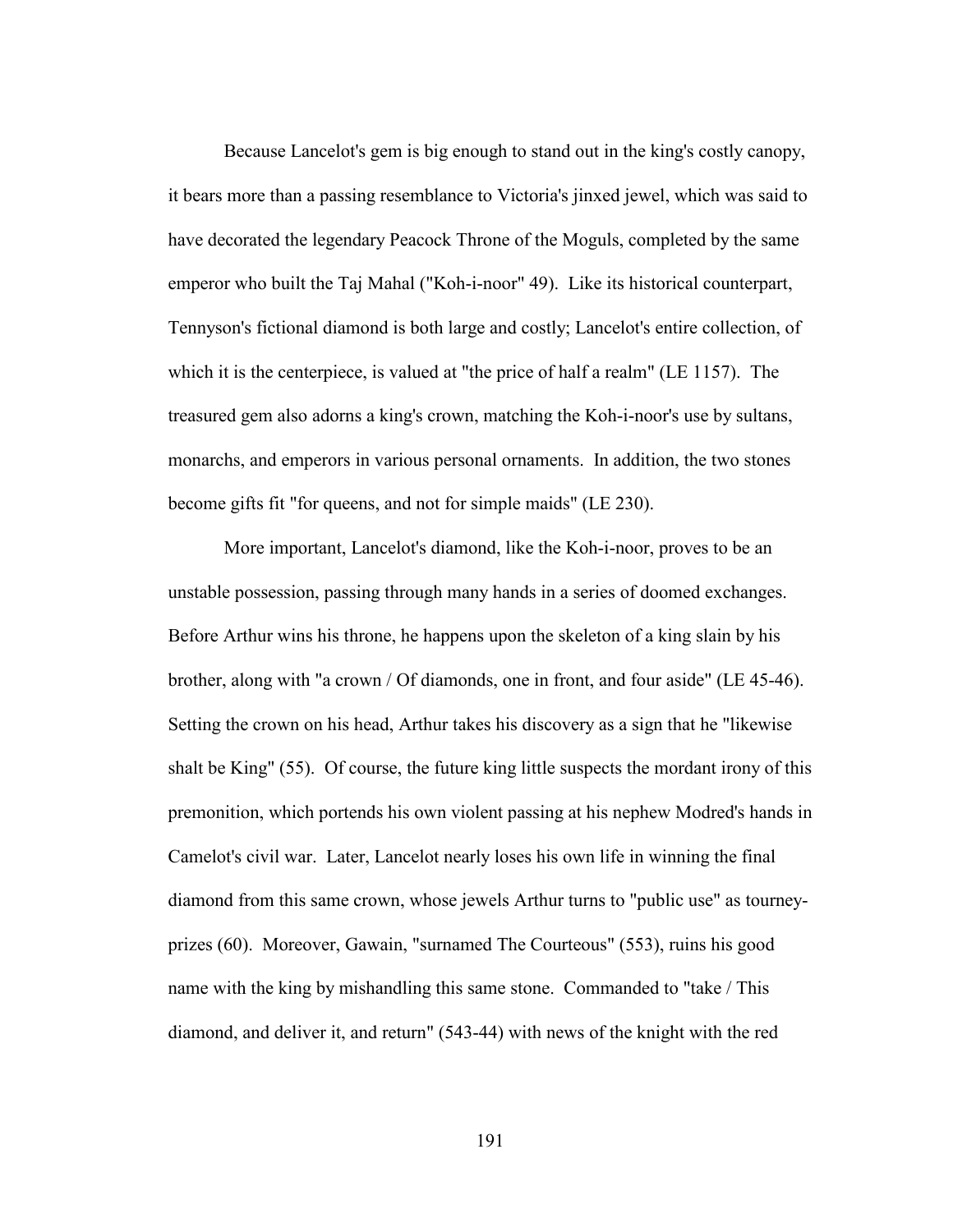Because Lancelot's gem is big enough to stand out in the king's costly canopy, it bears more than a passing resemblance to Victoria's jinxed jewel, which was said to have decorated the legendary Peacock Throne of the Moguls, completed by the same emperor who built the Taj Mahal ("Koh-i-noor" 49). Like its historical counterpart, Tennyson's fictional diamond is both large and costly; Lancelot's entire collection, of which it is the centerpiece, is valued at "the price of half a realm" (LE 1157). The treasured gem also adorns a king's crown, matching the Koh-i-noor's use by sultans, monarchs, and emperors in various personal ornaments. In addition, the two stones become gifts fit "for queens, and not for simple maids" (LE 230).

More important, Lancelot's diamond, like the Koh-i-noor, proves to be an unstable possession, passing through many hands in a series of doomed exchanges. Before Arthur wins his throne, he happens upon the skeleton of a king slain by his brother, along with "a crown / Of diamonds, one in front, and four aside" (LE 45-46). Setting the crown on his head, Arthur takes his discovery as a sign that he "likewise shalt be King" (55). Of course, the future king little suspects the mordant irony of this premonition, which portends his own violent passing at his nephew Modred's hands in Camelot's civil war. Later, Lancelot nearly loses his own life in winning the final diamond from this same crown, whose jewels Arthur turns to "public use" as tourney-prizes (60). Moreover, Gawain, "surnamed The Courteous" (553), ruins his good name with the king by mishandling this same stone. Commanded to "take / This diamond, and deliver it, and return" (543-44) with news of the knight with the red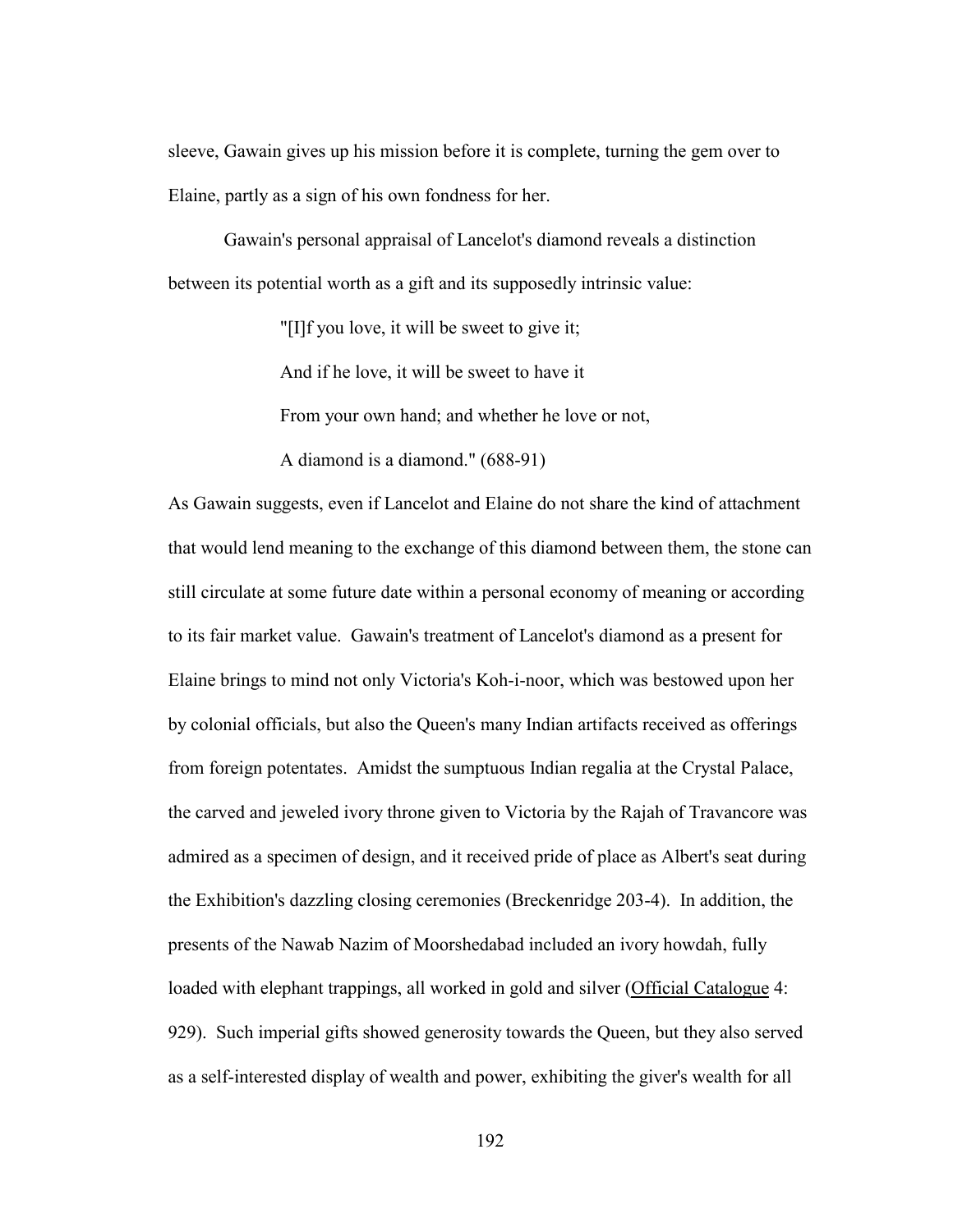sleeve, Gawain gives up his mission before it is complete, turning the gem over to Elaine, partly as a sign of his own fondness for her.

Gawain's personal appraisal of Lancelot's diamond reveals a distinction between its potential worth as a gift and its supposedly intrinsic value:

> "[I]f you love, it will be sweet to give it;
> And if he love, it will be sweet to have it
> From your own hand; and whether he love or not,
> A diamond is a diamond." (688-91)

As Gawain suggests, even if Lancelot and Elaine do not share the kind of attachment that would lend meaning to the exchange of this diamond between them, the stone can still circulate at some future date within a personal economy of meaning or according to its fair market value. Gawain's treatment of Lancelot's diamond as a present for Elaine brings to mind not only Victoria's Koh-i-noor, which was bestowed upon her by colonial officials, but also the Queen's many Indian artifacts received as offerings from foreign potentates. Amidst the sumptuous Indian regalia at the Crystal Palace, the carved and jeweled ivory throne given to Victoria by the Rajah of Travancore was admired as a specimen of design, and it received pride of place as Albert's seat during the Exhibition's dazzling closing ceremonies (Breckenridge 203-4). In addition, the presents of the Nawab Nazim of Moorshedabad included an ivory howdah, fully loaded with elephant trappings, all worked in gold and silver (Official Catalogue 4: 929). Such imperial gifts showed generosity towards the Queen, but they also served as a self-interested display of wealth and power, exhibiting the giver's wealth for all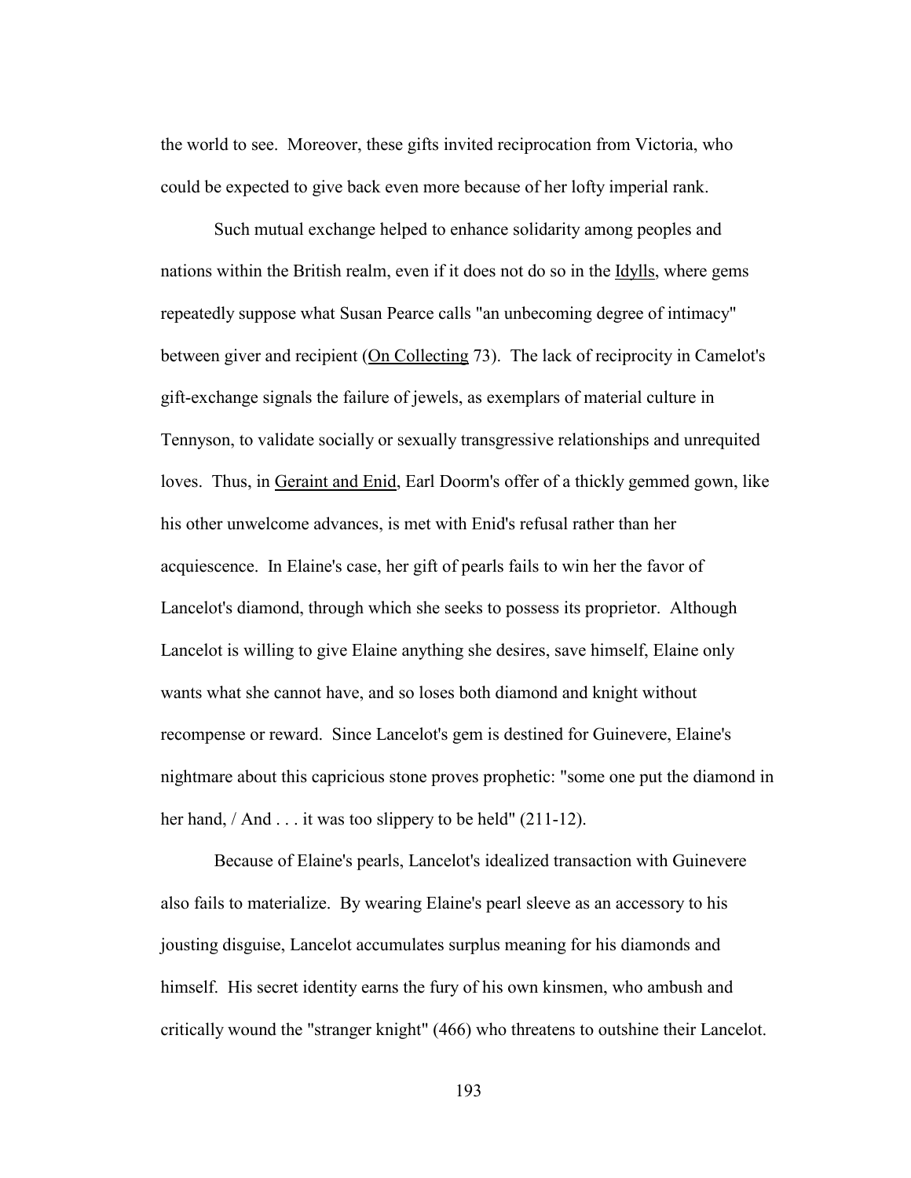the world to see. Moreover, these gifts invited reciprocation from Victoria, who could be expected to give back even more because of her lofty imperial rank.

Such mutual exchange helped to enhance solidarity among peoples and nations within the British realm, even if it does not do so in the Idylls, where gems repeatedly suppose what Susan Pearce calls "an unbecoming degree of intimacy" between giver and recipient (On Collecting 73). The lack of reciprocity in Camelot's gift-exchange signals the failure of jewels, as exemplars of material culture in Tennyson, to validate socially or sexually transgressive relationships and unrequited loves. Thus, in Geraint and Enid, Earl Doorm's offer of a thickly gemmed gown, like his other unwelcome advances, is met with Enid's refusal rather than her acquiescence. In Elaine's case, her gift of pearls fails to win her the favor of Lancelot's diamond, through which she seeks to possess its proprietor. Although Lancelot is willing to give Elaine anything she desires, save himself, Elaine only wants what she cannot have, and so loses both diamond and knight without recompense or reward. Since Lancelot's gem is destined for Guinevere, Elaine's nightmare about this capricious stone proves prophetic: "some one put the diamond in her hand, / And . . . it was too slippery to be held" (211-12).

Because of Elaine's pearls, Lancelot's idealized transaction with Guinevere also fails to materialize. By wearing Elaine's pearl sleeve as an accessory to his jousting disguise, Lancelot accumulates surplus meaning for his diamonds and himself. His secret identity earns the fury of his own kinsmen, who ambush and critically wound the "stranger knight" (466) who threatens to outshine their Lancelot.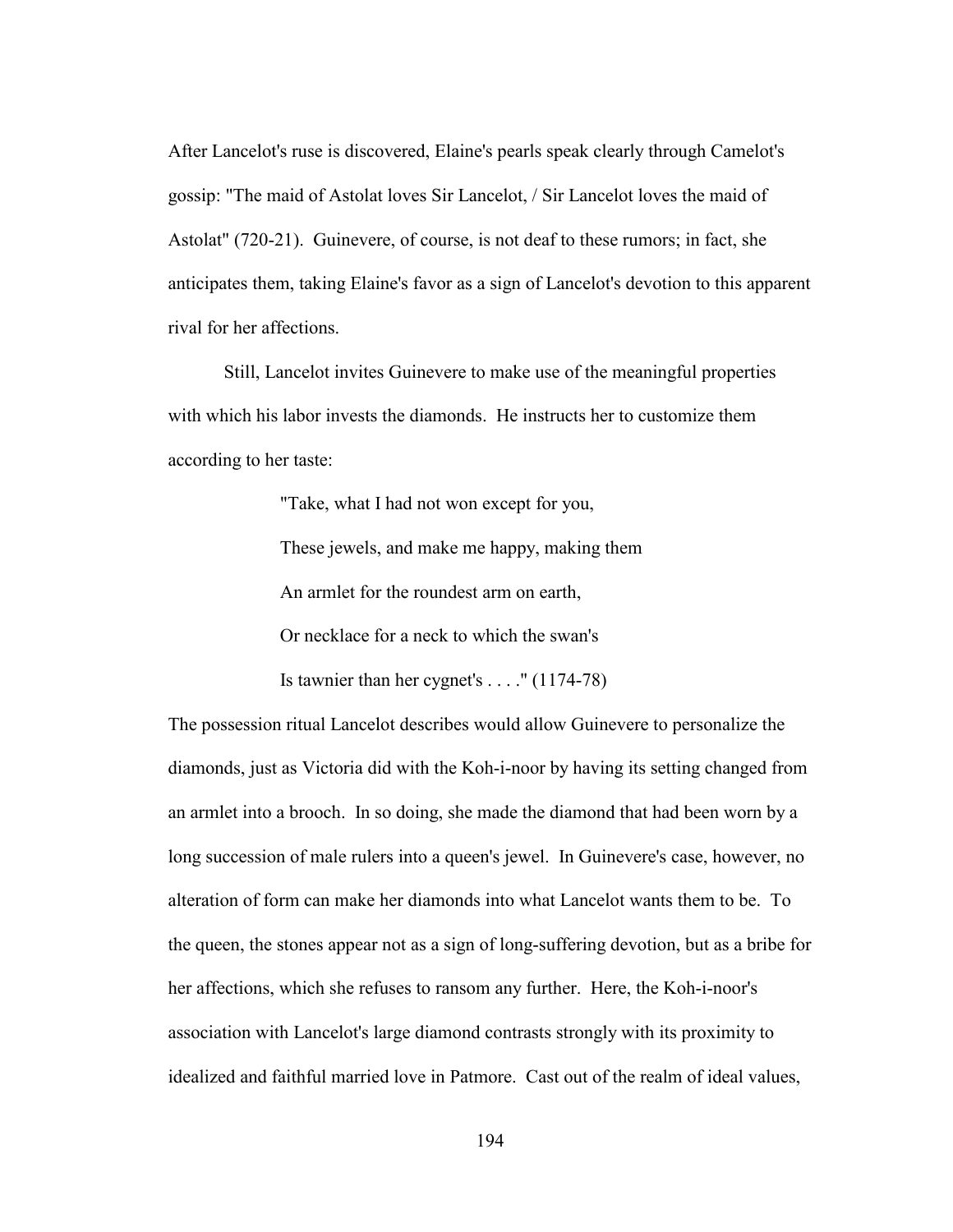After Lancelot's ruse is discovered, Elaine's pearls speak clearly through Camelot's gossip: "The maid of Astolat loves Sir Lancelot, / Sir Lancelot loves the maid of Astolat" (720-21). Guinevere, of course, is not deaf to these rumors; in fact, she anticipates them, taking Elaine's favor as a sign of Lancelot's devotion to this apparent rival for her affections.

Still, Lancelot invites Guinevere to make use of the meaningful properties with which his labor invests the diamonds. He instructs her to customize them according to her taste:

> "Take, what I had not won except for you,
>
> These jewels, and make me happy, making them
>
> An armlet for the roundest arm on earth,
>
> Or necklace for a neck to which the swan's
>
> Is tawnier than her cygnet's . . . ." (1174-78)

The possession ritual Lancelot describes would allow Guinevere to personalize the diamonds, just as Victoria did with the Koh-i-noor by having its setting changed from an armlet into a brooch. In so doing, she made the diamond that had been worn by a long succession of male rulers into a queen's jewel. In Guinevere's case, however, no alteration of form can make her diamonds into what Lancelot wants them to be. To the queen, the stones appear not as a sign of long-suffering devotion, but as a bribe for her affections, which she refuses to ransom any further. Here, the Koh-i-noor's association with Lancelot's large diamond contrasts strongly with its proximity to idealized and faithful married love in Patmore. Cast out of the realm of ideal values,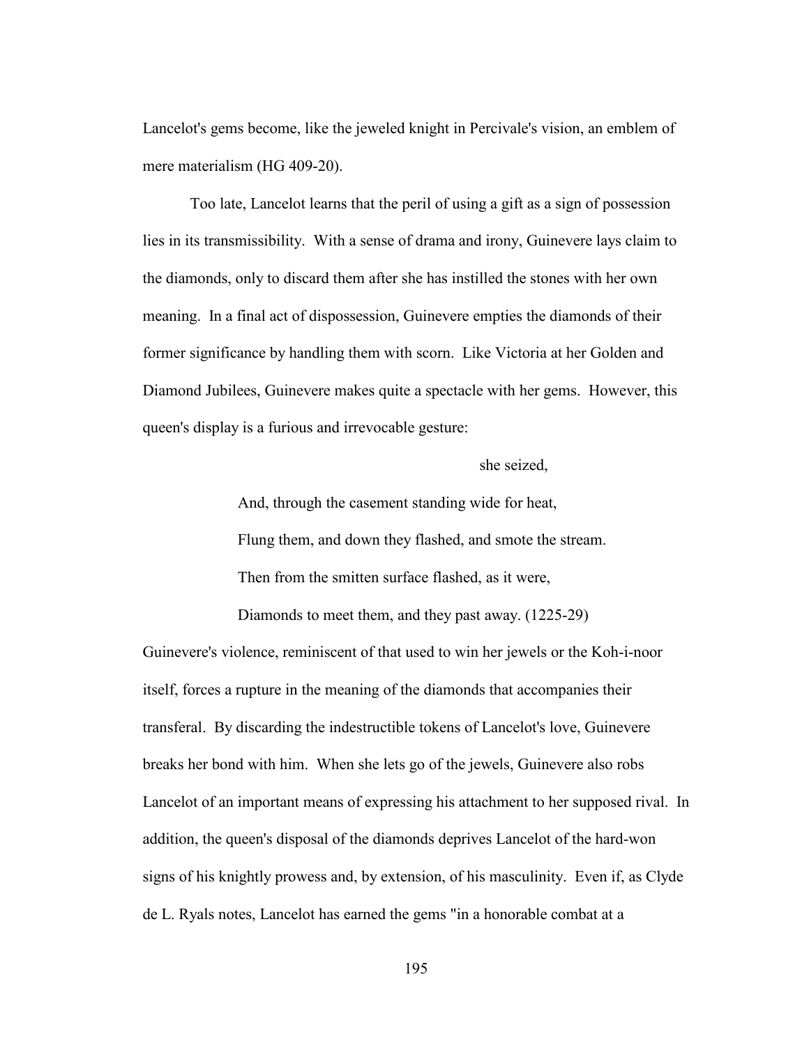Lancelot's gems become, like the jeweled knight in Percivale's vision, an emblem of mere materialism (HG 409-20).

Too late, Lancelot learns that the peril of using a gift as a sign of possession lies in its transmissibility. With a sense of drama and irony, Guinevere lays claim to the diamonds, only to discard them after she has instilled the stones with her own meaning. In a final act of dispossession, Guinevere empties the diamonds of their former significance by handling them with scorn. Like Victoria at her Golden and Diamond Jubilees, Guinevere makes quite a spectacle with her gems. However, this queen's display is a furious and irrevocable gesture:

> she seized,
>
> And, through the casement standing wide for heat,
>
> Flung them, and down they flashed, and smote the stream.
>
> Then from the smitten surface flashed, as it were,
>
> Diamonds to meet them, and they past away. (1225-29)

Guinevere's violence, reminiscent of that used to win her jewels or the Koh-i-noor itself, forces a rupture in the meaning of the diamonds that accompanies their transferal. By discarding the indestructible tokens of Lancelot's love, Guinevere breaks her bond with him. When she lets go of the jewels, Guinevere also robs Lancelot of an important means of expressing his attachment to her supposed rival. In addition, the queen's disposal of the diamonds deprives Lancelot of the hard-won signs of his knightly prowess and, by extension, of his masculinity. Even if, as Clyde de L. Ryals notes, Lancelot has earned the gems "in a honorable combat at a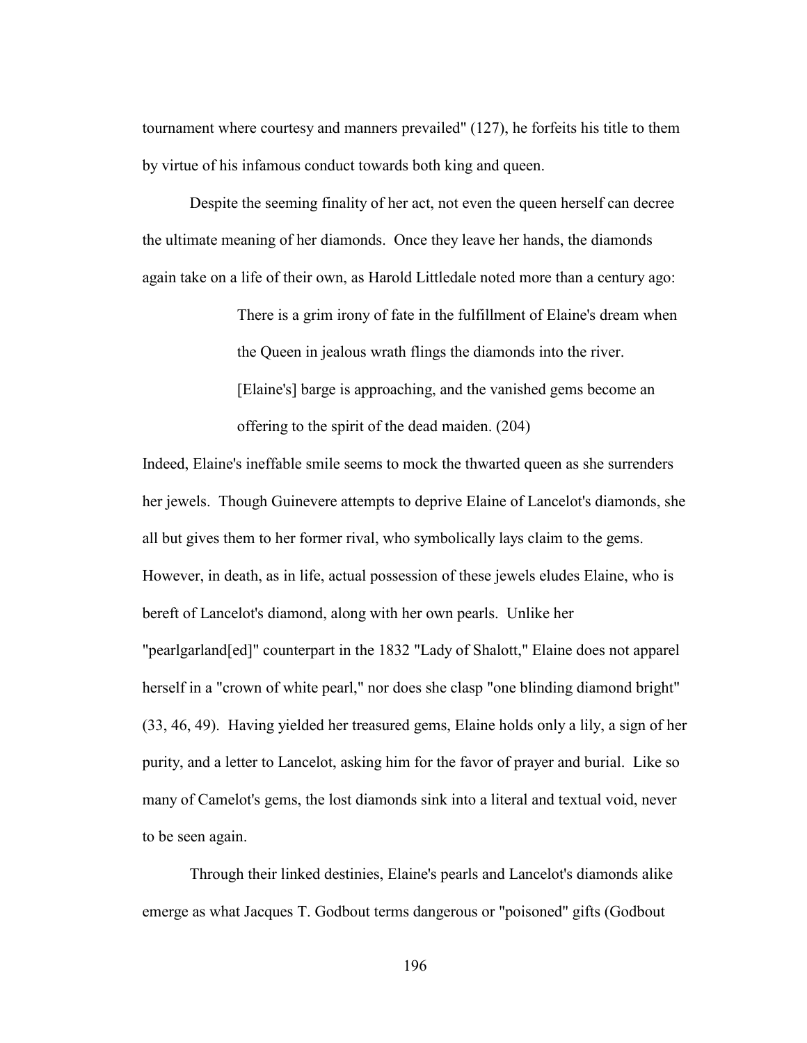tournament where courtesy and manners prevailed" (127), he forfeits his title to them by virtue of his infamous conduct towards both king and queen.

Despite the seeming finality of her act, not even the queen herself can decree the ultimate meaning of her diamonds. Once they leave her hands, the diamonds again take on a life of their own, as Harold Littledale noted more than a century ago:

> There is a grim irony of fate in the fulfillment of Elaine's dream when the Queen in jealous wrath flings the diamonds into the river. [Elaine's] barge is approaching, and the vanished gems become an offering to the spirit of the dead maiden. (204)

Indeed, Elaine's ineffable smile seems to mock the thwarted queen as she surrenders her jewels. Though Guinevere attempts to deprive Elaine of Lancelot's diamonds, she all but gives them to her former rival, who symbolically lays claim to the gems. However, in death, as in life, actual possession of these jewels eludes Elaine, who is bereft of Lancelot's diamond, along with her own pearls. Unlike her "pearlgarland[ed]" counterpart in the 1832 "Lady of Shalott," Elaine does not apparel herself in a "crown of white pearl," nor does she clasp "one blinding diamond bright" (33, 46, 49). Having yielded her treasured gems, Elaine holds only a lily, a sign of her purity, and a letter to Lancelot, asking him for the favor of prayer and burial. Like so many of Camelot's gems, the lost diamonds sink into a literal and textual void, never to be seen again.

Through their linked destinies, Elaine's pearls and Lancelot's diamonds alike emerge as what Jacques T. Godbout terms dangerous or "poisoned" gifts (Godbout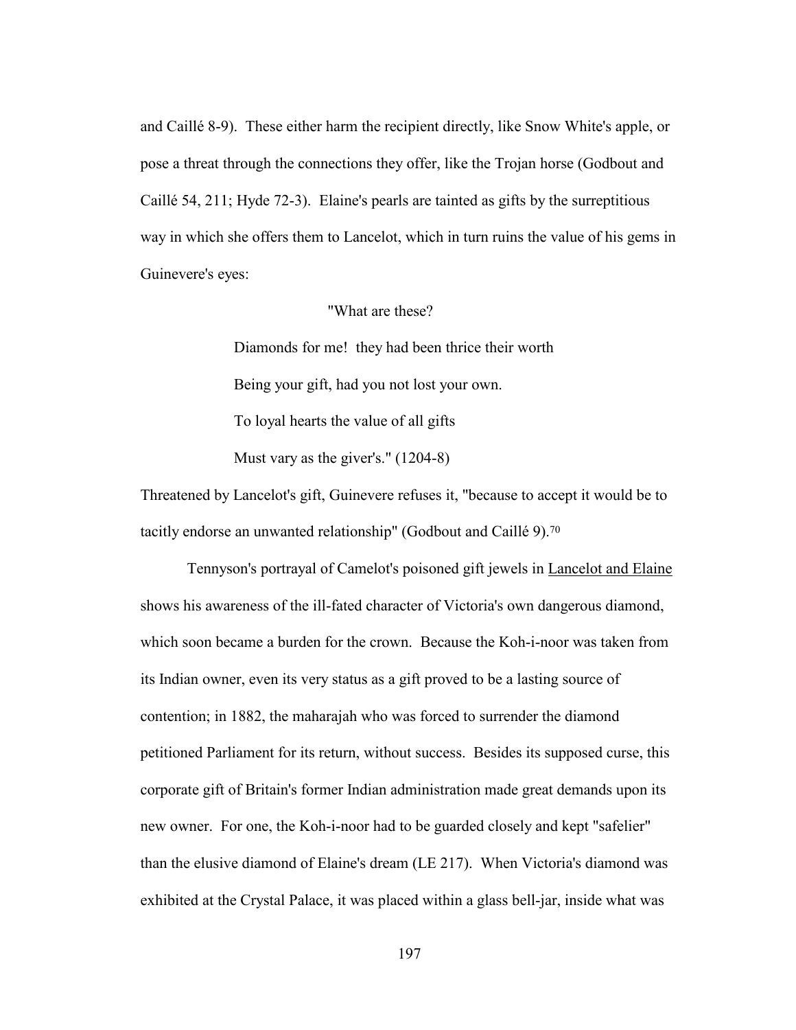and Caillé 8-9). These either harm the recipient directly, like Snow White's apple, or pose a threat through the connections they offer, like the Trojan horse (Godbout and Caillé 54, 211; Hyde 72-3). Elaine's pearls are tainted as gifts by the surreptitious way in which she offers them to Lancelot, which in turn ruins the value of his gems in Guinevere's eyes:

> "What are these?
> Diamonds for me! they had been thrice their worth
> Being your gift, had you not lost your own.
> To loyal hearts the value of all gifts
> Must vary as the giver's." (1204-8)

Threatened by Lancelot's gift, Guinevere refuses it, "because to accept it would be to tacitly endorse an unwanted relationship" (Godbout and Caillé 9).[70]

Tennyson's portrayal of Camelot's poisoned gift jewels in Lancelot and Elaine shows his awareness of the ill-fated character of Victoria's own dangerous diamond, which soon became a burden for the crown. Because the Koh-i-noor was taken from its Indian owner, even its very status as a gift proved to be a lasting source of contention; in 1882, the maharajah who was forced to surrender the diamond petitioned Parliament for its return, without success. Besides its supposed curse, this corporate gift of Britain's former Indian administration made great demands upon its new owner. For one, the Koh-i-noor had to be guarded closely and kept "safelier" than the elusive diamond of Elaine's dream (LE 217). When Victoria's diamond was exhibited at the Crystal Palace, it was placed within a glass bell-jar, inside what was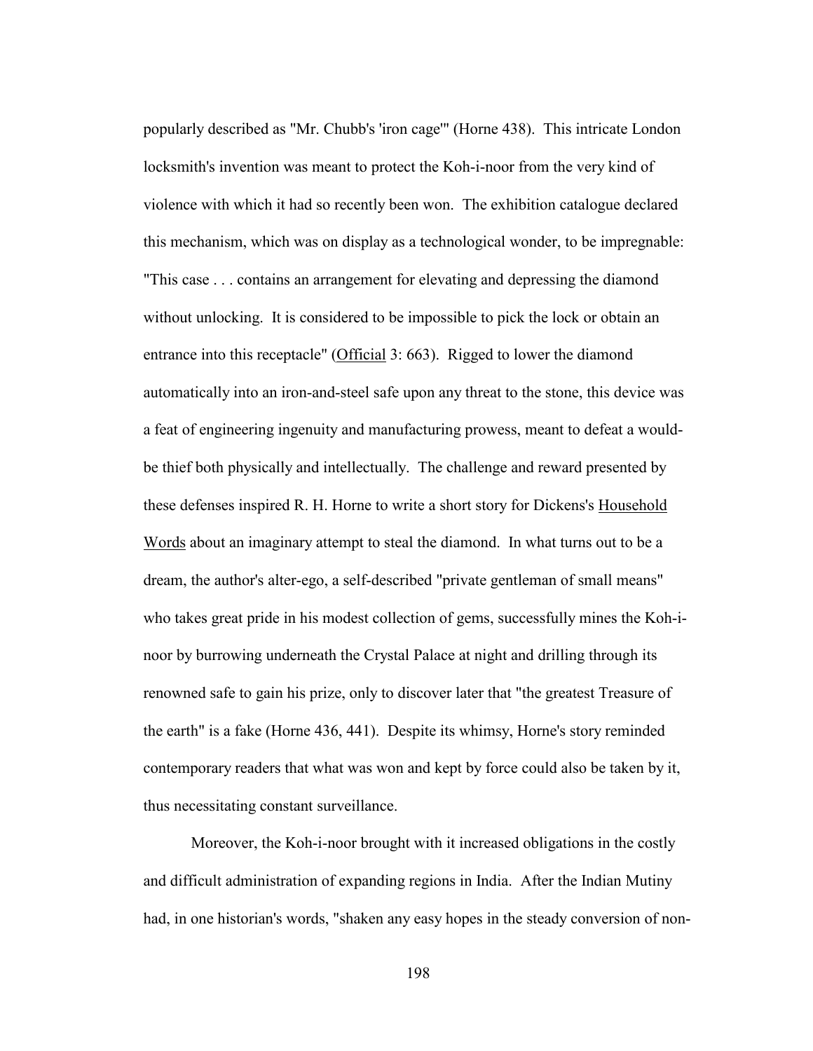popularly described as "Mr. Chubb's 'iron cage'" (Horne 438). This intricate London locksmith's invention was meant to protect the Koh-i-noor from the very kind of violence with which it had so recently been won. The exhibition catalogue declared this mechanism, which was on display as a technological wonder, to be impregnable: "This case . . . contains an arrangement for elevating and depressing the diamond without unlocking. It is considered to be impossible to pick the lock or obtain an entrance into this receptacle" (Official 3: 663). Rigged to lower the diamond automatically into an iron-and-steel safe upon any threat to the stone, this device was a feat of engineering ingenuity and manufacturing prowess, meant to defeat a would-be thief both physically and intellectually. The challenge and reward presented by these defenses inspired R. H. Horne to write a short story for Dickens's Household Words about an imaginary attempt to steal the diamond. In what turns out to be a dream, the author's alter-ego, a self-described "private gentleman of small means" who takes great pride in his modest collection of gems, successfully mines the Koh-i-noor by burrowing underneath the Crystal Palace at night and drilling through its renowned safe to gain his prize, only to discover later that "the greatest Treasure of the earth" is a fake (Horne 436, 441). Despite its whimsy, Horne's story reminded contemporary readers that what was won and kept by force could also be taken by it, thus necessitating constant surveillance.

Moreover, the Koh-i-noor brought with it increased obligations in the costly and difficult administration of expanding regions in India. After the Indian Mutiny had, in one historian's words, "shaken any easy hopes in the steady conversion of non-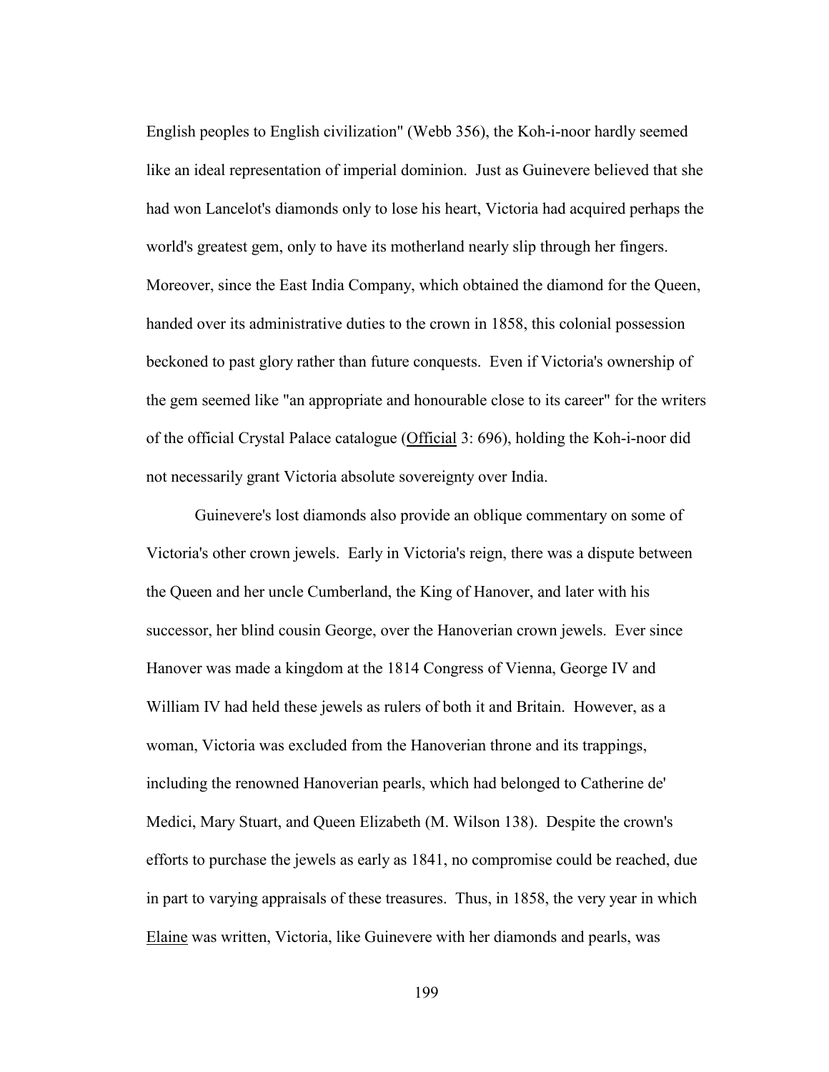English peoples to English civilization" (Webb 356), the Koh-i-noor hardly seemed like an ideal representation of imperial dominion. Just as Guinevere believed that she had won Lancelot's diamonds only to lose his heart, Victoria had acquired perhaps the world's greatest gem, only to have its motherland nearly slip through her fingers. Moreover, since the East India Company, which obtained the diamond for the Queen, handed over its administrative duties to the crown in 1858, this colonial possession beckoned to past glory rather than future conquests. Even if Victoria's ownership of the gem seemed like "an appropriate and honourable close to its career" for the writers of the official Crystal Palace catalogue (<u>Official</u> 3: 696), holding the Koh-i-noor did not necessarily grant Victoria absolute sovereignty over India.

Guinevere's lost diamonds also provide an oblique commentary on some of Victoria's other crown jewels. Early in Victoria's reign, there was a dispute between the Queen and her uncle Cumberland, the King of Hanover, and later with his successor, her blind cousin George, over the Hanoverian crown jewels. Ever since Hanover was made a kingdom at the 1814 Congress of Vienna, George IV and William IV had held these jewels as rulers of both it and Britain. However, as a woman, Victoria was excluded from the Hanoverian throne and its trappings, including the renowned Hanoverian pearls, which had belonged to Catherine de' Medici, Mary Stuart, and Queen Elizabeth (M. Wilson 138). Despite the crown's efforts to purchase the jewels as early as 1841, no compromise could be reached, due in part to varying appraisals of these treasures. Thus, in 1858, the very year in which <u>Elaine</u> was written, Victoria, like Guinevere with her diamonds and pearls, was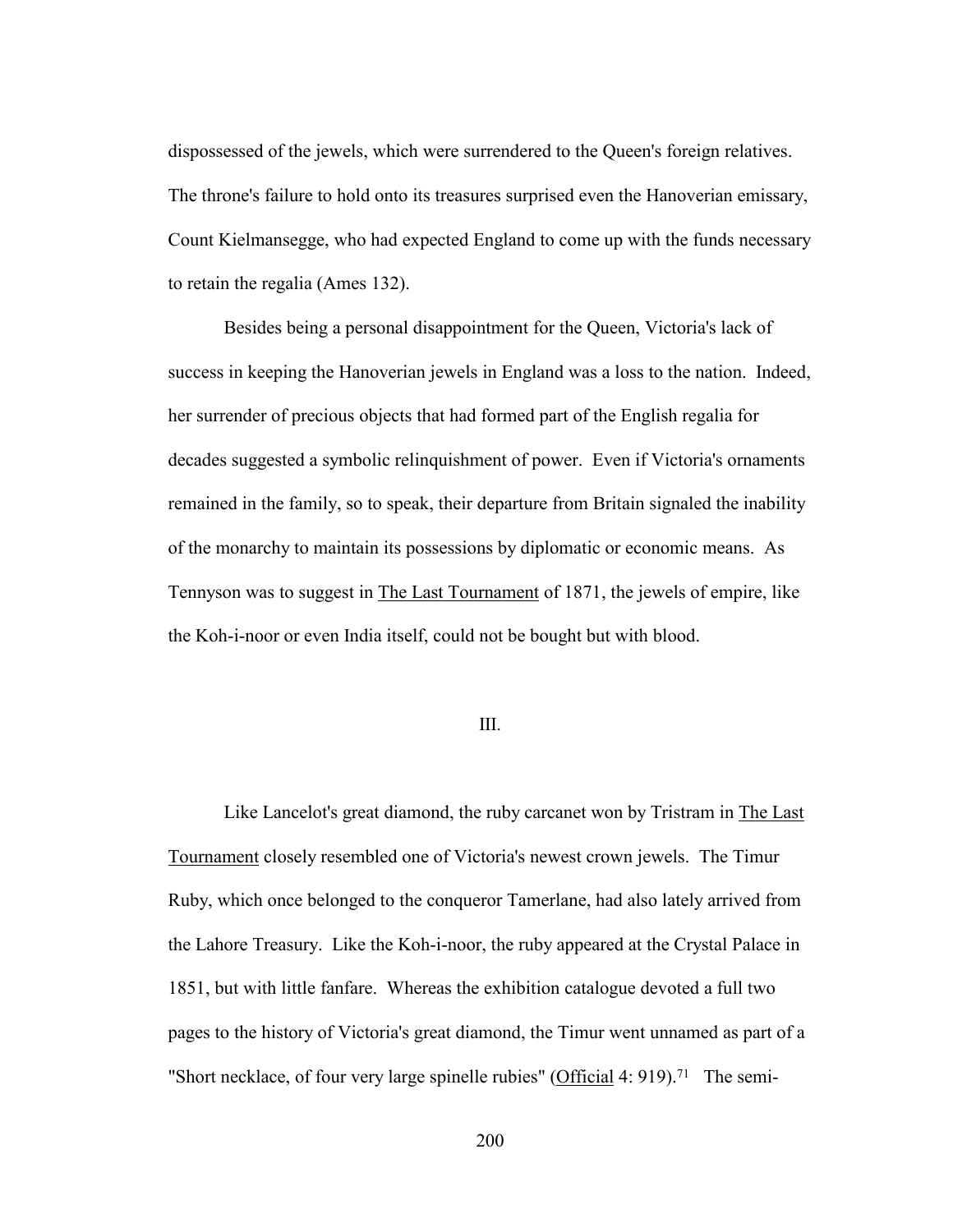dispossessed of the jewels, which were surrendered to the Queen's foreign relatives. The throne's failure to hold onto its treasures surprised even the Hanoverian emissary, Count Kielmansegge, who had expected England to come up with the funds necessary to retain the regalia (Ames 132).

Besides being a personal disappointment for the Queen, Victoria's lack of success in keeping the Hanoverian jewels in England was a loss to the nation. Indeed, her surrender of precious objects that had formed part of the English regalia for decades suggested a symbolic relinquishment of power. Even if Victoria's ornaments remained in the family, so to speak, their departure from Britain signaled the inability of the monarchy to maintain its possessions by diplomatic or economic means. As Tennyson was to suggest in The Last Tournament of 1871, the jewels of empire, like the Koh-i-noor or even India itself, could not be bought but with blood.

## III.

Like Lancelot's great diamond, the ruby carcanet won by Tristram in The Last Tournament closely resembled one of Victoria's newest crown jewels. The Timur Ruby, which once belonged to the conqueror Tamerlane, had also lately arrived from the Lahore Treasury. Like the Koh-i-noor, the ruby appeared at the Crystal Palace in 1851, but with little fanfare. Whereas the exhibition catalogue devoted a full two pages to the history of Victoria's great diamond, the Timur went unnamed as part of a "Short necklace, of four very large spinelle rubies" (Official 4: 919).[71] The semi-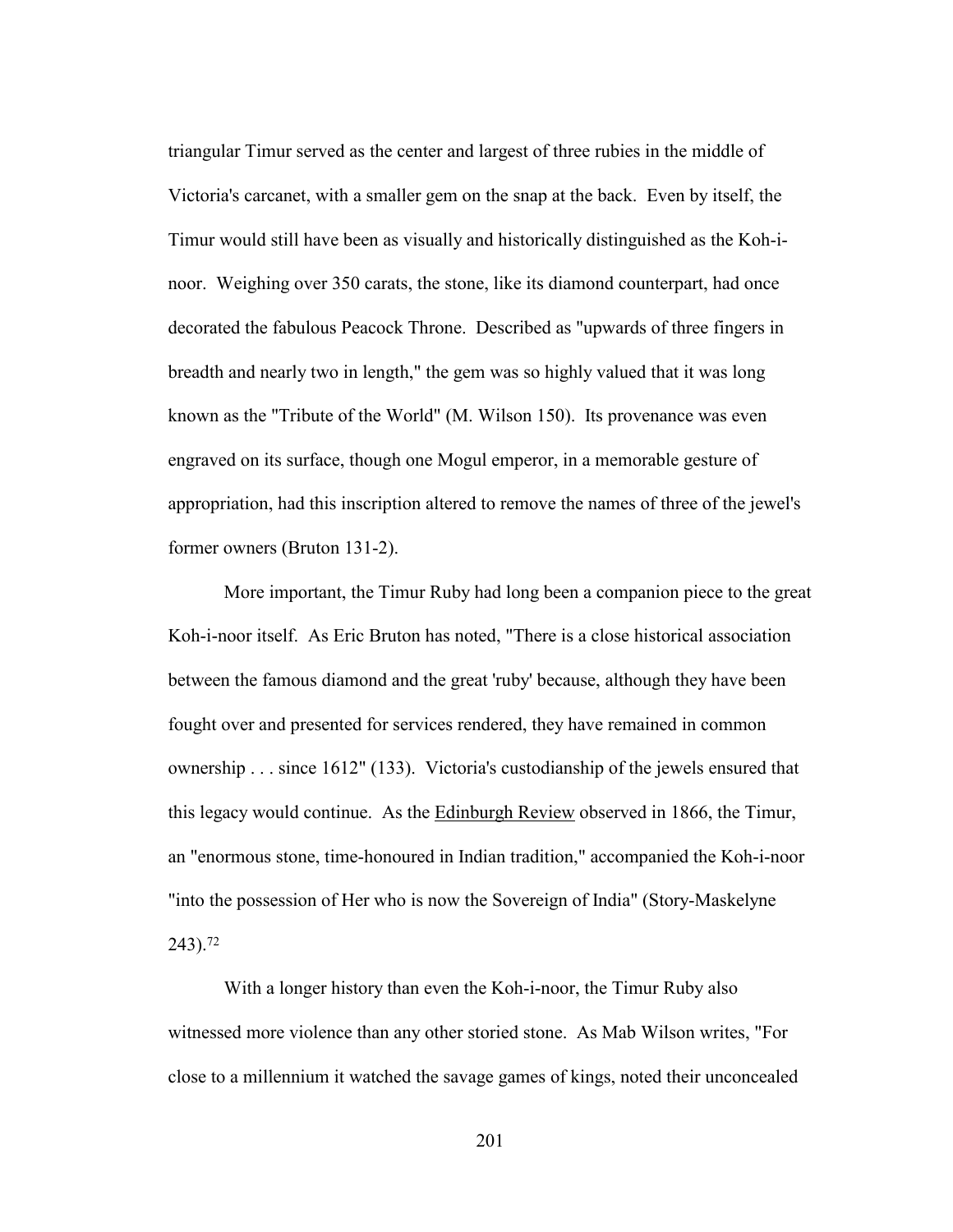triangular Timur served as the center and largest of three rubies in the middle of Victoria's carcanet, with a smaller gem on the snap at the back. Even by itself, the Timur would still have been as visually and historically distinguished as the Koh-i-noor. Weighing over 350 carats, the stone, like its diamond counterpart, had once decorated the fabulous Peacock Throne. Described as "upwards of three fingers in breadth and nearly two in length," the gem was so highly valued that it was long known as the "Tribute of the World" (M. Wilson 150). Its provenance was even engraved on its surface, though one Mogul emperor, in a memorable gesture of appropriation, had this inscription altered to remove the names of three of the jewel's former owners (Bruton 131-2).

More important, the Timur Ruby had long been a companion piece to the great Koh-i-noor itself. As Eric Bruton has noted, "There is a close historical association between the famous diamond and the great 'ruby' because, although they have been fought over and presented for services rendered, they have remained in common ownership . . . since 1612" (133). Victoria's custodianship of the jewels ensured that this legacy would continue. As the Edinburgh Review observed in 1866, the Timur, an "enormous stone, time-honoured in Indian tradition," accompanied the Koh-i-noor "into the possession of Her who is now the Sovereign of India" (Story-Maskelyne 243).[72]

With a longer history than even the Koh-i-noor, the Timur Ruby also witnessed more violence than any other storied stone. As Mab Wilson writes, "For close to a millennium it watched the savage games of kings, noted their unconcealed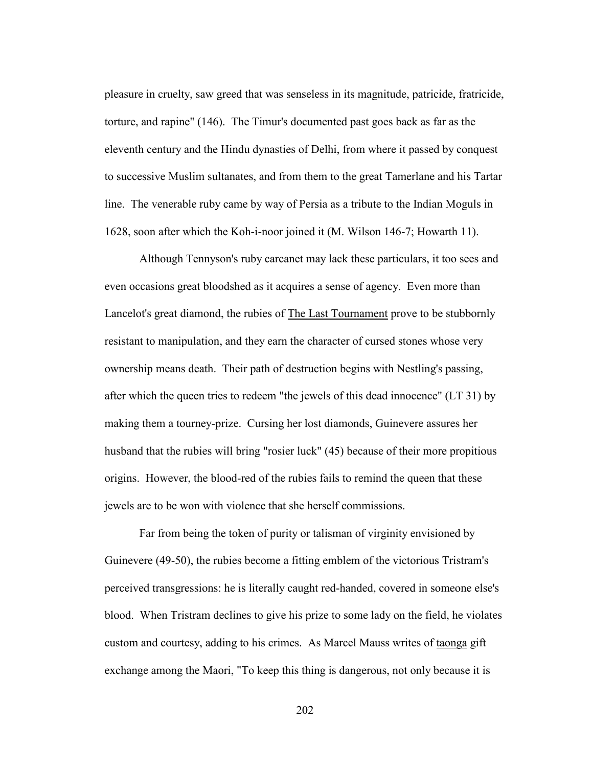pleasure in cruelty, saw greed that was senseless in its magnitude, patricide, fratricide, torture, and rapine" (146). The Timur's documented past goes back as far as the eleventh century and the Hindu dynasties of Delhi, from where it passed by conquest to successive Muslim sultanates, and from them to the great Tamerlane and his Tartar line. The venerable ruby came by way of Persia as a tribute to the Indian Moguls in 1628, soon after which the Koh-i-noor joined it (M. Wilson 146-7; Howarth 11).

Although Tennyson's ruby carcanet may lack these particulars, it too sees and even occasions great bloodshed as it acquires a sense of agency. Even more than Lancelot's great diamond, the rubies of The Last Tournament prove to be stubbornly resistant to manipulation, and they earn the character of cursed stones whose very ownership means death. Their path of destruction begins with Nestling's passing, after which the queen tries to redeem "the jewels of this dead innocence" (LT 31) by making them a tourney-prize. Cursing her lost diamonds, Guinevere assures her husband that the rubies will bring "rosier luck" (45) because of their more propitious origins. However, the blood-red of the rubies fails to remind the queen that these jewels are to be won with violence that she herself commissions.

Far from being the token of purity or talisman of virginity envisioned by Guinevere (49-50), the rubies become a fitting emblem of the victorious Tristram's perceived transgressions: he is literally caught red-handed, covered in someone else's blood. When Tristram declines to give his prize to some lady on the field, he violates custom and courtesy, adding to his crimes. As Marcel Mauss writes of taonga gift exchange among the Maori, "To keep this thing is dangerous, not only because it is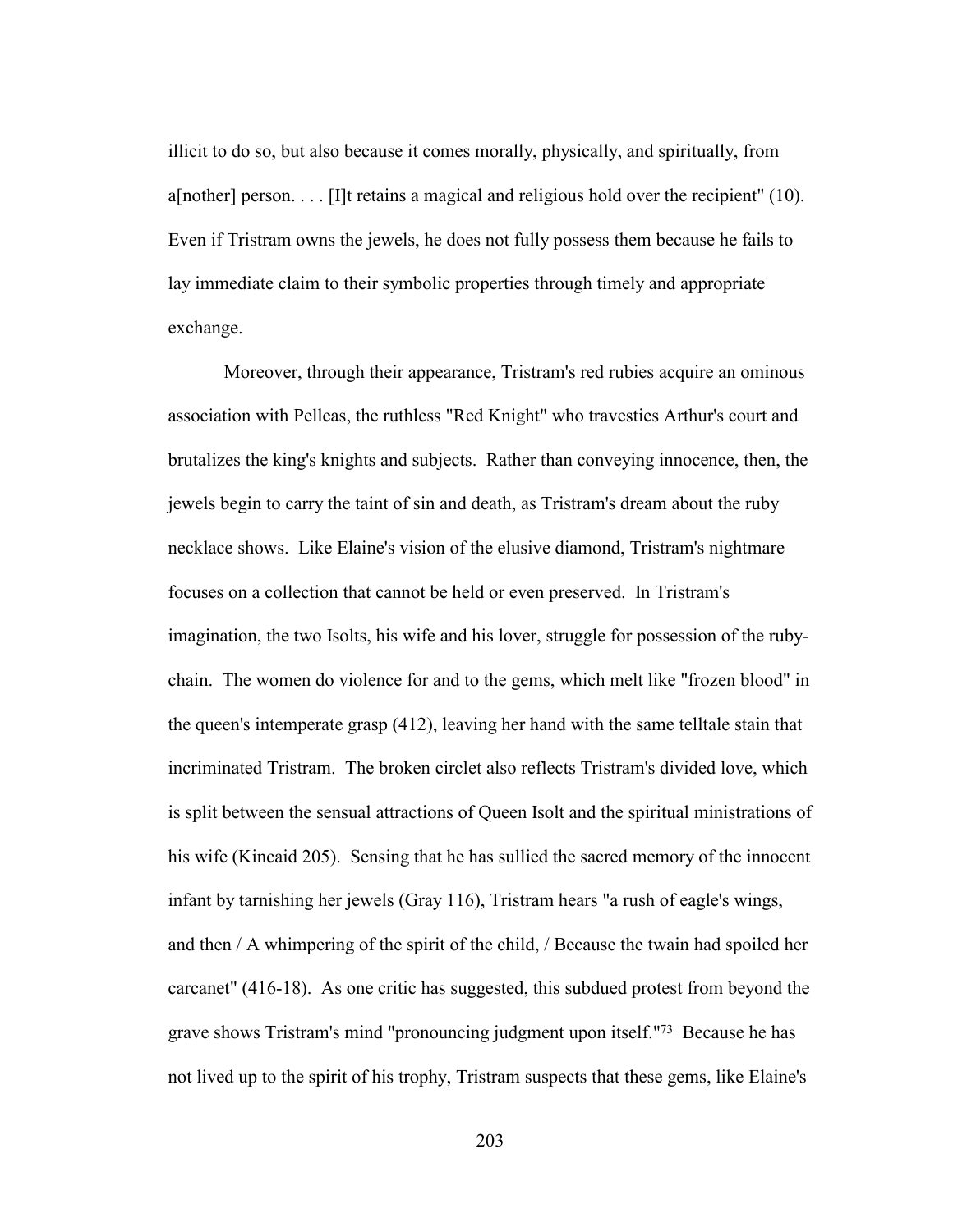illicit to do so, but also because it comes morally, physically, and spiritually, from a[nother] person. . . . [I]t retains a magical and religious hold over the recipient" (10). Even if Tristram owns the jewels, he does not fully possess them because he fails to lay immediate claim to their symbolic properties through timely and appropriate exchange.

Moreover, through their appearance, Tristram's red rubies acquire an ominous association with Pelleas, the ruthless "Red Knight" who travesties Arthur's court and brutalizes the king's knights and subjects. Rather than conveying innocence, then, the jewels begin to carry the taint of sin and death, as Tristram's dream about the ruby necklace shows. Like Elaine's vision of the elusive diamond, Tristram's nightmare focuses on a collection that cannot be held or even preserved. In Tristram's imagination, the two Isolts, his wife and his lover, struggle for possession of the ruby-chain. The women do violence for and to the gems, which melt like "frozen blood" in the queen's intemperate grasp (412), leaving her hand with the same telltale stain that incriminated Tristram. The broken circlet also reflects Tristram's divided love, which is split between the sensual attractions of Queen Isolt and the spiritual ministrations of his wife (Kincaid 205). Sensing that he has sullied the sacred memory of the innocent infant by tarnishing her jewels (Gray 116), Tristram hears "a rush of eagle's wings, and then / A whimpering of the spirit of the child, / Because the twain had spoiled her carcanet" (416-18). As one critic has suggested, this subdued protest from beyond the grave shows Tristram's mind "pronouncing judgment upon itself."[73] Because he has not lived up to the spirit of his trophy, Tristram suspects that these gems, like Elaine's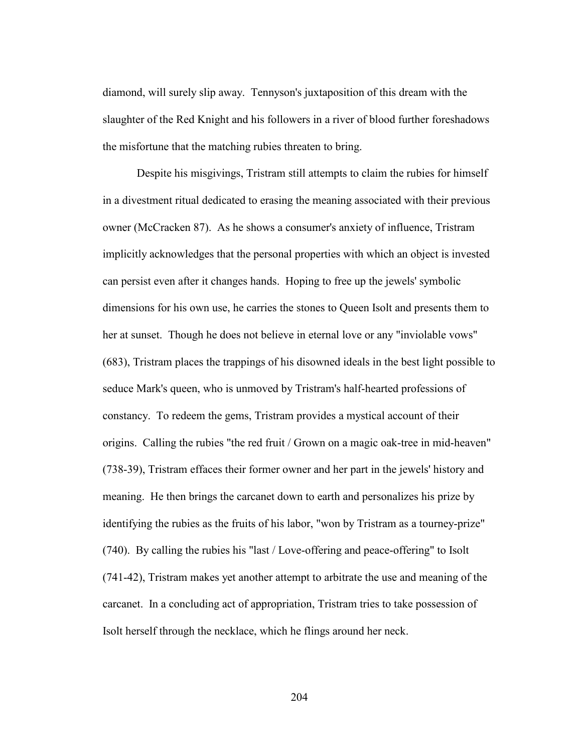diamond, will surely slip away. Tennyson's juxtaposition of this dream with the slaughter of the Red Knight and his followers in a river of blood further foreshadows the misfortune that the matching rubies threaten to bring.

Despite his misgivings, Tristram still attempts to claim the rubies for himself in a divestment ritual dedicated to erasing the meaning associated with their previous owner (McCracken 87). As he shows a consumer's anxiety of influence, Tristram implicitly acknowledges that the personal properties with which an object is invested can persist even after it changes hands. Hoping to free up the jewels' symbolic dimensions for his own use, he carries the stones to Queen Isolt and presents them to her at sunset. Though he does not believe in eternal love or any "inviolable vows" (683), Tristram places the trappings of his disowned ideals in the best light possible to seduce Mark's queen, who is unmoved by Tristram's half-hearted professions of constancy. To redeem the gems, Tristram provides a mystical account of their origins. Calling the rubies "the red fruit / Grown on a magic oak-tree in mid-heaven" (738-39), Tristram effaces their former owner and her part in the jewels' history and meaning. He then brings the carcanet down to earth and personalizes his prize by identifying the rubies as the fruits of his labor, "won by Tristram as a tourney-prize" (740). By calling the rubies his "last / Love-offering and peace-offering" to Isolt (741-42), Tristram makes yet another attempt to arbitrate the use and meaning of the carcanet. In a concluding act of appropriation, Tristram tries to take possession of Isolt herself through the necklace, which he flings around her neck.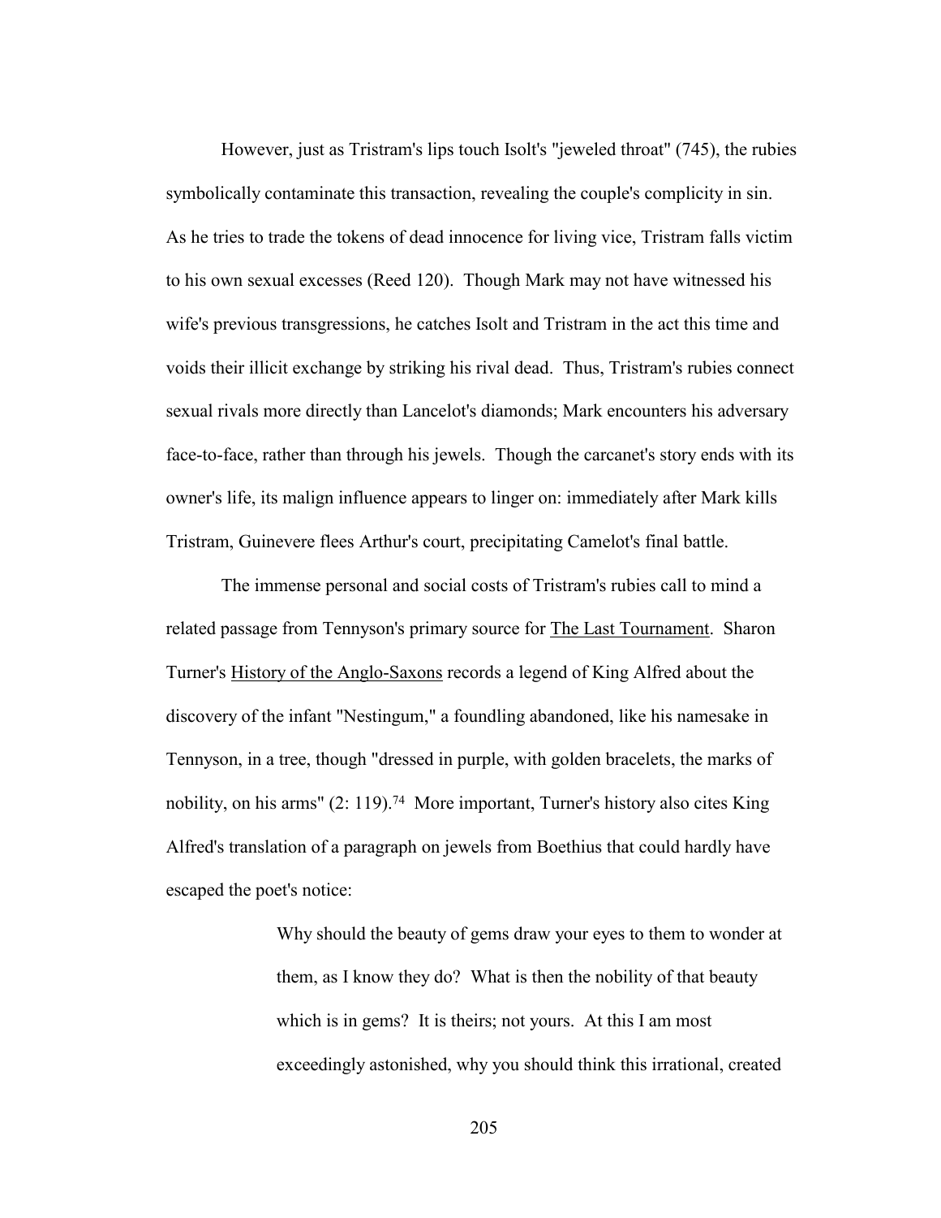However, just as Tristram's lips touch Isolt's "jeweled throat" (745), the rubies symbolically contaminate this transaction, revealing the couple's complicity in sin. As he tries to trade the tokens of dead innocence for living vice, Tristram falls victim to his own sexual excesses (Reed 120). Though Mark may not have witnessed his wife's previous transgressions, he catches Isolt and Tristram in the act this time and voids their illicit exchange by striking his rival dead. Thus, Tristram's rubies connect sexual rivals more directly than Lancelot's diamonds; Mark encounters his adversary face-to-face, rather than through his jewels. Though the carcanet's story ends with its owner's life, its malign influence appears to linger on: immediately after Mark kills Tristram, Guinevere flees Arthur's court, precipitating Camelot's final battle.

The immense personal and social costs of Tristram's rubies call to mind a related passage from Tennyson's primary source for The Last Tournament. Sharon Turner's History of the Anglo-Saxons records a legend of King Alfred about the discovery of the infant "Nestingum," a foundling abandoned, like his namesake in Tennyson, in a tree, though "dressed in purple, with golden bracelets, the marks of nobility, on his arms" (2: 119).[74] More important, Turner's history also cites King Alfred's translation of a paragraph on jewels from Boethius that could hardly have escaped the poet's notice:

> Why should the beauty of gems draw your eyes to them to wonder at them, as I know they do? What is then the nobility of that beauty which is in gems? It is theirs; not yours. At this I am most exceedingly astonished, why you should think this irrational, created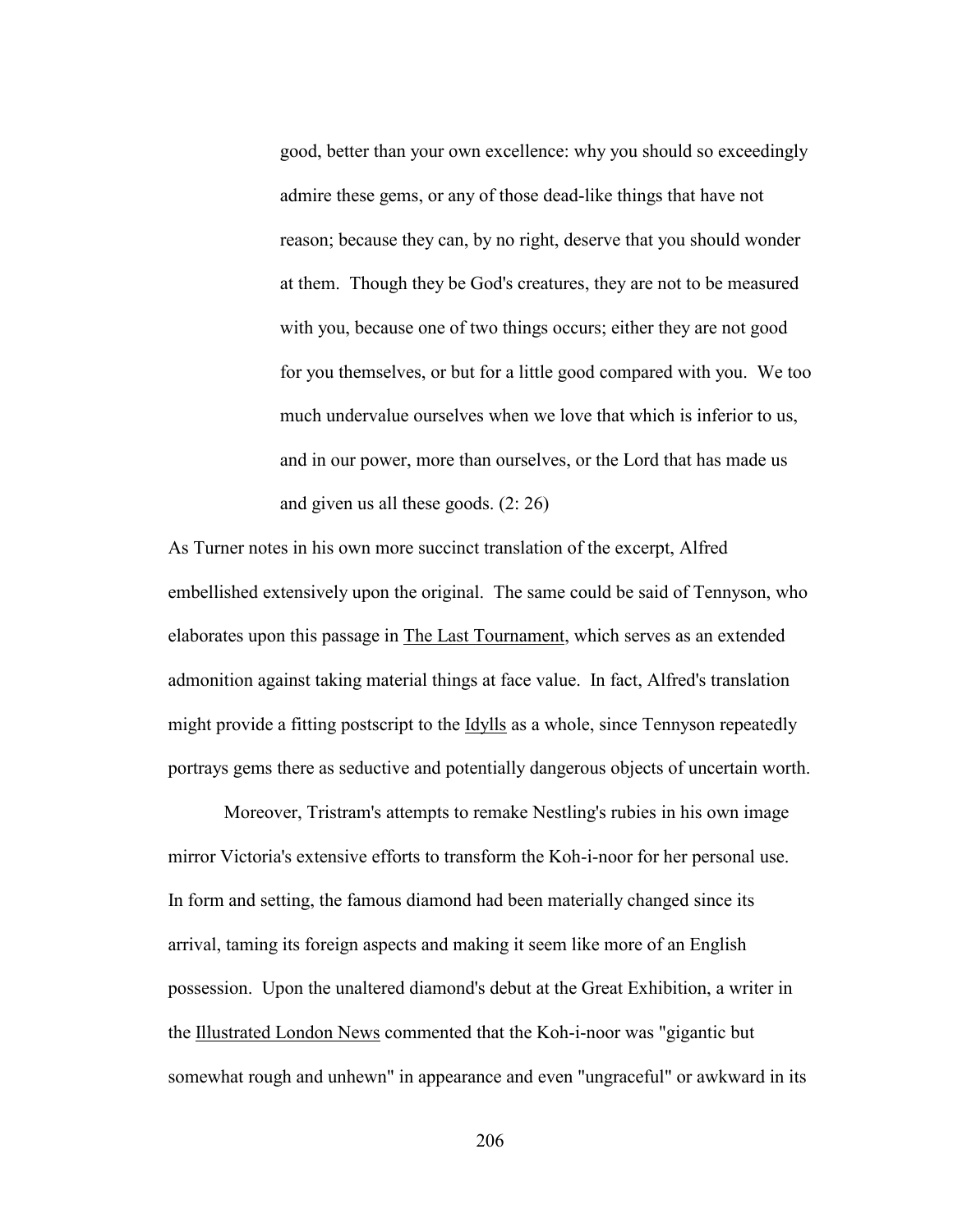> good, better than your own excellence: why you should so exceedingly admire these gems, or any of those dead-like things that have not reason; because they can, by no right, deserve that you should wonder at them. Though they be God's creatures, they are not to be measured with you, because one of two things occurs; either they are not good for you themselves, or but for a little good compared with you. We too much undervalue ourselves when we love that which is inferior to us, and in our power, more than ourselves, or the Lord that has made us and given us all these goods. (2: 26)

As Turner notes in his own more succinct translation of the excerpt, Alfred embellished extensively upon the original. The same could be said of Tennyson, who elaborates upon this passage in The Last Tournament, which serves as an extended admonition against taking material things at face value. In fact, Alfred's translation might provide a fitting postscript to the Idylls as a whole, since Tennyson repeatedly portrays gems there as seductive and potentially dangerous objects of uncertain worth.

Moreover, Tristram's attempts to remake Nestling's rubies in his own image mirror Victoria's extensive efforts to transform the Koh-i-noor for her personal use. In form and setting, the famous diamond had been materially changed since its arrival, taming its foreign aspects and making it seem like more of an English possession. Upon the unaltered diamond's debut at the Great Exhibition, a writer in the Illustrated London News commented that the Koh-i-noor was "gigantic but somewhat rough and unhewn" in appearance and even "ungraceful" or awkward in its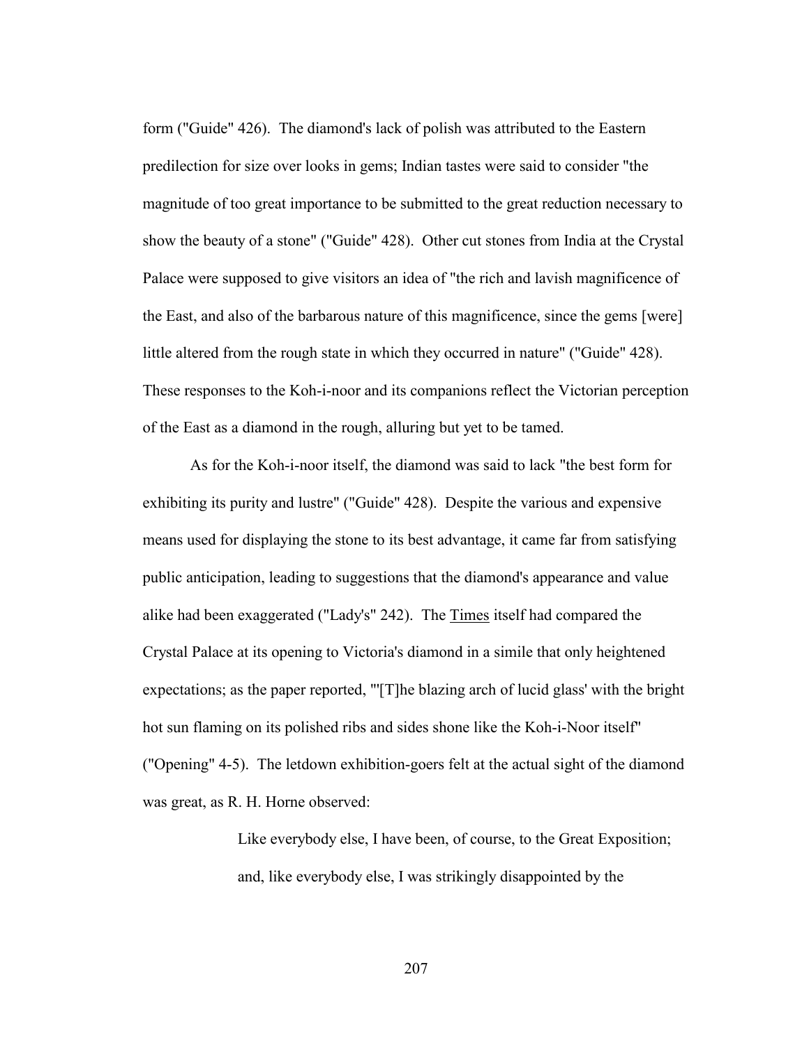form ("Guide" 426). The diamond's lack of polish was attributed to the Eastern predilection for size over looks in gems; Indian tastes were said to consider "the magnitude of too great importance to be submitted to the great reduction necessary to show the beauty of a stone" ("Guide" 428). Other cut stones from India at the Crystal Palace were supposed to give visitors an idea of "the rich and lavish magnificence of the East, and also of the barbarous nature of this magnificence, since the gems [were] little altered from the rough state in which they occurred in nature" ("Guide" 428). These responses to the Koh-i-noor and its companions reflect the Victorian perception of the East as a diamond in the rough, alluring but yet to be tamed.

As for the Koh-i-noor itself, the diamond was said to lack "the best form for exhibiting its purity and lustre" ("Guide" 428). Despite the various and expensive means used for displaying the stone to its best advantage, it came far from satisfying public anticipation, leading to suggestions that the diamond's appearance and value alike had been exaggerated ("Lady's" 242). The <u>Times</u> itself had compared the Crystal Palace at its opening to Victoria's diamond in a simile that only heightened expectations; as the paper reported, "'[T]he blazing arch of lucid glass' with the bright hot sun flaming on its polished ribs and sides shone like the Koh-i-Noor itself" ("Opening" 4-5). The letdown exhibition-goers felt at the actual sight of the diamond was great, as R. H. Horne observed:

> Like everybody else, I have been, of course, to the Great Exposition; and, like everybody else, I was strikingly disappointed by the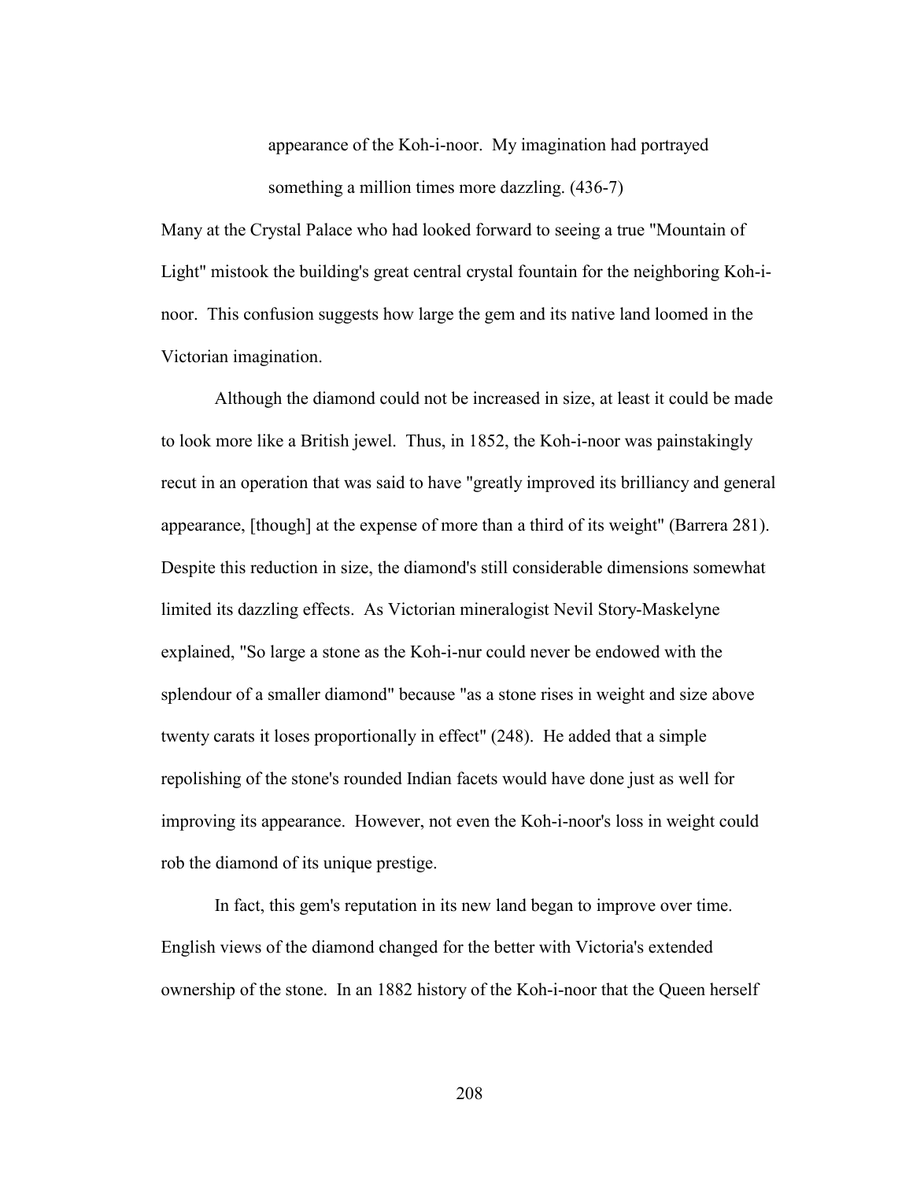> appearance of the Koh-i-noor. My imagination had portrayed something a million times more dazzling. (436-7)

Many at the Crystal Palace who had looked forward to seeing a true "Mountain of Light" mistook the building's great central crystal fountain for the neighboring Koh-i-noor. This confusion suggests how large the gem and its native land loomed in the Victorian imagination.

Although the diamond could not be increased in size, at least it could be made to look more like a British jewel. Thus, in 1852, the Koh-i-noor was painstakingly recut in an operation that was said to have "greatly improved its brilliancy and general appearance, [though] at the expense of more than a third of its weight" (Barrera 281). Despite this reduction in size, the diamond's still considerable dimensions somewhat limited its dazzling effects. As Victorian mineralogist Nevil Story-Maskelyne explained, "So large a stone as the Koh-i-nur could never be endowed with the splendour of a smaller diamond" because "as a stone rises in weight and size above twenty carats it loses proportionally in effect" (248). He added that a simple repolishing of the stone's rounded Indian facets would have done just as well for improving its appearance. However, not even the Koh-i-noor's loss in weight could rob the diamond of its unique prestige.

In fact, this gem's reputation in its new land began to improve over time. English views of the diamond changed for the better with Victoria's extended ownership of the stone. In an 1882 history of the Koh-i-noor that the Queen herself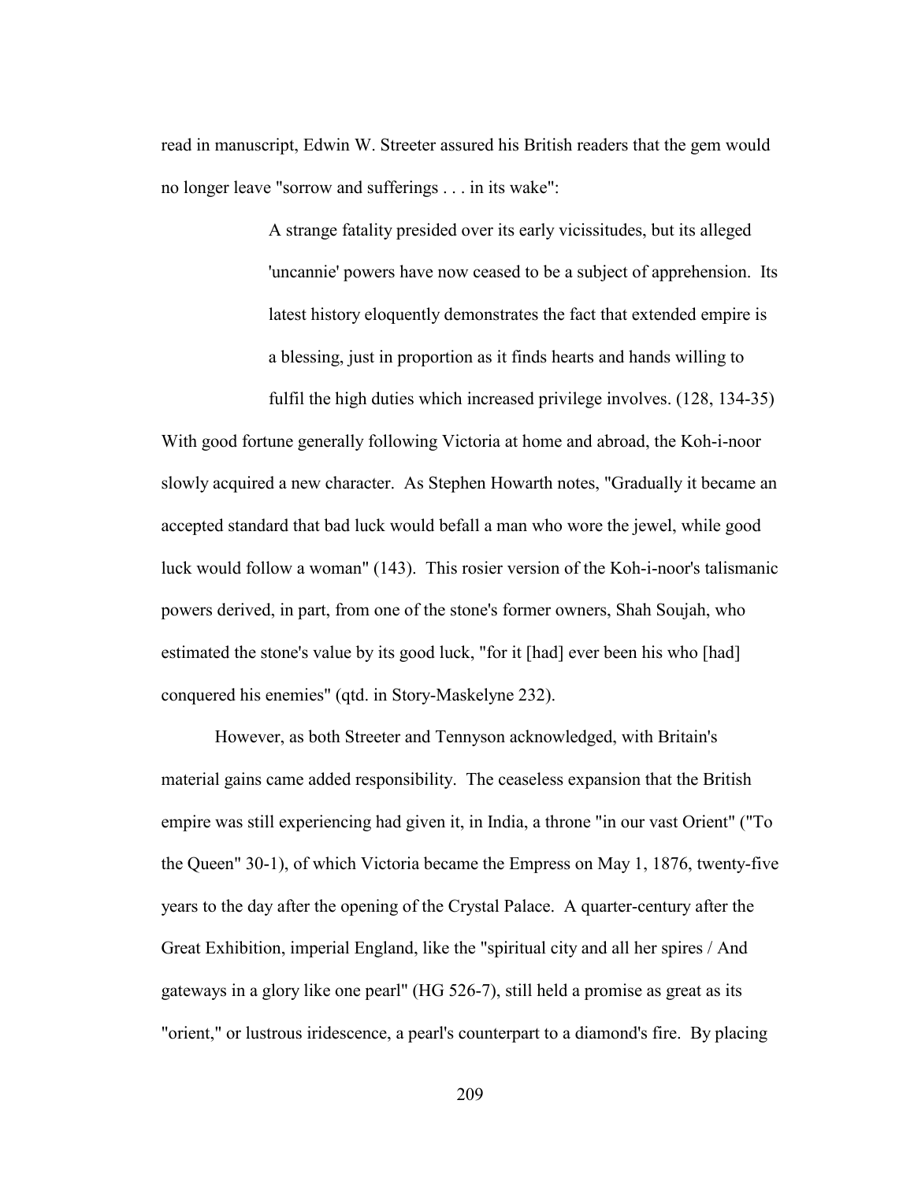read in manuscript, Edwin W. Streeter assured his British readers that the gem would no longer leave "sorrow and sufferings . . . in its wake":

> A strange fatality presided over its early vicissitudes, but its alleged 'uncannie' powers have now ceased to be a subject of apprehension. Its latest history eloquently demonstrates the fact that extended empire is a blessing, just in proportion as it finds hearts and hands willing to fulfil the high duties which increased privilege involves. (128, 134-35)

With good fortune generally following Victoria at home and abroad, the Koh-i-noor slowly acquired a new character. As Stephen Howarth notes, "Gradually it became an accepted standard that bad luck would befall a man who wore the jewel, while good luck would follow a woman" (143). This rosier version of the Koh-i-noor's talismanic powers derived, in part, from one of the stone's former owners, Shah Soujah, who estimated the stone's value by its good luck, "for it [had] ever been his who [had] conquered his enemies" (qtd. in Story-Maskelyne 232).

However, as both Streeter and Tennyson acknowledged, with Britain's material gains came added responsibility. The ceaseless expansion that the British empire was still experiencing had given it, in India, a throne "in our vast Orient" ("To the Queen" 30-1), of which Victoria became the Empress on May 1, 1876, twenty-five years to the day after the opening of the Crystal Palace. A quarter-century after the Great Exhibition, imperial England, like the "spiritual city and all her spires / And gateways in a glory like one pearl" (HG 526-7), still held a promise as great as its "orient," or lustrous iridescence, a pearl's counterpart to a diamond's fire. By placing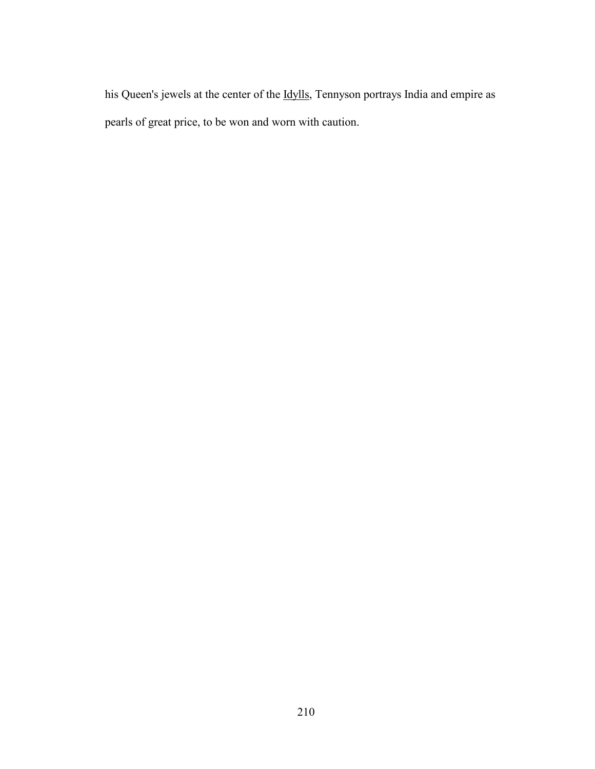his Queen's jewels at the center of the _Idylls_, Tennyson portrays India and empire as pearls of great price, to be won and worn with caution.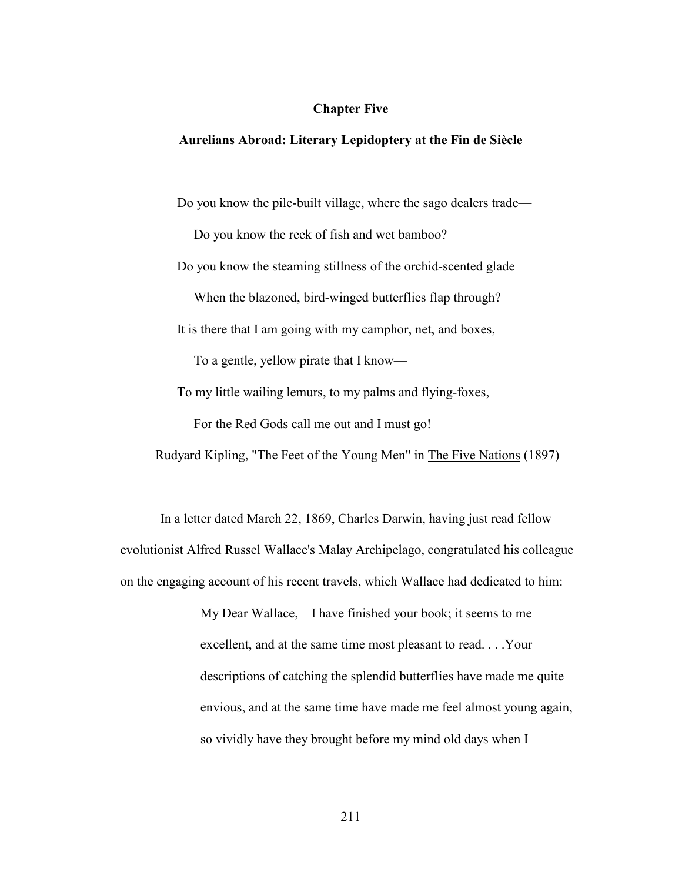## Chapter Five

### Aurelians Abroad: Literary Lepidoptery at the Fin de Siècle

> Do you know the pile-built village, where the sago dealers trade—
>
> Do you know the reek of fish and wet bamboo?
>
> Do you know the steaming stillness of the orchid-scented glade
>
> When the blazoned, bird-winged butterflies flap through?
>
> It is there that I am going with my camphor, net, and boxes,
>
> To a gentle, yellow pirate that I know—
>
> To my little wailing lemurs, to my palms and flying-foxes,
>
> For the Red Gods call me out and I must go!
>
> —Rudyard Kipling, "The Feet of the Young Men" in The Five Nations (1897)

In a letter dated March 22, 1869, Charles Darwin, having just read fellow evolutionist Alfred Russel Wallace's Malay Archipelago, congratulated his colleague on the engaging account of his recent travels, which Wallace had dedicated to him:

> My Dear Wallace,—I have finished your book; it seems to me excellent, and at the same time most pleasant to read. . . .Your descriptions of catching the splendid butterflies have made me quite envious, and at the same time have made me feel almost young again, so vividly have they brought before my mind old days when I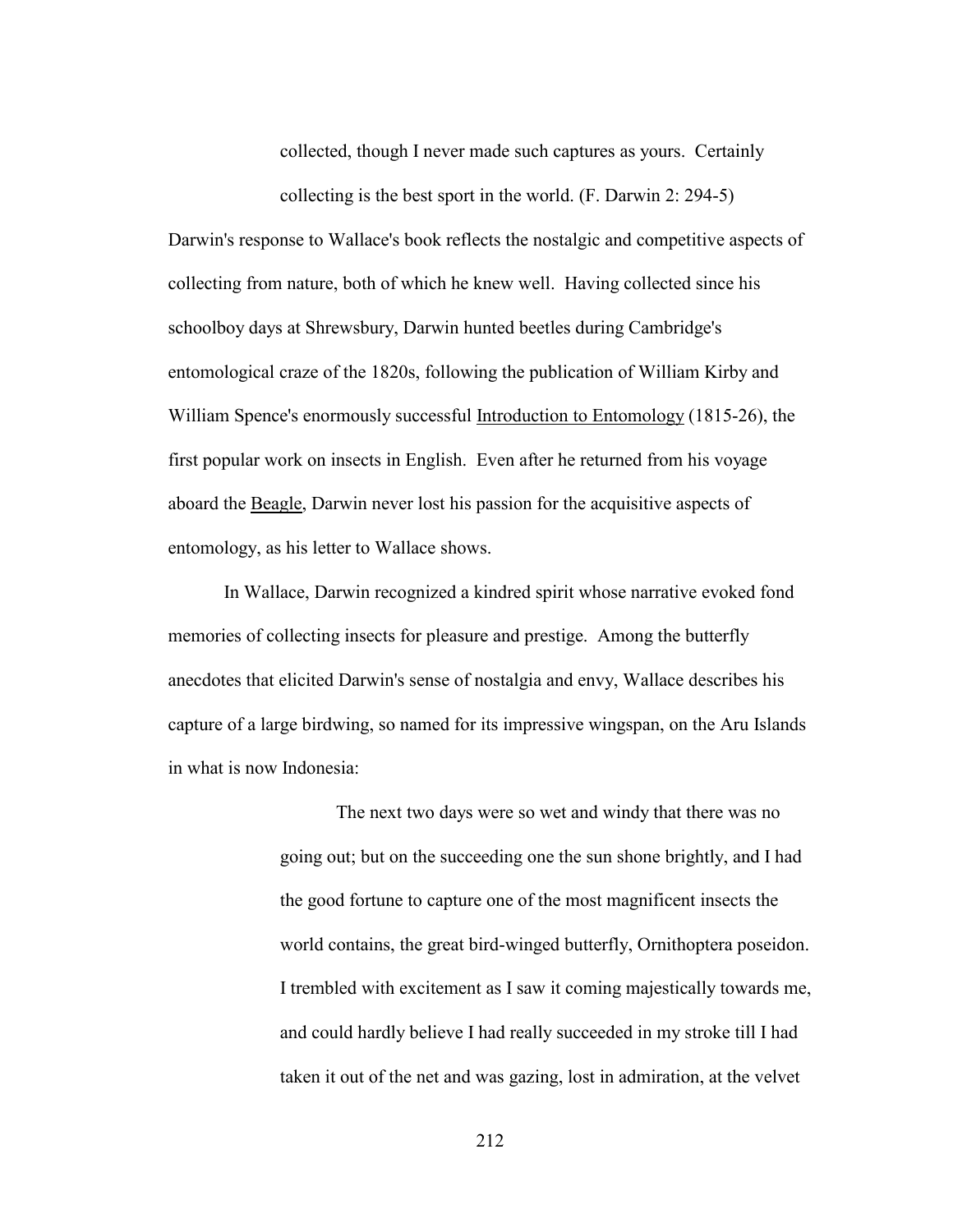> collected, though I never made such captures as yours. Certainly collecting is the best sport in the world. (F. Darwin 2: 294-5)

Darwin's response to Wallace's book reflects the nostalgic and competitive aspects of collecting from nature, both of which he knew well. Having collected since his schoolboy days at Shrewsbury, Darwin hunted beetles during Cambridge's entomological craze of the 1820s, following the publication of William Kirby and William Spence's enormously successful Introduction to Entomology (1815-26), the first popular work on insects in English. Even after he returned from his voyage aboard the Beagle, Darwin never lost his passion for the acquisitive aspects of entomology, as his letter to Wallace shows.

In Wallace, Darwin recognized a kindred spirit whose narrative evoked fond memories of collecting insects for pleasure and prestige. Among the butterfly anecdotes that elicited Darwin's sense of nostalgia and envy, Wallace describes his capture of a large birdwing, so named for its impressive wingspan, on the Aru Islands in what is now Indonesia:

> The next two days were so wet and windy that there was no going out; but on the succeeding one the sun shone brightly, and I had the good fortune to capture one of the most magnificent insects the world contains, the great bird-winged butterfly, Ornithoptera poseidon. I trembled with excitement as I saw it coming majestically towards me, and could hardly believe I had really succeeded in my stroke till I had taken it out of the net and was gazing, lost in admiration, at the velvet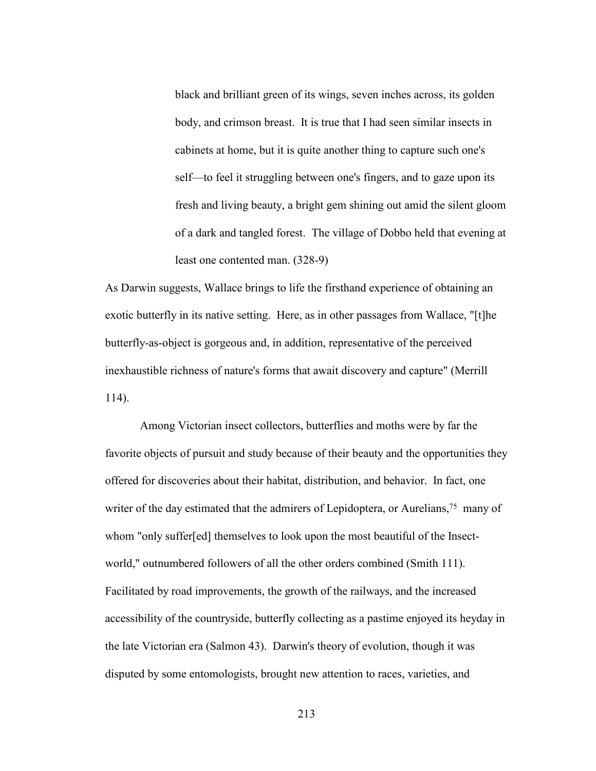> black and brilliant green of its wings, seven inches across, its golden body, and crimson breast. It is true that I had seen similar insects in cabinets at home, but it is quite another thing to capture such one's self—to feel it struggling between one's fingers, and to gaze upon its fresh and living beauty, a bright gem shining out amid the silent gloom of a dark and tangled forest. The village of Dobbo held that evening at least one contented man. (328-9)

As Darwin suggests, Wallace brings to life the firsthand experience of obtaining an exotic butterfly in its native setting. Here, as in other passages from Wallace, "[t]he butterfly-as-object is gorgeous and, in addition, representative of the perceived inexhaustible richness of nature's forms that await discovery and capture" (Merrill 114).

Among Victorian insect collectors, butterflies and moths were by far the favorite objects of pursuit and study because of their beauty and the opportunities they offered for discoveries about their habitat, distribution, and behavior. In fact, one writer of the day estimated that the admirers of Lepidoptera, or Aurelians,[75] many of whom "only suffer[ed] themselves to look upon the most beautiful of the Insect-world," outnumbered followers of all the other orders combined (Smith 111). Facilitated by road improvements, the growth of the railways, and the increased accessibility of the countryside, butterfly collecting as a pastime enjoyed its heyday in the late Victorian era (Salmon 43). Darwin's theory of evolution, though it was disputed by some entomologists, brought new attention to races, varieties, and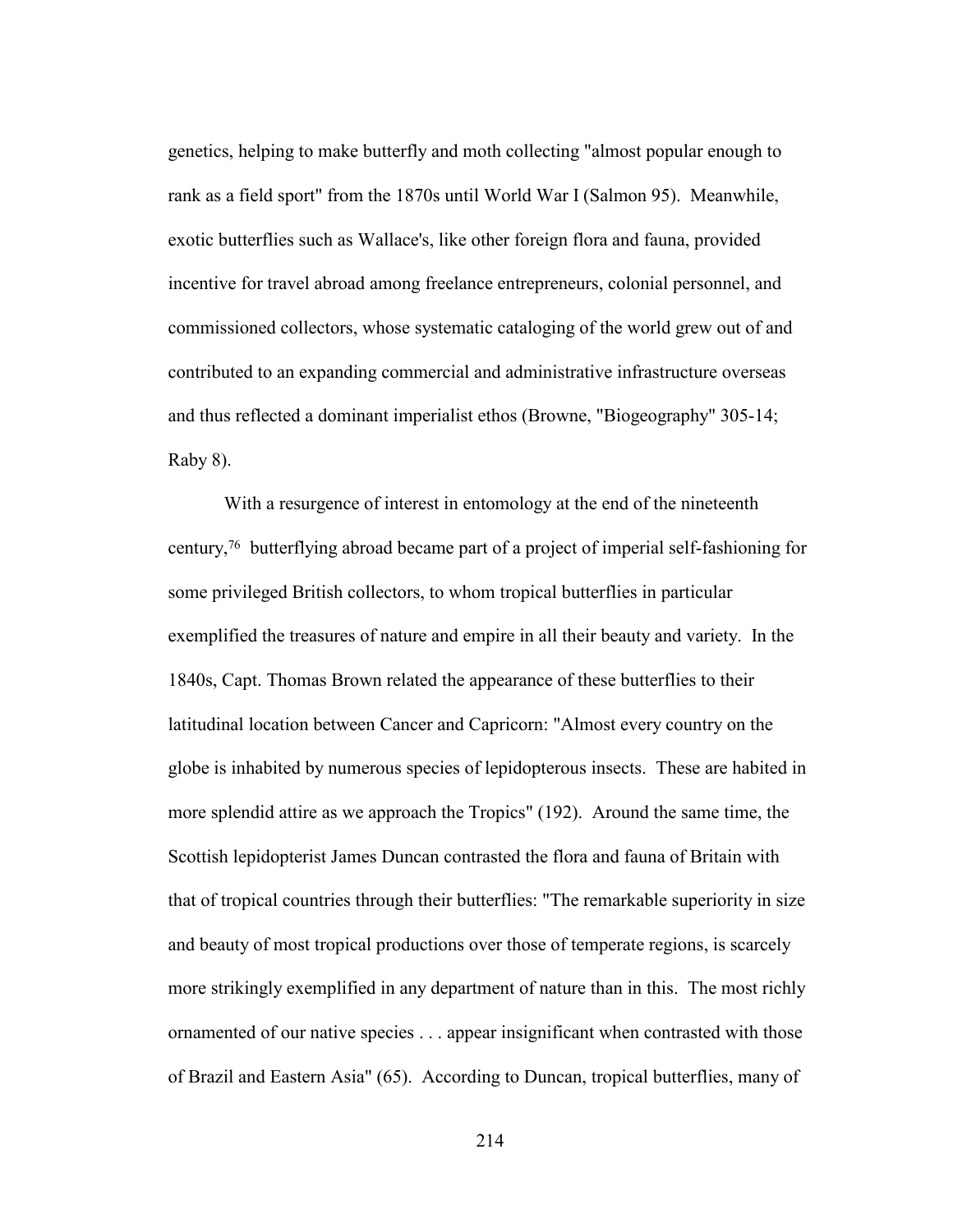genetics, helping to make butterfly and moth collecting "almost popular enough to rank as a field sport" from the 1870s until World War I (Salmon 95). Meanwhile, exotic butterflies such as Wallace's, like other foreign flora and fauna, provided incentive for travel abroad among freelance entrepreneurs, colonial personnel, and commissioned collectors, whose systematic cataloging of the world grew out of and contributed to an expanding commercial and administrative infrastructure overseas and thus reflected a dominant imperialist ethos (Browne, "Biogeography" 305-14; Raby 8).

With a resurgence of interest in entomology at the end of the nineteenth century,[76] butterflying abroad became part of a project of imperial self-fashioning for some privileged British collectors, to whom tropical butterflies in particular exemplified the treasures of nature and empire in all their beauty and variety. In the 1840s, Capt. Thomas Brown related the appearance of these butterflies to their latitudinal location between Cancer and Capricorn: "Almost every country on the globe is inhabited by numerous species of lepidopterous insects. These are habited in more splendid attire as we approach the Tropics" (192). Around the same time, the Scottish lepidopterist James Duncan contrasted the flora and fauna of Britain with that of tropical countries through their butterflies: "The remarkable superiority in size and beauty of most tropical productions over those of temperate regions, is scarcely more strikingly exemplified in any department of nature than in this. The most richly ornamented of our native species . . . appear insignificant when contrasted with those of Brazil and Eastern Asia" (65). According to Duncan, tropical butterflies, many of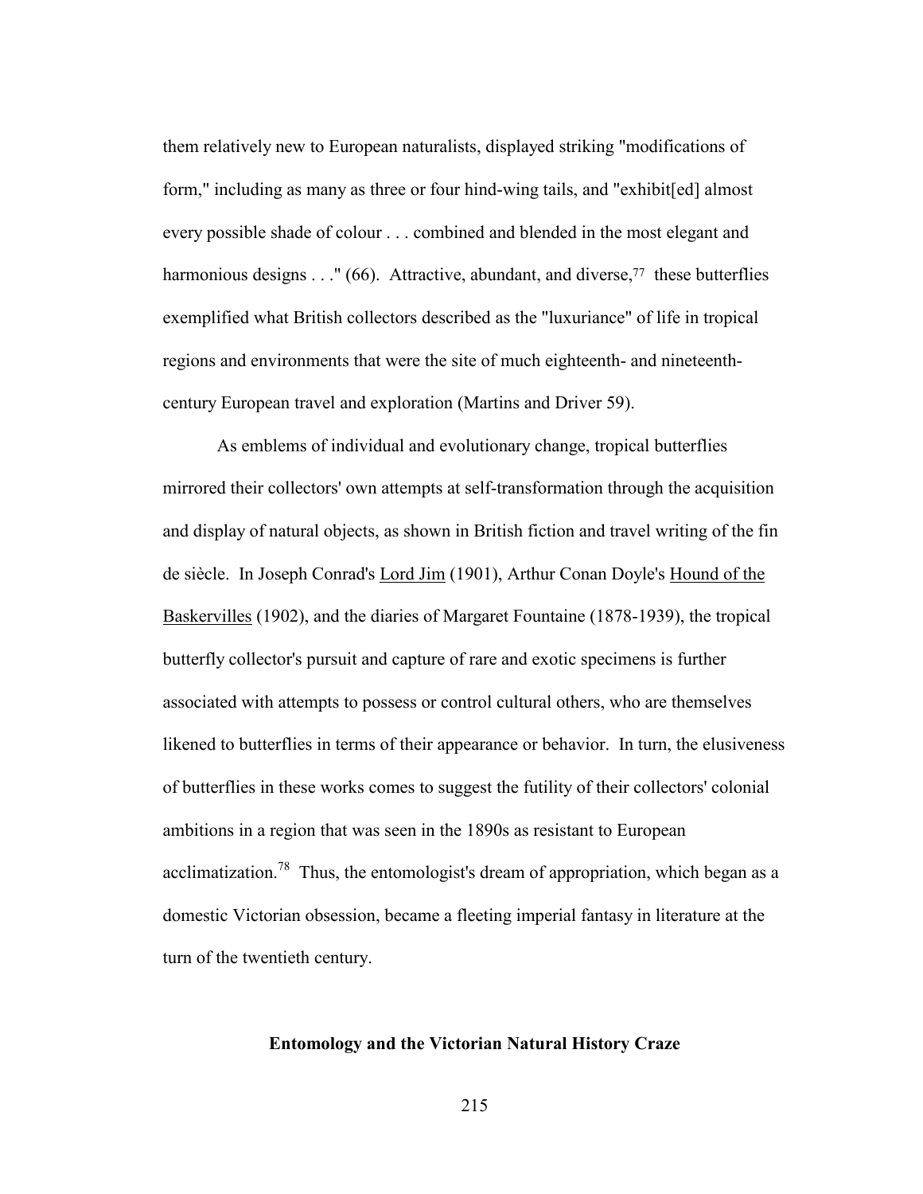them relatively new to European naturalists, displayed striking "modifications of form," including as many as three or four hind-wing tails, and "exhibit[ed] almost every possible shade of colour . . . combined and blended in the most elegant and harmonious designs . . ." (66). Attractive, abundant, and diverse,[77] these butterflies exemplified what British collectors described as the "luxuriance" of life in tropical regions and environments that were the site of much eighteenth- and nineteenth-century European travel and exploration (Martins and Driver 59).

As emblems of individual and evolutionary change, tropical butterflies mirrored their collectors' own attempts at self-transformation through the acquisition and display of natural objects, as shown in British fiction and travel writing of the fin de siècle. In Joseph Conrad's Lord Jim (1901), Arthur Conan Doyle's Hound of the Baskervilles (1902), and the diaries of Margaret Fountaine (1878-1939), the tropical butterfly collector's pursuit and capture of rare and exotic specimens is further associated with attempts to possess or control cultural others, who are themselves likened to butterflies in terms of their appearance or behavior. In turn, the elusiveness of butterflies in these works comes to suggest the futility of their collectors' colonial ambitions in a region that was seen in the 1890s as resistant to European acclimatization.[78] Thus, the entomologist's dream of appropriation, which began as a domestic Victorian obsession, became a fleeting imperial fantasy in literature at the turn of the twentieth century.

## Entomology and the Victorian Natural History Craze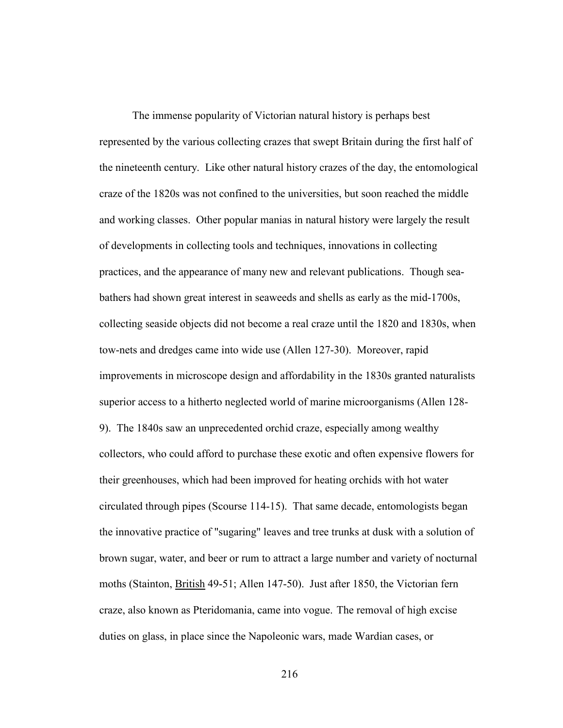The immense popularity of Victorian natural history is perhaps best represented by the various collecting crazes that swept Britain during the first half of the nineteenth century. Like other natural history crazes of the day, the entomological craze of the 1820s was not confined to the universities, but soon reached the middle and working classes. Other popular manias in natural history were largely the result of developments in collecting tools and techniques, innovations in collecting practices, and the appearance of many new and relevant publications. Though sea-bathers had shown great interest in seaweeds and shells as early as the mid-1700s, collecting seaside objects did not become a real craze until the 1820 and 1830s, when tow-nets and dredges came into wide use (Allen 127-30). Moreover, rapid improvements in microscope design and affordability in the 1830s granted naturalists superior access to a hitherto neglected world of marine microorganisms (Allen 128-9). The 1840s saw an unprecedented orchid craze, especially among wealthy collectors, who could afford to purchase these exotic and often expensive flowers for their greenhouses, which had been improved for heating orchids with hot water circulated through pipes (Scourse 114-15). That same decade, entomologists began the innovative practice of "sugaring" leaves and tree trunks at dusk with a solution of brown sugar, water, and beer or rum to attract a large number and variety of nocturnal moths (Stainton, <u>British</u> 49-51; Allen 147-50). Just after 1850, the Victorian fern craze, also known as Pteridomania, came into vogue. The removal of high excise duties on glass, in place since the Napoleonic wars, made Wardian cases, or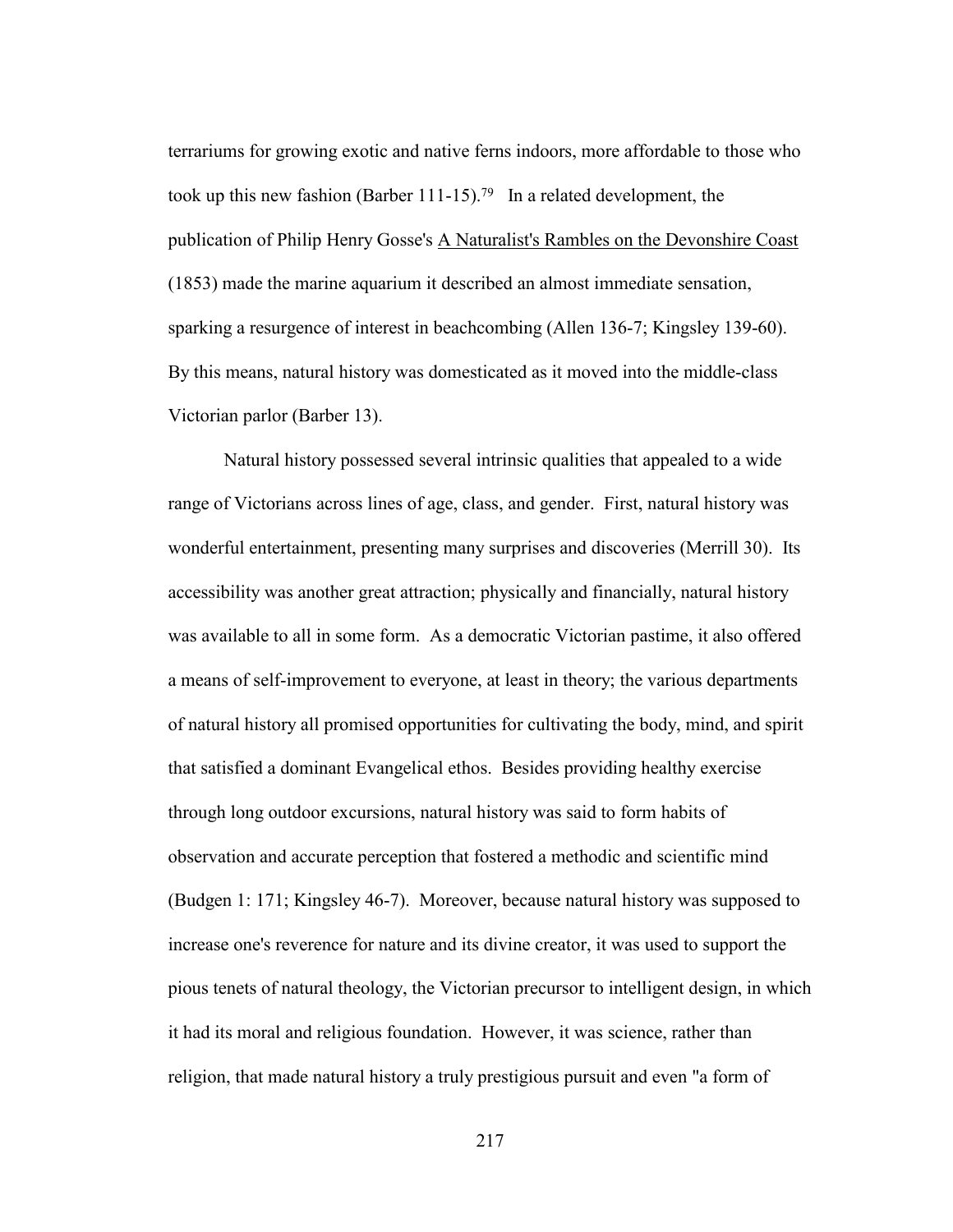terrariums for growing exotic and native ferns indoors, more affordable to those who took up this new fashion (Barber 111-15).[79] In a related development, the publication of Philip Henry Gosse's A Naturalist's Rambles on the Devonshire Coast (1853) made the marine aquarium it described an almost immediate sensation, sparking a resurgence of interest in beachcombing (Allen 136-7; Kingsley 139-60). By this means, natural history was domesticated as it moved into the middle-class Victorian parlor (Barber 13).

Natural history possessed several intrinsic qualities that appealed to a wide range of Victorians across lines of age, class, and gender. First, natural history was wonderful entertainment, presenting many surprises and discoveries (Merrill 30). Its accessibility was another great attraction; physically and financially, natural history was available to all in some form. As a democratic Victorian pastime, it also offered a means of self-improvement to everyone, at least in theory; the various departments of natural history all promised opportunities for cultivating the body, mind, and spirit that satisfied a dominant Evangelical ethos. Besides providing healthy exercise through long outdoor excursions, natural history was said to form habits of observation and accurate perception that fostered a methodic and scientific mind (Budgen 1: 171; Kingsley 46-7). Moreover, because natural history was supposed to increase one's reverence for nature and its divine creator, it was used to support the pious tenets of natural theology, the Victorian precursor to intelligent design, in which it had its moral and religious foundation. However, it was science, rather than religion, that made natural history a truly prestigious pursuit and even "a form of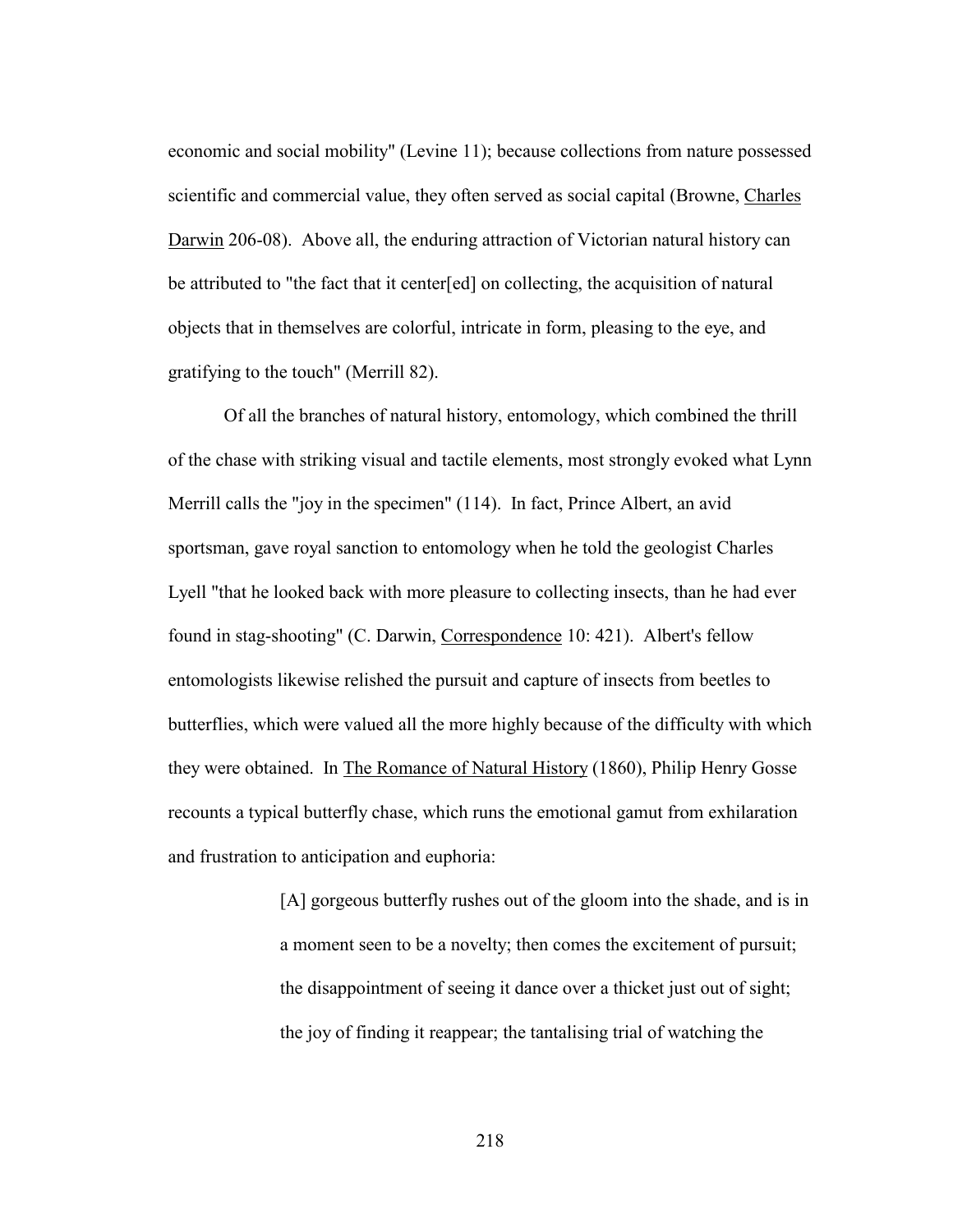economic and social mobility" (Levine 11); because collections from nature possessed scientific and commercial value, they often served as social capital (Browne, Charles Darwin 206-08). Above all, the enduring attraction of Victorian natural history can be attributed to "the fact that it center[ed] on collecting, the acquisition of natural objects that in themselves are colorful, intricate in form, pleasing to the eye, and gratifying to the touch" (Merrill 82).

Of all the branches of natural history, entomology, which combined the thrill of the chase with striking visual and tactile elements, most strongly evoked what Lynn Merrill calls the "joy in the specimen" (114). In fact, Prince Albert, an avid sportsman, gave royal sanction to entomology when he told the geologist Charles Lyell "that he looked back with more pleasure to collecting insects, than he had ever found in stag-shooting" (C. Darwin, Correspondence 10: 421). Albert's fellow entomologists likewise relished the pursuit and capture of insects from beetles to butterflies, which were valued all the more highly because of the difficulty with which they were obtained. In The Romance of Natural History (1860), Philip Henry Gosse recounts a typical butterfly chase, which runs the emotional gamut from exhilaration and frustration to anticipation and euphoria:

> [A] gorgeous butterfly rushes out of the gloom into the shade, and is in a moment seen to be a novelty; then comes the excitement of pursuit; the disappointment of seeing it dance over a thicket just out of sight; the joy of finding it reappear; the tantalising trial of watching the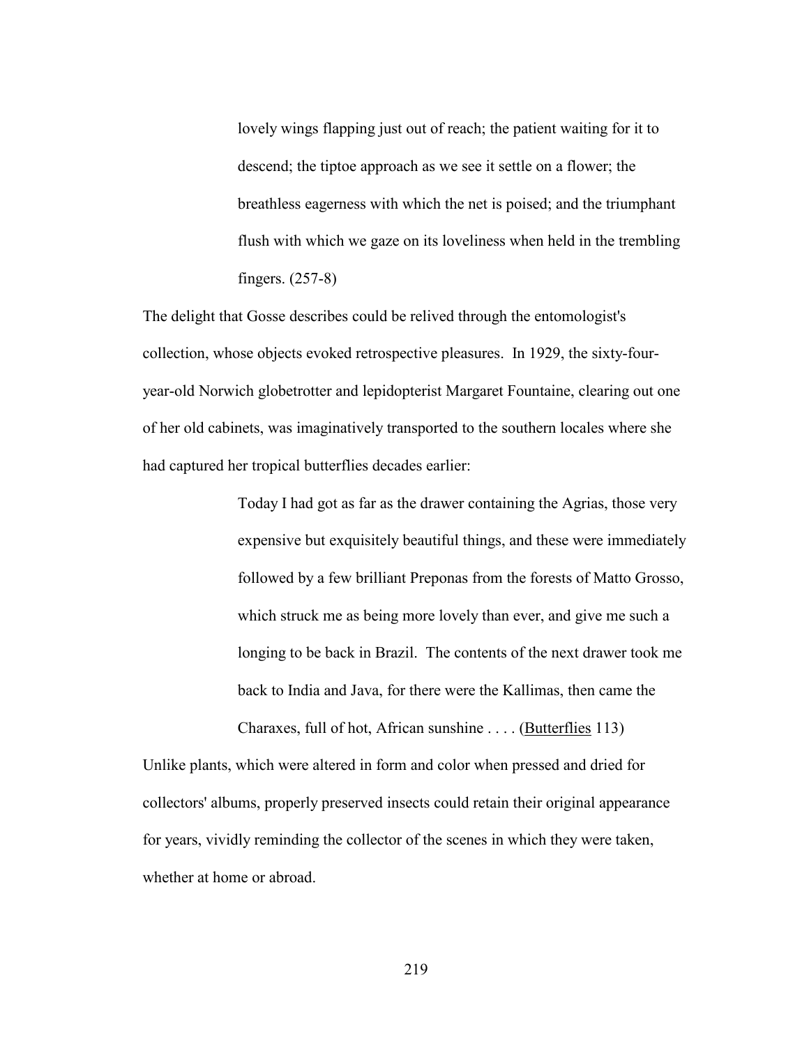> lovely wings flapping just out of reach; the patient waiting for it to descend; the tiptoe approach as we see it settle on a flower; the breathless eagerness with which the net is poised; and the triumphant flush with which we gaze on its loveliness when held in the trembling fingers. (257-8)

The delight that Gosse describes could be relived through the entomologist's collection, whose objects evoked retrospective pleasures. In 1929, the sixty-four-year-old Norwich globetrotter and lepidopterist Margaret Fountaine, clearing out one of her old cabinets, was imaginatively transported to the southern locales where she had captured her tropical butterflies decades earlier:

> Today I had got as far as the drawer containing the Agrias, those very expensive but exquisitely beautiful things, and these were immediately followed by a few brilliant Preponas from the forests of Matto Grosso, which struck me as being more lovely than ever, and give me such a longing to be back in Brazil. The contents of the next drawer took me back to India and Java, for there were the Kallimas, then came the Charaxes, full of hot, African sunshine . . . . (Butterflies 113)

Unlike plants, which were altered in form and color when pressed and dried for collectors' albums, properly preserved insects could retain their original appearance for years, vividly reminding the collector of the scenes in which they were taken, whether at home or abroad.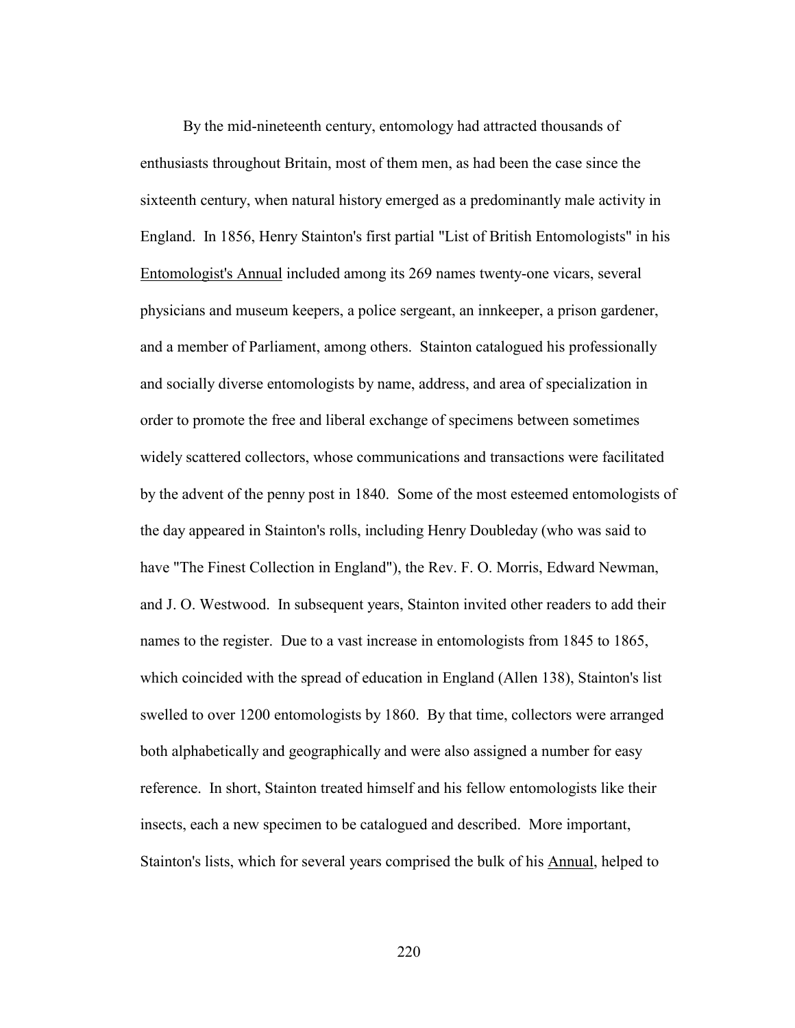By the mid-nineteenth century, entomology had attracted thousands of enthusiasts throughout Britain, most of them men, as had been the case since the sixteenth century, when natural history emerged as a predominantly male activity in England. In 1856, Henry Stainton's first partial "List of British Entomologists" in his Entomologist's Annual included among its 269 names twenty-one vicars, several physicians and museum keepers, a police sergeant, an innkeeper, a prison gardener, and a member of Parliament, among others. Stainton catalogued his professionally and socially diverse entomologists by name, address, and area of specialization in order to promote the free and liberal exchange of specimens between sometimes widely scattered collectors, whose communications and transactions were facilitated by the advent of the penny post in 1840. Some of the most esteemed entomologists of the day appeared in Stainton's rolls, including Henry Doubleday (who was said to have "The Finest Collection in England"), the Rev. F. O. Morris, Edward Newman, and J. O. Westwood. In subsequent years, Stainton invited other readers to add their names to the register. Due to a vast increase in entomologists from 1845 to 1865, which coincided with the spread of education in England (Allen 138), Stainton's list swelled to over 1200 entomologists by 1860. By that time, collectors were arranged both alphabetically and geographically and were also assigned a number for easy reference. In short, Stainton treated himself and his fellow entomologists like their insects, each a new specimen to be catalogued and described. More important, Stainton's lists, which for several years comprised the bulk of his Annual, helped to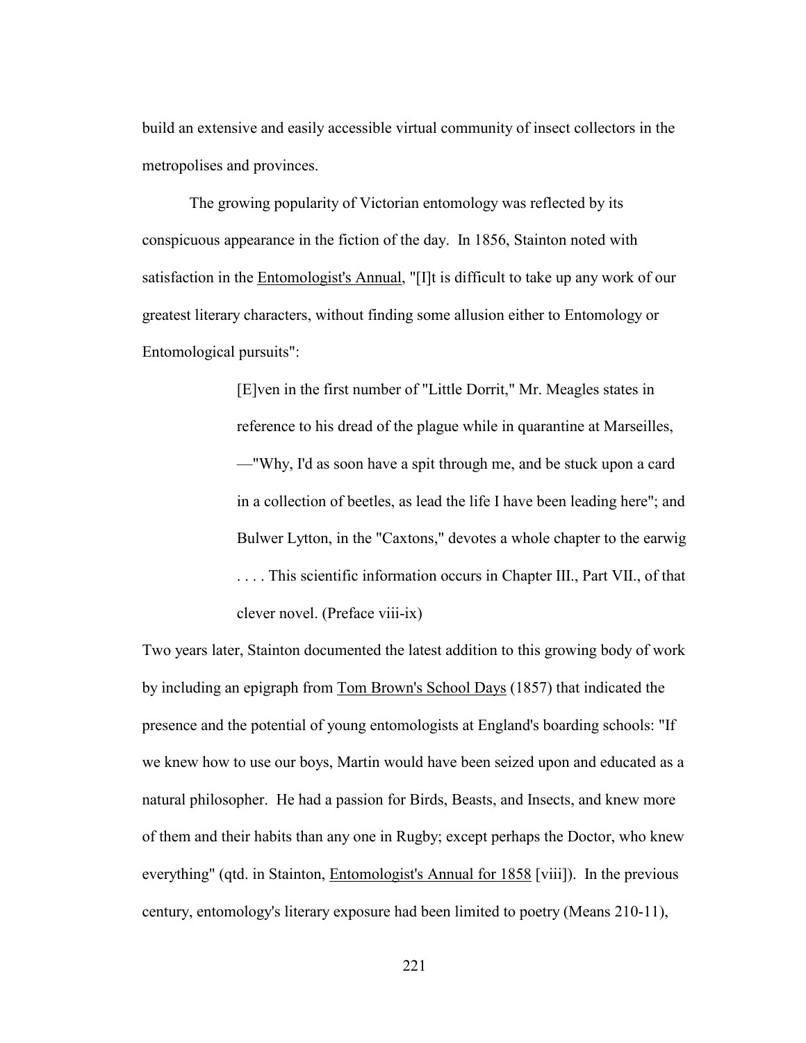build an extensive and easily accessible virtual community of insect collectors in the metropolises and provinces.

The growing popularity of Victorian entomology was reflected by its conspicuous appearance in the fiction of the day. In 1856, Stainton noted with satisfaction in the Entomologist's Annual, "[I]t is difficult to take up any work of our greatest literary characters, without finding some allusion either to Entomology or Entomological pursuits":

> [E]ven in the first number of "Little Dorrit," Mr. Meagles states in reference to his dread of the plague while in quarantine at Marseilles, —"Why, I'd as soon have a spit through me, and be stuck upon a card in a collection of beetles, as lead the life I have been leading here"; and Bulwer Lytton, in the "Caxtons," devotes a whole chapter to the earwig . . . . This scientific information occurs in Chapter III., Part VII., of that clever novel. (Preface viii-ix)

Two years later, Stainton documented the latest addition to this growing body of work by including an epigraph from Tom Brown's School Days (1857) that indicated the presence and the potential of young entomologists at England's boarding schools: "If we knew how to use our boys, Martin would have been seized upon and educated as a natural philosopher. He had a passion for Birds, Beasts, and Insects, and knew more of them and their habits than any one in Rugby; except perhaps the Doctor, who knew everything" (qtd. in Stainton, Entomologist's Annual for 1858 [viii]). In the previous century, entomology's literary exposure had been limited to poetry (Means 210-11),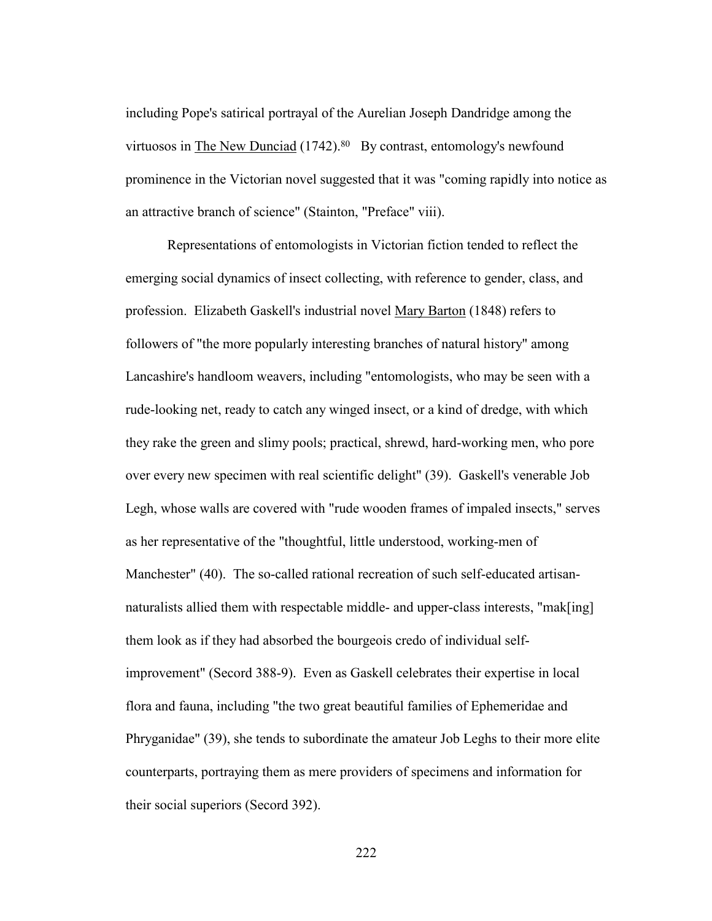including Pope's satirical portrayal of the Aurelian Joseph Dandridge among the virtuosos in The New Dunciad (1742).[80] By contrast, entomology's newfound prominence in the Victorian novel suggested that it was "coming rapidly into notice as an attractive branch of science" (Stainton, "Preface" viii).

Representations of entomologists in Victorian fiction tended to reflect the emerging social dynamics of insect collecting, with reference to gender, class, and profession. Elizabeth Gaskell's industrial novel Mary Barton (1848) refers to followers of "the more popularly interesting branches of natural history" among Lancashire's handloom weavers, including "entomologists, who may be seen with a rude-looking net, ready to catch any winged insect, or a kind of dredge, with which they rake the green and slimy pools; practical, shrewd, hard-working men, who pore over every new specimen with real scientific delight" (39). Gaskell's venerable Job Legh, whose walls are covered with "rude wooden frames of impaled insects," serves as her representative of the "thoughtful, little understood, working-men of Manchester" (40). The so-called rational recreation of such self-educated artisan-naturalists allied them with respectable middle- and upper-class interests, "mak[ing] them look as if they had absorbed the bourgeois credo of individual self-improvement" (Secord 388-9). Even as Gaskell celebrates their expertise in local flora and fauna, including "the two great beautiful families of Ephemeridae and Phryganidae" (39), she tends to subordinate the amateur Job Leghs to their more elite counterparts, portraying them as mere providers of specimens and information for their social superiors (Secord 392).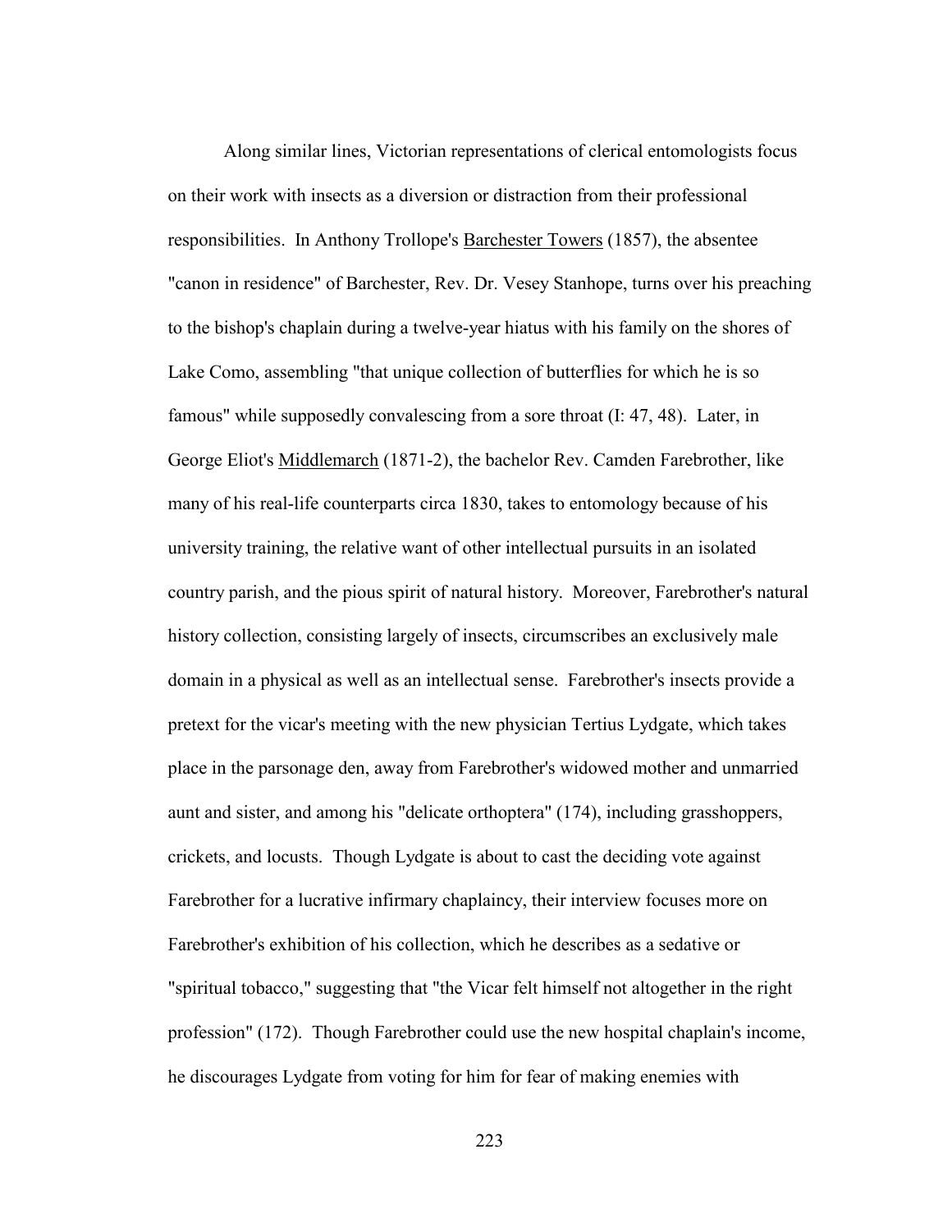Along similar lines, Victorian representations of clerical entomologists focus on their work with insects as a diversion or distraction from their professional responsibilities. In Anthony Trollope's Barchester Towers (1857), the absentee "canon in residence" of Barchester, Rev. Dr. Vesey Stanhope, turns over his preaching to the bishop's chaplain during a twelve-year hiatus with his family on the shores of Lake Como, assembling "that unique collection of butterflies for which he is so famous" while supposedly convalescing from a sore throat (I: 47, 48). Later, in George Eliot's Middlemarch (1871-2), the bachelor Rev. Camden Farebrother, like many of his real-life counterparts circa 1830, takes to entomology because of his university training, the relative want of other intellectual pursuits in an isolated country parish, and the pious spirit of natural history. Moreover, Farebrother's natural history collection, consisting largely of insects, circumscribes an exclusively male domain in a physical as well as an intellectual sense. Farebrother's insects provide a pretext for the vicar's meeting with the new physician Tertius Lydgate, which takes place in the parsonage den, away from Farebrother's widowed mother and unmarried aunt and sister, and among his "delicate orthoptera" (174), including grasshoppers, crickets, and locusts. Though Lydgate is about to cast the deciding vote against Farebrother for a lucrative infirmary chaplaincy, their interview focuses more on Farebrother's exhibition of his collection, which he describes as a sedative or "spiritual tobacco," suggesting that "the Vicar felt himself not altogether in the right profession" (172). Though Farebrother could use the new hospital chaplain's income, he discourages Lydgate from voting for him for fear of making enemies with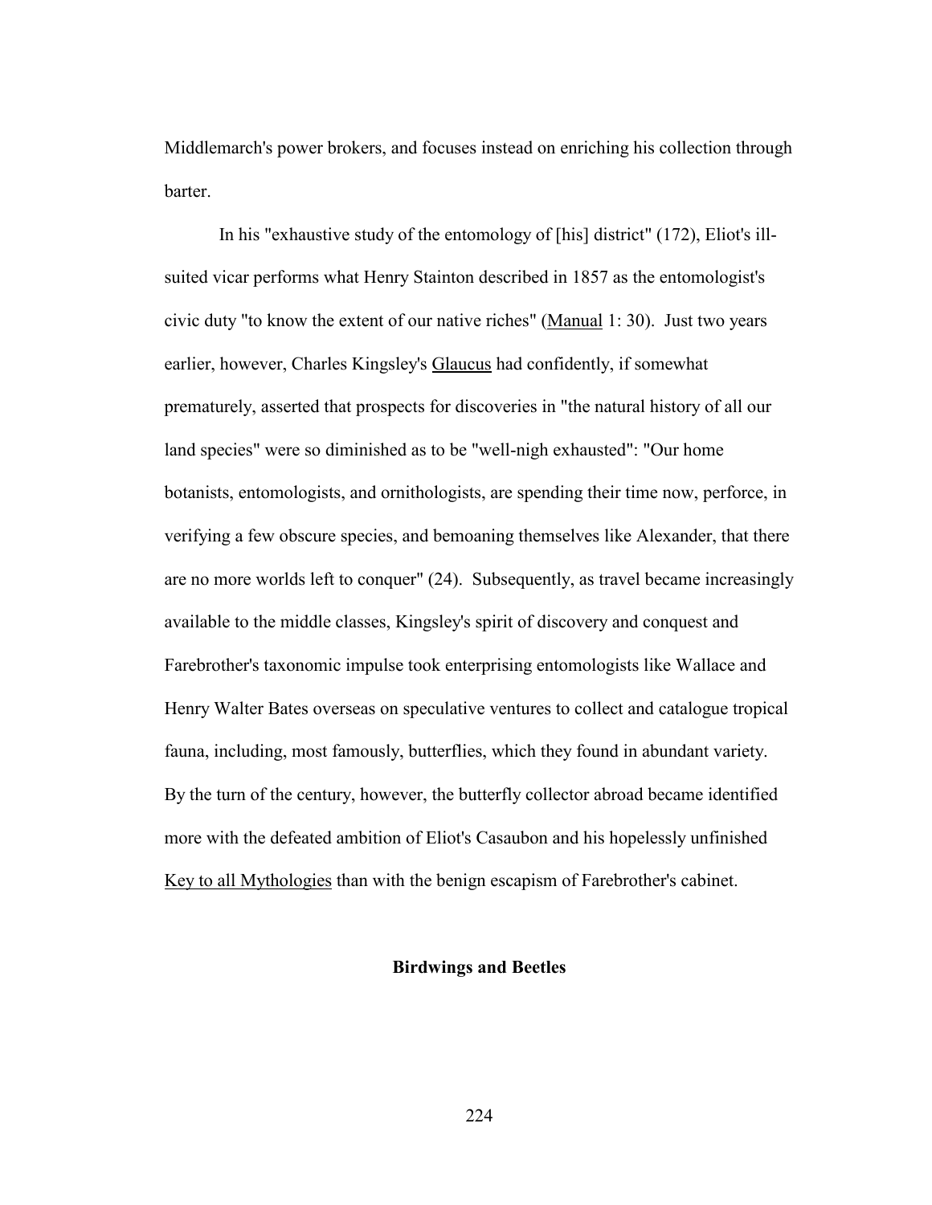Middlemarch's power brokers, and focuses instead on enriching his collection through barter.

In his "exhaustive study of the entomology of [his] district" (172), Eliot's ill-suited vicar performs what Henry Stainton described in 1857 as the entomologist's civic duty "to know the extent of our native riches" (Manual 1: 30). Just two years earlier, however, Charles Kingsley's Glaucus had confidently, if somewhat prematurely, asserted that prospects for discoveries in "the natural history of all our land species" were so diminished as to be "well-nigh exhausted": "Our home botanists, entomologists, and ornithologists, are spending their time now, perforce, in verifying a few obscure species, and bemoaning themselves like Alexander, that there are no more worlds left to conquer" (24). Subsequently, as travel became increasingly available to the middle classes, Kingsley's spirit of discovery and conquest and Farebrother's taxonomic impulse took enterprising entomologists like Wallace and Henry Walter Bates overseas on speculative ventures to collect and catalogue tropical fauna, including, most famously, butterflies, which they found in abundant variety. By the turn of the century, however, the butterfly collector abroad became identified more with the defeated ambition of Eliot's Casaubon and his hopelessly unfinished Key to all Mythologies than with the benign escapism of Farebrother's cabinet.

## Birdwings and Beetles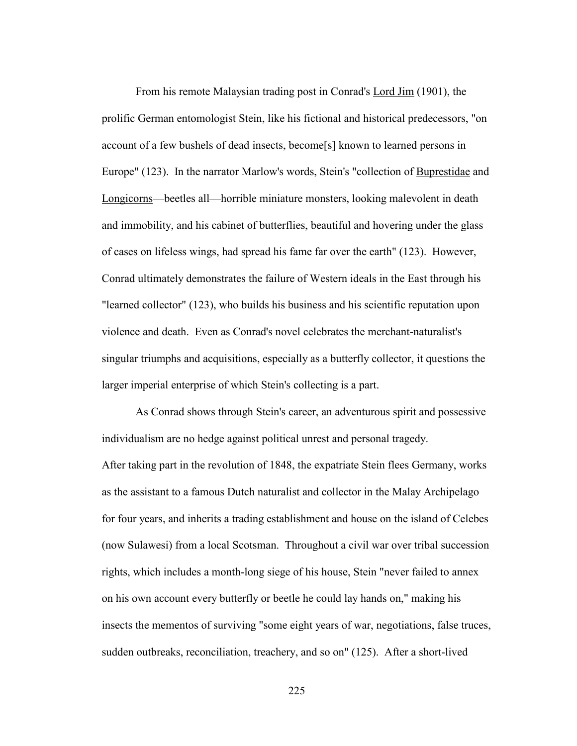From his remote Malaysian trading post in Conrad's Lord Jim (1901), the prolific German entomologist Stein, like his fictional and historical predecessors, "on account of a few bushels of dead insects, become[s] known to learned persons in Europe" (123). In the narrator Marlow's words, Stein's "collection of Buprestidae and Longicorns—beetles all—horrible miniature monsters, looking malevolent in death and immobility, and his cabinet of butterflies, beautiful and hovering under the glass of cases on lifeless wings, had spread his fame far over the earth" (123). However, Conrad ultimately demonstrates the failure of Western ideals in the East through his "learned collector" (123), who builds his business and his scientific reputation upon violence and death. Even as Conrad's novel celebrates the merchant-naturalist's singular triumphs and acquisitions, especially as a butterfly collector, it questions the larger imperial enterprise of which Stein's collecting is a part.

As Conrad shows through Stein's career, an adventurous spirit and possessive individualism are no hedge against political unrest and personal tragedy. After taking part in the revolution of 1848, the expatriate Stein flees Germany, works as the assistant to a famous Dutch naturalist and collector in the Malay Archipelago for four years, and inherits a trading establishment and house on the island of Celebes (now Sulawesi) from a local Scotsman. Throughout a civil war over tribal succession rights, which includes a month-long siege of his house, Stein "never failed to annex on his own account every butterfly or beetle he could lay hands on," making his insects the mementos of surviving "some eight years of war, negotiations, false truces, sudden outbreaks, reconciliation, treachery, and so on" (125). After a short-lived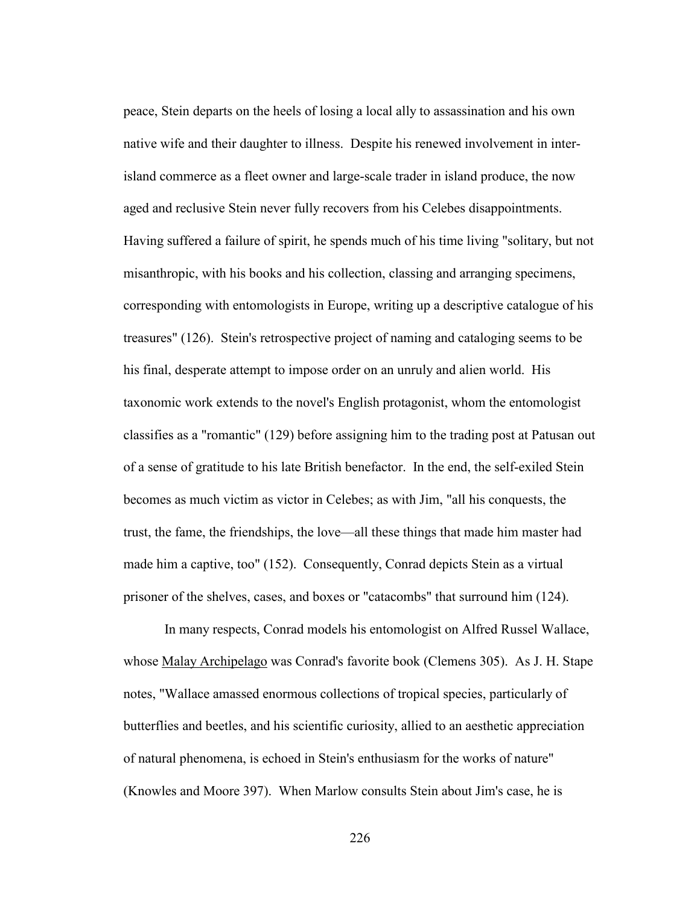peace, Stein departs on the heels of losing a local ally to assassination and his own native wife and their daughter to illness. Despite his renewed involvement in inter-island commerce as a fleet owner and large-scale trader in island produce, the now aged and reclusive Stein never fully recovers from his Celebes disappointments. Having suffered a failure of spirit, he spends much of his time living "solitary, but not misanthropic, with his books and his collection, classing and arranging specimens, corresponding with entomologists in Europe, writing up a descriptive catalogue of his treasures" (126). Stein's retrospective project of naming and cataloging seems to be his final, desperate attempt to impose order on an unruly and alien world. His taxonomic work extends to the novel's English protagonist, whom the entomologist classifies as a "romantic" (129) before assigning him to the trading post at Patusan out of a sense of gratitude to his late British benefactor. In the end, the self-exiled Stein becomes as much victim as victor in Celebes; as with Jim, "all his conquests, the trust, the fame, the friendships, the love—all these things that made him master had made him a captive, too" (152). Consequently, Conrad depicts Stein as a virtual prisoner of the shelves, cases, and boxes or "catacombs" that surround him (124).

In many respects, Conrad models his entomologist on Alfred Russel Wallace, whose <u>Malay Archipelago</u> was Conrad's favorite book (Clemens 305). As J. H. Stape notes, "Wallace amassed enormous collections of tropical species, particularly of butterflies and beetles, and his scientific curiosity, allied to an aesthetic appreciation of natural phenomena, is echoed in Stein's enthusiasm for the works of nature" (Knowles and Moore 397). When Marlow consults Stein about Jim's case, he is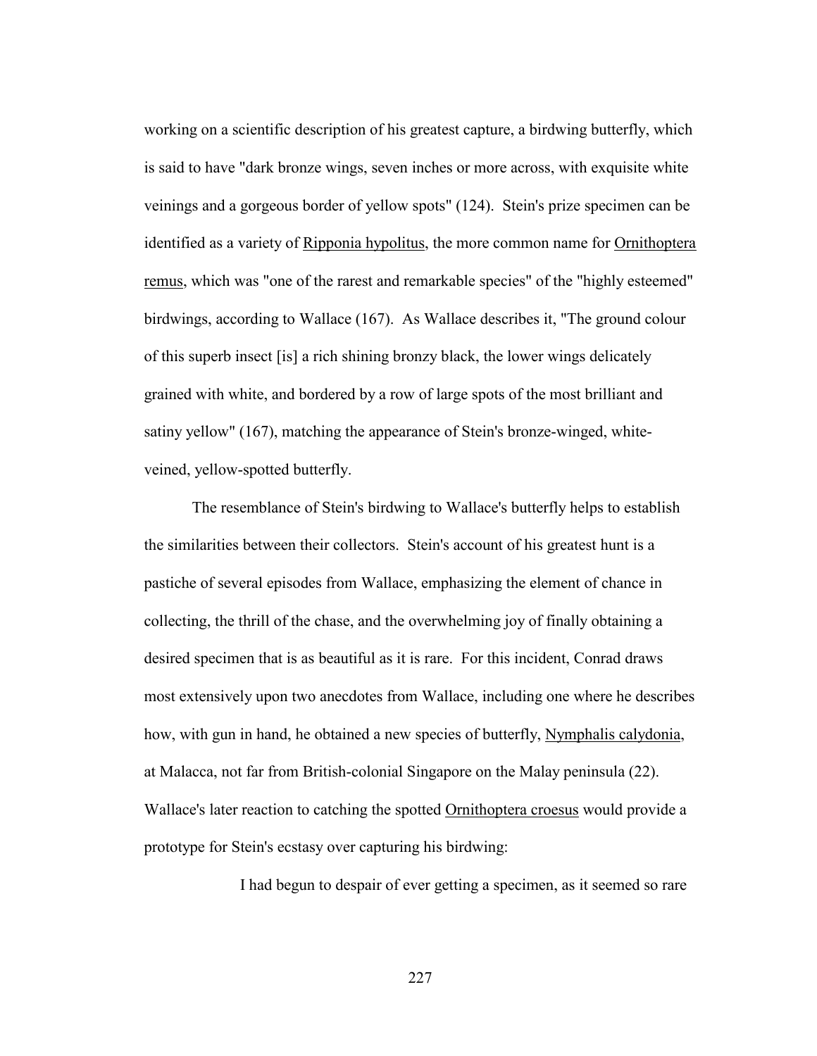working on a scientific description of his greatest capture, a birdwing butterfly, which is said to have "dark bronze wings, seven inches or more across, with exquisite white veinings and a gorgeous border of yellow spots" (124). Stein's prize specimen can be identified as a variety of Ripponia hypolitus, the more common name for Ornithoptera remus, which was "one of the rarest and remarkable species" of the "highly esteemed" birdwings, according to Wallace (167). As Wallace describes it, "The ground colour of this superb insect [is] a rich shining bronzy black, the lower wings delicately grained with white, and bordered by a row of large spots of the most brilliant and satiny yellow" (167), matching the appearance of Stein's bronze-winged, white-veined, yellow-spotted butterfly.

The resemblance of Stein's birdwing to Wallace's butterfly helps to establish the similarities between their collectors. Stein's account of his greatest hunt is a pastiche of several episodes from Wallace, emphasizing the element of chance in collecting, the thrill of the chase, and the overwhelming joy of finally obtaining a desired specimen that is as beautiful as it is rare. For this incident, Conrad draws most extensively upon two anecdotes from Wallace, including one where he describes how, with gun in hand, he obtained a new species of butterfly, Nymphalis calydonia, at Malacca, not far from British-colonial Singapore on the Malay peninsula (22). Wallace's later reaction to catching the spotted Ornithoptera croesus would provide a prototype for Stein's ecstasy over capturing his birdwing:

> I had begun to despair of ever getting a specimen, as it seemed so rare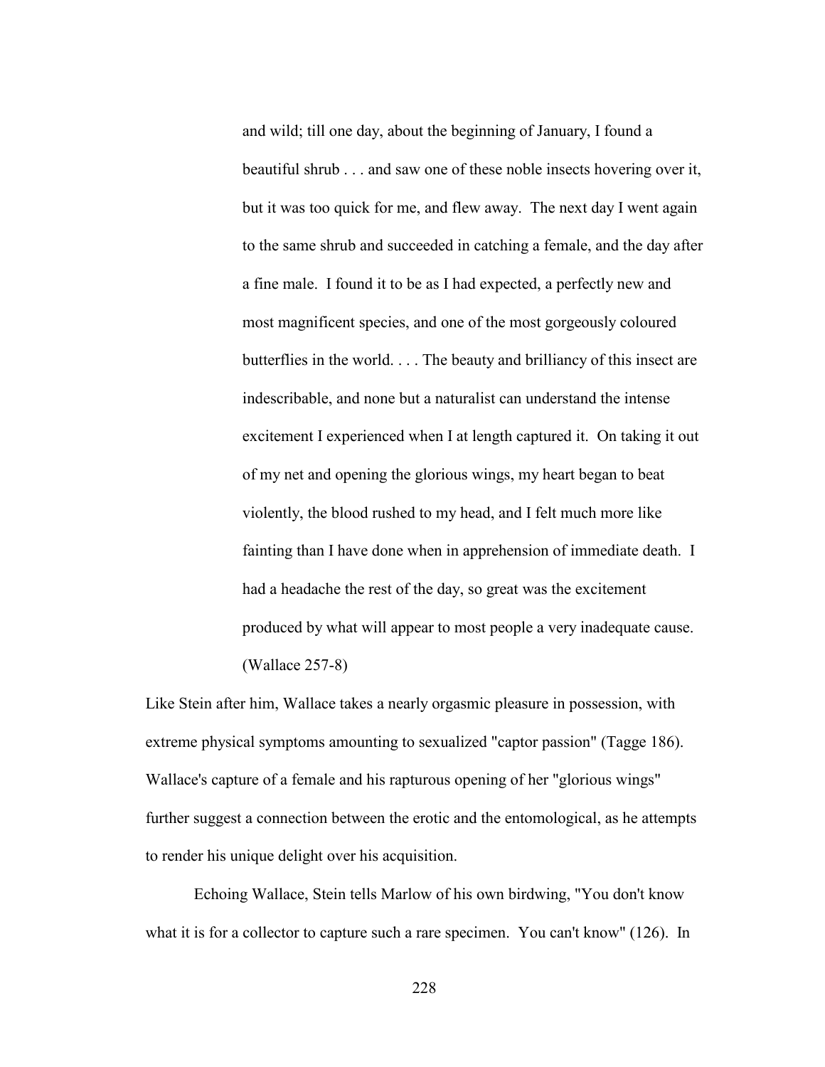> and wild; till one day, about the beginning of January, I found a beautiful shrub . . . and saw one of these noble insects hovering over it, but it was too quick for me, and flew away. The next day I went again to the same shrub and succeeded in catching a female, and the day after a fine male. I found it to be as I had expected, a perfectly new and most magnificent species, and one of the most gorgeously coloured butterflies in the world. . . . The beauty and brilliancy of this insect are indescribable, and none but a naturalist can understand the intense excitement I experienced when I at length captured it. On taking it out of my net and opening the glorious wings, my heart began to beat violently, the blood rushed to my head, and I felt much more like fainting than I have done when in apprehension of immediate death. I had a headache the rest of the day, so great was the excitement produced by what will appear to most people a very inadequate cause. (Wallace 257-8)

Like Stein after him, Wallace takes a nearly orgasmic pleasure in possession, with extreme physical symptoms amounting to sexualized "captor passion" (Tagge 186). Wallace's capture of a female and his rapturous opening of her "glorious wings" further suggest a connection between the erotic and the entomological, as he attempts to render his unique delight over his acquisition.

Echoing Wallace, Stein tells Marlow of his own birdwing, "You don't know what it is for a collector to capture such a rare specimen. You can't know" (126). In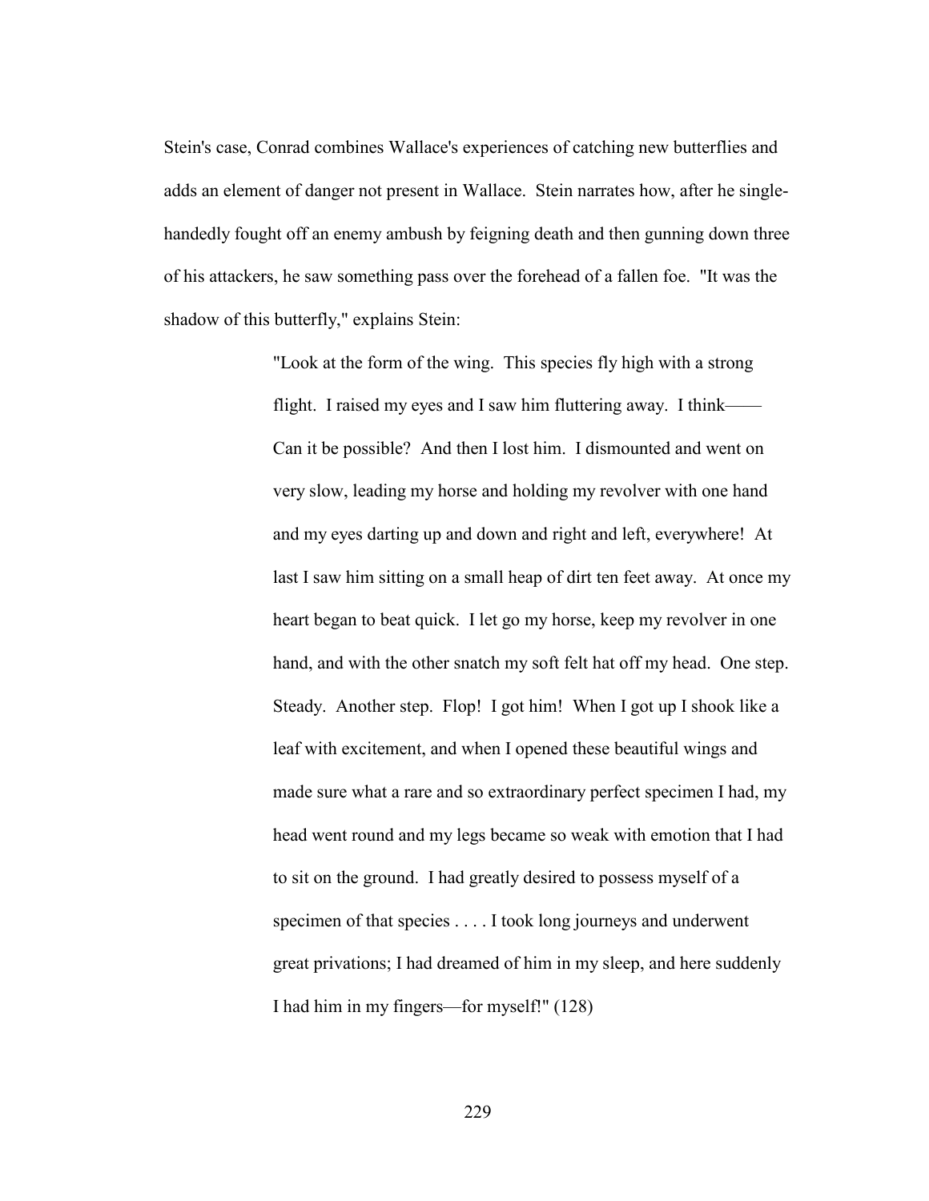Stein's case, Conrad combines Wallace's experiences of catching new butterflies and adds an element of danger not present in Wallace. Stein narrates how, after he single-handedly fought off an enemy ambush by feigning death and then gunning down three of his attackers, he saw something pass over the forehead of a fallen foe. "It was the shadow of this butterfly," explains Stein:

> "Look at the form of the wing. This species fly high with a strong flight. I raised my eyes and I saw him fluttering away. I think—— Can it be possible? And then I lost him. I dismounted and went on very slow, leading my horse and holding my revolver with one hand and my eyes darting up and down and right and left, everywhere! At last I saw him sitting on a small heap of dirt ten feet away. At once my heart began to beat quick. I let go my horse, keep my revolver in one hand, and with the other snatch my soft felt hat off my head. One step. Steady. Another step. Flop! I got him! When I got up I shook like a leaf with excitement, and when I opened these beautiful wings and made sure what a rare and so extraordinary perfect specimen I had, my head went round and my legs became so weak with emotion that I had to sit on the ground. I had greatly desired to possess myself of a specimen of that species . . . . I took long journeys and underwent great privations; I had dreamed of him in my sleep, and here suddenly I had him in my fingers—for myself!" (128)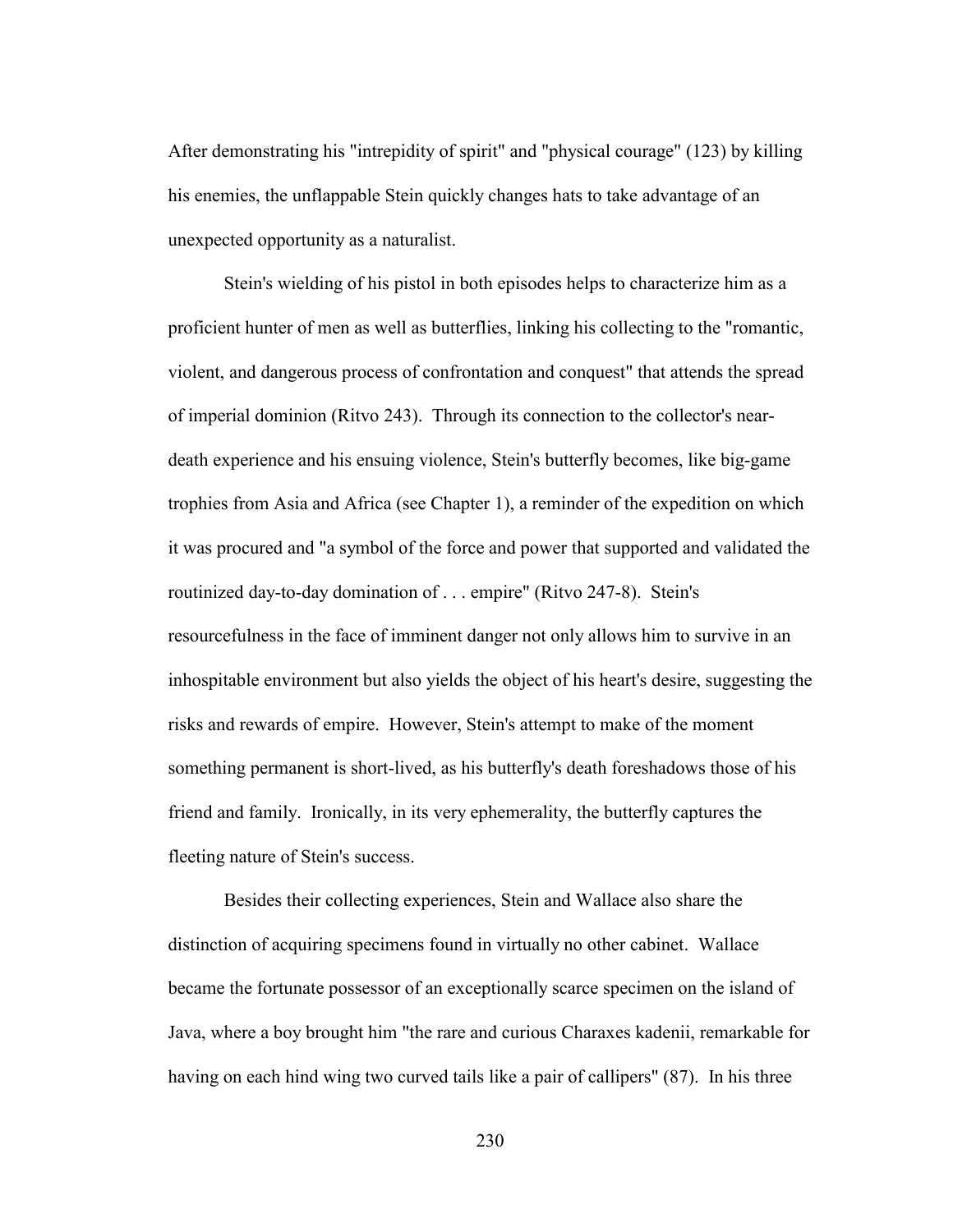After demonstrating his "intrepidity of spirit" and "physical courage" (123) by killing his enemies, the unflappable Stein quickly changes hats to take advantage of an unexpected opportunity as a naturalist.

Stein's wielding of his pistol in both episodes helps to characterize him as a proficient hunter of men as well as butterflies, linking his collecting to the "romantic, violent, and dangerous process of confrontation and conquest" that attends the spread of imperial dominion (Ritvo 243). Through its connection to the collector's near-death experience and his ensuing violence, Stein's butterfly becomes, like big-game trophies from Asia and Africa (see Chapter 1), a reminder of the expedition on which it was procured and "a symbol of the force and power that supported and validated the routinized day-to-day domination of . . . empire" (Ritvo 247-8). Stein's resourcefulness in the face of imminent danger not only allows him to survive in an inhospitable environment but also yields the object of his heart's desire, suggesting the risks and rewards of empire. However, Stein's attempt to make of the moment something permanent is short-lived, as his butterfly's death foreshadows those of his friend and family. Ironically, in its very ephemerality, the butterfly captures the fleeting nature of Stein's success.

Besides their collecting experiences, Stein and Wallace also share the distinction of acquiring specimens found in virtually no other cabinet. Wallace became the fortunate possessor of an exceptionally scarce specimen on the island of Java, where a boy brought him "the rare and curious Charaxes kadenii, remarkable for having on each hind wing two curved tails like a pair of callipers" (87). In his three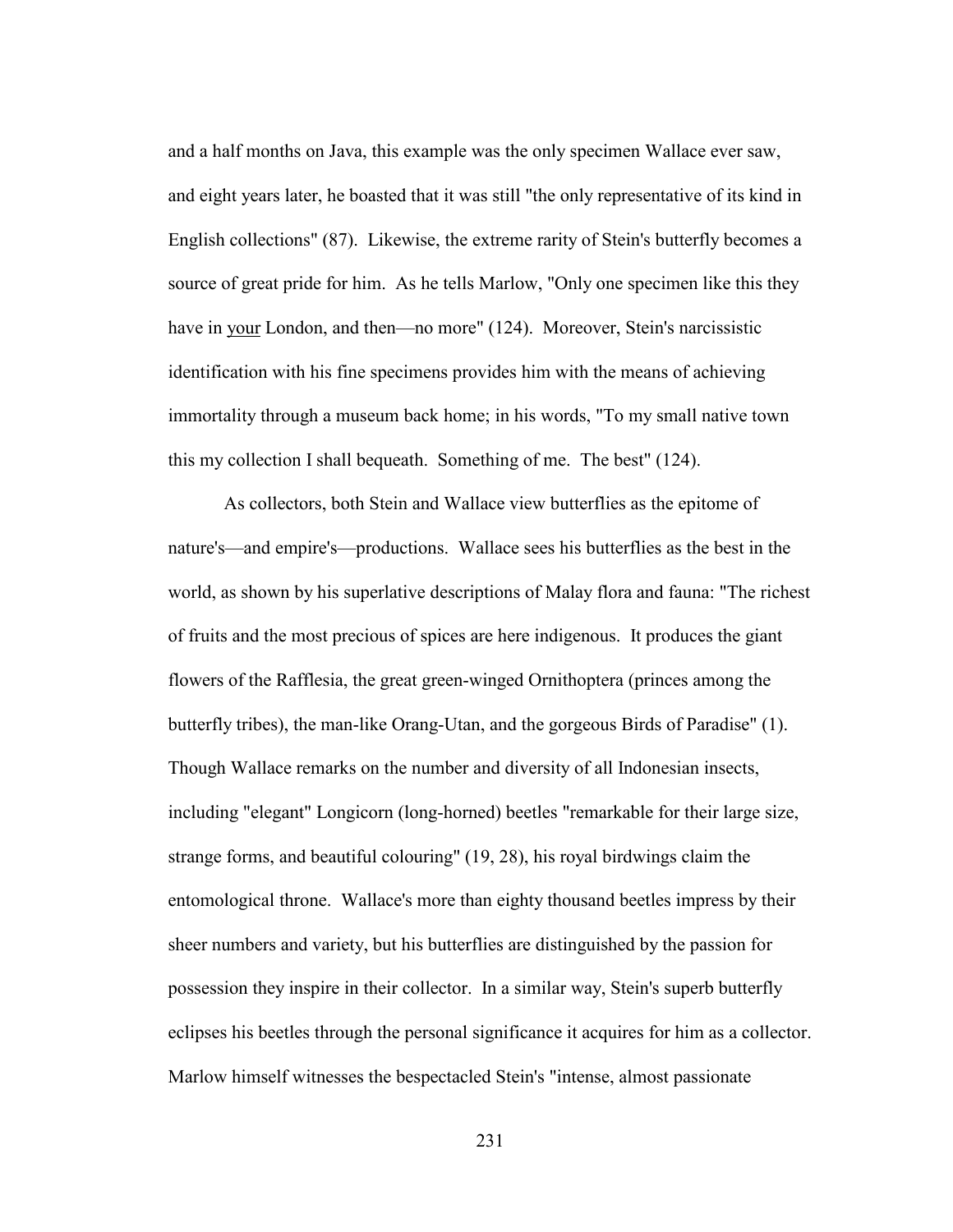and a half months on Java, this example was the only specimen Wallace ever saw, and eight years later, he boasted that it was still "the only representative of its kind in English collections" (87). Likewise, the extreme rarity of Stein's butterfly becomes a source of great pride for him. As he tells Marlow, "Only one specimen like this they have in <u>your</u> London, and then—no more" (124). Moreover, Stein's narcissistic identification with his fine specimens provides him with the means of achieving immortality through a museum back home; in his words, "To my small native town this my collection I shall bequeath. Something of me. The best" (124).

As collectors, both Stein and Wallace view butterflies as the epitome of nature's—and empire's—productions. Wallace sees his butterflies as the best in the world, as shown by his superlative descriptions of Malay flora and fauna: "The richest of fruits and the most precious of spices are here indigenous. It produces the giant flowers of the Rafflesia, the great green-winged Ornithoptera (princes among the butterfly tribes), the man-like Orang-Utan, and the gorgeous Birds of Paradise" (1). Though Wallace remarks on the number and diversity of all Indonesian insects, including "elegant" Longicorn (long-horned) beetles "remarkable for their large size, strange forms, and beautiful colouring" (19, 28), his royal birdwings claim the entomological throne. Wallace's more than eighty thousand beetles impress by their sheer numbers and variety, but his butterflies are distinguished by the passion for possession they inspire in their collector. In a similar way, Stein's superb butterfly eclipses his beetles through the personal significance it acquires for him as a collector. Marlow himself witnesses the bespectacled Stein's "intense, almost passionate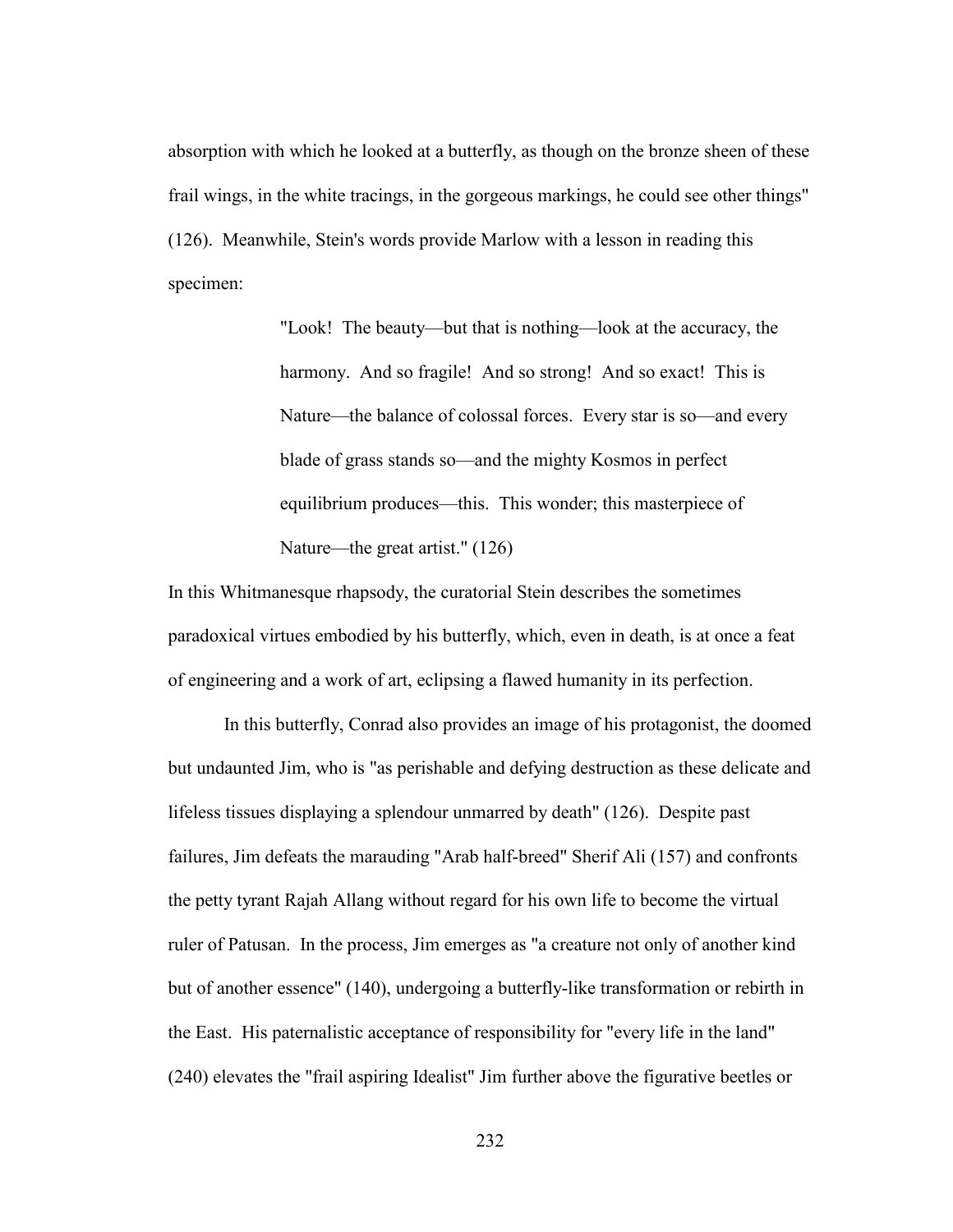absorption with which he looked at a butterfly, as though on the bronze sheen of these frail wings, in the white tracings, in the gorgeous markings, he could see other things" (126). Meanwhile, Stein's words provide Marlow with a lesson in reading this specimen:

> "Look! The beauty—but that is nothing—look at the accuracy, the harmony. And so fragile! And so strong! And so exact! This is Nature—the balance of colossal forces. Every star is so—and every blade of grass stands so—and the mighty Kosmos in perfect equilibrium produces—this. This wonder; this masterpiece of Nature—the great artist." (126)

In this Whitmanesque rhapsody, the curatorial Stein describes the sometimes paradoxical virtues embodied by his butterfly, which, even in death, is at once a feat of engineering and a work of art, eclipsing a flawed humanity in its perfection.

In this butterfly, Conrad also provides an image of his protagonist, the doomed but undaunted Jim, who is "as perishable and defying destruction as these delicate and lifeless tissues displaying a splendour unmarred by death" (126). Despite past failures, Jim defeats the marauding "Arab half-breed" Sherif Ali (157) and confronts the petty tyrant Rajah Allang without regard for his own life to become the virtual ruler of Patusan. In the process, Jim emerges as "a creature not only of another kind but of another essence" (140), undergoing a butterfly-like transformation or rebirth in the East. His paternalistic acceptance of responsibility for "every life in the land" (240) elevates the "frail aspiring Idealist" Jim further above the figurative beetles or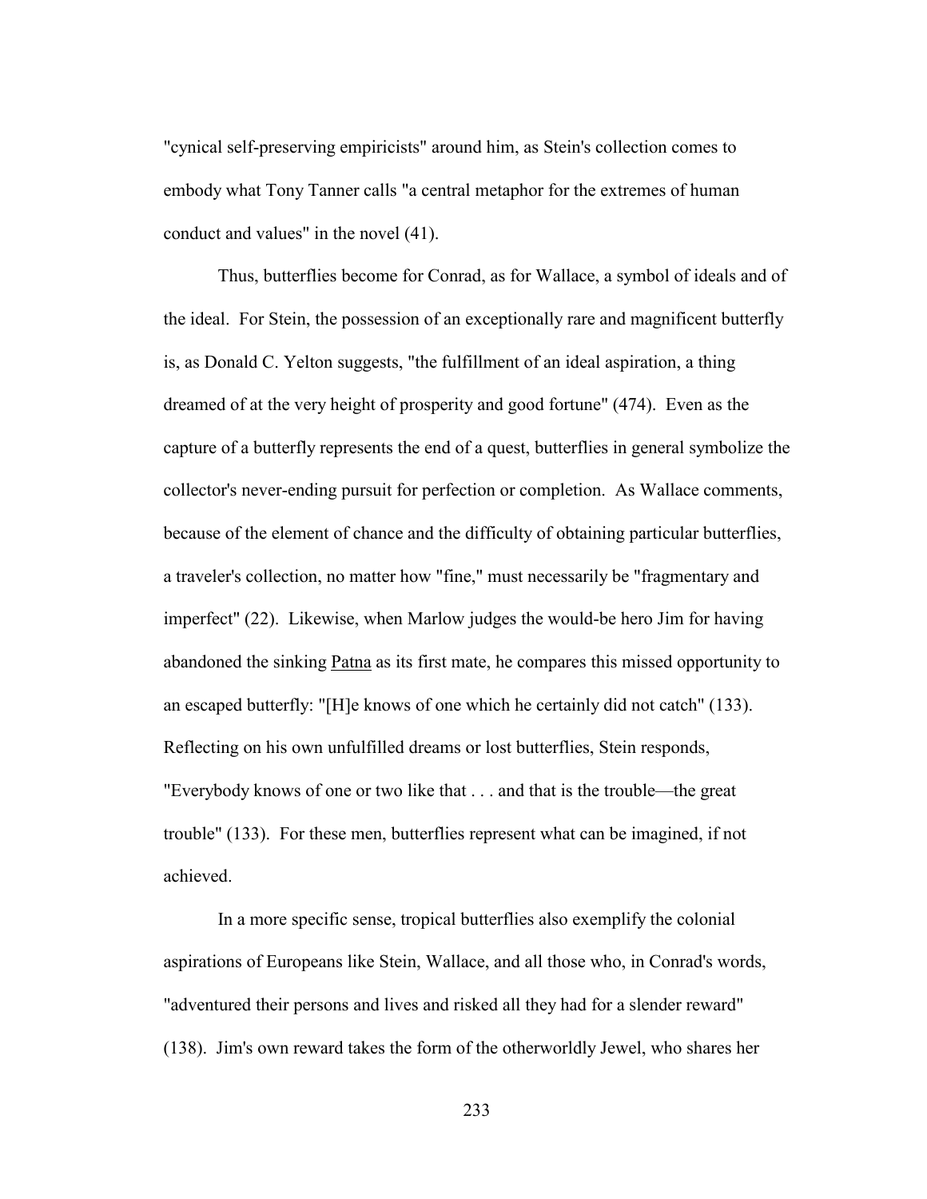"cynical self-preserving empiricists" around him, as Stein's collection comes to embody what Tony Tanner calls "a central metaphor for the extremes of human conduct and values" in the novel (41).

Thus, butterflies become for Conrad, as for Wallace, a symbol of ideals and of the ideal. For Stein, the possession of an exceptionally rare and magnificent butterfly is, as Donald C. Yelton suggests, "the fulfillment of an ideal aspiration, a thing dreamed of at the very height of prosperity and good fortune" (474). Even as the capture of a butterfly represents the end of a quest, butterflies in general symbolize the collector's never-ending pursuit for perfection or completion. As Wallace comments, because of the element of chance and the difficulty of obtaining particular butterflies, a traveler's collection, no matter how "fine," must necessarily be "fragmentary and imperfect" (22). Likewise, when Marlow judges the would-be hero Jim for having abandoned the sinking Patna as its first mate, he compares this missed opportunity to an escaped butterfly: "[H]e knows of one which he certainly did not catch" (133). Reflecting on his own unfulfilled dreams or lost butterflies, Stein responds, "Everybody knows of one or two like that . . . and that is the trouble—the great trouble" (133). For these men, butterflies represent what can be imagined, if not achieved.

In a more specific sense, tropical butterflies also exemplify the colonial aspirations of Europeans like Stein, Wallace, and all those who, in Conrad's words, "adventured their persons and lives and risked all they had for a slender reward" (138). Jim's own reward takes the form of the otherworldly Jewel, who shares her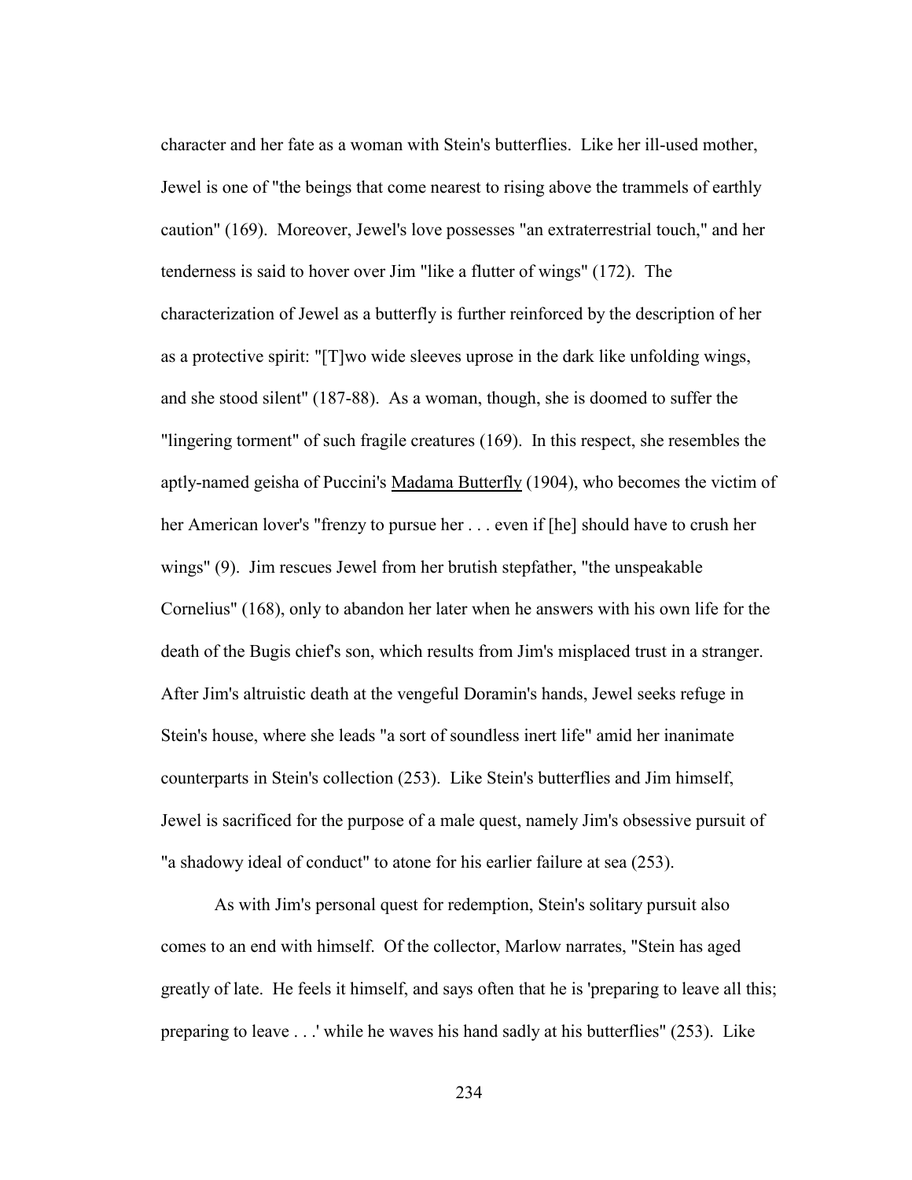character and her fate as a woman with Stein's butterflies. Like her ill-used mother, Jewel is one of "the beings that come nearest to rising above the trammels of earthly caution" (169). Moreover, Jewel's love possesses "an extraterrestrial touch," and her tenderness is said to hover over Jim "like a flutter of wings" (172). The characterization of Jewel as a butterfly is further reinforced by the description of her as a protective spirit: "[T]wo wide sleeves uprose in the dark like unfolding wings, and she stood silent" (187-88). As a woman, though, she is doomed to suffer the "lingering torment" of such fragile creatures (169). In this respect, she resembles the aptly-named geisha of Puccini's <u>Madama Butterfly</u> (1904), who becomes the victim of her American lover's "frenzy to pursue her . . . even if [he] should have to crush her wings" (9). Jim rescues Jewel from her brutish stepfather, "the unspeakable Cornelius" (168), only to abandon her later when he answers with his own life for the death of the Bugis chief's son, which results from Jim's misplaced trust in a stranger. After Jim's altruistic death at the vengeful Doramin's hands, Jewel seeks refuge in Stein's house, where she leads "a sort of soundless inert life" amid her inanimate counterparts in Stein's collection (253). Like Stein's butterflies and Jim himself, Jewel is sacrificed for the purpose of a male quest, namely Jim's obsessive pursuit of "a shadowy ideal of conduct" to atone for his earlier failure at sea (253).

As with Jim's personal quest for redemption, Stein's solitary pursuit also comes to an end with himself. Of the collector, Marlow narrates, "Stein has aged greatly of late. He feels it himself, and says often that he is 'preparing to leave all this; preparing to leave . . .' while he waves his hand sadly at his butterflies" (253). Like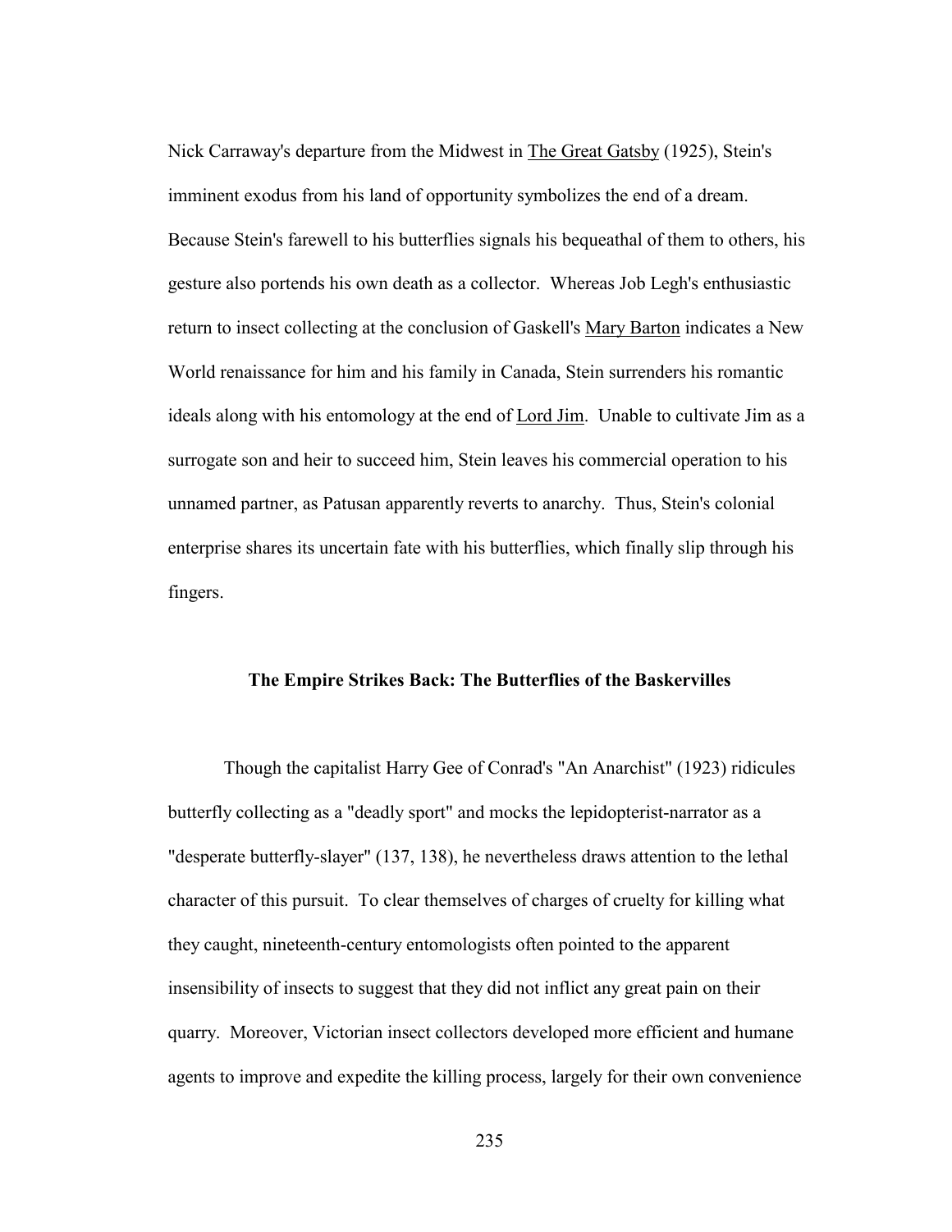Nick Carraway's departure from the Midwest in The Great Gatsby (1925), Stein's imminent exodus from his land of opportunity symbolizes the end of a dream. Because Stein's farewell to his butterflies signals his bequeathal of them to others, his gesture also portends his own death as a collector. Whereas Job Legh's enthusiastic return to insect collecting at the conclusion of Gaskell's Mary Barton indicates a New World renaissance for him and his family in Canada, Stein surrenders his romantic ideals along with his entomology at the end of Lord Jim. Unable to cultivate Jim as a surrogate son and heir to succeed him, Stein leaves his commercial operation to his unnamed partner, as Patusan apparently reverts to anarchy. Thus, Stein's colonial enterprise shares its uncertain fate with his butterflies, which finally slip through his fingers.

## The Empire Strikes Back: The Butterflies of the Baskervilles

Though the capitalist Harry Gee of Conrad's "An Anarchist" (1923) ridicules butterfly collecting as a "deadly sport" and mocks the lepidopterist-narrator as a "desperate butterfly-slayer" (137, 138), he nevertheless draws attention to the lethal character of this pursuit. To clear themselves of charges of cruelty for killing what they caught, nineteenth-century entomologists often pointed to the apparent insensibility of insects to suggest that they did not inflict any great pain on their quarry. Moreover, Victorian insect collectors developed more efficient and humane agents to improve and expedite the killing process, largely for their own convenience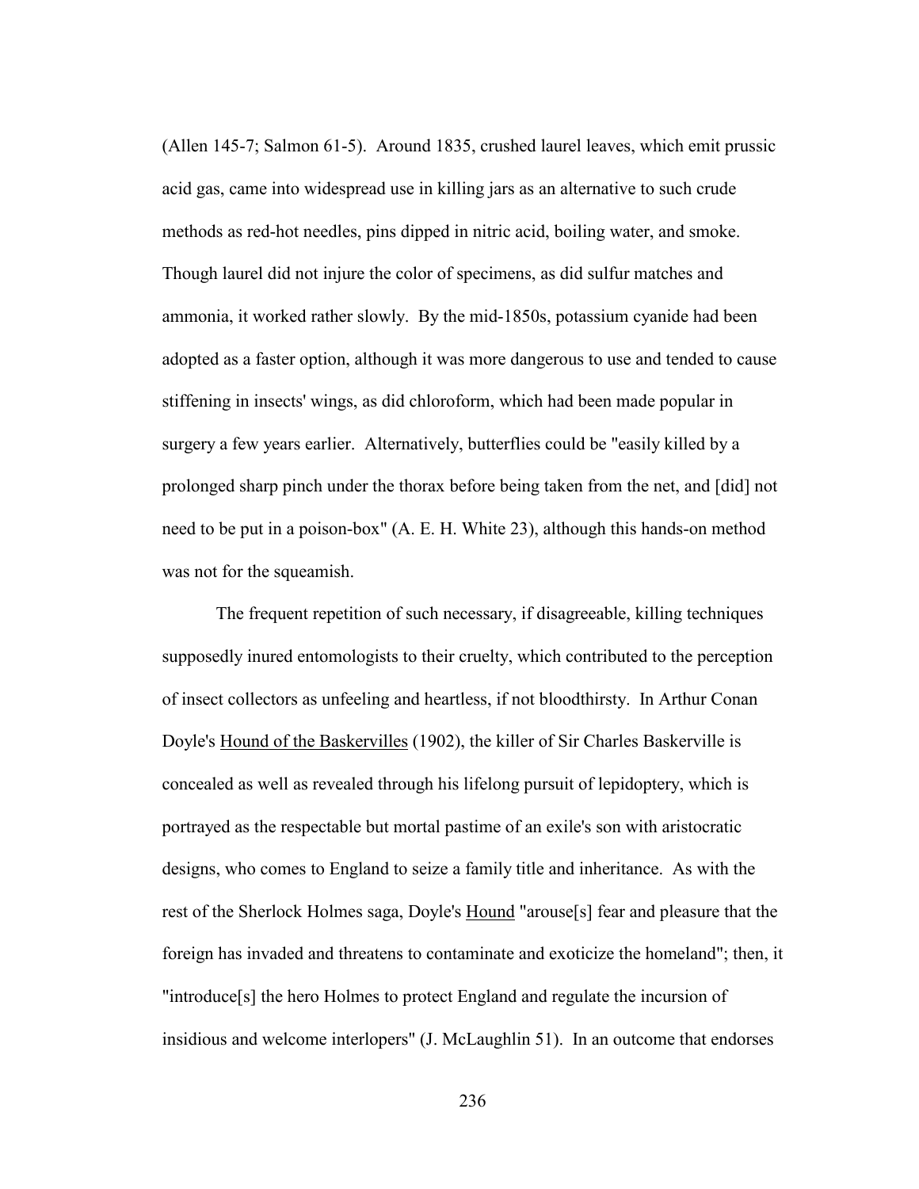(Allen 145-7; Salmon 61-5). Around 1835, crushed laurel leaves, which emit prussic acid gas, came into widespread use in killing jars as an alternative to such crude methods as red-hot needles, pins dipped in nitric acid, boiling water, and smoke. Though laurel did not injure the color of specimens, as did sulfur matches and ammonia, it worked rather slowly. By the mid-1850s, potassium cyanide had been adopted as a faster option, although it was more dangerous to use and tended to cause stiffening in insects' wings, as did chloroform, which had been made popular in surgery a few years earlier. Alternatively, butterflies could be "easily killed by a prolonged sharp pinch under the thorax before being taken from the net, and [did] not need to be put in a poison-box" (A. E. H. White 23), although this hands-on method was not for the squeamish.

The frequent repetition of such necessary, if disagreeable, killing techniques supposedly inured entomologists to their cruelty, which contributed to the perception of insect collectors as unfeeling and heartless, if not bloodthirsty. In Arthur Conan Doyle's <u>Hound of the Baskervilles</u> (1902), the killer of Sir Charles Baskerville is concealed as well as revealed through his lifelong pursuit of lepidoptery, which is portrayed as the respectable but mortal pastime of an exile's son with aristocratic designs, who comes to England to seize a family title and inheritance. As with the rest of the Sherlock Holmes saga, Doyle's <u>Hound</u> "arouse[s] fear and pleasure that the foreign has invaded and threatens to contaminate and exoticize the homeland"; then, it "introduce[s] the hero Holmes to protect England and regulate the incursion of insidious and welcome interlopers" (J. McLaughlin 51). In an outcome that endorses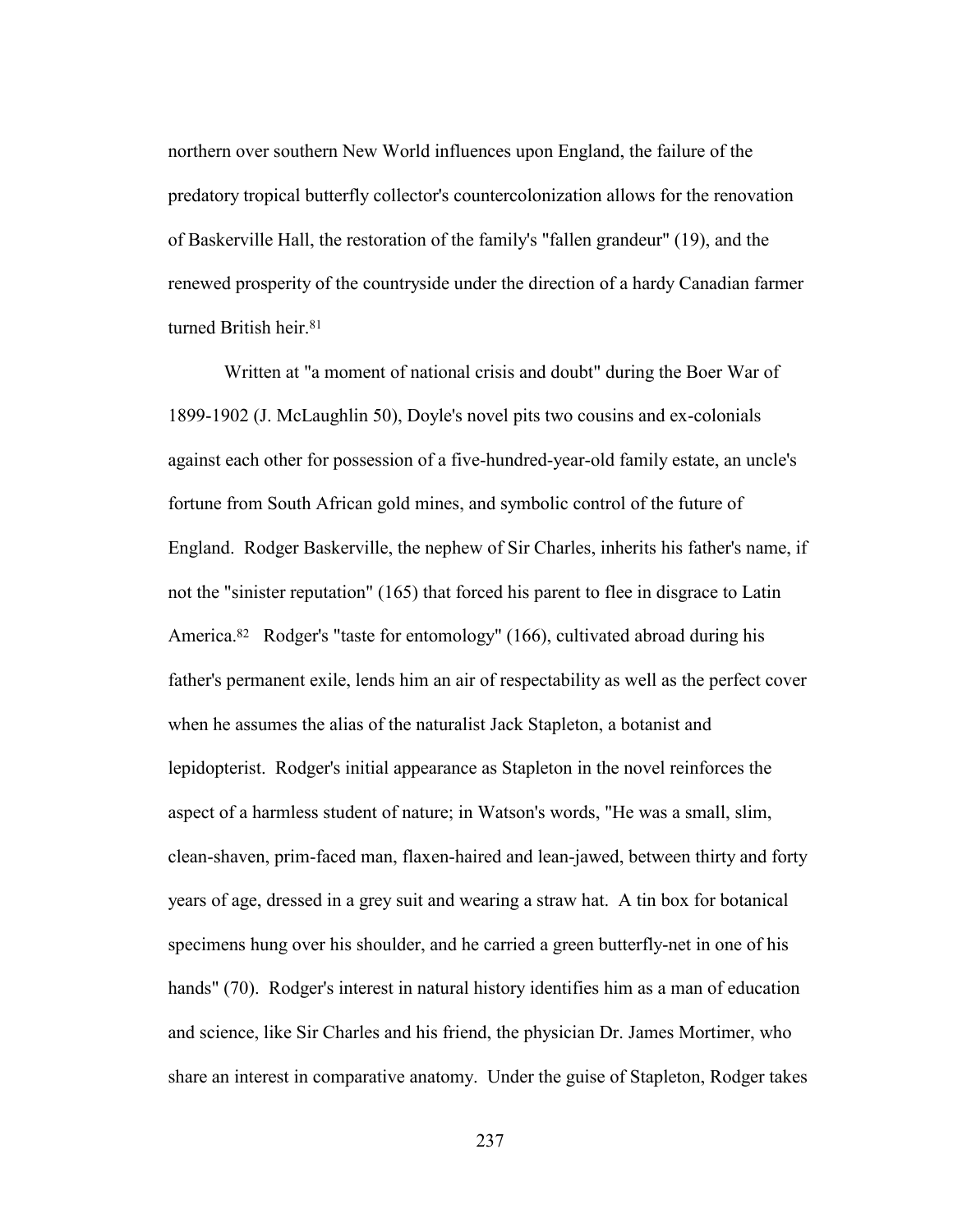northern over southern New World influences upon England, the failure of the predatory tropical butterfly collector's countercolonization allows for the renovation of Baskerville Hall, the restoration of the family's "fallen grandeur" (19), and the renewed prosperity of the countryside under the direction of a hardy Canadian farmer turned British heir.[81]

Written at "a moment of national crisis and doubt" during the Boer War of 1899-1902 (J. McLaughlin 50), Doyle's novel pits two cousins and ex-colonials against each other for possession of a five-hundred-year-old family estate, an uncle's fortune from South African gold mines, and symbolic control of the future of England. Rodger Baskerville, the nephew of Sir Charles, inherits his father's name, if not the "sinister reputation" (165) that forced his parent to flee in disgrace to Latin America.[82] Rodger's "taste for entomology" (166), cultivated abroad during his father's permanent exile, lends him an air of respectability as well as the perfect cover when he assumes the alias of the naturalist Jack Stapleton, a botanist and lepidopterist. Rodger's initial appearance as Stapleton in the novel reinforces the aspect of a harmless student of nature; in Watson's words, "He was a small, slim, clean-shaven, prim-faced man, flaxen-haired and lean-jawed, between thirty and forty years of age, dressed in a grey suit and wearing a straw hat. A tin box for botanical specimens hung over his shoulder, and he carried a green butterfly-net in one of his hands" (70). Rodger's interest in natural history identifies him as a man of education and science, like Sir Charles and his friend, the physician Dr. James Mortimer, who share an interest in comparative anatomy. Under the guise of Stapleton, Rodger takes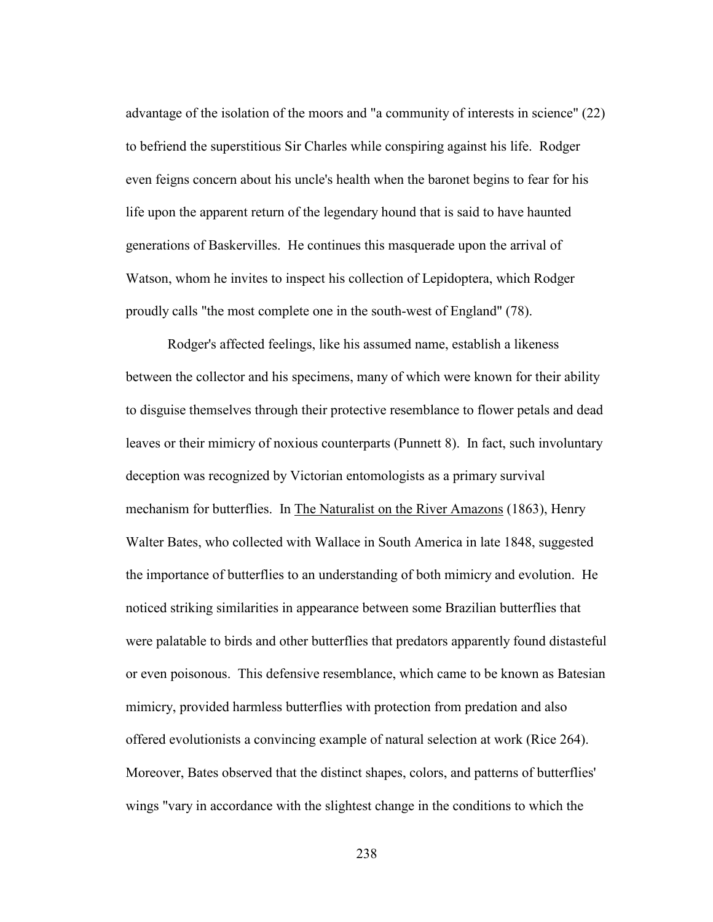advantage of the isolation of the moors and "a community of interests in science" (22) to befriend the superstitious Sir Charles while conspiring against his life. Rodger even feigns concern about his uncle's health when the baronet begins to fear for his life upon the apparent return of the legendary hound that is said to have haunted generations of Baskervilles. He continues this masquerade upon the arrival of Watson, whom he invites to inspect his collection of Lepidoptera, which Rodger proudly calls "the most complete one in the south-west of England" (78).

Rodger's affected feelings, like his assumed name, establish a likeness between the collector and his specimens, many of which were known for their ability to disguise themselves through their protective resemblance to flower petals and dead leaves or their mimicry of noxious counterparts (Punnett 8). In fact, such involuntary deception was recognized by Victorian entomologists as a primary survival mechanism for butterflies. In The Naturalist on the River Amazons (1863), Henry Walter Bates, who collected with Wallace in South America in late 1848, suggested the importance of butterflies to an understanding of both mimicry and evolution. He noticed striking similarities in appearance between some Brazilian butterflies that were palatable to birds and other butterflies that predators apparently found distasteful or even poisonous. This defensive resemblance, which came to be known as Batesian mimicry, provided harmless butterflies with protection from predation and also offered evolutionists a convincing example of natural selection at work (Rice 264). Moreover, Bates observed that the distinct shapes, colors, and patterns of butterflies' wings "vary in accordance with the slightest change in the conditions to which the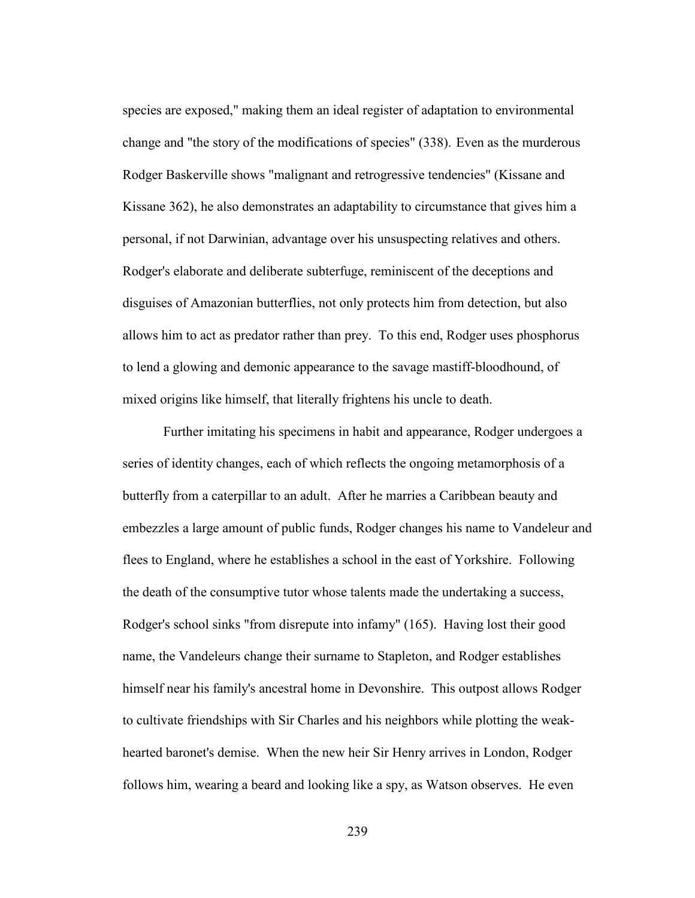species are exposed," making them an ideal register of adaptation to environmental change and "the story of the modifications of species" (338). Even as the murderous Rodger Baskerville shows "malignant and retrogressive tendencies" (Kissane and Kissane 362), he also demonstrates an adaptability to circumstance that gives him a personal, if not Darwinian, advantage over his unsuspecting relatives and others. Rodger's elaborate and deliberate subterfuge, reminiscent of the deceptions and disguises of Amazonian butterflies, not only protects him from detection, but also allows him to act as predator rather than prey. To this end, Rodger uses phosphorus to lend a glowing and demonic appearance to the savage mastiff-bloodhound, of mixed origins like himself, that literally frightens his uncle to death.

Further imitating his specimens in habit and appearance, Rodger undergoes a series of identity changes, each of which reflects the ongoing metamorphosis of a butterfly from a caterpillar to an adult. After he marries a Caribbean beauty and embezzles a large amount of public funds, Rodger changes his name to Vandeleur and flees to England, where he establishes a school in the east of Yorkshire. Following the death of the consumptive tutor whose talents made the undertaking a success, Rodger's school sinks "from disrepute into infamy" (165). Having lost their good name, the Vandeleurs change their surname to Stapleton, and Rodger establishes himself near his family's ancestral home in Devonshire. This outpost allows Rodger to cultivate friendships with Sir Charles and his neighbors while plotting the weak-hearted baronet's demise. When the new heir Sir Henry arrives in London, Rodger follows him, wearing a beard and looking like a spy, as Watson observes. He even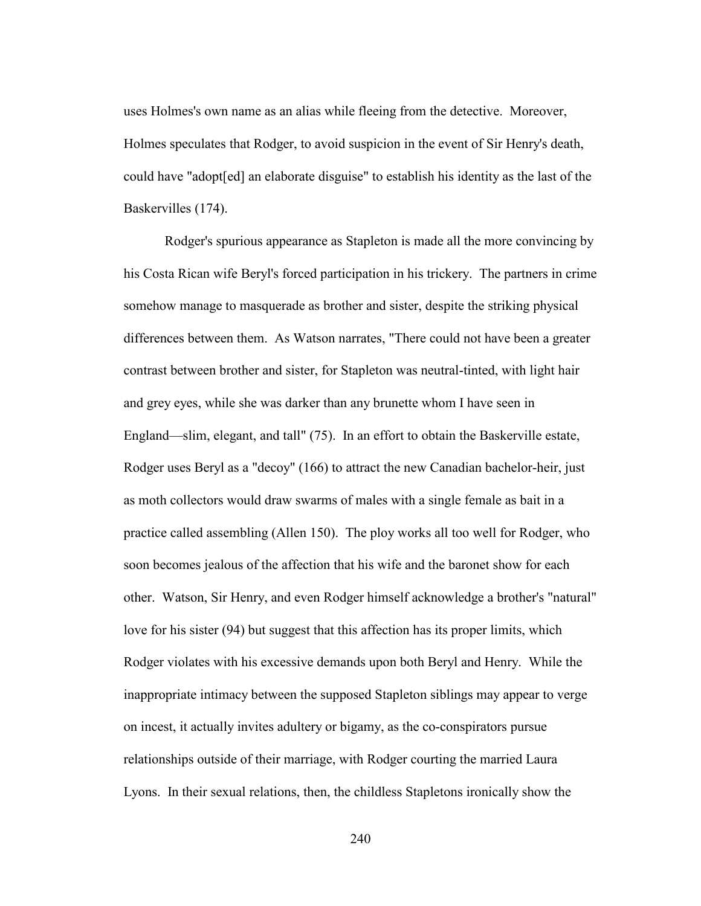uses Holmes's own name as an alias while fleeing from the detective. Moreover, Holmes speculates that Rodger, to avoid suspicion in the event of Sir Henry's death, could have "adopt[ed] an elaborate disguise" to establish his identity as the last of the Baskervilles (174).

Rodger's spurious appearance as Stapleton is made all the more convincing by his Costa Rican wife Beryl's forced participation in his trickery. The partners in crime somehow manage to masquerade as brother and sister, despite the striking physical differences between them. As Watson narrates, "There could not have been a greater contrast between brother and sister, for Stapleton was neutral-tinted, with light hair and grey eyes, while she was darker than any brunette whom I have seen in England—slim, elegant, and tall" (75). In an effort to obtain the Baskerville estate, Rodger uses Beryl as a "decoy" (166) to attract the new Canadian bachelor-heir, just as moth collectors would draw swarms of males with a single female as bait in a practice called assembling (Allen 150). The ploy works all too well for Rodger, who soon becomes jealous of the affection that his wife and the baronet show for each other. Watson, Sir Henry, and even Rodger himself acknowledge a brother's "natural" love for his sister (94) but suggest that this affection has its proper limits, which Rodger violates with his excessive demands upon both Beryl and Henry. While the inappropriate intimacy between the supposed Stapleton siblings may appear to verge on incest, it actually invites adultery or bigamy, as the co-conspirators pursue relationships outside of their marriage, with Rodger courting the married Laura Lyons. In their sexual relations, then, the childless Stapletons ironically show the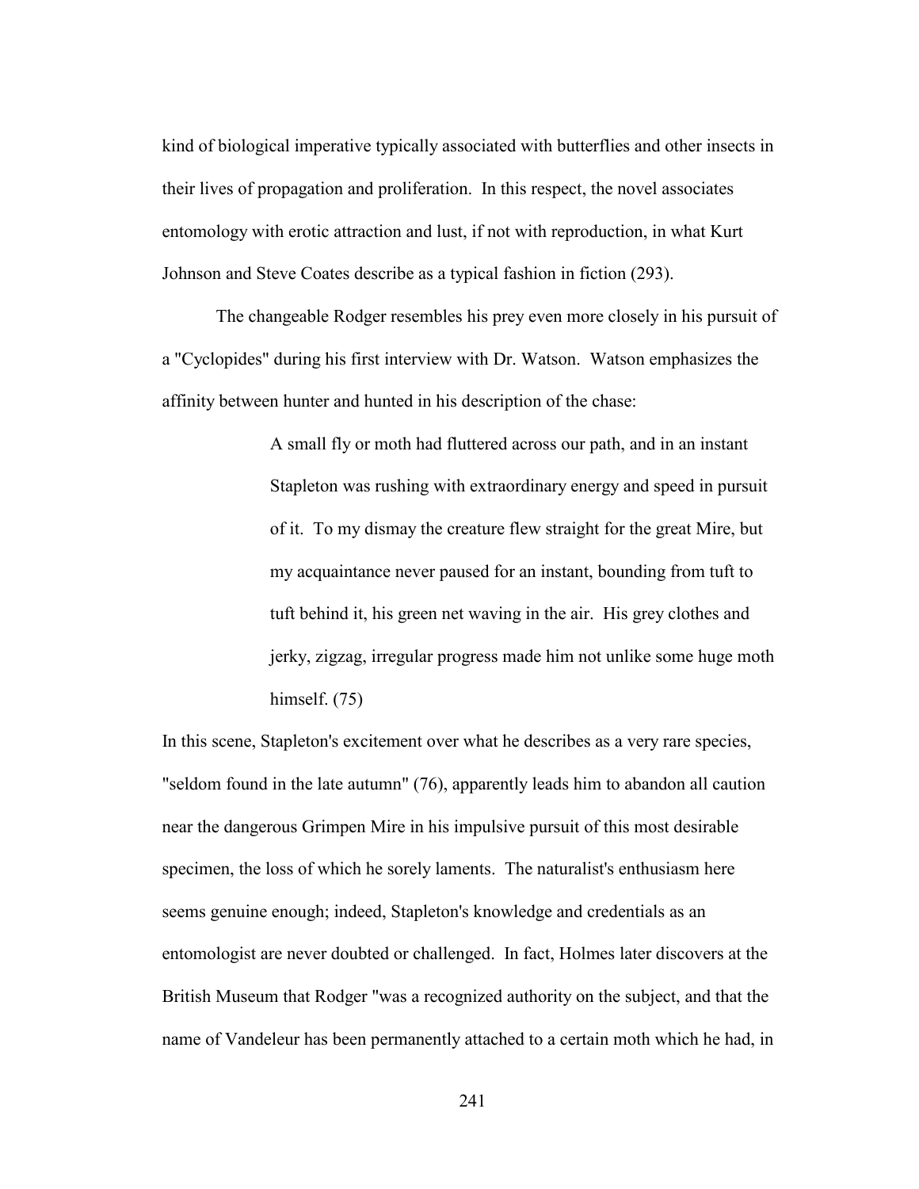kind of biological imperative typically associated with butterflies and other insects in their lives of propagation and proliferation. In this respect, the novel associates entomology with erotic attraction and lust, if not with reproduction, in what Kurt Johnson and Steve Coates describe as a typical fashion in fiction (293).

The changeable Rodger resembles his prey even more closely in his pursuit of a "Cyclopides" during his first interview with Dr. Watson. Watson emphasizes the affinity between hunter and hunted in his description of the chase:

> A small fly or moth had fluttered across our path, and in an instant Stapleton was rushing with extraordinary energy and speed in pursuit of it. To my dismay the creature flew straight for the great Mire, but my acquaintance never paused for an instant, bounding from tuft to tuft behind it, his green net waving in the air. His grey clothes and jerky, zigzag, irregular progress made him not unlike some huge moth himself. (75)

In this scene, Stapleton's excitement over what he describes as a very rare species, "seldom found in the late autumn" (76), apparently leads him to abandon all caution near the dangerous Grimpen Mire in his impulsive pursuit of this most desirable specimen, the loss of which he sorely laments. The naturalist's enthusiasm here seems genuine enough; indeed, Stapleton's knowledge and credentials as an entomologist are never doubted or challenged. In fact, Holmes later discovers at the British Museum that Rodger "was a recognized authority on the subject, and that the name of Vandeleur has been permanently attached to a certain moth which he had, in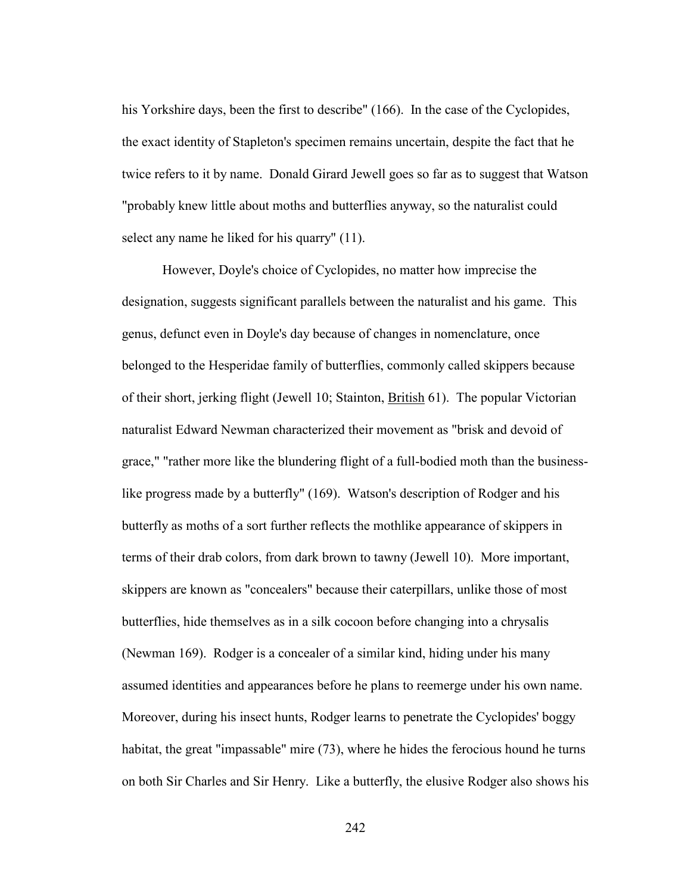his Yorkshire days, been the first to describe" (166). In the case of the Cyclopides, the exact identity of Stapleton's specimen remains uncertain, despite the fact that he twice refers to it by name. Donald Girard Jewell goes so far as to suggest that Watson "probably knew little about moths and butterflies anyway, so the naturalist could select any name he liked for his quarry" (11).

However, Doyle's choice of Cyclopides, no matter how imprecise the designation, suggests significant parallels between the naturalist and his game. This genus, defunct even in Doyle's day because of changes in nomenclature, once belonged to the Hesperidae family of butterflies, commonly called skippers because of their short, jerking flight (Jewell 10; Stainton, British 61). The popular Victorian naturalist Edward Newman characterized their movement as "brisk and devoid of grace," "rather more like the blundering flight of a full-bodied moth than the business-like progress made by a butterfly" (169). Watson's description of Rodger and his butterfly as moths of a sort further reflects the mothlike appearance of skippers in terms of their drab colors, from dark brown to tawny (Jewell 10). More important, skippers are known as "concealers" because their caterpillars, unlike those of most butterflies, hide themselves as in a silk cocoon before changing into a chrysalis (Newman 169). Rodger is a concealer of a similar kind, hiding under his many assumed identities and appearances before he plans to reemerge under his own name. Moreover, during his insect hunts, Rodger learns to penetrate the Cyclopides' boggy habitat, the great "impassable" mire (73), where he hides the ferocious hound he turns on both Sir Charles and Sir Henry. Like a butterfly, the elusive Rodger also shows his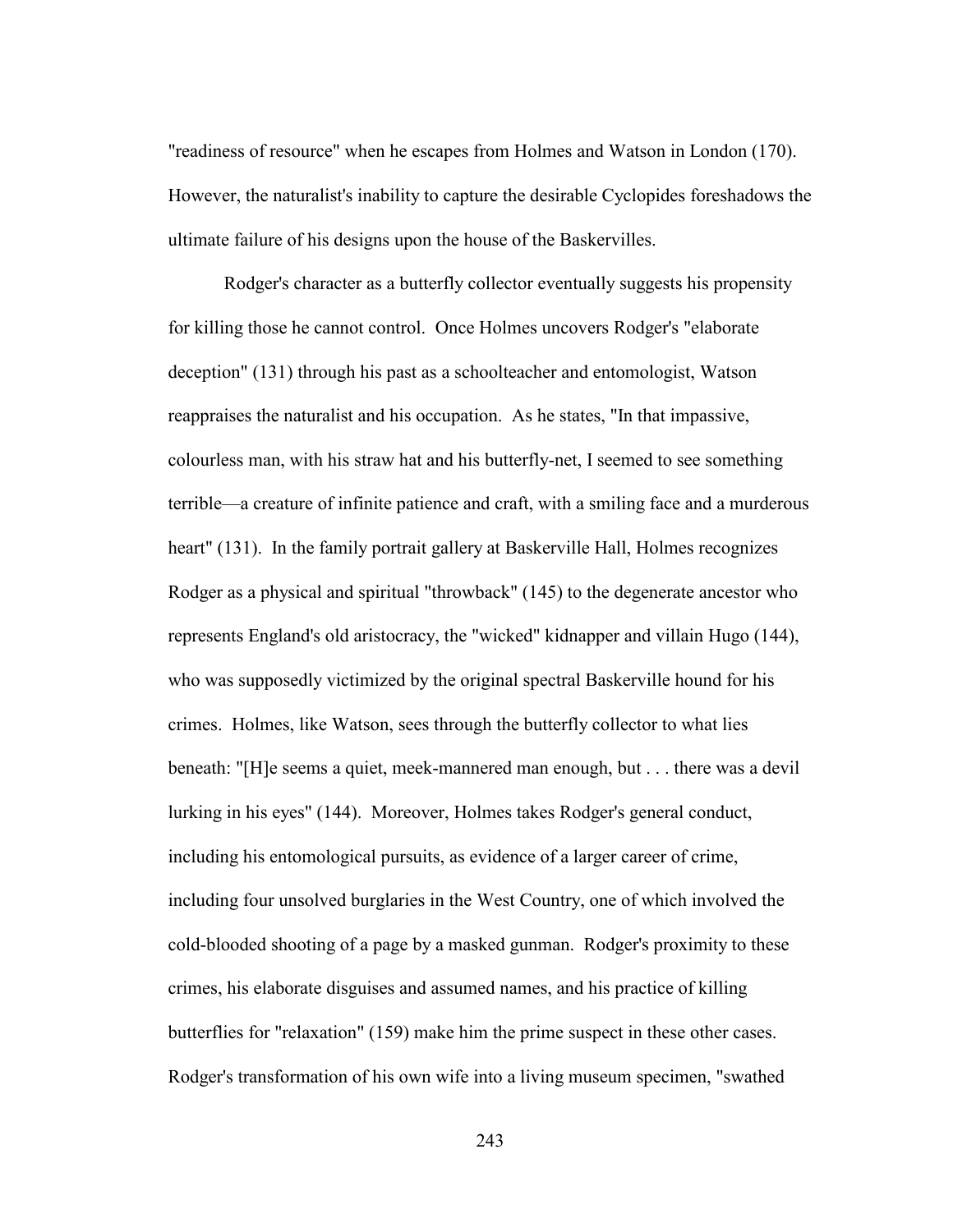"readiness of resource" when he escapes from Holmes and Watson in London (170). However, the naturalist's inability to capture the desirable Cyclopides foreshadows the ultimate failure of his designs upon the house of the Baskervilles.

Rodger's character as a butterfly collector eventually suggests his propensity for killing those he cannot control. Once Holmes uncovers Rodger's "elaborate deception" (131) through his past as a schoolteacher and entomologist, Watson reappraises the naturalist and his occupation. As he states, "In that impassive, colourless man, with his straw hat and his butterfly-net, I seemed to see something terrible—a creature of infinite patience and craft, with a smiling face and a murderous heart" (131). In the family portrait gallery at Baskerville Hall, Holmes recognizes Rodger as a physical and spiritual "throwback" (145) to the degenerate ancestor who represents England's old aristocracy, the "wicked" kidnapper and villain Hugo (144), who was supposedly victimized by the original spectral Baskerville hound for his crimes. Holmes, like Watson, sees through the butterfly collector to what lies beneath: "[H]e seems a quiet, meek-mannered man enough, but . . . there was a devil lurking in his eyes" (144). Moreover, Holmes takes Rodger's general conduct, including his entomological pursuits, as evidence of a larger career of crime, including four unsolved burglaries in the West Country, one of which involved the cold-blooded shooting of a page by a masked gunman. Rodger's proximity to these crimes, his elaborate disguises and assumed names, and his practice of killing butterflies for "relaxation" (159) make him the prime suspect in these other cases. Rodger's transformation of his own wife into a living museum specimen, "swathed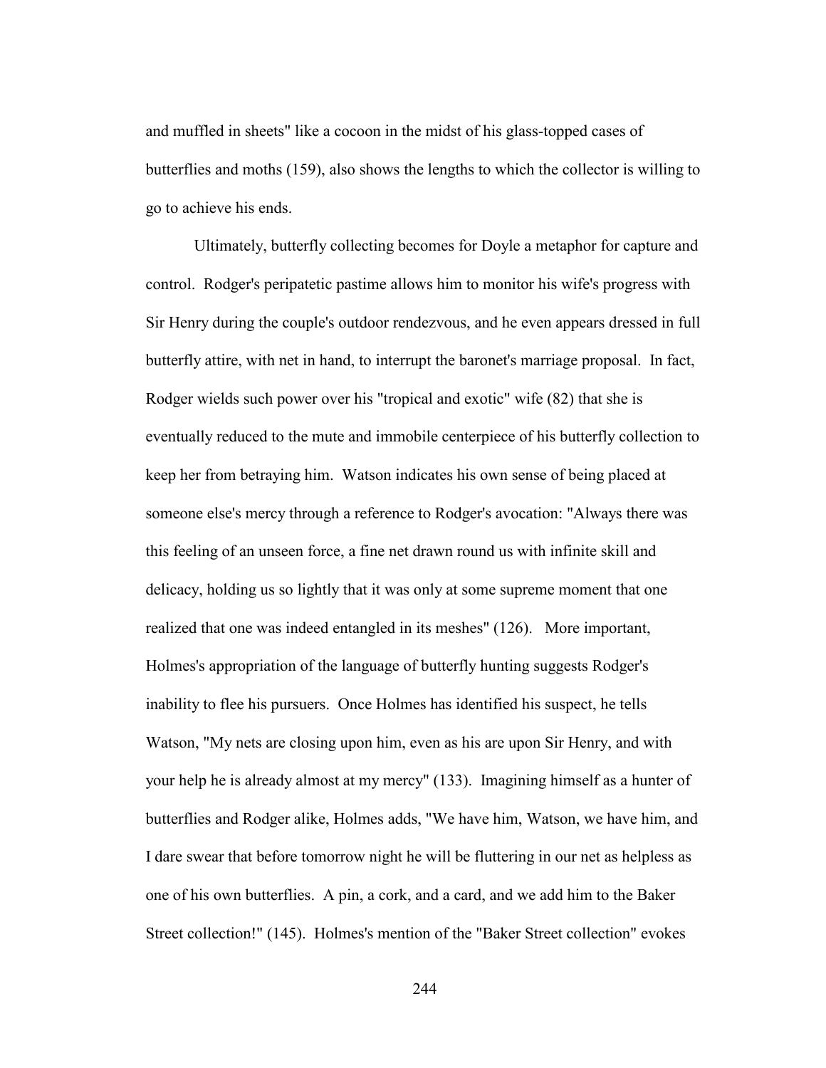and muffled in sheets" like a cocoon in the midst of his glass-topped cases of butterflies and moths (159), also shows the lengths to which the collector is willing to go to achieve his ends.

Ultimately, butterfly collecting becomes for Doyle a metaphor for capture and control. Rodger's peripatetic pastime allows him to monitor his wife's progress with Sir Henry during the couple's outdoor rendezvous, and he even appears dressed in full butterfly attire, with net in hand, to interrupt the baronet's marriage proposal. In fact, Rodger wields such power over his "tropical and exotic" wife (82) that she is eventually reduced to the mute and immobile centerpiece of his butterfly collection to keep her from betraying him. Watson indicates his own sense of being placed at someone else's mercy through a reference to Rodger's avocation: "Always there was this feeling of an unseen force, a fine net drawn round us with infinite skill and delicacy, holding us so lightly that it was only at some supreme moment that one realized that one was indeed entangled in its meshes" (126). More important, Holmes's appropriation of the language of butterfly hunting suggests Rodger's inability to flee his pursuers. Once Holmes has identified his suspect, he tells Watson, "My nets are closing upon him, even as his are upon Sir Henry, and with your help he is already almost at my mercy" (133). Imagining himself as a hunter of butterflies and Rodger alike, Holmes adds, "We have him, Watson, we have him, and I dare swear that before tomorrow night he will be fluttering in our net as helpless as one of his own butterflies. A pin, a cork, and a card, and we add him to the Baker Street collection!" (145). Holmes's mention of the "Baker Street collection" evokes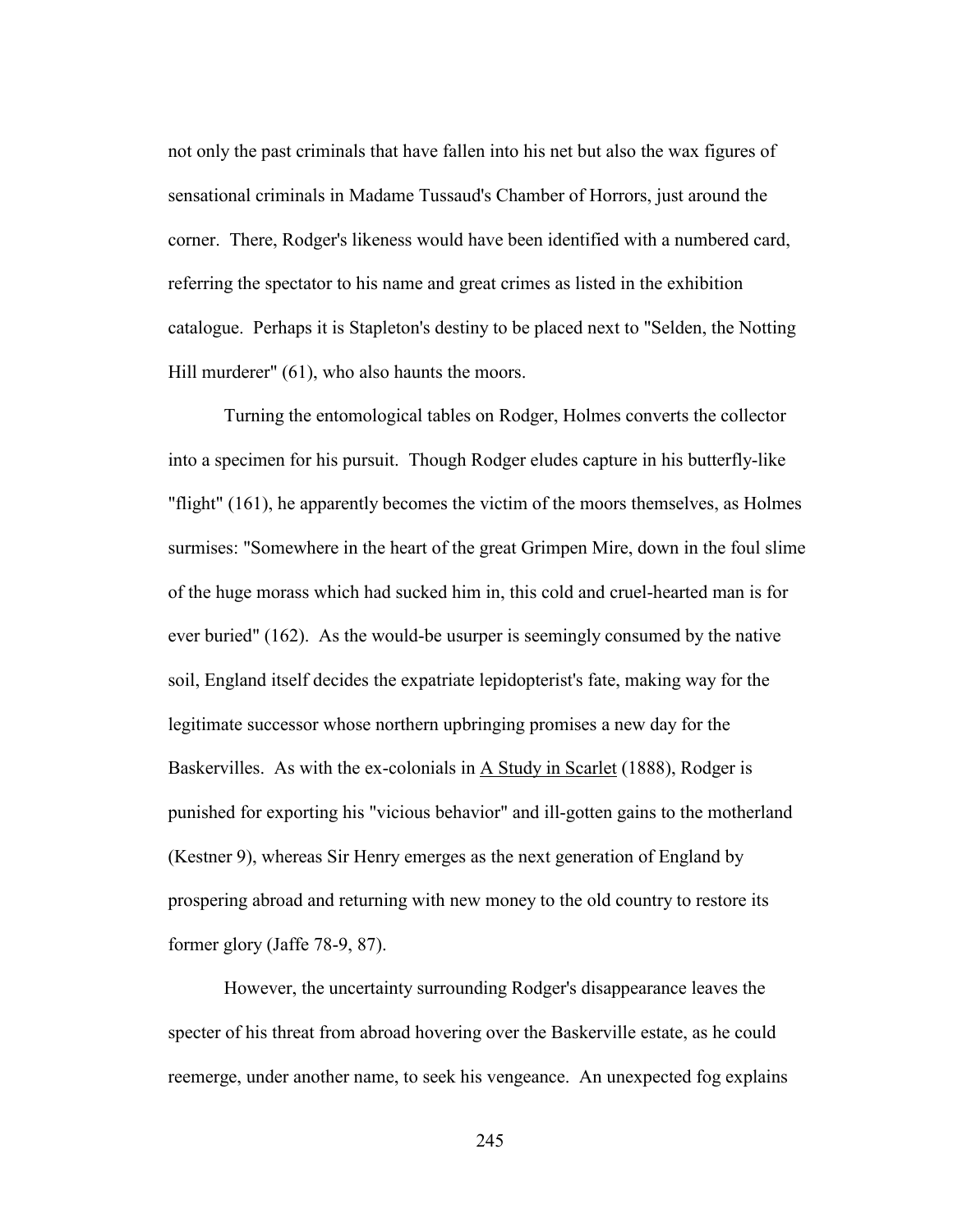not only the past criminals that have fallen into his net but also the wax figures of sensational criminals in Madame Tussaud's Chamber of Horrors, just around the corner. There, Rodger's likeness would have been identified with a numbered card, referring the spectator to his name and great crimes as listed in the exhibition catalogue. Perhaps it is Stapleton's destiny to be placed next to "Selden, the Notting Hill murderer" (61), who also haunts the moors.

Turning the entomological tables on Rodger, Holmes converts the collector into a specimen for his pursuit. Though Rodger eludes capture in his butterfly-like "flight" (161), he apparently becomes the victim of the moors themselves, as Holmes surmises: "Somewhere in the heart of the great Grimpen Mire, down in the foul slime of the huge morass which had sucked him in, this cold and cruel-hearted man is for ever buried" (162). As the would-be usurper is seemingly consumed by the native soil, England itself decides the expatriate lepidopterist's fate, making way for the legitimate successor whose northern upbringing promises a new day for the Baskervilles. As with the ex-colonials in <u>A Study in Scarlet</u> (1888), Rodger is punished for exporting his "vicious behavior" and ill-gotten gains to the motherland (Kestner 9), whereas Sir Henry emerges as the next generation of England by prospering abroad and returning with new money to the old country to restore its former glory (Jaffe 78-9, 87).

However, the uncertainty surrounding Rodger's disappearance leaves the specter of his threat from abroad hovering over the Baskerville estate, as he could reemerge, under another name, to seek his vengeance. An unexpected fog explains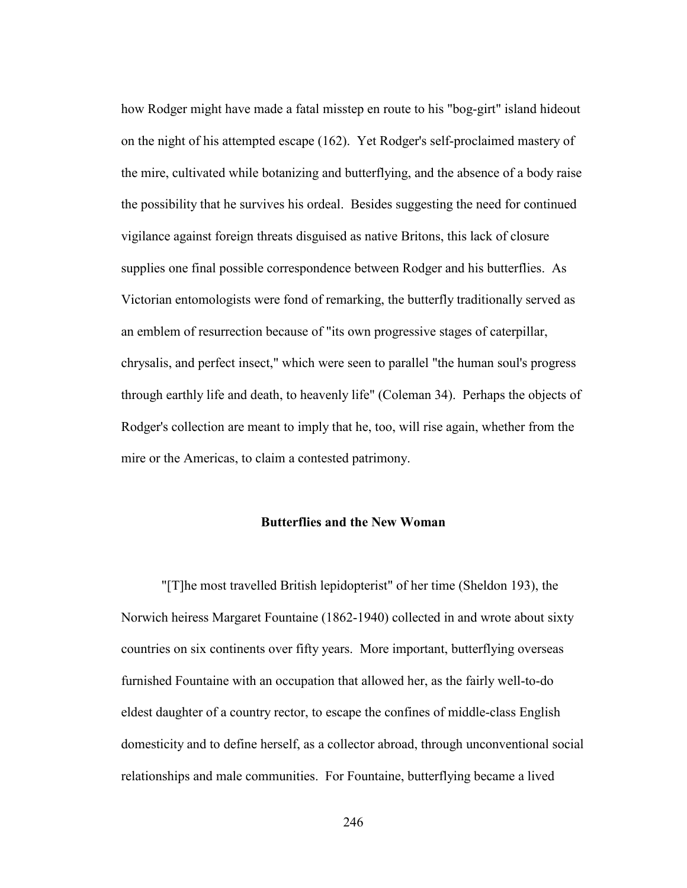how Rodger might have made a fatal misstep en route to his "bog-girt" island hideout on the night of his attempted escape (162). Yet Rodger's self-proclaimed mastery of the mire, cultivated while botanizing and butterflying, and the absence of a body raise the possibility that he survives his ordeal. Besides suggesting the need for continued vigilance against foreign threats disguised as native Britons, this lack of closure supplies one final possible correspondence between Rodger and his butterflies. As Victorian entomologists were fond of remarking, the butterfly traditionally served as an emblem of resurrection because of "its own progressive stages of caterpillar, chrysalis, and perfect insect," which were seen to parallel "the human soul's progress through earthly life and death, to heavenly life" (Coleman 34). Perhaps the objects of Rodger's collection are meant to imply that he, too, will rise again, whether from the mire or the Americas, to claim a contested patrimony.

## Butterflies and the New Woman

"[T]he most travelled British lepidopterist" of her time (Sheldon 193), the Norwich heiress Margaret Fountaine (1862-1940) collected in and wrote about sixty countries on six continents over fifty years. More important, butterflying overseas furnished Fountaine with an occupation that allowed her, as the fairly well-to-do eldest daughter of a country rector, to escape the confines of middle-class English domesticity and to define herself, as a collector abroad, through unconventional social relationships and male communities. For Fountaine, butterflying became a lived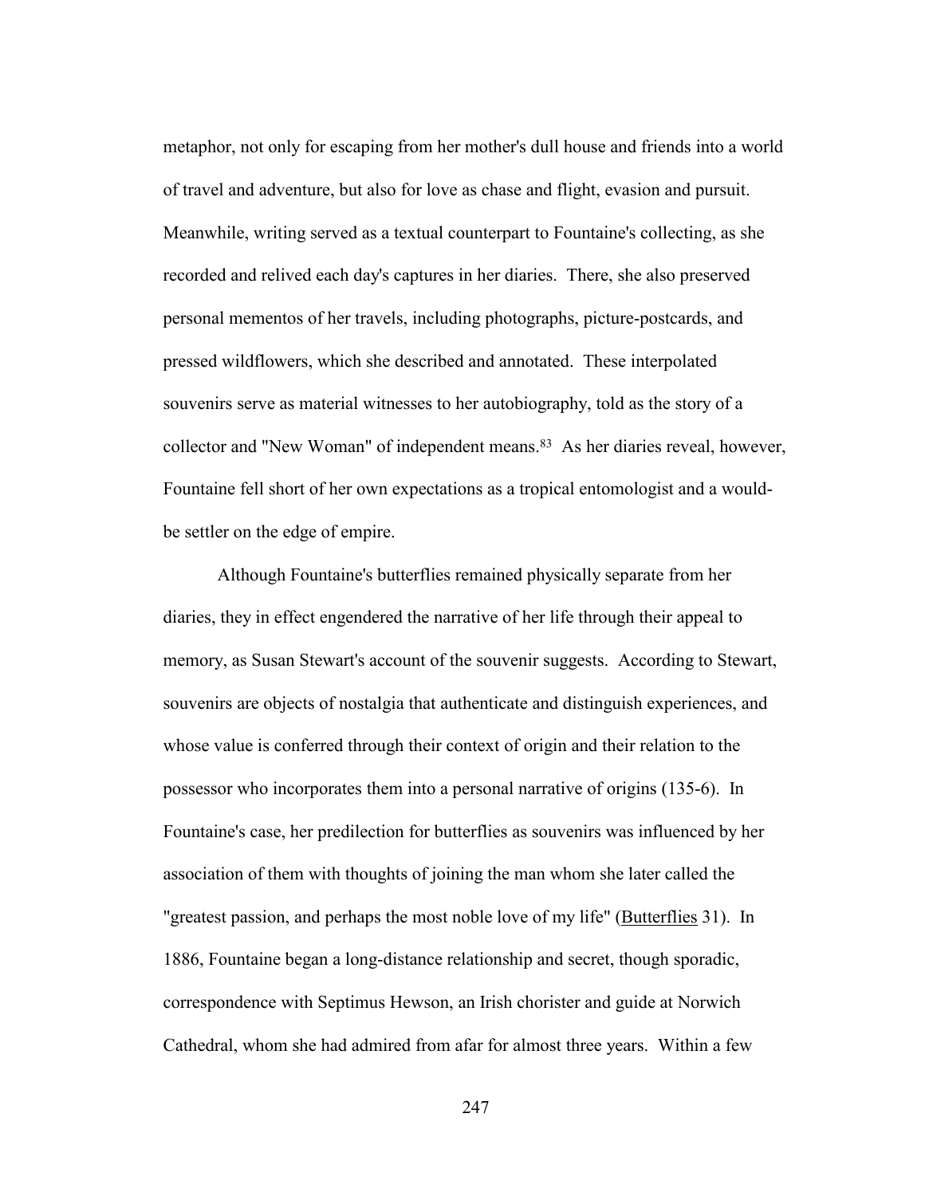metaphor, not only for escaping from her mother's dull house and friends into a world of travel and adventure, but also for love as chase and flight, evasion and pursuit. Meanwhile, writing served as a textual counterpart to Fountaine's collecting, as she recorded and relived each day's captures in her diaries. There, she also preserved personal mementos of her travels, including photographs, picture-postcards, and pressed wildflowers, which she described and annotated. These interpolated souvenirs serve as material witnesses to her autobiography, told as the story of a collector and "New Woman" of independent means.[83] As her diaries reveal, however, Fountaine fell short of her own expectations as a tropical entomologist and a would-be settler on the edge of empire.

Although Fountaine's butterflies remained physically separate from her diaries, they in effect engendered the narrative of her life through their appeal to memory, as Susan Stewart's account of the souvenir suggests. According to Stewart, souvenirs are objects of nostalgia that authenticate and distinguish experiences, and whose value is conferred through their context of origin and their relation to the possessor who incorporates them into a personal narrative of origins (135-6). In Fountaine's case, her predilection for butterflies as souvenirs was influenced by her association of them with thoughts of joining the man whom she later called the "greatest passion, and perhaps the most noble love of my life" (<u>Butterflies</u> 31). In 1886, Fountaine began a long-distance relationship and secret, though sporadic, correspondence with Septimus Hewson, an Irish chorister and guide at Norwich Cathedral, whom she had admired from afar for almost three years. Within a few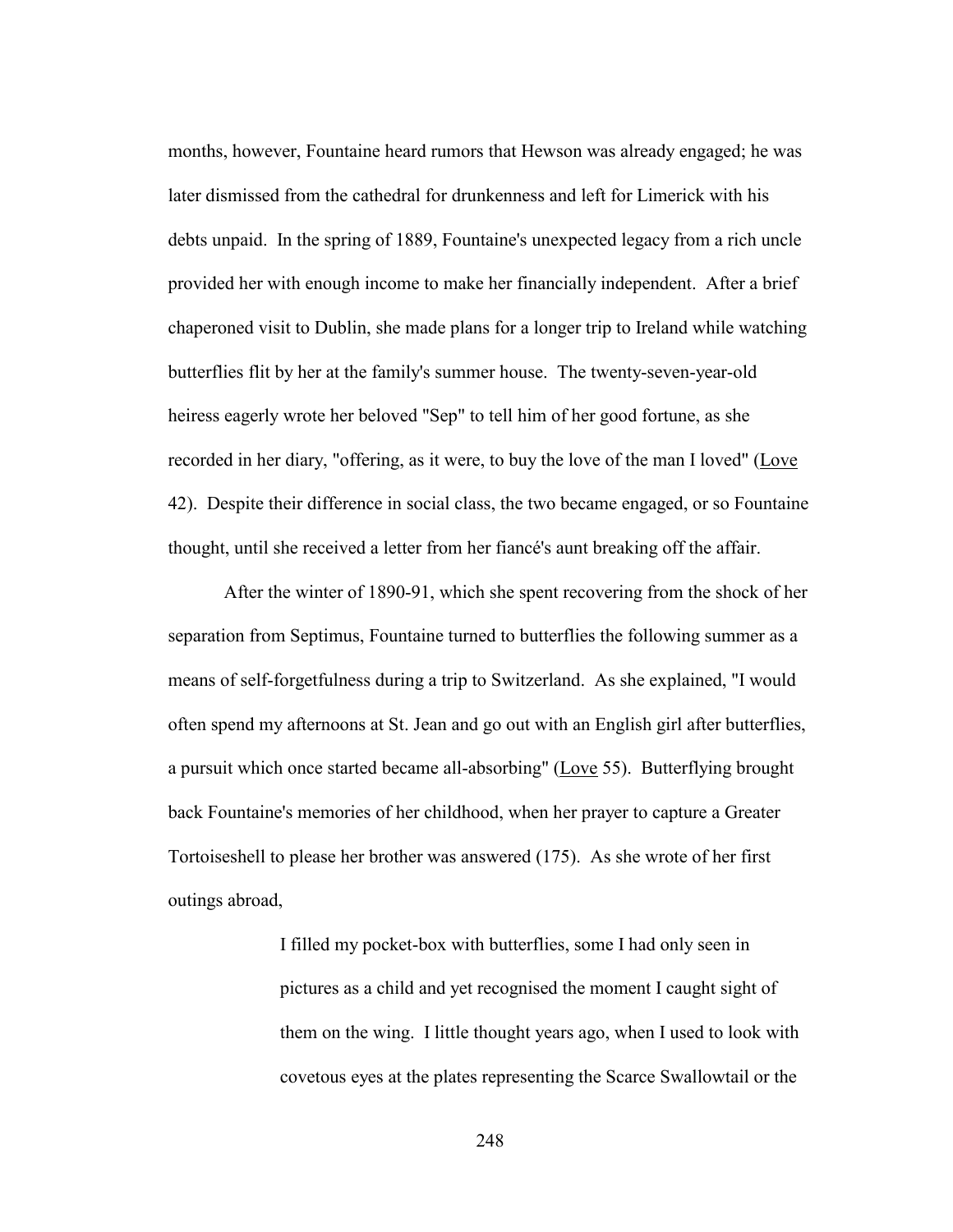months, however, Fountaine heard rumors that Hewson was already engaged; he was later dismissed from the cathedral for drunkenness and left for Limerick with his debts unpaid. In the spring of 1889, Fountaine's unexpected legacy from a rich uncle provided her with enough income to make her financially independent. After a brief chaperoned visit to Dublin, she made plans for a longer trip to Ireland while watching butterflies flit by her at the family's summer house. The twenty-seven-year-old heiress eagerly wrote her beloved "Sep" to tell him of her good fortune, as she recorded in her diary, "offering, as it were, to buy the love of the man I loved" (Love 42). Despite their difference in social class, the two became engaged, or so Fountaine thought, until she received a letter from her fiancé's aunt breaking off the affair.

After the winter of 1890-91, which she spent recovering from the shock of her separation from Septimus, Fountaine turned to butterflies the following summer as a means of self-forgetfulness during a trip to Switzerland. As she explained, "I would often spend my afternoons at St. Jean and go out with an English girl after butterflies, a pursuit which once started became all-absorbing" (Love 55). Butterflying brought back Fountaine's memories of her childhood, when her prayer to capture a Greater Tortoiseshell to please her brother was answered (175). As she wrote of her first outings abroad,

> I filled my pocket-box with butterflies, some I had only seen in pictures as a child and yet recognised the moment I caught sight of them on the wing. I little thought years ago, when I used to look with covetous eyes at the plates representing the Scarce Swallowtail or the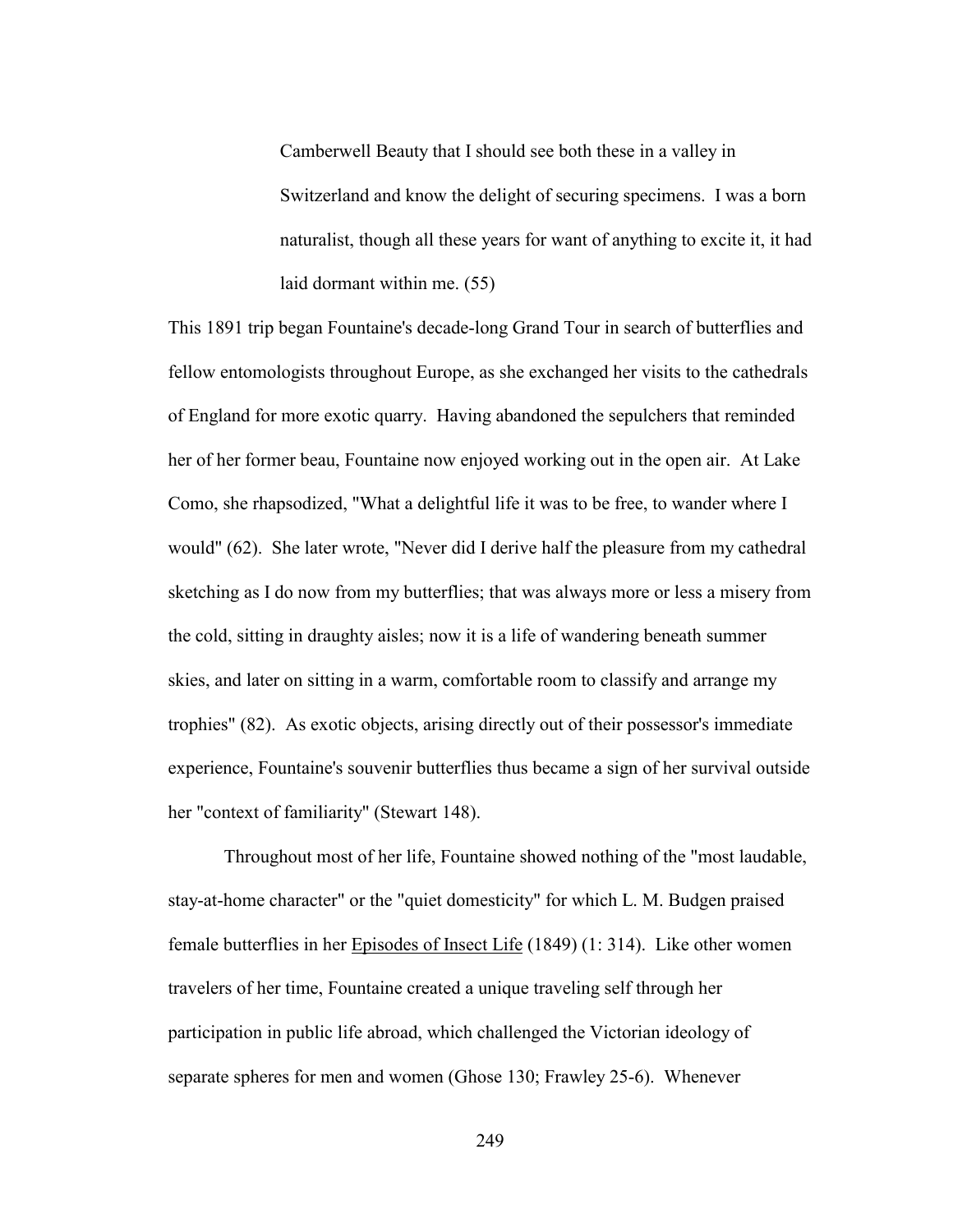> Camberwell Beauty that I should see both these in a valley in Switzerland and know the delight of securing specimens. I was a born naturalist, though all these years for want of anything to excite it, it had laid dormant within me. (55)

This 1891 trip began Fountaine's decade-long Grand Tour in search of butterflies and fellow entomologists throughout Europe, as she exchanged her visits to the cathedrals of England for more exotic quarry. Having abandoned the sepulchers that reminded her of her former beau, Fountaine now enjoyed working out in the open air. At Lake Como, she rhapsodized, "What a delightful life it was to be free, to wander where I would" (62). She later wrote, "Never did I derive half the pleasure from my cathedral sketching as I do now from my butterflies; that was always more or less a misery from the cold, sitting in draughty aisles; now it is a life of wandering beneath summer skies, and later on sitting in a warm, comfortable room to classify and arrange my trophies" (82). As exotic objects, arising directly out of their possessor's immediate experience, Fountaine's souvenir butterflies thus became a sign of her survival outside her "context of familiarity" (Stewart 148).

Throughout most of her life, Fountaine showed nothing of the "most laudable, stay-at-home character" or the "quiet domesticity" for which L. M. Budgen praised female butterflies in her Episodes of Insect Life (1849) (1: 314). Like other women travelers of her time, Fountaine created a unique traveling self through her participation in public life abroad, which challenged the Victorian ideology of separate spheres for men and women (Ghose 130; Frawley 25-6). Whenever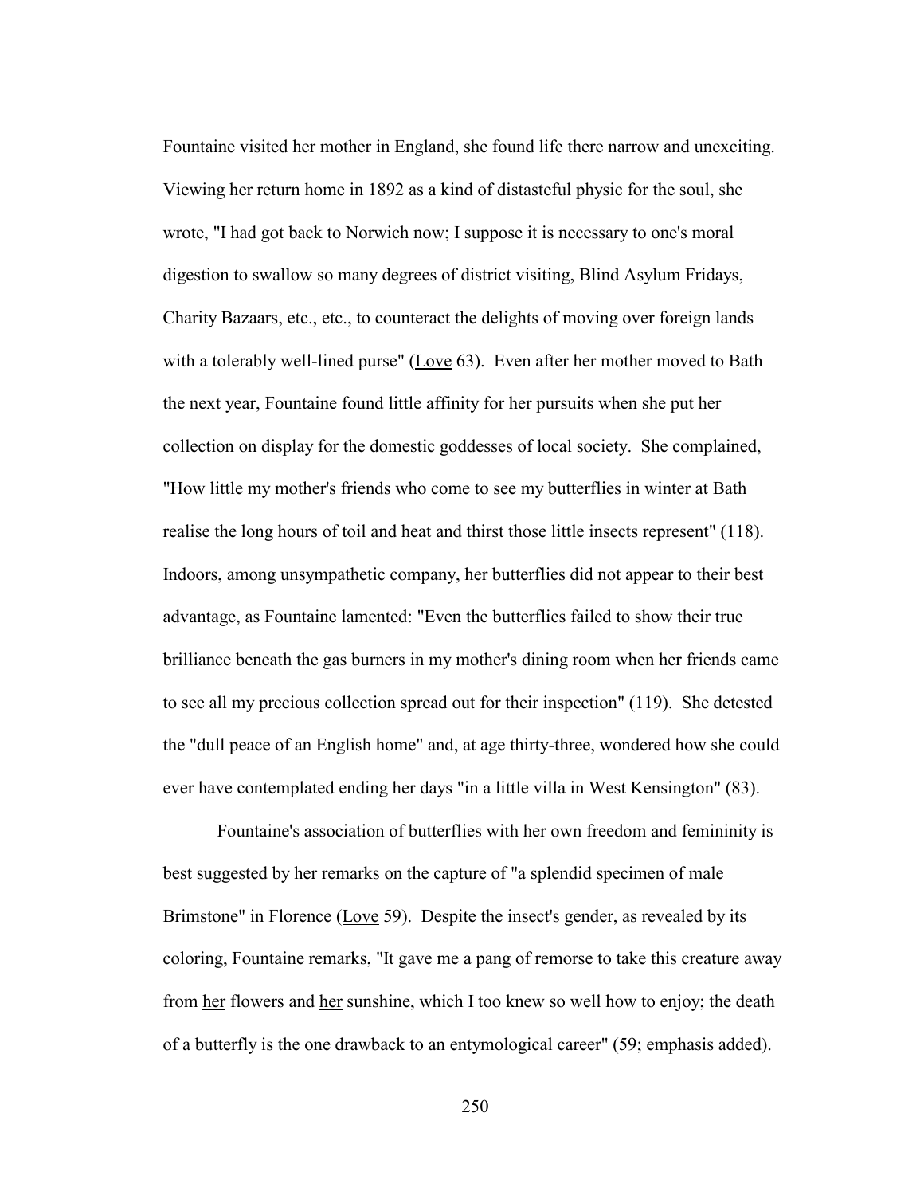Fountaine visited her mother in England, she found life there narrow and unexciting. Viewing her return home in 1892 as a kind of distasteful physic for the soul, she wrote, "I had got back to Norwich now; I suppose it is necessary to one's moral digestion to swallow so many degrees of district visiting, Blind Asylum Fridays, Charity Bazaars, etc., etc., to counteract the delights of moving over foreign lands with a tolerably well-lined purse" (Love 63). Even after her mother moved to Bath the next year, Fountaine found little affinity for her pursuits when she put her collection on display for the domestic goddesses of local society. She complained, "How little my mother's friends who come to see my butterflies in winter at Bath realise the long hours of toil and heat and thirst those little insects represent" (118). Indoors, among unsympathetic company, her butterflies did not appear to their best advantage, as Fountaine lamented: "Even the butterflies failed to show their true brilliance beneath the gas burners in my mother's dining room when her friends came to see all my precious collection spread out for their inspection" (119). She detested the "dull peace of an English home" and, at age thirty-three, wondered how she could ever have contemplated ending her days "in a little villa in West Kensington" (83).

Fountaine's association of butterflies with her own freedom and femininity is best suggested by her remarks on the capture of "a splendid specimen of male Brimstone" in Florence (Love 59). Despite the insect's gender, as revealed by its coloring, Fountaine remarks, "It gave me a pang of remorse to take this creature away from her flowers and her sunshine, which I too knew so well how to enjoy; the death of a butterfly is the one drawback to an entymological career" (59; emphasis added).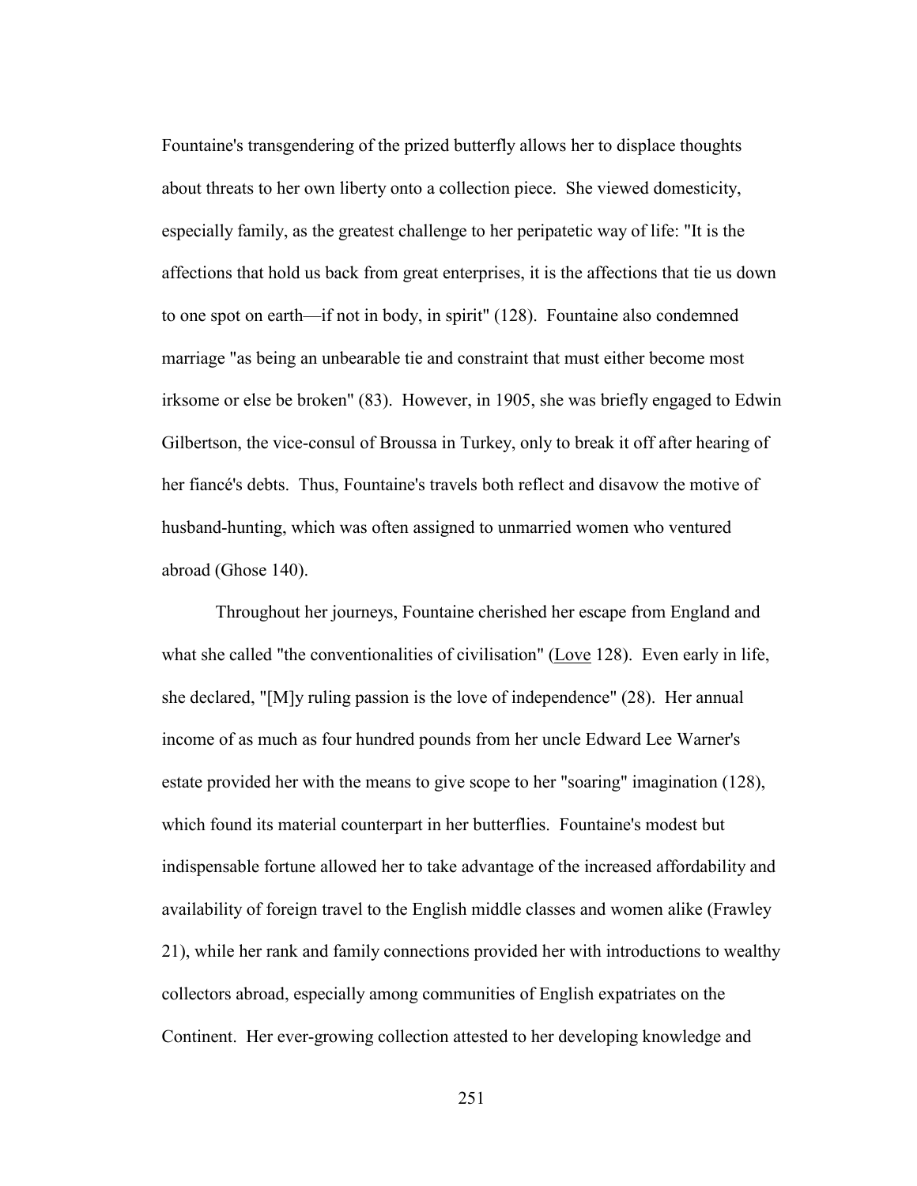Fountaine's transgendering of the prized butterfly allows her to displace thoughts about threats to her own liberty onto a collection piece. She viewed domesticity, especially family, as the greatest challenge to her peripatetic way of life: "It is the affections that hold us back from great enterprises, it is the affections that tie us down to one spot on earth—if not in body, in spirit" (128). Fountaine also condemned marriage "as being an unbearable tie and constraint that must either become most irksome or else be broken" (83). However, in 1905, she was briefly engaged to Edwin Gilbertson, the vice-consul of Broussa in Turkey, only to break it off after hearing of her fiancé's debts. Thus, Fountaine's travels both reflect and disavow the motive of husband-hunting, which was often assigned to unmarried women who ventured abroad (Ghose 140).

Throughout her journeys, Fountaine cherished her escape from England and what she called "the conventionalities of civilisation" (Love 128). Even early in life, she declared, "[M]y ruling passion is the love of independence" (28). Her annual income of as much as four hundred pounds from her uncle Edward Lee Warner's estate provided her with the means to give scope to her "soaring" imagination (128), which found its material counterpart in her butterflies. Fountaine's modest but indispensable fortune allowed her to take advantage of the increased affordability and availability of foreign travel to the English middle classes and women alike (Frawley 21), while her rank and family connections provided her with introductions to wealthy collectors abroad, especially among communities of English expatriates on the Continent. Her ever-growing collection attested to her developing knowledge and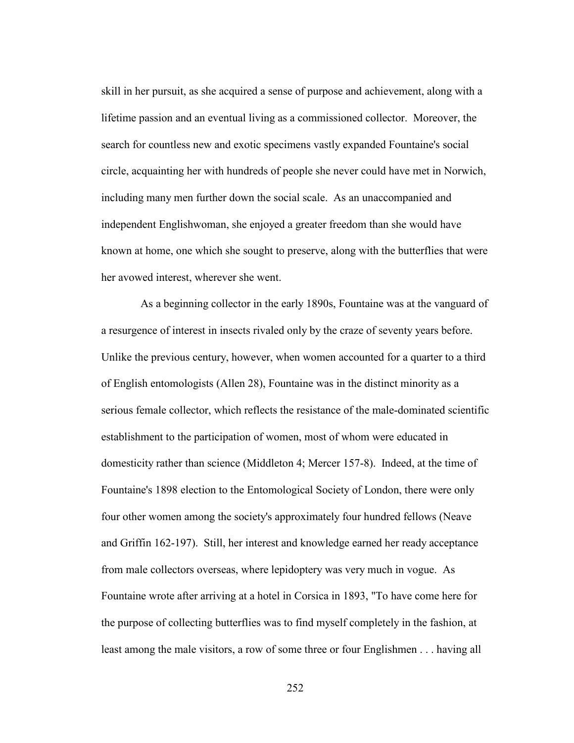skill in her pursuit, as she acquired a sense of purpose and achievement, along with a lifetime passion and an eventual living as a commissioned collector. Moreover, the search for countless new and exotic specimens vastly expanded Fountaine's social circle, acquainting her with hundreds of people she never could have met in Norwich, including many men further down the social scale. As an unaccompanied and independent Englishwoman, she enjoyed a greater freedom than she would have known at home, one which she sought to preserve, along with the butterflies that were her avowed interest, wherever she went.

As a beginning collector in the early 1890s, Fountaine was at the vanguard of a resurgence of interest in insects rivaled only by the craze of seventy years before. Unlike the previous century, however, when women accounted for a quarter to a third of English entomologists (Allen 28), Fountaine was in the distinct minority as a serious female collector, which reflects the resistance of the male-dominated scientific establishment to the participation of women, most of whom were educated in domesticity rather than science (Middleton 4; Mercer 157-8). Indeed, at the time of Fountaine's 1898 election to the Entomological Society of London, there were only four other women among the society's approximately four hundred fellows (Neave and Griffin 162-197). Still, her interest and knowledge earned her ready acceptance from male collectors overseas, where lepidoptery was very much in vogue. As Fountaine wrote after arriving at a hotel in Corsica in 1893, "To have come here for the purpose of collecting butterflies was to find myself completely in the fashion, at least among the male visitors, a row of some three or four Englishmen . . . having all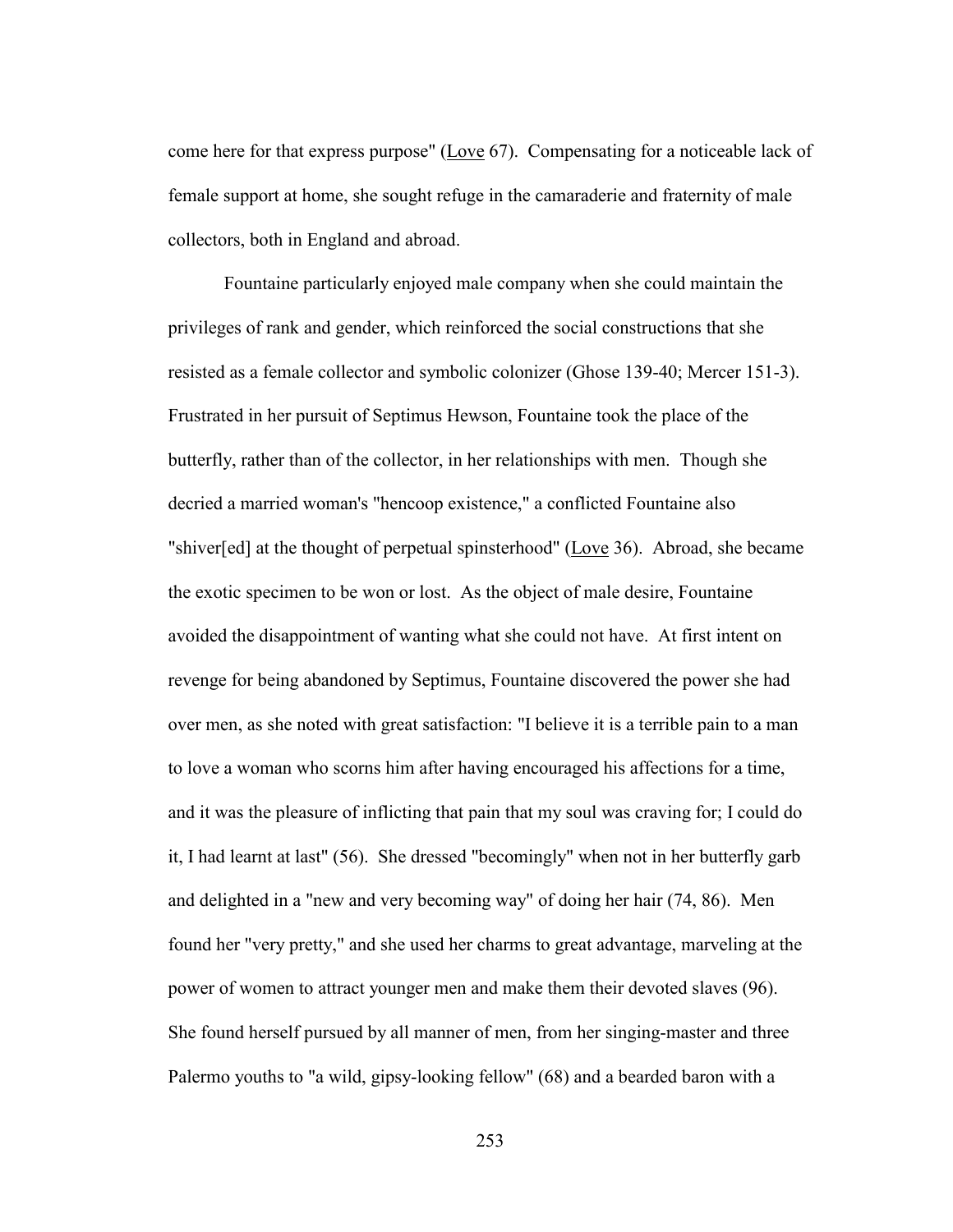come here for that express purpose" (Love 67). Compensating for a noticeable lack of female support at home, she sought refuge in the camaraderie and fraternity of male collectors, both in England and abroad.

Fountaine particularly enjoyed male company when she could maintain the privileges of rank and gender, which reinforced the social constructions that she resisted as a female collector and symbolic colonizer (Ghose 139-40; Mercer 151-3). Frustrated in her pursuit of Septimus Hewson, Fountaine took the place of the butterfly, rather than of the collector, in her relationships with men. Though she decried a married woman's "hencoop existence," a conflicted Fountaine also "shiver[ed] at the thought of perpetual spinsterhood" (Love 36). Abroad, she became the exotic specimen to be won or lost. As the object of male desire, Fountaine avoided the disappointment of wanting what she could not have. At first intent on revenge for being abandoned by Septimus, Fountaine discovered the power she had over men, as she noted with great satisfaction: "I believe it is a terrible pain to a man to love a woman who scorns him after having encouraged his affections for a time, and it was the pleasure of inflicting that pain that my soul was craving for; I could do it, I had learnt at last" (56). She dressed "becomingly" when not in her butterfly garb and delighted in a "new and very becoming way" of doing her hair (74, 86). Men found her "very pretty," and she used her charms to great advantage, marveling at the power of women to attract younger men and make them their devoted slaves (96). She found herself pursued by all manner of men, from her singing-master and three Palermo youths to "a wild, gipsy-looking fellow" (68) and a bearded baron with a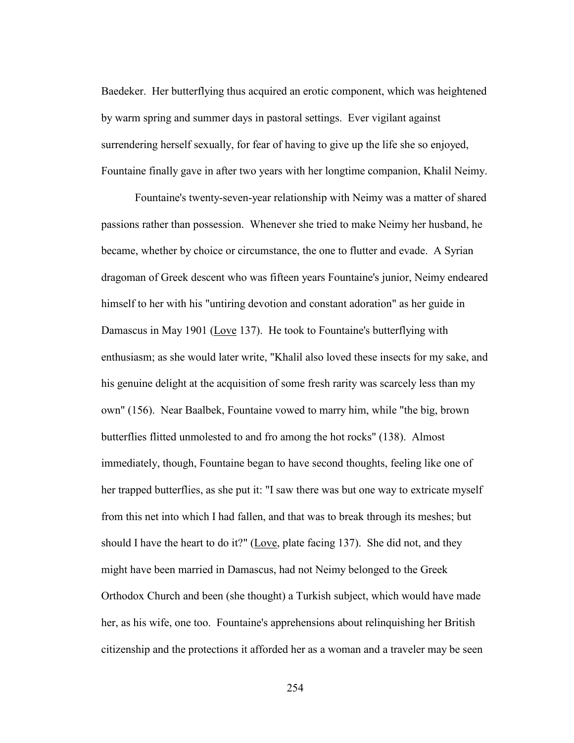Baedeker. Her butterflying thus acquired an erotic component, which was heightened by warm spring and summer days in pastoral settings. Ever vigilant against surrendering herself sexually, for fear of having to give up the life she so enjoyed, Fountaine finally gave in after two years with her longtime companion, Khalil Neimy.

Fountaine's twenty-seven-year relationship with Neimy was a matter of shared passions rather than possession. Whenever she tried to make Neimy her husband, he became, whether by choice or circumstance, the one to flutter and evade. A Syrian dragoman of Greek descent who was fifteen years Fountaine's junior, Neimy endeared himself to her with his "untiring devotion and constant adoration" as her guide in Damascus in May 1901 (Love 137). He took to Fountaine's butterflying with enthusiasm; as she would later write, "Khalil also loved these insects for my sake, and his genuine delight at the acquisition of some fresh rarity was scarcely less than my own" (156). Near Baalbek, Fountaine vowed to marry him, while "the big, brown butterflies flitted unmolested to and fro among the hot rocks" (138). Almost immediately, though, Fountaine began to have second thoughts, feeling like one of her trapped butterflies, as she put it: "I saw there was but one way to extricate myself from this net into which I had fallen, and that was to break through its meshes; but should I have the heart to do it?" (Love, plate facing 137). She did not, and they might have been married in Damascus, had not Neimy belonged to the Greek Orthodox Church and been (she thought) a Turkish subject, which would have made her, as his wife, one too. Fountaine's apprehensions about relinquishing her British citizenship and the protections it afforded her as a woman and a traveler may be seen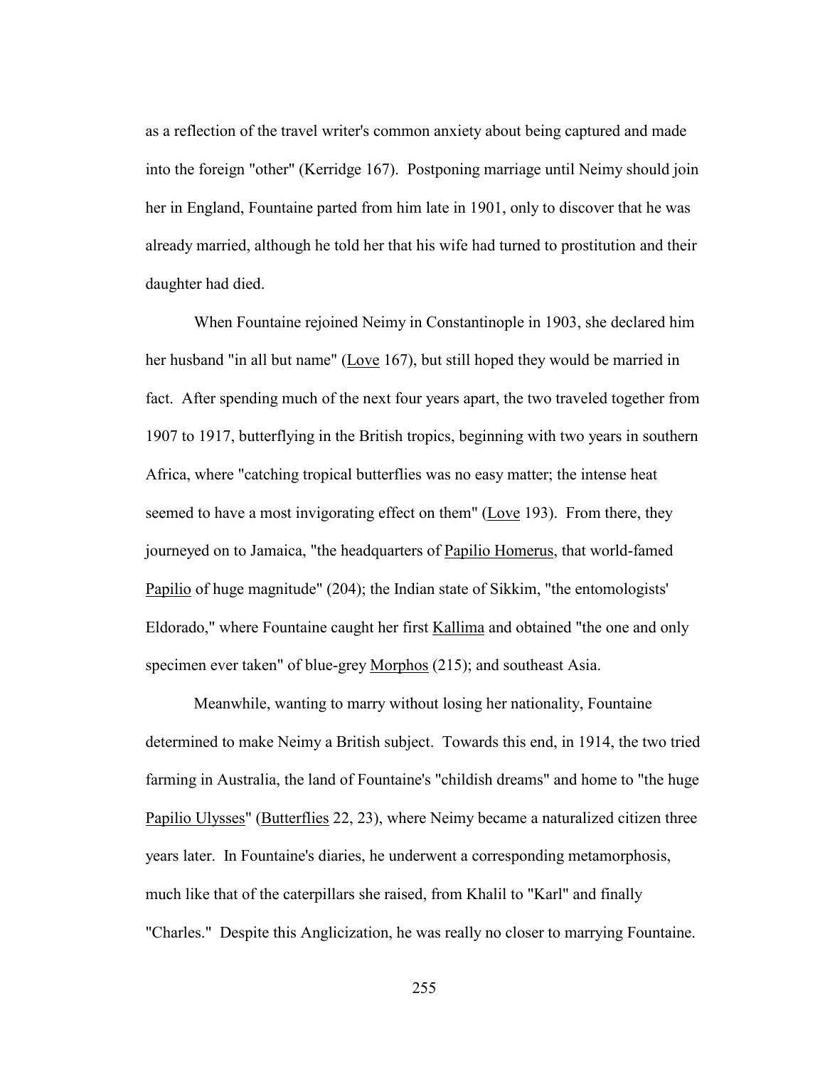as a reflection of the travel writer's common anxiety about being captured and made into the foreign "other" (Kerridge 167). Postponing marriage until Neimy should join her in England, Fountaine parted from him late in 1901, only to discover that he was already married, although he told her that his wife had turned to prostitution and their daughter had died.

When Fountaine rejoined Neimy in Constantinople in 1903, she declared him her husband "in all but name" (Love 167), but still hoped they would be married in fact. After spending much of the next four years apart, the two traveled together from 1907 to 1917, butterflying in the British tropics, beginning with two years in southern Africa, where "catching tropical butterflies was no easy matter; the intense heat seemed to have a most invigorating effect on them" (Love 193). From there, they journeyed on to Jamaica, "the headquarters of Papilio Homerus, that world-famed Papilio of huge magnitude" (204); the Indian state of Sikkim, "the entomologists' Eldorado," where Fountaine caught her first Kallima and obtained "the one and only specimen ever taken" of blue-grey Morphos (215); and southeast Asia.

Meanwhile, wanting to marry without losing her nationality, Fountaine determined to make Neimy a British subject. Towards this end, in 1914, the two tried farming in Australia, the land of Fountaine's "childish dreams" and home to "the huge Papilio Ulysses" (Butterflies 22, 23), where Neimy became a naturalized citizen three years later. In Fountaine's diaries, he underwent a corresponding metamorphosis, much like that of the caterpillars she raised, from Khalil to "Karl" and finally "Charles." Despite this Anglicization, he was really no closer to marrying Fountaine.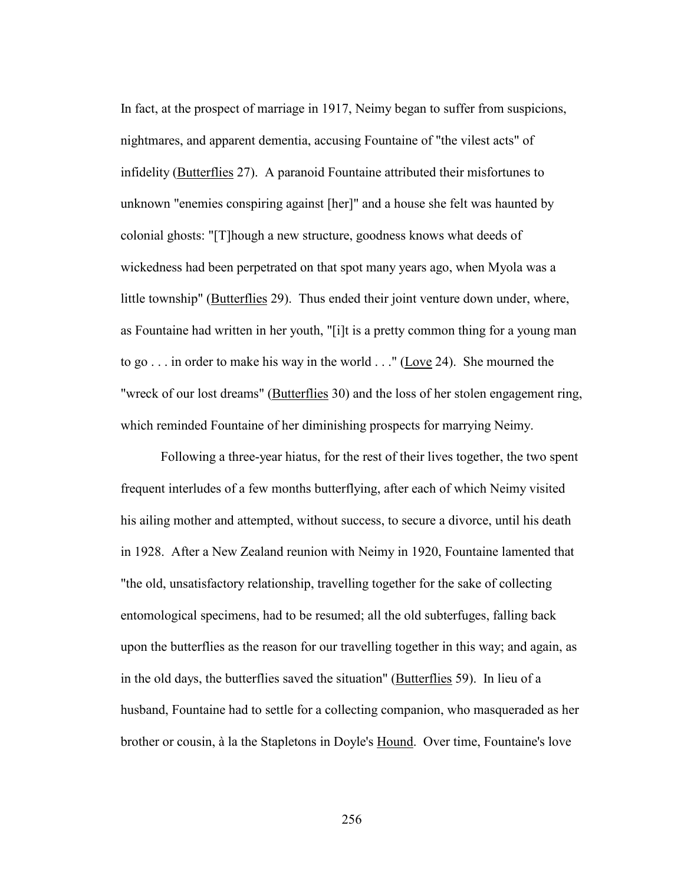In fact, at the prospect of marriage in 1917, Neimy began to suffer from suspicions, nightmares, and apparent dementia, accusing Fountaine of "the vilest acts" of infidelity (Butterflies 27). A paranoid Fountaine attributed their misfortunes to unknown "enemies conspiring against [her]" and a house she felt was haunted by colonial ghosts: "[T]hough a new structure, goodness knows what deeds of wickedness had been perpetrated on that spot many years ago, when Myola was a little township" (Butterflies 29). Thus ended their joint venture down under, where, as Fountaine had written in her youth, "[i]t is a pretty common thing for a young man to go . . . in order to make his way in the world . . ." (Love 24). She mourned the "wreck of our lost dreams" (Butterflies 30) and the loss of her stolen engagement ring, which reminded Fountaine of her diminishing prospects for marrying Neimy.

Following a three-year hiatus, for the rest of their lives together, the two spent frequent interludes of a few months butterflying, after each of which Neimy visited his ailing mother and attempted, without success, to secure a divorce, until his death in 1928. After a New Zealand reunion with Neimy in 1920, Fountaine lamented that "the old, unsatisfactory relationship, travelling together for the sake of collecting entomological specimens, had to be resumed; all the old subterfuges, falling back upon the butterflies as the reason for our travelling together in this way; and again, as in the old days, the butterflies saved the situation" (Butterflies 59). In lieu of a husband, Fountaine had to settle for a collecting companion, who masqueraded as her brother or cousin, à la the Stapletons in Doyle's Hound. Over time, Fountaine's love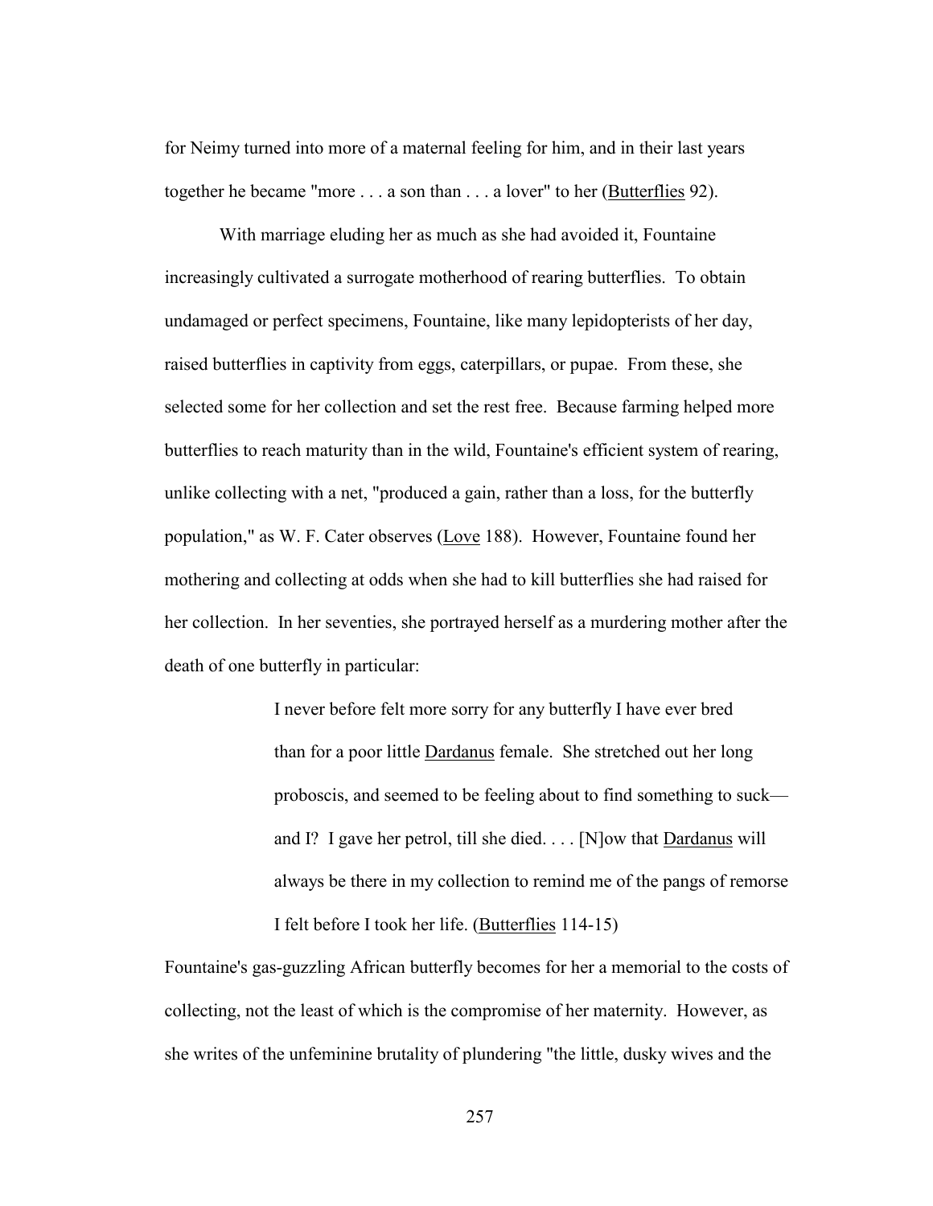for Neimy turned into more of a maternal feeling for him, and in their last years together he became "more . . . a son than . . . a lover" to her (Butterflies 92).

With marriage eluding her as much as she had avoided it, Fountaine increasingly cultivated a surrogate motherhood of rearing butterflies. To obtain undamaged or perfect specimens, Fountaine, like many lepidopterists of her day, raised butterflies in captivity from eggs, caterpillars, or pupae. From these, she selected some for her collection and set the rest free. Because farming helped more butterflies to reach maturity than in the wild, Fountaine's efficient system of rearing, unlike collecting with a net, "produced a gain, rather than a loss, for the butterfly population," as W. F. Cater observes (Love 188). However, Fountaine found her mothering and collecting at odds when she had to kill butterflies she had raised for her collection. In her seventies, she portrayed herself as a murdering mother after the death of one butterfly in particular:

> I never before felt more sorry for any butterfly I have ever bred than for a poor little *Dardanus* female. She stretched out her long proboscis, and seemed to be feeling about to find something to suck—and I? I gave her petrol, till she died. . . . [N]ow that *Dardanus* will always be there in my collection to remind me of the pangs of remorse I felt before I took her life. (Butterflies 114-15)

Fountaine's gas-guzzling African butterfly becomes for her a memorial to the costs of collecting, not the least of which is the compromise of her maternity. However, as she writes of the unfeminine brutality of plundering "the little, dusky wives and the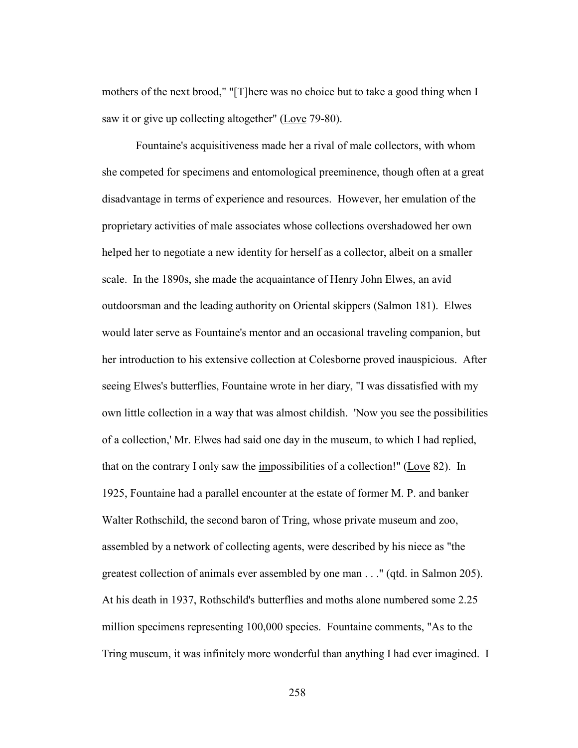mothers of the next brood," "[T]here was no choice but to take a good thing when I saw it or give up collecting altogether" (Love 79-80).

Fountaine's acquisitiveness made her a rival of male collectors, with whom she competed for specimens and entomological preeminence, though often at a great disadvantage in terms of experience and resources. However, her emulation of the proprietary activities of male associates whose collections overshadowed her own helped her to negotiate a new identity for herself as a collector, albeit on a smaller scale. In the 1890s, she made the acquaintance of Henry John Elwes, an avid outdoorsman and the leading authority on Oriental skippers (Salmon 181). Elwes would later serve as Fountaine's mentor and an occasional traveling companion, but her introduction to his extensive collection at Colesborne proved inauspicious. After seeing Elwes's butterflies, Fountaine wrote in her diary, "I was dissatisfied with my own little collection in a way that was almost childish. 'Now you see the possibilities of a collection,' Mr. Elwes had said one day in the museum, to which I had replied, that on the contrary I only saw the impossibilities of a collection!" (Love 82). In 1925, Fountaine had a parallel encounter at the estate of former M. P. and banker Walter Rothschild, the second baron of Tring, whose private museum and zoo, assembled by a network of collecting agents, were described by his niece as "the greatest collection of animals ever assembled by one man . . ." (qtd. in Salmon 205). At his death in 1937, Rothschild's butterflies and moths alone numbered some 2.25 million specimens representing 100,000 species. Fountaine comments, "As to the Tring museum, it was infinitely more wonderful than anything I had ever imagined. I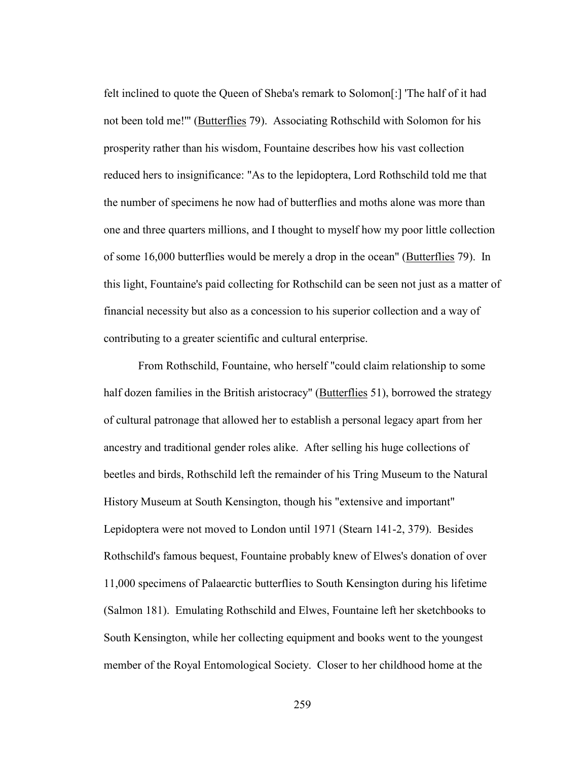felt inclined to quote the Queen of Sheba's remark to Solomon[:] 'The half of it had not been told me!'" (Butterflies 79). Associating Rothschild with Solomon for his prosperity rather than his wisdom, Fountaine describes how his vast collection reduced hers to insignificance: "As to the lepidoptera, Lord Rothschild told me that the number of specimens he now had of butterflies and moths alone was more than one and three quarters millions, and I thought to myself how my poor little collection of some 16,000 butterflies would be merely a drop in the ocean" (Butterflies 79). In this light, Fountaine's paid collecting for Rothschild can be seen not just as a matter of financial necessity but also as a concession to his superior collection and a way of contributing to a greater scientific and cultural enterprise.

From Rothschild, Fountaine, who herself "could claim relationship to some half dozen families in the British aristocracy" (Butterflies 51), borrowed the strategy of cultural patronage that allowed her to establish a personal legacy apart from her ancestry and traditional gender roles alike. After selling his huge collections of beetles and birds, Rothschild left the remainder of his Tring Museum to the Natural History Museum at South Kensington, though his "extensive and important" Lepidoptera were not moved to London until 1971 (Stearn 141-2, 379). Besides Rothschild's famous bequest, Fountaine probably knew of Elwes's donation of over 11,000 specimens of Palaearctic butterflies to South Kensington during his lifetime (Salmon 181). Emulating Rothschild and Elwes, Fountaine left her sketchbooks to South Kensington, while her collecting equipment and books went to the youngest member of the Royal Entomological Society. Closer to her childhood home at the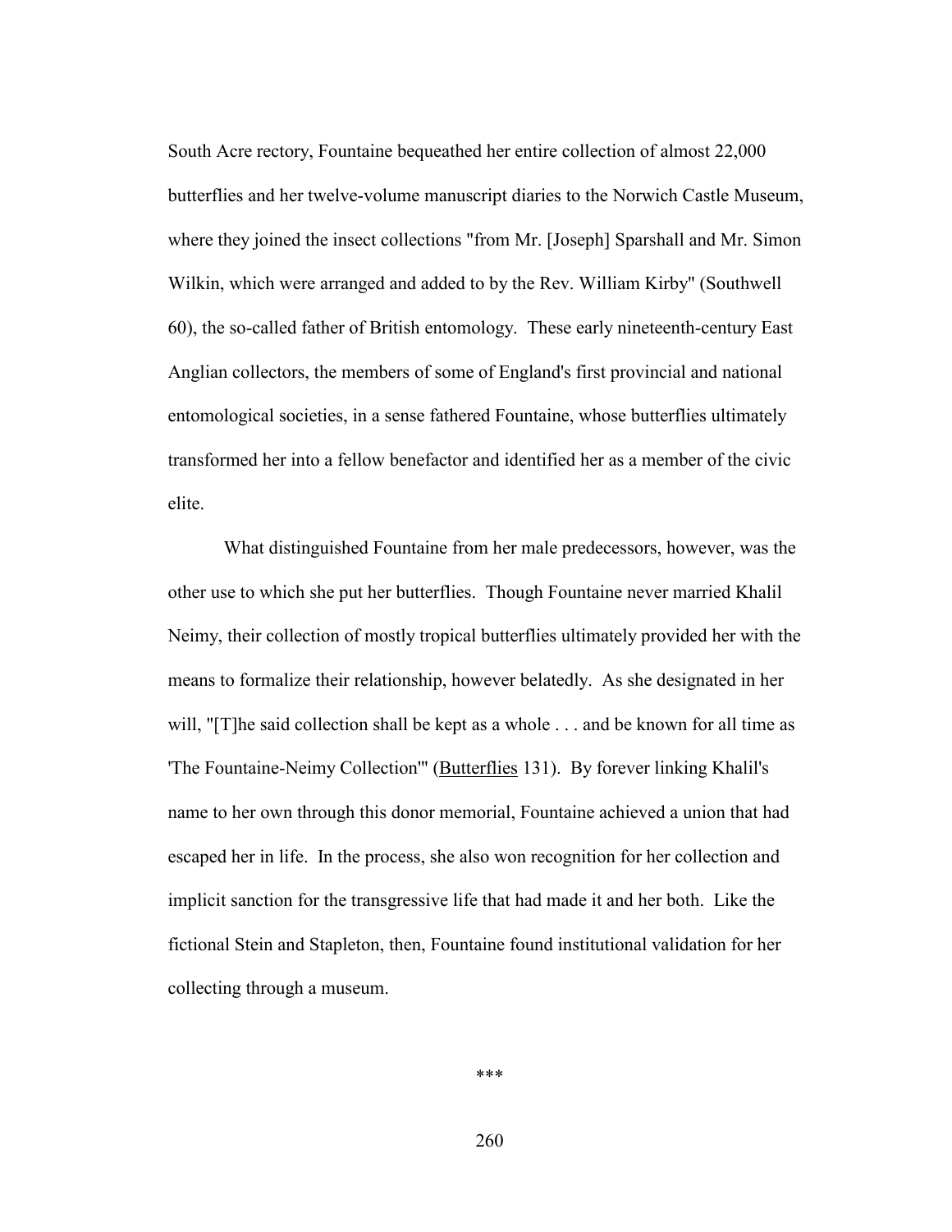South Acre rectory, Fountaine bequeathed her entire collection of almost 22,000 butterflies and her twelve-volume manuscript diaries to the Norwich Castle Museum, where they joined the insect collections "from Mr. [Joseph] Sparshall and Mr. Simon Wilkin, which were arranged and added to by the Rev. William Kirby" (Southwell 60), the so-called father of British entomology. These early nineteenth-century East Anglian collectors, the members of some of England's first provincial and national entomological societies, in a sense fathered Fountaine, whose butterflies ultimately transformed her into a fellow benefactor and identified her as a member of the civic elite.

What distinguished Fountaine from her male predecessors, however, was the other use to which she put her butterflies. Though Fountaine never married Khalil Neimy, their collection of mostly tropical butterflies ultimately provided her with the means to formalize their relationship, however belatedly. As she designated in her will, "[T]he said collection shall be kept as a whole . . . and be known for all time as 'The Fountaine-Neimy Collection'" (<u>Butterflies</u> 131). By forever linking Khalil's name to her own through this donor memorial, Fountaine achieved a union that had escaped her in life. In the process, she also won recognition for her collection and implicit sanction for the transgressive life that had made it and her both. Like the fictional Stein and Stapleton, then, Fountaine found institutional validation for her collecting through a museum.

***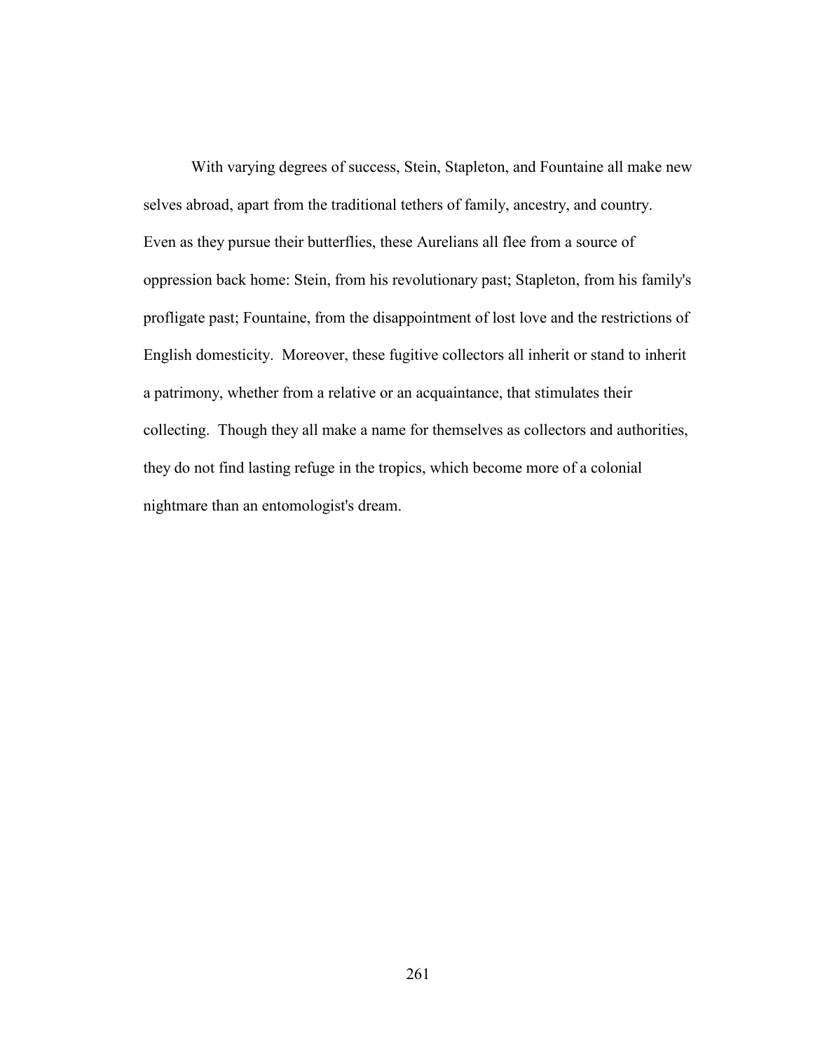With varying degrees of success, Stein, Stapleton, and Fountaine all make new selves abroad, apart from the traditional tethers of family, ancestry, and country. Even as they pursue their butterflies, these Aurelians all flee from a source of oppression back home: Stein, from his revolutionary past; Stapleton, from his family's profligate past; Fountaine, from the disappointment of lost love and the restrictions of English domesticity. Moreover, these fugitive collectors all inherit or stand to inherit a patrimony, whether from a relative or an acquaintance, that stimulates their collecting. Though they all make a name for themselves as collectors and authorities, they do not find lasting refuge in the tropics, which become more of a colonial nightmare than an entomologist's dream.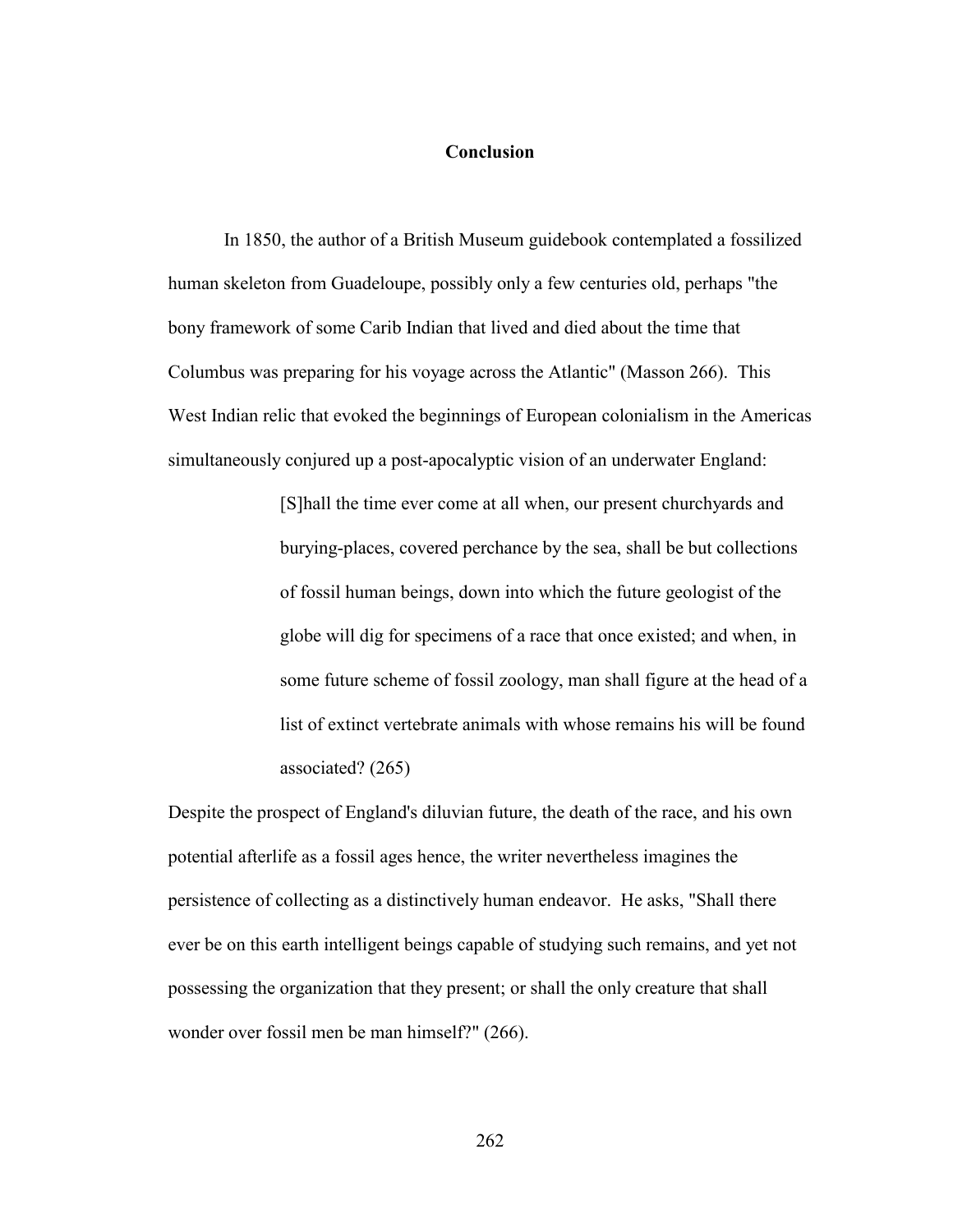# Conclusion

In 1850, the author of a British Museum guidebook contemplated a fossilized human skeleton from Guadeloupe, possibly only a few centuries old, perhaps "the bony framework of some Carib Indian that lived and died about the time that Columbus was preparing for his voyage across the Atlantic" (Masson 266). This West Indian relic that evoked the beginnings of European colonialism in the Americas simultaneously conjured up a post-apocalyptic vision of an underwater England:

> [S]hall the time ever come at all when, our present churchyards and burying-places, covered perchance by the sea, shall be but collections of fossil human beings, down into which the future geologist of the globe will dig for specimens of a race that once existed; and when, in some future scheme of fossil zoology, man shall figure at the head of a list of extinct vertebrate animals with whose remains his will be found associated? (265)

Despite the prospect of England's diluvian future, the death of the race, and his own potential afterlife as a fossil ages hence, the writer nevertheless imagines the persistence of collecting as a distinctively human endeavor. He asks, "Shall there ever be on this earth intelligent beings capable of studying such remains, and yet not possessing the organization that they present; or shall the only creature that shall wonder over fossil men be man himself?" (266).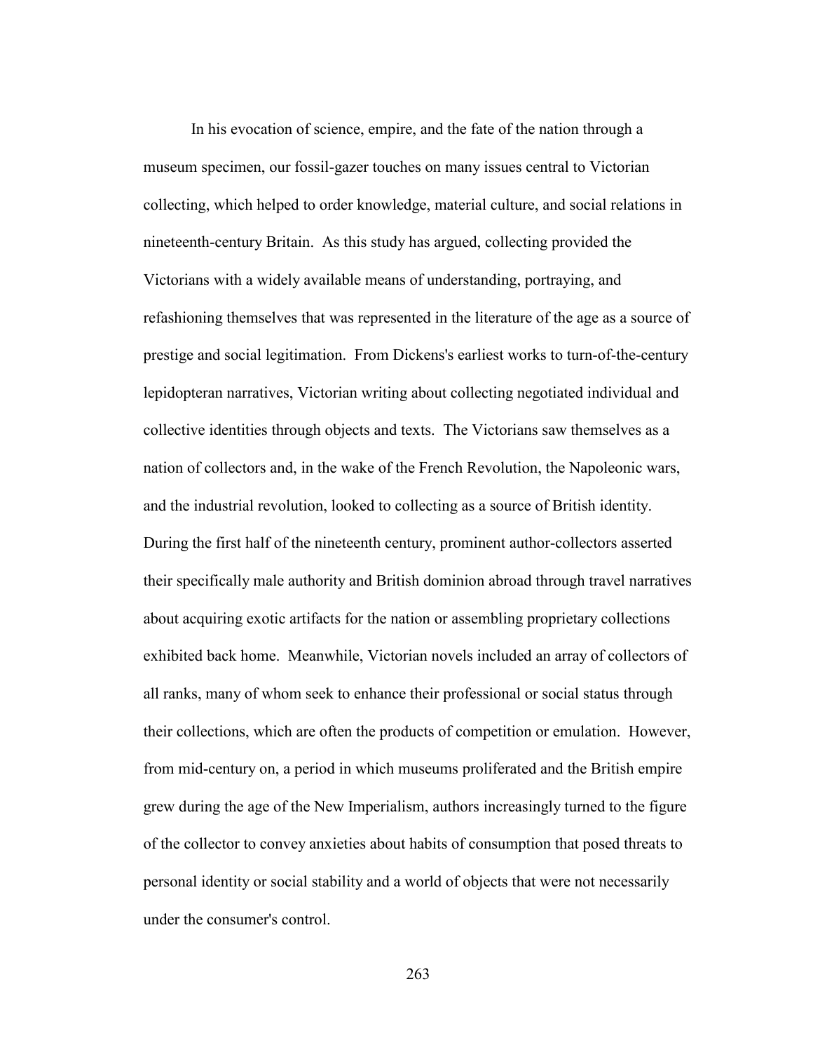In his evocation of science, empire, and the fate of the nation through a museum specimen, our fossil-gazer touches on many issues central to Victorian collecting, which helped to order knowledge, material culture, and social relations in nineteenth-century Britain. As this study has argued, collecting provided the Victorians with a widely available means of understanding, portraying, and refashioning themselves that was represented in the literature of the age as a source of prestige and social legitimation. From Dickens's earliest works to turn-of-the-century lepidopteran narratives, Victorian writing about collecting negotiated individual and collective identities through objects and texts. The Victorians saw themselves as a nation of collectors and, in the wake of the French Revolution, the Napoleonic wars, and the industrial revolution, looked to collecting as a source of British identity. During the first half of the nineteenth century, prominent author-collectors asserted their specifically male authority and British dominion abroad through travel narratives about acquiring exotic artifacts for the nation or assembling proprietary collections exhibited back home. Meanwhile, Victorian novels included an array of collectors of all ranks, many of whom seek to enhance their professional or social status through their collections, which are often the products of competition or emulation. However, from mid-century on, a period in which museums proliferated and the British empire grew during the age of the New Imperialism, authors increasingly turned to the figure of the collector to convey anxieties about habits of consumption that posed threats to personal identity or social stability and a world of objects that were not necessarily under the consumer's control.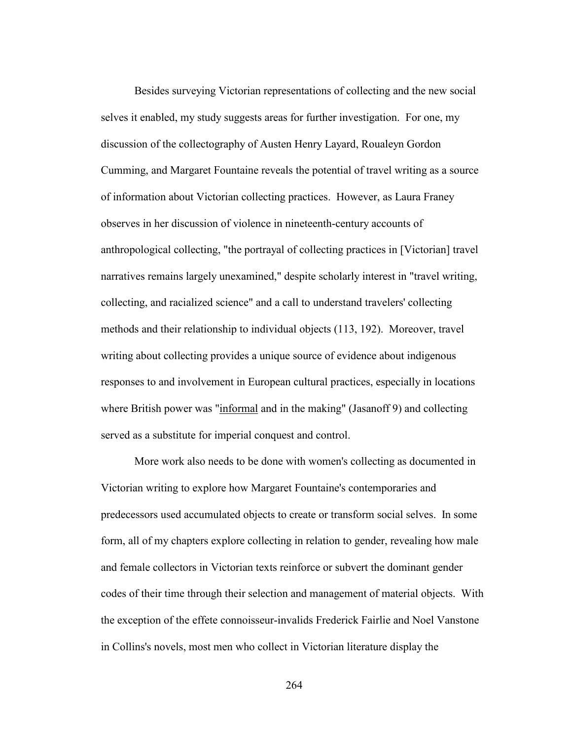Besides surveying Victorian representations of collecting and the new social selves it enabled, my study suggests areas for further investigation. For one, my discussion of the collectography of Austen Henry Layard, Roualeyn Gordon Cumming, and Margaret Fountaine reveals the potential of travel writing as a source of information about Victorian collecting practices. However, as Laura Franey observes in her discussion of violence in nineteenth-century accounts of anthropological collecting, "the portrayal of collecting practices in [Victorian] travel narratives remains largely unexamined," despite scholarly interest in "travel writing, collecting, and racialized science" and a call to understand travelers' collecting methods and their relationship to individual objects (113, 192). Moreover, travel writing about collecting provides a unique source of evidence about indigenous responses to and involvement in European cultural practices, especially in locations where British power was "<u>informal</u> and in the making" (Jasanoff 9) and collecting served as a substitute for imperial conquest and control.

More work also needs to be done with women's collecting as documented in Victorian writing to explore how Margaret Fountaine's contemporaries and predecessors used accumulated objects to create or transform social selves. In some form, all of my chapters explore collecting in relation to gender, revealing how male and female collectors in Victorian texts reinforce or subvert the dominant gender codes of their time through their selection and management of material objects. With the exception of the effete connoisseur-invalids Frederick Fairlie and Noel Vanstone in Collins's novels, most men who collect in Victorian literature display the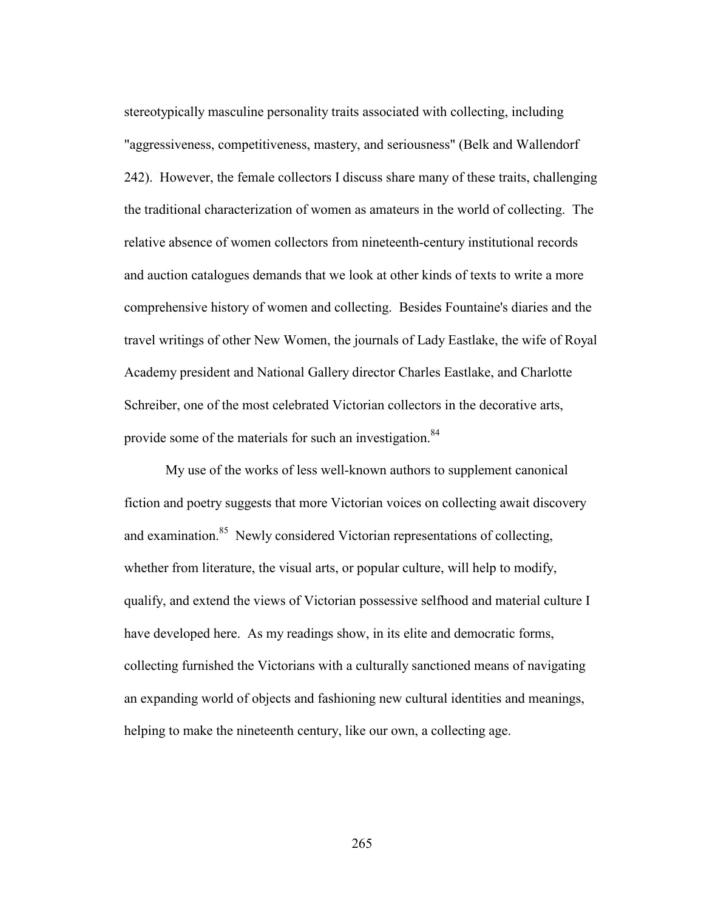stereotypically masculine personality traits associated with collecting, including "aggressiveness, competitiveness, mastery, and seriousness" (Belk and Wallendorf 242). However, the female collectors I discuss share many of these traits, challenging the traditional characterization of women as amateurs in the world of collecting. The relative absence of women collectors from nineteenth-century institutional records and auction catalogues demands that we look at other kinds of texts to write a more comprehensive history of women and collecting. Besides Fountaine's diaries and the travel writings of other New Women, the journals of Lady Eastlake, the wife of Royal Academy president and National Gallery director Charles Eastlake, and Charlotte Schreiber, one of the most celebrated Victorian collectors in the decorative arts, provide some of the materials for such an investigation.[84]

My use of the works of less well-known authors to supplement canonical fiction and poetry suggests that more Victorian voices on collecting await discovery and examination.[85] Newly considered Victorian representations of collecting, whether from literature, the visual arts, or popular culture, will help to modify, qualify, and extend the views of Victorian possessive selfhood and material culture I have developed here. As my readings show, in its elite and democratic forms, collecting furnished the Victorians with a culturally sanctioned means of navigating an expanding world of objects and fashioning new cultural identities and meanings, helping to make the nineteenth century, like our own, a collecting age.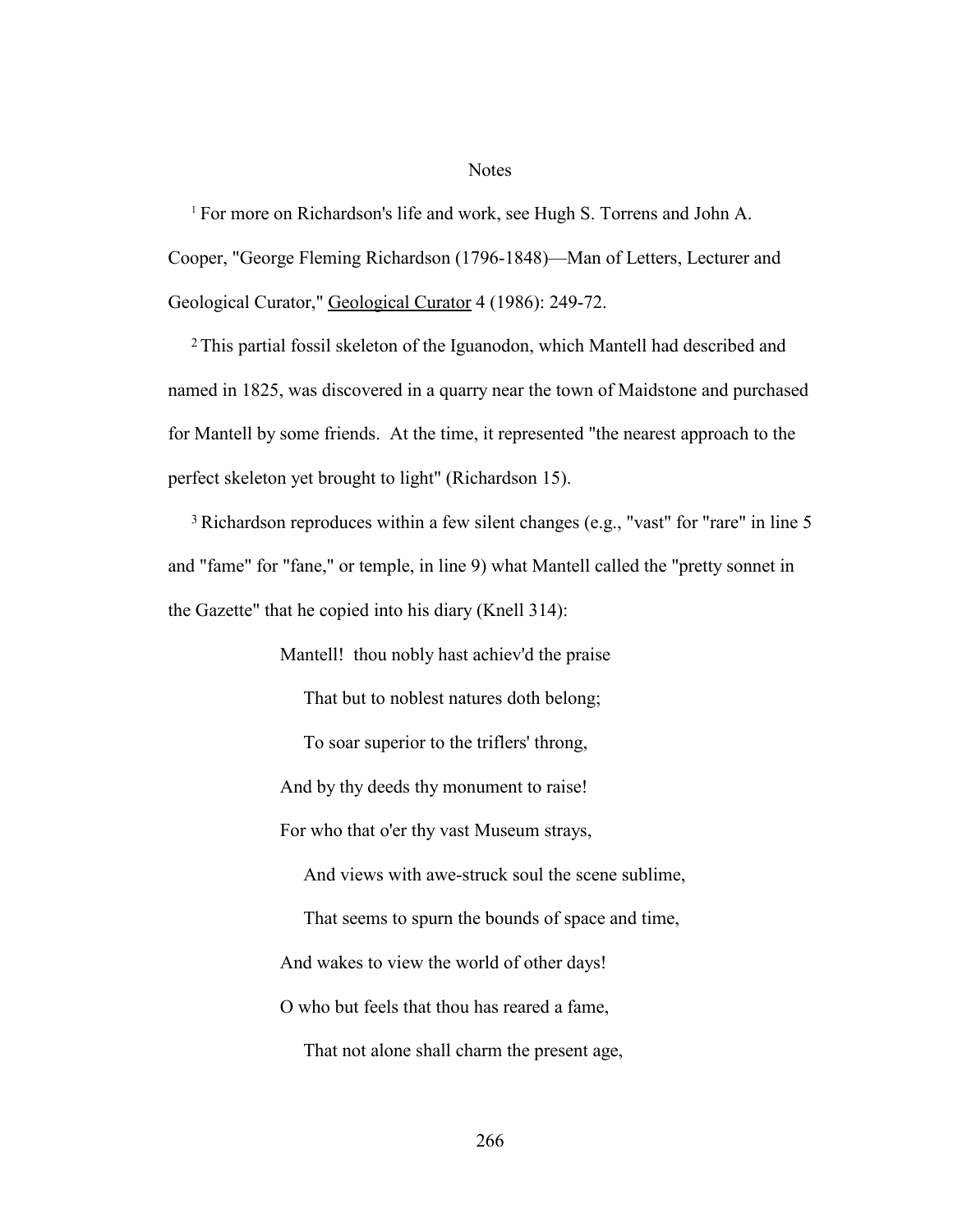Notes

[1] For more on Richardson's life and work, see Hugh S. Torrens and John A. Cooper, "George Fleming Richardson (1796-1848)—Man of Letters, Lecturer and Geological Curator," Geological Curator 4 (1986): 249-72.

[2] This partial fossil skeleton of the Iguanodon, which Mantell had described and named in 1825, was discovered in a quarry near the town of Maidstone and purchased for Mantell by some friends. At the time, it represented "the nearest approach to the perfect skeleton yet brought to light" (Richardson 15).

[3] Richardson reproduces within a few silent changes (e.g., "vast" for "rare" in line 5 and "fame" for "fane," or temple, in line 9) what Mantell called the "pretty sonnet in the Gazette" that he copied into his diary (Knell 314):

> Mantell! thou nobly hast achiev'd the praise
>
> That but to noblest natures doth belong;
>
> To soar superior to the triflers' throng,
>
> And by thy deeds thy monument to raise!
>
> For who that o'er thy vast Museum strays,
>
> And views with awe-struck soul the scene sublime,
>
> That seems to spurn the bounds of space and time,
>
> And wakes to view the world of other days!
>
> O who but feels that thou has reared a fame,
>
> That not alone shall charm the present age,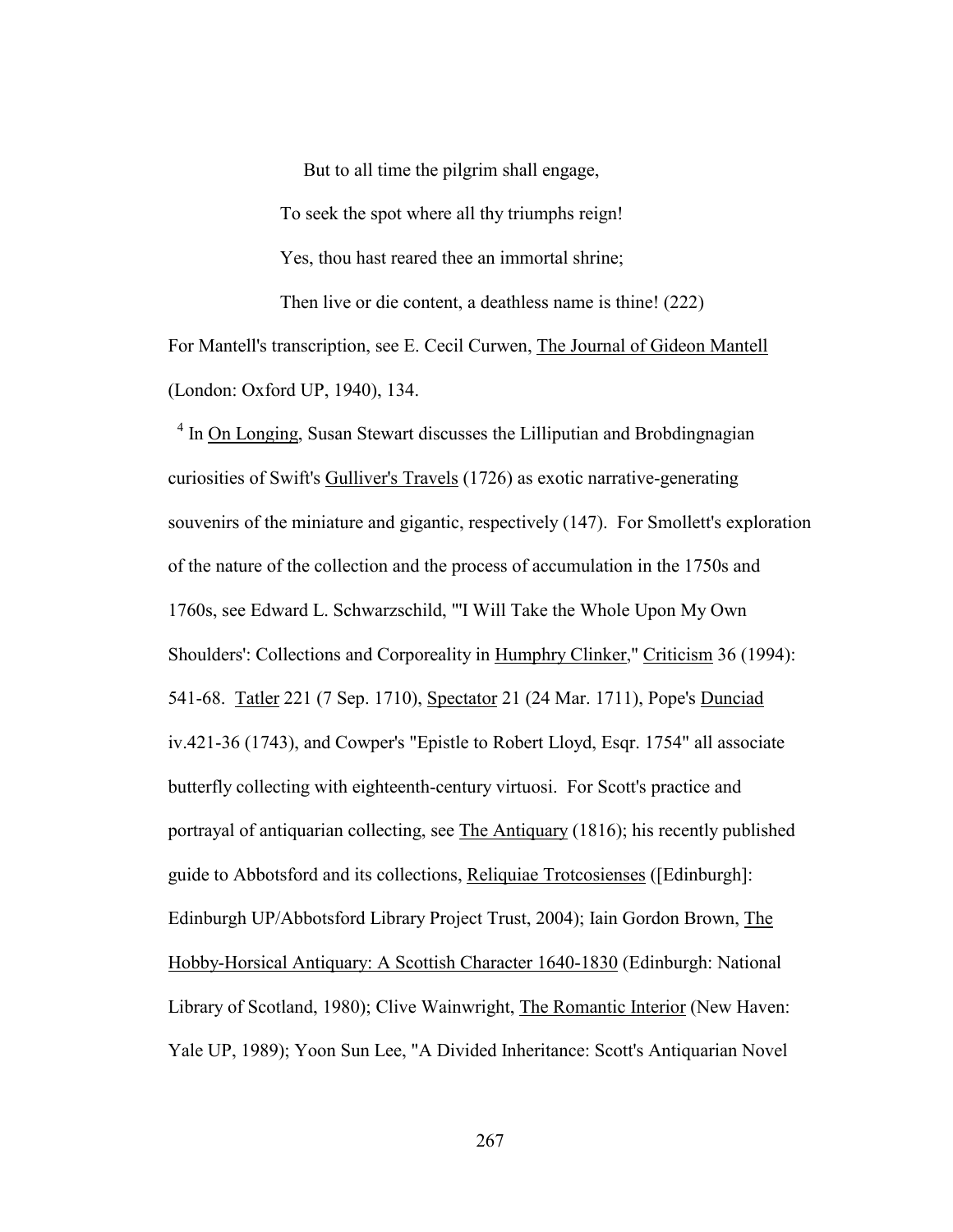But to all time the pilgrim shall engage,

To seek the spot where all thy triumphs reign!

Yes, thou hast reared thee an immortal shrine;

Then live or die content, a deathless name is thine! (222)

For Mantell's transcription, see E. Cecil Curwen, The Journal of Gideon Mantell (London: Oxford UP, 1940), 134.

[4] In On Longing, Susan Stewart discusses the Lilliputian and Brobdingnagian curiosities of Swift's Gulliver's Travels (1726) as exotic narrative-generating souvenirs of the miniature and gigantic, respectively (147). For Smollett's exploration of the nature of the collection and the process of accumulation in the 1750s and 1760s, see Edward L. Schwarzschild, "'I Will Take the Whole Upon My Own Shoulders': Collections and Corporeality in Humphry Clinker," Criticism 36 (1994): 541-68. Tatler 221 (7 Sep. 1710), Spectator 21 (24 Mar. 1711), Pope's Dunciad iv.421-36 (1743), and Cowper's "Epistle to Robert Lloyd, Esqr. 1754" all associate butterfly collecting with eighteenth-century virtuosi. For Scott's practice and portrayal of antiquarian collecting, see The Antiquary (1816); his recently published guide to Abbotsford and its collections, Reliquiae Trotcosienses ([Edinburgh]: Edinburgh UP/Abbotsford Library Project Trust, 2004); Iain Gordon Brown, The Hobby-Horsical Antiquary: A Scottish Character 1640-1830 (Edinburgh: National Library of Scotland, 1980); Clive Wainwright, The Romantic Interior (New Haven: Yale UP, 1989); Yoon Sun Lee, "A Divided Inheritance: Scott's Antiquarian Novel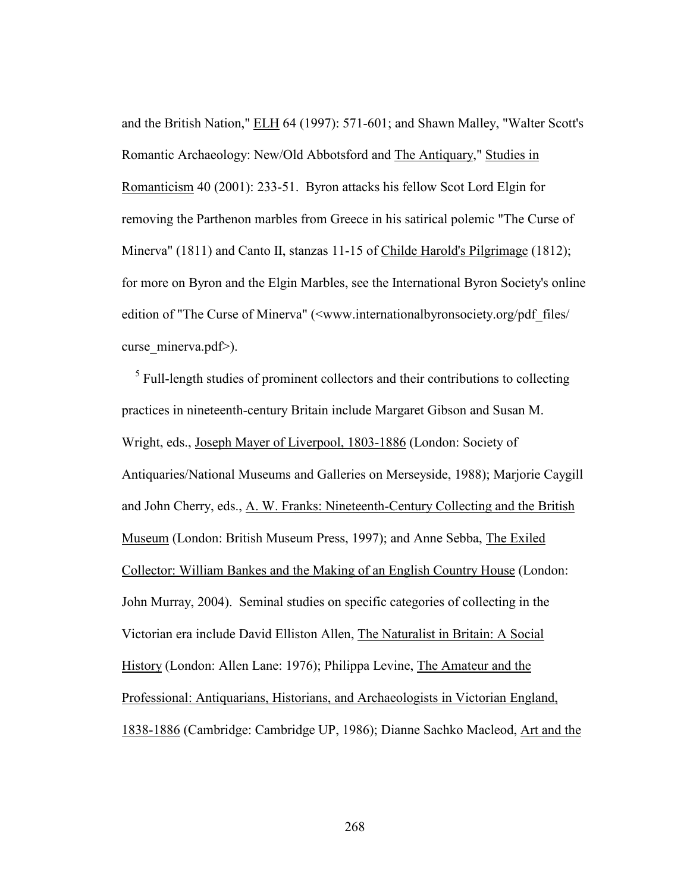and the British Nation," ELH 64 (1997): 571-601; and Shawn Malley, "Walter Scott's Romantic Archaeology: New/Old Abbotsford and The Antiquary," Studies in Romanticism 40 (2001): 233-51. Byron attacks his fellow Scot Lord Elgin for removing the Parthenon marbles from Greece in his satirical polemic "The Curse of Minerva" (1811) and Canto II, stanzas 11-15 of Childe Harold's Pilgrimage (1812); for more on Byron and the Elgin Marbles, see the International Byron Society's online edition of "The Curse of Minerva" (<www.internationalbyronsociety.org/pdf_files/curse_minerva.pdf>).

[5] Full-length studies of prominent collectors and their contributions to collecting practices in nineteenth-century Britain include Margaret Gibson and Susan M. Wright, eds., Joseph Mayer of Liverpool, 1803-1886 (London: Society of Antiquaries/National Museums and Galleries on Merseyside, 1988); Marjorie Caygill and John Cherry, eds., A. W. Franks: Nineteenth-Century Collecting and the British Museum (London: British Museum Press, 1997); and Anne Sebba, The Exiled Collector: William Bankes and the Making of an English Country House (London: John Murray, 2004). Seminal studies on specific categories of collecting in the Victorian era include David Elliston Allen, The Naturalist in Britain: A Social History (London: Allen Lane: 1976); Philippa Levine, The Amateur and the Professional: Antiquarians, Historians, and Archaeologists in Victorian England, 1838-1886 (Cambridge: Cambridge UP, 1986); Dianne Sachko Macleod, Art and the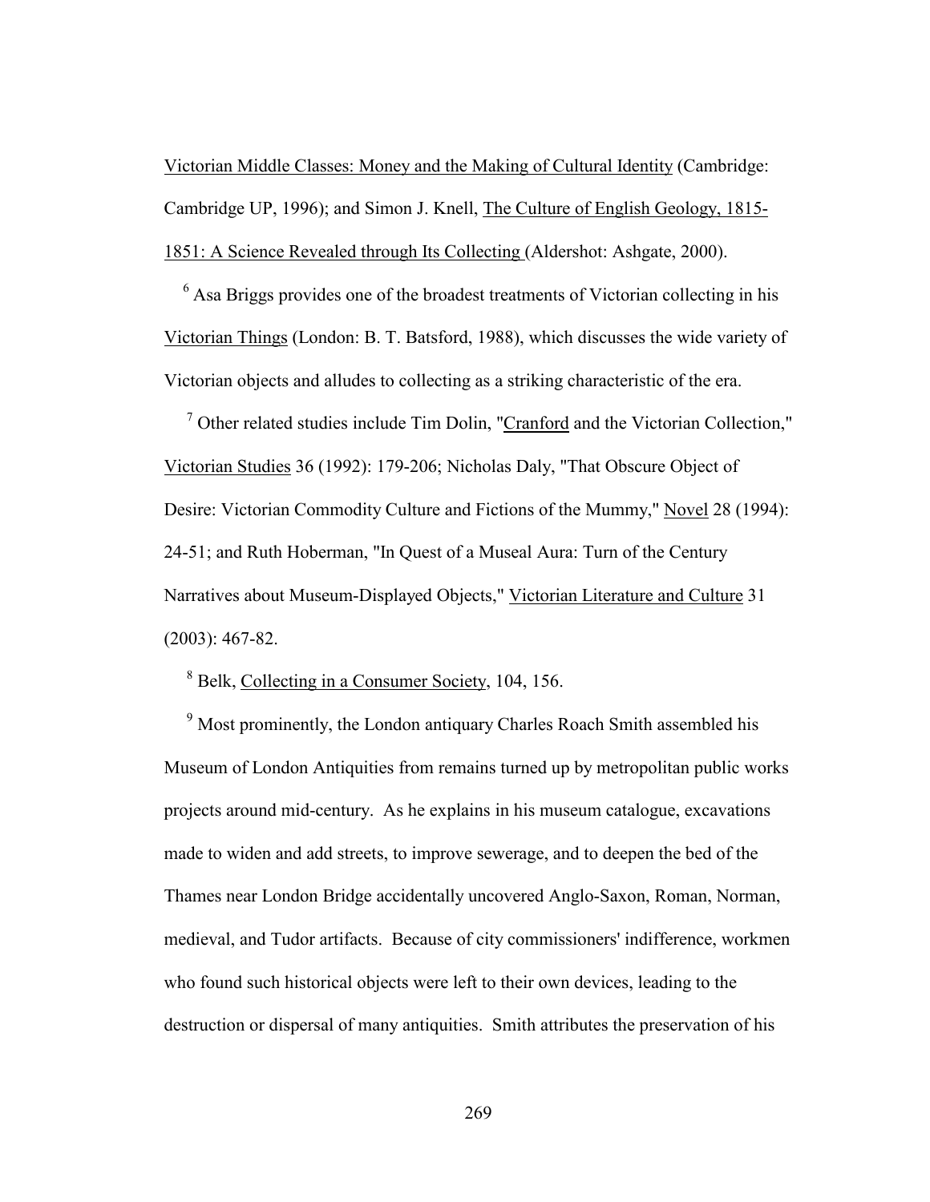Victorian Middle Classes: Money and the Making of Cultural Identity (Cambridge: Cambridge UP, 1996); and Simon J. Knell, The Culture of English Geology, 1815-1851: A Science Revealed through Its Collecting (Aldershot: Ashgate, 2000).

[6] Asa Briggs provides one of the broadest treatments of Victorian collecting in his Victorian Things (London: B. T. Batsford, 1988), which discusses the wide variety of Victorian objects and alludes to collecting as a striking characteristic of the era.

[7] Other related studies include Tim Dolin, "Cranford and the Victorian Collection," Victorian Studies 36 (1992): 179-206; Nicholas Daly, "That Obscure Object of Desire: Victorian Commodity Culture and Fictions of the Mummy," Novel 28 (1994): 24-51; and Ruth Hoberman, "In Quest of a Museal Aura: Turn of the Century Narratives about Museum-Displayed Objects," Victorian Literature and Culture 31 (2003): 467-82.

[8] Belk, Collecting in a Consumer Society, 104, 156.

[9] Most prominently, the London antiquary Charles Roach Smith assembled his Museum of London Antiquities from remains turned up by metropolitan public works projects around mid-century. As he explains in his museum catalogue, excavations made to widen and add streets, to improve sewerage, and to deepen the bed of the Thames near London Bridge accidentally uncovered Anglo-Saxon, Roman, Norman, medieval, and Tudor artifacts. Because of city commissioners' indifference, workmen who found such historical objects were left to their own devices, leading to the destruction or dispersal of many antiquities. Smith attributes the preservation of his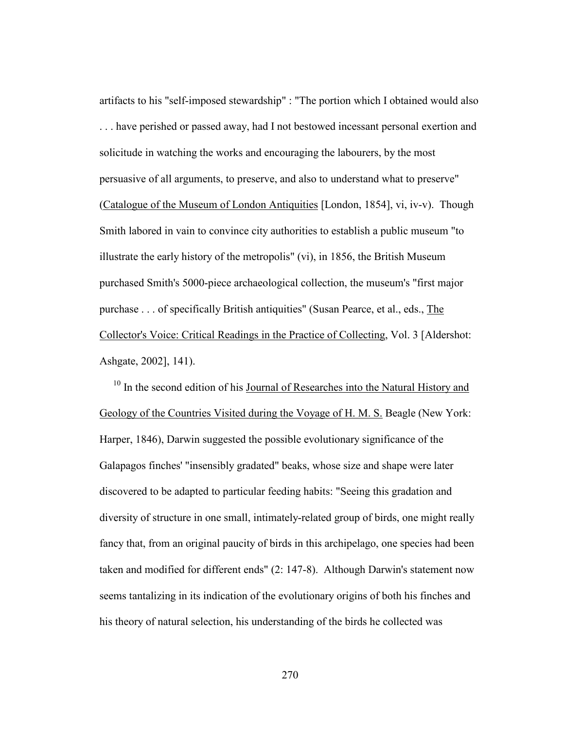artifacts to his "self-imposed stewardship" : "The portion which I obtained would also . . . have perished or passed away, had I not bestowed incessant personal exertion and solicitude in watching the works and encouraging the labourers, by the most persuasive of all arguments, to preserve, and also to understand what to preserve" (Catalogue of the Museum of London Antiquities [London, 1854], vi, iv-v). Though Smith labored in vain to convince city authorities to establish a public museum "to illustrate the early history of the metropolis" (vi), in 1856, the British Museum purchased Smith's 5000-piece archaeological collection, the museum's "first major purchase . . . of specifically British antiquities" (Susan Pearce, et al., eds., The Collector's Voice: Critical Readings in the Practice of Collecting, Vol. 3 [Aldershot: Ashgate, 2002], 141).

[10] In the second edition of his Journal of Researches into the Natural History and Geology of the Countries Visited during the Voyage of H. M. S. Beagle (New York: Harper, 1846), Darwin suggested the possible evolutionary significance of the Galapagos finches' "insensibly gradated" beaks, whose size and shape were later discovered to be adapted to particular feeding habits: "Seeing this gradation and diversity of structure in one small, intimately-related group of birds, one might really fancy that, from an original paucity of birds in this archipelago, one species had been taken and modified for different ends" (2: 147-8). Although Darwin's statement now seems tantalizing in its indication of the evolutionary origins of both his finches and his theory of natural selection, his understanding of the birds he collected was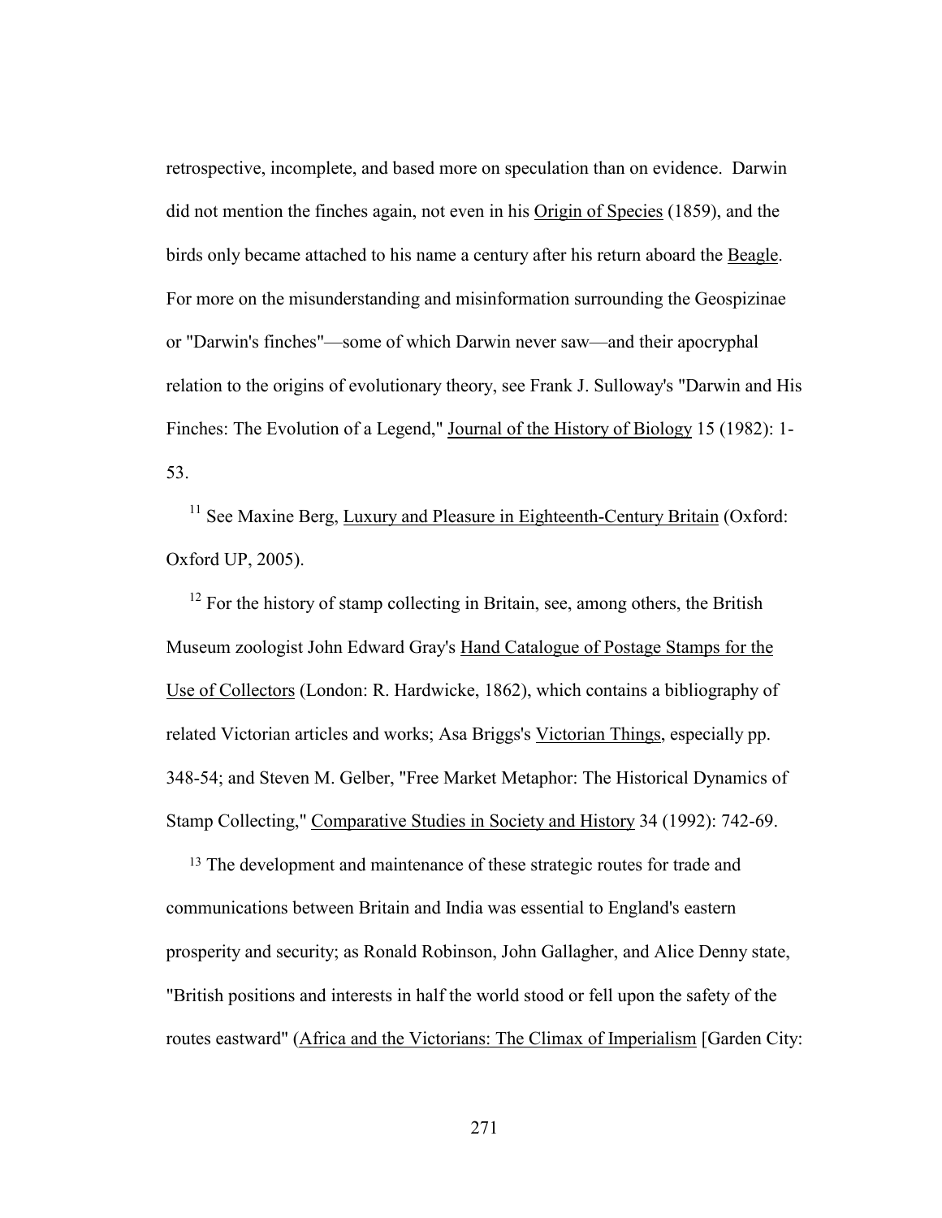retrospective, incomplete, and based more on speculation than on evidence. Darwin did not mention the finches again, not even in his Origin of Species (1859), and the birds only became attached to his name a century after his return aboard the Beagle. For more on the misunderstanding and misinformation surrounding the Geospizinae or "Darwin's finches"—some of which Darwin never saw—and their apocryphal relation to the origins of evolutionary theory, see Frank J. Sulloway's "Darwin and His Finches: The Evolution of a Legend," Journal of the History of Biology 15 (1982): 1-53.

[11] See Maxine Berg, Luxury and Pleasure in Eighteenth-Century Britain (Oxford: Oxford UP, 2005).

[12] For the history of stamp collecting in Britain, see, among others, the British Museum zoologist John Edward Gray's Hand Catalogue of Postage Stamps for the Use of Collectors (London: R. Hardwicke, 1862), which contains a bibliography of related Victorian articles and works; Asa Briggs's Victorian Things, especially pp. 348-54; and Steven M. Gelber, "Free Market Metaphor: The Historical Dynamics of Stamp Collecting," Comparative Studies in Society and History 34 (1992): 742-69.

[13] The development and maintenance of these strategic routes for trade and communications between Britain and India was essential to England's eastern prosperity and security; as Ronald Robinson, John Gallagher, and Alice Denny state, "British positions and interests in half the world stood or fell upon the safety of the routes eastward" (Africa and the Victorians: The Climax of Imperialism [Garden City: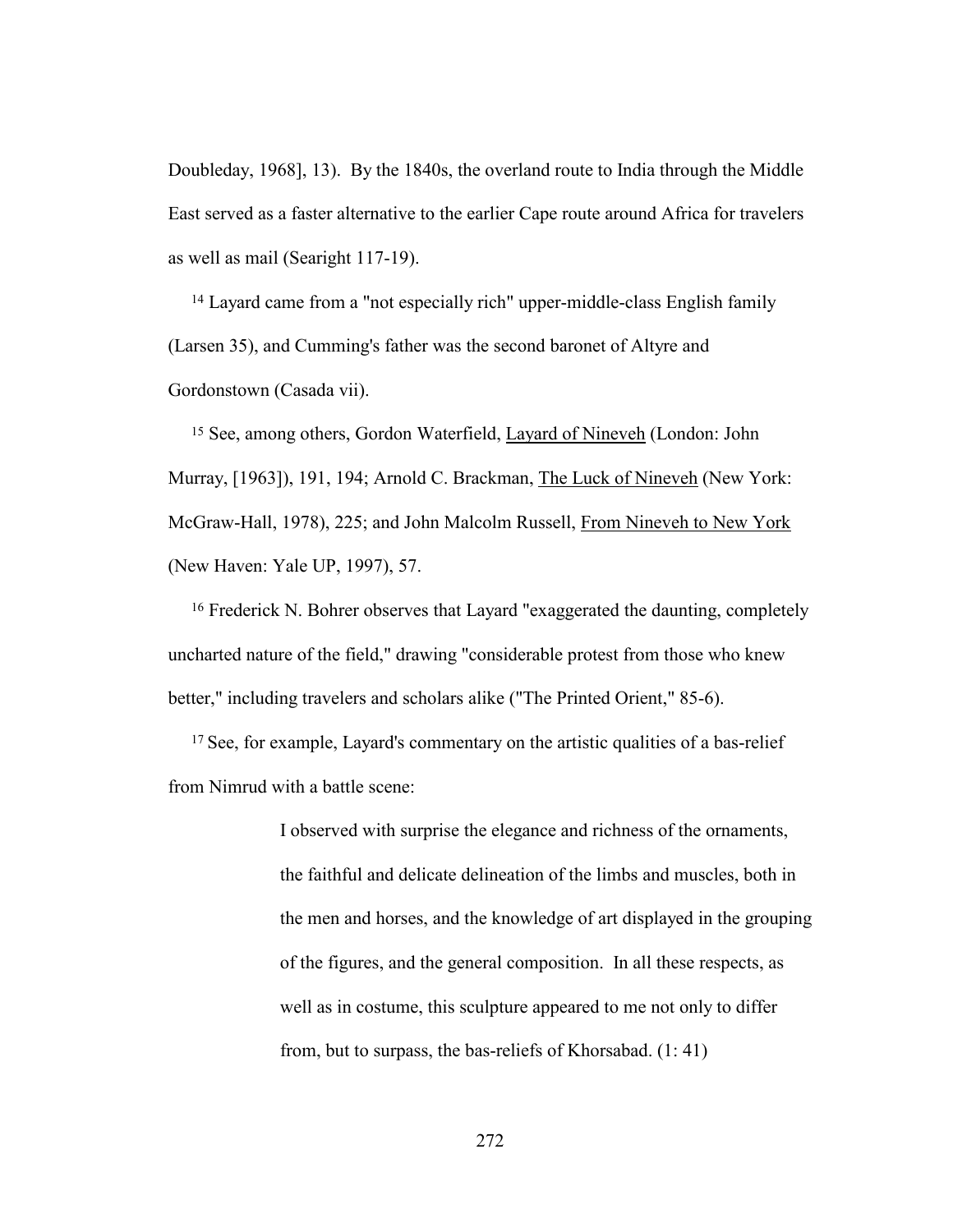Doubleday, 1968], 13). By the 1840s, the overland route to India through the Middle East served as a faster alternative to the earlier Cape route around Africa for travelers as well as mail (Searight 117-19).

[14] Layard came from a "not especially rich" upper-middle-class English family (Larsen 35), and Cumming's father was the second baronet of Altyre and Gordonstown (Casada vii).

[15] See, among others, Gordon Waterfield, Layard of Nineveh (London: John Murray, [1963]), 191, 194; Arnold C. Brackman, The Luck of Nineveh (New York: McGraw-Hall, 1978), 225; and John Malcolm Russell, From Nineveh to New York (New Haven: Yale UP, 1997), 57.

[16] Frederick N. Bohrer observes that Layard "exaggerated the daunting, completely uncharted nature of the field," drawing "considerable protest from those who knew better," including travelers and scholars alike ("The Printed Orient," 85-6).

[17] See, for example, Layard's commentary on the artistic qualities of a bas-relief from Nimrud with a battle scene:

> I observed with surprise the elegance and richness of the ornaments, the faithful and delicate delineation of the limbs and muscles, both in the men and horses, and the knowledge of art displayed in the grouping of the figures, and the general composition. In all these respects, as well as in costume, this sculpture appeared to me not only to differ from, but to surpass, the bas-reliefs of Khorsabad. (1: 41)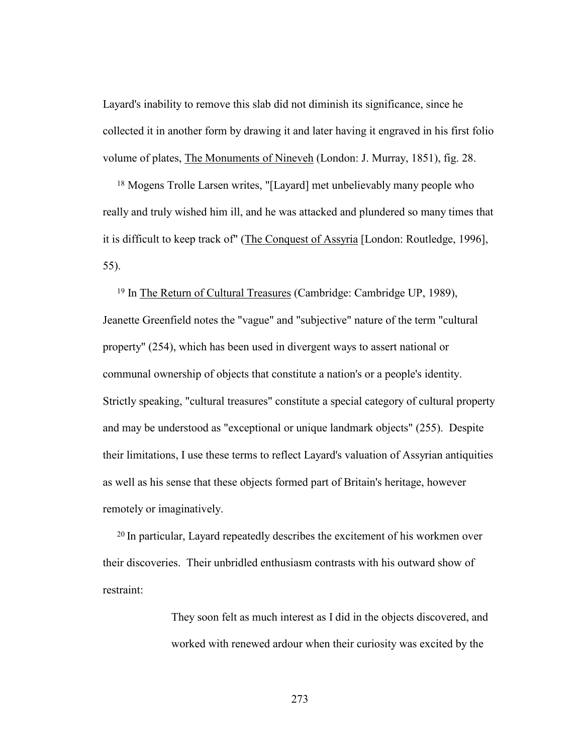Layard's inability to remove this slab did not diminish its significance, since he collected it in another form by drawing it and later having it engraved in his first folio volume of plates, The Monuments of Nineveh (London: J. Murray, 1851), fig. 28.

[18] Mogens Trolle Larsen writes, "[Layard] met unbelievably many people who really and truly wished him ill, and he was attacked and plundered so many times that it is difficult to keep track of" (The Conquest of Assyria [London: Routledge, 1996], 55).

[19] In The Return of Cultural Treasures (Cambridge: Cambridge UP, 1989), Jeanette Greenfield notes the "vague" and "subjective" nature of the term "cultural property" (254), which has been used in divergent ways to assert national or communal ownership of objects that constitute a nation's or a people's identity. Strictly speaking, "cultural treasures" constitute a special category of cultural property and may be understood as "exceptional or unique landmark objects" (255). Despite their limitations, I use these terms to reflect Layard's valuation of Assyrian antiquities as well as his sense that these objects formed part of Britain's heritage, however remotely or imaginatively.

[20] In particular, Layard repeatedly describes the excitement of his workmen over their discoveries. Their unbridled enthusiasm contrasts with his outward show of restraint:

> They soon felt as much interest as I did in the objects discovered, and worked with renewed ardour when their curiosity was excited by the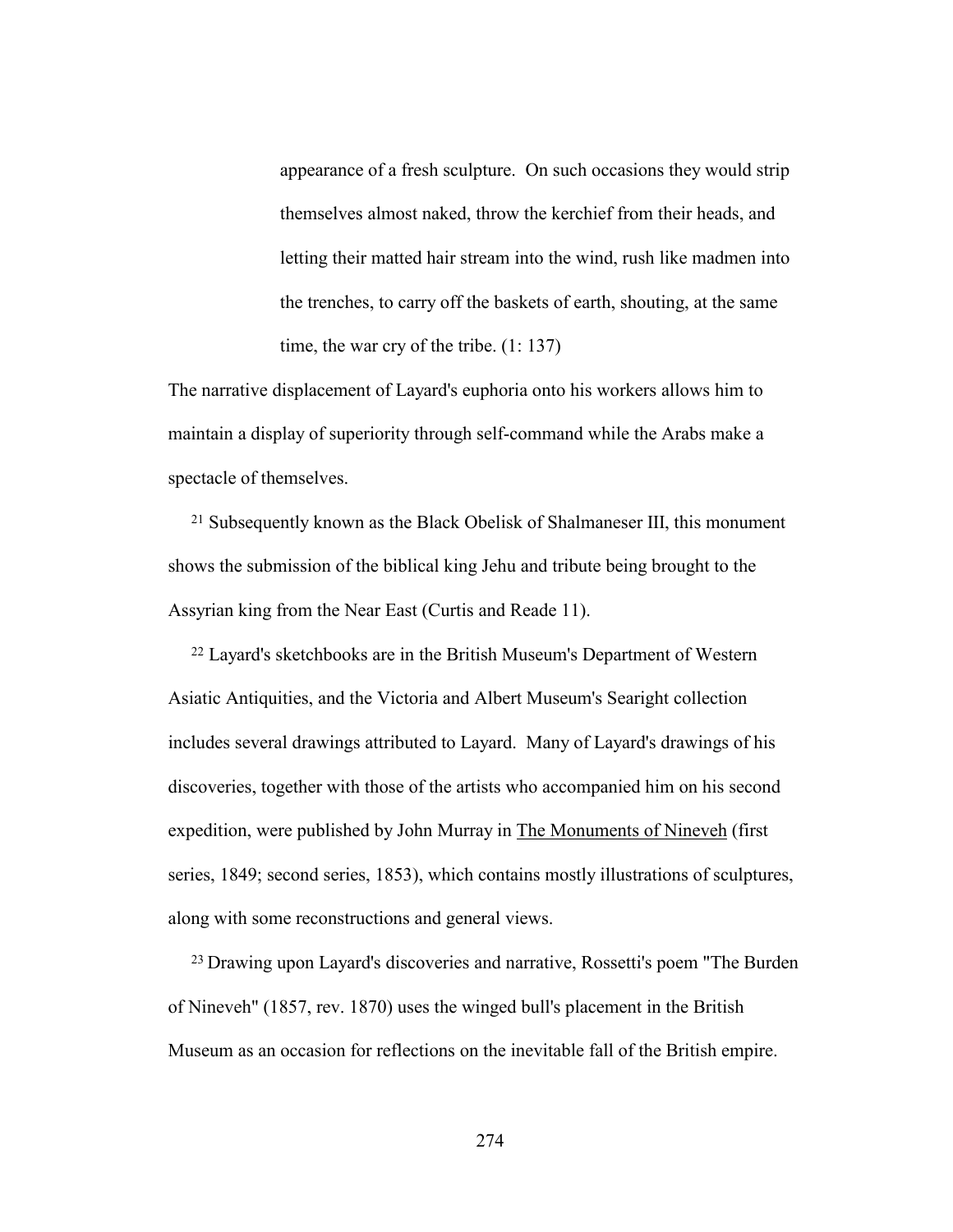> appearance of a fresh sculpture. On such occasions they would strip themselves almost naked, throw the kerchief from their heads, and letting their matted hair stream into the wind, rush like madmen into the trenches, to carry off the baskets of earth, shouting, at the same time, the war cry of the tribe. (1: 137)

The narrative displacement of Layard's euphoria onto his workers allows him to maintain a display of superiority through self-command while the Arabs make a spectacle of themselves.

[21] Subsequently known as the Black Obelisk of Shalmaneser III, this monument shows the submission of the biblical king Jehu and tribute being brought to the Assyrian king from the Near East (Curtis and Reade 11).

[22] Layard's sketchbooks are in the British Museum's Department of Western Asiatic Antiquities, and the Victoria and Albert Museum's Searight collection includes several drawings attributed to Layard. Many of Layard's drawings of his discoveries, together with those of the artists who accompanied him on his second expedition, were published by John Murray in The Monuments of Nineveh (first series, 1849; second series, 1853), which contains mostly illustrations of sculptures, along with some reconstructions and general views.

[23] Drawing upon Layard's discoveries and narrative, Rossetti's poem "The Burden of Nineveh" (1857, rev. 1870) uses the winged bull's placement in the British Museum as an occasion for reflections on the inevitable fall of the British empire.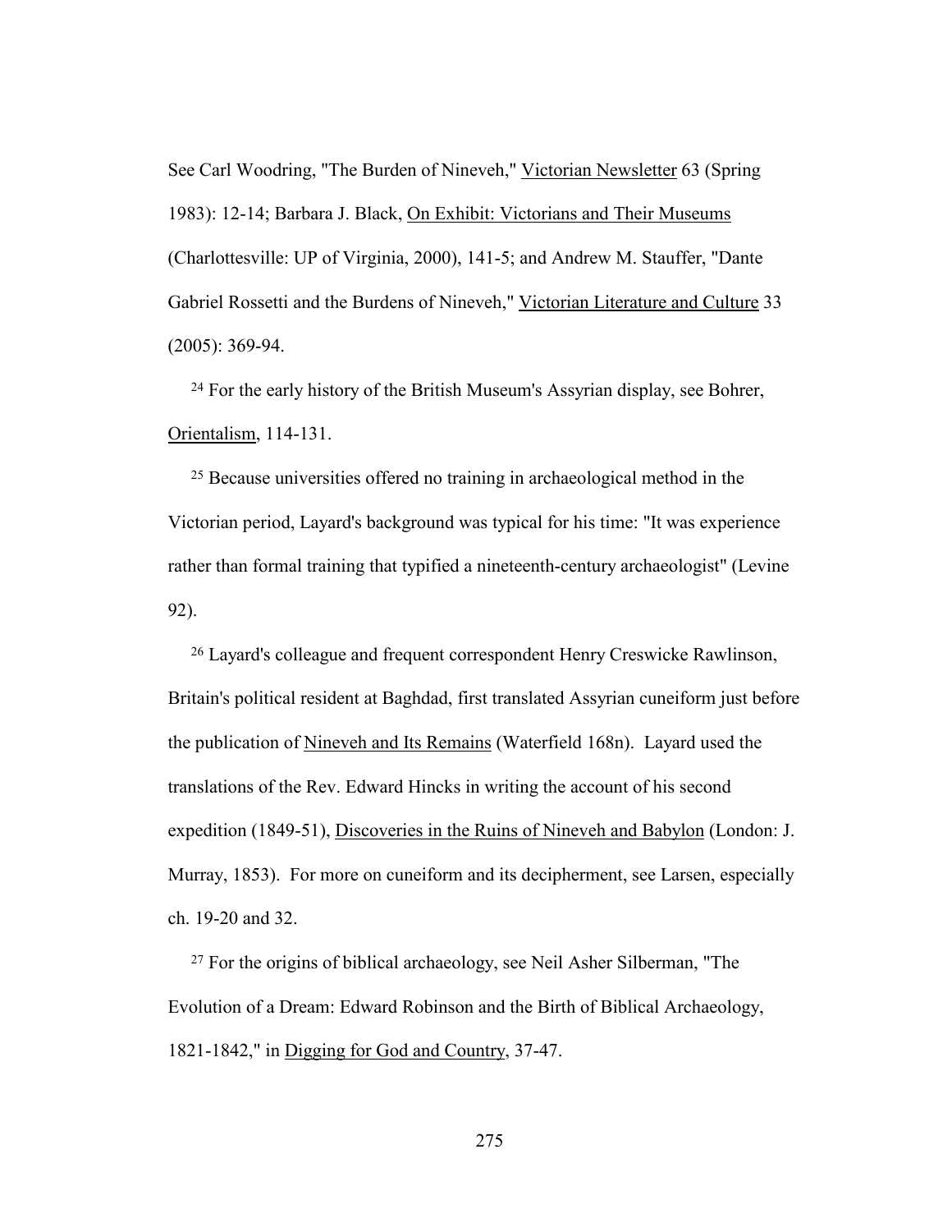See Carl Woodring, "The Burden of Nineveh," Victorian Newsletter 63 (Spring 1983): 12-14; Barbara J. Black, On Exhibit: Victorians and Their Museums (Charlottesville: UP of Virginia, 2000), 141-5; and Andrew M. Stauffer, "Dante Gabriel Rossetti and the Burdens of Nineveh," Victorian Literature and Culture 33 (2005): 369-94.

[24] For the early history of the British Museum's Assyrian display, see Bohrer, Orientalism, 114-131.

[25] Because universities offered no training in archaeological method in the Victorian period, Layard's background was typical for his time: "It was experience rather than formal training that typified a nineteenth-century archaeologist" (Levine 92).

[26] Layard's colleague and frequent correspondent Henry Creswicke Rawlinson, Britain's political resident at Baghdad, first translated Assyrian cuneiform just before the publication of Nineveh and Its Remains (Waterfield 168n). Layard used the translations of the Rev. Edward Hincks in writing the account of his second expedition (1849-51), Discoveries in the Ruins of Nineveh and Babylon (London: J. Murray, 1853). For more on cuneiform and its decipherment, see Larsen, especially ch. 19-20 and 32.

[27] For the origins of biblical archaeology, see Neil Asher Silberman, "The Evolution of a Dream: Edward Robinson and the Birth of Biblical Archaeology, 1821-1842," in Digging for God and Country, 37-47.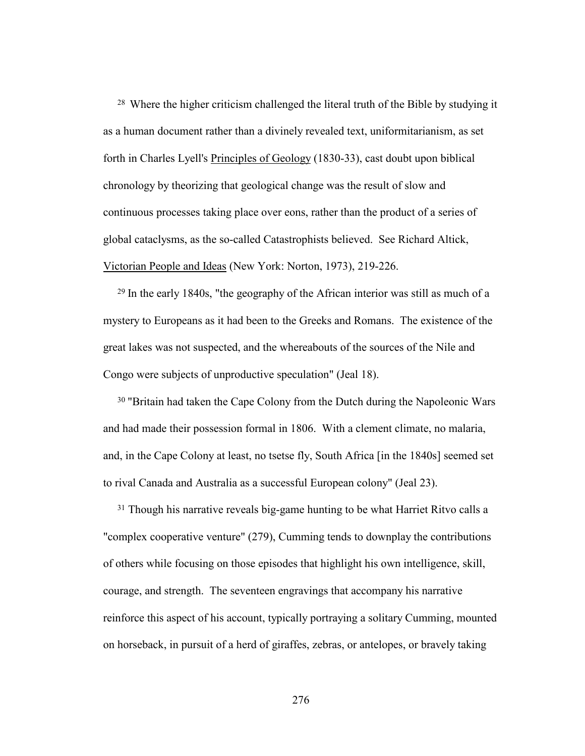[28] Where the higher criticism challenged the literal truth of the Bible by studying it as a human document rather than a divinely revealed text, uniformitarianism, as set forth in Charles Lyell's Principles of Geology (1830-33), cast doubt upon biblical chronology by theorizing that geological change was the result of slow and continuous processes taking place over eons, rather than the product of a series of global cataclysms, as the so-called Catastrophists believed. See Richard Altick, Victorian People and Ideas (New York: Norton, 1973), 219-226.

[29] In the early 1840s, "the geography of the African interior was still as much of a mystery to Europeans as it had been to the Greeks and Romans. The existence of the great lakes was not suspected, and the whereabouts of the sources of the Nile and Congo were subjects of unproductive speculation" (Jeal 18).

[30] "Britain had taken the Cape Colony from the Dutch during the Napoleonic Wars and had made their possession formal in 1806. With a clement climate, no malaria, and, in the Cape Colony at least, no tsetse fly, South Africa [in the 1840s] seemed set to rival Canada and Australia as a successful European colony" (Jeal 23).

[31] Though his narrative reveals big-game hunting to be what Harriet Ritvo calls a "complex cooperative venture" (279), Cumming tends to downplay the contributions of others while focusing on those episodes that highlight his own intelligence, skill, courage, and strength. The seventeen engravings that accompany his narrative reinforce this aspect of his account, typically portraying a solitary Cumming, mounted on horseback, in pursuit of a herd of giraffes, zebras, or antelopes, or bravely taking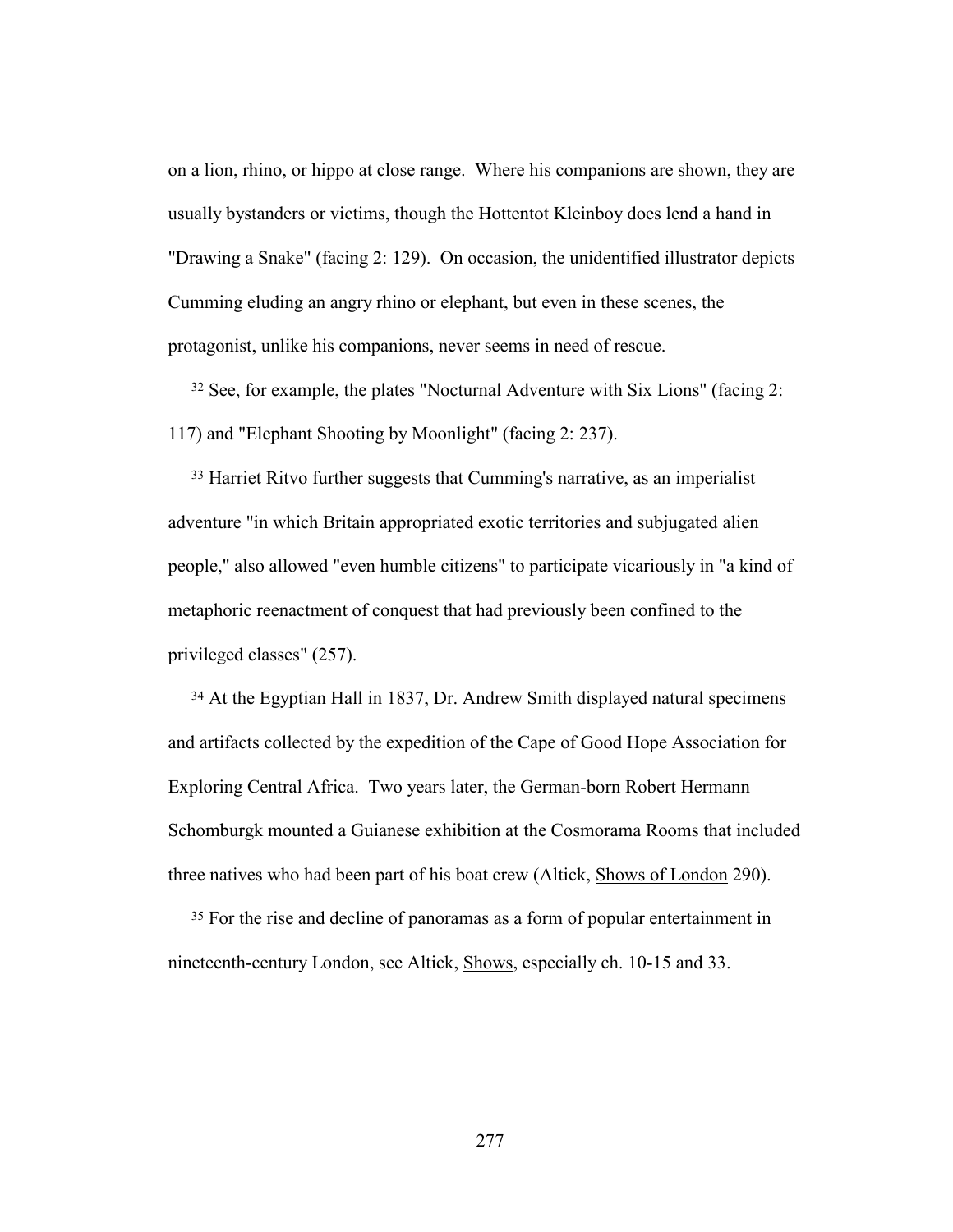on a lion, rhino, or hippo at close range. Where his companions are shown, they are usually bystanders or victims, though the Hottentot Kleinboy does lend a hand in "Drawing a Snake" (facing 2: 129). On occasion, the unidentified illustrator depicts Cumming eluding an angry rhino or elephant, but even in these scenes, the protagonist, unlike his companions, never seems in need of rescue.

[32] See, for example, the plates "Nocturnal Adventure with Six Lions" (facing 2: 117) and "Elephant Shooting by Moonlight" (facing 2: 237).

[33] Harriet Ritvo further suggests that Cumming's narrative, as an imperialist adventure "in which Britain appropriated exotic territories and subjugated alien people," also allowed "even humble citizens" to participate vicariously in "a kind of metaphoric reenactment of conquest that had previously been confined to the privileged classes" (257).

[34] At the Egyptian Hall in 1837, Dr. Andrew Smith displayed natural specimens and artifacts collected by the expedition of the Cape of Good Hope Association for Exploring Central Africa. Two years later, the German-born Robert Hermann Schomburgk mounted a Guianese exhibition at the Cosmorama Rooms that included three natives who had been part of his boat crew (Altick, Shows of London 290).

[35] For the rise and decline of panoramas as a form of popular entertainment in nineteenth-century London, see Altick, Shows, especially ch. 10-15 and 33.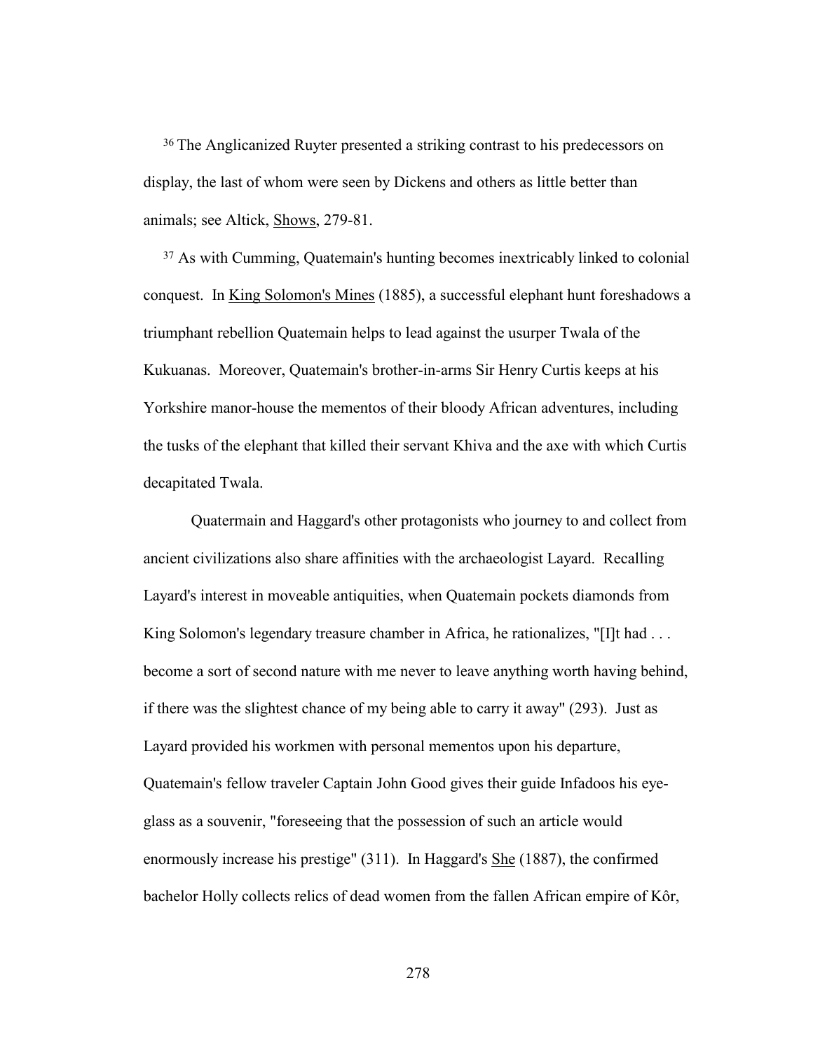[36] The Anglicanized Ruyter presented a striking contrast to his predecessors on display, the last of whom were seen by Dickens and others as little better than animals; see Altick, Shows, 279-81.

[37] As with Cumming, Quatemain's hunting becomes inextricably linked to colonial conquest. In King Solomon's Mines (1885), a successful elephant hunt foreshadows a triumphant rebellion Quatemain helps to lead against the usurper Twala of the Kukuanas. Moreover, Quatemain's brother-in-arms Sir Henry Curtis keeps at his Yorkshire manor-house the mementos of their bloody African adventures, including the tusks of the elephant that killed their servant Khiva and the axe with which Curtis decapitated Twala.

Quatermain and Haggard's other protagonists who journey to and collect from ancient civilizations also share affinities with the archaeologist Layard. Recalling Layard's interest in moveable antiquities, when Quatemain pockets diamonds from King Solomon's legendary treasure chamber in Africa, he rationalizes, "[I]t had . . . become a sort of second nature with me never to leave anything worth having behind, if there was the slightest chance of my being able to carry it away" (293). Just as Layard provided his workmen with personal mementos upon his departure, Quatemain's fellow traveler Captain John Good gives their guide Infadoos his eye-glass as a souvenir, "foreseeing that the possession of such an article would enormously increase his prestige" (311). In Haggard's She (1887), the confirmed bachelor Holly collects relics of dead women from the fallen African empire of Kôr,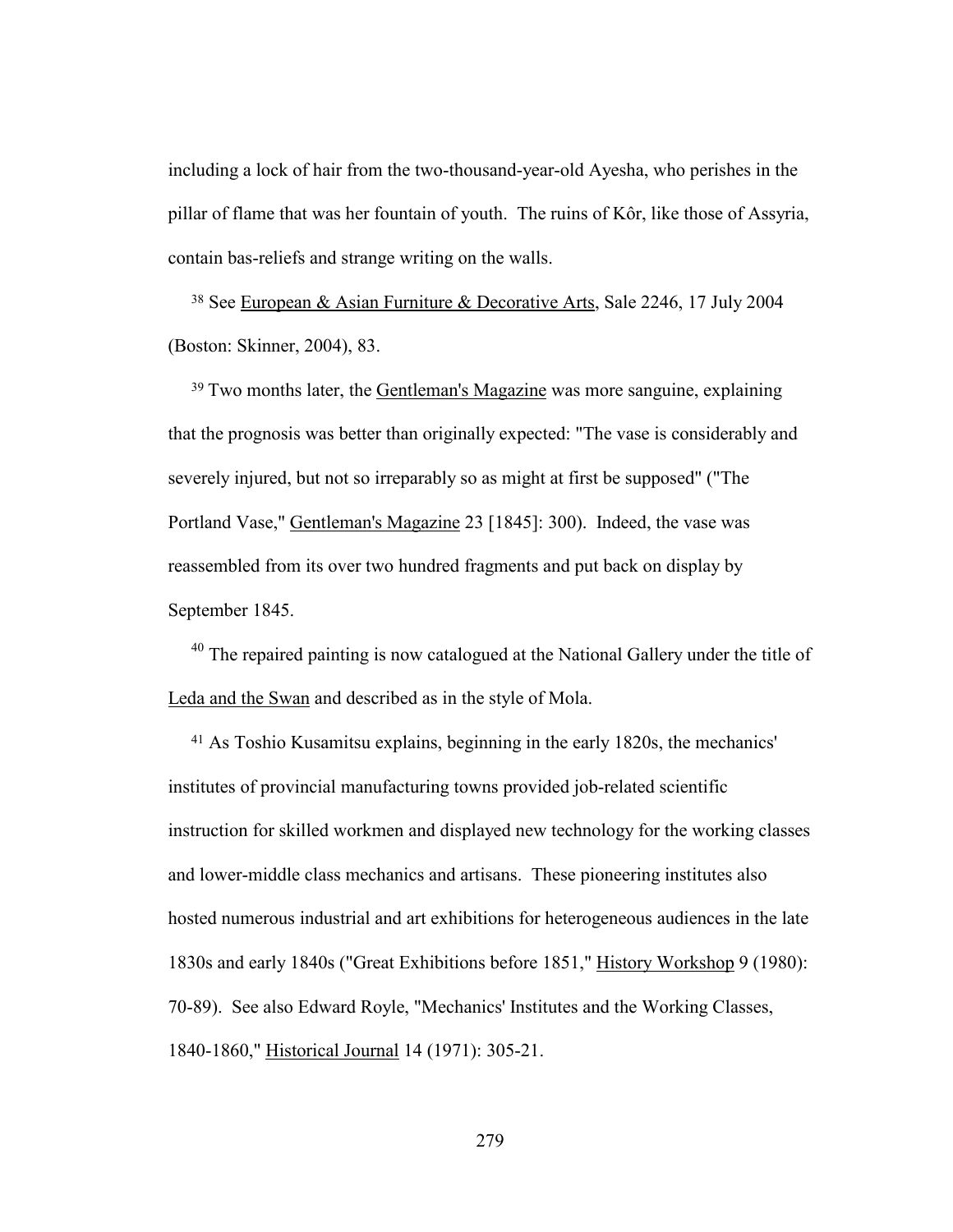including a lock of hair from the two-thousand-year-old Ayesha, who perishes in the pillar of flame that was her fountain of youth. The ruins of Kôr, like those of Assyria, contain bas-reliefs and strange writing on the walls.

[38] See European & Asian Furniture & Decorative Arts, Sale 2246, 17 July 2004 (Boston: Skinner, 2004), 83.

[39] Two months later, the Gentleman's Magazine was more sanguine, explaining that the prognosis was better than originally expected: "The vase is considerably and severely injured, but not so irreparably so as might at first be supposed" ("The Portland Vase," Gentleman's Magazine 23 [1845]: 300). Indeed, the vase was reassembled from its over two hundred fragments and put back on display by September 1845.

[40] The repaired painting is now catalogued at the National Gallery under the title of Leda and the Swan and described as in the style of Mola.

[41] As Toshio Kusamitsu explains, beginning in the early 1820s, the mechanics' institutes of provincial manufacturing towns provided job-related scientific instruction for skilled workmen and displayed new technology for the working classes and lower-middle class mechanics and artisans. These pioneering institutes also hosted numerous industrial and art exhibitions for heterogeneous audiences in the late 1830s and early 1840s ("Great Exhibitions before 1851," History Workshop 9 (1980): 70-89). See also Edward Royle, "Mechanics' Institutes and the Working Classes, 1840-1860," Historical Journal 14 (1971): 305-21.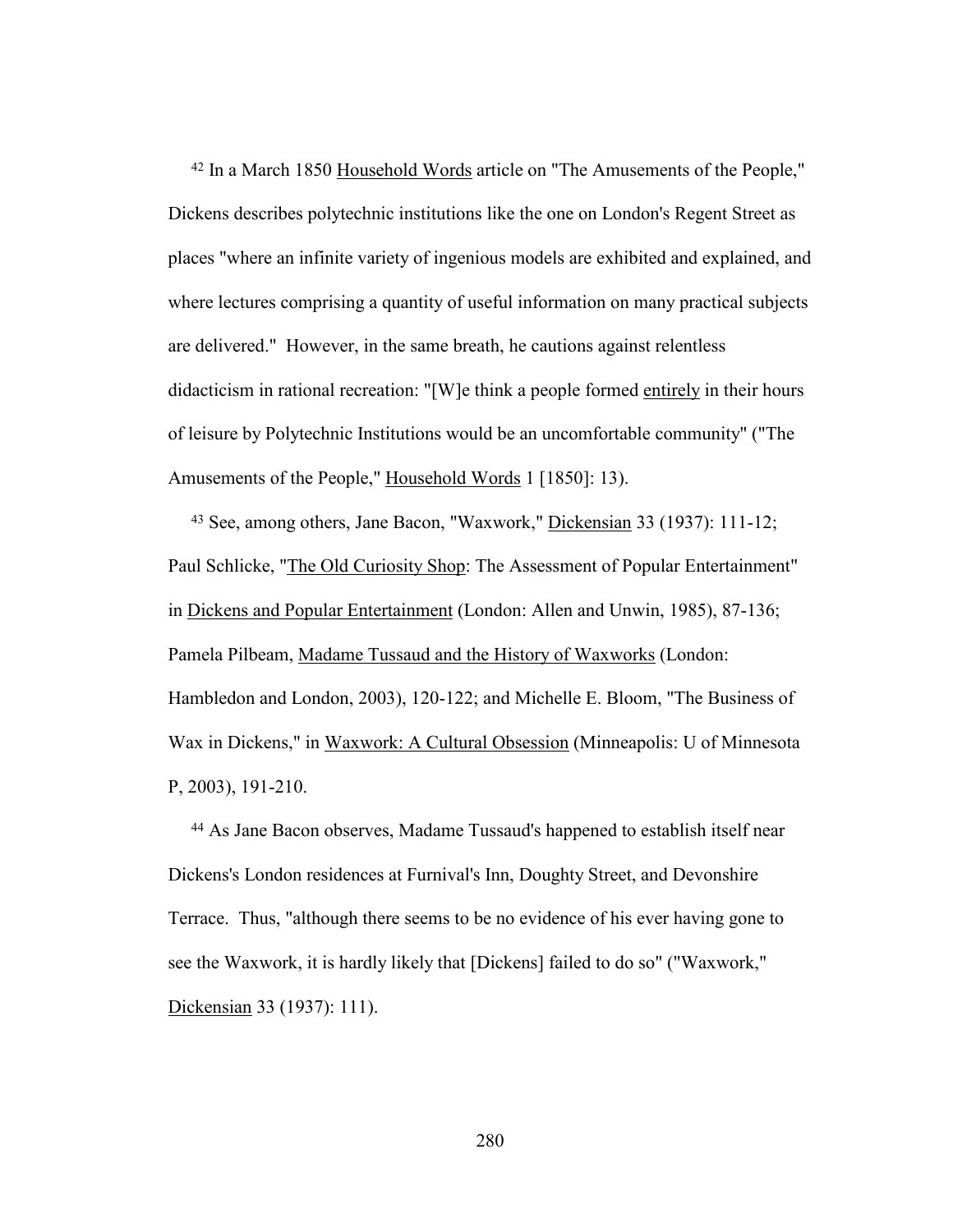[42] In a March 1850 Household Words article on "The Amusements of the People," Dickens describes polytechnic institutions like the one on London's Regent Street as places "where an infinite variety of ingenious models are exhibited and explained, and where lectures comprising a quantity of useful information on many practical subjects are delivered." However, in the same breath, he cautions against relentless didacticism in rational recreation: "[W]e think a people formed entirely in their hours of leisure by Polytechnic Institutions would be an uncomfortable community" ("The Amusements of the People," Household Words 1 [1850]: 13).

[43] See, among others, Jane Bacon, "Waxwork," Dickensian 33 (1937): 111-12; Paul Schlicke, "The Old Curiosity Shop: The Assessment of Popular Entertainment" in Dickens and Popular Entertainment (London: Allen and Unwin, 1985), 87-136; Pamela Pilbeam, Madame Tussaud and the History of Waxworks (London: Hambledon and London, 2003), 120-122; and Michelle E. Bloom, "The Business of Wax in Dickens," in Waxwork: A Cultural Obsession (Minneapolis: U of Minnesota P, 2003), 191-210.

[44] As Jane Bacon observes, Madame Tussaud's happened to establish itself near Dickens's London residences at Furnival's Inn, Doughty Street, and Devonshire Terrace. Thus, "although there seems to be no evidence of his ever having gone to see the Waxwork, it is hardly likely that [Dickens] failed to do so" ("Waxwork," Dickensian 33 (1937): 111).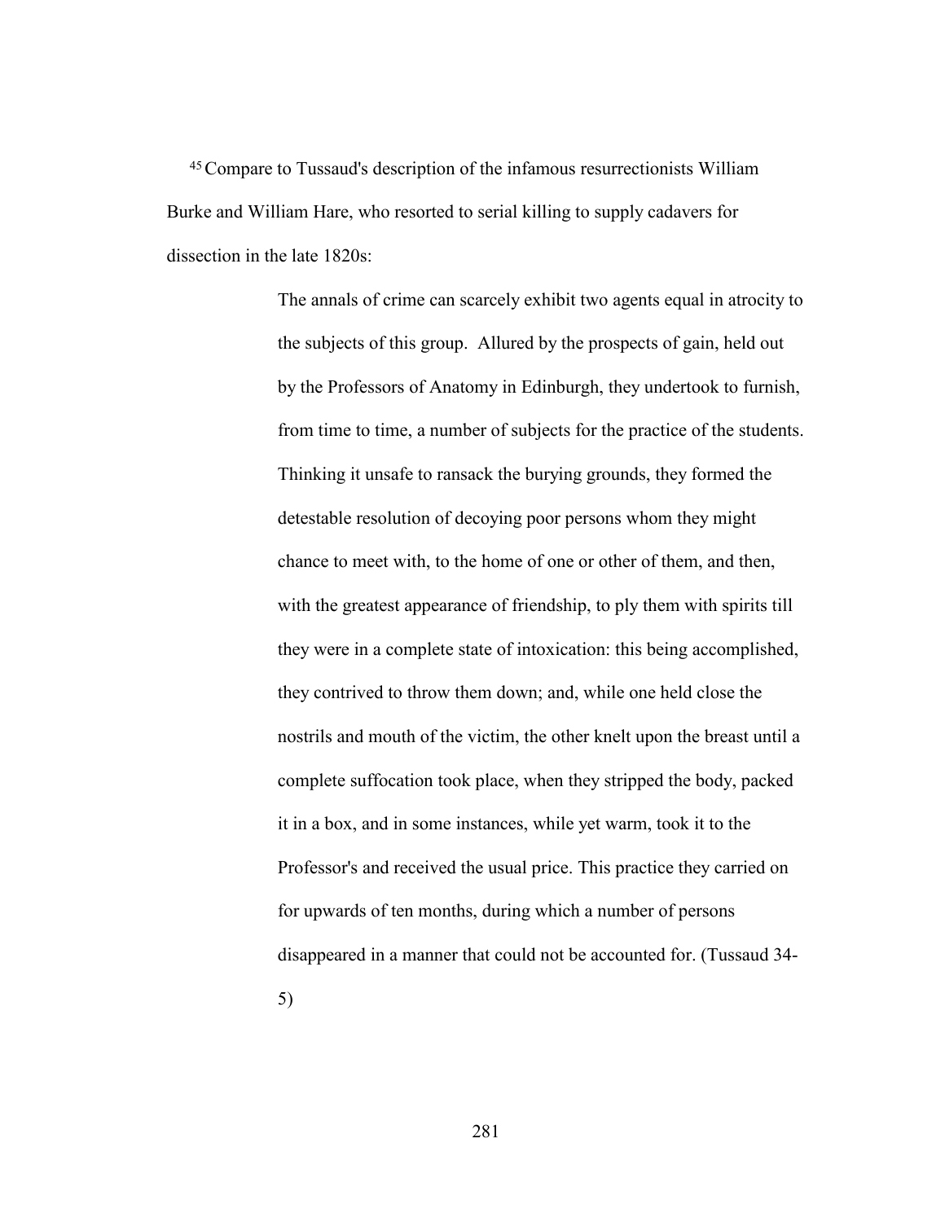[45] Compare to Tussaud's description of the infamous resurrectionists William Burke and William Hare, who resorted to serial killing to supply cadavers for dissection in the late 1820s:

> The annals of crime can scarcely exhibit two agents equal in atrocity to the subjects of this group. Allured by the prospects of gain, held out by the Professors of Anatomy in Edinburgh, they undertook to furnish, from time to time, a number of subjects for the practice of the students. Thinking it unsafe to ransack the burying grounds, they formed the detestable resolution of decoying poor persons whom they might chance to meet with, to the home of one or other of them, and then, with the greatest appearance of friendship, to ply them with spirits till they were in a complete state of intoxication: this being accomplished, they contrived to throw them down; and, while one held close the nostrils and mouth of the victim, the other knelt upon the breast until a complete suffocation took place, when they stripped the body, packed it in a box, and in some instances, while yet warm, took it to the Professor's and received the usual price. This practice they carried on for upwards of ten months, during which a number of persons disappeared in a manner that could not be accounted for. (Tussaud 34-5)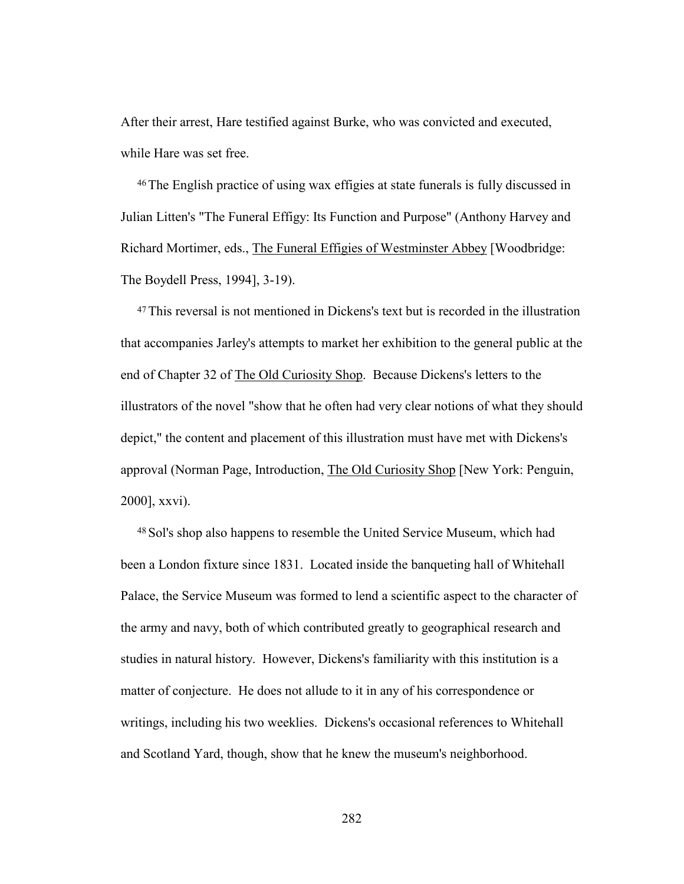After their arrest, Hare testified against Burke, who was convicted and executed, while Hare was set free.

[46] The English practice of using wax effigies at state funerals is fully discussed in Julian Litten's "The Funeral Effigy: Its Function and Purpose" (Anthony Harvey and Richard Mortimer, eds., The Funeral Effigies of Westminster Abbey [Woodbridge: The Boydell Press, 1994], 3-19).

[47] This reversal is not mentioned in Dickens's text but is recorded in the illustration that accompanies Jarley's attempts to market her exhibition to the general public at the end of Chapter 32 of The Old Curiosity Shop. Because Dickens's letters to the illustrators of the novel "show that he often had very clear notions of what they should depict," the content and placement of this illustration must have met with Dickens's approval (Norman Page, Introduction, The Old Curiosity Shop [New York: Penguin, 2000], xxvi).

[48] Sol's shop also happens to resemble the United Service Museum, which had been a London fixture since 1831. Located inside the banqueting hall of Whitehall Palace, the Service Museum was formed to lend a scientific aspect to the character of the army and navy, both of which contributed greatly to geographical research and studies in natural history. However, Dickens's familiarity with this institution is a matter of conjecture. He does not allude to it in any of his correspondence or writings, including his two weeklies. Dickens's occasional references to Whitehall and Scotland Yard, though, show that he knew the museum's neighborhood.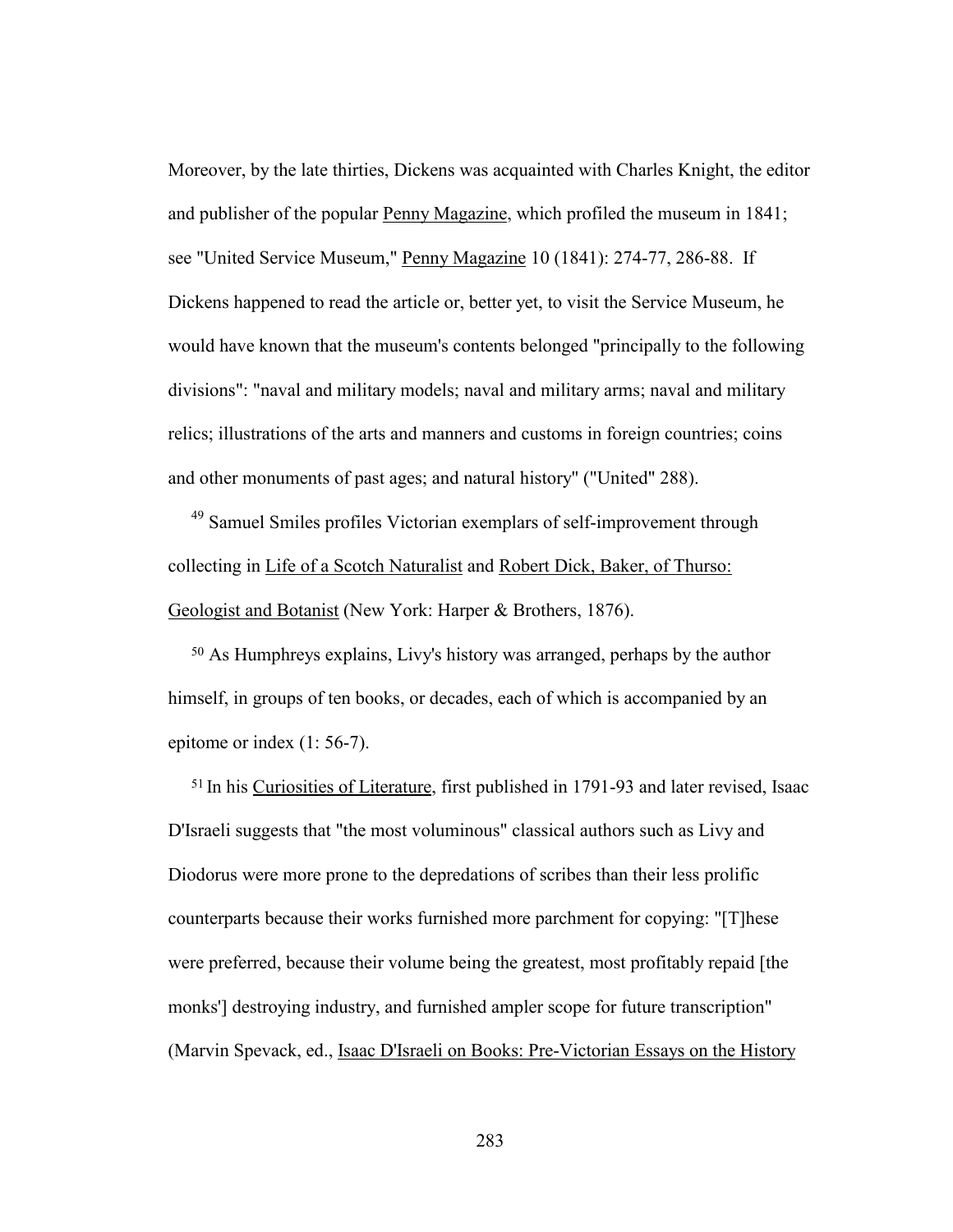Moreover, by the late thirties, Dickens was acquainted with Charles Knight, the editor and publisher of the popular Penny Magazine, which profiled the museum in 1841; see "United Service Museum," Penny Magazine 10 (1841): 274-77, 286-88. If Dickens happened to read the article or, better yet, to visit the Service Museum, he would have known that the museum's contents belonged "principally to the following divisions": "naval and military models; naval and military arms; naval and military relics; illustrations of the arts and manners and customs in foreign countries; coins and other monuments of past ages; and natural history" ("United" 288).

[49] Samuel Smiles profiles Victorian exemplars of self-improvement through collecting in Life of a Scotch Naturalist and Robert Dick, Baker, of Thurso: Geologist and Botanist (New York: Harper & Brothers, 1876).

[50] As Humphreys explains, Livy's history was arranged, perhaps by the author himself, in groups of ten books, or decades, each of which is accompanied by an epitome or index (1: 56-7).

[51] In his Curiosities of Literature, first published in 1791-93 and later revised, Isaac D'Israeli suggests that "the most voluminous" classical authors such as Livy and Diodorus were more prone to the depredations of scribes than their less prolific counterparts because their works furnished more parchment for copying: "[T]hese were preferred, because their volume being the greatest, most profitably repaid [the monks'] destroying industry, and furnished ampler scope for future transcription" (Marvin Spevack, ed., Isaac D'Israeli on Books: Pre-Victorian Essays on the History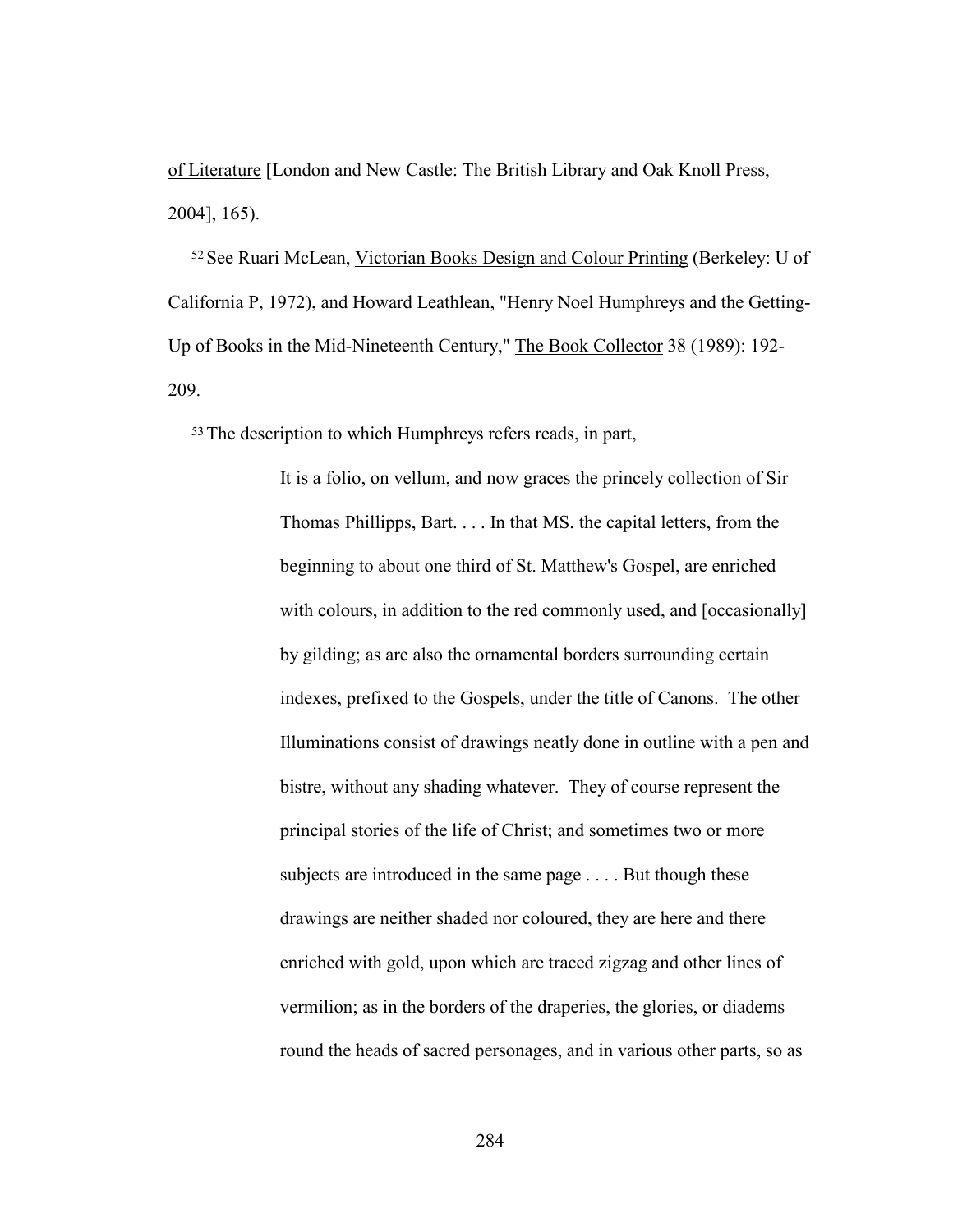of Literature [London and New Castle: The British Library and Oak Knoll Press, 2004], 165).

[52] See Ruari McLean, Victorian Books Design and Colour Printing (Berkeley: U of California P, 1972), and Howard Leathlean, "Henry Noel Humphreys and the Getting-Up of Books in the Mid-Nineteenth Century," The Book Collector 38 (1989): 192-209.

[53] The description to which Humphreys refers reads, in part,

> It is a folio, on vellum, and now graces the princely collection of Sir Thomas Phillipps, Bart. . . . In that MS. the capital letters, from the beginning to about one third of St. Matthew's Gospel, are enriched with colours, in addition to the red commonly used, and [occasionally] by gilding; as are also the ornamental borders surrounding certain indexes, prefixed to the Gospels, under the title of Canons. The other Illuminations consist of drawings neatly done in outline with a pen and bistre, without any shading whatever. They of course represent the principal stories of the life of Christ; and sometimes two or more subjects are introduced in the same page . . . . But though these drawings are neither shaded nor coloured, they are here and there enriched with gold, upon which are traced zigzag and other lines of vermilion; as in the borders of the draperies, the glories, or diadems round the heads of sacred personages, and in various other parts, so as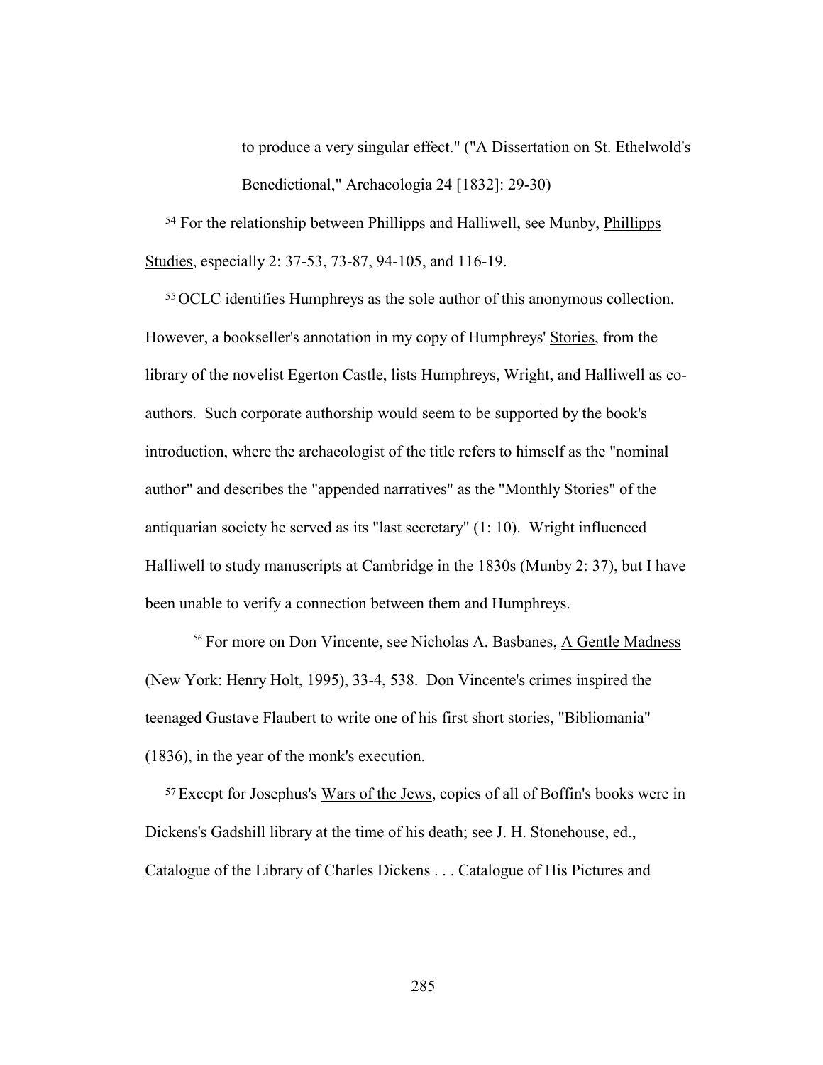to produce a very singular effect." ("A Dissertation on St. Ethelwold's Benedictional," Archaeologia 24 [1832]: 29-30)

[54] For the relationship between Phillipps and Halliwell, see Munby, Phillipps Studies, especially 2: 37-53, 73-87, 94-105, and 116-19.

[55] OCLC identifies Humphreys as the sole author of this anonymous collection. However, a bookseller's annotation in my copy of Humphreys' Stories, from the library of the novelist Egerton Castle, lists Humphreys, Wright, and Halliwell as co-authors. Such corporate authorship would seem to be supported by the book's introduction, where the archaeologist of the title refers to himself as the "nominal author" and describes the "appended narratives" as the "Monthly Stories" of the antiquarian society he served as its "last secretary" (1: 10). Wright influenced Halliwell to study manuscripts at Cambridge in the 1830s (Munby 2: 37), but I have been unable to verify a connection between them and Humphreys.

[56] For more on Don Vincente, see Nicholas A. Basbanes, A Gentle Madness (New York: Henry Holt, 1995), 33-4, 538. Don Vincente's crimes inspired the teenaged Gustave Flaubert to write one of his first short stories, "Bibliomania" (1836), in the year of the monk's execution.

[57] Except for Josephus's Wars of the Jews, copies of all of Boffin's books were in Dickens's Gadshill library at the time of his death; see J. H. Stonehouse, ed., Catalogue of the Library of Charles Dickens . . . Catalogue of His Pictures and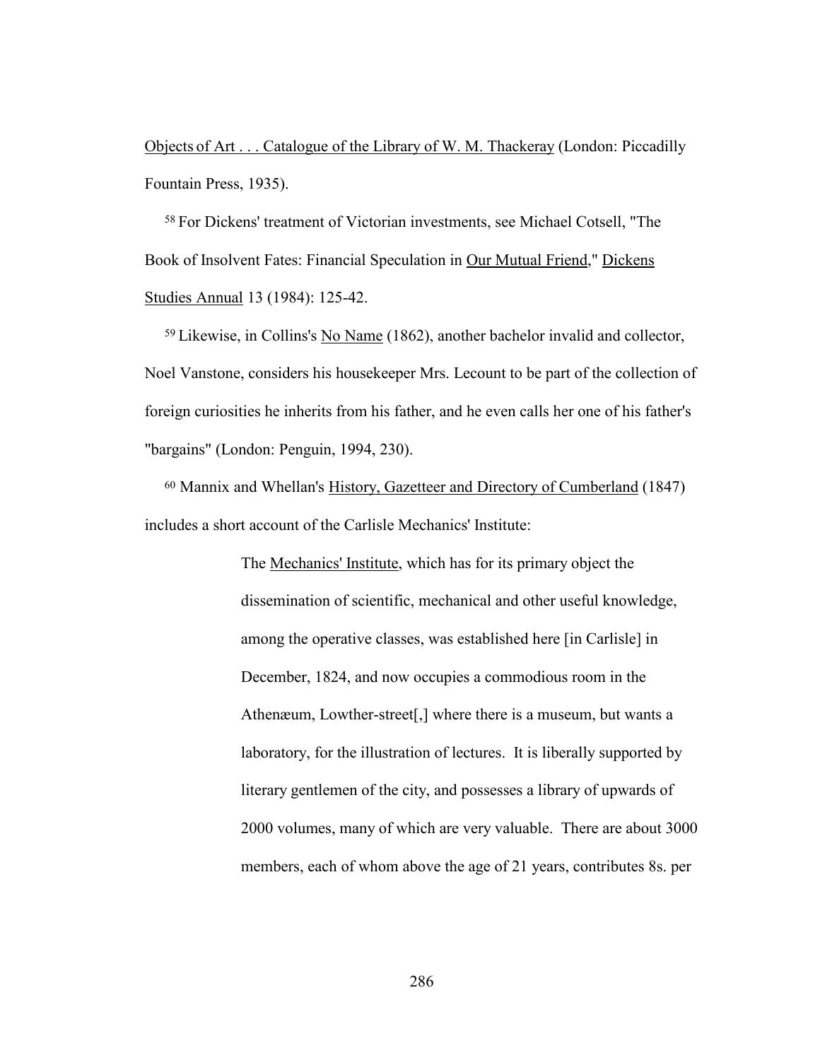Objects of Art . . . Catalogue of the Library of W. M. Thackeray (London: Piccadilly Fountain Press, 1935).

[58] For Dickens' treatment of Victorian investments, see Michael Cotsell, "The Book of Insolvent Fates: Financial Speculation in Our Mutual Friend," Dickens Studies Annual 13 (1984): 125-42.

[59] Likewise, in Collins's No Name (1862), another bachelor invalid and collector, Noel Vanstone, considers his housekeeper Mrs. Lecount to be part of the collection of foreign curiosities he inherits from his father, and he even calls her one of his father's "bargains" (London: Penguin, 1994, 230).

[60] Mannix and Whellan's History, Gazetteer and Directory of Cumberland (1847) includes a short account of the Carlisle Mechanics' Institute:

> The Mechanics' Institute, which has for its primary object the dissemination of scientific, mechanical and other useful knowledge, among the operative classes, was established here [in Carlisle] in December, 1824, and now occupies a commodious room in the Athenæum, Lowther-street[,] where there is a museum, but wants a laboratory, for the illustration of lectures. It is liberally supported by literary gentlemen of the city, and possesses a library of upwards of 2000 volumes, many of which are very valuable. There are about 3000 members, each of whom above the age of 21 years, contributes 8s. per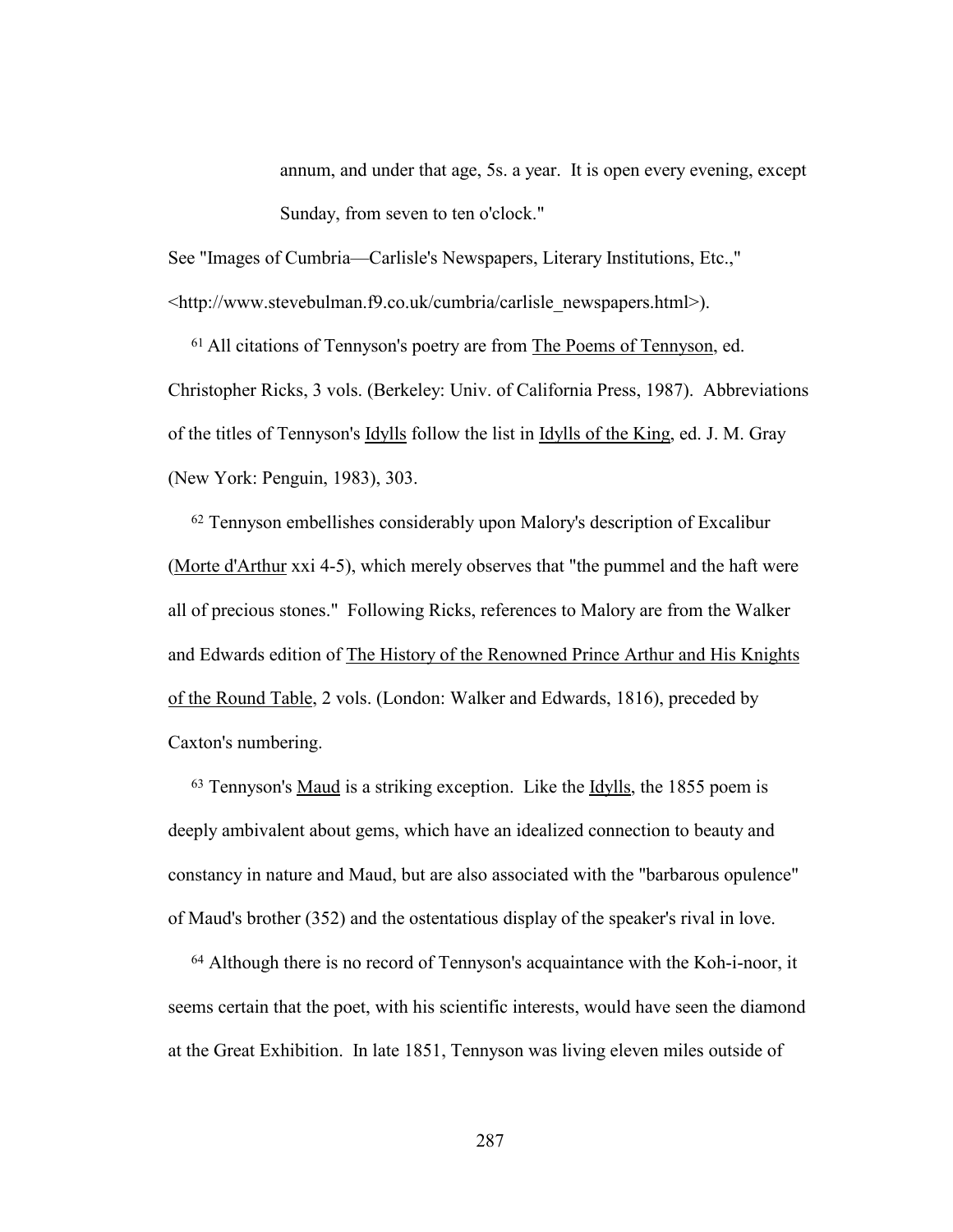annum, and under that age, 5s. a year. It is open every evening, except Sunday, from seven to ten o'clock."

See "Images of Cumbria—Carlisle's Newspapers, Literary Institutions, Etc.," <http://www.stevebulman.f9.co.uk/cumbria/carlisle_newspapers.html>).

[61] All citations of Tennyson's poetry are from The Poems of Tennyson, ed. Christopher Ricks, 3 vols. (Berkeley: Univ. of California Press, 1987). Abbreviations of the titles of Tennyson's Idylls follow the list in Idylls of the King, ed. J. M. Gray (New York: Penguin, 1983), 303.

[62] Tennyson embellishes considerably upon Malory's description of Excalibur (Morte d'Arthur xxi 4-5), which merely observes that "the pummel and the haft were all of precious stones." Following Ricks, references to Malory are from the Walker and Edwards edition of The History of the Renowned Prince Arthur and His Knights of the Round Table, 2 vols. (London: Walker and Edwards, 1816), preceded by Caxton's numbering.

[63] Tennyson's Maud is a striking exception. Like the Idylls, the 1855 poem is deeply ambivalent about gems, which have an idealized connection to beauty and constancy in nature and Maud, but are also associated with the "barbarous opulence" of Maud's brother (352) and the ostentatious display of the speaker's rival in love.

[64] Although there is no record of Tennyson's acquaintance with the Koh-i-noor, it seems certain that the poet, with his scientific interests, would have seen the diamond at the Great Exhibition. In late 1851, Tennyson was living eleven miles outside of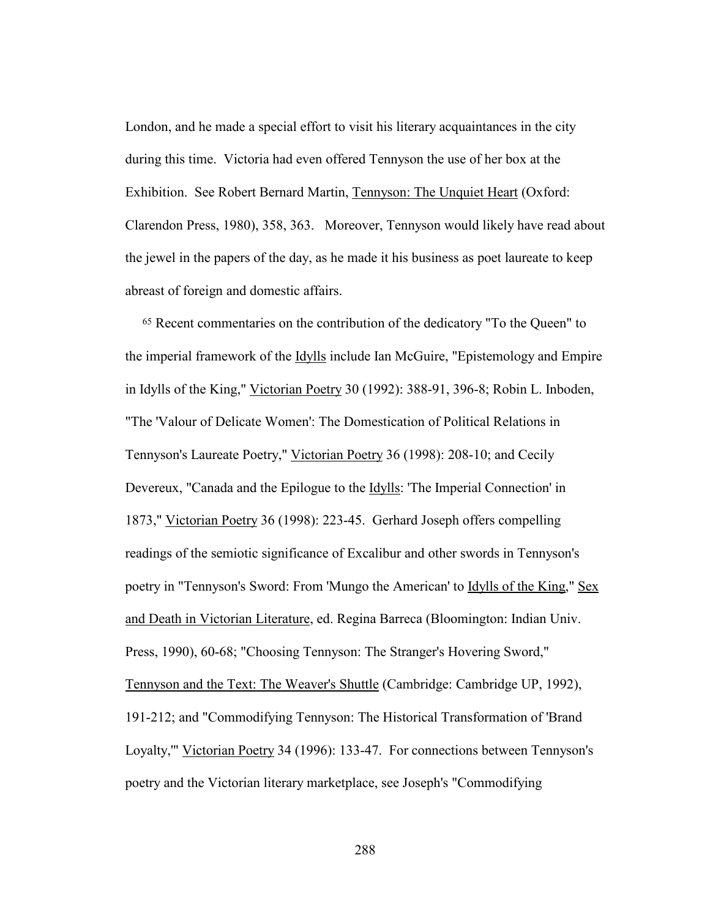London, and he made a special effort to visit his literary acquaintances in the city during this time. Victoria had even offered Tennyson the use of her box at the Exhibition. See Robert Bernard Martin, Tennyson: The Unquiet Heart (Oxford: Clarendon Press, 1980), 358, 363. Moreover, Tennyson would likely have read about the jewel in the papers of the day, as he made it his business as poet laureate to keep abreast of foreign and domestic affairs.

[65] Recent commentaries on the contribution of the dedicatory "To the Queen" to the imperial framework of the Idylls include Ian McGuire, "Epistemology and Empire in Idylls of the King," Victorian Poetry 30 (1992): 388-91, 396-8; Robin L. Inboden, "The 'Valour of Delicate Women': The Domestication of Political Relations in Tennyson's Laureate Poetry," Victorian Poetry 36 (1998): 208-10; and Cecily Devereux, "Canada and the Epilogue to the Idylls: 'The Imperial Connection' in 1873," Victorian Poetry 36 (1998): 223-45. Gerhard Joseph offers compelling readings of the semiotic significance of Excalibur and other swords in Tennyson's poetry in "Tennyson's Sword: From 'Mungo the American' to Idylls of the King," Sex and Death in Victorian Literature, ed. Regina Barreca (Bloomington: Indian Univ. Press, 1990), 60-68; "Choosing Tennyson: The Stranger's Hovering Sword," Tennyson and the Text: The Weaver's Shuttle (Cambridge: Cambridge UP, 1992), 191-212; and "Commodifying Tennyson: The Historical Transformation of 'Brand Loyalty,'" Victorian Poetry 34 (1996): 133-47. For connections between Tennyson's poetry and the Victorian literary marketplace, see Joseph's "Commodifying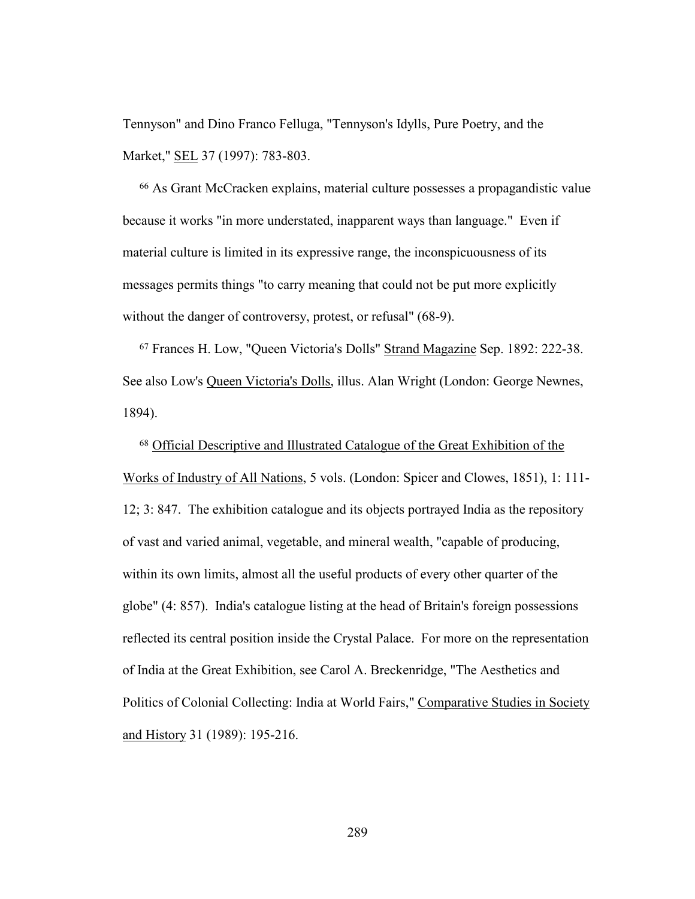Tennyson" and Dino Franco Felluga, "Tennyson's Idylls, Pure Poetry, and the Market," SEL 37 (1997): 783-803.

[66] As Grant McCracken explains, material culture possesses a propagandistic value because it works "in more understated, inapparent ways than language." Even if material culture is limited in its expressive range, the inconspicuousness of its messages permits things "to carry meaning that could not be put more explicitly without the danger of controversy, protest, or refusal" (68-9).

[67] Frances H. Low, "Queen Victoria's Dolls" Strand Magazine Sep. 1892: 222-38. See also Low's Queen Victoria's Dolls, illus. Alan Wright (London: George Newnes, 1894).

[68] Official Descriptive and Illustrated Catalogue of the Great Exhibition of the Works of Industry of All Nations, 5 vols. (London: Spicer and Clowes, 1851), 1: 111-12; 3: 847. The exhibition catalogue and its objects portrayed India as the repository of vast and varied animal, vegetable, and mineral wealth, "capable of producing, within its own limits, almost all the useful products of every other quarter of the globe" (4: 857). India's catalogue listing at the head of Britain's foreign possessions reflected its central position inside the Crystal Palace. For more on the representation of India at the Great Exhibition, see Carol A. Breckenridge, "The Aesthetics and Politics of Colonial Collecting: India at World Fairs," Comparative Studies in Society and History 31 (1989): 195-216.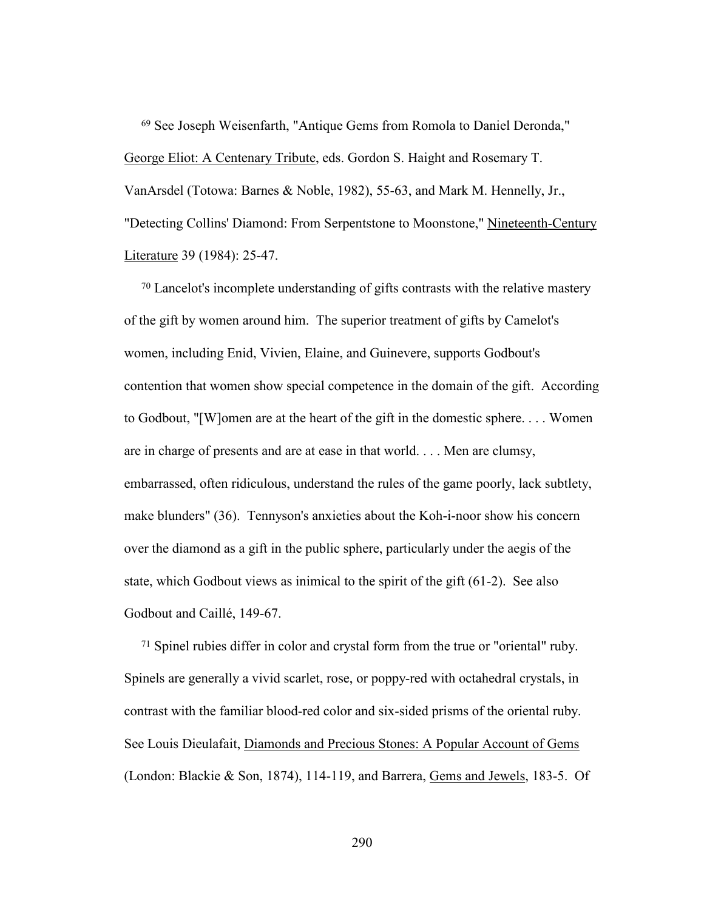[69] See Joseph Weisenfarth, "Antique Gems from Romola to Daniel Deronda," George Eliot: A Centenary Tribute, eds. Gordon S. Haight and Rosemary T. VanArsdel (Totowa: Barnes & Noble, 1982), 55-63, and Mark M. Hennelly, Jr., "Detecting Collins' Diamond: From Serpentstone to Moonstone," Nineteenth-Century Literature 39 (1984): 25-47.

[70] Lancelot's incomplete understanding of gifts contrasts with the relative mastery of the gift by women around him. The superior treatment of gifts by Camelot's women, including Enid, Vivien, Elaine, and Guinevere, supports Godbout's contention that women show special competence in the domain of the gift. According to Godbout, "[W]omen are at the heart of the gift in the domestic sphere. . . . Women are in charge of presents and are at ease in that world. . . . Men are clumsy, embarrassed, often ridiculous, understand the rules of the game poorly, lack subtlety, make blunders" (36). Tennyson's anxieties about the Koh-i-noor show his concern over the diamond as a gift in the public sphere, particularly under the aegis of the state, which Godbout views as inimical to the spirit of the gift (61-2). See also Godbout and Caillé, 149-67.

[71] Spinel rubies differ in color and crystal form from the true or "oriental" ruby. Spinels are generally a vivid scarlet, rose, or poppy-red with octahedral crystals, in contrast with the familiar blood-red color and six-sided prisms of the oriental ruby. See Louis Dieulafait, Diamonds and Precious Stones: A Popular Account of Gems (London: Blackie & Son, 1874), 114-119, and Barrera, Gems and Jewels, 183-5. Of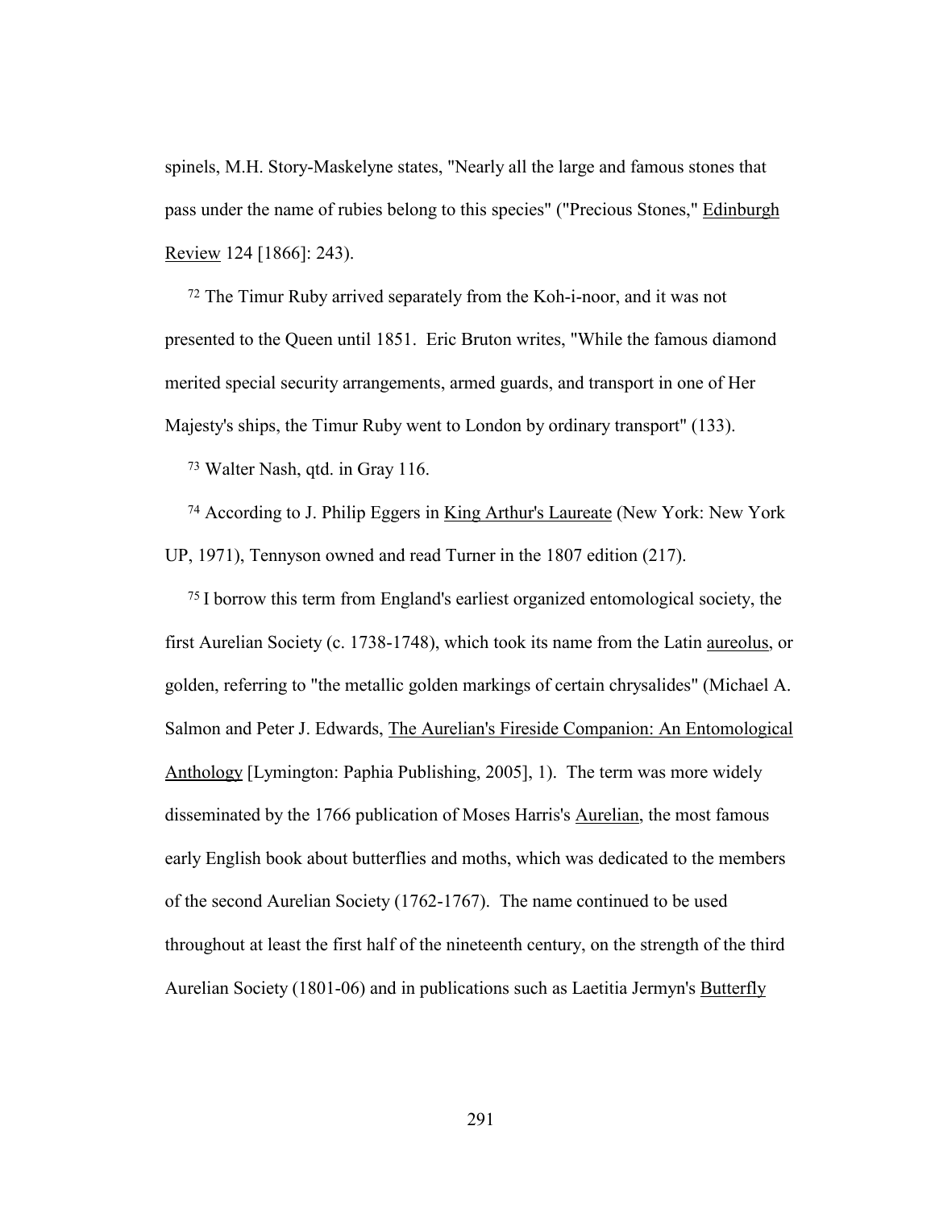spinels, M.H. Story-Maskelyne states, "Nearly all the large and famous stones that pass under the name of rubies belong to this species" ("Precious Stones," Edinburgh Review 124 [1866]: 243).

[72] The Timur Ruby arrived separately from the Koh-i-noor, and it was not presented to the Queen until 1851. Eric Bruton writes, "While the famous diamond merited special security arrangements, armed guards, and transport in one of Her Majesty's ships, the Timur Ruby went to London by ordinary transport" (133).

[73] Walter Nash, qtd. in Gray 116.

[74] According to J. Philip Eggers in King Arthur's Laureate (New York: New York UP, 1971), Tennyson owned and read Turner in the 1807 edition (217).

[75] I borrow this term from England's earliest organized entomological society, the first Aurelian Society (c. 1738-1748), which took its name from the Latin aureolus, or golden, referring to "the metallic golden markings of certain chrysalides" (Michael A. Salmon and Peter J. Edwards, The Aurelian's Fireside Companion: An Entomological Anthology [Lymington: Paphia Publishing, 2005], 1). The term was more widely disseminated by the 1766 publication of Moses Harris's Aurelian, the most famous early English book about butterflies and moths, which was dedicated to the members of the second Aurelian Society (1762-1767). The name continued to be used throughout at least the first half of the nineteenth century, on the strength of the third Aurelian Society (1801-06) and in publications such as Laetitia Jermyn's Butterfly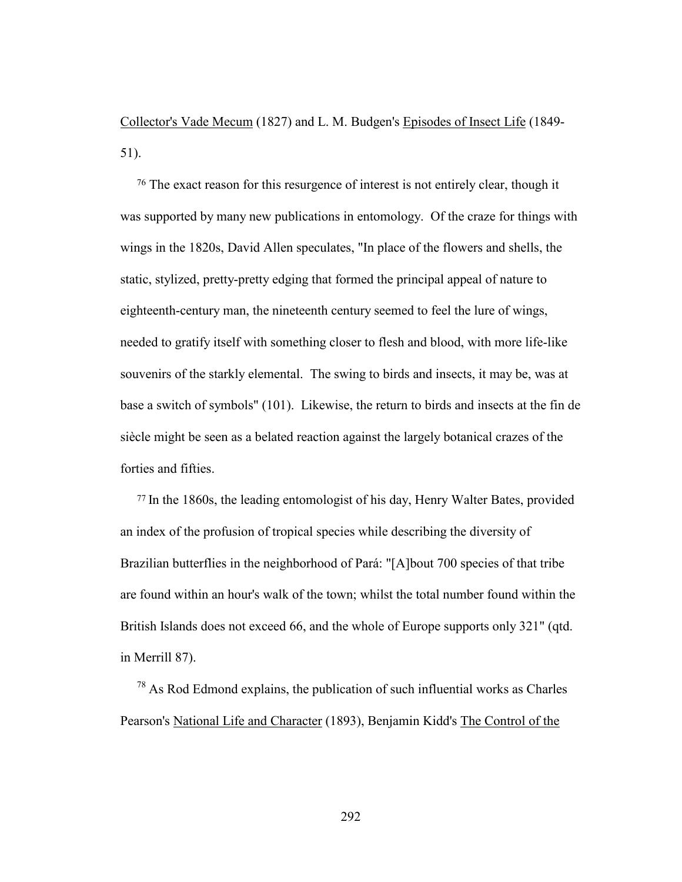Collector's Vade Mecum (1827) and L. M. Budgen's Episodes of Insect Life (1849-51).

[76] The exact reason for this resurgence of interest is not entirely clear, though it was supported by many new publications in entomology. Of the craze for things with wings in the 1820s, David Allen speculates, "In place of the flowers and shells, the static, stylized, pretty-pretty edging that formed the principal appeal of nature to eighteenth-century man, the nineteenth century seemed to feel the lure of wings, needed to gratify itself with something closer to flesh and blood, with more life-like souvenirs of the starkly elemental. The swing to birds and insects, it may be, was at base a switch of symbols" (101). Likewise, the return to birds and insects at the fin de siècle might be seen as a belated reaction against the largely botanical crazes of the forties and fifties.

[77] In the 1860s, the leading entomologist of his day, Henry Walter Bates, provided an index of the profusion of tropical species while describing the diversity of Brazilian butterflies in the neighborhood of Pará: "[A]bout 700 species of that tribe are found within an hour's walk of the town; whilst the total number found within the British Islands does not exceed 66, and the whole of Europe supports only 321" (qtd. in Merrill 87).

[78] As Rod Edmond explains, the publication of such influential works as Charles Pearson's National Life and Character (1893), Benjamin Kidd's The Control of the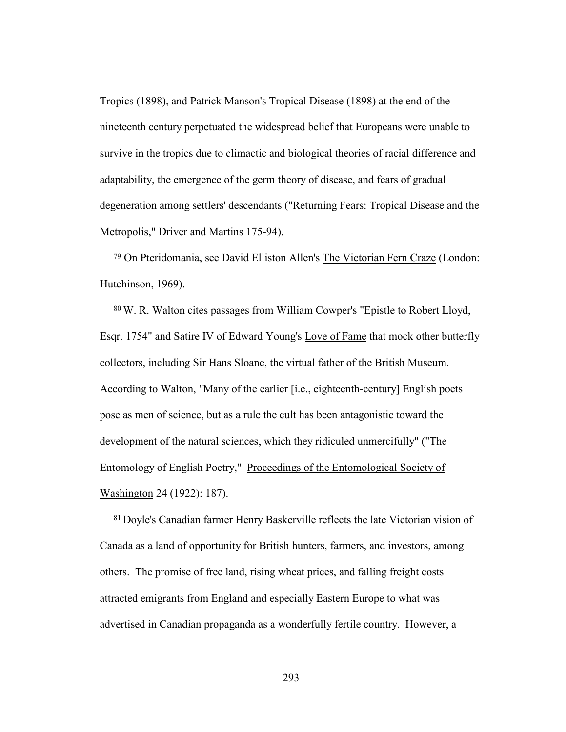Tropics (1898), and Patrick Manson's Tropical Disease (1898) at the end of the nineteenth century perpetuated the widespread belief that Europeans were unable to survive in the tropics due to climactic and biological theories of racial difference and adaptability, the emergence of the germ theory of disease, and fears of gradual degeneration among settlers' descendants ("Returning Fears: Tropical Disease and the Metropolis," Driver and Martins 175-94).

[79] On Pteridomania, see David Elliston Allen's The Victorian Fern Craze (London: Hutchinson, 1969).

[80] W. R. Walton cites passages from William Cowper's "Epistle to Robert Lloyd, Esqr. 1754" and Satire IV of Edward Young's Love of Fame that mock other butterfly collectors, including Sir Hans Sloane, the virtual father of the British Museum. According to Walton, "Many of the earlier [i.e., eighteenth-century] English poets pose as men of science, but as a rule the cult has been antagonistic toward the development of the natural sciences, which they ridiculed unmercifully" ("The Entomology of English Poetry," Proceedings of the Entomological Society of Washington 24 (1922): 187).

[81] Doyle's Canadian farmer Henry Baskerville reflects the late Victorian vision of Canada as a land of opportunity for British hunters, farmers, and investors, among others. The promise of free land, rising wheat prices, and falling freight costs attracted emigrants from England and especially Eastern Europe to what was advertised in Canadian propaganda as a wonderfully fertile country. However, a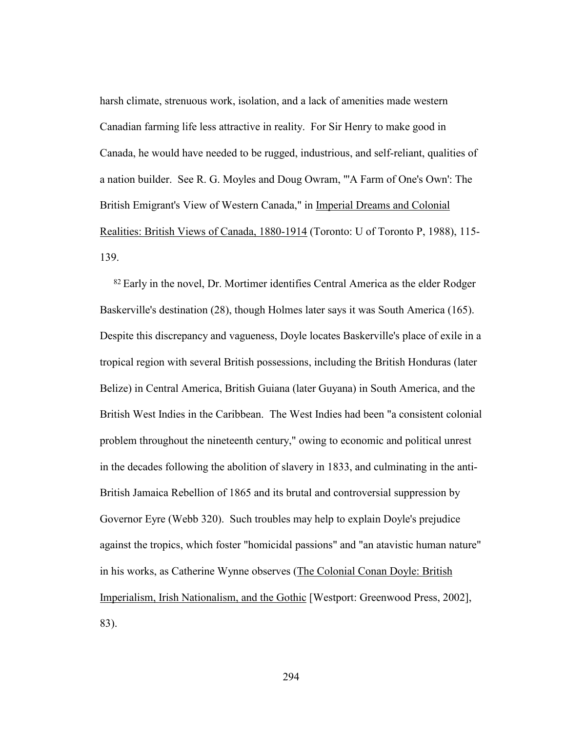harsh climate, strenuous work, isolation, and a lack of amenities made western Canadian farming life less attractive in reality. For Sir Henry to make good in Canada, he would have needed to be rugged, industrious, and self-reliant, qualities of a nation builder. See R. G. Moyles and Doug Owram, "'A Farm of One's Own': The British Emigrant's View of Western Canada," in Imperial Dreams and Colonial Realities: British Views of Canada, 1880-1914 (Toronto: U of Toronto P, 1988), 115-139.

[82] Early in the novel, Dr. Mortimer identifies Central America as the elder Rodger Baskerville's destination (28), though Holmes later says it was South America (165). Despite this discrepancy and vagueness, Doyle locates Baskerville's place of exile in a tropical region with several British possessions, including the British Honduras (later Belize) in Central America, British Guiana (later Guyana) in South America, and the British West Indies in the Caribbean. The West Indies had been "a consistent colonial problem throughout the nineteenth century," owing to economic and political unrest in the decades following the abolition of slavery in 1833, and culminating in the anti-British Jamaica Rebellion of 1865 and its brutal and controversial suppression by Governor Eyre (Webb 320). Such troubles may help to explain Doyle's prejudice against the tropics, which foster "homicidal passions" and "an atavistic human nature" in his works, as Catherine Wynne observes (The Colonial Conan Doyle: British Imperialism, Irish Nationalism, and the Gothic [Westport: Greenwood Press, 2002], 83).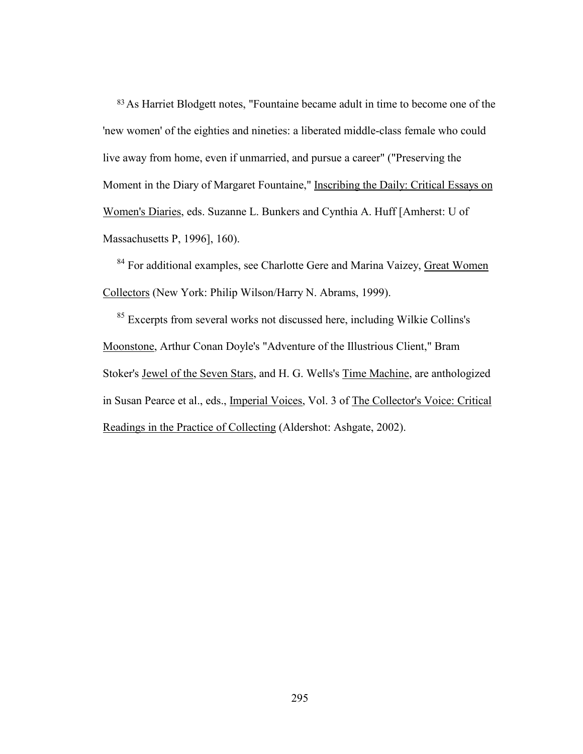[83] As Harriet Blodgett notes, "Fountaine became adult in time to become one of the 'new women' of the eighties and nineties: a liberated middle-class female who could live away from home, even if unmarried, and pursue a career" ("Preserving the Moment in the Diary of Margaret Fountaine," Inscribing the Daily: Critical Essays on Women's Diaries, eds. Suzanne L. Bunkers and Cynthia A. Huff [Amherst: U of Massachusetts P, 1996], 160).

[84] For additional examples, see Charlotte Gere and Marina Vaizey, Great Women Collectors (New York: Philip Wilson/Harry N. Abrams, 1999).

[85] Excerpts from several works not discussed here, including Wilkie Collins's Moonstone, Arthur Conan Doyle's "Adventure of the Illustrious Client," Bram Stoker's Jewel of the Seven Stars, and H. G. Wells's Time Machine, are anthologized in Susan Pearce et al., eds., Imperial Voices, Vol. 3 of The Collector's Voice: Critical Readings in the Practice of Collecting (Aldershot: Ashgate, 2002).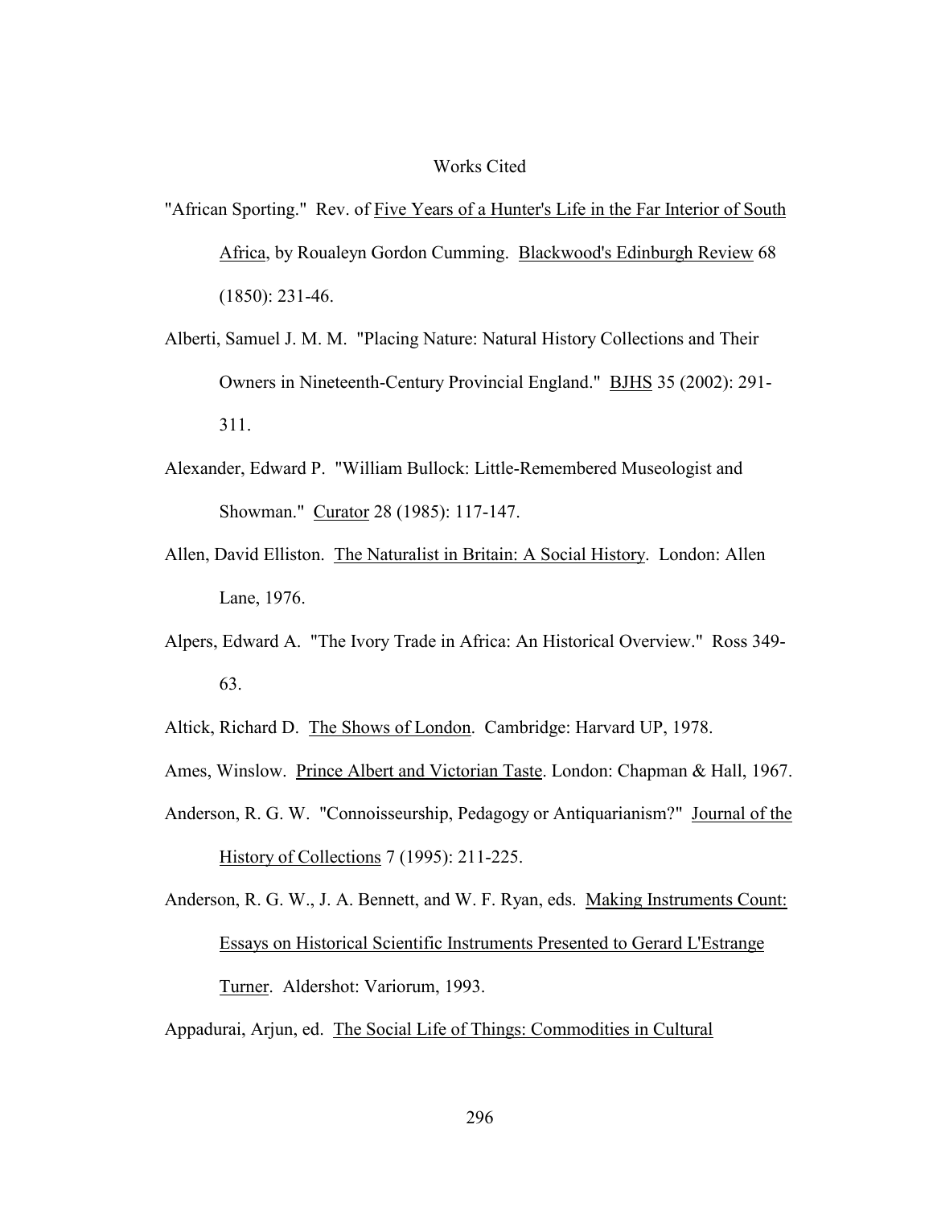# Works Cited

"African Sporting." Rev. of Five Years of a Hunter's Life in the Far Interior of South Africa, by Roualeyn Gordon Cumming. Blackwood's Edinburgh Review 68 (1850): 231-46.

Alberti, Samuel J. M. M. "Placing Nature: Natural History Collections and Their Owners in Nineteenth-Century Provincial England." BJHS 35 (2002): 291-311.

Alexander, Edward P. "William Bullock: Little-Remembered Museologist and Showman." Curator 28 (1985): 117-147.

Allen, David Elliston. The Naturalist in Britain: A Social History. London: Allen Lane, 1976.

Alpers, Edward A. "The Ivory Trade in Africa: An Historical Overview." Ross 349-63.

Altick, Richard D. The Shows of London. Cambridge: Harvard UP, 1978.

Ames, Winslow. Prince Albert and Victorian Taste. London: Chapman & Hall, 1967.

Anderson, R. G. W. "Connoisseurship, Pedagogy or Antiquarianism?" Journal of the History of Collections 7 (1995): 211-225.

Anderson, R. G. W., J. A. Bennett, and W. F. Ryan, eds. Making Instruments Count: Essays on Historical Scientific Instruments Presented to Gerard L'Estrange Turner. Aldershot: Variorum, 1993.

Appadurai, Arjun, ed. The Social Life of Things: Commodities in Cultural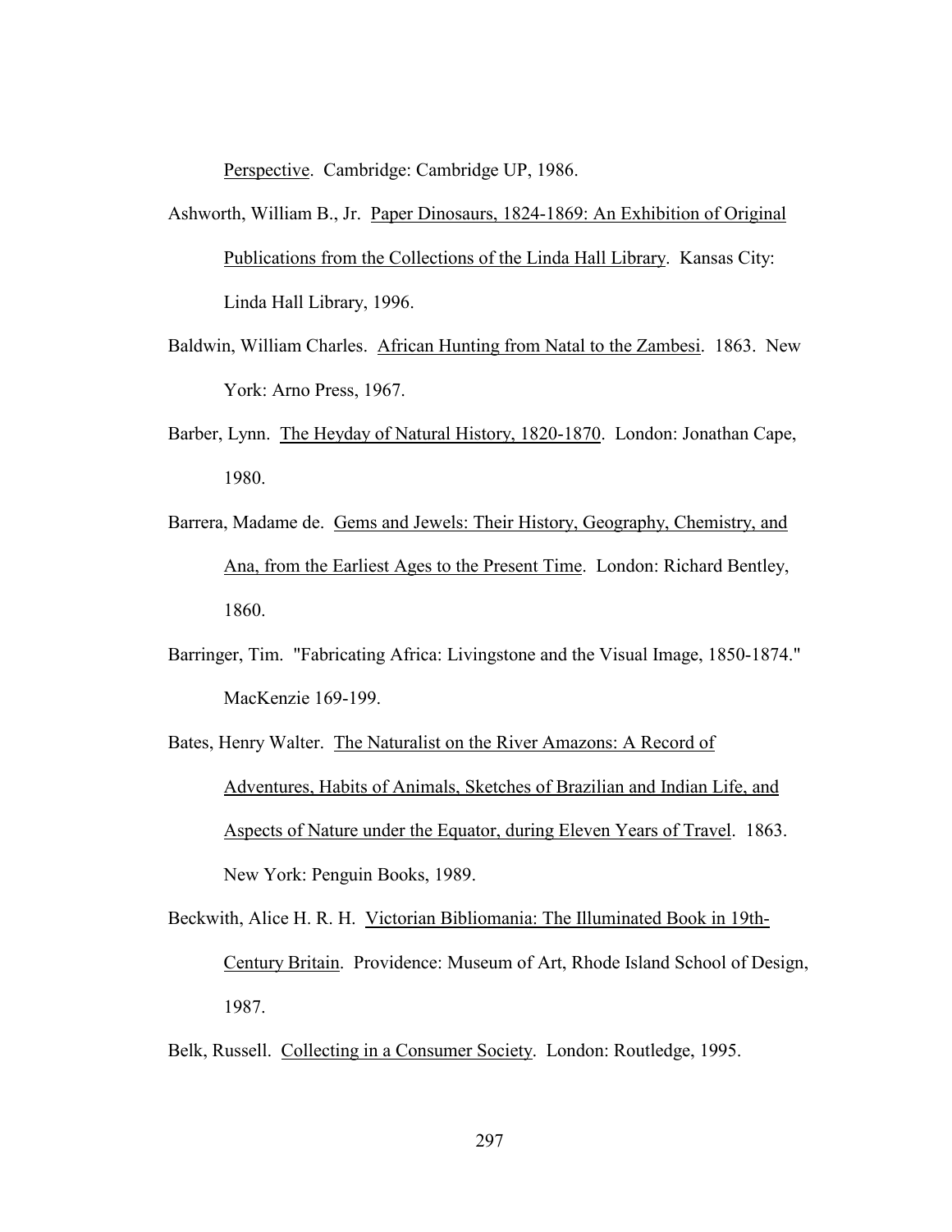Perspective. Cambridge: Cambridge UP, 1986.

Ashworth, William B., Jr. Paper Dinosaurs, 1824-1869: An Exhibition of Original Publications from the Collections of the Linda Hall Library. Kansas City: Linda Hall Library, 1996.

Baldwin, William Charles. African Hunting from Natal to the Zambesi. 1863. New York: Arno Press, 1967.

Barber, Lynn. The Heyday of Natural History, 1820-1870. London: Jonathan Cape, 1980.

Barrera, Madame de. Gems and Jewels: Their History, Geography, Chemistry, and Ana, from the Earliest Ages to the Present Time. London: Richard Bentley, 1860.

Barringer, Tim. "Fabricating Africa: Livingstone and the Visual Image, 1850-1874." MacKenzie 169-199.

Bates, Henry Walter. The Naturalist on the River Amazons: A Record of Adventures, Habits of Animals, Sketches of Brazilian and Indian Life, and Aspects of Nature under the Equator, during Eleven Years of Travel. 1863. New York: Penguin Books, 1989.

Beckwith, Alice H. R. H. Victorian Bibliomania: The Illuminated Book in 19th-Century Britain. Providence: Museum of Art, Rhode Island School of Design, 1987.

Belk, Russell. Collecting in a Consumer Society. London: Routledge, 1995.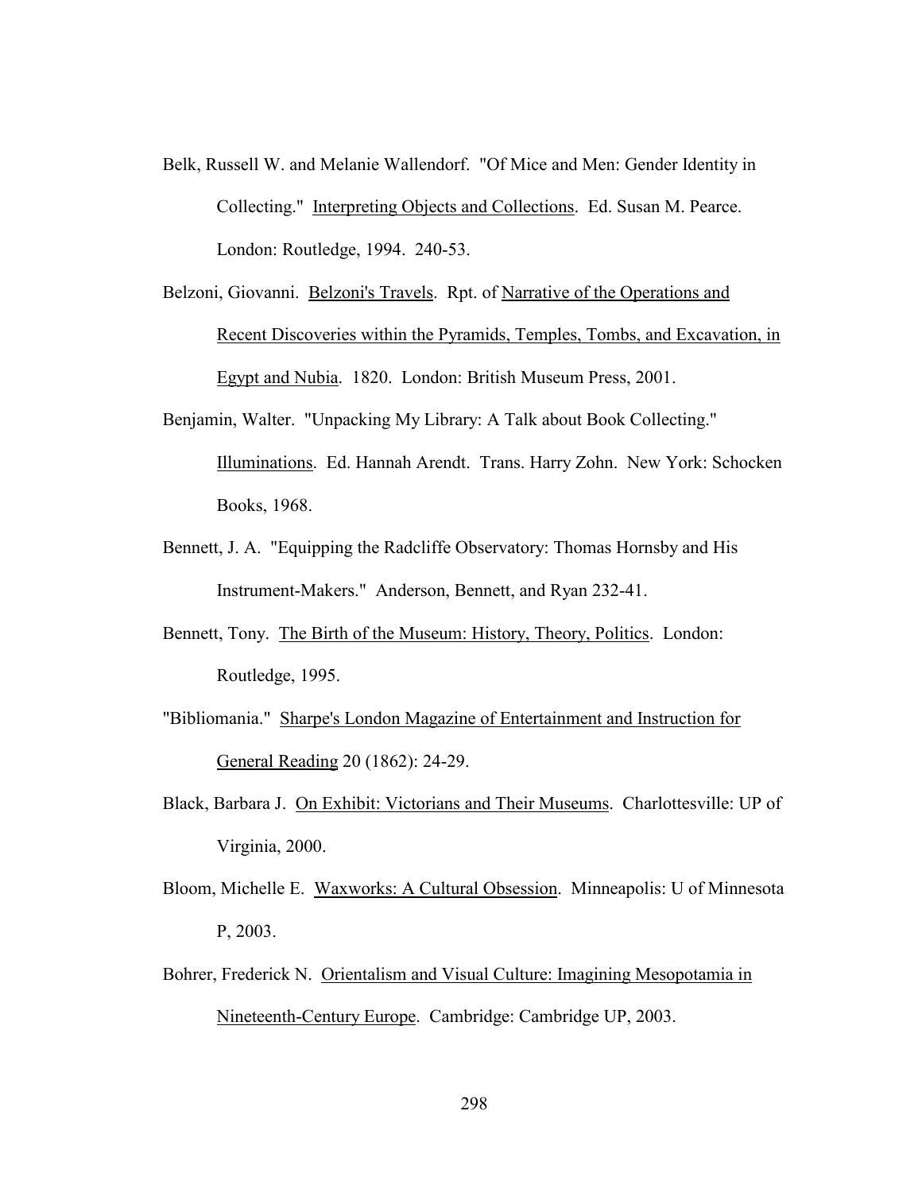Belk, Russell W. and Melanie Wallendorf. "Of Mice and Men: Gender Identity in Collecting." Interpreting Objects and Collections. Ed. Susan M. Pearce. London: Routledge, 1994. 240-53.

Belzoni, Giovanni. Belzoni's Travels. Rpt. of Narrative of the Operations and Recent Discoveries within the Pyramids, Temples, Tombs, and Excavation, in Egypt and Nubia. 1820. London: British Museum Press, 2001.

Benjamin, Walter. "Unpacking My Library: A Talk about Book Collecting." Illuminations. Ed. Hannah Arendt. Trans. Harry Zohn. New York: Schocken Books, 1968.

Bennett, J. A. "Equipping the Radcliffe Observatory: Thomas Hornsby and His Instrument-Makers." Anderson, Bennett, and Ryan 232-41.

Bennett, Tony. The Birth of the Museum: History, Theory, Politics. London: Routledge, 1995.

"Bibliomania." Sharpe's London Magazine of Entertainment and Instruction for General Reading 20 (1862): 24-29.

Black, Barbara J. On Exhibit: Victorians and Their Museums. Charlottesville: UP of Virginia, 2000.

Bloom, Michelle E. Waxworks: A Cultural Obsession. Minneapolis: U of Minnesota P, 2003.

Bohrer, Frederick N. Orientalism and Visual Culture: Imagining Mesopotamia in Nineteenth-Century Europe. Cambridge: Cambridge UP, 2003.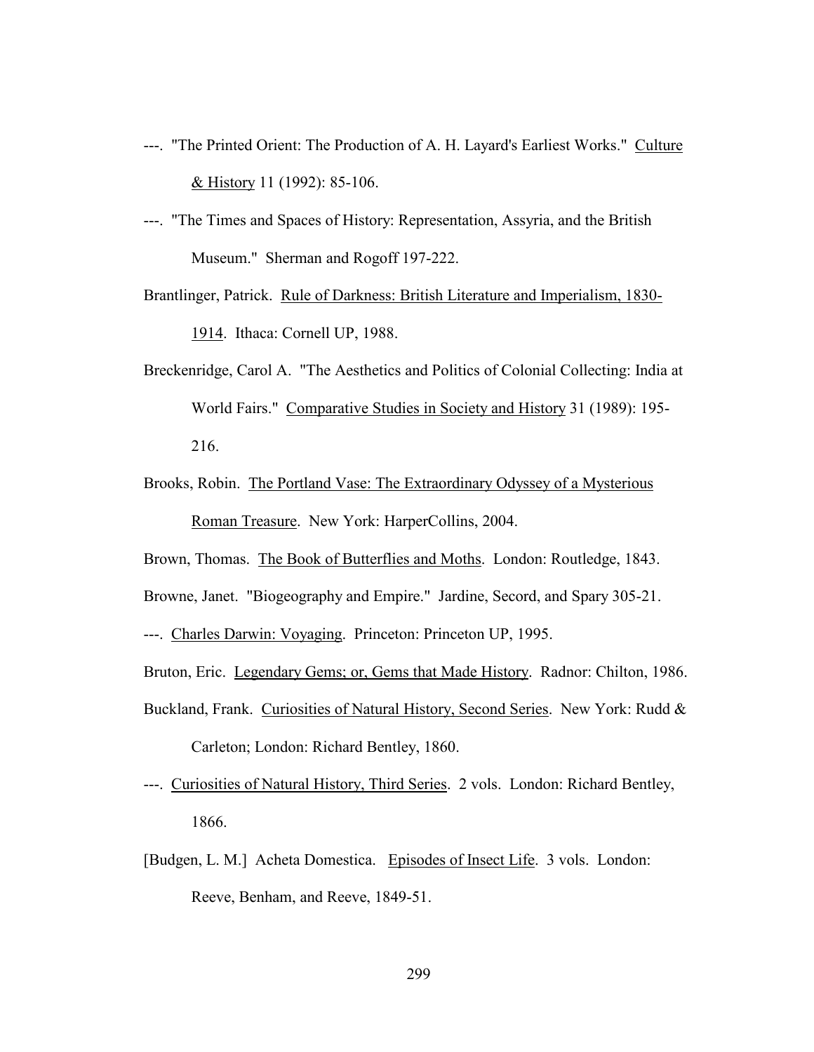---. "The Printed Orient: The Production of A. H. Layard's Earliest Works." Culture & History 11 (1992): 85-106.

---. "The Times and Spaces of History: Representation, Assyria, and the British Museum." Sherman and Rogoff 197-222.

Brantlinger, Patrick. Rule of Darkness: British Literature and Imperialism, 1830-1914. Ithaca: Cornell UP, 1988.

Breckenridge, Carol A. "The Aesthetics and Politics of Colonial Collecting: India at World Fairs." Comparative Studies in Society and History 31 (1989): 195-216.

Brooks, Robin. The Portland Vase: The Extraordinary Odyssey of a Mysterious Roman Treasure. New York: HarperCollins, 2004.

Brown, Thomas. The Book of Butterflies and Moths. London: Routledge, 1843.

Browne, Janet. "Biogeography and Empire." Jardine, Secord, and Spary 305-21.

---. Charles Darwin: Voyaging. Princeton: Princeton UP, 1995.

Bruton, Eric. Legendary Gems; or, Gems that Made History. Radnor: Chilton, 1986.

Buckland, Frank. Curiosities of Natural History, Second Series. New York: Rudd & Carleton; London: Richard Bentley, 1860.

---. Curiosities of Natural History, Third Series. 2 vols. London: Richard Bentley, 1866.

[Budgen, L. M.] Acheta Domestica. Episodes of Insect Life. 3 vols. London: Reeve, Benham, and Reeve, 1849-51.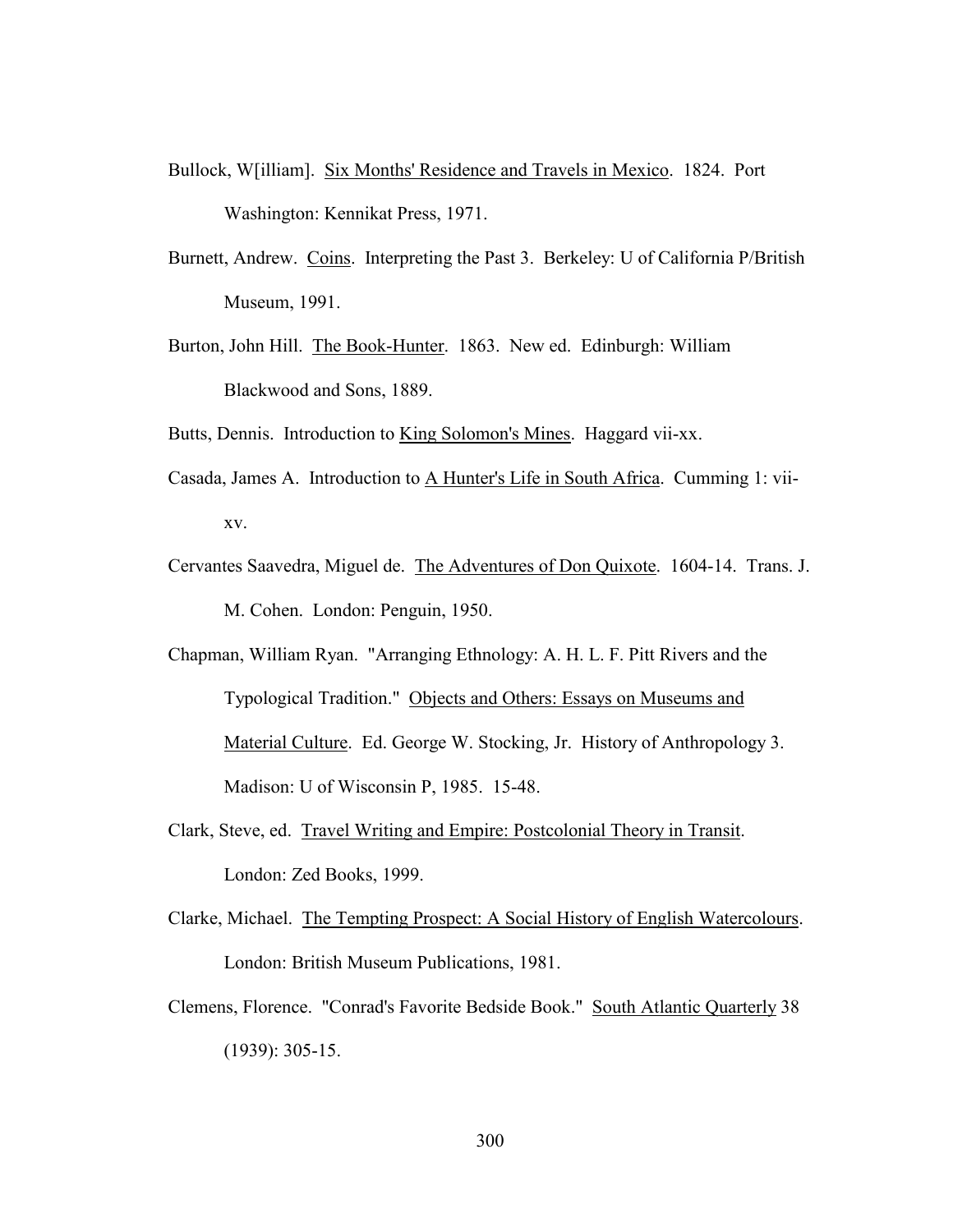Bullock, W[illiam]. Six Months' Residence and Travels in Mexico. 1824. Port Washington: Kennikat Press, 1971.

Burnett, Andrew. Coins. Interpreting the Past 3. Berkeley: U of California P/British Museum, 1991.

Burton, John Hill. The Book-Hunter. 1863. New ed. Edinburgh: William Blackwood and Sons, 1889.

Butts, Dennis. Introduction to King Solomon's Mines. Haggard vii-xx.

Casada, James A. Introduction to A Hunter's Life in South Africa. Cumming 1: vii-xv.

Cervantes Saavedra, Miguel de. The Adventures of Don Quixote. 1604-14. Trans. J. M. Cohen. London: Penguin, 1950.

Chapman, William Ryan. "Arranging Ethnology: A. H. L. F. Pitt Rivers and the Typological Tradition." Objects and Others: Essays on Museums and Material Culture. Ed. George W. Stocking, Jr. History of Anthropology 3. Madison: U of Wisconsin P, 1985. 15-48.

Clark, Steve, ed. Travel Writing and Empire: Postcolonial Theory in Transit. London: Zed Books, 1999.

Clarke, Michael. The Tempting Prospect: A Social History of English Watercolours. London: British Museum Publications, 1981.

Clemens, Florence. "Conrad's Favorite Bedside Book." South Atlantic Quarterly 38 (1939): 305-15.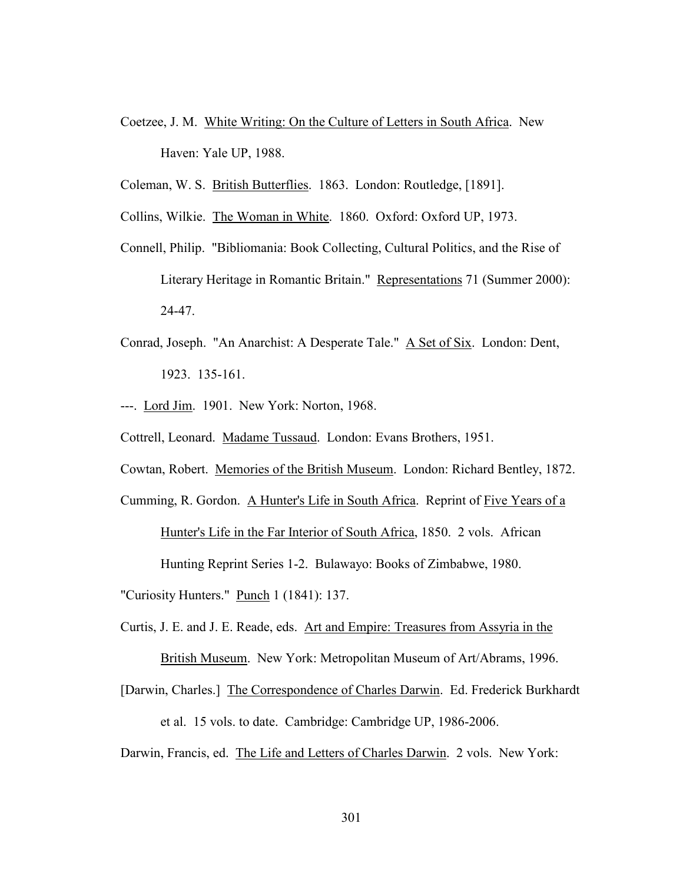Coetzee, J. M. White Writing: On the Culture of Letters in South Africa. New Haven: Yale UP, 1988.

Coleman, W. S. British Butterflies. 1863. London: Routledge, [1891].

Collins, Wilkie. The Woman in White. 1860. Oxford: Oxford UP, 1973.

Connell, Philip. "Bibliomania: Book Collecting, Cultural Politics, and the Rise of Literary Heritage in Romantic Britain." Representations 71 (Summer 2000): 24-47.

Conrad, Joseph. "An Anarchist: A Desperate Tale." A Set of Six. London: Dent, 1923. 135-161.

---. Lord Jim. 1901. New York: Norton, 1968.

Cottrell, Leonard. Madame Tussaud. London: Evans Brothers, 1951.

Cowtan, Robert. Memories of the British Museum. London: Richard Bentley, 1872.

Cumming, R. Gordon. A Hunter's Life in South Africa. Reprint of Five Years of a Hunter's Life in the Far Interior of South Africa, 1850. 2 vols. African Hunting Reprint Series 1-2. Bulawayo: Books of Zimbabwe, 1980.

"Curiosity Hunters." Punch 1 (1841): 137.

Curtis, J. E. and J. E. Reade, eds. Art and Empire: Treasures from Assyria in the British Museum. New York: Metropolitan Museum of Art/Abrams, 1996.

[Darwin, Charles.] The Correspondence of Charles Darwin. Ed. Frederick Burkhardt et al. 15 vols. to date. Cambridge: Cambridge UP, 1986-2006.

Darwin, Francis, ed. The Life and Letters of Charles Darwin. 2 vols. New York: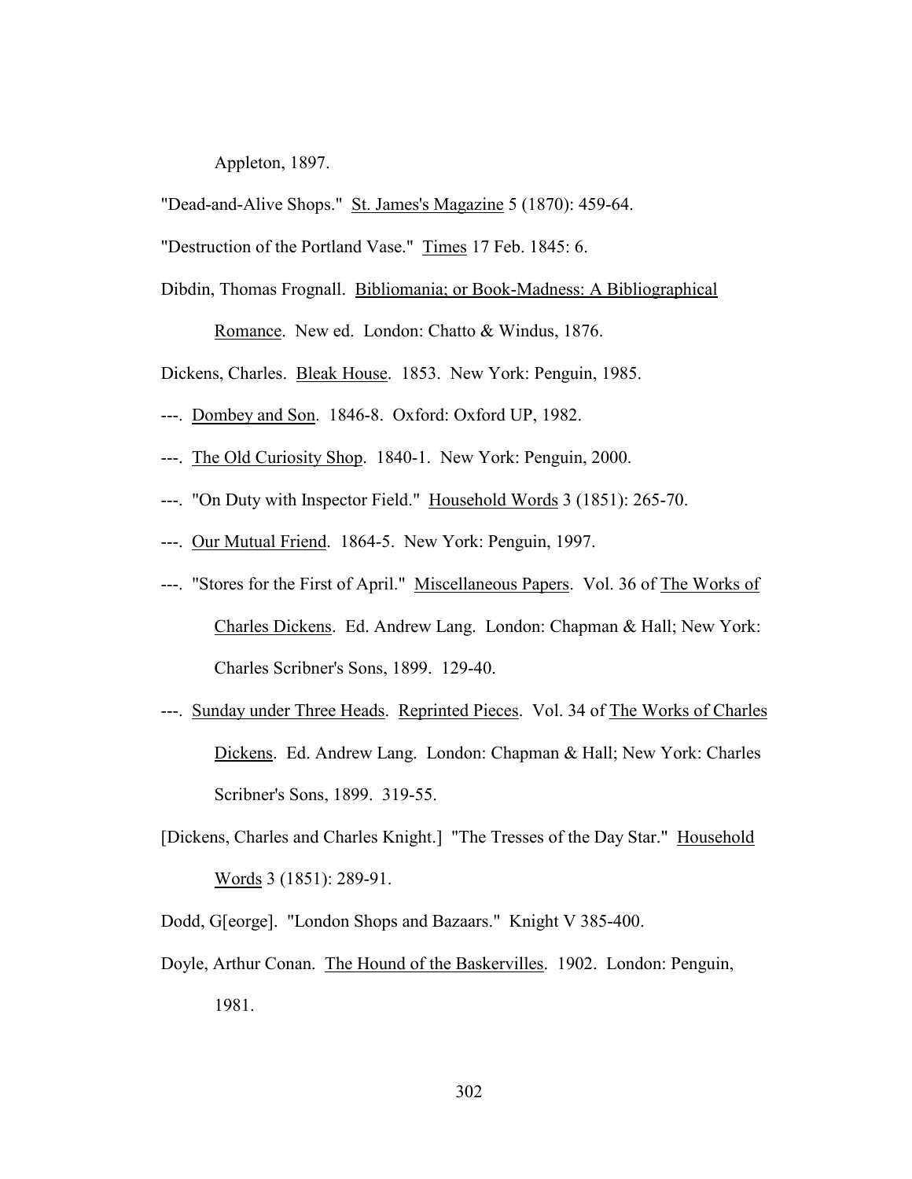Appleton, 1897.

"Dead-and-Alive Shops." St. James's Magazine 5 (1870): 459-64.

"Destruction of the Portland Vase." Times 17 Feb. 1845: 6.

Dibdin, Thomas Frognall. Bibliomania; or Book-Madness: A Bibliographical Romance. New ed. London: Chatto & Windus, 1876.

Dickens, Charles. Bleak House. 1853. New York: Penguin, 1985.

---. Dombey and Son. 1846-8. Oxford: Oxford UP, 1982.

---. The Old Curiosity Shop. 1840-1. New York: Penguin, 2000.

---. "On Duty with Inspector Field." Household Words 3 (1851): 265-70.

---. Our Mutual Friend. 1864-5. New York: Penguin, 1997.

---. "Stores for the First of April." Miscellaneous Papers. Vol. 36 of The Works of Charles Dickens. Ed. Andrew Lang. London: Chapman & Hall; New York: Charles Scribner's Sons, 1899. 129-40.

---. Sunday under Three Heads. Reprinted Pieces. Vol. 34 of The Works of Charles Dickens. Ed. Andrew Lang. London: Chapman & Hall; New York: Charles Scribner's Sons, 1899. 319-55.

[Dickens, Charles and Charles Knight.] "The Tresses of the Day Star." Household Words 3 (1851): 289-91.

Dodd, G[eorge]. "London Shops and Bazaars." Knight V 385-400.

Doyle, Arthur Conan. The Hound of the Baskervilles. 1902. London: Penguin, 1981.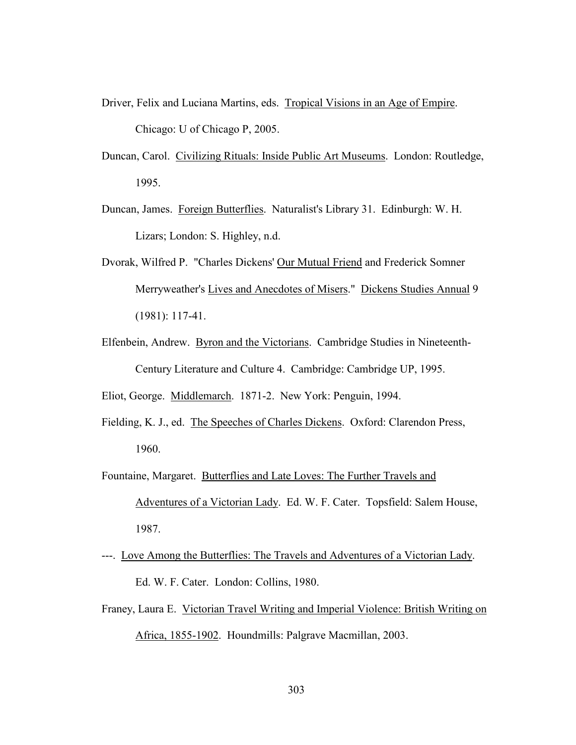Driver, Felix and Luciana Martins, eds. Tropical Visions in an Age of Empire. Chicago: U of Chicago P, 2005.

Duncan, Carol. Civilizing Rituals: Inside Public Art Museums. London: Routledge, 1995.

Duncan, James. Foreign Butterflies. Naturalist's Library 31. Edinburgh: W. H. Lizars; London: S. Highley, n.d.

Dvorak, Wilfred P. "Charles Dickens' Our Mutual Friend and Frederick Somner Merryweather's Lives and Anecdotes of Misers." Dickens Studies Annual 9 (1981): 117-41.

Elfenbein, Andrew. Byron and the Victorians. Cambridge Studies in Nineteenth-Century Literature and Culture 4. Cambridge: Cambridge UP, 1995.

Eliot, George. Middlemarch. 1871-2. New York: Penguin, 1994.

Fielding, K. J., ed. The Speeches of Charles Dickens. Oxford: Clarendon Press, 1960.

Fountaine, Margaret. Butterflies and Late Loves: The Further Travels and Adventures of a Victorian Lady. Ed. W. F. Cater. Topsfield: Salem House, 1987.

---. Love Among the Butterflies: The Travels and Adventures of a Victorian Lady. Ed. W. F. Cater. London: Collins, 1980.

Franey, Laura E. Victorian Travel Writing and Imperial Violence: British Writing on Africa, 1855-1902. Houndmills: Palgrave Macmillan, 2003.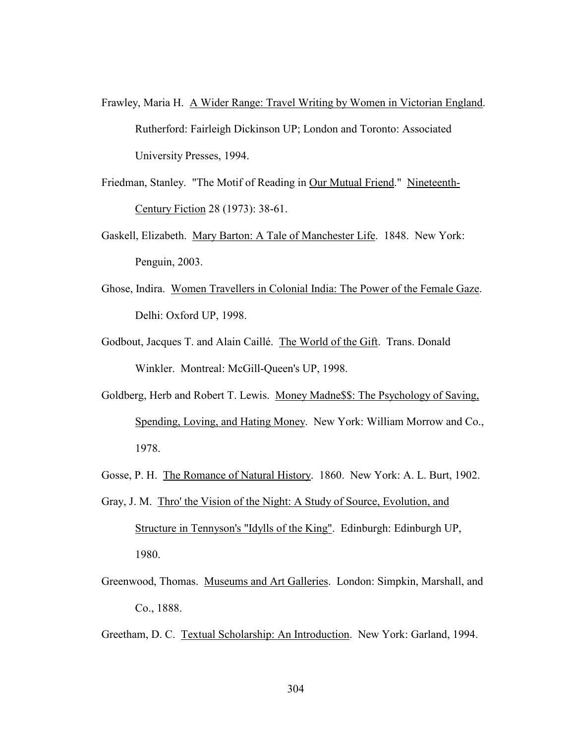Frawley, Maria H. A Wider Range: Travel Writing by Women in Victorian England. Rutherford: Fairleigh Dickinson UP; London and Toronto: Associated University Presses, 1994.

Friedman, Stanley. "The Motif of Reading in Our Mutual Friend." Nineteenth-Century Fiction 28 (1973): 38-61.

Gaskell, Elizabeth. Mary Barton: A Tale of Manchester Life. 1848. New York: Penguin, 2003.

Ghose, Indira. Women Travellers in Colonial India: The Power of the Female Gaze. Delhi: Oxford UP, 1998.

Godbout, Jacques T. and Alain Caillé. The World of the Gift. Trans. Donald Winkler. Montreal: McGill-Queen's UP, 1998.

Goldberg, Herb and Robert T. Lewis. Money Madne$$: The Psychology of Saving, Spending, Loving, and Hating Money. New York: William Morrow and Co., 1978.

Gosse, P. H. The Romance of Natural History. 1860. New York: A. L. Burt, 1902.

Gray, J. M. Thro' the Vision of the Night: A Study of Source, Evolution, and Structure in Tennyson's "Idylls of the King". Edinburgh: Edinburgh UP, 1980.

Greenwood, Thomas. Museums and Art Galleries. London: Simpkin, Marshall, and Co., 1888.

Greetham, D. C. Textual Scholarship: An Introduction. New York: Garland, 1994.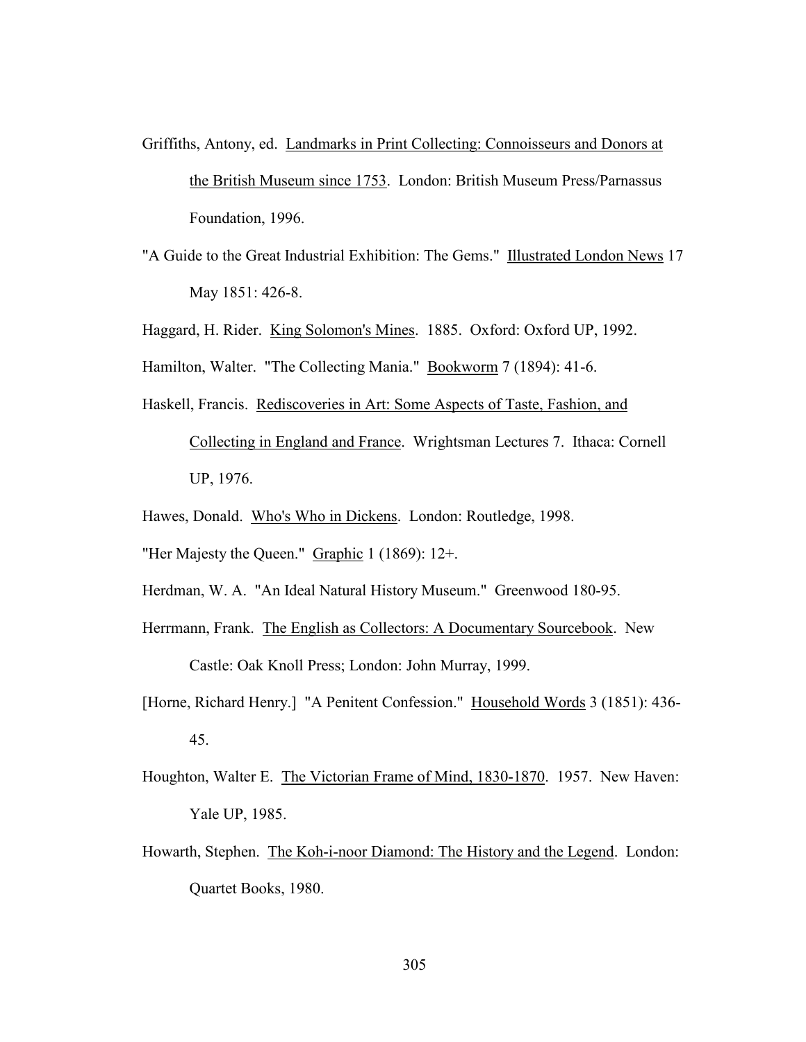Griffiths, Antony, ed. Landmarks in Print Collecting: Connoisseurs and Donors at the British Museum since 1753. London: British Museum Press/Parnassus Foundation, 1996.

"A Guide to the Great Industrial Exhibition: The Gems." Illustrated London News 17 May 1851: 426-8.

Haggard, H. Rider. King Solomon's Mines. 1885. Oxford: Oxford UP, 1992.

Hamilton, Walter. "The Collecting Mania." Bookworm 7 (1894): 41-6.

Haskell, Francis. Rediscoveries in Art: Some Aspects of Taste, Fashion, and Collecting in England and France. Wrightsman Lectures 7. Ithaca: Cornell UP, 1976.

Hawes, Donald. Who's Who in Dickens. London: Routledge, 1998.

"Her Majesty the Queen." Graphic 1 (1869): 12+.

Herdman, W. A. "An Ideal Natural History Museum." Greenwood 180-95.

Herrmann, Frank. The English as Collectors: A Documentary Sourcebook. New Castle: Oak Knoll Press; London: John Murray, 1999.

[Horne, Richard Henry.] "A Penitent Confession." Household Words 3 (1851): 436-45.

Houghton, Walter E. The Victorian Frame of Mind, 1830-1870. 1957. New Haven: Yale UP, 1985.

Howarth, Stephen. The Koh-i-noor Diamond: The History and the Legend. London: Quartet Books, 1980.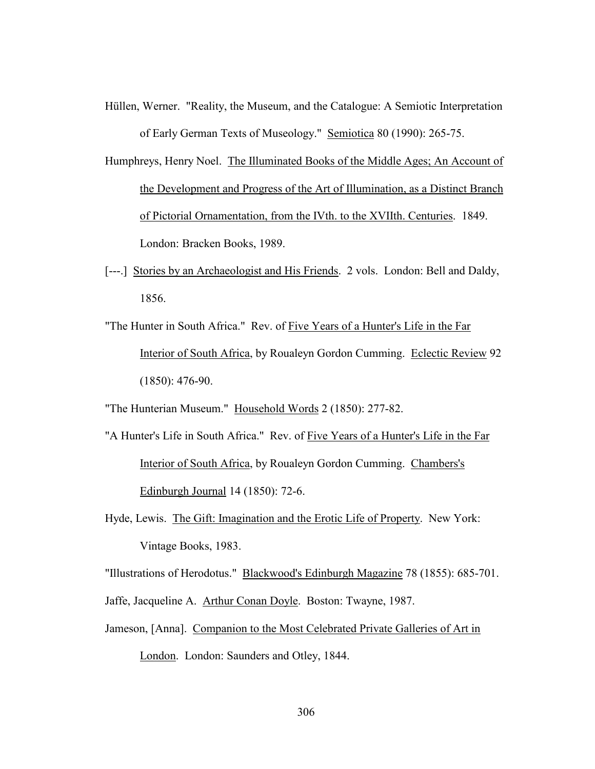Hüllen, Werner. "Reality, the Museum, and the Catalogue: A Semiotic Interpretation of Early German Texts of Museology." Semiotica 80 (1990): 265-75.

Humphreys, Henry Noel. The Illuminated Books of the Middle Ages; An Account of the Development and Progress of the Art of Illumination, as a Distinct Branch of Pictorial Ornamentation, from the IVth. to the XVIIth. Centuries. 1849. London: Bracken Books, 1989.

[---.] Stories by an Archaeologist and His Friends. 2 vols. London: Bell and Daldy, 1856.

"The Hunter in South Africa." Rev. of Five Years of a Hunter's Life in the Far Interior of South Africa, by Roualeyn Gordon Cumming. Eclectic Review 92 (1850): 476-90.

"The Hunterian Museum." Household Words 2 (1850): 277-82.

"A Hunter's Life in South Africa." Rev. of Five Years of a Hunter's Life in the Far Interior of South Africa, by Roualeyn Gordon Cumming. Chambers's Edinburgh Journal 14 (1850): 72-6.

Hyde, Lewis. The Gift: Imagination and the Erotic Life of Property. New York: Vintage Books, 1983.

"Illustrations of Herodotus." Blackwood's Edinburgh Magazine 78 (1855): 685-701.

Jaffe, Jacqueline A. Arthur Conan Doyle. Boston: Twayne, 1987.

Jameson, [Anna]. Companion to the Most Celebrated Private Galleries of Art in London. London: Saunders and Otley, 1844.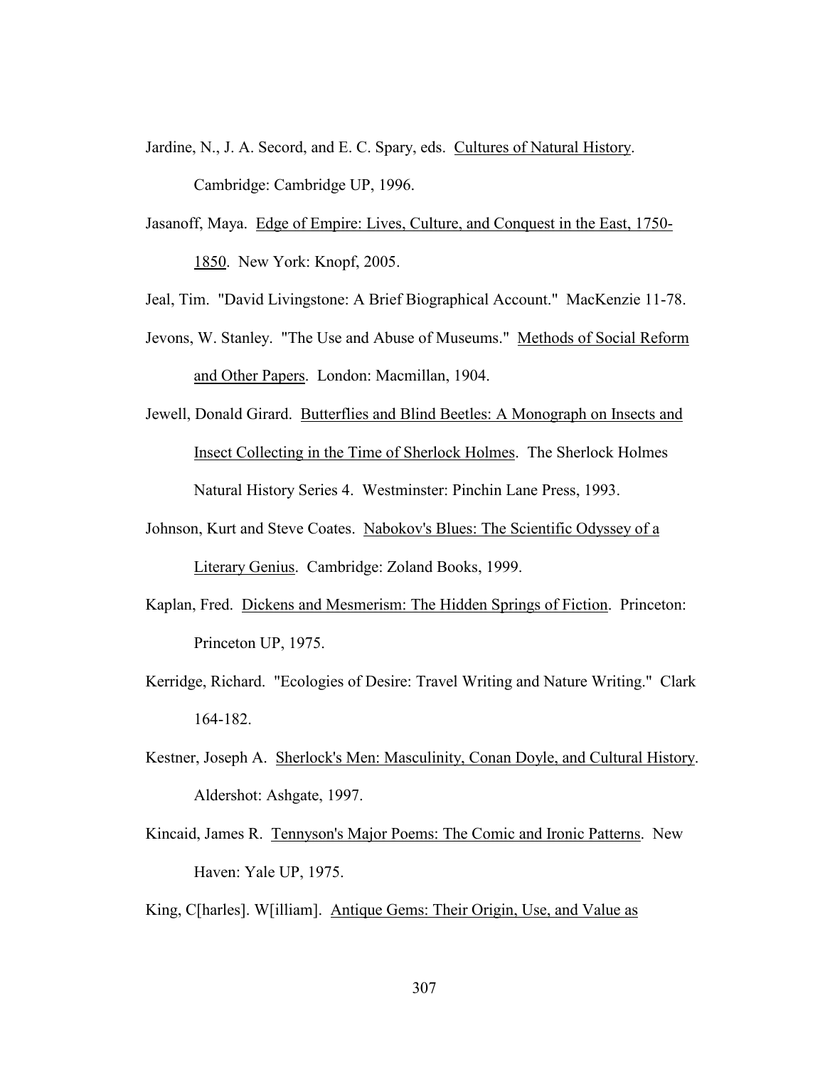Jardine, N., J. A. Secord, and E. C. Spary, eds. Cultures of Natural History. Cambridge: Cambridge UP, 1996.

Jasanoff, Maya. Edge of Empire: Lives, Culture, and Conquest in the East, 1750-1850. New York: Knopf, 2005.

Jeal, Tim. "David Livingstone: A Brief Biographical Account." MacKenzie 11-78.

Jevons, W. Stanley. "The Use and Abuse of Museums." Methods of Social Reform and Other Papers. London: Macmillan, 1904.

Jewell, Donald Girard. Butterflies and Blind Beetles: A Monograph on Insects and Insect Collecting in the Time of Sherlock Holmes. The Sherlock Holmes Natural History Series 4. Westminster: Pinchin Lane Press, 1993.

Johnson, Kurt and Steve Coates. Nabokov's Blues: The Scientific Odyssey of a Literary Genius. Cambridge: Zoland Books, 1999.

Kaplan, Fred. Dickens and Mesmerism: The Hidden Springs of Fiction. Princeton: Princeton UP, 1975.

Kerridge, Richard. "Ecologies of Desire: Travel Writing and Nature Writing." Clark 164-182.

Kestner, Joseph A. Sherlock's Men: Masculinity, Conan Doyle, and Cultural History. Aldershot: Ashgate, 1997.

Kincaid, James R. Tennyson's Major Poems: The Comic and Ironic Patterns. New Haven: Yale UP, 1975.

King, C[harles]. W[illiam]. Antique Gems: Their Origin, Use, and Value as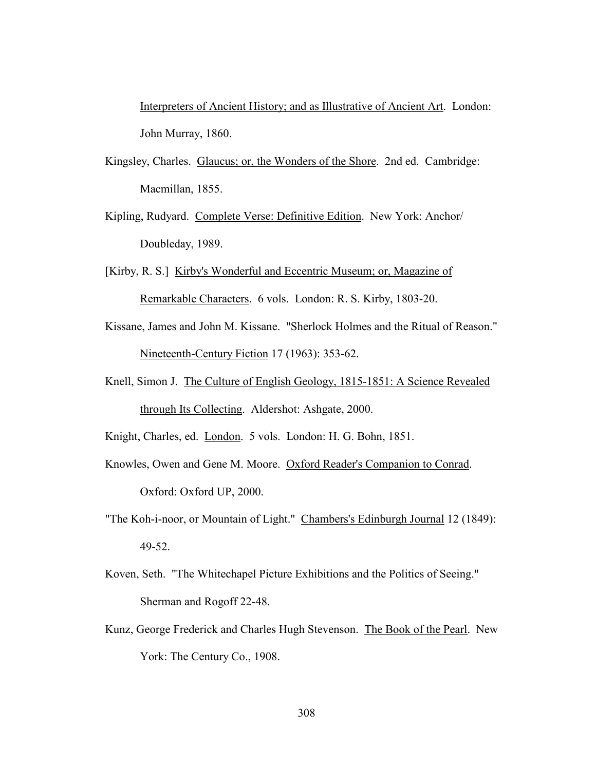Interpreters of Ancient History; and as Illustrative of Ancient Art. London: John Murray, 1860.

Kingsley, Charles. Glaucus; or, the Wonders of the Shore. 2nd ed. Cambridge: Macmillan, 1855.

Kipling, Rudyard. Complete Verse: Definitive Edition. New York: Anchor/ Doubleday, 1989.

[Kirby, R. S.] Kirby's Wonderful and Eccentric Museum; or, Magazine of Remarkable Characters. 6 vols. London: R. S. Kirby, 1803-20.

Kissane, James and John M. Kissane. "Sherlock Holmes and the Ritual of Reason." Nineteenth-Century Fiction 17 (1963): 353-62.

Knell, Simon J. The Culture of English Geology, 1815-1851: A Science Revealed through Its Collecting. Aldershot: Ashgate, 2000.

Knight, Charles, ed. London. 5 vols. London: H. G. Bohn, 1851.

Knowles, Owen and Gene M. Moore. Oxford Reader's Companion to Conrad. Oxford: Oxford UP, 2000.

"The Koh-i-noor, or Mountain of Light." Chambers's Edinburgh Journal 12 (1849): 49-52.

Koven, Seth. "The Whitechapel Picture Exhibitions and the Politics of Seeing." Sherman and Rogoff 22-48.

Kunz, George Frederick and Charles Hugh Stevenson. The Book of the Pearl. New York: The Century Co., 1908.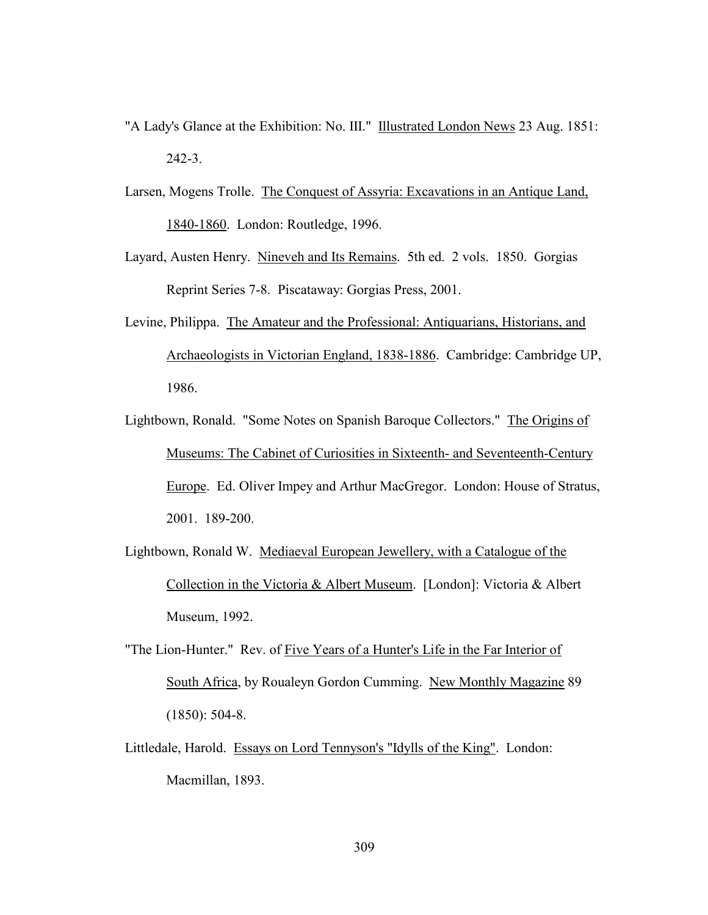"A Lady's Glance at the Exhibition: No. III." Illustrated London News 23 Aug. 1851: 242-3.

Larsen, Mogens Trolle. The Conquest of Assyria: Excavations in an Antique Land, 1840-1860. London: Routledge, 1996.

Layard, Austen Henry. Nineveh and Its Remains. 5th ed. 2 vols. 1850. Gorgias Reprint Series 7-8. Piscataway: Gorgias Press, 2001.

Levine, Philippa. The Amateur and the Professional: Antiquarians, Historians, and Archaeologists in Victorian England, 1838-1886. Cambridge: Cambridge UP, 1986.

Lightbown, Ronald. "Some Notes on Spanish Baroque Collectors." The Origins of Museums: The Cabinet of Curiosities in Sixteenth- and Seventeenth-Century Europe. Ed. Oliver Impey and Arthur MacGregor. London: House of Stratus, 2001. 189-200.

Lightbown, Ronald W. Mediaeval European Jewellery, with a Catalogue of the Collection in the Victoria & Albert Museum. [London]: Victoria & Albert Museum, 1992.

"The Lion-Hunter." Rev. of Five Years of a Hunter's Life in the Far Interior of South Africa, by Roualeyn Gordon Cumming. New Monthly Magazine 89 (1850): 504-8.

Littledale, Harold. Essays on Lord Tennyson's "Idylls of the King". London: Macmillan, 1893.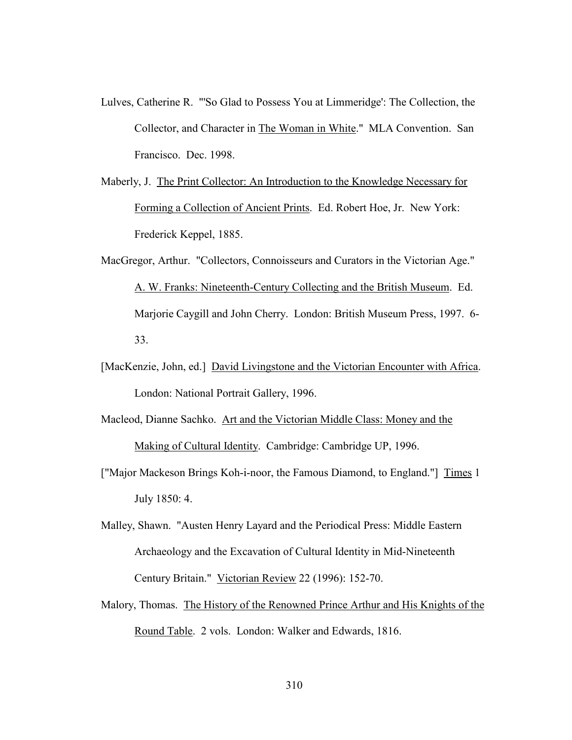Lulves, Catherine R. "'So Glad to Possess You at Limmeridge': The Collection, the Collector, and Character in The Woman in White." MLA Convention. San Francisco. Dec. 1998.

Maberly, J. The Print Collector: An Introduction to the Knowledge Necessary for Forming a Collection of Ancient Prints. Ed. Robert Hoe, Jr. New York: Frederick Keppel, 1885.

MacGregor, Arthur. "Collectors, Connoisseurs and Curators in the Victorian Age." A. W. Franks: Nineteenth-Century Collecting and the British Museum. Ed. Marjorie Caygill and John Cherry. London: British Museum Press, 1997. 6-33.

[MacKenzie, John, ed.] David Livingstone and the Victorian Encounter with Africa. London: National Portrait Gallery, 1996.

Macleod, Dianne Sachko. Art and the Victorian Middle Class: Money and the Making of Cultural Identity. Cambridge: Cambridge UP, 1996.

["Major Mackeson Brings Koh-i-noor, the Famous Diamond, to England."] Times 1 July 1850: 4.

Malley, Shawn. "Austen Henry Layard and the Periodical Press: Middle Eastern Archaeology and the Excavation of Cultural Identity in Mid-Nineteenth Century Britain." Victorian Review 22 (1996): 152-70.

Malory, Thomas. The History of the Renowned Prince Arthur and His Knights of the Round Table. 2 vols. London: Walker and Edwards, 1816.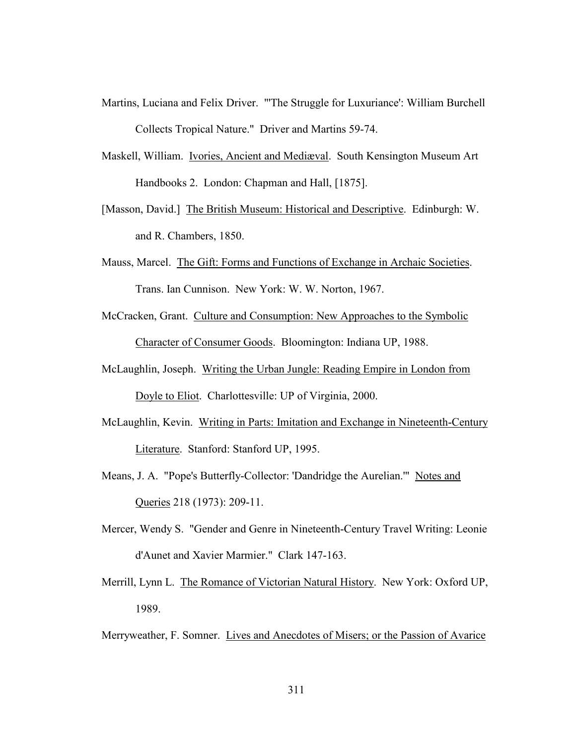Martins, Luciana and Felix Driver. "'The Struggle for Luxuriance': William Burchell Collects Tropical Nature." Driver and Martins 59-74.

Maskell, William. Ivories, Ancient and Mediæval. South Kensington Museum Art Handbooks 2. London: Chapman and Hall, [1875].

[Masson, David.] The British Museum: Historical and Descriptive. Edinburgh: W. and R. Chambers, 1850.

Mauss, Marcel. The Gift: Forms and Functions of Exchange in Archaic Societies. Trans. Ian Cunnison. New York: W. W. Norton, 1967.

McCracken, Grant. Culture and Consumption: New Approaches to the Symbolic Character of Consumer Goods. Bloomington: Indiana UP, 1988.

McLaughlin, Joseph. Writing the Urban Jungle: Reading Empire in London from Doyle to Eliot. Charlottesville: UP of Virginia, 2000.

McLaughlin, Kevin. Writing in Parts: Imitation and Exchange in Nineteenth-Century Literature. Stanford: Stanford UP, 1995.

Means, J. A. "Pope's Butterfly-Collector: 'Dandridge the Aurelian.'" Notes and Queries 218 (1973): 209-11.

Mercer, Wendy S. "Gender and Genre in Nineteenth-Century Travel Writing: Leonie d'Aunet and Xavier Marmier." Clark 147-163.

Merrill, Lynn L. The Romance of Victorian Natural History. New York: Oxford UP, 1989.

Merryweather, F. Somner. Lives and Anecdotes of Misers; or the Passion of Avarice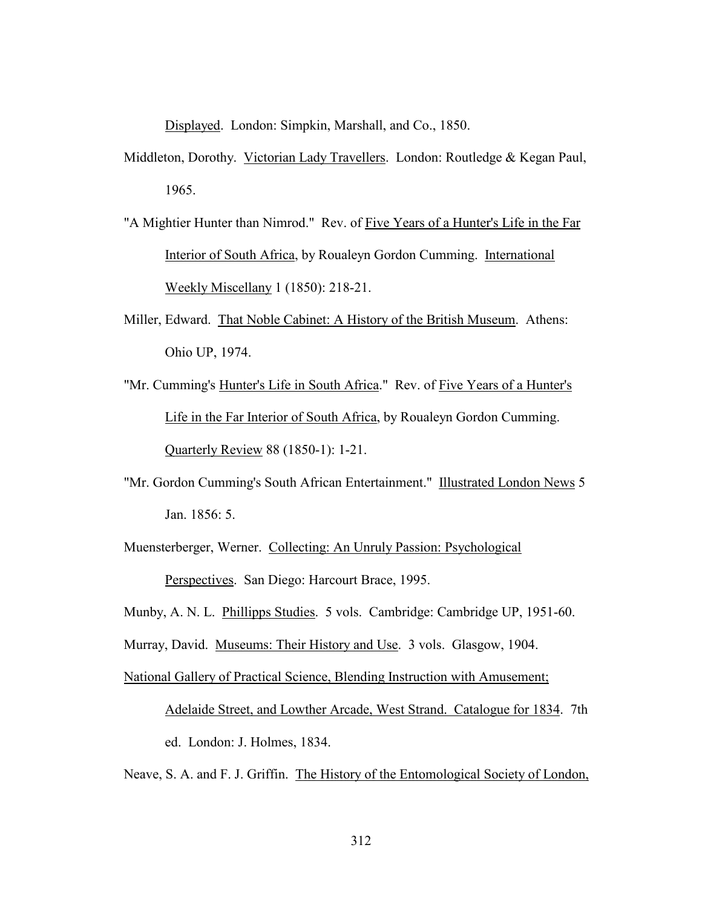Displayed. London: Simpkin, Marshall, and Co., 1850.

Middleton, Dorothy. Victorian Lady Travellers. London: Routledge & Kegan Paul, 1965.

"A Mightier Hunter than Nimrod." Rev. of Five Years of a Hunter's Life in the Far Interior of South Africa, by Roualeyn Gordon Cumming. International Weekly Miscellany 1 (1850): 218-21.

Miller, Edward. That Noble Cabinet: A History of the British Museum. Athens: Ohio UP, 1974.

"Mr. Cumming's Hunter's Life in South Africa." Rev. of Five Years of a Hunter's Life in the Far Interior of South Africa, by Roualeyn Gordon Cumming. Quarterly Review 88 (1850-1): 1-21.

"Mr. Gordon Cumming's South African Entertainment." Illustrated London News 5 Jan. 1856: 5.

Muensterberger, Werner. Collecting: An Unruly Passion: Psychological Perspectives. San Diego: Harcourt Brace, 1995.

Munby, A. N. L. Phillipps Studies. 5 vols. Cambridge: Cambridge UP, 1951-60.

Murray, David. Museums: Their History and Use. 3 vols. Glasgow, 1904.

National Gallery of Practical Science, Blending Instruction with Amusement; Adelaide Street, and Lowther Arcade, West Strand. Catalogue for 1834. 7th ed. London: J. Holmes, 1834.

Neave, S. A. and F. J. Griffin. The History of the Entomological Society of London,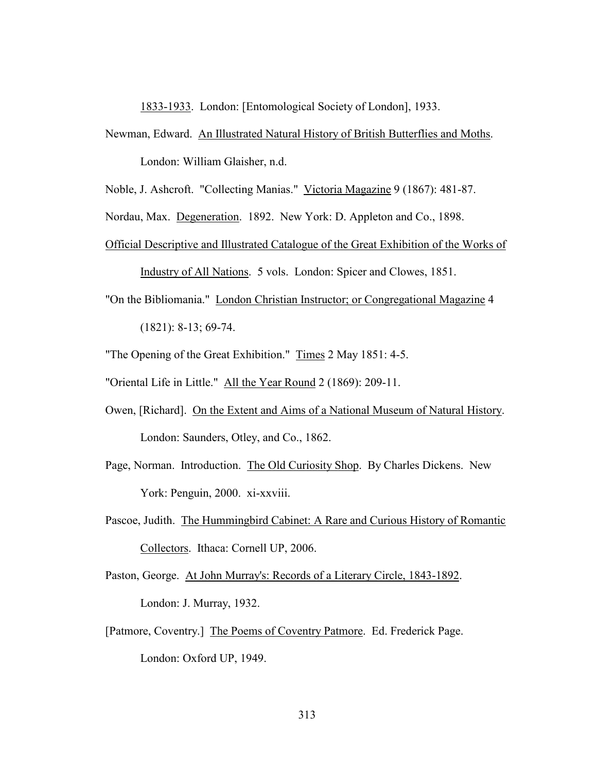1833-1933. London: [Entomological Society of London], 1933.

Newman, Edward. An Illustrated Natural History of British Butterflies and Moths. London: William Glaisher, n.d.

Noble, J. Ashcroft. "Collecting Manias." Victoria Magazine 9 (1867): 481-87.

Nordau, Max. Degeneration. 1892. New York: D. Appleton and Co., 1898.

Official Descriptive and Illustrated Catalogue of the Great Exhibition of the Works of Industry of All Nations. 5 vols. London: Spicer and Clowes, 1851.

"On the Bibliomania." London Christian Instructor; or Congregational Magazine 4 (1821): 8-13; 69-74.

"The Opening of the Great Exhibition." Times 2 May 1851: 4-5.

"Oriental Life in Little." All the Year Round 2 (1869): 209-11.

Owen, [Richard]. On the Extent and Aims of a National Museum of Natural History. London: Saunders, Otley, and Co., 1862.

Page, Norman. Introduction. The Old Curiosity Shop. By Charles Dickens. New York: Penguin, 2000. xi-xxviii.

Pascoe, Judith. The Hummingbird Cabinet: A Rare and Curious History of Romantic Collectors. Ithaca: Cornell UP, 2006.

Paston, George. At John Murray's: Records of a Literary Circle, 1843-1892. London: J. Murray, 1932.

[Patmore, Coventry.] The Poems of Coventry Patmore. Ed. Frederick Page. London: Oxford UP, 1949.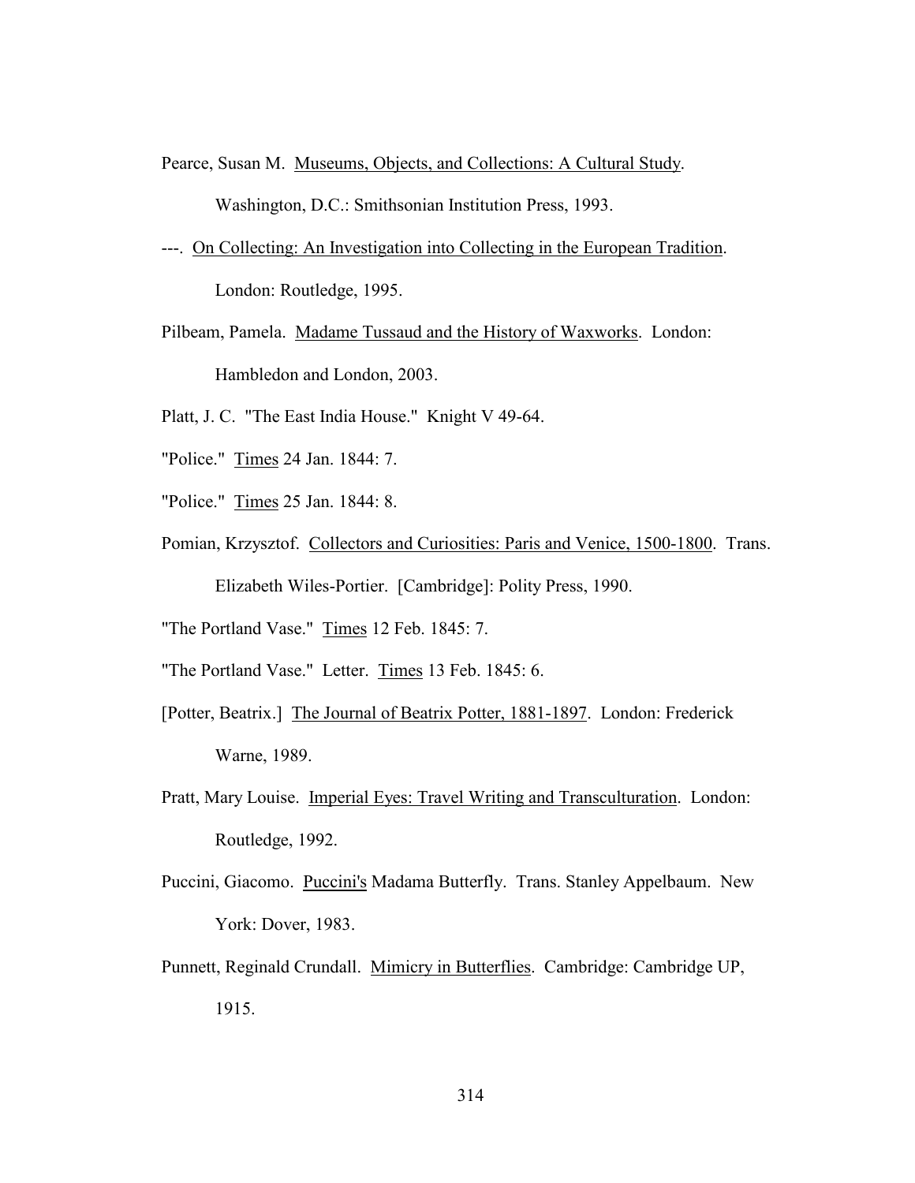Pearce, Susan M. Museums, Objects, and Collections: A Cultural Study. Washington, D.C.: Smithsonian Institution Press, 1993.

---. On Collecting: An Investigation into Collecting in the European Tradition. London: Routledge, 1995.

Pilbeam, Pamela. Madame Tussaud and the History of Waxworks. London: Hambledon and London, 2003.

Platt, J. C. "The East India House." Knight V 49-64.

"Police." Times 24 Jan. 1844: 7.

"Police." Times 25 Jan. 1844: 8.

Pomian, Krzysztof. Collectors and Curiosities: Paris and Venice, 1500-1800. Trans. Elizabeth Wiles-Portier. [Cambridge]: Polity Press, 1990.

"The Portland Vase." Times 12 Feb. 1845: 7.

"The Portland Vase." Letter. Times 13 Feb. 1845: 6.

[Potter, Beatrix.] The Journal of Beatrix Potter, 1881-1897. London: Frederick Warne, 1989.

Pratt, Mary Louise. Imperial Eyes: Travel Writing and Transculturation. London: Routledge, 1992.

Puccini, Giacomo. Puccini's Madama Butterfly. Trans. Stanley Appelbaum. New York: Dover, 1983.

Punnett, Reginald Crundall. Mimicry in Butterflies. Cambridge: Cambridge UP, 1915.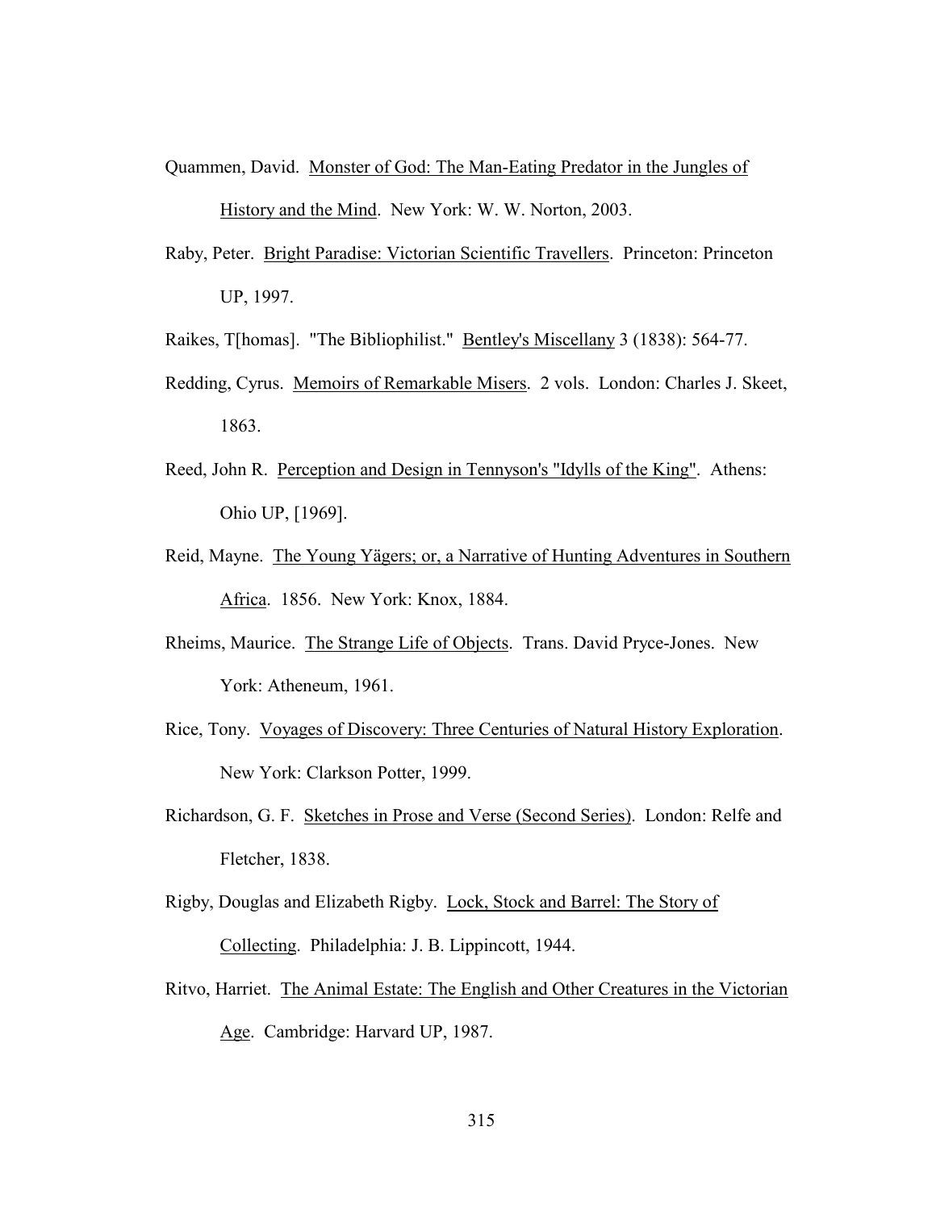Quammen, David. Monster of God: The Man-Eating Predator in the Jungles of History and the Mind. New York: W. W. Norton, 2003.

Raby, Peter. Bright Paradise: Victorian Scientific Travellers. Princeton: Princeton UP, 1997.

Raikes, T[homas]. "The Bibliophilist." Bentley's Miscellany 3 (1838): 564-77.

Redding, Cyrus. Memoirs of Remarkable Misers. 2 vols. London: Charles J. Skeet, 1863.

Reed, John R. Perception and Design in Tennyson's "Idylls of the King". Athens: Ohio UP, [1969].

Reid, Mayne. The Young Yägers; or, a Narrative of Hunting Adventures in Southern Africa. 1856. New York: Knox, 1884.

Rheims, Maurice. The Strange Life of Objects. Trans. David Pryce-Jones. New York: Atheneum, 1961.

Rice, Tony. Voyages of Discovery: Three Centuries of Natural History Exploration. New York: Clarkson Potter, 1999.

Richardson, G. F. Sketches in Prose and Verse (Second Series). London: Relfe and Fletcher, 1838.

Rigby, Douglas and Elizabeth Rigby. Lock, Stock and Barrel: The Story of Collecting. Philadelphia: J. B. Lippincott, 1944.

Ritvo, Harriet. The Animal Estate: The English and Other Creatures in the Victorian Age. Cambridge: Harvard UP, 1987.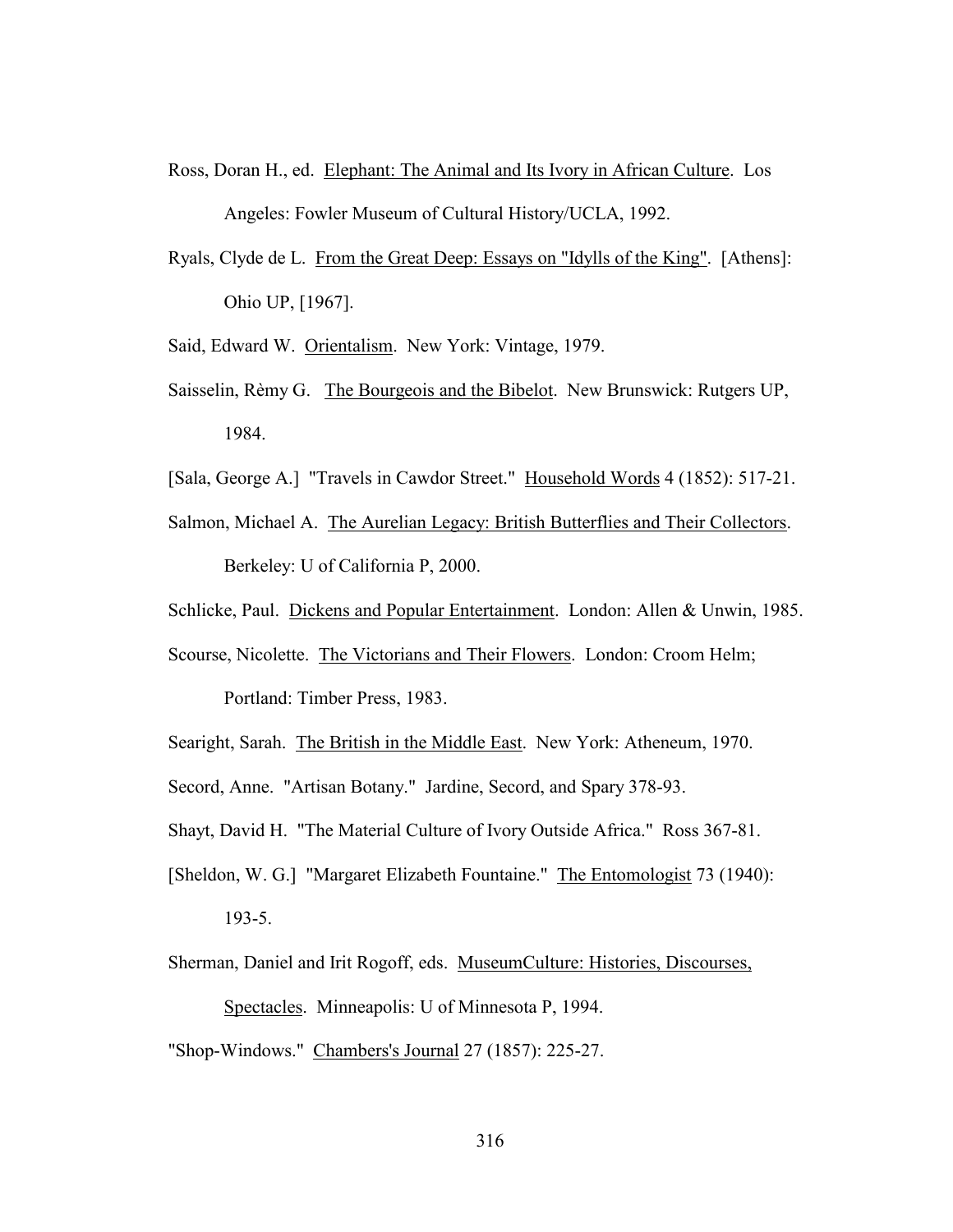Ross, Doran H., ed. Elephant: The Animal and Its Ivory in African Culture. Los Angeles: Fowler Museum of Cultural History/UCLA, 1992.

Ryals, Clyde de L. From the Great Deep: Essays on "Idylls of the King". [Athens]: Ohio UP, [1967].

Said, Edward W. Orientalism. New York: Vintage, 1979.

Saisselin, Rèmy G. The Bourgeois and the Bibelot. New Brunswick: Rutgers UP, 1984.

[Sala, George A.] "Travels in Cawdor Street." Household Words 4 (1852): 517-21.

Salmon, Michael A. The Aurelian Legacy: British Butterflies and Their Collectors. Berkeley: U of California P, 2000.

Schlicke, Paul. Dickens and Popular Entertainment. London: Allen & Unwin, 1985.

Scourse, Nicolette. The Victorians and Their Flowers. London: Croom Helm; Portland: Timber Press, 1983.

Searight, Sarah. The British in the Middle East. New York: Atheneum, 1970.

Secord, Anne. "Artisan Botany." Jardine, Secord, and Spary 378-93.

Shayt, David H. "The Material Culture of Ivory Outside Africa." Ross 367-81.

[Sheldon, W. G.] "Margaret Elizabeth Fountaine." The Entomologist 73 (1940): 193-5.

Sherman, Daniel and Irit Rogoff, eds. MuseumCulture: Histories, Discourses, Spectacles. Minneapolis: U of Minnesota P, 1994.

"Shop-Windows." Chambers's Journal 27 (1857): 225-27.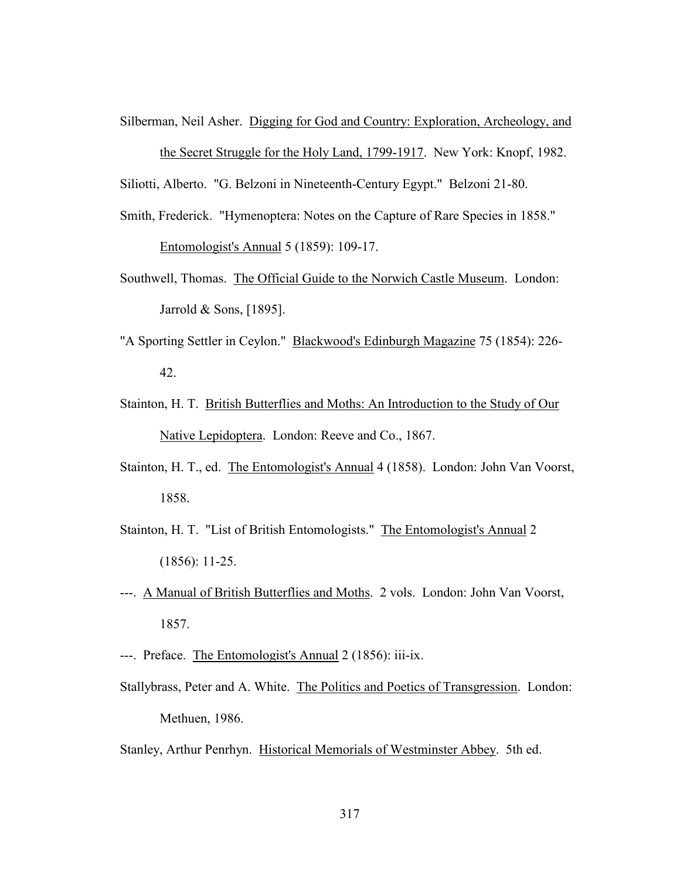Silberman, Neil Asher. Digging for God and Country: Exploration, Archeology, and the Secret Struggle for the Holy Land, 1799-1917. New York: Knopf, 1982.

Siliotti, Alberto. "G. Belzoni in Nineteenth-Century Egypt." Belzoni 21-80.

Smith, Frederick. "Hymenoptera: Notes on the Capture of Rare Species in 1858." Entomologist's Annual 5 (1859): 109-17.

Southwell, Thomas. The Official Guide to the Norwich Castle Museum. London: Jarrold & Sons, [1895].

"A Sporting Settler in Ceylon." Blackwood's Edinburgh Magazine 75 (1854): 226-42.

Stainton, H. T. British Butterflies and Moths: An Introduction to the Study of Our Native Lepidoptera. London: Reeve and Co., 1867.

Stainton, H. T., ed. The Entomologist's Annual 4 (1858). London: John Van Voorst, 1858.

Stainton, H. T. "List of British Entomologists." The Entomologist's Annual 2 (1856): 11-25.

---. A Manual of British Butterflies and Moths. 2 vols. London: John Van Voorst, 1857.

---. Preface. The Entomologist's Annual 2 (1856): iii-ix.

Stallybrass, Peter and A. White. The Politics and Poetics of Transgression. London: Methuen, 1986.

Stanley, Arthur Penrhyn. Historical Memorials of Westminster Abbey. 5th ed.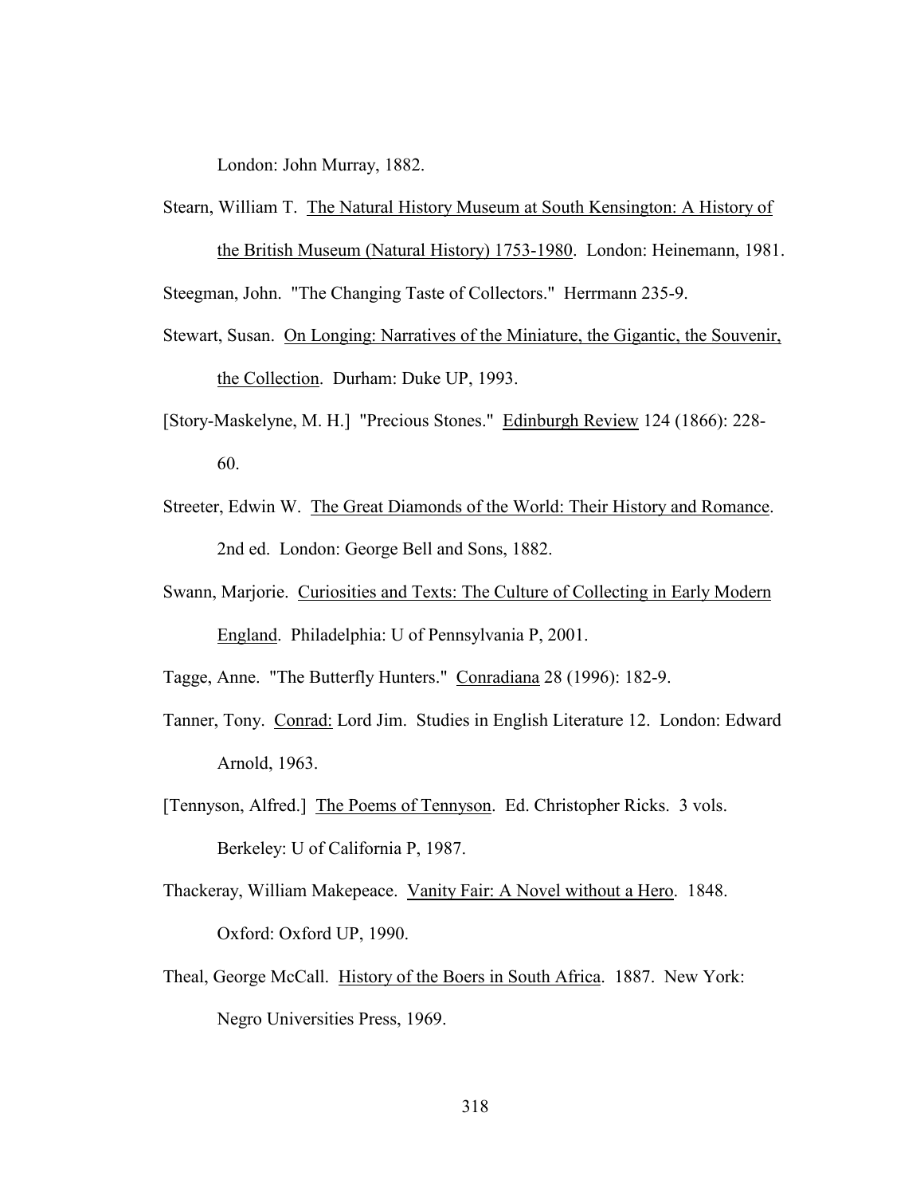London: John Murray, 1882.

Stearn, William T. The Natural History Museum at South Kensington: A History of the British Museum (Natural History) 1753-1980. London: Heinemann, 1981.

Steegman, John. "The Changing Taste of Collectors." Herrmann 235-9.

Stewart, Susan. On Longing: Narratives of the Miniature, the Gigantic, the Souvenir, the Collection. Durham: Duke UP, 1993.

[Story-Maskelyne, M. H.] "Precious Stones." Edinburgh Review 124 (1866): 228-60.

Streeter, Edwin W. The Great Diamonds of the World: Their History and Romance. 2nd ed. London: George Bell and Sons, 1882.

Swann, Marjorie. Curiosities and Texts: The Culture of Collecting in Early Modern England. Philadelphia: U of Pennsylvania P, 2001.

Tagge, Anne. "The Butterfly Hunters." Conradiana 28 (1996): 182-9.

Tanner, Tony. Conrad: Lord Jim. Studies in English Literature 12. London: Edward Arnold, 1963.

[Tennyson, Alfred.] The Poems of Tennyson. Ed. Christopher Ricks. 3 vols. Berkeley: U of California P, 1987.

Thackeray, William Makepeace. Vanity Fair: A Novel without a Hero. 1848. Oxford: Oxford UP, 1990.

Theal, George McCall. History of the Boers in South Africa. 1887. New York: Negro Universities Press, 1969.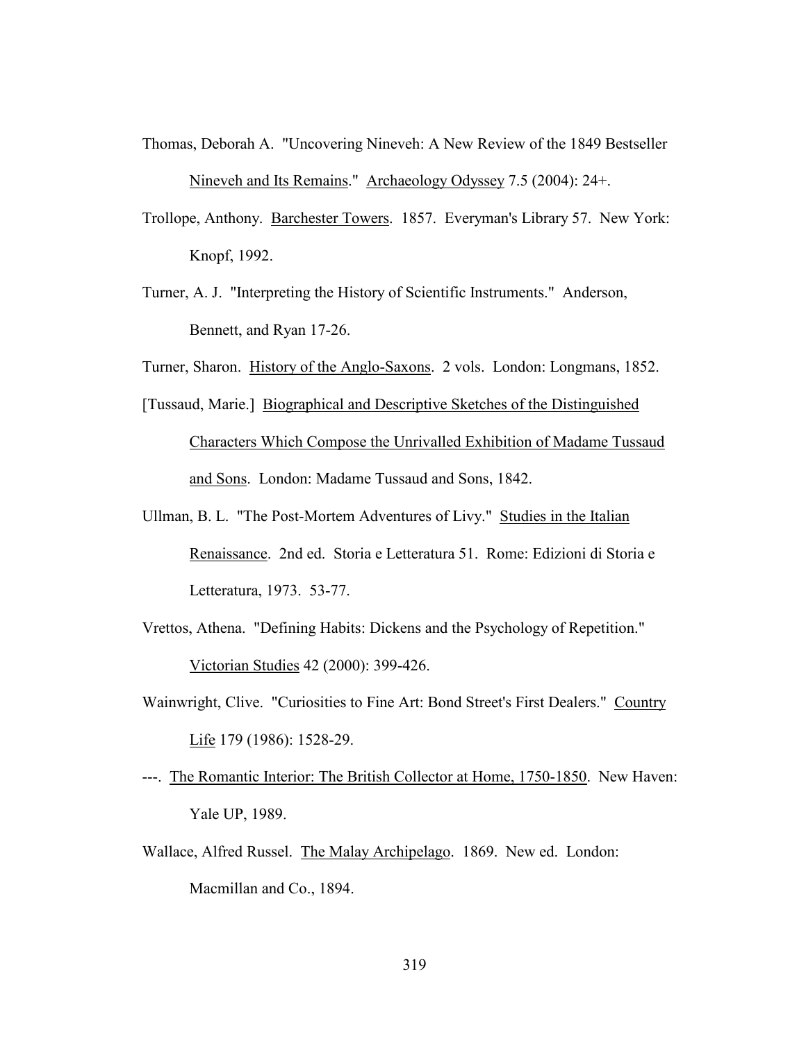Thomas, Deborah A. "Uncovering Nineveh: A New Review of the 1849 Bestseller Nineveh and Its Remains." Archaeology Odyssey 7.5 (2004): 24+.

Trollope, Anthony. Barchester Towers. 1857. Everyman's Library 57. New York: Knopf, 1992.

Turner, A. J. "Interpreting the History of Scientific Instruments." Anderson, Bennett, and Ryan 17-26.

Turner, Sharon. History of the Anglo-Saxons. 2 vols. London: Longmans, 1852.

[Tussaud, Marie.] Biographical and Descriptive Sketches of the Distinguished Characters Which Compose the Unrivalled Exhibition of Madame Tussaud and Sons. London: Madame Tussaud and Sons, 1842.

Ullman, B. L. "The Post-Mortem Adventures of Livy." Studies in the Italian Renaissance. 2nd ed. Storia e Letteratura 51. Rome: Edizioni di Storia e Letteratura, 1973. 53-77.

Vrettos, Athena. "Defining Habits: Dickens and the Psychology of Repetition." Victorian Studies 42 (2000): 399-426.

Wainwright, Clive. "Curiosities to Fine Art: Bond Street's First Dealers." Country Life 179 (1986): 1528-29.

---. The Romantic Interior: The British Collector at Home, 1750-1850. New Haven: Yale UP, 1989.

Wallace, Alfred Russel. The Malay Archipelago. 1869. New ed. London: Macmillan and Co., 1894.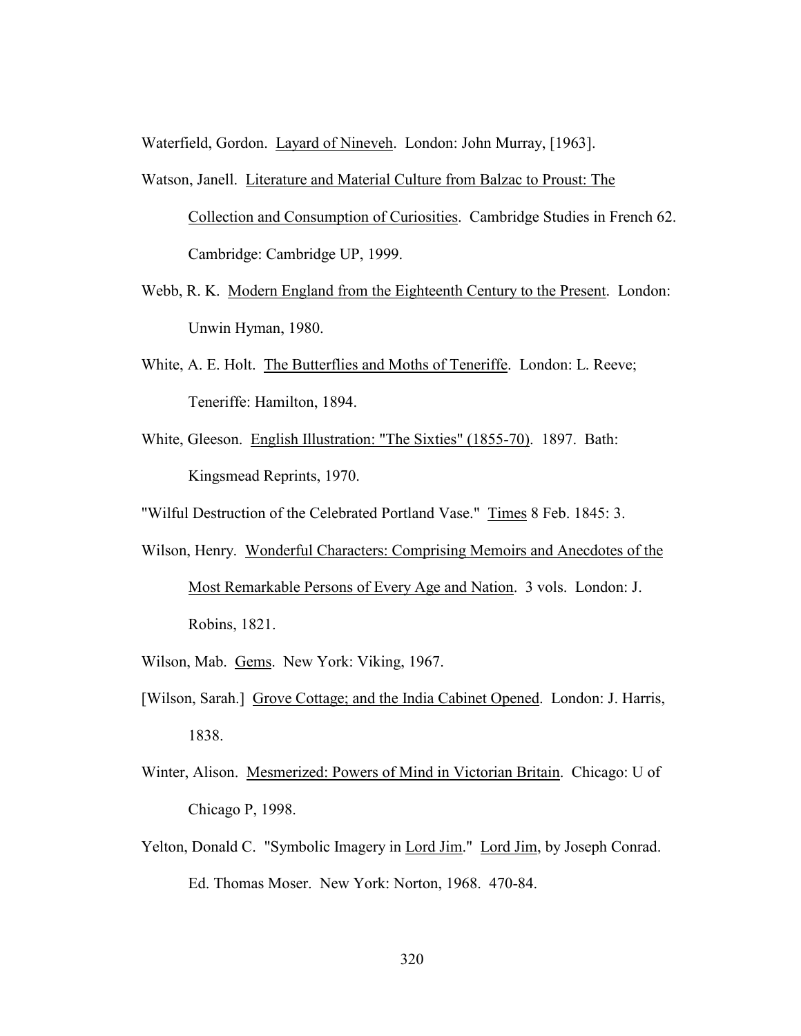Waterfield, Gordon. Layard of Nineveh. London: John Murray, [1963].

Watson, Janell. Literature and Material Culture from Balzac to Proust: The Collection and Consumption of Curiosities. Cambridge Studies in French 62. Cambridge: Cambridge UP, 1999.

Webb, R. K. Modern England from the Eighteenth Century to the Present. London: Unwin Hyman, 1980.

White, A. E. Holt. The Butterflies and Moths of Teneriffe. London: L. Reeve; Teneriffe: Hamilton, 1894.

White, Gleeson. English Illustration: "The Sixties" (1855-70). 1897. Bath: Kingsmead Reprints, 1970.

"Wilful Destruction of the Celebrated Portland Vase." Times 8 Feb. 1845: 3.

Wilson, Henry. Wonderful Characters: Comprising Memoirs and Anecdotes of the Most Remarkable Persons of Every Age and Nation. 3 vols. London: J. Robins, 1821.

Wilson, Mab. Gems. New York: Viking, 1967.

[Wilson, Sarah.] Grove Cottage; and the India Cabinet Opened. London: J. Harris, 1838.

Winter, Alison. Mesmerized: Powers of Mind in Victorian Britain. Chicago: U of Chicago P, 1998.

Yelton, Donald C. "Symbolic Imagery in Lord Jim." Lord Jim, by Joseph Conrad. Ed. Thomas Moser. New York: Norton, 1968. 470-84.